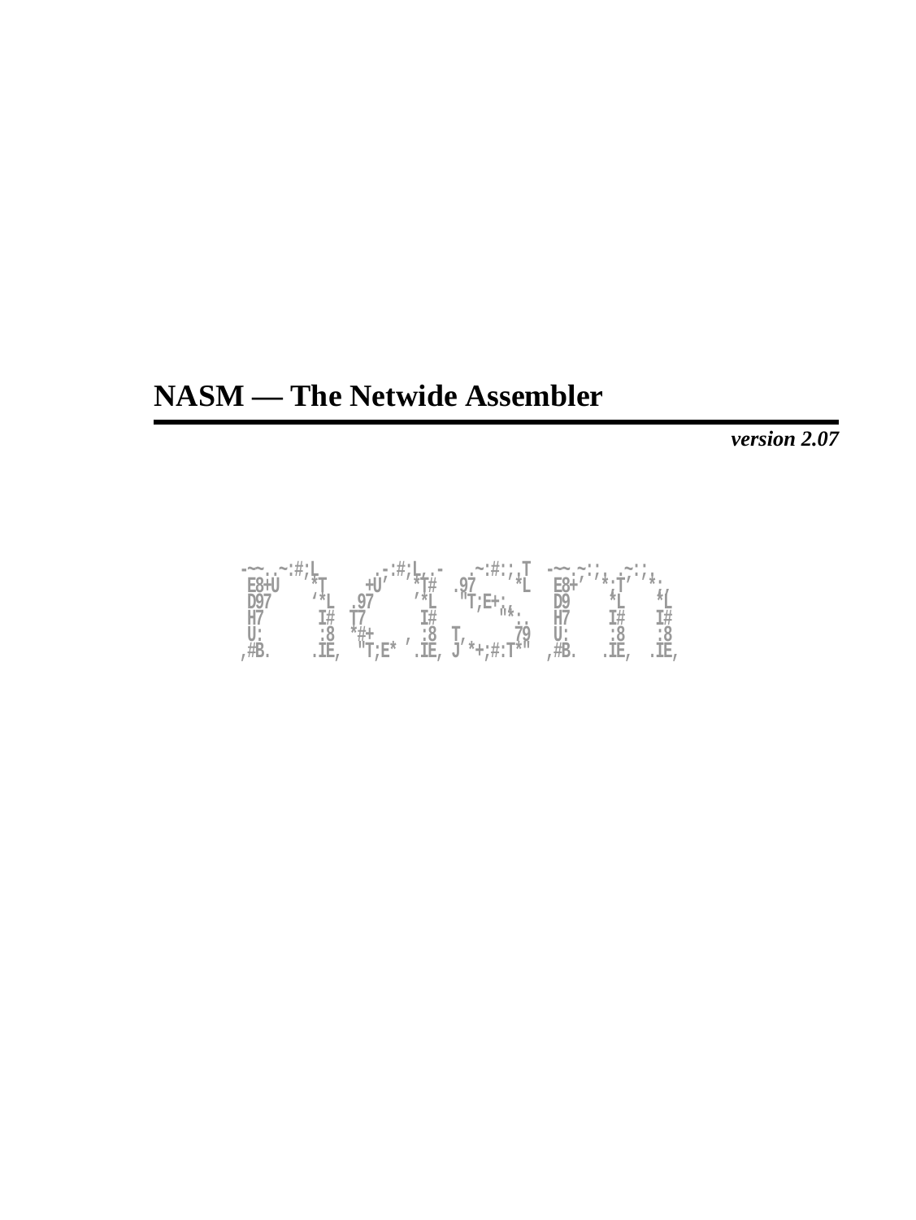# NASM — The Netwide Assembler

***version 2.07***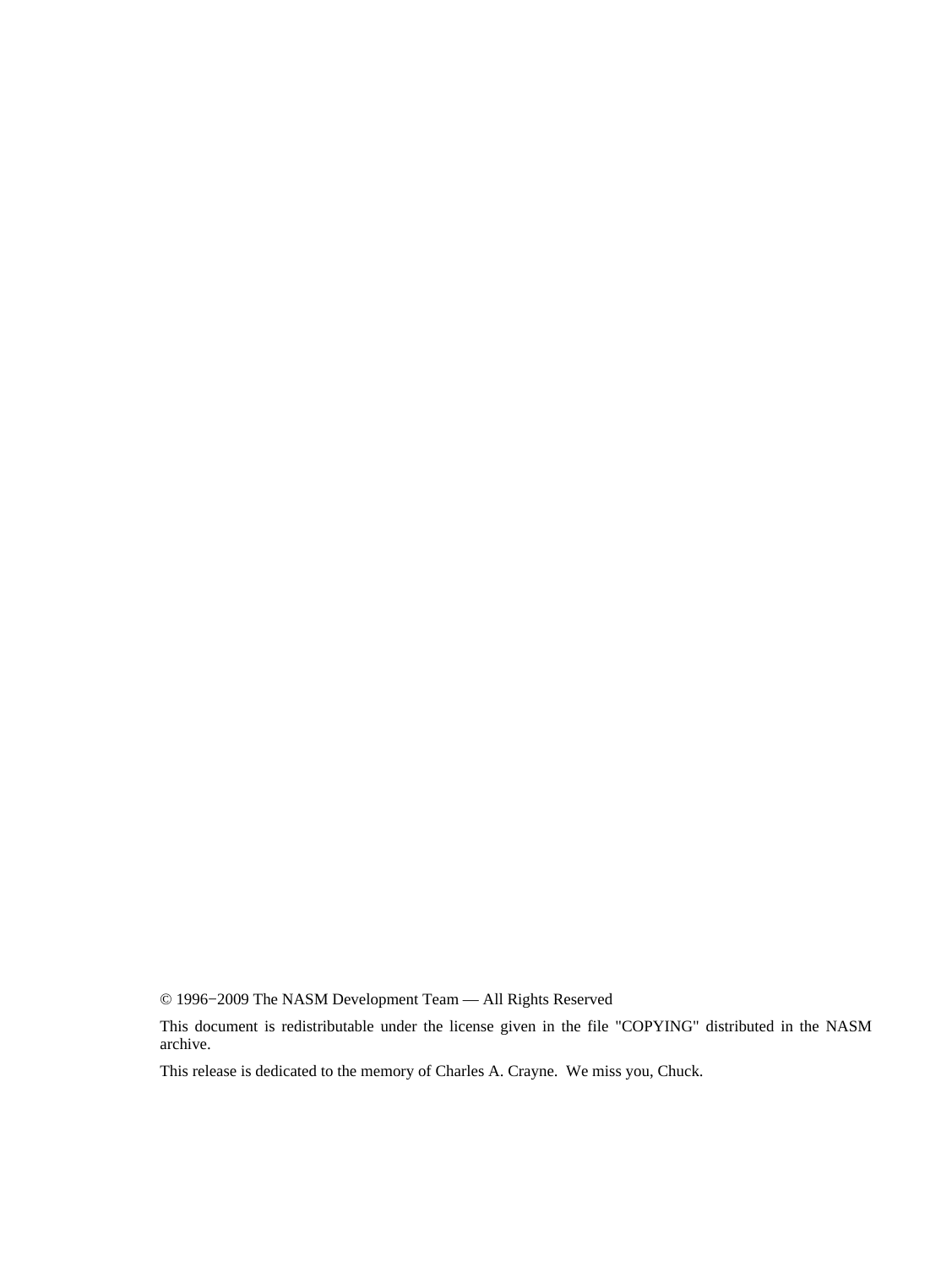© 1996−2009 The NASM Development Team — All Rights Reserved

This document is redistributable under the license given in the file "COPYING" distributed in the NASM archive.

This release is dedicated to the memory of Charles A. Crayne. We miss you, Chuck.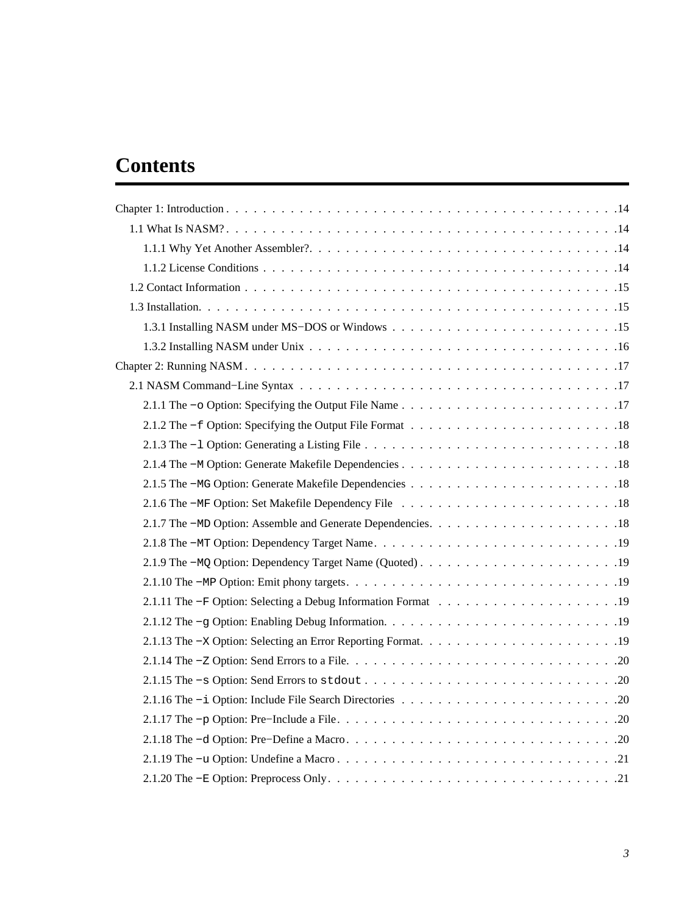# Contents

Chapter 1: Introduction . . . . . . . . . . . . . . . . . . . . . . . . . . . . . . . . . . . . . . . . . . .14

1.1 What Is NASM? . . . . . . . . . . . . . . . . . . . . . . . . . . . . . . . . . . . . . . . . . . .14

1.1.1 Why Yet Another Assembler?. . . . . . . . . . . . . . . . . . . . . . . . . . . . . . . . . .14

1.1.2 License Conditions . . . . . . . . . . . . . . . . . . . . . . . . . . . . . . . . . . . . . . .14

1.2 Contact Information . . . . . . . . . . . . . . . . . . . . . . . . . . . . . . . . . . . . . . . .15

1.3 Installation. . . . . . . . . . . . . . . . . . . . . . . . . . . . . . . . . . . . . . . . . . . . .15

1.3.1 Installing NASM under MS−DOS or Windows . . . . . . . . . . . . . . . . . . . . . . . . .15

1.3.2 Installing NASM under Unix . . . . . . . . . . . . . . . . . . . . . . . . . . . . . . . . . .16

Chapter 2: Running NASM . . . . . . . . . . . . . . . . . . . . . . . . . . . . . . . . . . . . . . . . .17

2.1 NASM Command−Line Syntax . . . . . . . . . . . . . . . . . . . . . . . . . . . . . . . . . . .17

2.1.1 The `−o` Option: Specifying the Output File Name . . . . . . . . . . . . . . . . . . . . . . .17

2.1.2 The `−f` Option: Specifying the Output File Format . . . . . . . . . . . . . . . . . . . . . .18

2.1.3 The `−l` Option: Generating a Listing File . . . . . . . . . . . . . . . . . . . . . . . . . . .18

2.1.4 The `−M` Option: Generate Makefile Dependencies . . . . . . . . . . . . . . . . . . . . . . .18

2.1.5 The `−MG` Option: Generate Makefile Dependencies . . . . . . . . . . . . . . . . . . . . . .18

2.1.6 The `−MF` Option: Set Makefile Dependency File . . . . . . . . . . . . . . . . . . . . . . .18

2.1.7 The `−MD` Option: Assemble and Generate Dependencies. . . . . . . . . . . . . . . . . . . .18

2.1.8 The `−MT` Option: Dependency Target Name. . . . . . . . . . . . . . . . . . . . . . . . . .19

2.1.9 The `−MQ` Option: Dependency Target Name (Quoted) . . . . . . . . . . . . . . . . . . . . .19

2.1.10 The `−MP` Option: Emit phony targets. . . . . . . . . . . . . . . . . . . . . . . . . . . . .19

2.1.11 The `−F` Option: Selecting a Debug Information Format . . . . . . . . . . . . . . . . . . .19

2.1.12 The `−g` Option: Enabling Debug Information. . . . . . . . . . . . . . . . . . . . . . . . .19

2.1.13 The `−X` Option: Selecting an Error Reporting Format. . . . . . . . . . . . . . . . . . . . .19

2.1.14 The `−Z` Option: Send Errors to a File. . . . . . . . . . . . . . . . . . . . . . . . . . . . .20

2.1.15 The `−s` Option: Send Errors to `stdout` . . . . . . . . . . . . . . . . . . . . . . . . . . .20

2.1.16 The `−i` Option: Include File Search Directories . . . . . . . . . . . . . . . . . . . . . . .20

2.1.17 The `−p` Option: Pre−Include a File. . . . . . . . . . . . . . . . . . . . . . . . . . . . . .20

2.1.18 The `−d` Option: Pre−Define a Macro. . . . . . . . . . . . . . . . . . . . . . . . . . . . .20

2.1.19 The `−u` Option: Undefine a Macro . . . . . . . . . . . . . . . . . . . . . . . . . . . . . .21

2.1.20 The `−E` Option: Preprocess Only. . . . . . . . . . . . . . . . . . . . . . . . . . . . . . .21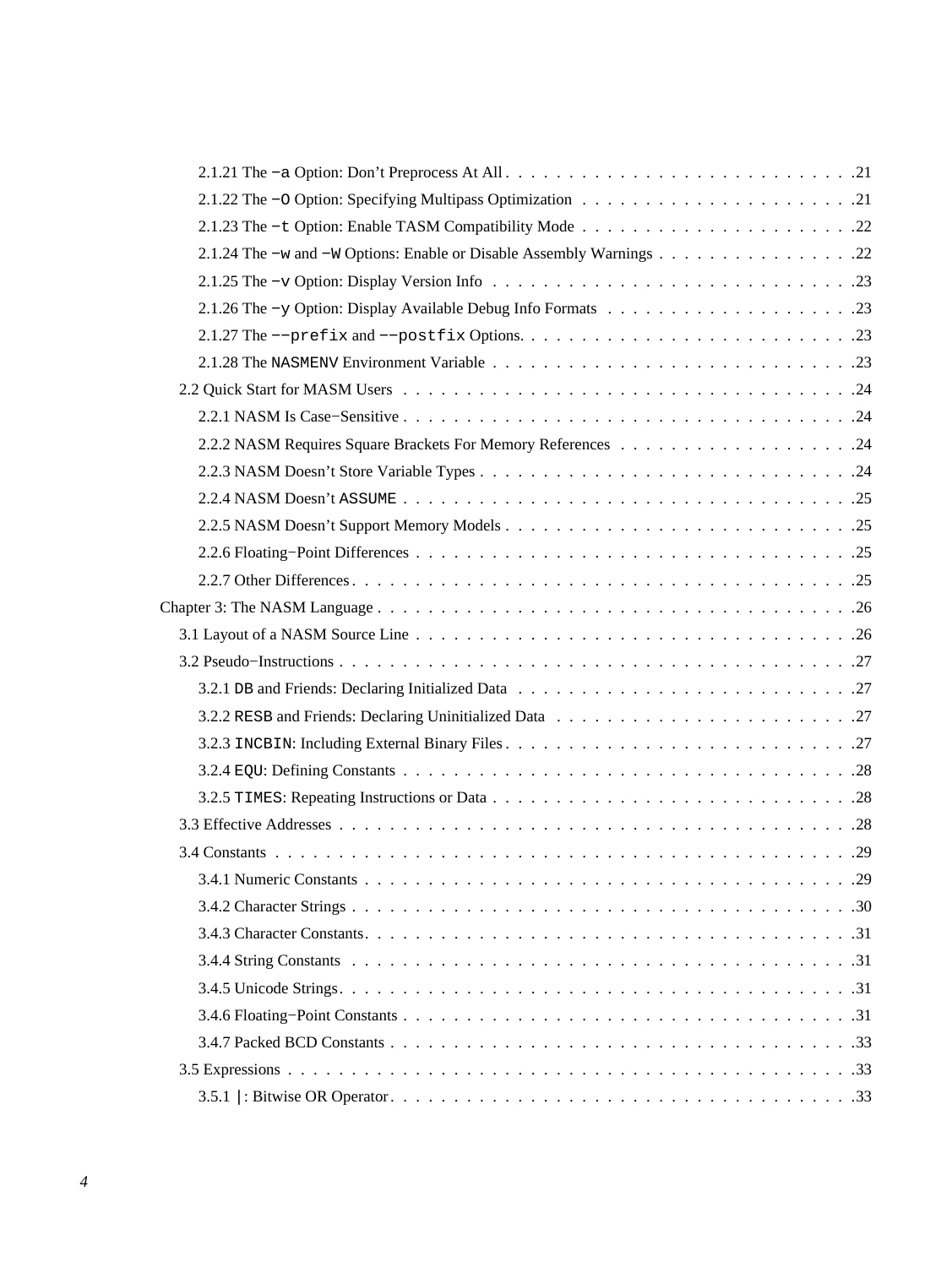2.1.21 The `-a` Option: Don't Preprocess At All . . . . . . . . . . . . . . . . . . . . . . . . . . . 21

2.1.22 The `-O` Option: Specifying Multipass Optimization . . . . . . . . . . . . . . . . . . . . . 21

2.1.23 The `-t` Option: Enable TASM Compatibility Mode . . . . . . . . . . . . . . . . . . . . . 22

2.1.24 The `-w` and `-W` Options: Enable or Disable Assembly Warnings . . . . . . . . . . . . . . . . 22

2.1.25 The `-v` Option: Display Version Info . . . . . . . . . . . . . . . . . . . . . . . . . . . 23

2.1.26 The `-y` Option: Display Available Debug Info Formats . . . . . . . . . . . . . . . . . . . 23

2.1.27 The `--prefix` and `--postfix` Options. . . . . . . . . . . . . . . . . . . . . . . . . . . 23

2.1.28 The `NASMENV` Environment Variable . . . . . . . . . . . . . . . . . . . . . . . . . . . 23

2.2 Quick Start for MASM Users . . . . . . . . . . . . . . . . . . . . . . . . . . . . . . . . . 24

2.2.1 NASM Is Case−Sensitive . . . . . . . . . . . . . . . . . . . . . . . . . . . . . . . . . 24

2.2.2 NASM Requires Square Brackets For Memory References . . . . . . . . . . . . . . . . . . 24

2.2.3 NASM Doesn't Store Variable Types . . . . . . . . . . . . . . . . . . . . . . . . . . . . 24

2.2.4 NASM Doesn't `ASSUME` . . . . . . . . . . . . . . . . . . . . . . . . . . . . . . . . . 25

2.2.5 NASM Doesn't Support Memory Models . . . . . . . . . . . . . . . . . . . . . . . . . . 25

2.2.6 Floating−Point Differences . . . . . . . . . . . . . . . . . . . . . . . . . . . . . . . . 25

2.2.7 Other Differences . . . . . . . . . . . . . . . . . . . . . . . . . . . . . . . . . . . . 25

Chapter 3: The NASM Language . . . . . . . . . . . . . . . . . . . . . . . . . . . . . . . . . 26

3.1 Layout of a NASM Source Line . . . . . . . . . . . . . . . . . . . . . . . . . . . . . . . . 26

3.2 Pseudo−Instructions . . . . . . . . . . . . . . . . . . . . . . . . . . . . . . . . . . . . . 27

3.2.1 `DB` and Friends: Declaring Initialized Data . . . . . . . . . . . . . . . . . . . . . . . . 27

3.2.2 `RESB` and Friends: Declaring Uninitialized Data . . . . . . . . . . . . . . . . . . . . . . 27

3.2.3 `INCBIN`: Including External Binary Files . . . . . . . . . . . . . . . . . . . . . . . . . 27

3.2.4 `EQU`: Defining Constants . . . . . . . . . . . . . . . . . . . . . . . . . . . . . . . . . 28

3.2.5 `TIMES`: Repeating Instructions or Data . . . . . . . . . . . . . . . . . . . . . . . . . . 28

3.3 Effective Addresses . . . . . . . . . . . . . . . . . . . . . . . . . . . . . . . . . . . . . 28

3.4 Constants . . . . . . . . . . . . . . . . . . . . . . . . . . . . . . . . . . . . . . . . . . 29

3.4.1 Numeric Constants . . . . . . . . . . . . . . . . . . . . . . . . . . . . . . . . . . . . 29

3.4.2 Character Strings . . . . . . . . . . . . . . . . . . . . . . . . . . . . . . . . . . . . 30

3.4.3 Character Constants. . . . . . . . . . . . . . . . . . . . . . . . . . . . . . . . . . . . 31

3.4.4 String Constants . . . . . . . . . . . . . . . . . . . . . . . . . . . . . . . . . . . . . 31

3.4.5 Unicode Strings. . . . . . . . . . . . . . . . . . . . . . . . . . . . . . . . . . . . . . 31

3.4.6 Floating−Point Constants . . . . . . . . . . . . . . . . . . . . . . . . . . . . . . . . . 31

3.4.7 Packed BCD Constants . . . . . . . . . . . . . . . . . . . . . . . . . . . . . . . . . . 33

3.5 Expressions . . . . . . . . . . . . . . . . . . . . . . . . . . . . . . . . . . . . . . . . . 33

3.5.1 `|`: Bitwise OR Operator. . . . . . . . . . . . . . . . . . . . . . . . . . . . . . . . . . 33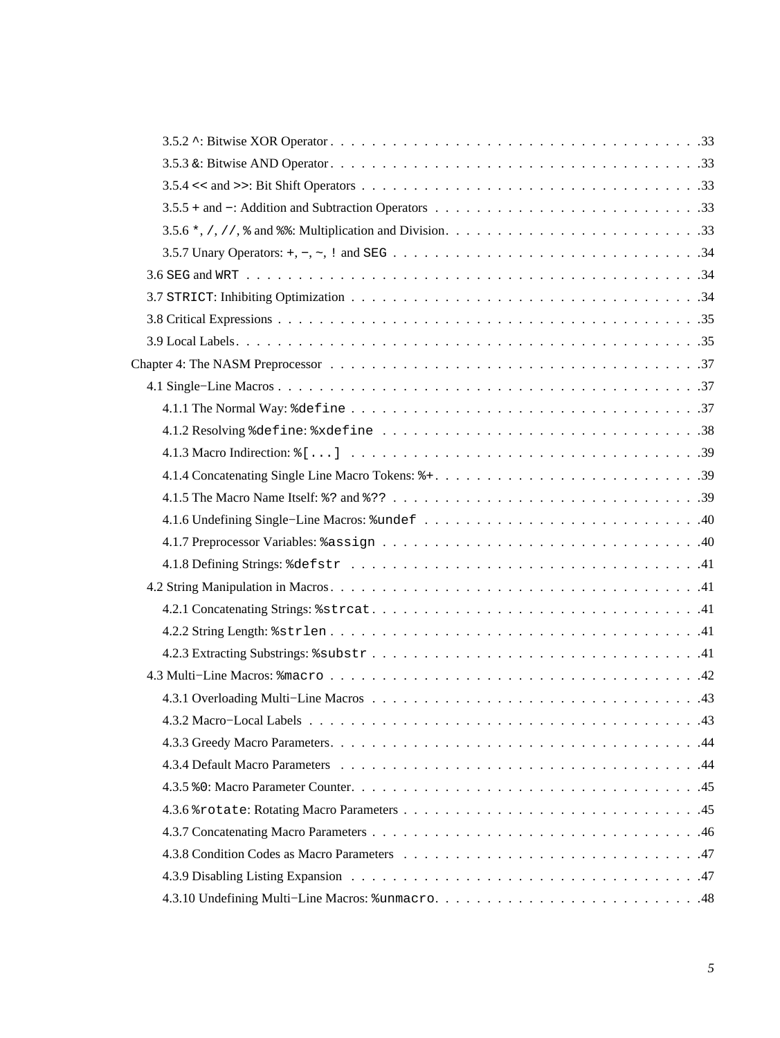3.5.2 ^: Bitwise XOR Operator . . . . . . . . . . . . . . . . . . . . . . . . . . . . . . . . . . . .33

3.5.3 &: Bitwise AND Operator . . . . . . . . . . . . . . . . . . . . . . . . . . . . . . . . . . . .33

3.5.4 << and >>: Bit Shift Operators . . . . . . . . . . . . . . . . . . . . . . . . . . . . . . . . .33

3.5.5 + and −: Addition and Subtraction Operators . . . . . . . . . . . . . . . . . . . . . . . . . .33

3.5.6 *, /, //, % and %%: Multiplication and Division . . . . . . . . . . . . . . . . . . . . . . . . .33

3.5.7 Unary Operators: +, −, ~, ! and SEG . . . . . . . . . . . . . . . . . . . . . . . . . . . . . .34

3.6 SEG and WRT . . . . . . . . . . . . . . . . . . . . . . . . . . . . . . . . . . . . . . . . . . .34

3.7 STRICT: Inhibiting Optimization . . . . . . . . . . . . . . . . . . . . . . . . . . . . . . . . . .34

3.8 Critical Expressions . . . . . . . . . . . . . . . . . . . . . . . . . . . . . . . . . . . . . . . .35

3.9 Local Labels . . . . . . . . . . . . . . . . . . . . . . . . . . . . . . . . . . . . . . . . . . . .35

Chapter 4: The NASM Preprocessor . . . . . . . . . . . . . . . . . . . . . . . . . . . . . . . . . . .37

4.1 Single−Line Macros . . . . . . . . . . . . . . . . . . . . . . . . . . . . . . . . . . . . . . . .37

4.1.1 The Normal Way: %define . . . . . . . . . . . . . . . . . . . . . . . . . . . . . . . . . . .37

4.1.2 Resolving %define: %xdefine . . . . . . . . . . . . . . . . . . . . . . . . . . . . . . . .38

4.1.3 Macro Indirection: %[...] . . . . . . . . . . . . . . . . . . . . . . . . . . . . . . . . . .39

4.1.4 Concatenating Single Line Macro Tokens: %+ . . . . . . . . . . . . . . . . . . . . . . . . . .39

4.1.5 The Macro Name Itself: %? and %?? . . . . . . . . . . . . . . . . . . . . . . . . . . . . . .39

4.1.6 Undefining Single−Line Macros: %undef . . . . . . . . . . . . . . . . . . . . . . . . . . . .40

4.1.7 Preprocessor Variables: %assign . . . . . . . . . . . . . . . . . . . . . . . . . . . . . . .40

4.1.8 Defining Strings: %defstr . . . . . . . . . . . . . . . . . . . . . . . . . . . . . . . . . .41

4.2 String Manipulation in Macros . . . . . . . . . . . . . . . . . . . . . . . . . . . . . . . . . . .41

4.2.1 Concatenating Strings: %strcat . . . . . . . . . . . . . . . . . . . . . . . . . . . . . . . .41

4.2.2 String Length: %strlen . . . . . . . . . . . . . . . . . . . . . . . . . . . . . . . . . . . .41

4.2.3 Extracting Substrings: %substr . . . . . . . . . . . . . . . . . . . . . . . . . . . . . . . .41

4.3 Multi−Line Macros: %macro . . . . . . . . . . . . . . . . . . . . . . . . . . . . . . . . . . . .42

4.3.1 Overloading Multi−Line Macros . . . . . . . . . . . . . . . . . . . . . . . . . . . . . . . .43

4.3.2 Macro−Local Labels . . . . . . . . . . . . . . . . . . . . . . . . . . . . . . . . . . . . . .43

4.3.3 Greedy Macro Parameters . . . . . . . . . . . . . . . . . . . . . . . . . . . . . . . . . . .44

4.3.4 Default Macro Parameters . . . . . . . . . . . . . . . . . . . . . . . . . . . . . . . . . . .44

4.3.5 %0: Macro Parameter Counter . . . . . . . . . . . . . . . . . . . . . . . . . . . . . . . . .45

4.3.6 %rotate: Rotating Macro Parameters . . . . . . . . . . . . . . . . . . . . . . . . . . . . .45

4.3.7 Concatenating Macro Parameters . . . . . . . . . . . . . . . . . . . . . . . . . . . . . . . .46

4.3.8 Condition Codes as Macro Parameters . . . . . . . . . . . . . . . . . . . . . . . . . . . . .47

4.3.9 Disabling Listing Expansion . . . . . . . . . . . . . . . . . . . . . . . . . . . . . . . . . .47

4.3.10 Undefining Multi−Line Macros: %unmacro . . . . . . . . . . . . . . . . . . . . . . . . . . .48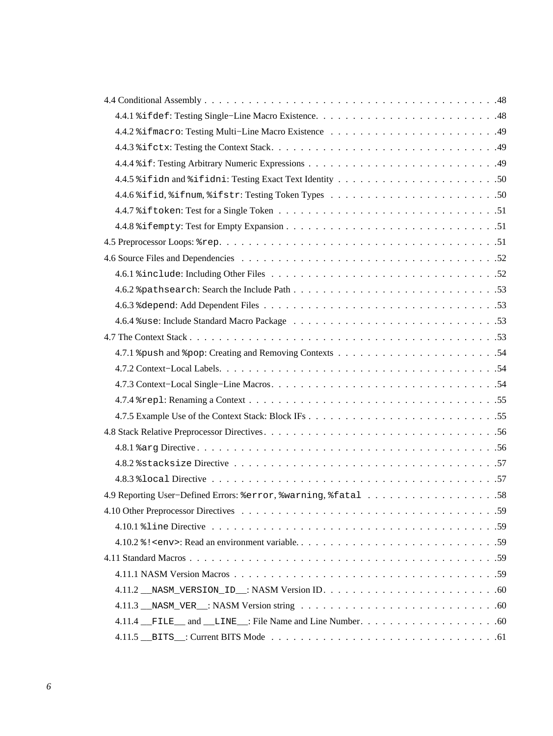4.4 Conditional Assembly . . . . . . . . . . . . . . . . . . . . . . . . . . . . . . . . . . . . . . . . .48

4.4.1 %ifdef: Testing Single−Line Macro Existence. . . . . . . . . . . . . . . . . . . . . . . . .48

4.4.2 %ifmacro: Testing Multi−Line Macro Existence . . . . . . . . . . . . . . . . . . . . . . .49

4.4.3 %ifctx: Testing the Context Stack. . . . . . . . . . . . . . . . . . . . . . . . . . . . . .49

4.4.4 %if: Testing Arbitrary Numeric Expressions . . . . . . . . . . . . . . . . . . . . . . . . .49

4.4.5 %ifidn and %ifidni: Testing Exact Text Identity . . . . . . . . . . . . . . . . . . . . . .50

4.4.6 %ifid, %ifnum, %ifstr: Testing Token Types . . . . . . . . . . . . . . . . . . . . . . .50

4.4.7 %iftoken: Test for a Single Token . . . . . . . . . . . . . . . . . . . . . . . . . . . . .51

4.4.8 %ifempty: Test for Empty Expansion . . . . . . . . . . . . . . . . . . . . . . . . . . . .51

4.5 Preprocessor Loops: %rep. . . . . . . . . . . . . . . . . . . . . . . . . . . . . . . . . . . . .51

4.6 Source Files and Dependencies . . . . . . . . . . . . . . . . . . . . . . . . . . . . . . . . . .52

4.6.1 %include: Including Other Files . . . . . . . . . . . . . . . . . . . . . . . . . . . . . . .52

4.6.2 %pathsearch: Search the Include Path . . . . . . . . . . . . . . . . . . . . . . . . . . .53

4.6.3 %depend: Add Dependent Files . . . . . . . . . . . . . . . . . . . . . . . . . . . . . . .53

4.6.4 %use: Include Standard Macro Package . . . . . . . . . . . . . . . . . . . . . . . . . . .53

4.7 The Context Stack . . . . . . . . . . . . . . . . . . . . . . . . . . . . . . . . . . . . . . . . .53

4.7.1 %push and %pop: Creating and Removing Contexts . . . . . . . . . . . . . . . . . . . . .54

4.7.2 Context−Local Labels. . . . . . . . . . . . . . . . . . . . . . . . . . . . . . . . . . . . .54

4.7.3 Context−Local Single−Line Macros. . . . . . . . . . . . . . . . . . . . . . . . . . . . . .54

4.7.4 %repl: Renaming a Context . . . . . . . . . . . . . . . . . . . . . . . . . . . . . . . . .55

4.7.5 Example Use of the Context Stack: Block IFs . . . . . . . . . . . . . . . . . . . . . . . . .55

4.8 Stack Relative Preprocessor Directives. . . . . . . . . . . . . . . . . . . . . . . . . . . . . . .56

4.8.1 %arg Directive . . . . . . . . . . . . . . . . . . . . . . . . . . . . . . . . . . . . . . . .56

4.8.2 %stacksize Directive . . . . . . . . . . . . . . . . . . . . . . . . . . . . . . . . . . . .57

4.8.3 %local Directive . . . . . . . . . . . . . . . . . . . . . . . . . . . . . . . . . . . . . . .57

4.9 Reporting User−Defined Errors: %error, %warning, %fatal . . . . . . . . . . . . . . . . . .58

4.10 Other Preprocessor Directives . . . . . . . . . . . . . . . . . . . . . . . . . . . . . . . . . .59

4.10.1 %line Directive . . . . . . . . . . . . . . . . . . . . . . . . . . . . . . . . . . . . . . .59

4.10.2 %!<env>: Read an environment variable. . . . . . . . . . . . . . . . . . . . . . . . . . .59

4.11 Standard Macros . . . . . . . . . . . . . . . . . . . . . . . . . . . . . . . . . . . . . . . . .59

4.11.1 NASM Version Macros . . . . . . . . . . . . . . . . . . . . . . . . . . . . . . . . . . . .59

4.11.2 __NASM_VERSION_ID__: NASM Version ID. . . . . . . . . . . . . . . . . . . . . . . . .60

4.11.3 __NASM_VER__: NASM Version string . . . . . . . . . . . . . . . . . . . . . . . . . . .60

4.11.4 __FILE__ and __LINE__: File Name and Line Number. . . . . . . . . . . . . . . . . . .60

4.11.5 __BITS__: Current BITS Mode . . . . . . . . . . . . . . . . . . . . . . . . . . . . . . .61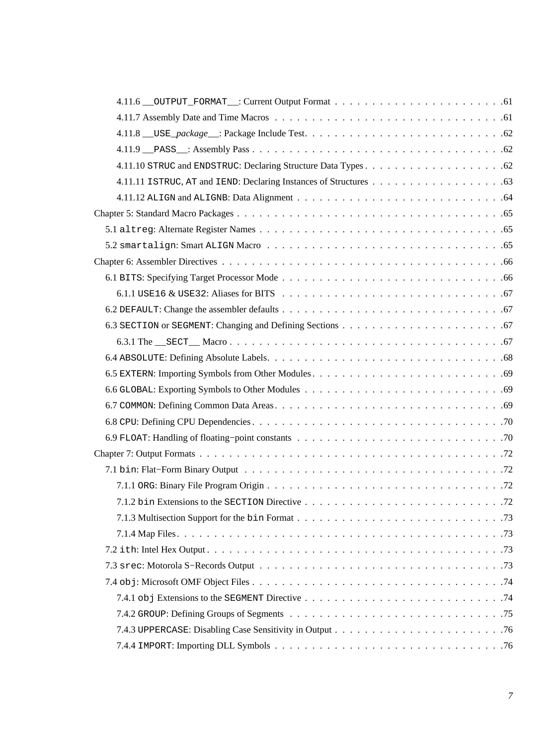4.11.6 __OUTPUT_FORMAT__: Current Output Format . . . . . . . . . . . . . . . . . . . . . . .61

4.11.7 Assembly Date and Time Macros . . . . . . . . . . . . . . . . . . . . . . . . . . . . . .61

4.11.8 __USE_*package*__: Package Include Test. . . . . . . . . . . . . . . . . . . . . . . . . . .62

4.11.9 __PASS__: Assembly Pass . . . . . . . . . . . . . . . . . . . . . . . . . . . . . . . . . .62

4.11.10 STRUC and ENDSTRUC: Declaring Structure Data Types . . . . . . . . . . . . . . . . . . .62

4.11.11 ISTRUC, AT and IEND: Declaring Instances of Structures . . . . . . . . . . . . . . . . . .63

4.11.12 ALIGN and ALIGNB: Data Alignment . . . . . . . . . . . . . . . . . . . . . . . . . . . .64

Chapter 5: Standard Macro Packages . . . . . . . . . . . . . . . . . . . . . . . . . . . . . . . . . .65

5.1 altreg: Alternate Register Names . . . . . . . . . . . . . . . . . . . . . . . . . . . . . . . .65

5.2 smartalign: Smart ALIGN Macro . . . . . . . . . . . . . . . . . . . . . . . . . . . . . . . .65

Chapter 6: Assembler Directives . . . . . . . . . . . . . . . . . . . . . . . . . . . . . . . . . . . .66

6.1 BITS: Specifying Target Processor Mode . . . . . . . . . . . . . . . . . . . . . . . . . . . . .66

6.1.1 USE16 & USE32: Aliases for BITS . . . . . . . . . . . . . . . . . . . . . . . . . . . . .67

6.2 DEFAULT: Change the assembler defaults . . . . . . . . . . . . . . . . . . . . . . . . . . . .67

6.3 SECTION or SEGMENT: Changing and Defining Sections . . . . . . . . . . . . . . . . . . . . .67

6.3.1 The __SECT__ Macro . . . . . . . . . . . . . . . . . . . . . . . . . . . . . . . . . . . .67

6.4 ABSOLUTE: Defining Absolute Labels. . . . . . . . . . . . . . . . . . . . . . . . . . . . . .68

6.5 EXTERN: Importing Symbols from Other Modules . . . . . . . . . . . . . . . . . . . . . . . .69

6.6 GLOBAL: Exporting Symbols to Other Modules . . . . . . . . . . . . . . . . . . . . . . . . .69

6.7 COMMON: Defining Common Data Areas. . . . . . . . . . . . . . . . . . . . . . . . . . . . .69

6.8 CPU: Defining CPU Dependencies . . . . . . . . . . . . . . . . . . . . . . . . . . . . . . . .70

6.9 FLOAT: Handling of floating−point constants . . . . . . . . . . . . . . . . . . . . . . . . . .70

Chapter 7: Output Formats . . . . . . . . . . . . . . . . . . . . . . . . . . . . . . . . . . . . . . .72

7.1 bin: Flat−Form Binary Output . . . . . . . . . . . . . . . . . . . . . . . . . . . . . . . . . .72

7.1.1 ORG: Binary File Program Origin . . . . . . . . . . . . . . . . . . . . . . . . . . . . . .72

7.1.2 bin Extensions to the SECTION Directive . . . . . . . . . . . . . . . . . . . . . . . . . .72

7.1.3 Multisection Support for the bin Format . . . . . . . . . . . . . . . . . . . . . . . . . .73

7.1.4 Map Files. . . . . . . . . . . . . . . . . . . . . . . . . . . . . . . . . . . . . . . . . .73

7.2 ith: Intel Hex Output . . . . . . . . . . . . . . . . . . . . . . . . . . . . . . . . . . . . . .73

7.3 srec: Motorola S−Records Output . . . . . . . . . . . . . . . . . . . . . . . . . . . . . . . .73

7.4 obj: Microsoft OMF Object Files . . . . . . . . . . . . . . . . . . . . . . . . . . . . . . . . .74

7.4.1 obj Extensions to the SEGMENT Directive . . . . . . . . . . . . . . . . . . . . . . . . . .74

7.4.2 GROUP: Defining Groups of Segments . . . . . . . . . . . . . . . . . . . . . . . . . . . .75

7.4.3 UPPERCASE: Disabling Case Sensitivity in Output . . . . . . . . . . . . . . . . . . . . . .76

7.4.4 IMPORT: Importing DLL Symbols . . . . . . . . . . . . . . . . . . . . . . . . . . . . . .76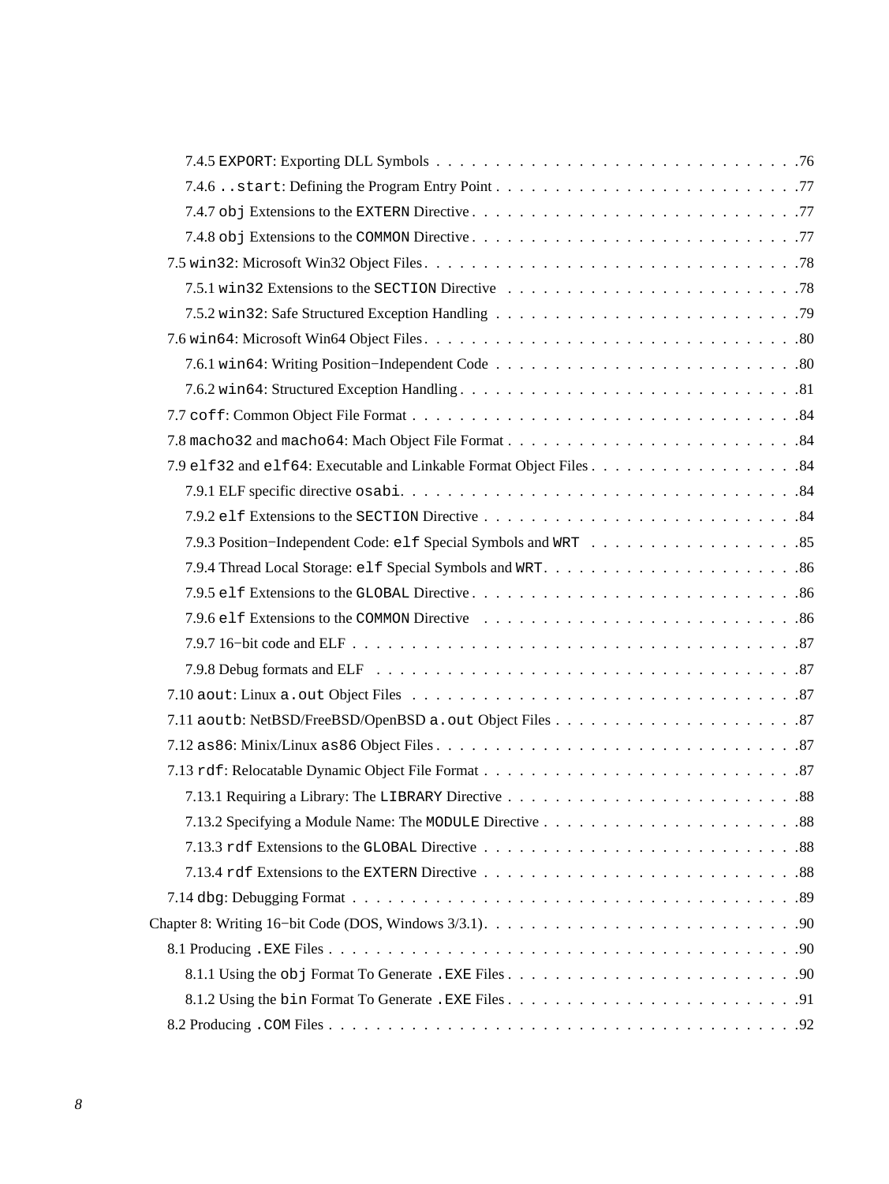7.4.5 `EXPORT`: Exporting DLL Symbols . . . . . . . . . . . . . . . . . . . . . . . . . . . . . . .76

7.4.6 `..start`: Defining the Program Entry Point . . . . . . . . . . . . . . . . . . . . . . . . . .77

7.4.7 `obj` Extensions to the `EXTERN` Directive . . . . . . . . . . . . . . . . . . . . . . . . . . .77

7.4.8 `obj` Extensions to the `COMMON` Directive . . . . . . . . . . . . . . . . . . . . . . . . . . .77

7.5 `win32`: Microsoft Win32 Object Files . . . . . . . . . . . . . . . . . . . . . . . . . . . . . . .78

7.5.1 `win32` Extensions to the `SECTION` Directive . . . . . . . . . . . . . . . . . . . . . . . . .78

7.5.2 `win32`: Safe Structured Exception Handling . . . . . . . . . . . . . . . . . . . . . . . . . .79

7.6 `win64`: Microsoft Win64 Object Files . . . . . . . . . . . . . . . . . . . . . . . . . . . . . . .80

7.6.1 `win64`: Writing Position−Independent Code . . . . . . . . . . . . . . . . . . . . . . . . . .80

7.6.2 `win64`: Structured Exception Handling . . . . . . . . . . . . . . . . . . . . . . . . . . . . .81

7.7 `coff`: Common Object File Format . . . . . . . . . . . . . . . . . . . . . . . . . . . . . . . . .84

7.8 `macho32` and `macho64`: Mach Object File Format . . . . . . . . . . . . . . . . . . . . . . . . .84

7.9 `elf32` and `elf64`: Executable and Linkable Format Object Files . . . . . . . . . . . . . . . . . .84

7.9.1 ELF specific directive `osabi` . . . . . . . . . . . . . . . . . . . . . . . . . . . . . . . . . .84

7.9.2 `elf` Extensions to the `SECTION` Directive . . . . . . . . . . . . . . . . . . . . . . . . . . .84

7.9.3 Position−Independent Code: `elf` Special Symbols and `WRT` . . . . . . . . . . . . . . . . . .85

7.9.4 Thread Local Storage: `elf` Special Symbols and `WRT` . . . . . . . . . . . . . . . . . . . . . .86

7.9.5 `elf` Extensions to the `GLOBAL` Directive . . . . . . . . . . . . . . . . . . . . . . . . . . .86

7.9.6 `elf` Extensions to the `COMMON` Directive . . . . . . . . . . . . . . . . . . . . . . . . . . .86

7.9.7 16−bit code and ELF . . . . . . . . . . . . . . . . . . . . . . . . . . . . . . . . . . . . . . .87

7.9.8 Debug formats and ELF . . . . . . . . . . . . . . . . . . . . . . . . . . . . . . . . . . . . . .87

7.10 `aout`: Linux `a.out` Object Files . . . . . . . . . . . . . . . . . . . . . . . . . . . . . . . . .87

7.11 `aoutb`: NetBSD/FreeBSD/OpenBSD `a.out` Object Files . . . . . . . . . . . . . . . . . . . . . .87

7.12 `as86`: Minix/Linux `as86` Object Files . . . . . . . . . . . . . . . . . . . . . . . . . . . . . .87

7.13 `rdf`: Relocatable Dynamic Object File Format . . . . . . . . . . . . . . . . . . . . . . . . . . .87

7.13.1 Requiring a Library: The `LIBRARY` Directive . . . . . . . . . . . . . . . . . . . . . . . . .88

7.13.2 Specifying a Module Name: The `MODULE` Directive . . . . . . . . . . . . . . . . . . . . . . .88

7.13.3 `rdf` Extensions to the `GLOBAL` Directive . . . . . . . . . . . . . . . . . . . . . . . . . . .88

7.13.4 `rdf` Extensions to the `EXTERN` Directive . . . . . . . . . . . . . . . . . . . . . . . . . . .88

7.14 `dbg`: Debugging Format . . . . . . . . . . . . . . . . . . . . . . . . . . . . . . . . . . . . . .89

Chapter 8: Writing 16−bit Code (DOS, Windows 3/3.1) . . . . . . . . . . . . . . . . . . . . . . . . . . .90

8.1 Producing `.EXE` Files . . . . . . . . . . . . . . . . . . . . . . . . . . . . . . . . . . . . . . . .90

8.1.1 Using the `obj` Format To Generate `.EXE` Files . . . . . . . . . . . . . . . . . . . . . . . . .90

8.1.2 Using the `bin` Format To Generate `.EXE` Files . . . . . . . . . . . . . . . . . . . . . . . . .91

8.2 Producing `.COM` Files . . . . . . . . . . . . . . . . . . . . . . . . . . . . . . . . . . . . . . . .92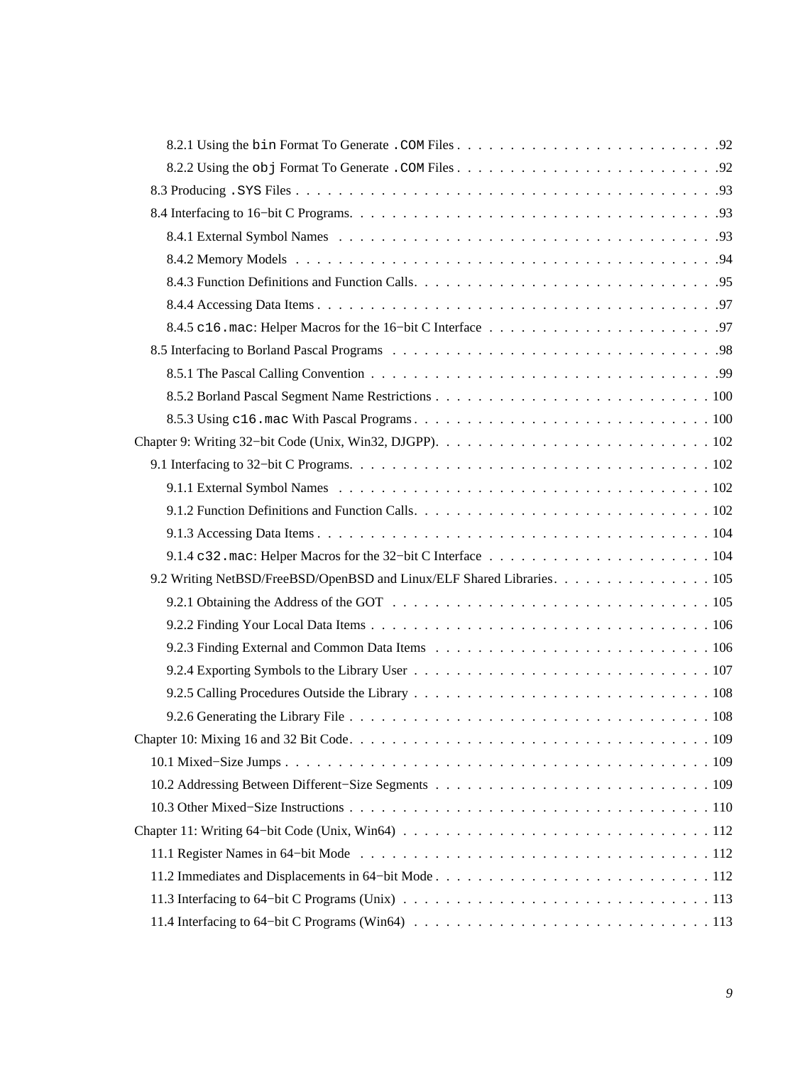- 8.2.1 Using the `bin` Format To Generate `.COM` Files . . . . . . . . . . . . . . . . . . . . . . . . 92
- 8.2.2 Using the `obj` Format To Generate `.COM` Files . . . . . . . . . . . . . . . . . . . . . . . . 92
- 8.3 Producing `.SYS` Files . . . . . . . . . . . . . . . . . . . . . . . . . . . . . . . . . . . . . . . 93
- 8.4 Interfacing to 16−bit C Programs. . . . . . . . . . . . . . . . . . . . . . . . . . . . . . . . . . 93
  - 8.4.1 External Symbol Names . . . . . . . . . . . . . . . . . . . . . . . . . . . . . . . . . . . 93
  - 8.4.2 Memory Models . . . . . . . . . . . . . . . . . . . . . . . . . . . . . . . . . . . . . . . 94
  - 8.4.3 Function Definitions and Function Calls. . . . . . . . . . . . . . . . . . . . . . . . . . . 95
  - 8.4.4 Accessing Data Items . . . . . . . . . . . . . . . . . . . . . . . . . . . . . . . . . . . . 97
  - 8.4.5 `c16.mac`: Helper Macros for the 16−bit C Interface . . . . . . . . . . . . . . . . . . . . . 97
- 8.5 Interfacing to Borland Pascal Programs . . . . . . . . . . . . . . . . . . . . . . . . . . . . . . 98
  - 8.5.1 The Pascal Calling Convention . . . . . . . . . . . . . . . . . . . . . . . . . . . . . . . . 99
  - 8.5.2 Borland Pascal Segment Name Restrictions . . . . . . . . . . . . . . . . . . . . . . . . . . 100
  - 8.5.3 Using `c16.mac` With Pascal Programs . . . . . . . . . . . . . . . . . . . . . . . . . . . 100

Chapter 9: Writing 32−bit Code (Unix, Win32, DJGPP). . . . . . . . . . . . . . . . . . . . . . . . . . 102

- 9.1 Interfacing to 32−bit C Programs. . . . . . . . . . . . . . . . . . . . . . . . . . . . . . . . . . 102
  - 9.1.1 External Symbol Names . . . . . . . . . . . . . . . . . . . . . . . . . . . . . . . . . . . 102
  - 9.1.2 Function Definitions and Function Calls. . . . . . . . . . . . . . . . . . . . . . . . . . . 102
  - 9.1.3 Accessing Data Items . . . . . . . . . . . . . . . . . . . . . . . . . . . . . . . . . . . . 104
  - 9.1.4 `c32.mac`: Helper Macros for the 32−bit C Interface . . . . . . . . . . . . . . . . . . . . . 104
- 9.2 Writing NetBSD/FreeBSD/OpenBSD and Linux/ELF Shared Libraries. . . . . . . . . . . . . . . 105
  - 9.2.1 Obtaining the Address of the GOT . . . . . . . . . . . . . . . . . . . . . . . . . . . . . . 105
  - 9.2.2 Finding Your Local Data Items . . . . . . . . . . . . . . . . . . . . . . . . . . . . . . . . 106
  - 9.2.3 Finding External and Common Data Items . . . . . . . . . . . . . . . . . . . . . . . . . . 106
  - 9.2.4 Exporting Symbols to the Library User . . . . . . . . . . . . . . . . . . . . . . . . . . . . 107
  - 9.2.5 Calling Procedures Outside the Library . . . . . . . . . . . . . . . . . . . . . . . . . . . . 108
  - 9.2.6 Generating the Library File . . . . . . . . . . . . . . . . . . . . . . . . . . . . . . . . . 108

Chapter 10: Mixing 16 and 32 Bit Code. . . . . . . . . . . . . . . . . . . . . . . . . . . . . . . . . . 109

- 10.1 Mixed−Size Jumps . . . . . . . . . . . . . . . . . . . . . . . . . . . . . . . . . . . . . . . . 109
- 10.2 Addressing Between Different−Size Segments . . . . . . . . . . . . . . . . . . . . . . . . . . 109
- 10.3 Other Mixed−Size Instructions . . . . . . . . . . . . . . . . . . . . . . . . . . . . . . . . . . 110

Chapter 11: Writing 64−bit Code (Unix, Win64) . . . . . . . . . . . . . . . . . . . . . . . . . . . . . 112

- 11.1 Register Names in 64−bit Mode . . . . . . . . . . . . . . . . . . . . . . . . . . . . . . . . . 112
- 11.2 Immediates and Displacements in 64−bit Mode . . . . . . . . . . . . . . . . . . . . . . . . . . 112
- 11.3 Interfacing to 64−bit C Programs (Unix) . . . . . . . . . . . . . . . . . . . . . . . . . . . . . 113
- 11.4 Interfacing to 64−bit C Programs (Win64) . . . . . . . . . . . . . . . . . . . . . . . . . . . . 113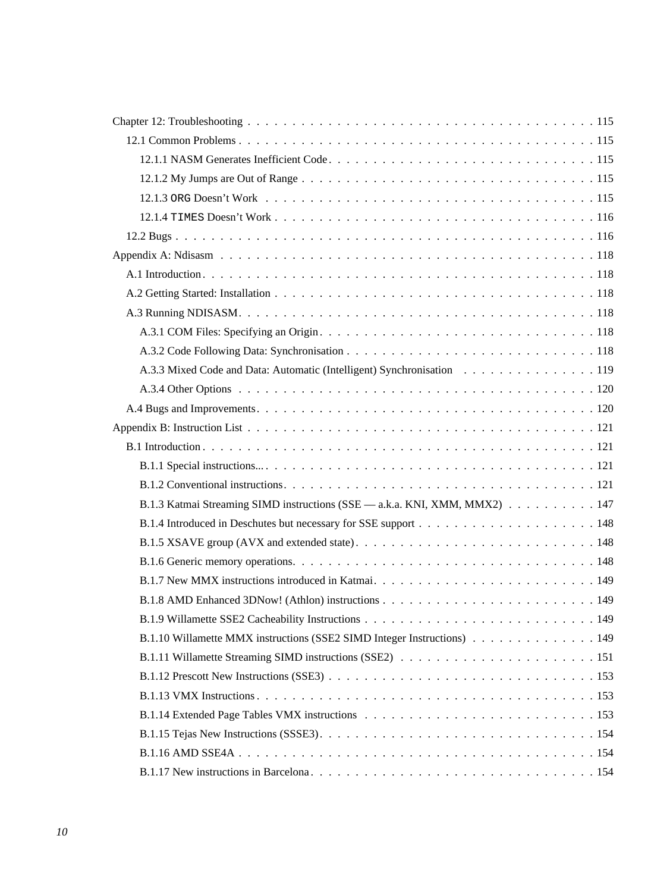Chapter 12: Troubleshooting . . . . . . . . . . . . . . . . . . . . . . . . . . . . . . . . . . . . . . . 115

12.1 Common Problems . . . . . . . . . . . . . . . . . . . . . . . . . . . . . . . . . . . . . . . 115

12.1.1 NASM Generates Inefficient Code . . . . . . . . . . . . . . . . . . . . . . . . . . . . . 115

12.1.2 My Jumps are Out of Range . . . . . . . . . . . . . . . . . . . . . . . . . . . . . . . . . 115

12.1.3 `ORG` Doesn't Work . . . . . . . . . . . . . . . . . . . . . . . . . . . . . . . . . . . . 115

12.1.4 `TIMES` Doesn't Work . . . . . . . . . . . . . . . . . . . . . . . . . . . . . . . . . . . 116

12.2 Bugs . . . . . . . . . . . . . . . . . . . . . . . . . . . . . . . . . . . . . . . . . . . . . 116

Appendix A: Ndisasm . . . . . . . . . . . . . . . . . . . . . . . . . . . . . . . . . . . . . . . . 118

A.1 Introduction . . . . . . . . . . . . . . . . . . . . . . . . . . . . . . . . . . . . . . . . . . 118

A.2 Getting Started: Installation . . . . . . . . . . . . . . . . . . . . . . . . . . . . . . . . . . 118

A.3 Running NDISASM . . . . . . . . . . . . . . . . . . . . . . . . . . . . . . . . . . . . . . . 118

A.3.1 COM Files: Specifying an Origin . . . . . . . . . . . . . . . . . . . . . . . . . . . . . . 118

A.3.2 Code Following Data: Synchronisation . . . . . . . . . . . . . . . . . . . . . . . . . . . 118

A.3.3 Mixed Code and Data: Automatic (Intelligent) Synchronisation . . . . . . . . . . . . . . . 119

A.3.4 Other Options . . . . . . . . . . . . . . . . . . . . . . . . . . . . . . . . . . . . . . . . 120

A.4 Bugs and Improvements . . . . . . . . . . . . . . . . . . . . . . . . . . . . . . . . . . . . 120

Appendix B: Instruction List . . . . . . . . . . . . . . . . . . . . . . . . . . . . . . . . . . . . . 121

B.1 Introduction . . . . . . . . . . . . . . . . . . . . . . . . . . . . . . . . . . . . . . . . . . 121

B.1.1 Special instructions... . . . . . . . . . . . . . . . . . . . . . . . . . . . . . . . . . . . . 121

B.1.2 Conventional instructions . . . . . . . . . . . . . . . . . . . . . . . . . . . . . . . . . . 121

B.1.3 Katmai Streaming SIMD instructions (SSE — a.k.a. KNI, XMM, MMX2) . . . . . . . . . . 147

B.1.4 Introduced in Deschutes but necessary for SSE support . . . . . . . . . . . . . . . . . . . 148

B.1.5 XSAVE group (AVX and extended state) . . . . . . . . . . . . . . . . . . . . . . . . . . 148

B.1.6 Generic memory operations . . . . . . . . . . . . . . . . . . . . . . . . . . . . . . . . . 148

B.1.7 New MMX instructions introduced in Katmai . . . . . . . . . . . . . . . . . . . . . . . . 149

B.1.8 AMD Enhanced 3DNow! (Athlon) instructions . . . . . . . . . . . . . . . . . . . . . . . 149

B.1.9 Willamette SSE2 Cacheability Instructions . . . . . . . . . . . . . . . . . . . . . . . . . 149

B.1.10 Willamette MMX instructions (SSE2 SIMD Integer Instructions) . . . . . . . . . . . . . . 149

B.1.11 Willamette Streaming SIMD instructions (SSE2) . . . . . . . . . . . . . . . . . . . . . . 151

B.1.12 Prescott New Instructions (SSE3) . . . . . . . . . . . . . . . . . . . . . . . . . . . . . . 153

B.1.13 VMX Instructions . . . . . . . . . . . . . . . . . . . . . . . . . . . . . . . . . . . . . . 153

B.1.14 Extended Page Tables VMX instructions . . . . . . . . . . . . . . . . . . . . . . . . . . 153

B.1.15 Tejas New Instructions (SSSE3) . . . . . . . . . . . . . . . . . . . . . . . . . . . . . . 154

B.1.16 AMD SSE4A . . . . . . . . . . . . . . . . . . . . . . . . . . . . . . . . . . . . . . . . 154

B.1.17 New instructions in Barcelona . . . . . . . . . . . . . . . . . . . . . . . . . . . . . . . 154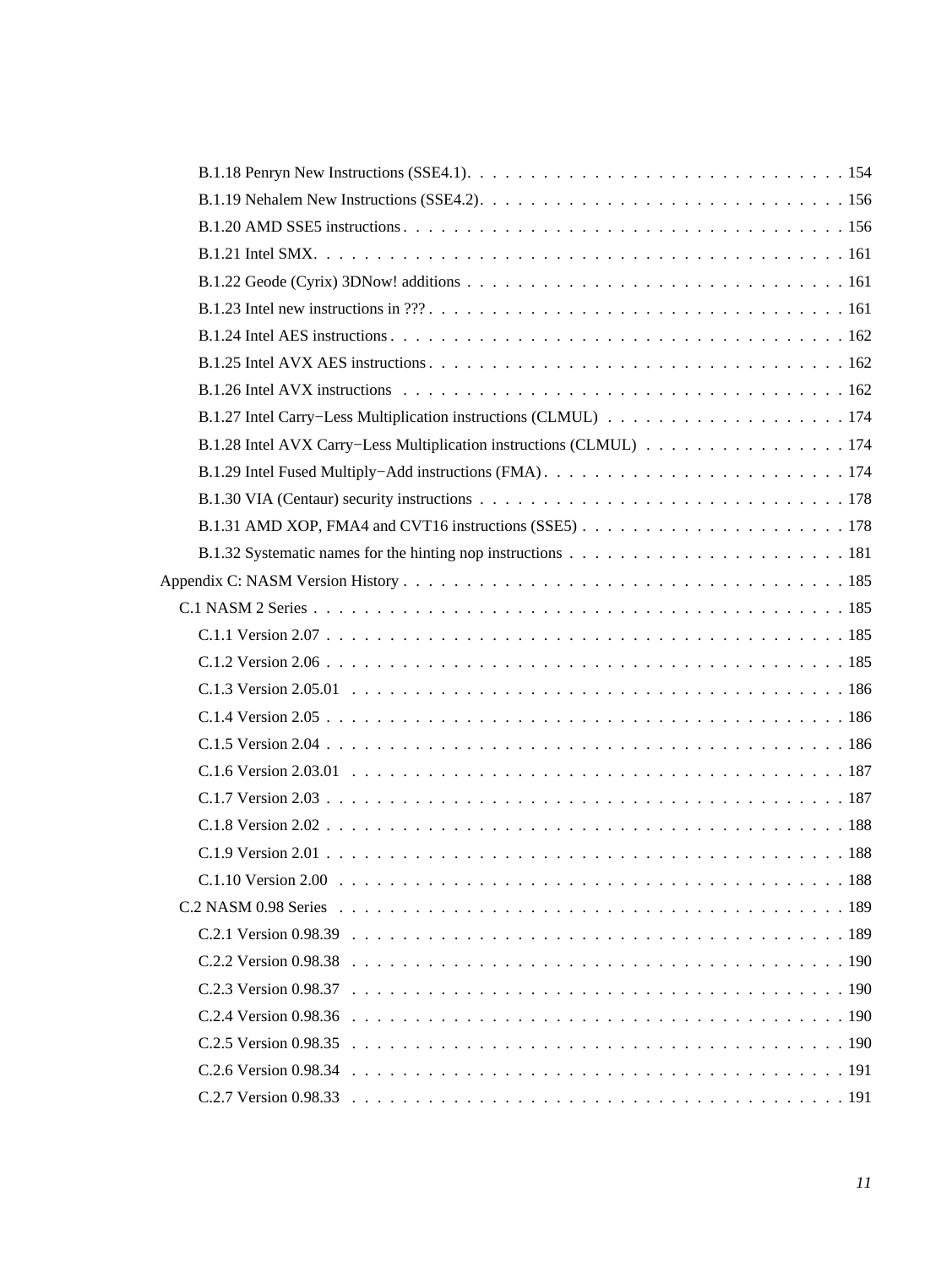B.1.18 Penryn New Instructions (SSE4.1) . . . . . . . . . . . . . . . . . . . . . . . . . . . . . . 154

B.1.19 Nehalem New Instructions (SSE4.2) . . . . . . . . . . . . . . . . . . . . . . . . . . . . . 156

B.1.20 AMD SSE5 instructions . . . . . . . . . . . . . . . . . . . . . . . . . . . . . . . . . . . 156

B.1.21 Intel SMX . . . . . . . . . . . . . . . . . . . . . . . . . . . . . . . . . . . . . . . . . . . 161

B.1.22 Geode (Cyrix) 3DNow! additions . . . . . . . . . . . . . . . . . . . . . . . . . . . . . . . 161

B.1.23 Intel new instructions in ??? . . . . . . . . . . . . . . . . . . . . . . . . . . . . . . . . . 161

B.1.24 Intel AES instructions . . . . . . . . . . . . . . . . . . . . . . . . . . . . . . . . . . . . 162

B.1.25 Intel AVX AES instructions . . . . . . . . . . . . . . . . . . . . . . . . . . . . . . . . . 162

B.1.26 Intel AVX instructions . . . . . . . . . . . . . . . . . . . . . . . . . . . . . . . . . . . . 162

B.1.27 Intel Carry−Less Multiplication instructions (CLMUL) . . . . . . . . . . . . . . . . . . . 174

B.1.28 Intel AVX Carry−Less Multiplication instructions (CLMUL) . . . . . . . . . . . . . . . . 174

B.1.29 Intel Fused Multiply−Add instructions (FMA) . . . . . . . . . . . . . . . . . . . . . . . . 174

B.1.30 VIA (Centaur) security instructions . . . . . . . . . . . . . . . . . . . . . . . . . . . . . 178

B.1.31 AMD XOP, FMA4 and CVT16 instructions (SSE5) . . . . . . . . . . . . . . . . . . . . . . 178

B.1.32 Systematic names for the hinting nop instructions . . . . . . . . . . . . . . . . . . . . . . 181

Appendix C: NASM Version History . . . . . . . . . . . . . . . . . . . . . . . . . . . . . . . . . . . 185

C.1 NASM 2 Series . . . . . . . . . . . . . . . . . . . . . . . . . . . . . . . . . . . . . . . . . . 185

C.1.1 Version 2.07 . . . . . . . . . . . . . . . . . . . . . . . . . . . . . . . . . . . . . . . . . 185

C.1.2 Version 2.06 . . . . . . . . . . . . . . . . . . . . . . . . . . . . . . . . . . . . . . . . . 185

C.1.3 Version 2.05.01 . . . . . . . . . . . . . . . . . . . . . . . . . . . . . . . . . . . . . . . 186

C.1.4 Version 2.05 . . . . . . . . . . . . . . . . . . . . . . . . . . . . . . . . . . . . . . . . . 186

C.1.5 Version 2.04 . . . . . . . . . . . . . . . . . . . . . . . . . . . . . . . . . . . . . . . . . 186

C.1.6 Version 2.03.01 . . . . . . . . . . . . . . . . . . . . . . . . . . . . . . . . . . . . . . . 187

C.1.7 Version 2.03 . . . . . . . . . . . . . . . . . . . . . . . . . . . . . . . . . . . . . . . . . 187

C.1.8 Version 2.02 . . . . . . . . . . . . . . . . . . . . . . . . . . . . . . . . . . . . . . . . . 188

C.1.9 Version 2.01 . . . . . . . . . . . . . . . . . . . . . . . . . . . . . . . . . . . . . . . . . 188

C.1.10 Version 2.00 . . . . . . . . . . . . . . . . . . . . . . . . . . . . . . . . . . . . . . . . 188

C.2 NASM 0.98 Series . . . . . . . . . . . . . . . . . . . . . . . . . . . . . . . . . . . . . . . . 189

C.2.1 Version 0.98.39 . . . . . . . . . . . . . . . . . . . . . . . . . . . . . . . . . . . . . . . 189

C.2.2 Version 0.98.38 . . . . . . . . . . . . . . . . . . . . . . . . . . . . . . . . . . . . . . . 190

C.2.3 Version 0.98.37 . . . . . . . . . . . . . . . . . . . . . . . . . . . . . . . . . . . . . . . 190

C.2.4 Version 0.98.36 . . . . . . . . . . . . . . . . . . . . . . . . . . . . . . . . . . . . . . . 190

C.2.5 Version 0.98.35 . . . . . . . . . . . . . . . . . . . . . . . . . . . . . . . . . . . . . . . 190

C.2.6 Version 0.98.34 . . . . . . . . . . . . . . . . . . . . . . . . . . . . . . . . . . . . . . . 191

C.2.7 Version 0.98.33 . . . . . . . . . . . . . . . . . . . . . . . . . . . . . . . . . . . . . . . 191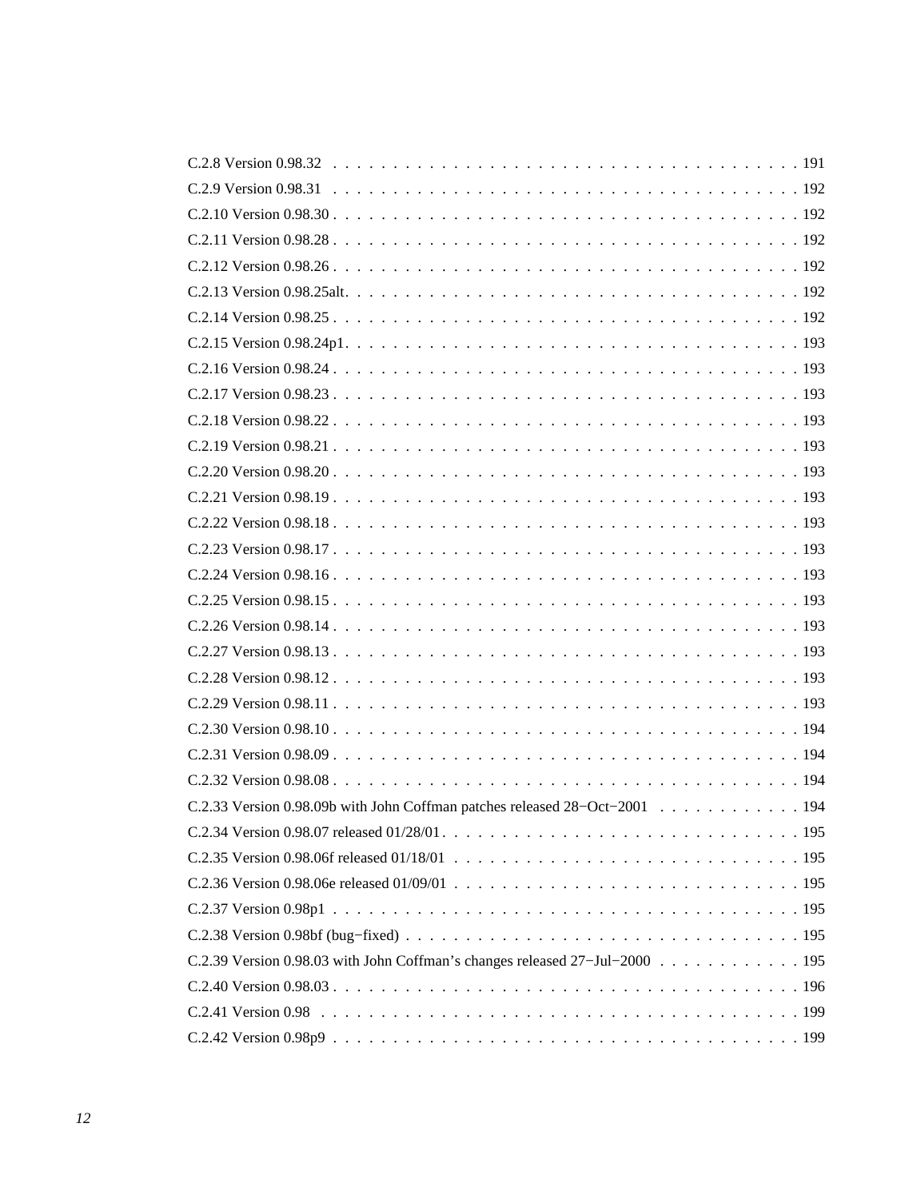C.2.8 Version 0.98.32 . . . . . . . . . . . . . . . . . . . . . . . . . . . . . . . . . . . . . . . 191
C.2.9 Version 0.98.31 . . . . . . . . . . . . . . . . . . . . . . . . . . . . . . . . . . . . . . . 192
C.2.10 Version 0.98.30 . . . . . . . . . . . . . . . . . . . . . . . . . . . . . . . . . . . . . . . 192
C.2.11 Version 0.98.28 . . . . . . . . . . . . . . . . . . . . . . . . . . . . . . . . . . . . . . . 192
C.2.12 Version 0.98.26 . . . . . . . . . . . . . . . . . . . . . . . . . . . . . . . . . . . . . . . 192
C.2.13 Version 0.98.25alt. . . . . . . . . . . . . . . . . . . . . . . . . . . . . . . . . . . . . . 192
C.2.14 Version 0.98.25 . . . . . . . . . . . . . . . . . . . . . . . . . . . . . . . . . . . . . . . 192
C.2.15 Version 0.98.24p1. . . . . . . . . . . . . . . . . . . . . . . . . . . . . . . . . . . . . . 193
C.2.16 Version 0.98.24 . . . . . . . . . . . . . . . . . . . . . . . . . . . . . . . . . . . . . . . 193
C.2.17 Version 0.98.23 . . . . . . . . . . . . . . . . . . . . . . . . . . . . . . . . . . . . . . . 193
C.2.18 Version 0.98.22 . . . . . . . . . . . . . . . . . . . . . . . . . . . . . . . . . . . . . . . 193
C.2.19 Version 0.98.21 . . . . . . . . . . . . . . . . . . . . . . . . . . . . . . . . . . . . . . . 193
C.2.20 Version 0.98.20 . . . . . . . . . . . . . . . . . . . . . . . . . . . . . . . . . . . . . . . 193
C.2.21 Version 0.98.19 . . . . . . . . . . . . . . . . . . . . . . . . . . . . . . . . . . . . . . . 193
C.2.22 Version 0.98.18 . . . . . . . . . . . . . . . . . . . . . . . . . . . . . . . . . . . . . . . 193
C.2.23 Version 0.98.17 . . . . . . . . . . . . . . . . . . . . . . . . . . . . . . . . . . . . . . . 193
C.2.24 Version 0.98.16 . . . . . . . . . . . . . . . . . . . . . . . . . . . . . . . . . . . . . . . 193
C.2.25 Version 0.98.15 . . . . . . . . . . . . . . . . . . . . . . . . . . . . . . . . . . . . . . . 193
C.2.26 Version 0.98.14 . . . . . . . . . . . . . . . . . . . . . . . . . . . . . . . . . . . . . . . 193
C.2.27 Version 0.98.13 . . . . . . . . . . . . . . . . . . . . . . . . . . . . . . . . . . . . . . . 193
C.2.28 Version 0.98.12 . . . . . . . . . . . . . . . . . . . . . . . . . . . . . . . . . . . . . . . 193
C.2.29 Version 0.98.11 . . . . . . . . . . . . . . . . . . . . . . . . . . . . . . . . . . . . . . . 193
C.2.30 Version 0.98.10 . . . . . . . . . . . . . . . . . . . . . . . . . . . . . . . . . . . . . . . 194
C.2.31 Version 0.98.09 . . . . . . . . . . . . . . . . . . . . . . . . . . . . . . . . . . . . . . . 194
C.2.32 Version 0.98.08 . . . . . . . . . . . . . . . . . . . . . . . . . . . . . . . . . . . . . . . 194
C.2.33 Version 0.98.09b with John Coffman patches released 28−Oct−2001 . . . . . . . . . . . . 194
C.2.34 Version 0.98.07 released 01/28/01. . . . . . . . . . . . . . . . . . . . . . . . . . . . . . 195
C.2.35 Version 0.98.06f released 01/18/01 . . . . . . . . . . . . . . . . . . . . . . . . . . . . . 195
C.2.36 Version 0.98.06e released 01/09/01 . . . . . . . . . . . . . . . . . . . . . . . . . . . . . 195
C.2.37 Version 0.98p1 . . . . . . . . . . . . . . . . . . . . . . . . . . . . . . . . . . . . . . . 195
C.2.38 Version 0.98bf (bug−fixed) . . . . . . . . . . . . . . . . . . . . . . . . . . . . . . . . . 195
C.2.39 Version 0.98.03 with John Coffman's changes released 27−Jul−2000 . . . . . . . . . . . . 195
C.2.40 Version 0.98.03 . . . . . . . . . . . . . . . . . . . . . . . . . . . . . . . . . . . . . . . 196
C.2.41 Version 0.98 . . . . . . . . . . . . . . . . . . . . . . . . . . . . . . . . . . . . . . . . 199
C.2.42 Version 0.98p9 . . . . . . . . . . . . . . . . . . . . . . . . . . . . . . . . . . . . . . . 199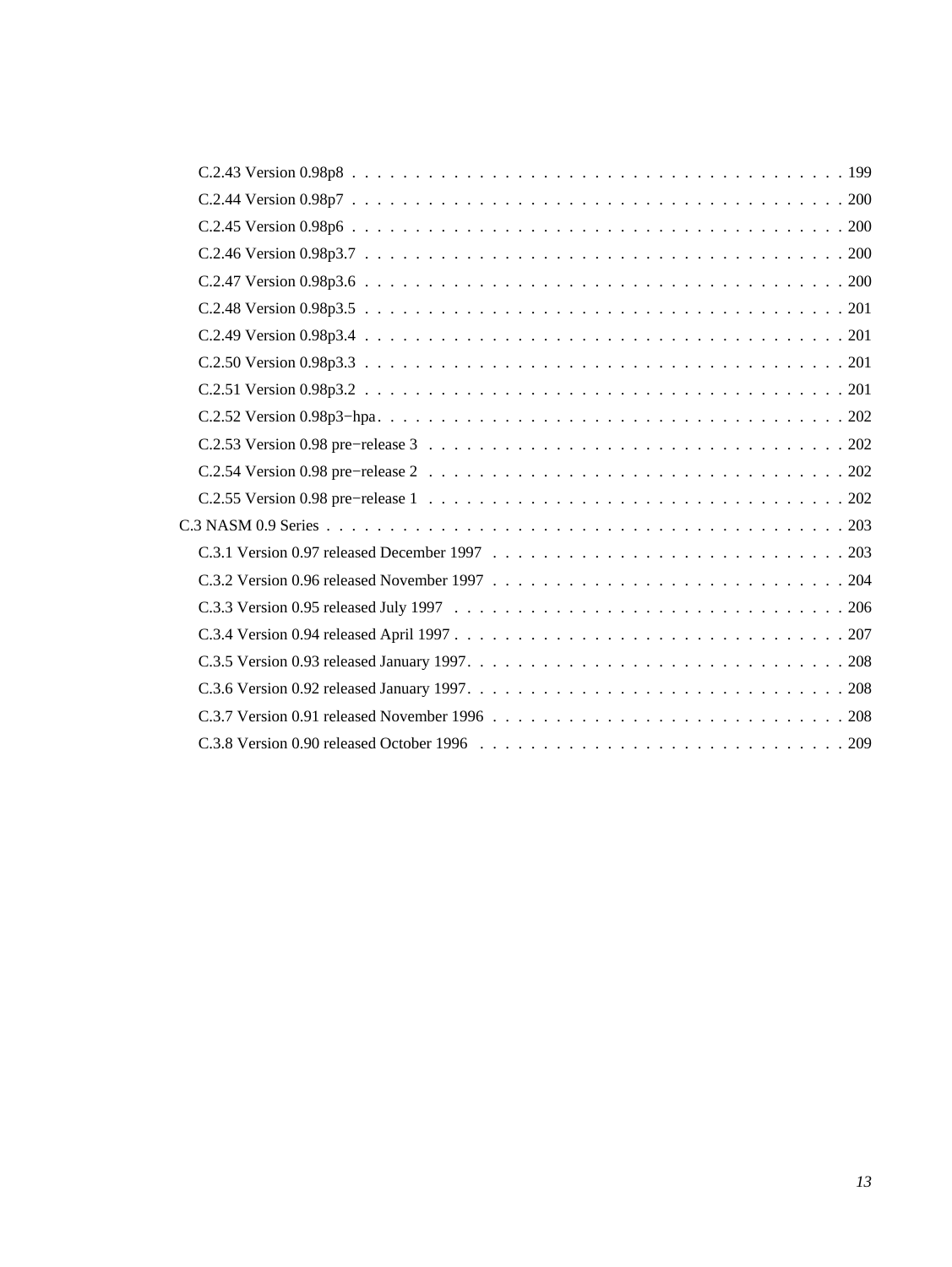C.2.43 Version 0.98p8 . . . . . . . . . . . . . . . . . . . . . . . . . . . . . . . . . . . . . . . 199

C.2.44 Version 0.98p7 . . . . . . . . . . . . . . . . . . . . . . . . . . . . . . . . . . . . . . . 200

C.2.45 Version 0.98p6 . . . . . . . . . . . . . . . . . . . . . . . . . . . . . . . . . . . . . . . 200

C.2.46 Version 0.98p3.7 . . . . . . . . . . . . . . . . . . . . . . . . . . . . . . . . . . . . . 200

C.2.47 Version 0.98p3.6 . . . . . . . . . . . . . . . . . . . . . . . . . . . . . . . . . . . . . 200

C.2.48 Version 0.98p3.5 . . . . . . . . . . . . . . . . . . . . . . . . . . . . . . . . . . . . . 201

C.2.49 Version 0.98p3.4 . . . . . . . . . . . . . . . . . . . . . . . . . . . . . . . . . . . . . 201

C.2.50 Version 0.98p3.3 . . . . . . . . . . . . . . . . . . . . . . . . . . . . . . . . . . . . . 201

C.2.51 Version 0.98p3.2 . . . . . . . . . . . . . . . . . . . . . . . . . . . . . . . . . . . . . 201

C.2.52 Version 0.98p3−hpa . . . . . . . . . . . . . . . . . . . . . . . . . . . . . . . . . . . . 202

C.2.53 Version 0.98 pre−release 3 . . . . . . . . . . . . . . . . . . . . . . . . . . . . . . . . 202

C.2.54 Version 0.98 pre−release 2 . . . . . . . . . . . . . . . . . . . . . . . . . . . . . . . . 202

C.2.55 Version 0.98 pre−release 1 . . . . . . . . . . . . . . . . . . . . . . . . . . . . . . . . 202

C.3 NASM 0.9 Series . . . . . . . . . . . . . . . . . . . . . . . . . . . . . . . . . . . . . . . . . 203

C.3.1 Version 0.97 released December 1997 . . . . . . . . . . . . . . . . . . . . . . . . . . . . 203

C.3.2 Version 0.96 released November 1997 . . . . . . . . . . . . . . . . . . . . . . . . . . . . 204

C.3.3 Version 0.95 released July 1997 . . . . . . . . . . . . . . . . . . . . . . . . . . . . . . . 206

C.3.4 Version 0.94 released April 1997 . . . . . . . . . . . . . . . . . . . . . . . . . . . . . . 207

C.3.5 Version 0.93 released January 1997. . . . . . . . . . . . . . . . . . . . . . . . . . . . . 208

C.3.6 Version 0.92 released January 1997. . . . . . . . . . . . . . . . . . . . . . . . . . . . . 208

C.3.7 Version 0.91 released November 1996 . . . . . . . . . . . . . . . . . . . . . . . . . . . . 208

C.3.8 Version 0.90 released October 1996 . . . . . . . . . . . . . . . . . . . . . . . . . . . . . 209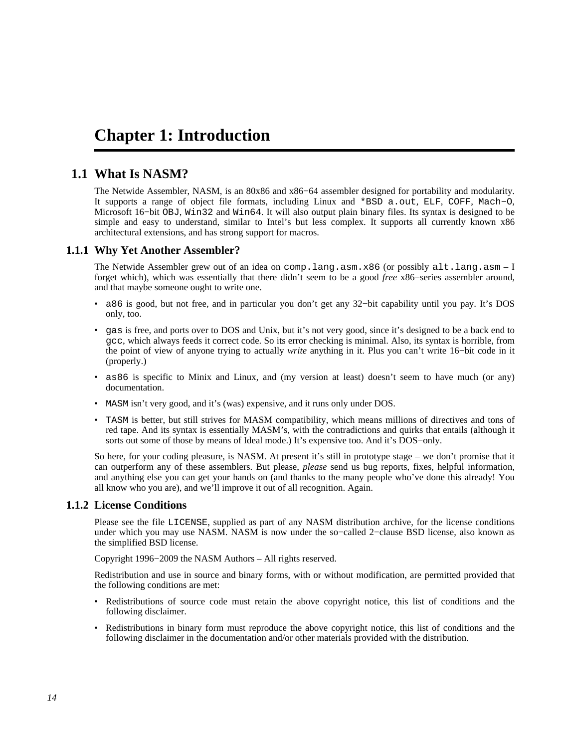# Chapter 1: Introduction

## 1.1 What Is NASM?

The Netwide Assembler, NASM, is an 80x86 and x86−64 assembler designed for portability and modularity. It supports a range of object file formats, including Linux and `*BSD a.out`, `ELF`, `COFF`, `Mach−O`, Microsoft 16−bit `OBJ`, `Win32` and `Win64`. It will also output plain binary files. Its syntax is designed to be simple and easy to understand, similar to Intel's but less complex. It supports all currently known x86 architectural extensions, and has strong support for macros.

### 1.1.1 Why Yet Another Assembler?

The Netwide Assembler grew out of an idea on `comp.lang.asm.x86` (or possibly `alt.lang.asm` – I forget which), which was essentially that there didn't seem to be a good *free* x86−series assembler around, and that maybe someone ought to write one.

- `a86` is good, but not free, and in particular you don't get any 32−bit capability until you pay. It's DOS only, too.
- `gas` is free, and ports over to DOS and Unix, but it's not very good, since it's designed to be a back end to `gcc`, which always feeds it correct code. So its error checking is minimal. Also, its syntax is horrible, from the point of view of anyone trying to actually *write* anything in it. Plus you can't write 16−bit code in it (properly.)
- `as86` is specific to Minix and Linux, and (my version at least) doesn't seem to have much (or any) documentation.
- `MASM` isn't very good, and it's (was) expensive, and it runs only under DOS.
- `TASM` is better, but still strives for MASM compatibility, which means millions of directives and tons of red tape. And its syntax is essentially MASM's, with the contradictions and quirks that entails (although it sorts out some of those by means of Ideal mode.) It's expensive too. And it's DOS−only.

So here, for your coding pleasure, is NASM. At present it's still in prototype stage – we don't promise that it can outperform any of these assemblers. But please, *please* send us bug reports, fixes, helpful information, and anything else you can get your hands on (and thanks to the many people who've done this already! You all know who you are), and we'll improve it out of all recognition. Again.

### 1.1.2 License Conditions

Please see the file `LICENSE`, supplied as part of any NASM distribution archive, for the license conditions under which you may use NASM. NASM is now under the so−called 2−clause BSD license, also known as the simplified BSD license.

Copyright 1996−2009 the NASM Authors – All rights reserved.

Redistribution and use in source and binary forms, with or without modification, are permitted provided that the following conditions are met:

- Redistributions of source code must retain the above copyright notice, this list of conditions and the following disclaimer.
- Redistributions in binary form must reproduce the above copyright notice, this list of conditions and the following disclaimer in the documentation and/or other materials provided with the distribution.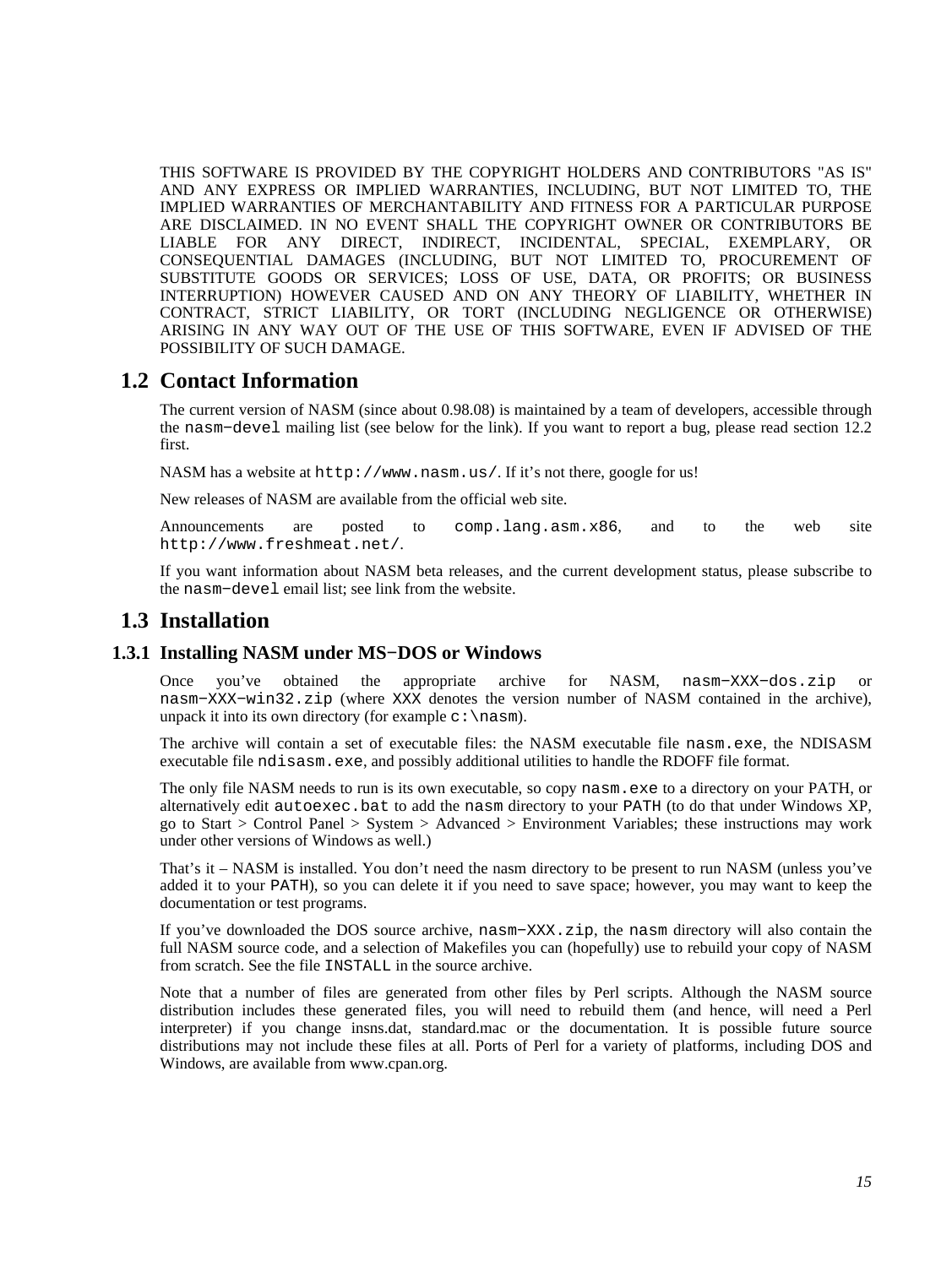THIS SOFTWARE IS PROVIDED BY THE COPYRIGHT HOLDERS AND CONTRIBUTORS "AS IS" AND ANY EXPRESS OR IMPLIED WARRANTIES, INCLUDING, BUT NOT LIMITED TO, THE IMPLIED WARRANTIES OF MERCHANTABILITY AND FITNESS FOR A PARTICULAR PURPOSE ARE DISCLAIMED. IN NO EVENT SHALL THE COPYRIGHT OWNER OR CONTRIBUTORS BE LIABLE FOR ANY DIRECT, INDIRECT, INCIDENTAL, SPECIAL, EXEMPLARY, OR CONSEQUENTIAL DAMAGES (INCLUDING, BUT NOT LIMITED TO, PROCUREMENT OF SUBSTITUTE GOODS OR SERVICES; LOSS OF USE, DATA, OR PROFITS; OR BUSINESS INTERRUPTION) HOWEVER CAUSED AND ON ANY THEORY OF LIABILITY, WHETHER IN CONTRACT, STRICT LIABILITY, OR TORT (INCLUDING NEGLIGENCE OR OTHERWISE) ARISING IN ANY WAY OUT OF THE USE OF THIS SOFTWARE, EVEN IF ADVISED OF THE POSSIBILITY OF SUCH DAMAGE.

## 1.2 Contact Information

The current version of NASM (since about 0.98.08) is maintained by a team of developers, accessible through the `nasm−devel` mailing list (see below for the link). If you want to report a bug, please read section 12.2 first.

NASM has a website at `http://www.nasm.us/`. If it's not there, google for us!

New releases of NASM are available from the official web site.

Announcements are posted to `comp.lang.asm.x86`, and to the web site `http://www.freshmeat.net/`.

If you want information about NASM beta releases, and the current development status, please subscribe to the `nasm−devel` email list; see link from the website.

## 1.3 Installation

### 1.3.1 Installing NASM under MS−DOS or Windows

Once you've obtained the appropriate archive for NASM, `nasm−XXX−dos.zip` or `nasm−XXX−win32.zip` (where `XXX` denotes the version number of NASM contained in the archive), unpack it into its own directory (for example `c:\nasm`).

The archive will contain a set of executable files: the NASM executable file `nasm.exe`, the NDISASM executable file `ndisasm.exe`, and possibly additional utilities to handle the RDOFF file format.

The only file NASM needs to run is its own executable, so copy `nasm.exe` to a directory on your PATH, or alternatively edit `autoexec.bat` to add the `nasm` directory to your `PATH` (to do that under Windows XP, go to Start > Control Panel > System > Advanced > Environment Variables; these instructions may work under other versions of Windows as well.)

That's it – NASM is installed. You don't need the nasm directory to be present to run NASM (unless you've added it to your `PATH`), so you can delete it if you need to save space; however, you may want to keep the documentation or test programs.

If you've downloaded the DOS source archive, `nasm−XXX.zip`, the `nasm` directory will also contain the full NASM source code, and a selection of Makefiles you can (hopefully) use to rebuild your copy of NASM from scratch. See the file `INSTALL` in the source archive.

Note that a number of files are generated from other files by Perl scripts. Although the NASM source distribution includes these generated files, you will need to rebuild them (and hence, will need a Perl interpreter) if you change insns.dat, standard.mac or the documentation. It is possible future source distributions may not include these files at all. Ports of Perl for a variety of platforms, including DOS and Windows, are available from www.cpan.org.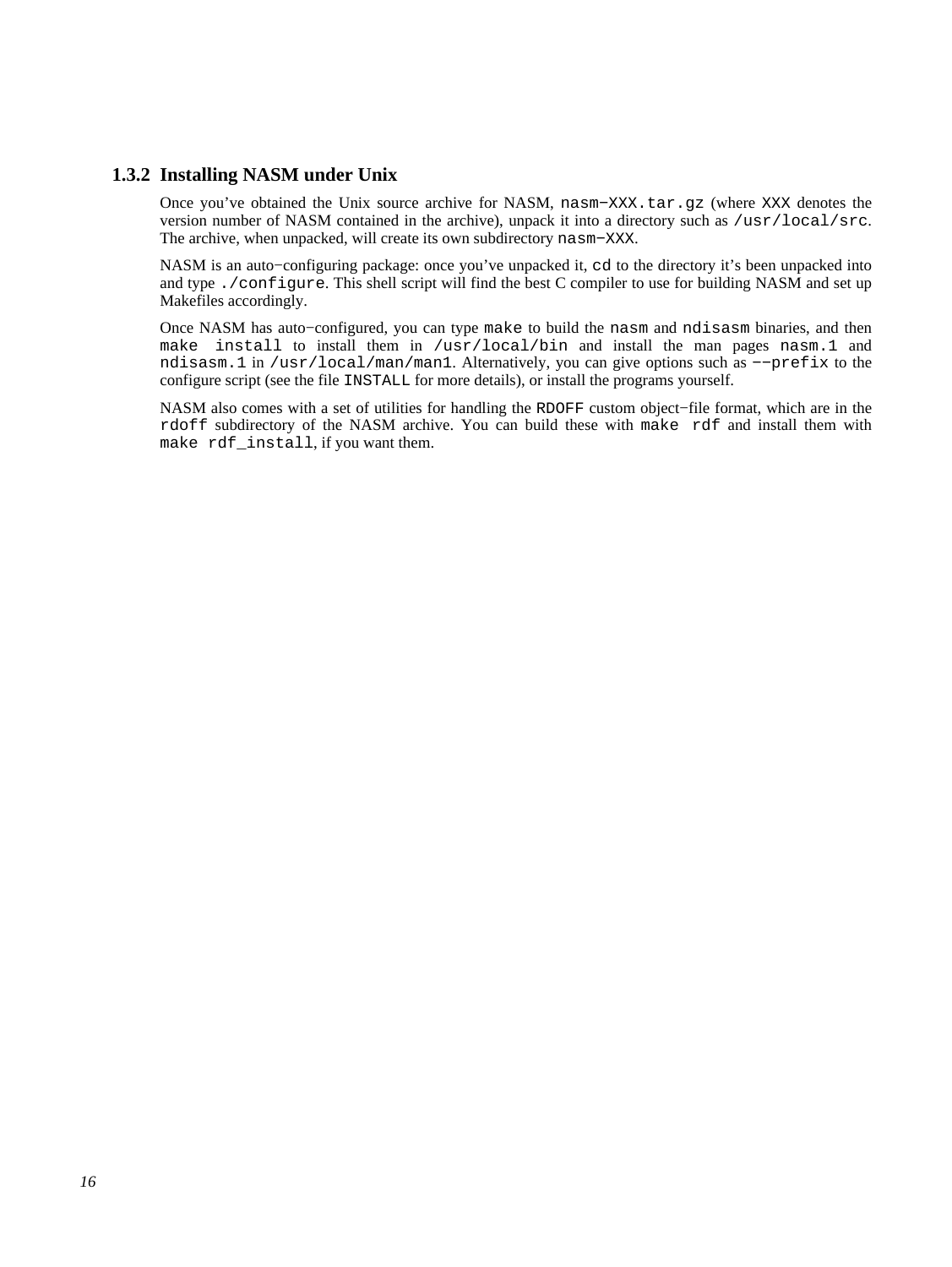### 1.3.2 Installing NASM under Unix

Once you've obtained the Unix source archive for NASM, `nasm−XXX.tar.gz` (where `XXX` denotes the version number of NASM contained in the archive), unpack it into a directory such as `/usr/local/src`. The archive, when unpacked, will create its own subdirectory `nasm−XXX`.

NASM is an auto−configuring package: once you've unpacked it, `cd` to the directory it's been unpacked into and type `./configure`. This shell script will find the best C compiler to use for building NASM and set up Makefiles accordingly.

Once NASM has auto−configured, you can type `make` to build the `nasm` and `ndisasm` binaries, and then `make install` to install them in `/usr/local/bin` and install the man pages `nasm.1` and `ndisasm.1` in `/usr/local/man/man1`. Alternatively, you can give options such as `−−prefix` to the configure script (see the file `INSTALL` for more details), or install the programs yourself.

NASM also comes with a set of utilities for handling the `RDOFF` custom object−file format, which are in the `rdoff` subdirectory of the NASM archive. You can build these with `make rdf` and install them with `make rdf_install`, if you want them.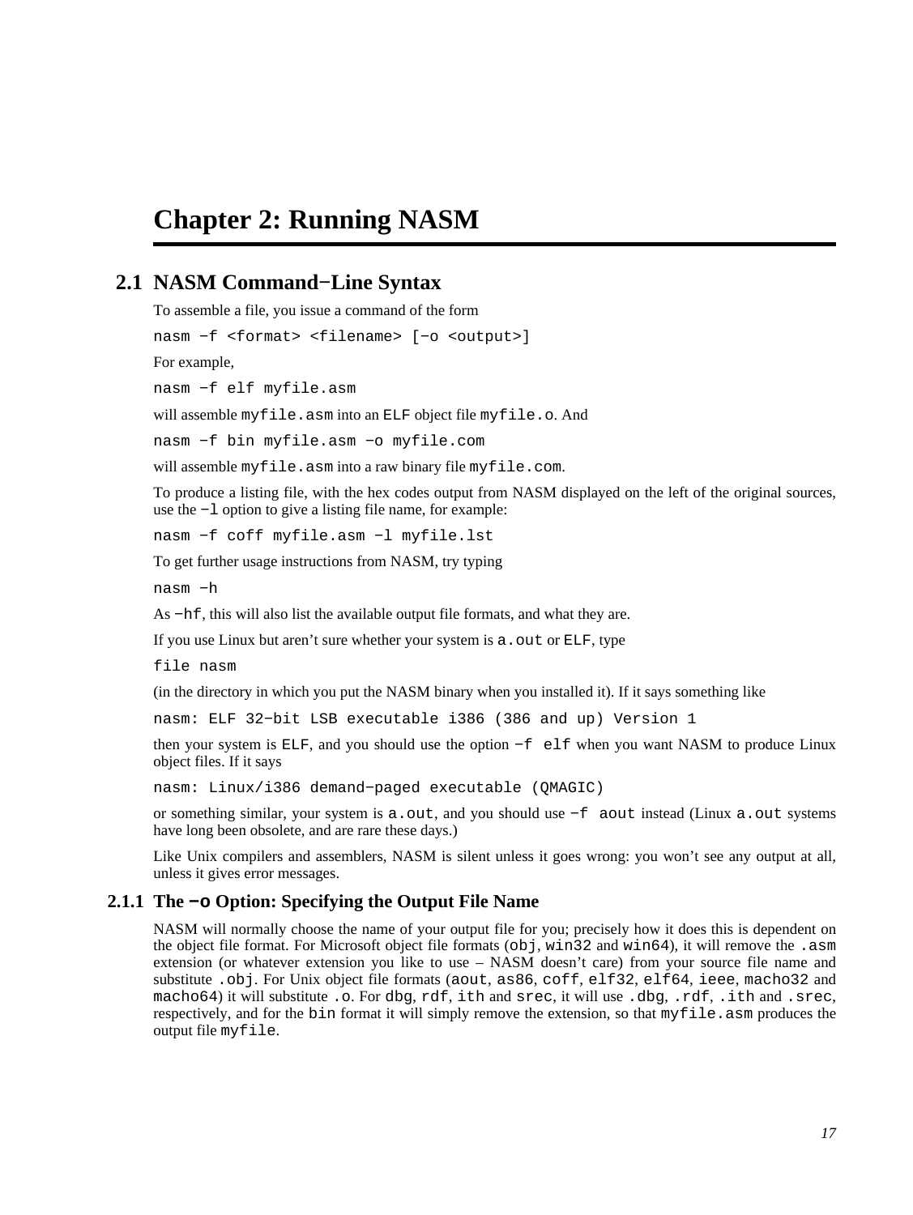# Chapter 2: Running NASM

## 2.1 NASM Command−Line Syntax

To assemble a file, you issue a command of the form

```
nasm −f <format> <filename> [−o <output>]
```

For example,

```
nasm −f elf myfile.asm
```

will assemble `myfile.asm` into an `ELF` object file `myfile.o`. And

```
nasm −f bin myfile.asm −o myfile.com
```

will assemble `myfile.asm` into a raw binary file `myfile.com`.

To produce a listing file, with the hex codes output from NASM displayed on the left of the original sources, use the `−l` option to give a listing file name, for example:

```
nasm −f coff myfile.asm −l myfile.lst
```

To get further usage instructions from NASM, try typing

```
nasm −h
```

As `−hf`, this will also list the available output file formats, and what they are.

If you use Linux but aren't sure whether your system is `a.out` or `ELF`, type

```
file nasm
```

(in the directory in which you put the NASM binary when you installed it). If it says something like

```
nasm: ELF 32−bit LSB executable i386 (386 and up) Version 1
```

then your system is `ELF`, and you should use the option `−f elf` when you want NASM to produce Linux object files. If it says

```
nasm: Linux/i386 demand−paged executable (QMAGIC)
```

or something similar, your system is `a.out`, and you should use `−f aout` instead (Linux `a.out` systems have long been obsolete, and are rare these days.)

Like Unix compilers and assemblers, NASM is silent unless it goes wrong: you won't see any output at all, unless it gives error messages.

### 2.1.1 The `−o` Option: Specifying the Output File Name

NASM will normally choose the name of your output file for you; precisely how it does this is dependent on the object file format. For Microsoft object file formats (`obj`, `win32` and `win64`), it will remove the `.asm` extension (or whatever extension you like to use – NASM doesn't care) from your source file name and substitute `.obj`. For Unix object file formats (`aout`, `as86`, `coff`, `elf32`, `elf64`, `ieee`, `macho32` and `macho64`) it will substitute `.o`. For `dbg`, `rdf`, `ith` and `srec`, it will use `.dbg`, `.rdf`, `.ith` and `.srec`, respectively, and for the `bin` format it will simply remove the extension, so that `myfile.asm` produces the output file `myfile`.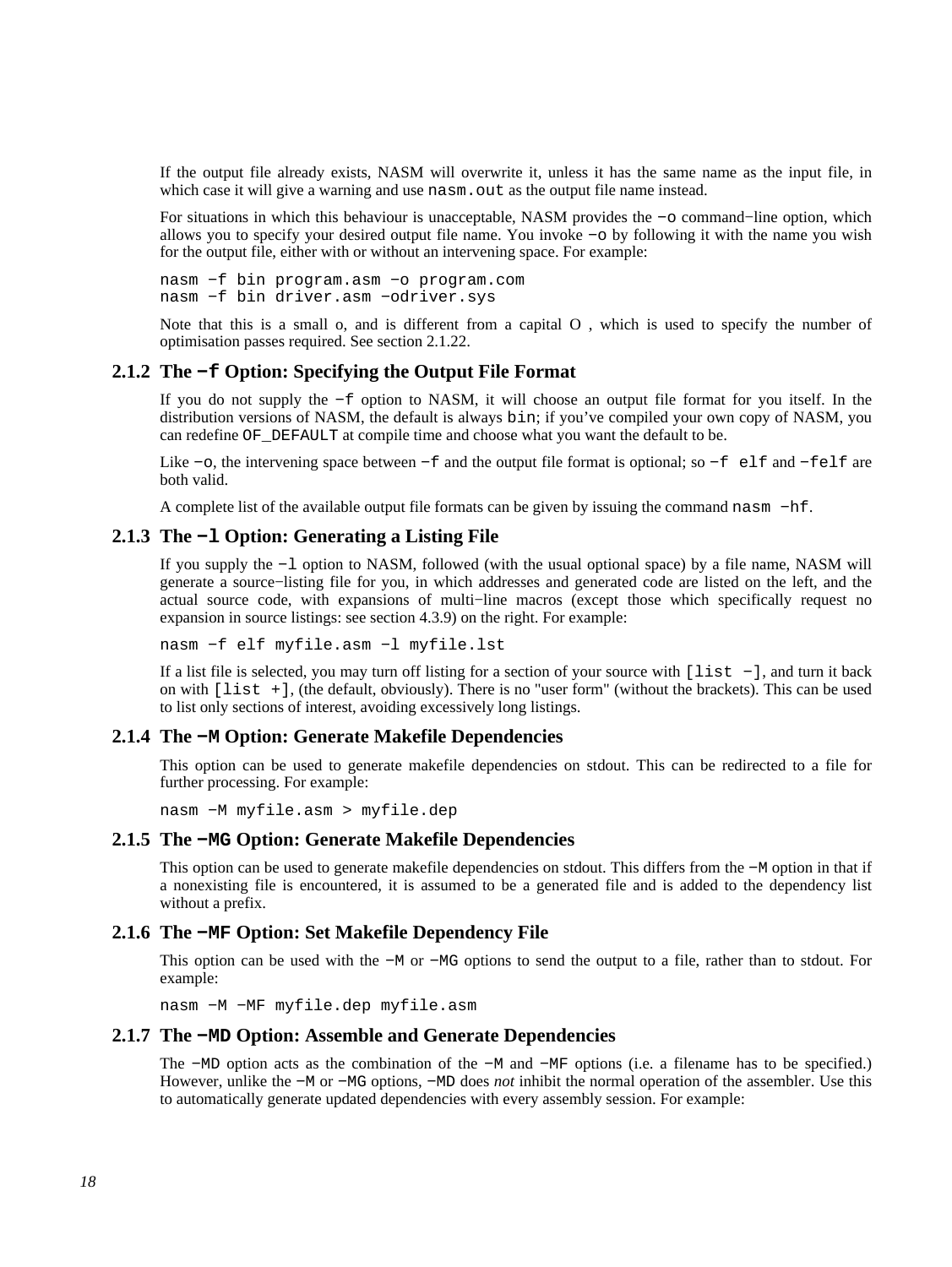If the output file already exists, NASM will overwrite it, unless it has the same name as the input file, in which case it will give a warning and use `nasm.out` as the output file name instead.

For situations in which this behaviour is unacceptable, NASM provides the `-o` command−line option, which allows you to specify your desired output file name. You invoke `-o` by following it with the name you wish for the output file, either with or without an intervening space. For example:

```
nasm -f bin program.asm -o program.com
nasm -f bin driver.asm -odriver.sys
```

Note that this is a small o, and is different from a capital O , which is used to specify the number of optimisation passes required. See section 2.1.22.

### 2.1.2 The `-f` Option: Specifying the Output File Format

If you do not supply the `-f` option to NASM, it will choose an output file format for you itself. In the distribution versions of NASM, the default is always `bin`; if you've compiled your own copy of NASM, you can redefine `OF_DEFAULT` at compile time and choose what you want the default to be.

Like `-o`, the intervening space between `-f` and the output file format is optional; so `-f elf` and `-felf` are both valid.

A complete list of the available output file formats can be given by issuing the command `nasm -hf`.

### 2.1.3 The `-l` Option: Generating a Listing File

If you supply the `-l` option to NASM, followed (with the usual optional space) by a file name, NASM will generate a source−listing file for you, in which addresses and generated code are listed on the left, and the actual source code, with expansions of multi−line macros (except those which specifically request no expansion in source listings: see section 4.3.9) on the right. For example:

```
nasm -f elf myfile.asm -l myfile.lst
```

If a list file is selected, you may turn off listing for a section of your source with `[list -]`, and turn it back on with `[list +]`, (the default, obviously). There is no "user form" (without the brackets). This can be used to list only sections of interest, avoiding excessively long listings.

### 2.1.4 The `-M` Option: Generate Makefile Dependencies

This option can be used to generate makefile dependencies on stdout. This can be redirected to a file for further processing. For example:

```
nasm -M myfile.asm > myfile.dep
```

### 2.1.5 The `-MG` Option: Generate Makefile Dependencies

This option can be used to generate makefile dependencies on stdout. This differs from the `-M` option in that if a nonexisting file is encountered, it is assumed to be a generated file and is added to the dependency list without a prefix.

### 2.1.6 The `-MF` Option: Set Makefile Dependency File

This option can be used with the `-M` or `-MG` options to send the output to a file, rather than to stdout. For example:

```
nasm -M -MF myfile.dep myfile.asm
```

### 2.1.7 The `-MD` Option: Assemble and Generate Dependencies

The `-MD` option acts as the combination of the `-M` and `-MF` options (i.e. a filename has to be specified.) However, unlike the `-M` or `-MG` options, `-MD` does *not* inhibit the normal operation of the assembler. Use this to automatically generate updated dependencies with every assembly session. For example: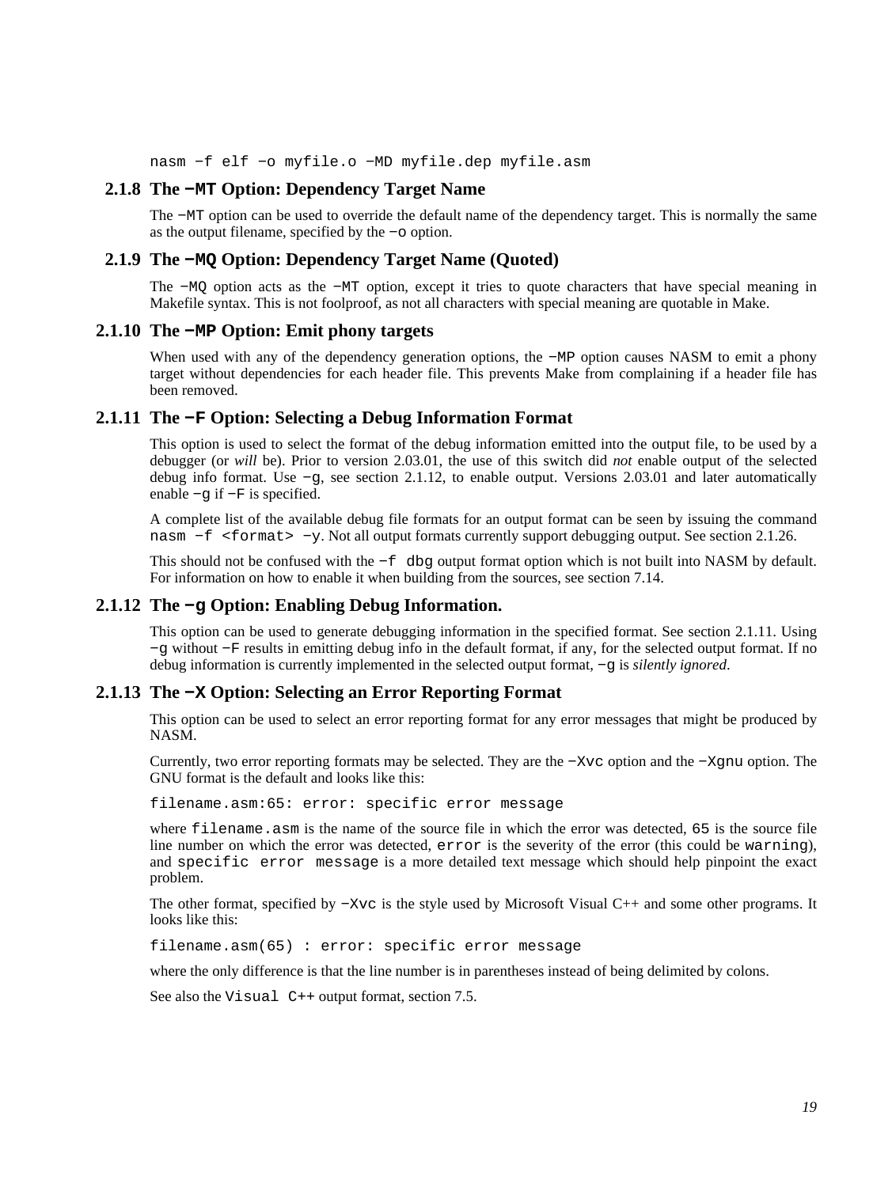```
nasm -f elf -o myfile.o -MD myfile.dep myfile.asm
```

### 2.1.8 The `-MT` Option: Dependency Target Name

The `-MT` option can be used to override the default name of the dependency target. This is normally the same as the output filename, specified by the `-o` option.

### 2.1.9 The `-MQ` Option: Dependency Target Name (Quoted)

The `-MQ` option acts as the `-MT` option, except it tries to quote characters that have special meaning in Makefile syntax. This is not foolproof, as not all characters with special meaning are quotable in Make.

### 2.1.10 The `-MP` Option: Emit phony targets

When used with any of the dependency generation options, the `-MP` option causes NASM to emit a phony target without dependencies for each header file. This prevents Make from complaining if a header file has been removed.

### 2.1.11 The `-F` Option: Selecting a Debug Information Format

This option is used to select the format of the debug information emitted into the output file, to be used by a debugger (or *will* be). Prior to version 2.03.01, the use of this switch did *not* enable output of the selected debug info format. Use `-g`, see section 2.1.12, to enable output. Versions 2.03.01 and later automatically enable `-g` if `-F` is specified.

A complete list of the available debug file formats for an output format can be seen by issuing the command `nasm -f <format> -y`. Not all output formats currently support debugging output. See section 2.1.26.

This should not be confused with the `-f dbg` output format option which is not built into NASM by default. For information on how to enable it when building from the sources, see section 7.14.

### 2.1.12 The `-g` Option: Enabling Debug Information.

This option can be used to generate debugging information in the specified format. See section 2.1.11. Using `-g` without `-F` results in emitting debug info in the default format, if any, for the selected output format. If no debug information is currently implemented in the selected output format, `-g` is *silently ignored*.

### 2.1.13 The `-X` Option: Selecting an Error Reporting Format

This option can be used to select an error reporting format for any error messages that might be produced by NASM.

Currently, two error reporting formats may be selected. They are the `-Xvc` option and the `-Xgnu` option. The GNU format is the default and looks like this:

```
filename.asm:65: error: specific error message
```

where `filename.asm` is the name of the source file in which the error was detected, `65` is the source file line number on which the error was detected, `error` is the severity of the error (this could be `warning`), and `specific error message` is a more detailed text message which should help pinpoint the exact problem.

The other format, specified by `-Xvc` is the style used by Microsoft Visual C++ and some other programs. It looks like this:

```
filename.asm(65) : error: specific error message
```

where the only difference is that the line number is in parentheses instead of being delimited by colons.

See also the `Visual C++` output format, section 7.5.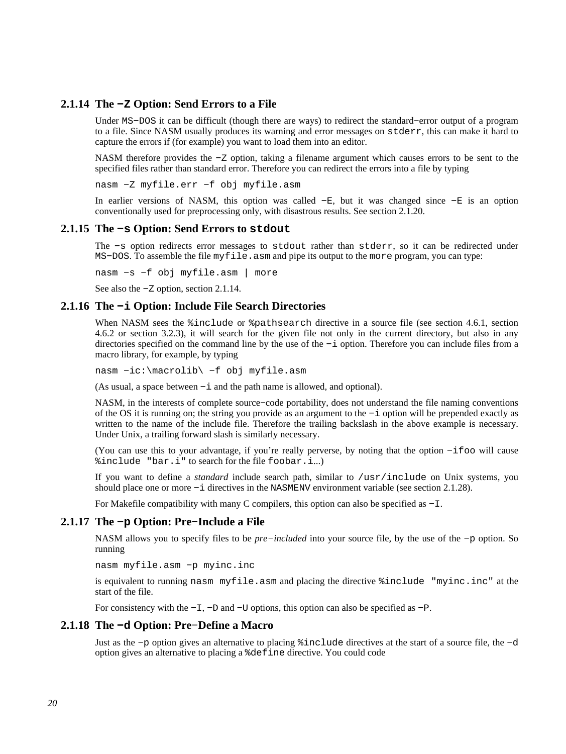### 2.1.14 The `−Z` Option: Send Errors to a File

Under `MS−DOS` it can be difficult (though there are ways) to redirect the standard−error output of a program to a file. Since NASM usually produces its warning and error messages on `stderr`, this can make it hard to capture the errors if (for example) you want to load them into an editor.

NASM therefore provides the `−Z` option, taking a filename argument which causes errors to be sent to the specified files rather than standard error. Therefore you can redirect the errors into a file by typing

```
nasm −Z myfile.err −f obj myfile.asm
```

In earlier versions of NASM, this option was called `−E`, but it was changed since `−E` is an option conventionally used for preprocessing only, with disastrous results. See section 2.1.20.

### 2.1.15 The `−s` Option: Send Errors to `stdout`

The `−s` option redirects error messages to `stdout` rather than `stderr`, so it can be redirected under `MS−DOS`. To assemble the file `myfile.asm` and pipe its output to the `more` program, you can type:

```
nasm −s −f obj myfile.asm | more
```

See also the `−Z` option, section 2.1.14.

### 2.1.16 The `−i` Option: Include File Search Directories

When NASM sees the `%include` or `%pathsearch` directive in a source file (see section 4.6.1, section 4.6.2 or section 3.2.3), it will search for the given file not only in the current directory, but also in any directories specified on the command line by the use of the `−i` option. Therefore you can include files from a macro library, for example, by typing

```
nasm −ic:\macrolib\ −f obj myfile.asm
```

(As usual, a space between `−i` and the path name is allowed, and optional).

NASM, in the interests of complete source−code portability, does not understand the file naming conventions of the OS it is running on; the string you provide as an argument to the `−i` option will be prepended exactly as written to the name of the include file. Therefore the trailing backslash in the above example is necessary. Under Unix, a trailing forward slash is similarly necessary.

(You can use this to your advantage, if you're really perverse, by noting that the option `−ifoo` will cause `%include "bar.i"` to search for the file `foobar.i`...)

If you want to define a *standard* include search path, similar to `/usr/include` on Unix systems, you should place one or more `−i` directives in the `NASMENV` environment variable (see section 2.1.28).

For Makefile compatibility with many C compilers, this option can also be specified as `−I`.

### 2.1.17 The `−p` Option: Pre−Include a File

NASM allows you to specify files to be *pre−included* into your source file, by the use of the `−p` option. So running

```
nasm myfile.asm −p myinc.inc
```

is equivalent to running `nasm myfile.asm` and placing the directive `%include "myinc.inc"` at the start of the file.

For consistency with the `−I`, `−D` and `−U` options, this option can also be specified as `−P`.

### 2.1.18 The `−d` Option: Pre−Define a Macro

Just as the `−p` option gives an alternative to placing `%include` directives at the start of a source file, the `−d` option gives an alternative to placing a `%define` directive. You could code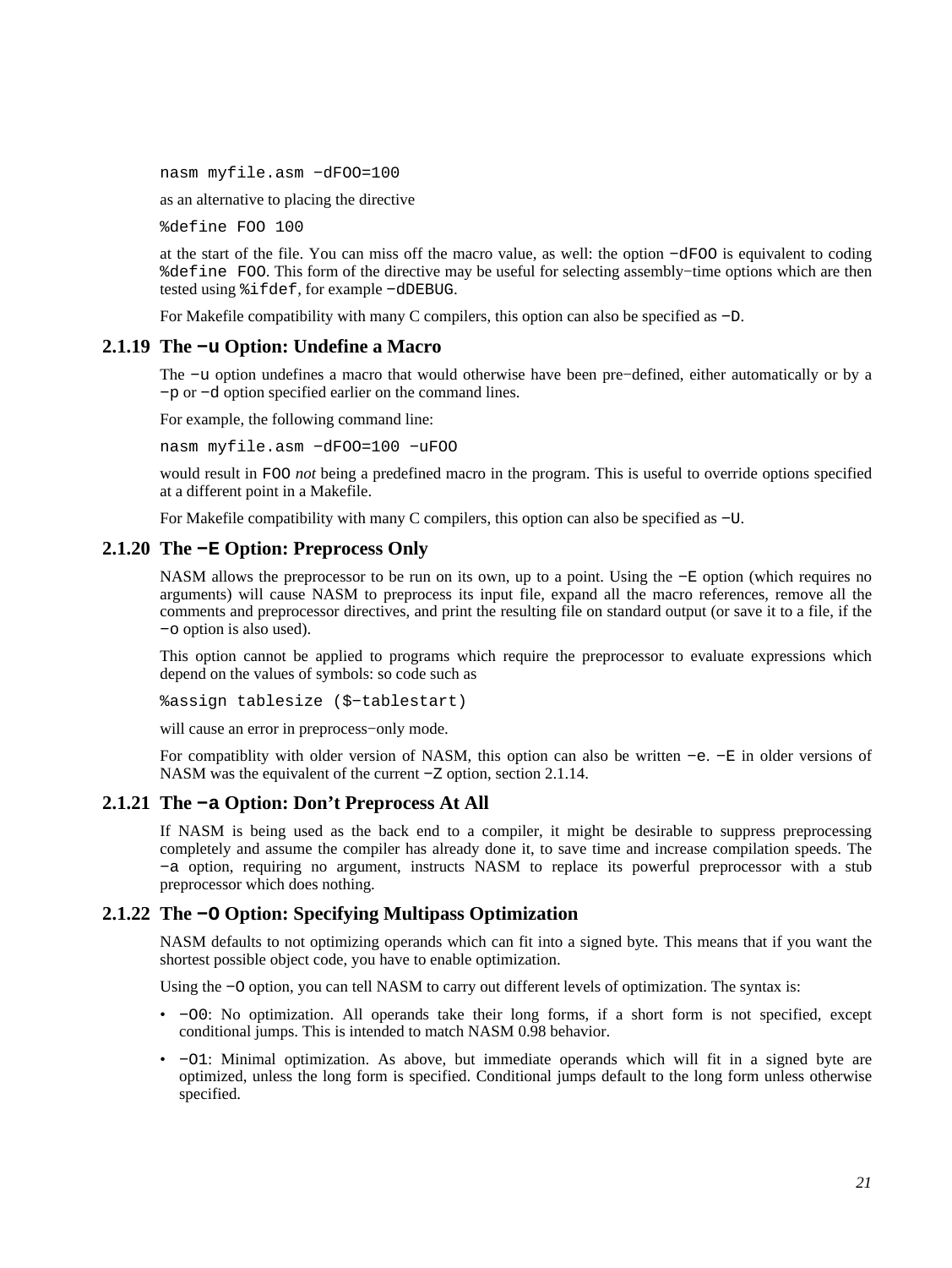```
nasm myfile.asm -dFOO=100
```

as an alternative to placing the directive

```
%define FOO 100
```

at the start of the file. You can miss off the macro value, as well: the option `-dFOO` is equivalent to coding `%define FOO`. This form of the directive may be useful for selecting assembly-time options which are then tested using `%ifdef`, for example `-dDEBUG`.

For Makefile compatibility with many C compilers, this option can also be specified as `-D`.

### 2.1.19 The `-u` Option: Undefine a Macro

The `-u` option undefines a macro that would otherwise have been pre-defined, either automatically or by a `-p` or `-d` option specified earlier on the command lines.

For example, the following command line:

```
nasm myfile.asm -dFOO=100 -uFOO
```

would result in `FOO` *not* being a predefined macro in the program. This is useful to override options specified at a different point in a Makefile.

For Makefile compatibility with many C compilers, this option can also be specified as `-U`.

### 2.1.20 The `-E` Option: Preprocess Only

NASM allows the preprocessor to be run on its own, up to a point. Using the `-E` option (which requires no arguments) will cause NASM to preprocess its input file, expand all the macro references, remove all the comments and preprocessor directives, and print the resulting file on standard output (or save it to a file, if the `-o` option is also used).

This option cannot be applied to programs which require the preprocessor to evaluate expressions which depend on the values of symbols: so code such as

```
%assign tablesize ($-tablestart)
```

will cause an error in preprocess-only mode.

For compatiblity with older version of NASM, this option can also be written `-e`. `-E` in older versions of NASM was the equivalent of the current `-Z` option, section 2.1.14.

### 2.1.21 The `-a` Option: Don't Preprocess At All

If NASM is being used as the back end to a compiler, it might be desirable to suppress preprocessing completely and assume the compiler has already done it, to save time and increase compilation speeds. The `-a` option, requiring no argument, instructs NASM to replace its powerful preprocessor with a stub preprocessor which does nothing.

### 2.1.22 The `-O` Option: Specifying Multipass Optimization

NASM defaults to not optimizing operands which can fit into a signed byte. This means that if you want the shortest possible object code, you have to enable optimization.

Using the `-O` option, you can tell NASM to carry out different levels of optimization. The syntax is:

- `-O0`: No optimization. All operands take their long forms, if a short form is not specified, except conditional jumps. This is intended to match NASM 0.98 behavior.
- `-O1`: Minimal optimization. As above, but immediate operands which will fit in a signed byte are optimized, unless the long form is specified. Conditional jumps default to the long form unless otherwise specified.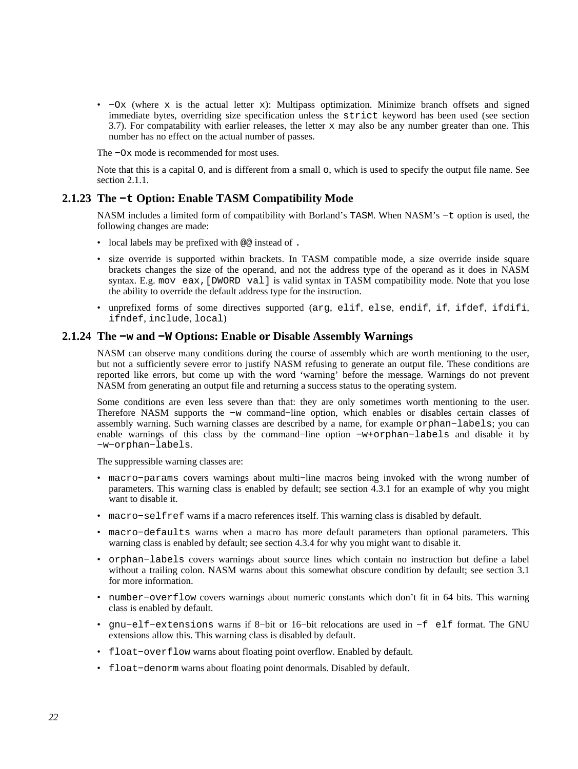- `−Ox` (where `x` is the actual letter `x`): Multipass optimization. Minimize branch offsets and signed immediate bytes, overriding size specification unless the `strict` keyword has been used (see section 3.7). For compatability with earlier releases, the letter `x` may also be any number greater than one. This number has no effect on the actual number of passes.

The `−Ox` mode is recommended for most uses.

Note that this is a capital `O`, and is different from a small `o`, which is used to specify the output file name. See section 2.1.1.

### 2.1.23 The `−t` Option: Enable TASM Compatibility Mode

NASM includes a limited form of compatibility with Borland's `TASM`. When NASM's `−t` option is used, the following changes are made:

- local labels may be prefixed with `@@` instead of `.`
- size override is supported within brackets. In TASM compatible mode, a size override inside square brackets changes the size of the operand, and not the address type of the operand as it does in NASM syntax. E.g. `mov eax,[DWORD val]` is valid syntax in TASM compatibility mode. Note that you lose the ability to override the default address type for the instruction.
- unprefixed forms of some directives supported (`arg`, `elif`, `else`, `endif`, `if`, `ifdef`, `ifdifi`, `ifndef`, `include`, `local`)

### 2.1.24 The `−w` and `−W` Options: Enable or Disable Assembly Warnings

NASM can observe many conditions during the course of assembly which are worth mentioning to the user, but not a sufficiently severe error to justify NASM refusing to generate an output file. These conditions are reported like errors, but come up with the word 'warning' before the message. Warnings do not prevent NASM from generating an output file and returning a success status to the operating system.

Some conditions are even less severe than that: they are only sometimes worth mentioning to the user. Therefore NASM supports the `−w` command−line option, which enables or disables certain classes of assembly warning. Such warning classes are described by a name, for example `orphan−labels`; you can enable warnings of this class by the command−line option `−w+orphan−labels` and disable it by `−w−orphan−labels`.

The suppressible warning classes are:

- `macro−params` covers warnings about multi−line macros being invoked with the wrong number of parameters. This warning class is enabled by default; see section 4.3.1 for an example of why you might want to disable it.
- `macro−selfref` warns if a macro references itself. This warning class is disabled by default.
- `macro−defaults` warns when a macro has more default parameters than optional parameters. This warning class is enabled by default; see section 4.3.4 for why you might want to disable it.
- `orphan−labels` covers warnings about source lines which contain no instruction but define a label without a trailing colon. NASM warns about this somewhat obscure condition by default; see section 3.1 for more information.
- `number−overflow` covers warnings about numeric constants which don't fit in 64 bits. This warning class is enabled by default.
- `gnu−elf−extensions` warns if 8−bit or 16−bit relocations are used in `−f elf` format. The GNU extensions allow this. This warning class is disabled by default.
- `float−overflow` warns about floating point overflow. Enabled by default.
- `float−denorm` warns about floating point denormals. Disabled by default.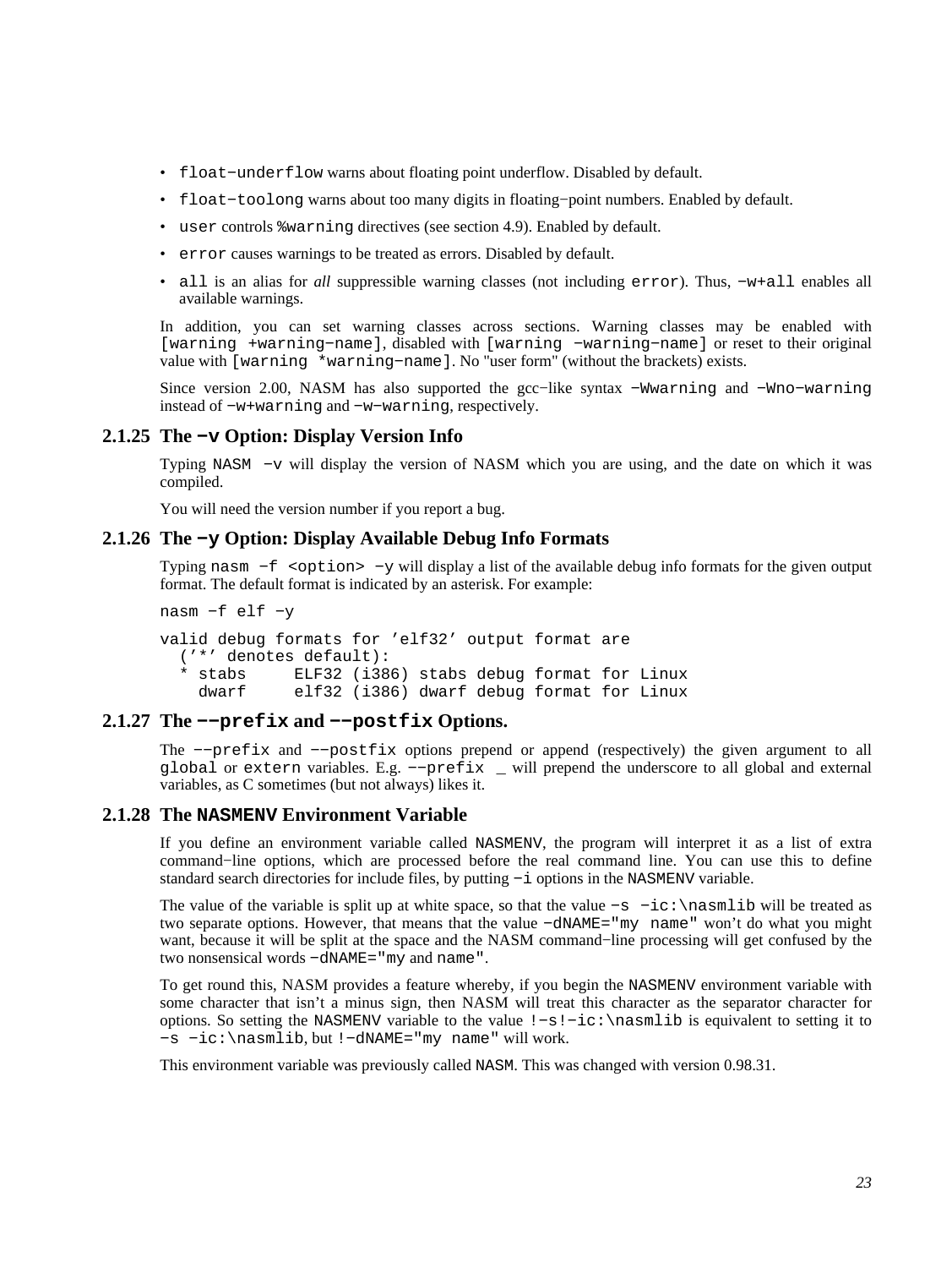- `float−underflow` warns about floating point underflow. Disabled by default.
- `float−toolong` warns about too many digits in floating−point numbers. Enabled by default.
- `user` controls `%warning` directives (see section 4.9). Enabled by default.
- `error` causes warnings to be treated as errors. Disabled by default.
- `all` is an alias for *all* suppressible warning classes (not including `error`). Thus, `−w+all` enables all available warnings.

In addition, you can set warning classes across sections. Warning classes may be enabled with `[warning +warning−name]`, disabled with `[warning −warning−name]` or reset to their original value with `[warning *warning−name]`. No "user form" (without the brackets) exists.

Since version 2.00, NASM has also supported the gcc−like syntax `−Wwarning` and `−Wno−warning` instead of `−w+warning` and `−w−warning`, respectively.

### 2.1.25 The `−v` Option: Display Version Info

Typing `NASM −v` will display the version of NASM which you are using, and the date on which it was compiled.

You will need the version number if you report a bug.

### 2.1.26 The `−y` Option: Display Available Debug Info Formats

Typing `nasm −f <option> −y` will display a list of the available debug info formats for the given output format. The default format is indicated by an asterisk. For example:

```
nasm −f elf −y

valid debug formats for 'elf32' output format are
  ('*' denotes default):
  * stabs     ELF32 (i386) stabs debug format for Linux
    dwarf     elf32 (i386) dwarf debug format for Linux
```

### 2.1.27 The `−−prefix` and `−−postfix` Options.

The `−−prefix` and `−−postfix` options prepend or append (respectively) the given argument to all `global` or `extern` variables. E.g. `−−prefix _` will prepend the underscore to all global and external variables, as C sometimes (but not always) likes it.

### 2.1.28 The `NASMENV` Environment Variable

If you define an environment variable called `NASMENV`, the program will interpret it as a list of extra command−line options, which are processed before the real command line. You can use this to define standard search directories for include files, by putting `−i` options in the `NASMENV` variable.

The value of the variable is split up at white space, so that the value `−s −ic:\nasmlib` will be treated as two separate options. However, that means that the value `−dNAME="my name"` won't do what you might want, because it will be split at the space and the NASM command−line processing will get confused by the two nonsensical words `−dNAME="my` and `name"`.

To get round this, NASM provides a feature whereby, if you begin the `NASMENV` environment variable with some character that isn't a minus sign, then NASM will treat this character as the separator character for options. So setting the `NASMENV` variable to the value `!−s!−ic:\nasmlib` is equivalent to setting it to `−s −ic:\nasmlib`, but `!−dNAME="my name"` will work.

This environment variable was previously called `NASM`. This was changed with version 0.98.31.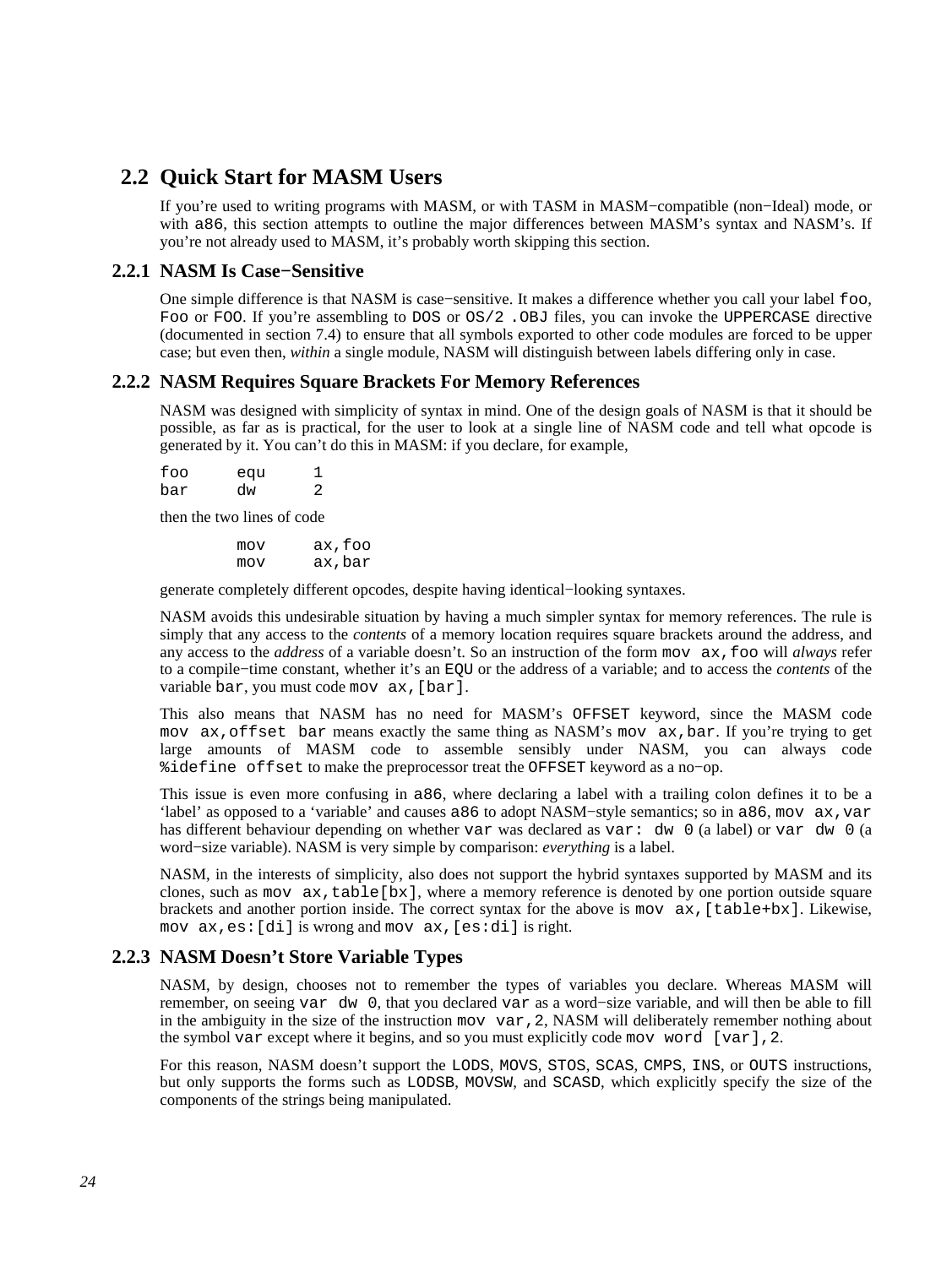## 2.2 Quick Start for MASM Users

If you're used to writing programs with MASM, or with TASM in MASM−compatible (non−Ideal) mode, or with `a86`, this section attempts to outline the major differences between MASM's syntax and NASM's. If you're not already used to MASM, it's probably worth skipping this section.

### 2.2.1 NASM Is Case−Sensitive

One simple difference is that NASM is case−sensitive. It makes a difference whether you call your label `foo`, `Foo` or `FOO`. If you're assembling to `DOS` or `OS/2 .OBJ` files, you can invoke the `UPPERCASE` directive (documented in section 7.4) to ensure that all symbols exported to other code modules are forced to be upper case; but even then, *within* a single module, NASM will distinguish between labels differing only in case.

### 2.2.2 NASM Requires Square Brackets For Memory References

NASM was designed with simplicity of syntax in mind. One of the design goals of NASM is that it should be possible, as far as is practical, for the user to look at a single line of NASM code and tell what opcode is generated by it. You can't do this in MASM: if you declare, for example,

```
foo     equ     1
bar     dw      2
```

then the two lines of code

```
        mov     ax,foo
        mov     ax,bar
```

generate completely different opcodes, despite having identical−looking syntaxes.

NASM avoids this undesirable situation by having a much simpler syntax for memory references. The rule is simply that any access to the *contents* of a memory location requires square brackets around the address, and any access to the *address* of a variable doesn't. So an instruction of the form `mov ax,foo` will *always* refer to a compile−time constant, whether it's an `EQU` or the address of a variable; and to access the *contents* of the variable `bar`, you must code `mov ax,[bar]`.

This also means that NASM has no need for MASM's `OFFSET` keyword, since the MASM code `mov ax,offset bar` means exactly the same thing as NASM's `mov ax,bar`. If you're trying to get large amounts of MASM code to assemble sensibly under NASM, you can always code `%idefine offset` to make the preprocessor treat the `OFFSET` keyword as a no−op.

This issue is even more confusing in `a86`, where declaring a label with a trailing colon defines it to be a 'label' as opposed to a 'variable' and causes `a86` to adopt NASM−style semantics; so in `a86`, `mov ax,var` has different behaviour depending on whether `var` was declared as `var: dw 0` (a label) or `var dw 0` (a word−size variable). NASM is very simple by comparison: *everything* is a label.

NASM, in the interests of simplicity, also does not support the hybrid syntaxes supported by MASM and its clones, such as `mov ax,table[bx]`, where a memory reference is denoted by one portion outside square brackets and another portion inside. The correct syntax for the above is `mov ax,[table+bx]`. Likewise, `mov ax,es:[di]` is wrong and `mov ax,[es:di]` is right.

### 2.2.3 NASM Doesn't Store Variable Types

NASM, by design, chooses not to remember the types of variables you declare. Whereas MASM will remember, on seeing `var dw 0`, that you declared `var` as a word−size variable, and will then be able to fill in the ambiguity in the size of the instruction `mov var,2`, NASM will deliberately remember nothing about the symbol `var` except where it begins, and so you must explicitly code `mov word [var],2`.

For this reason, NASM doesn't support the `LODS`, `MOVS`, `STOS`, `SCAS`, `CMPS`, `INS`, or `OUTS` instructions, but only supports the forms such as `LODSB`, `MOVSW`, and `SCASD`, which explicitly specify the size of the components of the strings being manipulated.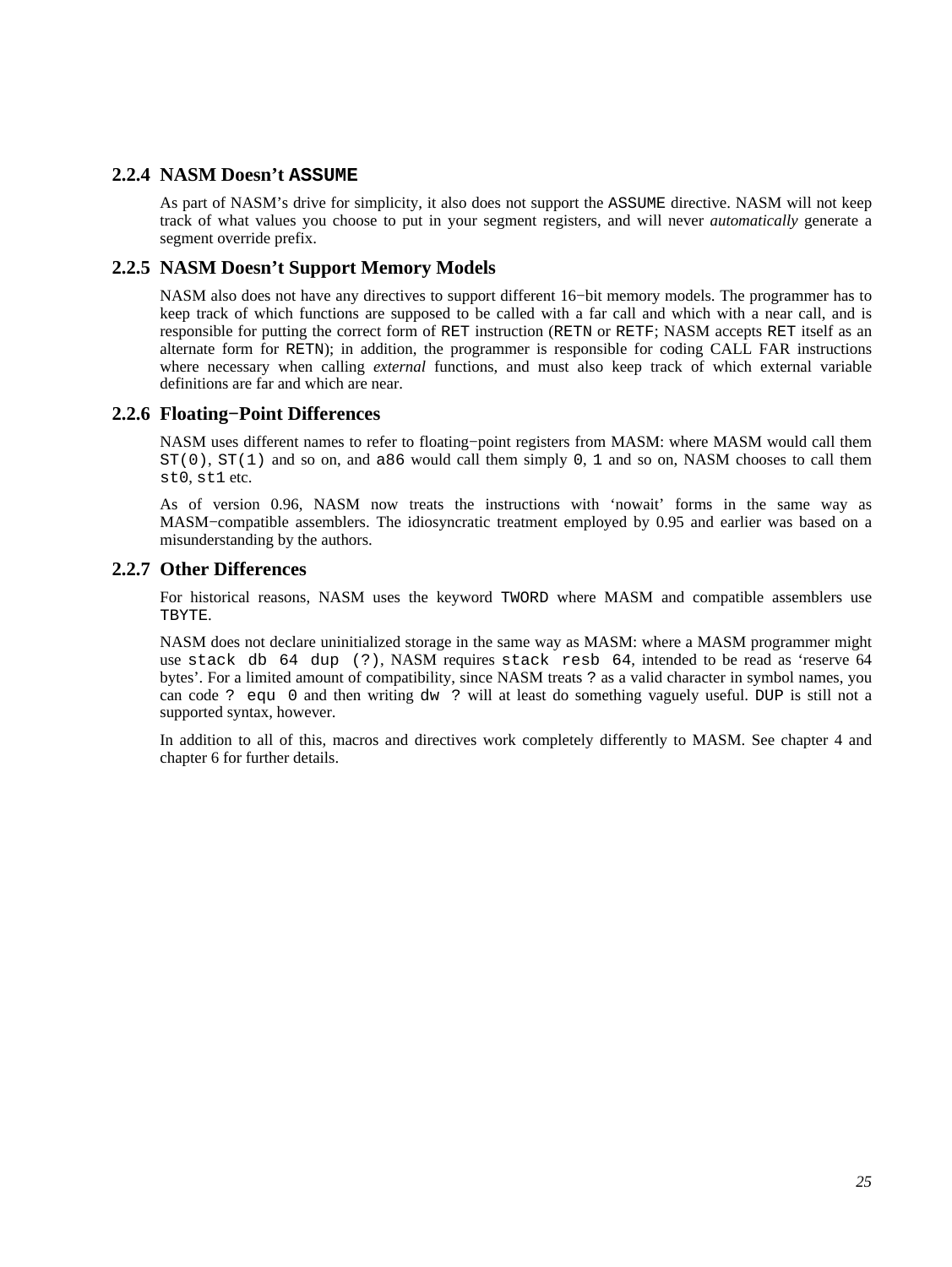### 2.2.4 NASM Doesn't `ASSUME`

As part of NASM's drive for simplicity, it also does not support the `ASSUME` directive. NASM will not keep track of what values you choose to put in your segment registers, and will never *automatically* generate a segment override prefix.

### 2.2.5 NASM Doesn't Support Memory Models

NASM also does not have any directives to support different 16−bit memory models. The programmer has to keep track of which functions are supposed to be called with a far call and which with a near call, and is responsible for putting the correct form of `RET` instruction (`RETN` or `RETF`; NASM accepts `RET` itself as an alternate form for `RETN`); in addition, the programmer is responsible for coding CALL FAR instructions where necessary when calling *external* functions, and must also keep track of which external variable definitions are far and which are near.

### 2.2.6 Floating−Point Differences

NASM uses different names to refer to floating−point registers from MASM: where MASM would call them `ST(0)`, `ST(1)` and so on, and `a86` would call them simply `0`, `1` and so on, NASM chooses to call them `st0`, `st1` etc.

As of version 0.96, NASM now treats the instructions with 'nowait' forms in the same way as MASM−compatible assemblers. The idiosyncratic treatment employed by 0.95 and earlier was based on a misunderstanding by the authors.

### 2.2.7 Other Differences

For historical reasons, NASM uses the keyword `TWORD` where MASM and compatible assemblers use `TBYTE`.

NASM does not declare uninitialized storage in the same way as MASM: where a MASM programmer might use `stack db 64 dup (?)`, NASM requires `stack resb 64`, intended to be read as 'reserve 64 bytes'. For a limited amount of compatibility, since NASM treats `?` as a valid character in symbol names, you can code `? equ 0` and then writing `dw ?` will at least do something vaguely useful. `DUP` is still not a supported syntax, however.

In addition to all of this, macros and directives work completely differently to MASM. See chapter 4 and chapter 6 for further details.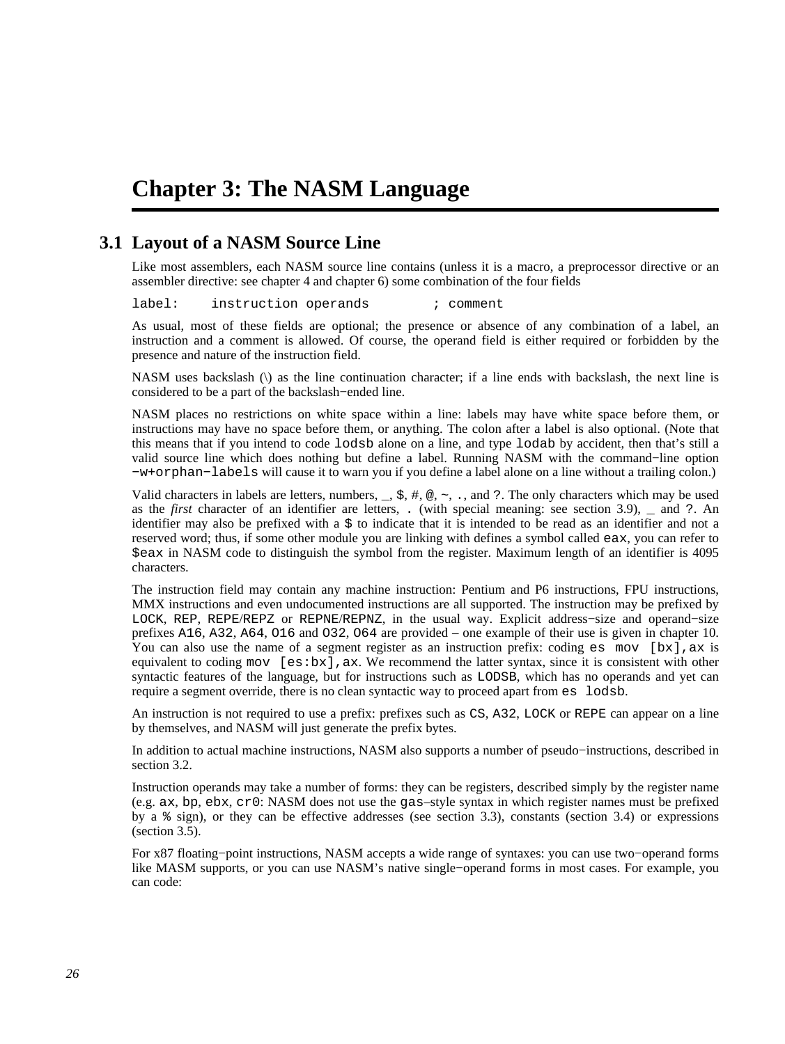# Chapter 3: The NASM Language

## 3.1 Layout of a NASM Source Line

Like most assemblers, each NASM source line contains (unless it is a macro, a preprocessor directive or an assembler directive: see chapter 4 and chapter 6) some combination of the four fields

```
label:    instruction operands        ; comment
```

As usual, most of these fields are optional; the presence or absence of any combination of a label, an instruction and a comment is allowed. Of course, the operand field is either required or forbidden by the presence and nature of the instruction field.

NASM uses backslash (\) as the line continuation character; if a line ends with backslash, the next line is considered to be a part of the backslash−ended line.

NASM places no restrictions on white space within a line: labels may have white space before them, or instructions may have no space before them, or anything. The colon after a label is also optional. (Note that this means that if you intend to code `lodsb` alone on a line, and type `lodab` by accident, then that's still a valid source line which does nothing but define a label. Running NASM with the command−line option `−w+orphan−labels` will cause it to warn you if you define a label alone on a line without a trailing colon.)

Valid characters in labels are letters, numbers, `_`, `$`, `#`, `@`, `~`, `.`, and `?`. The only characters which may be used as the *first* character of an identifier are letters, `.` (with special meaning: see section 3.9), `_` and `?`. An identifier may also be prefixed with a `$` to indicate that it is intended to be read as an identifier and not a reserved word; thus, if some other module you are linking with defines a symbol called `eax`, you can refer to `$eax` in NASM code to distinguish the symbol from the register. Maximum length of an identifier is 4095 characters.

The instruction field may contain any machine instruction: Pentium and P6 instructions, FPU instructions, MMX instructions and even undocumented instructions are all supported. The instruction may be prefixed by `LOCK`, `REP`, `REPE`/`REPZ` or `REPNE`/`REPNZ`, in the usual way. Explicit address−size and operand−size prefixes `A16`, `A32`, `A64`, `O16` and `O32`, `O64` are provided – one example of their use is given in chapter 10. You can also use the name of a segment register as an instruction prefix: coding `es mov [bx],ax` is equivalent to coding `mov [es:bx],ax`. We recommend the latter syntax, since it is consistent with other syntactic features of the language, but for instructions such as `LODSB`, which has no operands and yet can require a segment override, there is no clean syntactic way to proceed apart from `es lodsb`.

An instruction is not required to use a prefix: prefixes such as `CS`, `A32`, `LOCK` or `REPE` can appear on a line by themselves, and NASM will just generate the prefix bytes.

In addition to actual machine instructions, NASM also supports a number of pseudo−instructions, described in section 3.2.

Instruction operands may take a number of forms: they can be registers, described simply by the register name (e.g. `ax`, `bp`, `ebx`, `cr0`: NASM does not use the `gas`–style syntax in which register names must be prefixed by a `%` sign), or they can be effective addresses (see section 3.3), constants (section 3.4) or expressions (section 3.5).

For x87 floating−point instructions, NASM accepts a wide range of syntaxes: you can use two−operand forms like MASM supports, or you can use NASM's native single−operand forms in most cases. For example, you can code: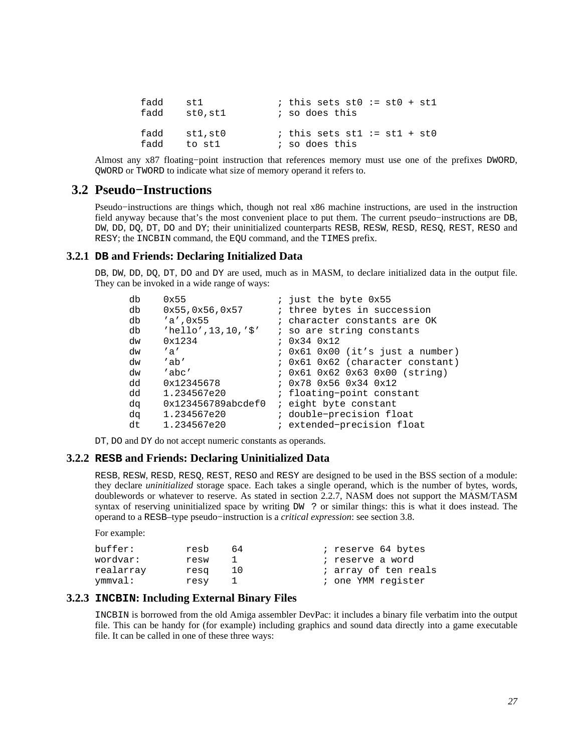```
fadd    st1             ; this sets st0 := st0 + st1
fadd    st0,st1         ; so does this

fadd    st1,st0         ; this sets st1 := st1 + st0
fadd    to st1          ; so does this
```

Almost any x87 floating−point instruction that references memory must use one of the prefixes `DWORD`, `QWORD` or `TWORD` to indicate what size of memory operand it refers to.

## 3.2 Pseudo−Instructions

Pseudo−instructions are things which, though not real x86 machine instructions, are used in the instruction field anyway because that's the most convenient place to put them. The current pseudo−instructions are `DB`, `DW`, `DD`, `DQ`, `DT`, `DO` and `DY`; their uninitialized counterparts `RESB`, `RESW`, `RESD`, `RESQ`, `REST`, `RESO` and `RESY`; the `INCBIN` command, the `EQU` command, and the `TIMES` prefix.

### 3.2.1 `DB` and Friends: Declaring Initialized Data

`DB`, `DW`, `DD`, `DQ`, `DT`, `DO` and `DY` are used, much as in MASM, to declare initialized data in the output file. They can be invoked in a wide range of ways:

```
db    0x55                ; just the byte 0x55
db    0x55,0x56,0x57      ; three bytes in succession
db    'a',0x55            ; character constants are OK
db    'hello',13,10,'$'   ; so are string constants
dw    0x1234              ; 0x34 0x12
dw    'a'                 ; 0x61 0x00 (it's just a number)
dw    'ab'                ; 0x61 0x62 (character constant)
dw    'abc'               ; 0x61 0x62 0x63 0x00 (string)
dd    0x12345678          ; 0x78 0x56 0x34 0x12
dd    1.234567e20         ; floating−point constant
dq    0x123456789abcdef0  ; eight byte constant
dq    1.234567e20         ; double−precision float
dt    1.234567e20         ; extended−precision float
```

`DT`, `DO` and `DY` do not accept numeric constants as operands.

### 3.2.2 `RESB` and Friends: Declaring Uninitialized Data

`RESB`, `RESW`, `RESD`, `RESQ`, `REST`, `RESO` and `RESY` are designed to be used in the BSS section of a module: they declare *uninitialized* storage space. Each takes a single operand, which is the number of bytes, words, doublewords or whatever to reserve. As stated in section 2.2.7, NASM does not support the MASM/TASM syntax of reserving uninitialized space by writing `DW ?` or similar things: this is what it does instead. The operand to a `RESB`–type pseudo−instruction is a *critical expression*: see section 3.8.

For example:

```
buffer:         resb    64              ; reserve 64 bytes
wordvar:        resw    1               ; reserve a word
realarray       resq    10              ; array of ten reals
ymmval:         resy    1               ; one YMM register
```

### 3.2.3 `INCBIN`: Including External Binary Files

`INCBIN` is borrowed from the old Amiga assembler DevPac: it includes a binary file verbatim into the output file. This can be handy for (for example) including graphics and sound data directly into a game executable file. It can be called in one of these three ways: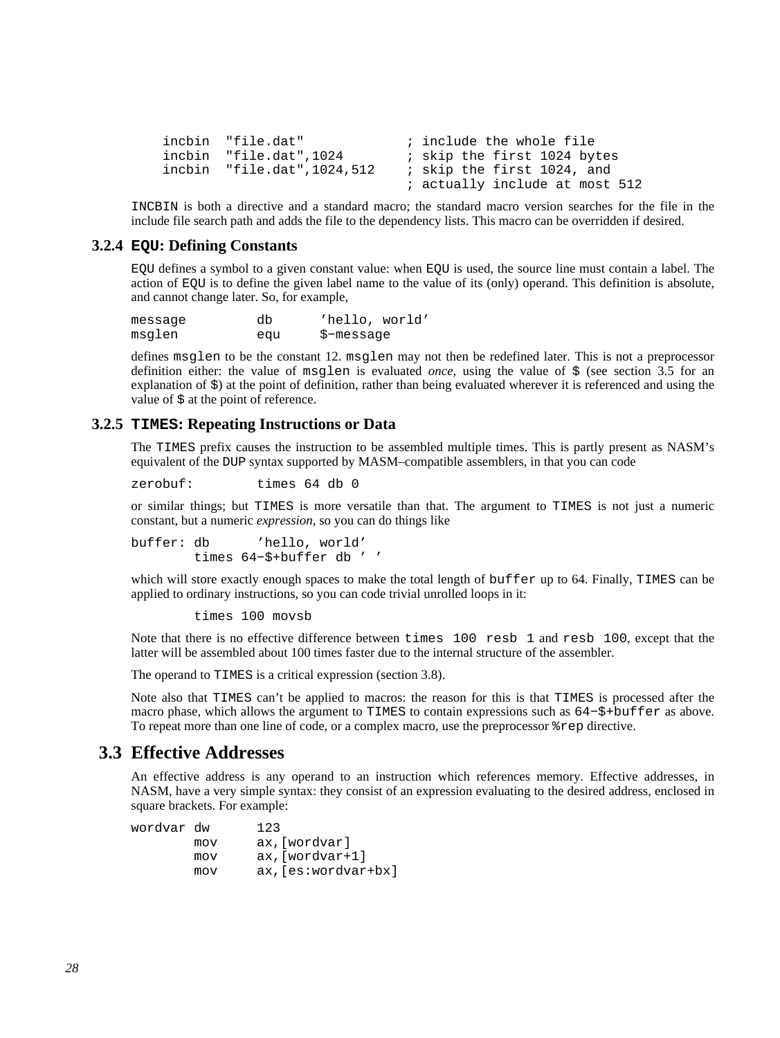```
    incbin  "file.dat"             ; include the whole file
    incbin  "file.dat",1024        ; skip the first 1024 bytes
    incbin  "file.dat",1024,512    ; skip the first 1024, and
                                   ; actually include at most 512
```

`INCBIN` is both a directive and a standard macro; the standard macro version searches for the file in the include file search path and adds the file to the dependency lists. This macro can be overridden if desired.

### 3.2.4 `EQU`: Defining Constants

`EQU` defines a symbol to a given constant value: when `EQU` is used, the source line must contain a label. The action of `EQU` is to define the given label name to the value of its (only) operand. This definition is absolute, and cannot change later. So, for example,

```
message         db      'hello, world'
msglen          equ     $-message
```

defines `msglen` to be the constant 12. `msglen` may not then be redefined later. This is not a preprocessor definition either: the value of `msglen` is evaluated *once*, using the value of `$` (see section 3.5 for an explanation of `$`) at the point of definition, rather than being evaluated wherever it is referenced and using the value of `$` at the point of reference.

### 3.2.5 `TIMES`: Repeating Instructions or Data

The `TIMES` prefix causes the instruction to be assembled multiple times. This is partly present as NASM's equivalent of the `DUP` syntax supported by MASM–compatible assemblers, in that you can code

```
zerobuf:        times 64 db 0
```

or similar things; but `TIMES` is more versatile than that. The argument to `TIMES` is not just a numeric constant, but a numeric *expression*, so you can do things like

```
buffer: db      'hello, world'
        times 64-$+buffer db ' '
```

which will store exactly enough spaces to make the total length of `buffer` up to 64. Finally, `TIMES` can be applied to ordinary instructions, so you can code trivial unrolled loops in it:

```
        times 100 movsb
```

Note that there is no effective difference between `times 100 resb 1` and `resb 100`, except that the latter will be assembled about 100 times faster due to the internal structure of the assembler.

The operand to `TIMES` is a critical expression (section 3.8).

Note also that `TIMES` can't be applied to macros: the reason for this is that `TIMES` is processed after the macro phase, which allows the argument to `TIMES` to contain expressions such as `64-$+buffer` as above. To repeat more than one line of code, or a complex macro, use the preprocessor `%rep` directive.

## 3.3 Effective Addresses

An effective address is any operand to an instruction which references memory. Effective addresses, in NASM, have a very simple syntax: they consist of an expression evaluating to the desired address, enclosed in square brackets. For example:

```
wordvar dw      123
        mov     ax,[wordvar]
        mov     ax,[wordvar+1]
        mov     ax,[es:wordvar+bx]
```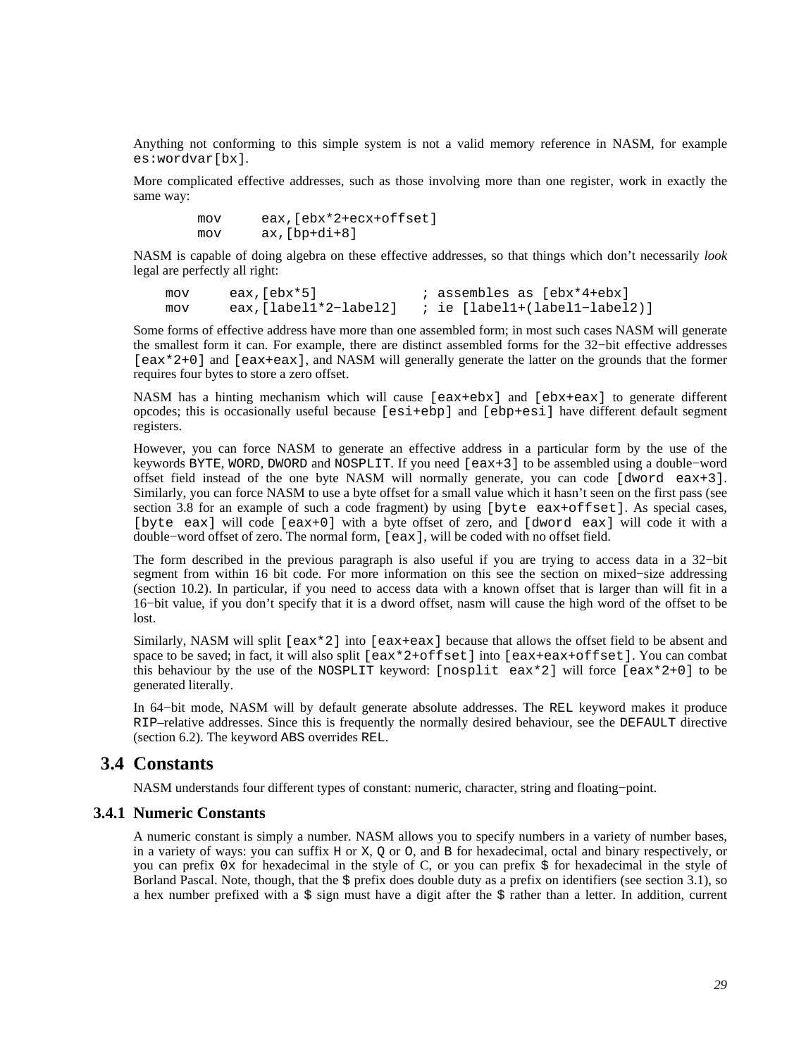Anything not conforming to this simple system is not a valid memory reference in NASM, for example `es:wordvar[bx]`.

More complicated effective addresses, such as those involving more than one register, work in exactly the same way:

```
        mov     eax,[ebx*2+ecx+offset]
        mov     ax,[bp+di+8]
```

NASM is capable of doing algebra on these effective addresses, so that things which don't necessarily *look* legal are perfectly all right:

```
    mov     eax,[ebx*5]             ; assembles as [ebx*4+ebx]
    mov     eax,[label1*2-label2]   ; ie [label1+(label1-label2)]
```

Some forms of effective address have more than one assembled form; in most such cases NASM will generate the smallest form it can. For example, there are distinct assembled forms for the 32−bit effective addresses `[eax*2+0]` and `[eax+eax]`, and NASM will generally generate the latter on the grounds that the former requires four bytes to store a zero offset.

NASM has a hinting mechanism which will cause `[eax+ebx]` and `[ebx+eax]` to generate different opcodes; this is occasionally useful because `[esi+ebp]` and `[ebp+esi]` have different default segment registers.

However, you can force NASM to generate an effective address in a particular form by the use of the keywords `BYTE`, `WORD`, `DWORD` and `NOSPLIT`. If you need `[eax+3]` to be assembled using a double−word offset field instead of the one byte NASM will normally generate, you can code `[dword eax+3]`. Similarly, you can force NASM to use a byte offset for a small value which it hasn't seen on the first pass (see section 3.8 for an example of such a code fragment) by using `[byte eax+offset]`. As special cases, `[byte eax]` will code `[eax+0]` with a byte offset of zero, and `[dword eax]` will code it with a double−word offset of zero. The normal form, `[eax]`, will be coded with no offset field.

The form described in the previous paragraph is also useful if you are trying to access data in a 32−bit segment from within 16 bit code. For more information on this see the section on mixed−size addressing (section 10.2). In particular, if you need to access data with a known offset that is larger than will fit in a 16−bit value, if you don't specify that it is a dword offset, nasm will cause the high word of the offset to be lost.

Similarly, NASM will split `[eax*2]` into `[eax+eax]` because that allows the offset field to be absent and space to be saved; in fact, it will also split `[eax*2+offset]` into `[eax+eax+offset]`. You can combat this behaviour by the use of the `NOSPLIT` keyword: `[nosplit eax*2]` will force `[eax*2+0]` to be generated literally.

In 64−bit mode, NASM will by default generate absolute addresses. The `REL` keyword makes it produce `RIP`–relative addresses. Since this is frequently the normally desired behaviour, see the `DEFAULT` directive (section 6.2). The keyword `ABS` overrides `REL`.

## 3.4 Constants

NASM understands four different types of constant: numeric, character, string and floating−point.

### 3.4.1 Numeric Constants

A numeric constant is simply a number. NASM allows you to specify numbers in a variety of number bases, in a variety of ways: you can suffix `H` or `X`, `Q` or `O`, and `B` for hexadecimal, octal and binary respectively, or you can prefix `0x` for hexadecimal in the style of C, or you can prefix `$` for hexadecimal in the style of Borland Pascal. Note, though, that the `$` prefix does double duty as a prefix on identifiers (see section 3.1), so a hex number prefixed with a `$` sign must have a digit after the `$` rather than a letter. In addition, current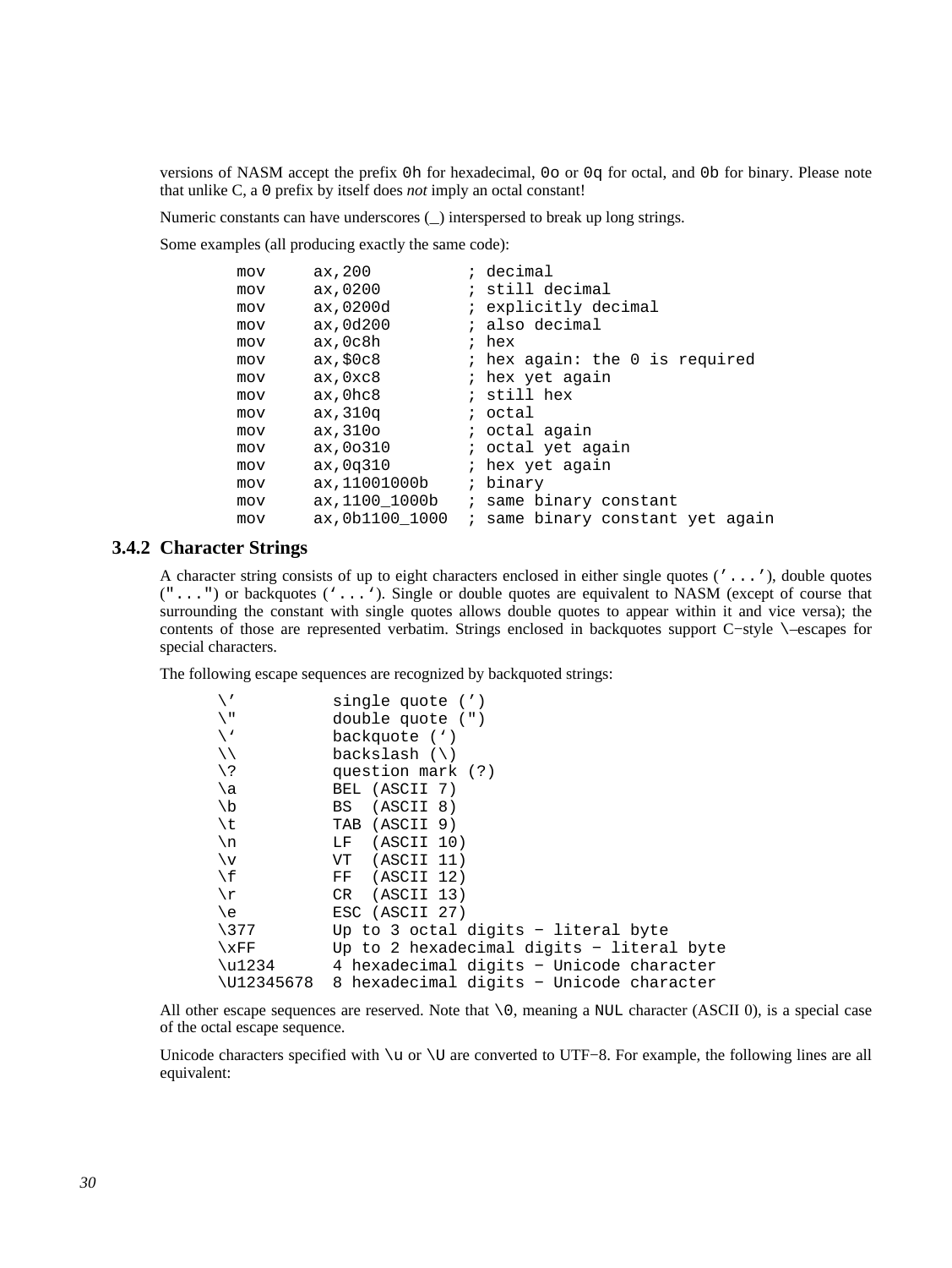versions of NASM accept the prefix `0h` for hexadecimal, `0o` or `0q` for octal, and `0b` for binary. Please note that unlike C, a `0` prefix by itself does *not* imply an octal constant!

Numeric constants can have underscores (_) interspersed to break up long strings.

Some examples (all producing exactly the same code):

```
        mov     ax,200          ; decimal
        mov     ax,0200         ; still decimal
        mov     ax,0200d        ; explicitly decimal
        mov     ax,0d200        ; also decimal
        mov     ax,0c8h         ; hex
        mov     ax,$0c8         ; hex again: the 0 is required
        mov     ax,0xc8         ; hex yet again
        mov     ax,0hc8         ; still hex
        mov     ax,310q         ; octal
        mov     ax,310o         ; octal again
        mov     ax,0o310        ; octal yet again
        mov     ax,0q310        ; hex yet again
        mov     ax,11001000b    ; binary
        mov     ax,1100_1000b   ; same binary constant
        mov     ax,0b1100_1000  ; same binary constant yet again
```

### 3.4.2 Character Strings

A character string consists of up to eight characters enclosed in either single quotes (`'...'`), double quotes (`"..."`) or backquotes (`` `...` ``). Single or double quotes are equivalent to NASM (except of course that surrounding the constant with single quotes allows double quotes to appear within it and vice versa); the contents of those are represented verbatim. Strings enclosed in backquotes support C−style `\`–escapes for special characters.

The following escape sequences are recognized by backquoted strings:

```
      \'          single quote (')
      \"          double quote (")
      \`          backquote (`)
      \\          backslash (\)
      \?          question mark (?)
      \a          BEL (ASCII 7)
      \b          BS  (ASCII 8)
      \t          TAB (ASCII 9)
      \n          LF  (ASCII 10)
      \v          VT  (ASCII 11)
      \f          FF  (ASCII 12)
      \r          CR  (ASCII 13)
      \e          ESC (ASCII 27)
      \377        Up to 3 octal digits − literal byte
      \xFF        Up to 2 hexadecimal digits − literal byte
      \u1234      4 hexadecimal digits − Unicode character
      \U12345678  8 hexadecimal digits − Unicode character
```

All other escape sequences are reserved. Note that `\0`, meaning a `NUL` character (ASCII 0), is a special case of the octal escape sequence.

Unicode characters specified with `\u` or `\U` are converted to UTF−8. For example, the following lines are all equivalent: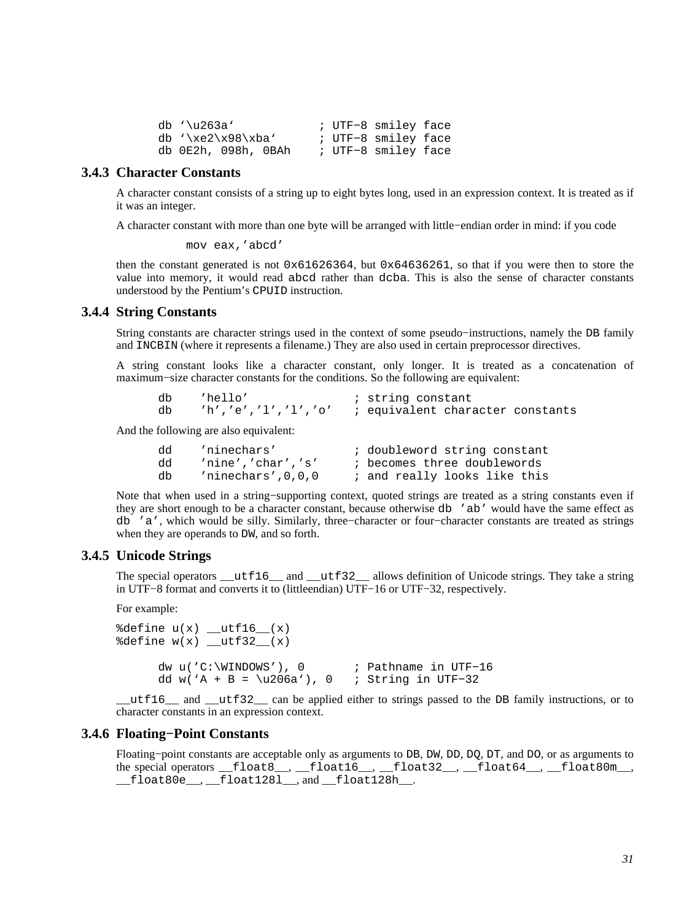```
db '\u263a'             ; UTF-8 smiley face
db '\xe2\x98\xba'       ; UTF-8 smiley face
db 0E2h, 098h, 0BAh     ; UTF-8 smiley face
```

### 3.4.3 Character Constants

A character constant consists of a string up to eight bytes long, used in an expression context. It is treated as if it was an integer.

A character constant with more than one byte will be arranged with little−endian order in mind: if you code

```
mov eax,'abcd'
```

then the constant generated is not `0x61626364`, but `0x64636261`, so that if you were then to store the value into memory, it would read `abcd` rather than `dcba`. This is also the sense of character constants understood by the Pentium's `CPUID` instruction.

### 3.4.4 String Constants

String constants are character strings used in the context of some pseudo−instructions, namely the `DB` family and `INCBIN` (where it represents a filename.) They are also used in certain preprocessor directives.

A string constant looks like a character constant, only longer. It is treated as a concatenation of maximum−size character constants for the conditions. So the following are equivalent:

```
db    'hello'               ; string constant
db    'h','e','l','l','o'   ; equivalent character constants
```

And the following are also equivalent:

```
dd    'ninechars'           ; doubleword string constant
dd    'nine','char','s'     ; becomes three doublewords
db    'ninechars',0,0,0     ; and really looks like this
```

Note that when used in a string−supporting context, quoted strings are treated as a string constants even if they are short enough to be a character constant, because otherwise `db 'ab'` would have the same effect as `db 'a'`, which would be silly. Similarly, three−character or four−character constants are treated as strings when they are operands to `DW`, and so forth.

### 3.4.5 Unicode Strings

The special operators `__utf16__` and `__utf32__` allows definition of Unicode strings. They take a string in UTF−8 format and converts it to (littleendian) UTF−16 or UTF−32, respectively.

For example:

```
%define u(x) __utf16__(x)
%define w(x) __utf32__(x)

      dw u('C:\WINDOWS'), 0       ; Pathname in UTF-16
      dd w('A + B = \u206a'), 0   ; String in UTF-32
```

`__utf16__` and `__utf32__` can be applied either to strings passed to the `DB` family instructions, or to character constants in an expression context.

### 3.4.6 Floating−Point Constants

Floating−point constants are acceptable only as arguments to `DB`, `DW`, `DD`, `DQ`, `DT`, and `DO`, or as arguments to the special operators `__float8__`, `__float16__`, `__float32__`, `__float64__`, `__float80m__`, `__float80e__`, `__float128l__`, and `__float128h__`.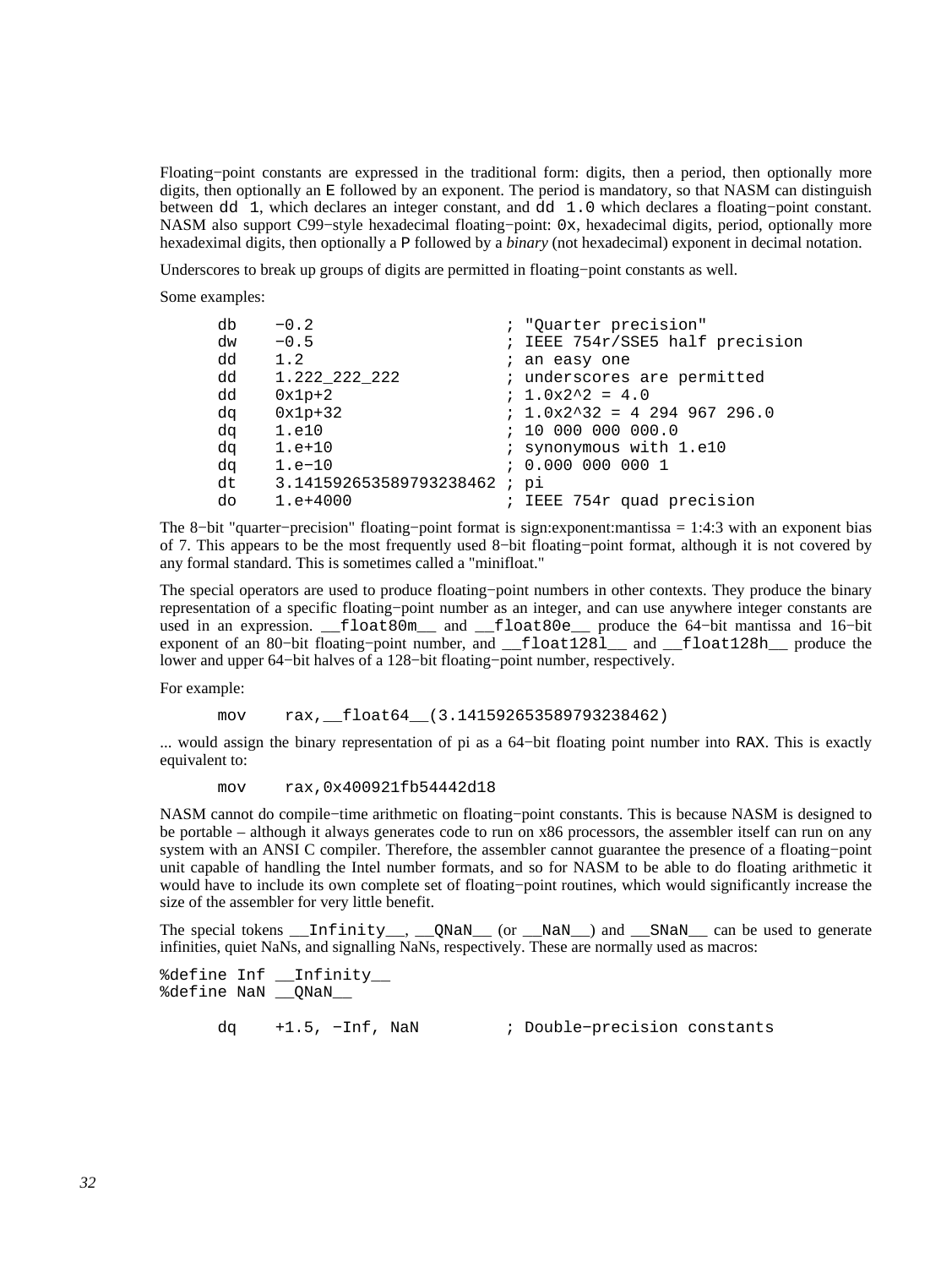Floating−point constants are expressed in the traditional form: digits, then a period, then optionally more digits, then optionally an `E` followed by an exponent. The period is mandatory, so that NASM can distinguish between `dd 1`, which declares an integer constant, and `dd 1.0` which declares a floating−point constant. NASM also support C99−style hexadecimal floating−point: `0x`, hexadecimal digits, period, optionally more hexadeximal digits, then optionally a `P` followed by a *binary* (not hexadecimal) exponent in decimal notation.

Underscores to break up groups of digits are permitted in floating−point constants as well.

Some examples:

```
      db    −0.2                    ; "Quarter precision"
      dw    −0.5                    ; IEEE 754r/SSE5 half precision
      dd    1.2                     ; an easy one
      dd    1.222_222_222           ; underscores are permitted
      dd    0x1p+2                  ; 1.0x2^2 = 4.0
      dq    0x1p+32                 ; 1.0x2^32 = 4 294 967 296.0
      dq    1.e10                   ; 10 000 000 000.0
      dq    1.e+10                  ; synonymous with 1.e10
      dq    1.e−10                  ; 0.000 000 000 1
      dt    3.141592653589793238462 ; pi
      do    1.e+4000                ; IEEE 754r quad precision
```

The 8−bit "quarter−precision" floating−point format is sign:exponent:mantissa = 1:4:3 with an exponent bias of 7. This appears to be the most frequently used 8−bit floating−point format, although it is not covered by any formal standard. This is sometimes called a "minifloat."

The special operators are used to produce floating−point numbers in other contexts. They produce the binary representation of a specific floating−point number as an integer, and can use anywhere integer constants are used in an expression. `__float80m__` and `__float80e__` produce the 64−bit mantissa and 16−bit exponent of an 80−bit floating−point number, and `__float128l__` and `__float128h__` produce the lower and upper 64−bit halves of a 128−bit floating−point number, respectively.

For example:

```
      mov     rax,__float64__(3.141592653589793238462)
```

... would assign the binary representation of pi as a 64−bit floating point number into `RAX`. This is exactly equivalent to:

```
      mov     rax,0x400921fb54442d18
```

NASM cannot do compile−time arithmetic on floating−point constants. This is because NASM is designed to be portable – although it always generates code to run on x86 processors, the assembler itself can run on any system with an ANSI C compiler. Therefore, the assembler cannot guarantee the presence of a floating−point unit capable of handling the Intel number formats, and so for NASM to be able to do floating arithmetic it would have to include its own complete set of floating−point routines, which would significantly increase the size of the assembler for very little benefit.

The special tokens `__Infinity__`, `__QNaN__` (or `__NaN__`) and `__SNaN__` can be used to generate infinities, quiet NaNs, and signalling NaNs, respectively. These are normally used as macros:

```
%define Inf __Infinity__
%define NaN __QNaN__

      dq    +1.5, −Inf, NaN         ; Double−precision constants
```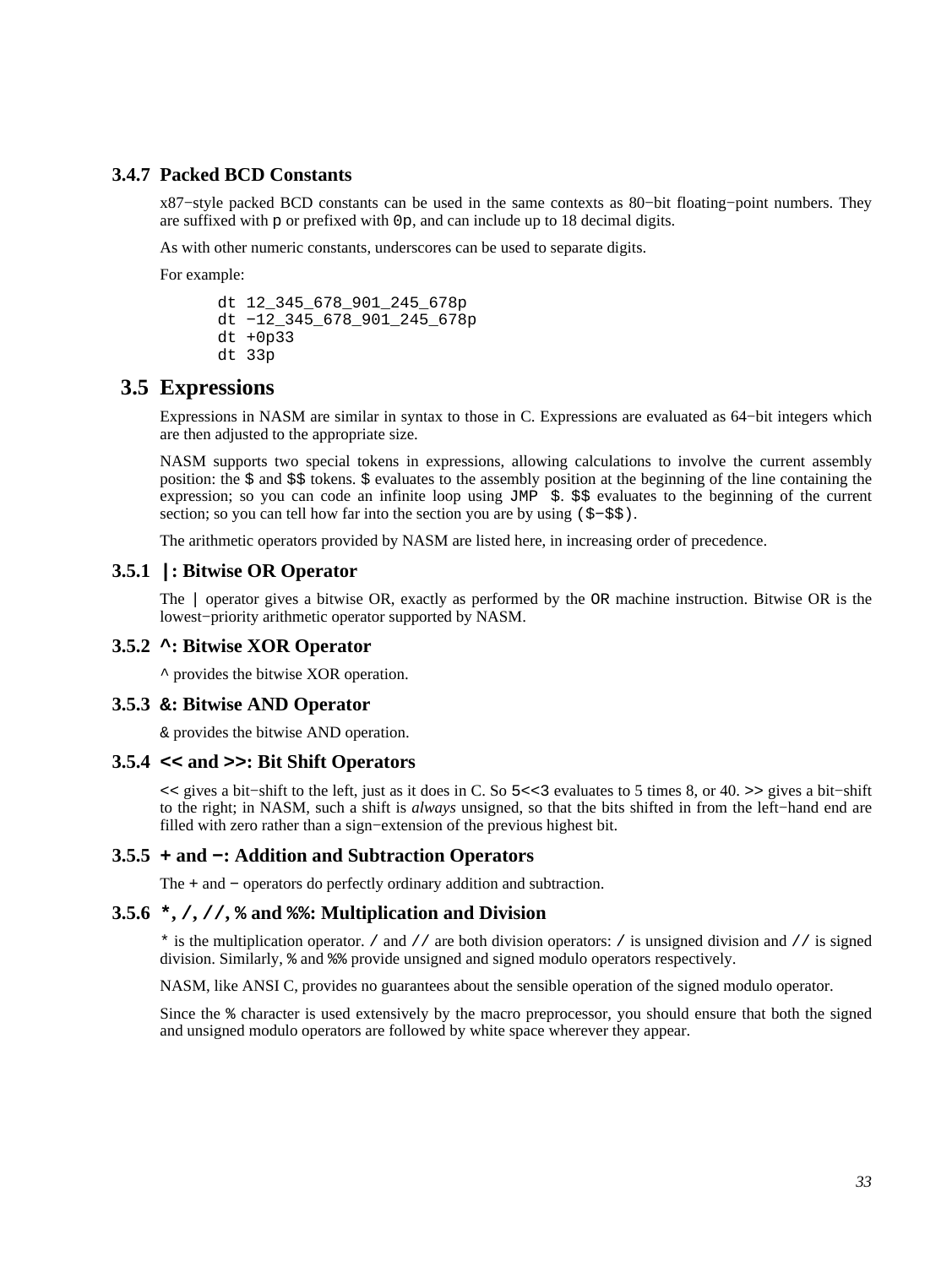### 3.4.7 Packed BCD Constants

x87−style packed BCD constants can be used in the same contexts as 80−bit floating−point numbers. They are suffixed with `p` or prefixed with `0p`, and can include up to 18 decimal digits.

As with other numeric constants, underscores can be used to separate digits.

For example:

```
dt 12_345_678_901_245_678p
dt −12_345_678_901_245_678p
dt +0p33
dt 33p
```

## 3.5 Expressions

Expressions in NASM are similar in syntax to those in C. Expressions are evaluated as 64−bit integers which are then adjusted to the appropriate size.

NASM supports two special tokens in expressions, allowing calculations to involve the current assembly position: the `$` and `$$` tokens. `$` evaluates to the assembly position at the beginning of the line containing the expression; so you can code an infinite loop using `JMP $`. `$$` evaluates to the beginning of the current section; so you can tell how far into the section you are by using `($−$$)`.

The arithmetic operators provided by NASM are listed here, in increasing order of precedence.

### 3.5.1 `|`: Bitwise OR Operator

The `|` operator gives a bitwise OR, exactly as performed by the `OR` machine instruction. Bitwise OR is the lowest−priority arithmetic operator supported by NASM.

### 3.5.2 `^`: Bitwise XOR Operator

`^` provides the bitwise XOR operation.

### 3.5.3 `&`: Bitwise AND Operator

`&` provides the bitwise AND operation.

### 3.5.4 `<<` and `>>`: Bit Shift Operators

`<<` gives a bit−shift to the left, just as it does in C. So `5<<3` evaluates to 5 times 8, or 40. `>>` gives a bit−shift to the right; in NASM, such a shift is *always* unsigned, so that the bits shifted in from the left−hand end are filled with zero rather than a sign−extension of the previous highest bit.

### 3.5.5 `+` and `−`: Addition and Subtraction Operators

The `+` and `−` operators do perfectly ordinary addition and subtraction.

### 3.5.6 `*`, `/`, `//`, `%` and `%%`: Multiplication and Division

`*` is the multiplication operator. `/` and `//` are both division operators: `/` is unsigned division and `//` is signed division. Similarly, `%` and `%%` provide unsigned and signed modulo operators respectively.

NASM, like ANSI C, provides no guarantees about the sensible operation of the signed modulo operator.

Since the `%` character is used extensively by the macro preprocessor, you should ensure that both the signed and unsigned modulo operators are followed by white space wherever they appear.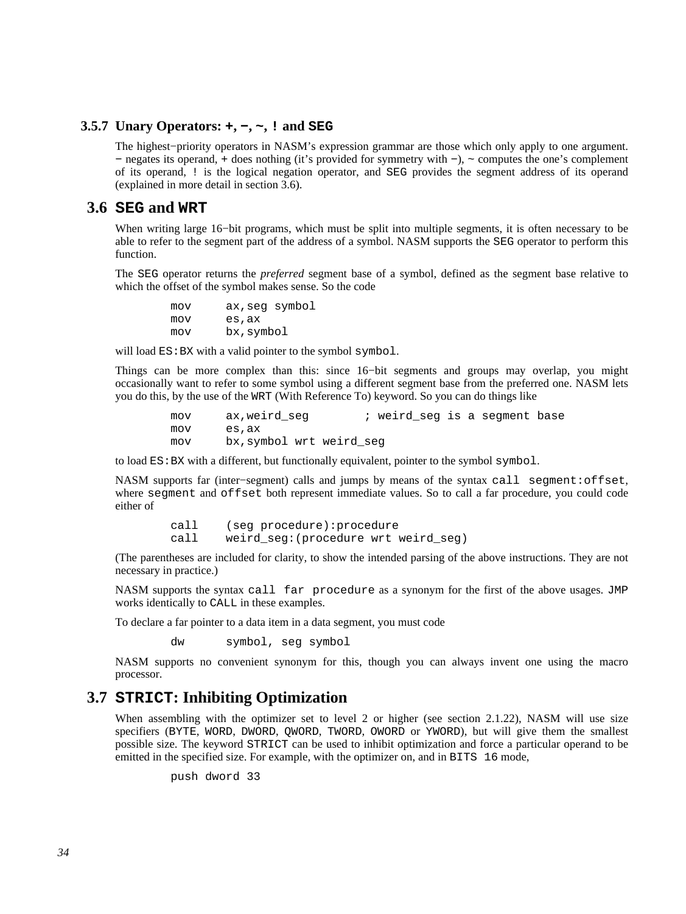### 3.5.7 Unary Operators: `+`, `−`, `~`, `!` and `SEG`

The highest−priority operators in NASM's expression grammar are those which only apply to one argument. `−` negates its operand, `+` does nothing (it's provided for symmetry with `−`), `~` computes the one's complement of its operand, `!` is the logical negation operator, and `SEG` provides the segment address of its operand (explained in more detail in section 3.6).

## 3.6 `SEG` and `WRT`

When writing large 16−bit programs, which must be split into multiple segments, it is often necessary to be able to refer to the segment part of the address of a symbol. NASM supports the `SEG` operator to perform this function.

The `SEG` operator returns the *preferred* segment base of a symbol, defined as the segment base relative to which the offset of the symbol makes sense. So the code

```
mov     ax,seg symbol
mov     es,ax
mov     bx,symbol
```

will load `ES:BX` with a valid pointer to the symbol `symbol`.

Things can be more complex than this: since 16−bit segments and groups may overlap, you might occasionally want to refer to some symbol using a different segment base from the preferred one. NASM lets you do this, by the use of the `WRT` (With Reference To) keyword. So you can do things like

```
mov     ax,weird_seg        ; weird_seg is a segment base
mov     es,ax
mov     bx,symbol wrt weird_seg
```

to load `ES:BX` with a different, but functionally equivalent, pointer to the symbol `symbol`.

NASM supports far (inter−segment) calls and jumps by means of the syntax `call segment:offset`, where `segment` and `offset` both represent immediate values. So to call a far procedure, you could code either of

```
call    (seg procedure):procedure
call    weird_seg:(procedure wrt weird_seg)
```

(The parentheses are included for clarity, to show the intended parsing of the above instructions. They are not necessary in practice.)

NASM supports the syntax `call far procedure` as a synonym for the first of the above usages. `JMP` works identically to `CALL` in these examples.

To declare a far pointer to a data item in a data segment, you must code

```
dw      symbol, seg symbol
```

NASM supports no convenient synonym for this, though you can always invent one using the macro processor.

## 3.7 `STRICT`: Inhibiting Optimization

When assembling with the optimizer set to level 2 or higher (see section 2.1.22), NASM will use size specifiers (`BYTE`, `WORD`, `DWORD`, `QWORD`, `TWORD`, `OWORD` or `YWORD`), but will give them the smallest possible size. The keyword `STRICT` can be used to inhibit optimization and force a particular operand to be emitted in the specified size. For example, with the optimizer on, and in `BITS 16` mode,

```
push dword 33
```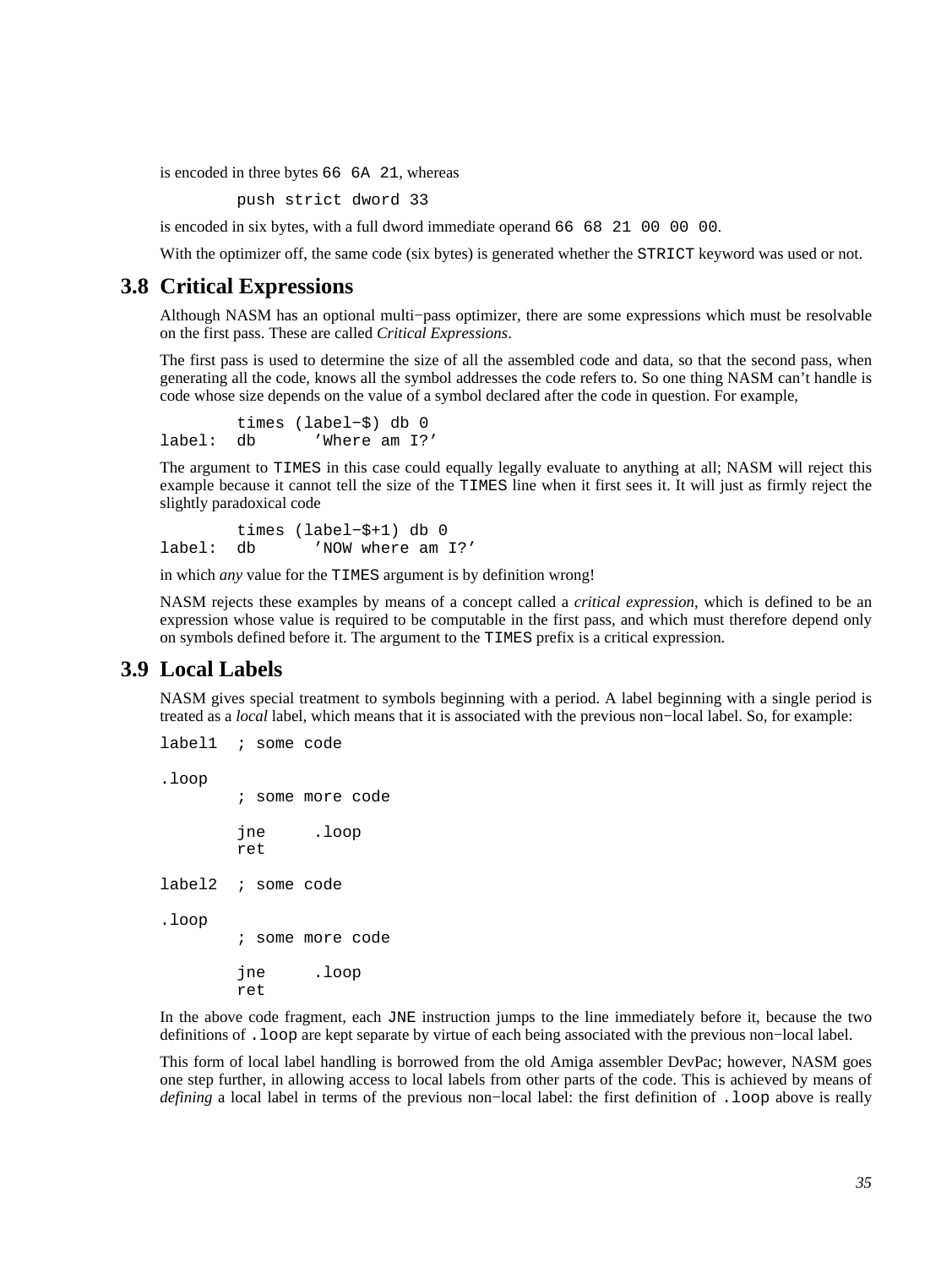is encoded in three bytes `66 6A 21`, whereas

```
        push strict dword 33
```

is encoded in six bytes, with a full dword immediate operand `66 68 21 00 00 00`.

With the optimizer off, the same code (six bytes) is generated whether the `STRICT` keyword was used or not.

## 3.8 Critical Expressions

Although NASM has an optional multi−pass optimizer, there are some expressions which must be resolvable on the first pass. These are called *Critical Expressions*.

The first pass is used to determine the size of all the assembled code and data, so that the second pass, when generating all the code, knows all the symbol addresses the code refers to. So one thing NASM can't handle is code whose size depends on the value of a symbol declared after the code in question. For example,

```
        times (label−$) db 0
label:  db      'Where am I?'
```

The argument to `TIMES` in this case could equally legally evaluate to anything at all; NASM will reject this example because it cannot tell the size of the `TIMES` line when it first sees it. It will just as firmly reject the slightly paradoxical code

```
        times (label−$+1) db 0
label:  db      'NOW where am I?'
```

in which *any* value for the `TIMES` argument is by definition wrong!

NASM rejects these examples by means of a concept called a *critical expression*, which is defined to be an expression whose value is required to be computable in the first pass, and which must therefore depend only on symbols defined before it. The argument to the `TIMES` prefix is a critical expression.

## 3.9 Local Labels

NASM gives special treatment to symbols beginning with a period. A label beginning with a single period is treated as a *local* label, which means that it is associated with the previous non−local label. So, for example:

```
label1  ; some code

.loop
        ; some more code

        jne     .loop
        ret

label2  ; some code

.loop
        ; some more code

        jne     .loop
        ret
```

In the above code fragment, each `JNE` instruction jumps to the line immediately before it, because the two definitions of `.loop` are kept separate by virtue of each being associated with the previous non−local label.

This form of local label handling is borrowed from the old Amiga assembler DevPac; however, NASM goes one step further, in allowing access to local labels from other parts of the code. This is achieved by means of *defining* a local label in terms of the previous non−local label: the first definition of `.loop` above is really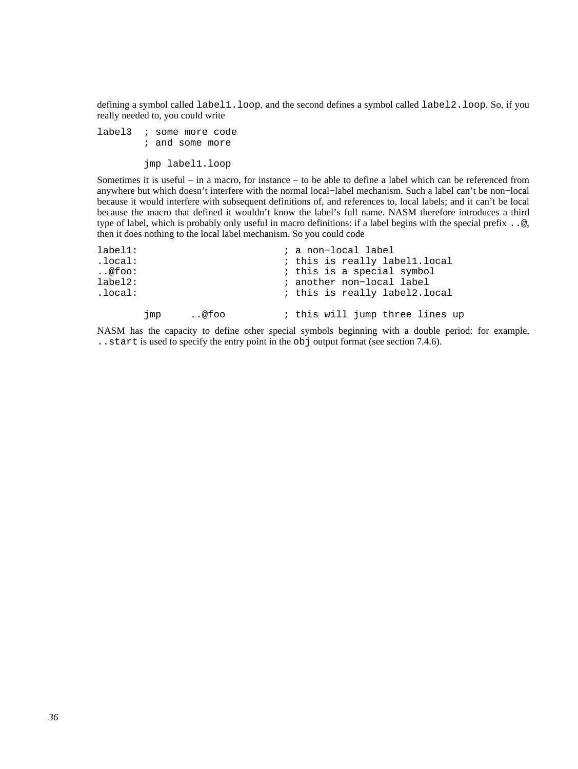defining a symbol called `label1.loop`, and the second defines a symbol called `label2.loop`. So, if you really needed to, you could write

```
label3  ; some more code
        ; and some more

        jmp label1.loop
```

Sometimes it is useful – in a macro, for instance – to be able to define a label which can be referenced from anywhere but which doesn't interfere with the normal local−label mechanism. Such a label can't be non−local because it would interfere with subsequent definitions of, and references to, local labels; and it can't be local because the macro that defined it wouldn't know the label's full name. NASM therefore introduces a third type of label, which is probably only useful in macro definitions: if a label begins with the special prefix `..@`, then it does nothing to the local label mechanism. So you could code

```
label1:                         ; a non−local label
.local:                         ; this is really label1.local
..@foo:                         ; this is a special symbol
label2:                         ; another non−local label
.local:                         ; this is really label2.local

        jmp     ..@foo          ; this will jump three lines up
```

NASM has the capacity to define other special symbols beginning with a double period: for example, `..start` is used to specify the entry point in the `obj` output format (see section 7.4.6).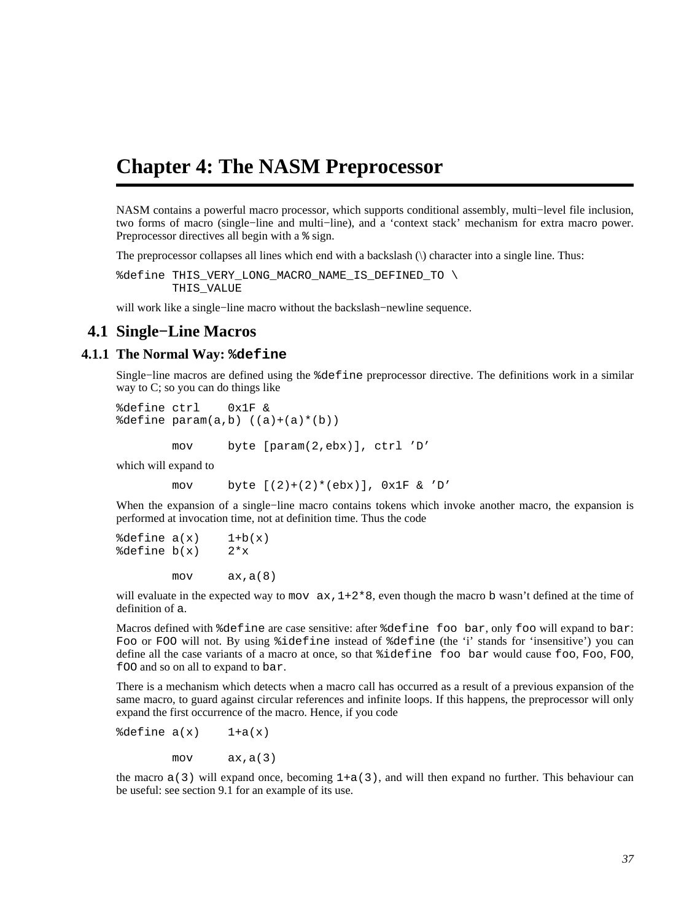# Chapter 4: The NASM Preprocessor

NASM contains a powerful macro processor, which supports conditional assembly, multi−level file inclusion, two forms of macro (single−line and multi−line), and a 'context stack' mechanism for extra macro power. Preprocessor directives all begin with a `%` sign.

The preprocessor collapses all lines which end with a backslash (\) character into a single line. Thus:

```
%define THIS_VERY_LONG_MACRO_NAME_IS_DEFINED_TO \
        THIS_VALUE
```

will work like a single−line macro without the backslash−newline sequence.

## 4.1 Single−Line Macros

### 4.1.1 The Normal Way: `%define`

Single−line macros are defined using the `%define` preprocessor directive. The definitions work in a similar way to C; so you can do things like

```
%define ctrl    0x1F &
%define param(a,b) ((a)+(a)*(b))

        mov     byte [param(2,ebx)], ctrl 'D'
```

which will expand to

```
        mov     byte [(2)+(2)*(ebx)], 0x1F & 'D'
```

When the expansion of a single−line macro contains tokens which invoke another macro, the expansion is performed at invocation time, not at definition time. Thus the code

```
%define a(x)    1+b(x)
%define b(x)    2*x

        mov     ax,a(8)
```

will evaluate in the expected way to `mov ax,1+2*8`, even though the macro `b` wasn't defined at the time of definition of `a`.

Macros defined with `%define` are case sensitive: after `%define foo bar`, only `foo` will expand to `bar`: `Foo` or `FOO` will not. By using `%idefine` instead of `%define` (the 'i' stands for 'insensitive') you can define all the case variants of a macro at once, so that `%idefine foo bar` would cause `foo`, `Foo`, `FOO`, `fOO` and so on all to expand to `bar`.

There is a mechanism which detects when a macro call has occurred as a result of a previous expansion of the same macro, to guard against circular references and infinite loops. If this happens, the preprocessor will only expand the first occurrence of the macro. Hence, if you code

```
%define a(x)    1+a(x)

        mov     ax,a(3)
```

the macro `a(3)` will expand once, becoming `1+a(3)`, and will then expand no further. This behaviour can be useful: see section 9.1 for an example of its use.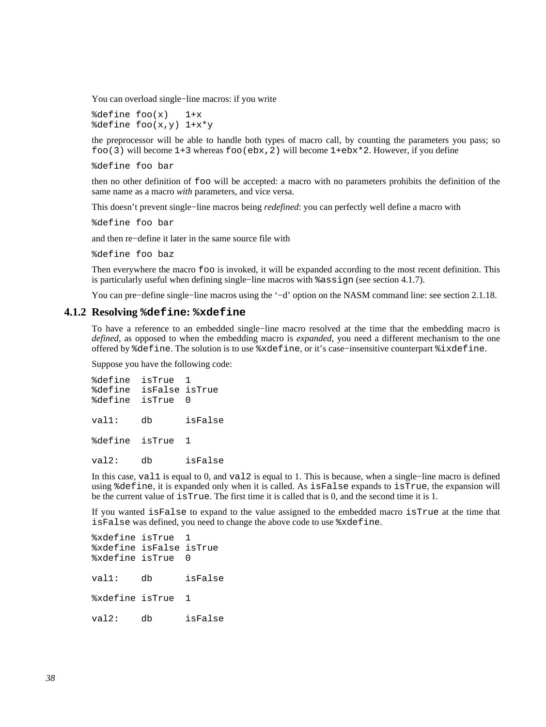You can overload single−line macros: if you write

```
%define foo(x)   1+x
%define foo(x,y) 1+x*y
```

the preprocessor will be able to handle both types of macro call, by counting the parameters you pass; so `foo(3)` will become `1+3` whereas `foo(ebx,2)` will become `1+ebx*2`. However, if you define

```
%define foo bar
```

then no other definition of `foo` will be accepted: a macro with no parameters prohibits the definition of the same name as a macro *with* parameters, and vice versa.

This doesn't prevent single−line macros being *redefined*: you can perfectly well define a macro with

```
%define foo bar
```

and then re−define it later in the same source file with

```
%define foo baz
```

Then everywhere the macro `foo` is invoked, it will be expanded according to the most recent definition. This is particularly useful when defining single−line macros with `%assign` (see section 4.1.7).

You can pre−define single−line macros using the '−d' option on the NASM command line: see section 2.1.18.

### 4.1.2 Resolving `%define`: `%xdefine`

To have a reference to an embedded single−line macro resolved at the time that the embedding macro is *defined*, as opposed to when the embedding macro is *expanded*, you need a different mechanism to the one offered by `%define`. The solution is to use `%xdefine`, or it's case−insensitive counterpart `%ixdefine`.

Suppose you have the following code:

```
%define  isTrue  1
%define  isFalse isTrue
%define  isTrue  0

val1:    db      isFalse

%define  isTrue  1

val2:    db      isFalse
```

In this case, `val1` is equal to 0, and `val2` is equal to 1. This is because, when a single−line macro is defined using `%define`, it is expanded only when it is called. As `isFalse` expands to `isTrue`, the expansion will be the current value of `isTrue`. The first time it is called that is 0, and the second time it is 1.

If you wanted `isFalse` to expand to the value assigned to the embedded macro `isTrue` at the time that `isFalse` was defined, you need to change the above code to use `%xdefine`.

```
%xdefine isTrue  1
%xdefine isFalse isTrue
%xdefine isTrue  0

val1:    db      isFalse

%xdefine isTrue  1

val2:    db      isFalse
```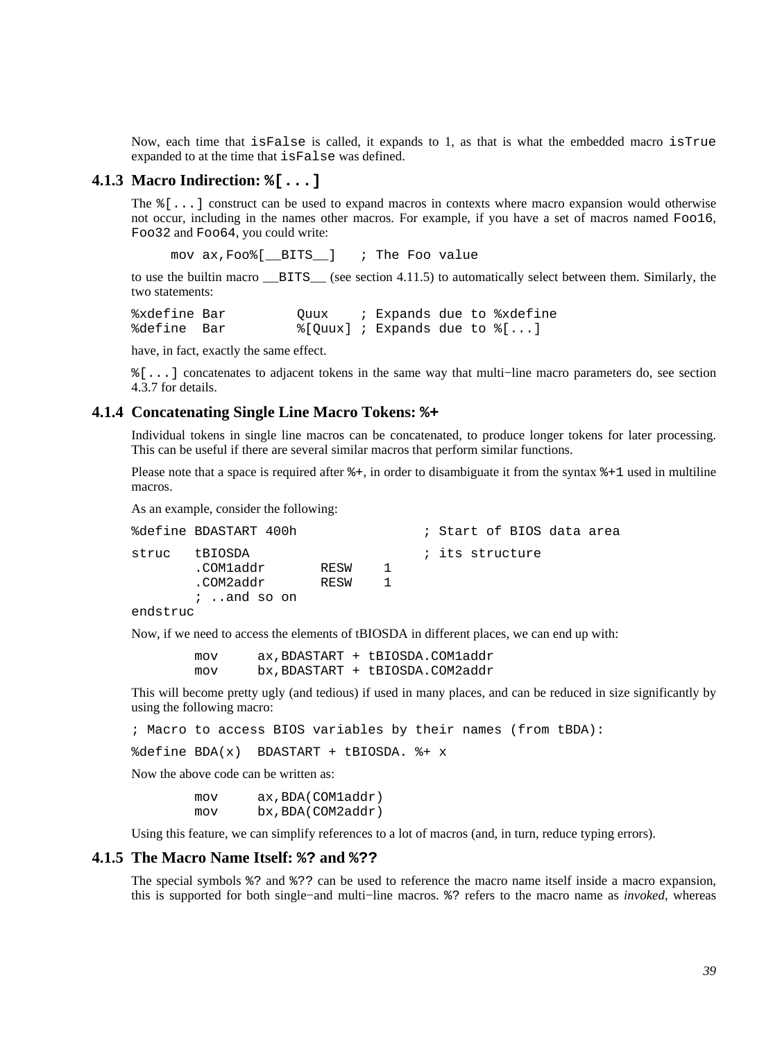Now, each time that `isFalse` is called, it expands to 1, as that is what the embedded macro `isTrue` expanded to at the time that `isFalse` was defined.

### 4.1.3 Macro Indirection: `%[...]`

The `%[...]` construct can be used to expand macros in contexts where macro expansion would otherwise not occur, including in the names other macros. For example, if you have a set of macros named `Foo16`, `Foo32` and `Foo64`, you could write:

```
     mov ax,Foo%[__BITS__]   ; The Foo value
```

to use the builtin macro `__BITS__` (see section 4.11.5) to automatically select between them. Similarly, the two statements:

```
%xdefine Bar         Quux    ; Expands due to %xdefine
%define  Bar         %[Quux] ; Expands due to %[...]
```

have, in fact, exactly the same effect.

`%[...]` concatenates to adjacent tokens in the same way that multi−line macro parameters do, see section 4.3.7 for details.

### 4.1.4 Concatenating Single Line Macro Tokens: `%+`

Individual tokens in single line macros can be concatenated, to produce longer tokens for later processing. This can be useful if there are several similar macros that perform similar functions.

Please note that a space is required after `%+`, in order to disambiguate it from the syntax `%+1` used in multiline macros.

As an example, consider the following:

```
%define BDASTART 400h                ; Start of BIOS data area

struc   tBIOSDA                      ; its structure
        .COM1addr       RESW    1
        .COM2addr       RESW    1
        ; ..and so on
endstruc
```

Now, if we need to access the elements of tBIOSDA in different places, we can end up with:

```
        mov     ax,BDASTART + tBIOSDA.COM1addr
        mov     bx,BDASTART + tBIOSDA.COM2addr
```

This will become pretty ugly (and tedious) if used in many places, and can be reduced in size significantly by using the following macro:

```
; Macro to access BIOS variables by their names (from tBDA):

%define BDA(x)  BDASTART + tBIOSDA. %+ x
```

Now the above code can be written as:

```
        mov     ax,BDA(COM1addr)
        mov     bx,BDA(COM2addr)
```

Using this feature, we can simplify references to a lot of macros (and, in turn, reduce typing errors).

### 4.1.5 The Macro Name Itself: `%?` and `%??`

The special symbols `%?` and `%??` can be used to reference the macro name itself inside a macro expansion, this is supported for both single−and multi−line macros. `%?` refers to the macro name as *invoked*, whereas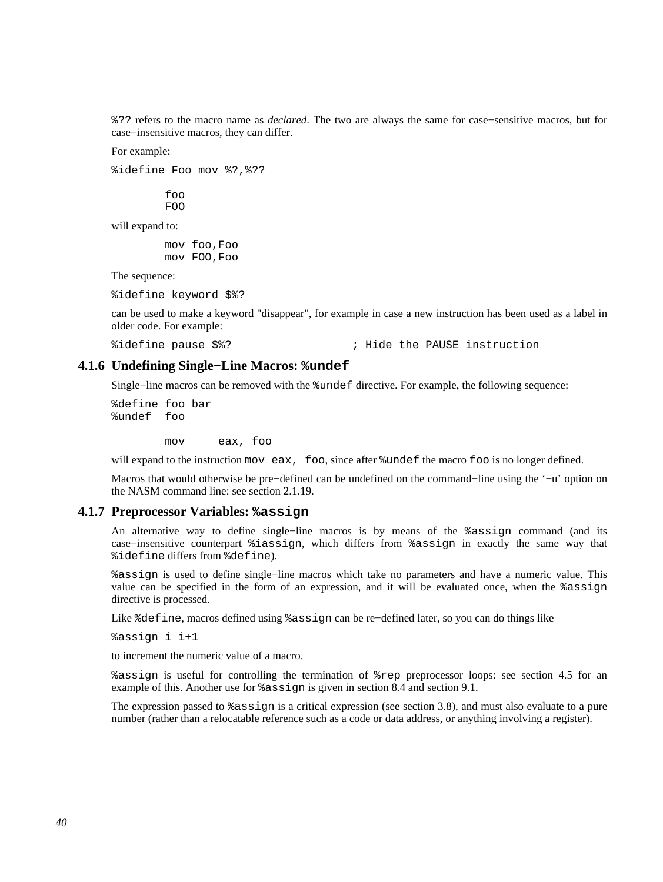`%??` refers to the macro name as *declared*. The two are always the same for case−sensitive macros, but for case−insensitive macros, they can differ.

For example:

```
%idefine Foo mov %?,%??

        foo
        FOO
```

will expand to:

```
        mov foo,Foo
        mov FOO,Foo
```

The sequence:

```
%idefine keyword $%?
```

can be used to make a keyword "disappear", for example in case a new instruction has been used as a label in older code. For example:

```
%idefine pause $%?                  ; Hide the PAUSE instruction
```

### 4.1.6 Undefining Single−Line Macros: `%undef`

Single−line macros can be removed with the `%undef` directive. For example, the following sequence:

```
%define foo bar
%undef  foo

        mov     eax, foo
```

will expand to the instruction `mov eax, foo`, since after `%undef` the macro `foo` is no longer defined.

Macros that would otherwise be pre−defined can be undefined on the command−line using the '−u' option on the NASM command line: see section 2.1.19.

### 4.1.7 Preprocessor Variables: `%assign`

An alternative way to define single−line macros is by means of the `%assign` command (and its case−insensitive counterpart `%iassign`, which differs from `%assign` in exactly the same way that `%idefine` differs from `%define`).

`%assign` is used to define single−line macros which take no parameters and have a numeric value. This value can be specified in the form of an expression, and it will be evaluated once, when the `%assign` directive is processed.

Like `%define`, macros defined using `%assign` can be re−defined later, so you can do things like

```
%assign i i+1
```

to increment the numeric value of a macro.

`%assign` is useful for controlling the termination of `%rep` preprocessor loops: see section 4.5 for an example of this. Another use for `%assign` is given in section 8.4 and section 9.1.

The expression passed to `%assign` is a critical expression (see section 3.8), and must also evaluate to a pure number (rather than a relocatable reference such as a code or data address, or anything involving a register).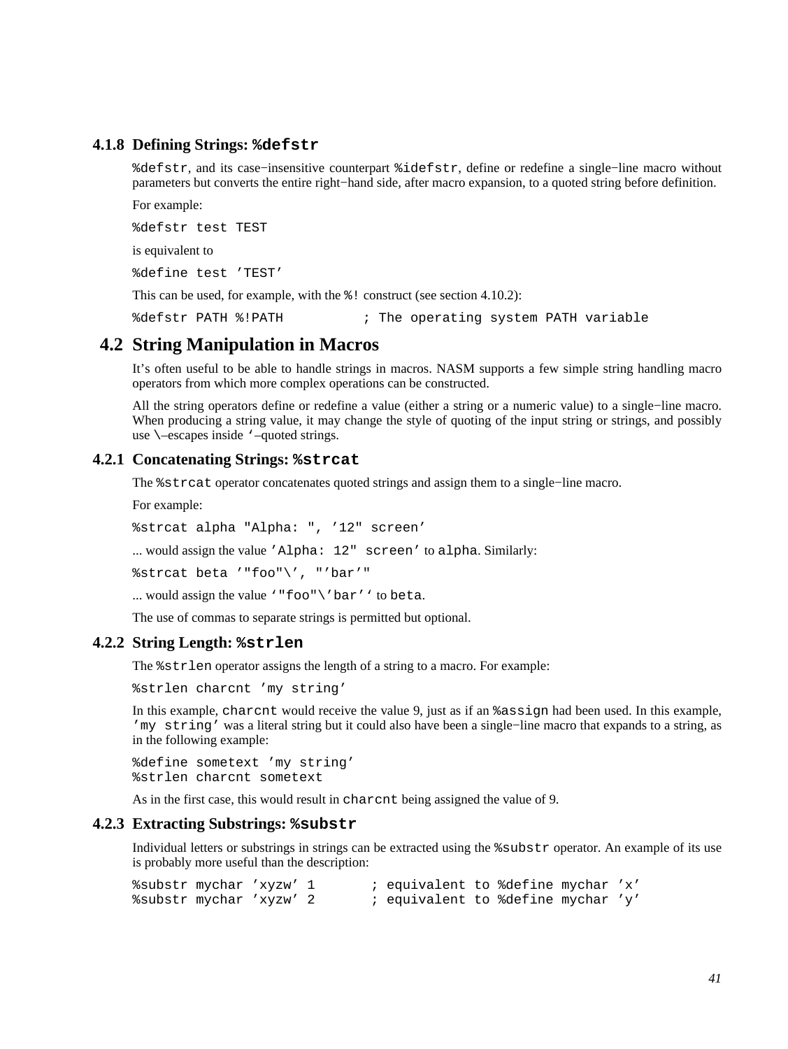### 4.1.8 Defining Strings: `%defstr`

`%defstr`, and its case−insensitive counterpart `%idefstr`, define or redefine a single−line macro without parameters but converts the entire right−hand side, after macro expansion, to a quoted string before definition.

For example:

```
%defstr test TEST
```

is equivalent to

```
%define test 'TEST'
```

This can be used, for example, with the `%!` construct (see section 4.10.2):

```
%defstr PATH %!PATH          ; The operating system PATH variable
```

## 4.2 String Manipulation in Macros

It's often useful to be able to handle strings in macros. NASM supports a few simple string handling macro operators from which more complex operations can be constructed.

All the string operators define or redefine a value (either a string or a numeric value) to a single−line macro. When producing a string value, it may change the style of quoting of the input string or strings, and possibly use `\`–escapes inside `` ` ``–quoted strings.

### 4.2.1 Concatenating Strings: `%strcat`

The `%strcat` operator concatenates quoted strings and assign them to a single−line macro.

For example:

```
%strcat alpha "Alpha: ", '12" screen'
```

... would assign the value `'Alpha: 12" screen'` to `alpha`. Similarly:

```
%strcat beta '"foo"\', "'bar'"
```

... would assign the value `` `"foo"\\'bar'` `` to `beta`.

The use of commas to separate strings is permitted but optional.

### 4.2.2 String Length: `%strlen`

The `%strlen` operator assigns the length of a string to a macro. For example:

```
%strlen charcnt 'my string'
```

In this example, `charcnt` would receive the value 9, just as if an `%assign` had been used. In this example, `'my string'` was a literal string but it could also have been a single−line macro that expands to a string, as in the following example:

```
%define sometext 'my string'
%strlen charcnt sometext
```

As in the first case, this would result in `charcnt` being assigned the value of 9.

### 4.2.3 Extracting Substrings: `%substr`

Individual letters or substrings in strings can be extracted using the `%substr` operator. An example of its use is probably more useful than the description:

```
%substr mychar 'xyzw' 1       ; equivalent to %define mychar 'x'
%substr mychar 'xyzw' 2       ; equivalent to %define mychar 'y'
```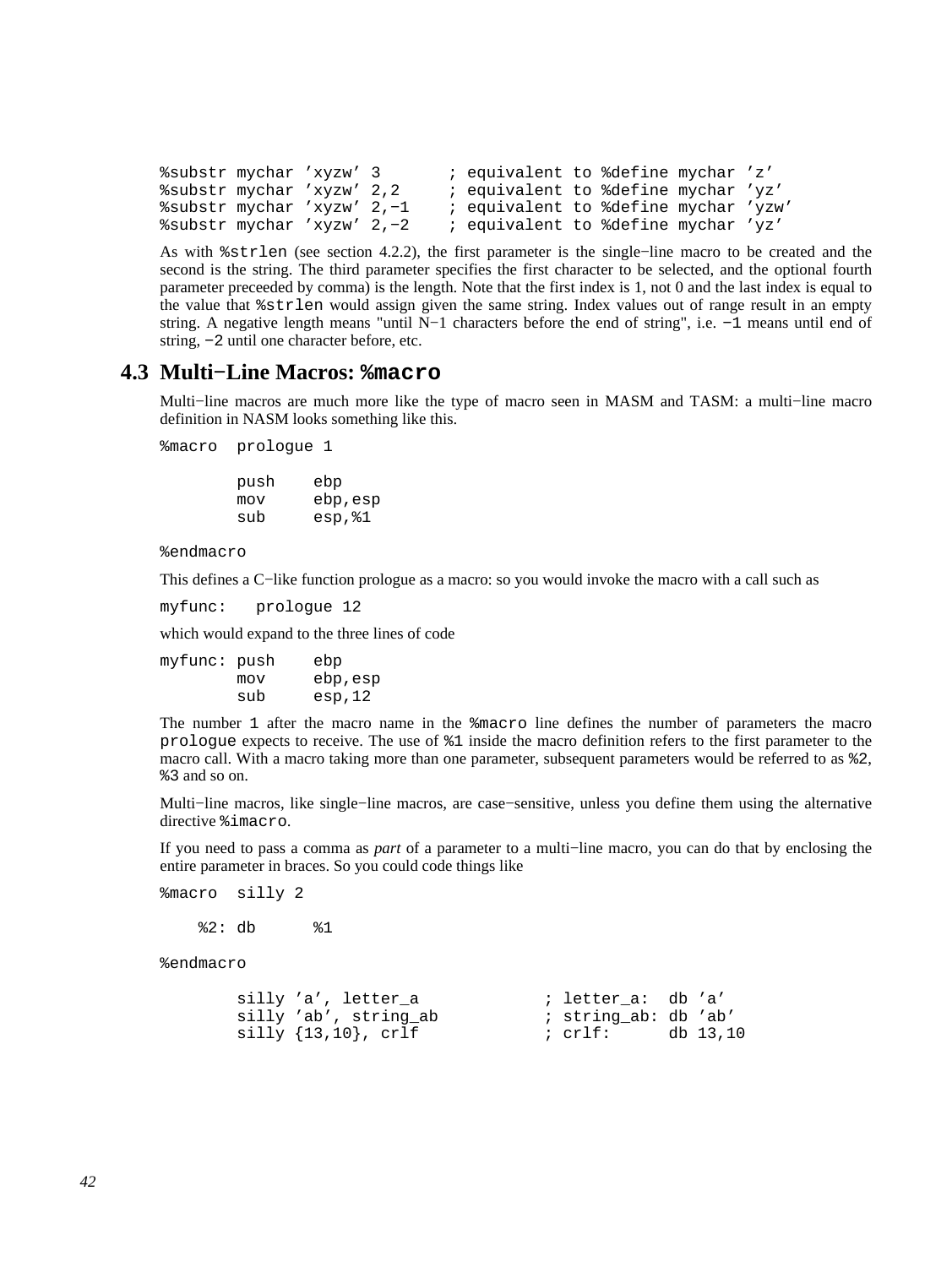```
%substr mychar 'xyzw' 3       ; equivalent to %define mychar 'z'
%substr mychar 'xyzw' 2,2     ; equivalent to %define mychar 'yz'
%substr mychar 'xyzw' 2,-1    ; equivalent to %define mychar 'yzw'
%substr mychar 'xyzw' 2,-2    ; equivalent to %define mychar 'yz'
```

As with `%strlen` (see section 4.2.2), the first parameter is the single−line macro to be created and the second is the string. The third parameter specifies the first character to be selected, and the optional fourth parameter preceeded by comma) is the length. Note that the first index is 1, not 0 and the last index is equal to the value that `%strlen` would assign given the same string. Index values out of range result in an empty string. A negative length means "until N−1 characters before the end of string", i.e. `-1` means until end of string, `-2` until one character before, etc.

## 4.3 Multi−Line Macros: `%macro`

Multi−line macros are much more like the type of macro seen in MASM and TASM: a multi−line macro definition in NASM looks something like this.

```
%macro  prologue 1

        push    ebp
        mov     ebp,esp
        sub     esp,%1

%endmacro
```

This defines a C−like function prologue as a macro: so you would invoke the macro with a call such as

```
myfunc:   prologue 12
```

which would expand to the three lines of code

```
myfunc: push    ebp
        mov     ebp,esp
        sub     esp,12
```

The number `1` after the macro name in the `%macro` line defines the number of parameters the macro `prologue` expects to receive. The use of `%1` inside the macro definition refers to the first parameter to the macro call. With a macro taking more than one parameter, subsequent parameters would be referred to as `%2`, `%3` and so on.

Multi−line macros, like single−line macros, are case−sensitive, unless you define them using the alternative directive `%imacro`.

If you need to pass a comma as *part* of a parameter to a multi−line macro, you can do that by enclosing the entire parameter in braces. So you could code things like

```
%macro  silly 2

    %2: db      %1

%endmacro

        silly 'a', letter_a             ; letter_a:  db 'a'
        silly 'ab', string_ab           ; string_ab: db 'ab'
        silly {13,10}, crlf             ; crlf:      db 13,10
```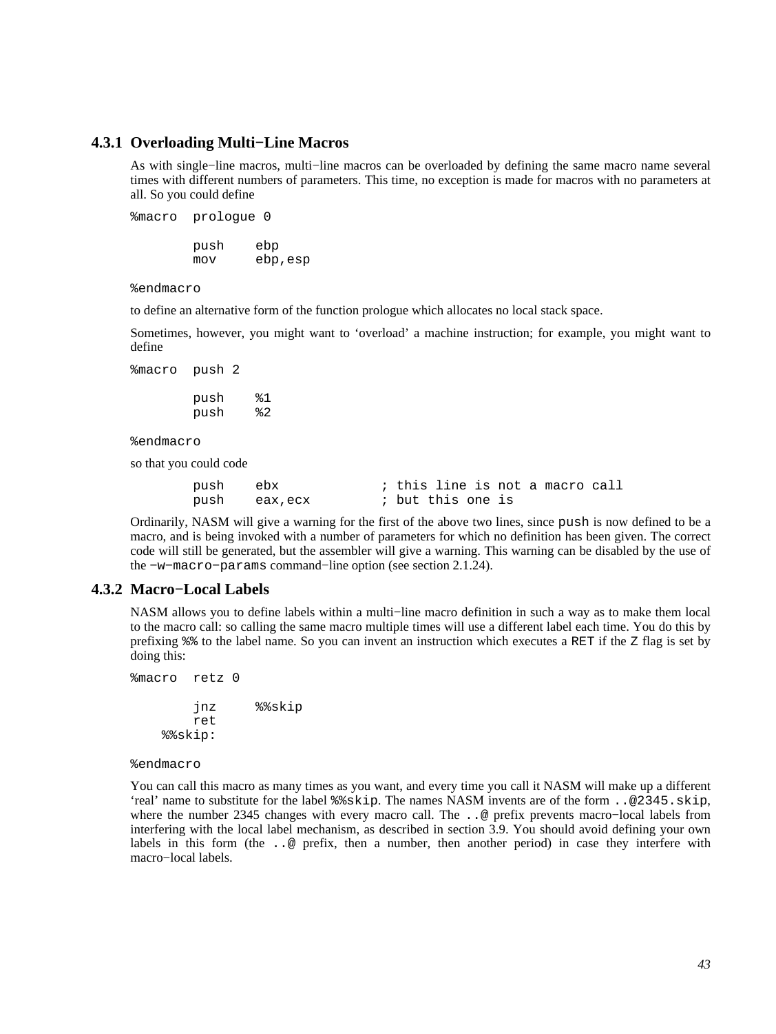### 4.3.1 Overloading Multi−Line Macros

As with single−line macros, multi−line macros can be overloaded by defining the same macro name several times with different numbers of parameters. This time, no exception is made for macros with no parameters at all. So you could define

```
%macro  prologue 0

        push    ebp
        mov     ebp,esp

%endmacro
```

to define an alternative form of the function prologue which allocates no local stack space.

Sometimes, however, you might want to 'overload' a machine instruction; for example, you might want to define

```
%macro  push 2

        push    %1
        push    %2

%endmacro
```

so that you could code

```
        push    ebx             ; this line is not a macro call
        push    eax,ecx         ; but this one is
```

Ordinarily, NASM will give a warning for the first of the above two lines, since `push` is now defined to be a macro, and is being invoked with a number of parameters for which no definition has been given. The correct code will still be generated, but the assembler will give a warning. This warning can be disabled by the use of the `−w−macro−params` command−line option (see section 2.1.24).

### 4.3.2 Macro−Local Labels

NASM allows you to define labels within a multi−line macro definition in such a way as to make them local to the macro call: so calling the same macro multiple times will use a different label each time. You do this by prefixing `%%` to the label name. So you can invent an instruction which executes a `RET` if the `Z` flag is set by doing this:

```
%macro  retz 0

        jnz     %%skip
        ret
    %%skip:

%endmacro
```

You can call this macro as many times as you want, and every time you call it NASM will make up a different 'real' name to substitute for the label `%%skip`. The names NASM invents are of the form `..@2345.skip`, where the number 2345 changes with every macro call. The `..@` prefix prevents macro−local labels from interfering with the local label mechanism, as described in section 3.9. You should avoid defining your own labels in this form (the `..@` prefix, then a number, then another period) in case they interfere with macro−local labels.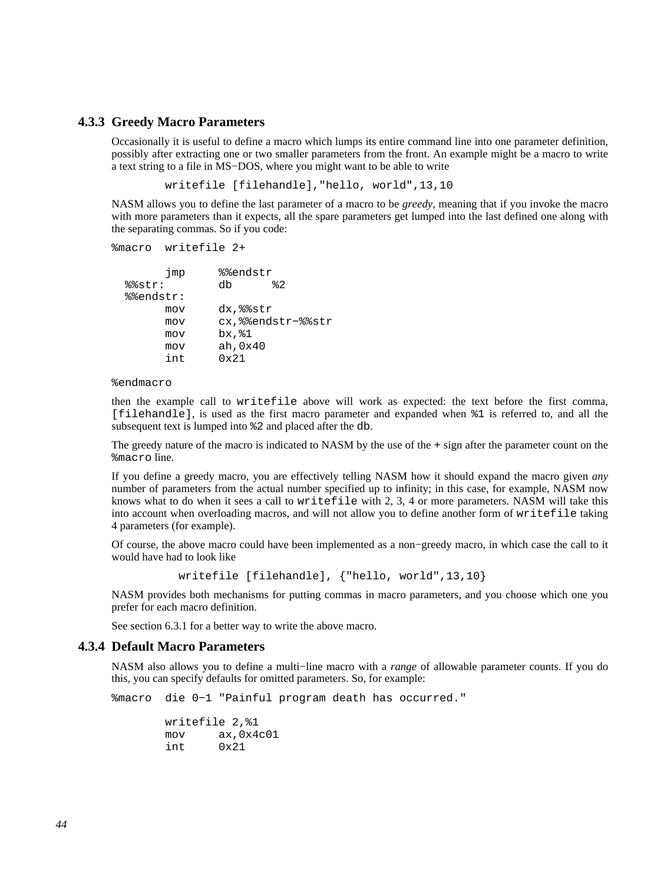### 4.3.3 Greedy Macro Parameters

Occasionally it is useful to define a macro which lumps its entire command line into one parameter definition, possibly after extracting one or two smaller parameters from the front. An example might be a macro to write a text string to a file in MS−DOS, where you might want to be able to write

```
        writefile [filehandle],"hello, world",13,10
```

NASM allows you to define the last parameter of a macro to be *greedy*, meaning that if you invoke the macro with more parameters than it expects, all the spare parameters get lumped into the last defined one along with the separating commas. So if you code:

```
%macro  writefile 2+

        jmp     %%endstr
  %%str:        db      %2
  %%endstr:
        mov     dx,%%str
        mov     cx,%%endstr−%%str
        mov     bx,%1
        mov     ah,0x40
        int     0x21

%endmacro
```

then the example call to `writefile` above will work as expected: the text before the first comma, `[filehandle]`, is used as the first macro parameter and expanded when `%1` is referred to, and all the subsequent text is lumped into `%2` and placed after the `db`.

The greedy nature of the macro is indicated to NASM by the use of the `+` sign after the parameter count on the `%macro` line.

If you define a greedy macro, you are effectively telling NASM how it should expand the macro given *any* number of parameters from the actual number specified up to infinity; in this case, for example, NASM now knows what to do when it sees a call to `writefile` with 2, 3, 4 or more parameters. NASM will take this into account when overloading macros, and will not allow you to define another form of `writefile` taking 4 parameters (for example).

Of course, the above macro could have been implemented as a non−greedy macro, in which case the call to it would have had to look like

```
          writefile [filehandle], {"hello, world",13,10}
```

NASM provides both mechanisms for putting commas in macro parameters, and you choose which one you prefer for each macro definition.

See section 6.3.1 for a better way to write the above macro.

### 4.3.4 Default Macro Parameters

NASM also allows you to define a multi−line macro with a *range* of allowable parameter counts. If you do this, you can specify defaults for omitted parameters. So, for example:

```
%macro  die 0−1 "Painful program death has occurred."

        writefile 2,%1
        mov     ax,0x4c01
        int     0x21
```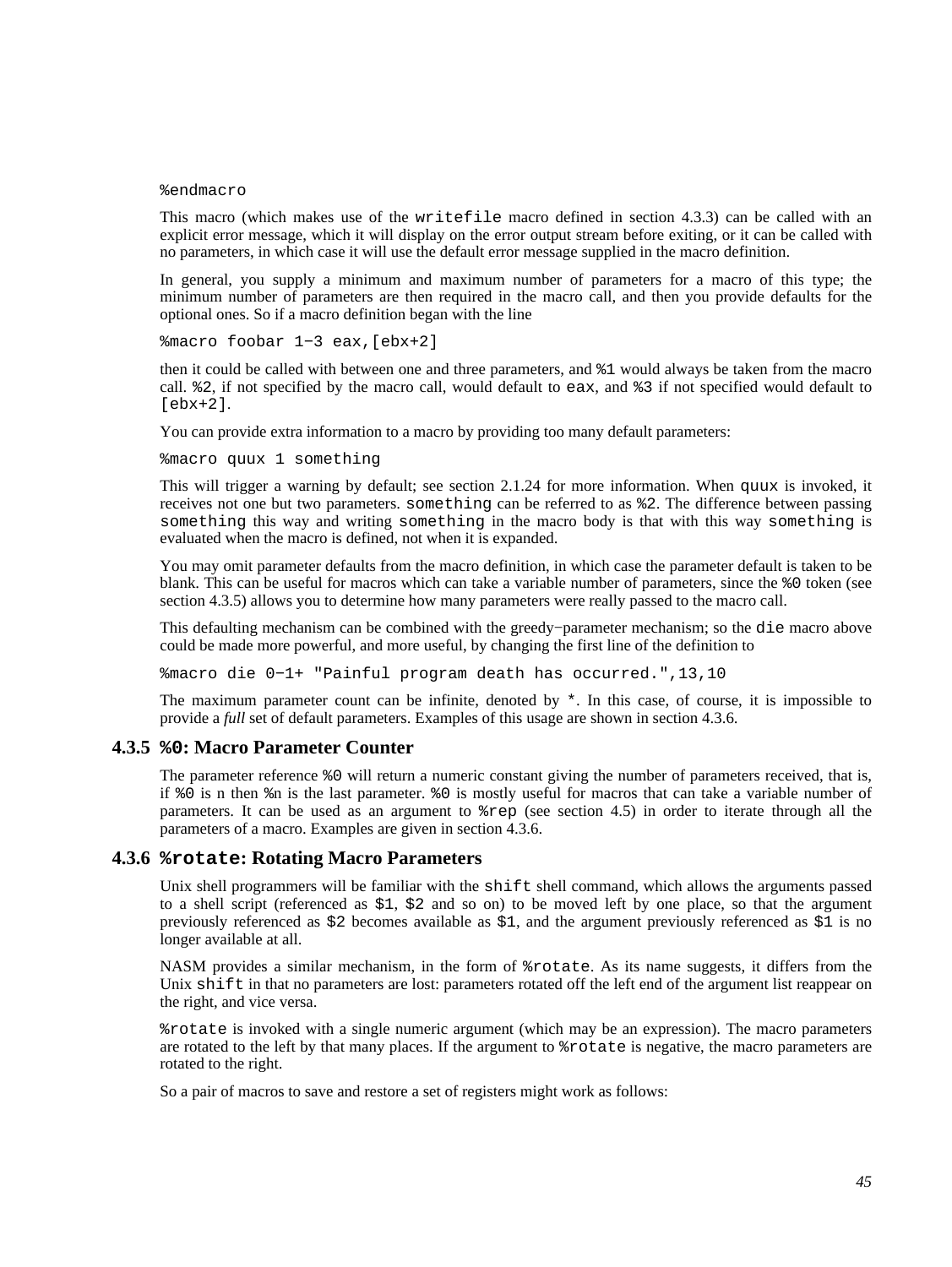```
%endmacro
```

This macro (which makes use of the `writefile` macro defined in section 4.3.3) can be called with an explicit error message, which it will display on the error output stream before exiting, or it can be called with no parameters, in which case it will use the default error message supplied in the macro definition.

In general, you supply a minimum and maximum number of parameters for a macro of this type; the minimum number of parameters are then required in the macro call, and then you provide defaults for the optional ones. So if a macro definition began with the line

```
%macro foobar 1-3 eax,[ebx+2]
```

then it could be called with between one and three parameters, and `%1` would always be taken from the macro call. `%2`, if not specified by the macro call, would default to `eax`, and `%3` if not specified would default to `[ebx+2]`.

You can provide extra information to a macro by providing too many default parameters:

```
%macro quux 1 something
```

This will trigger a warning by default; see section 2.1.24 for more information. When `quux` is invoked, it receives not one but two parameters. `something` can be referred to as `%2`. The difference between passing `something` this way and writing `something` in the macro body is that with this way `something` is evaluated when the macro is defined, not when it is expanded.

You may omit parameter defaults from the macro definition, in which case the parameter default is taken to be blank. This can be useful for macros which can take a variable number of parameters, since the `%0` token (see section 4.3.5) allows you to determine how many parameters were really passed to the macro call.

This defaulting mechanism can be combined with the greedy-parameter mechanism; so the `die` macro above could be made more powerful, and more useful, by changing the first line of the definition to

```
%macro die 0-1+ "Painful program death has occurred.",13,10
```

The maximum parameter count can be infinite, denoted by `*`. In this case, of course, it is impossible to provide a *full* set of default parameters. Examples of this usage are shown in section 4.3.6.

### 4.3.5 `%0`: Macro Parameter Counter

The parameter reference `%0` will return a numeric constant giving the number of parameters received, that is, if `%0` is n then `%n` is the last parameter. `%0` is mostly useful for macros that can take a variable number of parameters. It can be used as an argument to `%rep` (see section 4.5) in order to iterate through all the parameters of a macro. Examples are given in section 4.3.6.

### 4.3.6 `%rotate`: Rotating Macro Parameters

Unix shell programmers will be familiar with the `shift` shell command, which allows the arguments passed to a shell script (referenced as `$1`, `$2` and so on) to be moved left by one place, so that the argument previously referenced as `$2` becomes available as `$1`, and the argument previously referenced as `$1` is no longer available at all.

NASM provides a similar mechanism, in the form of `%rotate`. As its name suggests, it differs from the Unix `shift` in that no parameters are lost: parameters rotated off the left end of the argument list reappear on the right, and vice versa.

`%rotate` is invoked with a single numeric argument (which may be an expression). The macro parameters are rotated to the left by that many places. If the argument to `%rotate` is negative, the macro parameters are rotated to the right.

So a pair of macros to save and restore a set of registers might work as follows: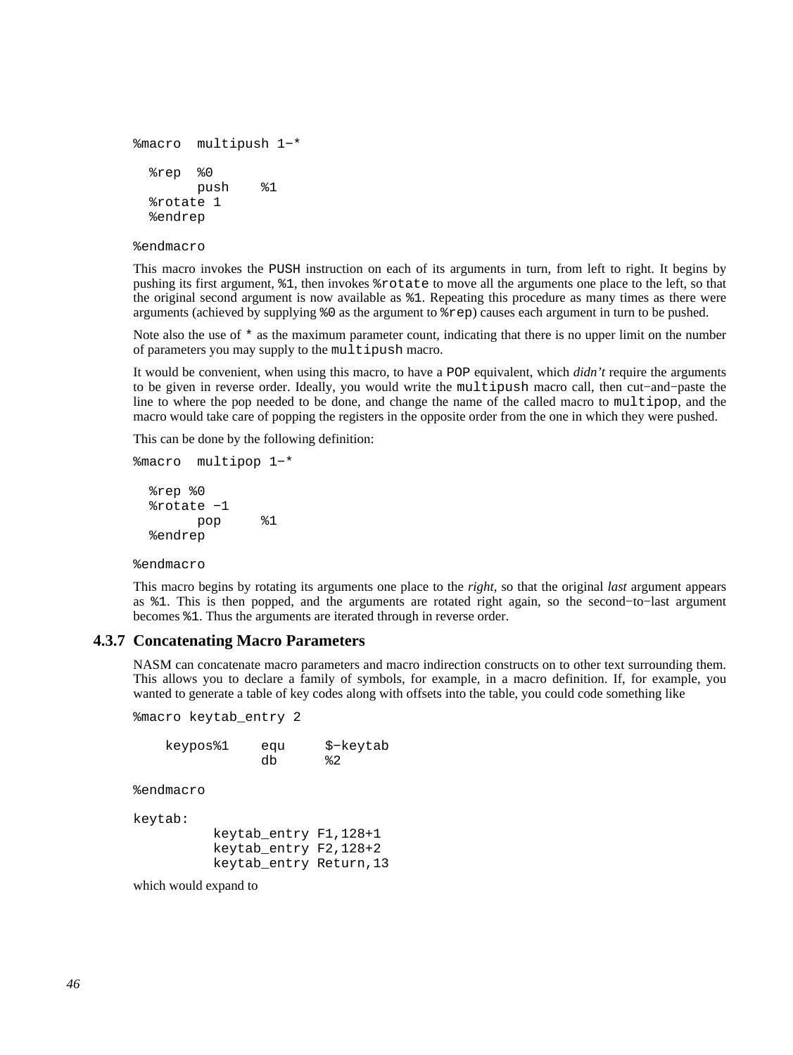```
%macro  multipush 1-*

  %rep  %0
        push    %1
  %rotate 1
  %endrep

%endmacro
```

This macro invokes the `PUSH` instruction on each of its arguments in turn, from left to right. It begins by pushing its first argument, `%1`, then invokes `%rotate` to move all the arguments one place to the left, so that the original second argument is now available as `%1`. Repeating this procedure as many times as there were arguments (achieved by supplying `%0` as the argument to `%rep`) causes each argument in turn to be pushed.

Note also the use of `*` as the maximum parameter count, indicating that there is no upper limit on the number of parameters you may supply to the `multipush` macro.

It would be convenient, when using this macro, to have a `POP` equivalent, which *didn't* require the arguments to be given in reverse order. Ideally, you would write the `multipush` macro call, then cut-and-paste the line to where the pop needed to be done, and change the name of the called macro to `multipop`, and the macro would take care of popping the registers in the opposite order from the one in which they were pushed.

This can be done by the following definition:

```
%macro  multipop 1-*

  %rep %0
  %rotate -1
        pop     %1
  %endrep

%endmacro
```

This macro begins by rotating its arguments one place to the *right*, so that the original *last* argument appears as `%1`. This is then popped, and the arguments are rotated right again, so the second-to-last argument becomes `%1`. Thus the arguments are iterated through in reverse order.

### 4.3.7 Concatenating Macro Parameters

NASM can concatenate macro parameters and macro indirection constructs on to other text surrounding them. This allows you to declare a family of symbols, for example, in a macro definition. If, for example, you wanted to generate a table of key codes along with offsets into the table, you could code something like

```
%macro keytab_entry 2

    keypos%1    equ     $-keytab
                db      %2

%endmacro

keytab:
          keytab_entry F1,128+1
          keytab_entry F2,128+2
          keytab_entry Return,13
```

which would expand to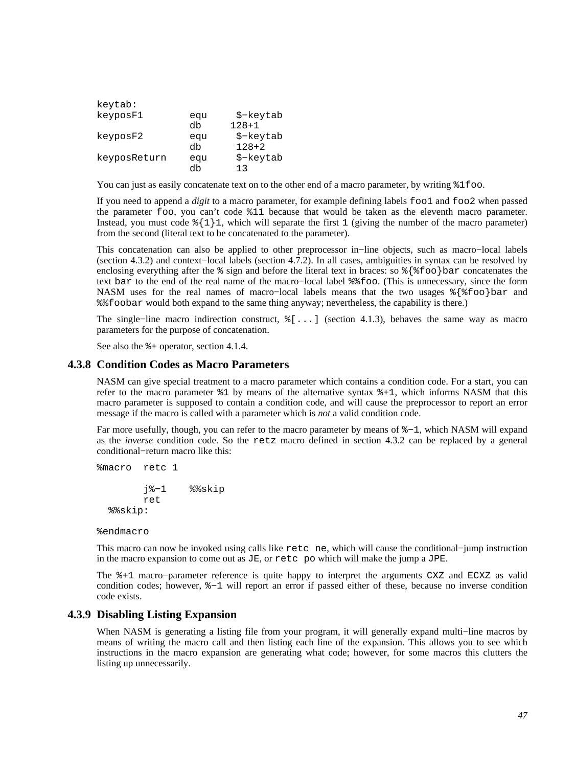```
keytab:
keyposF1        equ     $-keytab
                db     128+1
keyposF2        equ     $-keytab
                db      128+2
keyposReturn    equ     $-keytab
                db      13
```

You can just as easily concatenate text on to the other end of a macro parameter, by writing `%1foo`.

If you need to append a *digit* to a macro parameter, for example defining labels `foo1` and `foo2` when passed the parameter `foo`, you can't code `%11` because that would be taken as the eleventh macro parameter. Instead, you must code `%{1}1`, which will separate the first `1` (giving the number of the macro parameter) from the second (literal text to be concatenated to the parameter).

This concatenation can also be applied to other preprocessor in−line objects, such as macro−local labels (section 4.3.2) and context−local labels (section 4.7.2). In all cases, ambiguities in syntax can be resolved by enclosing everything after the `%` sign and before the literal text in braces: so `%{%foo}bar` concatenates the text `bar` to the end of the real name of the macro−local label `%%foo`. (This is unnecessary, since the form NASM uses for the real names of macro−local labels means that the two usages `%{%foo}bar` and `%%foobar` would both expand to the same thing anyway; nevertheless, the capability is there.)

The single−line macro indirection construct, `%[...]` (section 4.1.3), behaves the same way as macro parameters for the purpose of concatenation.

See also the `%+` operator, section 4.1.4.

### 4.3.8 Condition Codes as Macro Parameters

NASM can give special treatment to a macro parameter which contains a condition code. For a start, you can refer to the macro parameter `%1` by means of the alternative syntax `%+1`, which informs NASM that this macro parameter is supposed to contain a condition code, and will cause the preprocessor to report an error message if the macro is called with a parameter which is *not* a valid condition code.

Far more usefully, though, you can refer to the macro parameter by means of `%-1`, which NASM will expand as the *inverse* condition code. So the `retz` macro defined in section 4.3.2 can be replaced by a general conditional−return macro like this:

```
%macro  retc 1

        j%-1    %%skip
        ret
  %%skip:

%endmacro
```

This macro can now be invoked using calls like `retc ne`, which will cause the conditional−jump instruction in the macro expansion to come out as `JE`, or `retc po` which will make the jump a `JPE`.

The `%+1` macro−parameter reference is quite happy to interpret the arguments `CXZ` and `ECXZ` as valid condition codes; however, `%-1` will report an error if passed either of these, because no inverse condition code exists.

### 4.3.9 Disabling Listing Expansion

When NASM is generating a listing file from your program, it will generally expand multi−line macros by means of writing the macro call and then listing each line of the expansion. This allows you to see which instructions in the macro expansion are generating what code; however, for some macros this clutters the listing up unnecessarily.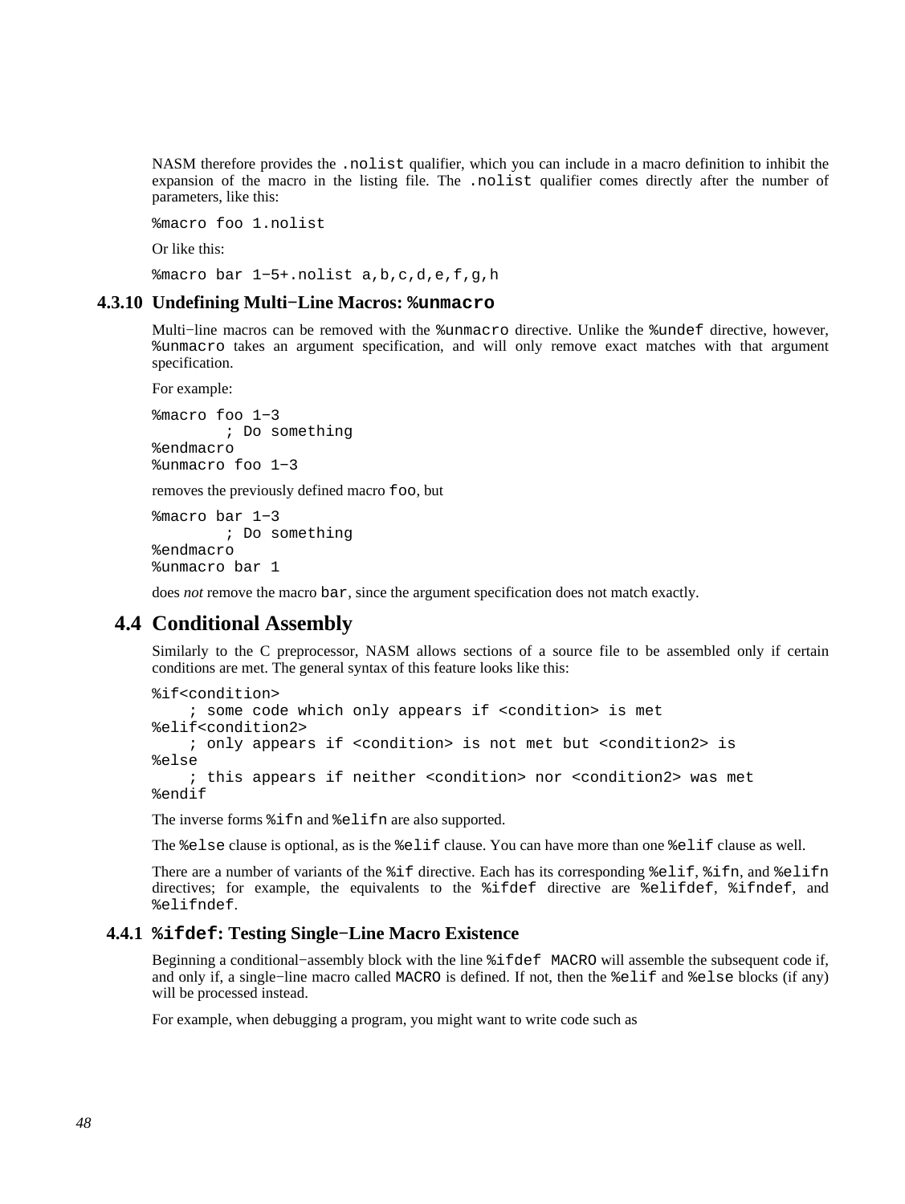NASM therefore provides the `.nolist` qualifier, which you can include in a macro definition to inhibit the expansion of the macro in the listing file. The `.nolist` qualifier comes directly after the number of parameters, like this:

```
%macro foo 1.nolist
```

Or like this:

```
%macro bar 1-5+.nolist a,b,c,d,e,f,g,h
```

### 4.3.10 Undefining Multi−Line Macros: `%unmacro`

Multi−line macros can be removed with the `%unmacro` directive. Unlike the `%undef` directive, however, `%unmacro` takes an argument specification, and will only remove exact matches with that argument specification.

For example:

```
%macro foo 1-3
        ; Do something
%endmacro
%unmacro foo 1-3
```

removes the previously defined macro `foo`, but

```
%macro bar 1-3
        ; Do something
%endmacro
%unmacro bar 1
```

does *not* remove the macro `bar`, since the argument specification does not match exactly.

## 4.4 Conditional Assembly

Similarly to the C preprocessor, NASM allows sections of a source file to be assembled only if certain conditions are met. The general syntax of this feature looks like this:

```
%if<condition>
    ; some code which only appears if <condition> is met
%elif<condition2>
    ; only appears if <condition> is not met but <condition2> is
%else
    ; this appears if neither <condition> nor <condition2> was met
%endif
```

The inverse forms `%ifn` and `%elifn` are also supported.

The `%else` clause is optional, as is the `%elif` clause. You can have more than one `%elif` clause as well.

There are a number of variants of the `%if` directive. Each has its corresponding `%elif`, `%ifn`, and `%elifn` directives; for example, the equivalents to the `%ifdef` directive are `%elifdef`, `%ifndef`, and `%elifndef`.

### 4.4.1 `%ifdef`: Testing Single−Line Macro Existence

Beginning a conditional−assembly block with the line `%ifdef MACRO` will assemble the subsequent code if, and only if, a single−line macro called `MACRO` is defined. If not, then the `%elif` and `%else` blocks (if any) will be processed instead.

For example, when debugging a program, you might want to write code such as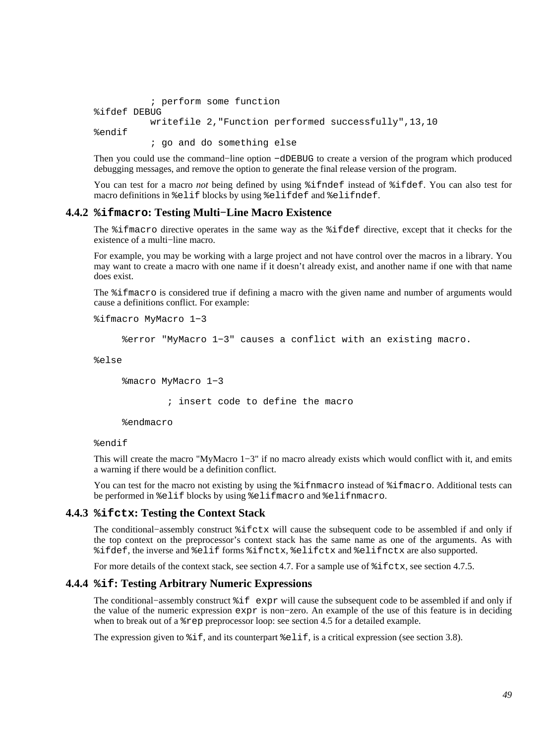```
          ; perform some function
%ifdef DEBUG
          writefile 2,"Function performed successfully",13,10
%endif
          ; go and do something else
```

Then you could use the command−line option `−dDEBUG` to create a version of the program which produced debugging messages, and remove the option to generate the final release version of the program.

You can test for a macro *not* being defined by using `%ifndef` instead of `%ifdef`. You can also test for macro definitions in `%elif` blocks by using `%elifdef` and `%elifndef`.

### 4.4.2 `%ifmacro`: Testing Multi−Line Macro Existence

The `%ifmacro` directive operates in the same way as the `%ifdef` directive, except that it checks for the existence of a multi−line macro.

For example, you may be working with a large project and not have control over the macros in a library. You may want to create a macro with one name if it doesn't already exist, and another name if one with that name does exist.

The `%ifmacro` is considered true if defining a macro with the given name and number of arguments would cause a definitions conflict. For example:

```
%ifmacro MyMacro 1−3

     %error "MyMacro 1−3" causes a conflict with an existing macro.

%else

     %macro MyMacro 1−3

             ; insert code to define the macro

     %endmacro

%endif
```

This will create the macro "MyMacro 1−3" if no macro already exists which would conflict with it, and emits a warning if there would be a definition conflict.

You can test for the macro not existing by using the `%ifnmacro` instead of `%ifmacro`. Additional tests can be performed in `%elif` blocks by using `%elifmacro` and `%elifnmacro`.

### 4.4.3 `%ifctx`: Testing the Context Stack

The conditional−assembly construct `%ifctx` will cause the subsequent code to be assembled if and only if the top context on the preprocessor's context stack has the same name as one of the arguments. As with `%ifdef`, the inverse and `%elif` forms `%ifnctx`, `%elifctx` and `%elifnctx` are also supported.

For more details of the context stack, see section 4.7. For a sample use of `%ifctx`, see section 4.7.5.

### 4.4.4 `%if`: Testing Arbitrary Numeric Expressions

The conditional−assembly construct `%if expr` will cause the subsequent code to be assembled if and only if the value of the numeric expression `expr` is non−zero. An example of the use of this feature is in deciding when to break out of a `%rep` preprocessor loop: see section 4.5 for a detailed example.

The expression given to `%if`, and its counterpart `%elif`, is a critical expression (see section 3.8).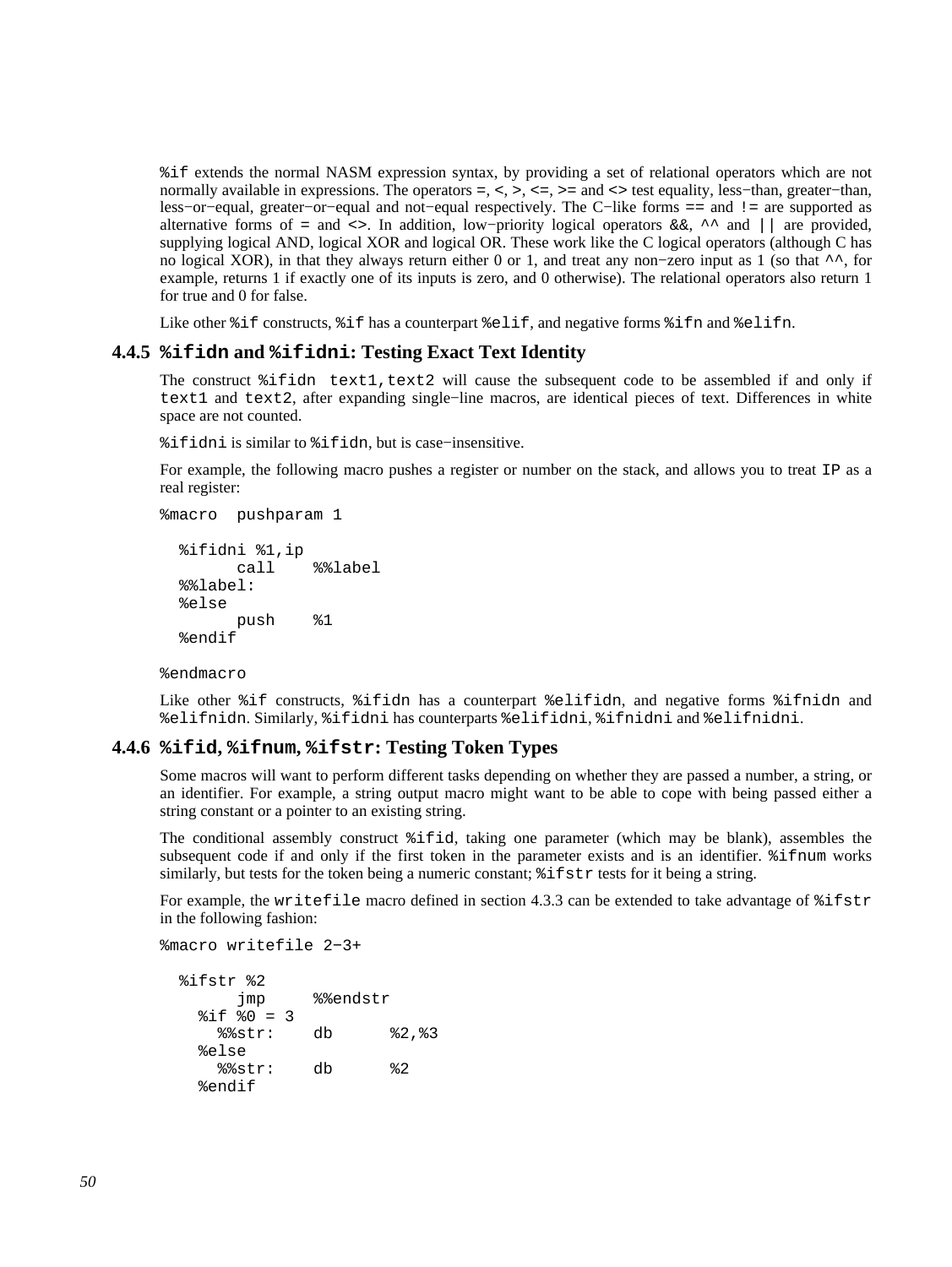`%if` extends the normal NASM expression syntax, by providing a set of relational operators which are not normally available in expressions. The operators `=`, `<`, `>`, `<=`, `>=` and `<>` test equality, less−than, greater−than, less−or−equal, greater−or−equal and not−equal respectively. The C−like forms `==` and `!=` are supported as alternative forms of `=` and `<>`. In addition, low−priority logical operators `&&`, `^^` and `||` are provided, supplying logical AND, logical XOR and logical OR. These work like the C logical operators (although C has no logical XOR), in that they always return either 0 or 1, and treat any non−zero input as 1 (so that `^^`, for example, returns 1 if exactly one of its inputs is zero, and 0 otherwise). The relational operators also return 1 for true and 0 for false.

Like other `%if` constructs, `%if` has a counterpart `%elif`, and negative forms `%ifn` and `%elifn`.

### 4.4.5 `%ifidn` and `%ifidni`: Testing Exact Text Identity

The construct `%ifidn text1,text2` will cause the subsequent code to be assembled if and only if `text1` and `text2`, after expanding single−line macros, are identical pieces of text. Differences in white space are not counted.

`%ifidni` is similar to `%ifidn`, but is case−insensitive.

For example, the following macro pushes a register or number on the stack, and allows you to treat `IP` as a real register:

```
%macro  pushparam 1

  %ifidni %1,ip
        call    %%label
  %%label:
  %else
        push    %1
  %endif

%endmacro
```

Like other `%if` constructs, `%ifidn` has a counterpart `%elifidn`, and negative forms `%ifnidn` and `%elifnidn`. Similarly, `%ifidni` has counterparts `%elifidni`, `%ifnidni` and `%elifnidni`.

### 4.4.6 `%ifid`, `%ifnum`, `%ifstr`: Testing Token Types

Some macros will want to perform different tasks depending on whether they are passed a number, a string, or an identifier. For example, a string output macro might want to be able to cope with being passed either a string constant or a pointer to an existing string.

The conditional assembly construct `%ifid`, taking one parameter (which may be blank), assembles the subsequent code if and only if the first token in the parameter exists and is an identifier. `%ifnum` works similarly, but tests for the token being a numeric constant; `%ifstr` tests for it being a string.

For example, the `writefile` macro defined in section 4.3.3 can be extended to take advantage of `%ifstr` in the following fashion:

```
%macro writefile 2−3+

  %ifstr %2
        jmp     %%endstr
    %if %0 = 3
      %%str:    db      %2,%3
    %else
      %%str:    db      %2
    %endif
```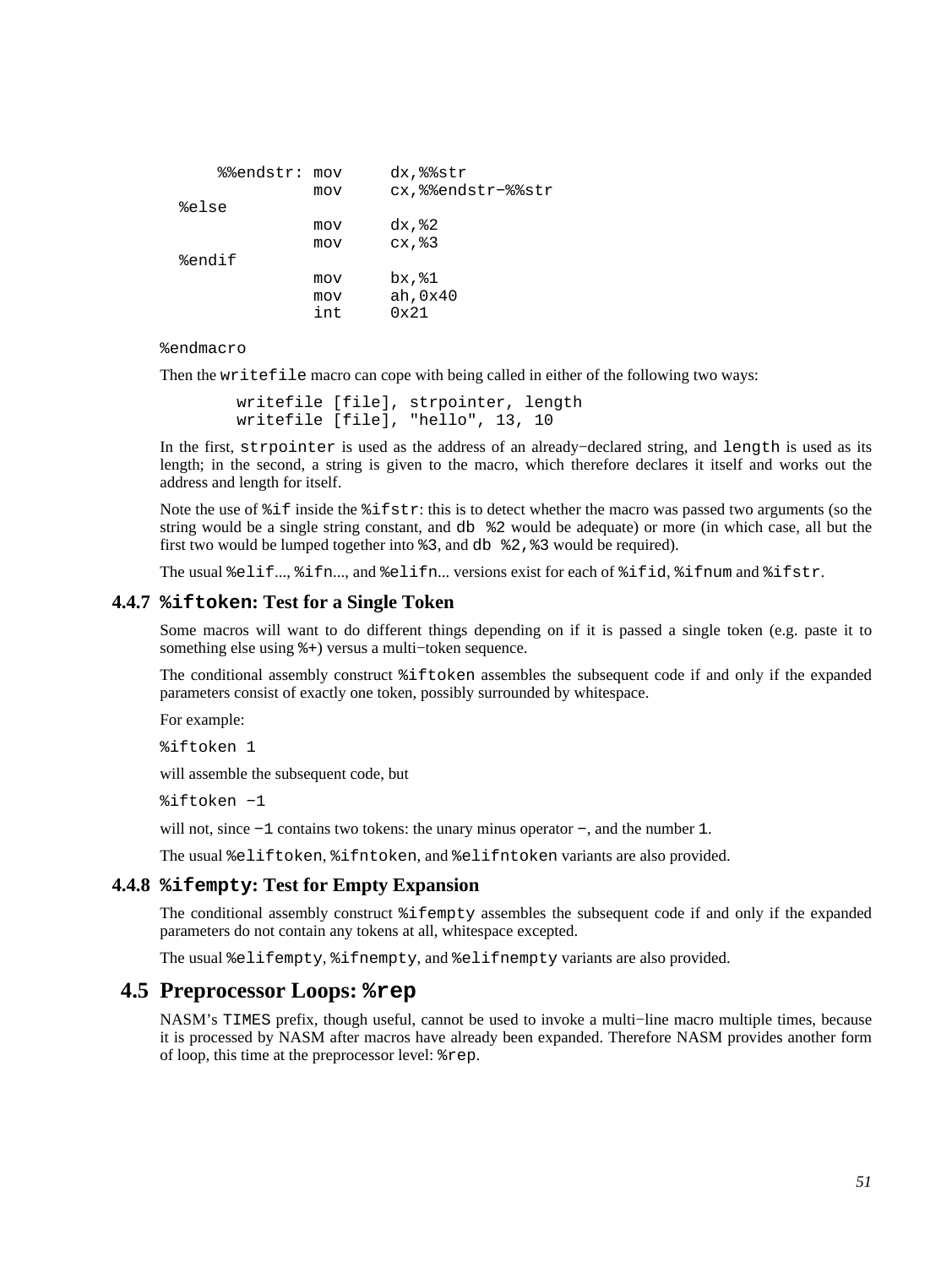```
%%endstr: mov     dx,%%str
          mov     cx,%%endstr-%%str
  %else
          mov     dx,%2
          mov     cx,%3
  %endif
          mov     bx,%1
          mov     ah,0x40
          int     0x21

%endmacro
```

Then the `writefile` macro can cope with being called in either of the following two ways:

```
        writefile [file], strpointer, length
        writefile [file], "hello", 13, 10
```

In the first, `strpointer` is used as the address of an already−declared string, and `length` is used as its length; in the second, a string is given to the macro, which therefore declares it itself and works out the address and length for itself.

Note the use of `%if` inside the `%ifstr`: this is to detect whether the macro was passed two arguments (so the string would be a single string constant, and `db %2` would be adequate) or more (in which case, all but the first two would be lumped together into `%3`, and `db %2,%3` would be required).

The usual `%elif`..., `%ifn`..., and `%elifn`... versions exist for each of `%ifid`, `%ifnum` and `%ifstr`.

### 4.4.7 `%iftoken`: Test for a Single Token

Some macros will want to do different things depending on if it is passed a single token (e.g. paste it to something else using `%+`) versus a multi−token sequence.

The conditional assembly construct `%iftoken` assembles the subsequent code if and only if the expanded parameters consist of exactly one token, possibly surrounded by whitespace.

For example:

```
%iftoken 1
```

will assemble the subsequent code, but

```
%iftoken -1
```

will not, since `-1` contains two tokens: the unary minus operator `-`, and the number `1`.

The usual `%eliftoken`, `%ifntoken`, and `%elifntoken` variants are also provided.

### 4.4.8 `%ifempty`: Test for Empty Expansion

The conditional assembly construct `%ifempty` assembles the subsequent code if and only if the expanded parameters do not contain any tokens at all, whitespace excepted.

The usual `%elifempty`, `%ifnempty`, and `%elifnempty` variants are also provided.

## 4.5 Preprocessor Loops: `%rep`

NASM's `TIMES` prefix, though useful, cannot be used to invoke a multi−line macro multiple times, because it is processed by NASM after macros have already been expanded. Therefore NASM provides another form of loop, this time at the preprocessor level: `%rep`.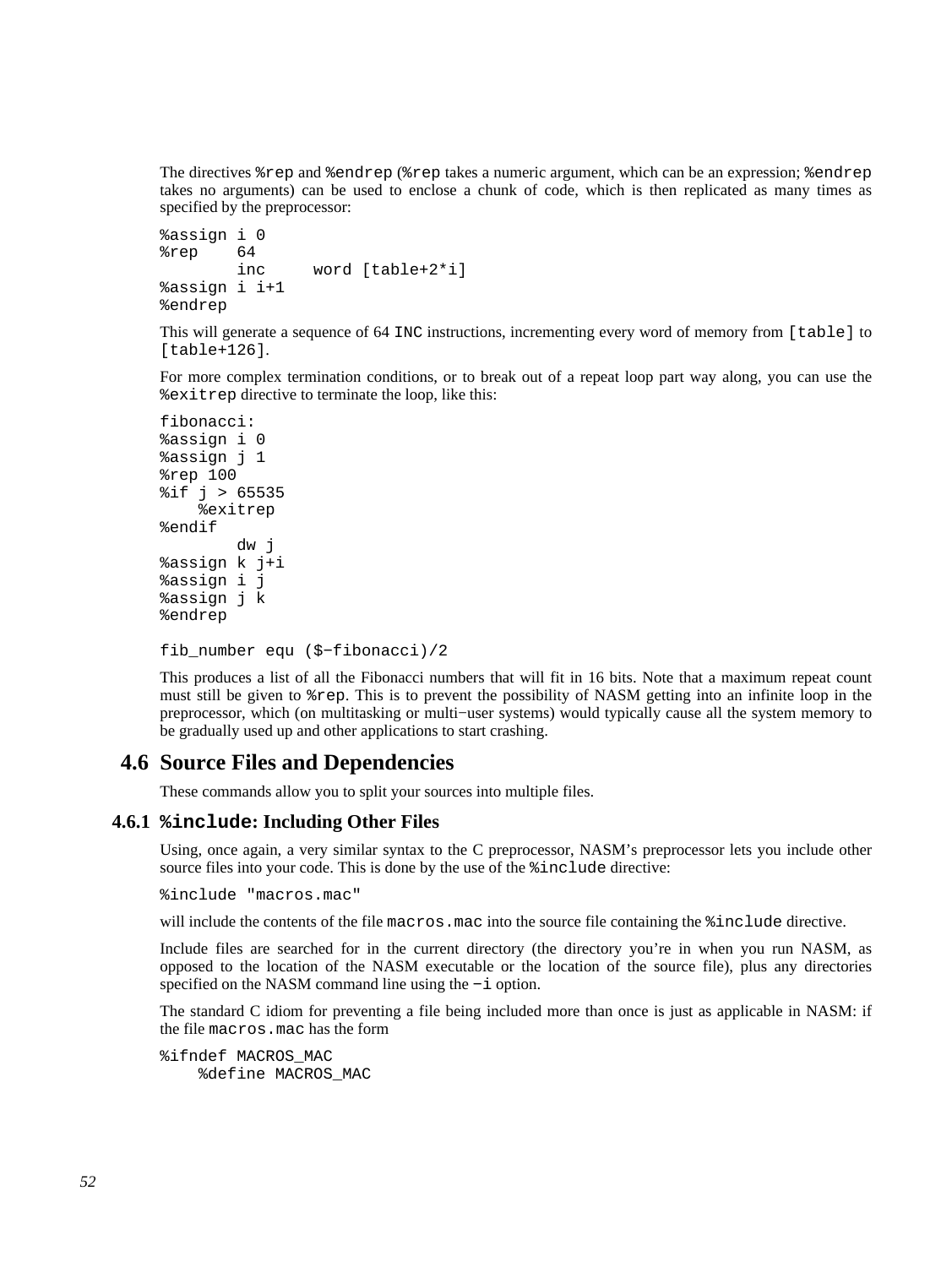The directives `%rep` and `%endrep` (`%rep` takes a numeric argument, which can be an expression; `%endrep` takes no arguments) can be used to enclose a chunk of code, which is then replicated as many times as specified by the preprocessor:

```
%assign i 0
%rep    64
        inc     word [table+2*i]
%assign i i+1
%endrep
```

This will generate a sequence of 64 `INC` instructions, incrementing every word of memory from `[table]` to `[table+126]`.

For more complex termination conditions, or to break out of a repeat loop part way along, you can use the `%exitrep` directive to terminate the loop, like this:

```
fibonacci:
%assign i 0
%assign j 1
%rep 100
%if j > 65535
    %exitrep
%endif
        dw j
%assign k j+i
%assign i j
%assign j k
%endrep

fib_number equ ($-fibonacci)/2
```

This produces a list of all the Fibonacci numbers that will fit in 16 bits. Note that a maximum repeat count must still be given to `%rep`. This is to prevent the possibility of NASM getting into an infinite loop in the preprocessor, which (on multitasking or multi-user systems) would typically cause all the system memory to be gradually used up and other applications to start crashing.

## 4.6 Source Files and Dependencies

These commands allow you to split your sources into multiple files.

### 4.6.1 `%include`: Including Other Files

Using, once again, a very similar syntax to the C preprocessor, NASM's preprocessor lets you include other source files into your code. This is done by the use of the `%include` directive:

```
%include "macros.mac"
```

will include the contents of the file `macros.mac` into the source file containing the `%include` directive.

Include files are searched for in the current directory (the directory you're in when you run NASM, as opposed to the location of the NASM executable or the location of the source file), plus any directories specified on the NASM command line using the `-i` option.

The standard C idiom for preventing a file being included more than once is just as applicable in NASM: if the file `macros.mac` has the form

```
%ifndef MACROS_MAC
    %define MACROS_MAC
```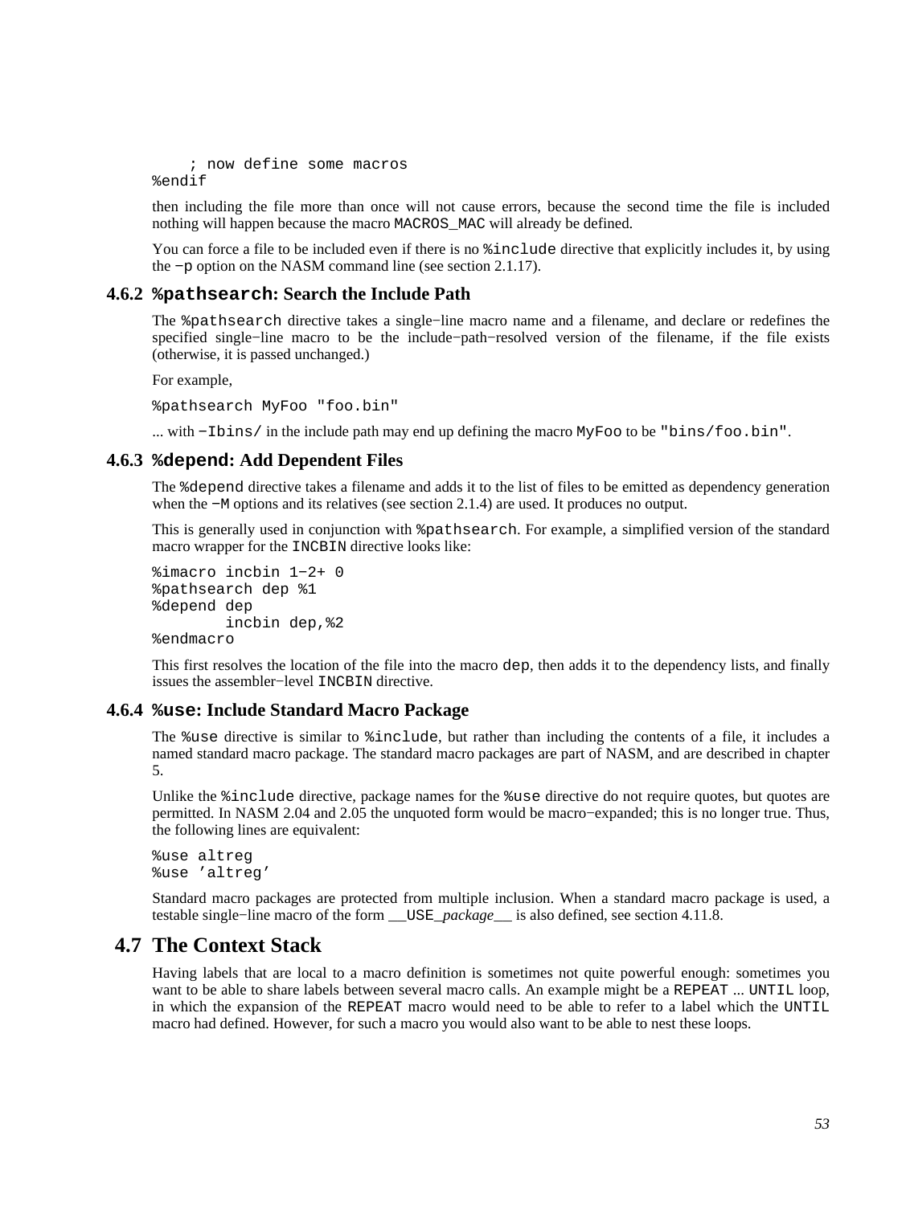```
      ; now define some macros
%endif
```

then including the file more than once will not cause errors, because the second time the file is included nothing will happen because the macro `MACROS_MAC` will already be defined.

You can force a file to be included even if there is no `%include` directive that explicitly includes it, by using the `−p` option on the NASM command line (see section 2.1.17).

### 4.6.2 `%pathsearch`: Search the Include Path

The `%pathsearch` directive takes a single−line macro name and a filename, and declare or redefines the specified single−line macro to be the include−path−resolved version of the filename, if the file exists (otherwise, it is passed unchanged.)

For example,

```
%pathsearch MyFoo "foo.bin"
```

... with `−Ibins/` in the include path may end up defining the macro `MyFoo` to be `"bins/foo.bin"`.

### 4.6.3 `%depend`: Add Dependent Files

The `%depend` directive takes a filename and adds it to the list of files to be emitted as dependency generation when the `−M` options and its relatives (see section 2.1.4) are used. It produces no output.

This is generally used in conjunction with `%pathsearch`. For example, a simplified version of the standard macro wrapper for the `INCBIN` directive looks like:

```
%imacro incbin 1−2+ 0
%pathsearch dep %1
%depend dep
        incbin dep,%2
%endmacro
```

This first resolves the location of the file into the macro `dep`, then adds it to the dependency lists, and finally issues the assembler−level `INCBIN` directive.

### 4.6.4 `%use`: Include Standard Macro Package

The `%use` directive is similar to `%include`, but rather than including the contents of a file, it includes a named standard macro package. The standard macro packages are part of NASM, and are described in chapter 5.

Unlike the `%include` directive, package names for the `%use` directive do not require quotes, but quotes are permitted. In NASM 2.04 and 2.05 the unquoted form would be macro−expanded; this is no longer true. Thus, the following lines are equivalent:

```
%use altreg
%use 'altreg'
```

Standard macro packages are protected from multiple inclusion. When a standard macro package is used, a testable single−line macro of the form `__USE_`*package*`__` is also defined, see section 4.11.8.

## 4.7 The Context Stack

Having labels that are local to a macro definition is sometimes not quite powerful enough: sometimes you want to be able to share labels between several macro calls. An example might be a `REPEAT` ... `UNTIL` loop, in which the expansion of the `REPEAT` macro would need to be able to refer to a label which the `UNTIL` macro had defined. However, for such a macro you would also want to be able to nest these loops.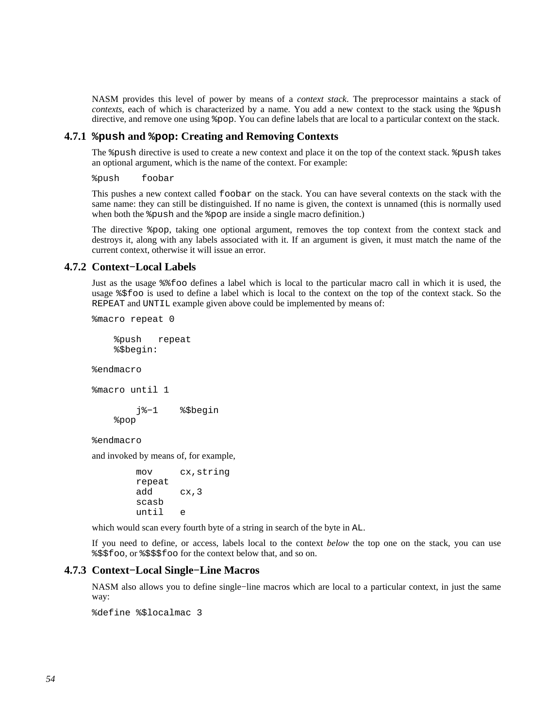NASM provides this level of power by means of a *context stack*. The preprocessor maintains a stack of *contexts*, each of which is characterized by a name. You add a new context to the stack using the `%push` directive, and remove one using `%pop`. You can define labels that are local to a particular context on the stack.

### 4.7.1 `%push` and `%pop`: Creating and Removing Contexts

The `%push` directive is used to create a new context and place it on the top of the context stack. `%push` takes an optional argument, which is the name of the context. For example:

```
%push    foobar
```

This pushes a new context called `foobar` on the stack. You can have several contexts on the stack with the same name: they can still be distinguished. If no name is given, the context is unnamed (this is normally used when both the `%push` and the `%pop` are inside a single macro definition.)

The directive `%pop`, taking one optional argument, removes the top context from the context stack and destroys it, along with any labels associated with it. If an argument is given, it must match the name of the current context, otherwise it will issue an error.

### 4.7.2 Context−Local Labels

Just as the usage `%%foo` defines a label which is local to the particular macro call in which it is used, the usage `%$foo` is used to define a label which is local to the context on the top of the context stack. So the `REPEAT` and `UNTIL` example given above could be implemented by means of:

```
%macro repeat 0

    %push   repeat
    %$begin:

%endmacro

%macro until 1

        j%-1    %$begin
    %pop

%endmacro
```

and invoked by means of, for example,

```
        mov     cx,string
        repeat
        add     cx,3
        scasb
        until   e
```

which would scan every fourth byte of a string in search of the byte in `AL`.

If you need to define, or access, labels local to the context *below* the top one on the stack, you can use `%$$foo`, or `%$$$foo` for the context below that, and so on.

### 4.7.3 Context−Local Single−Line Macros

NASM also allows you to define single−line macros which are local to a particular context, in just the same way:

```
%define %$localmac 3
```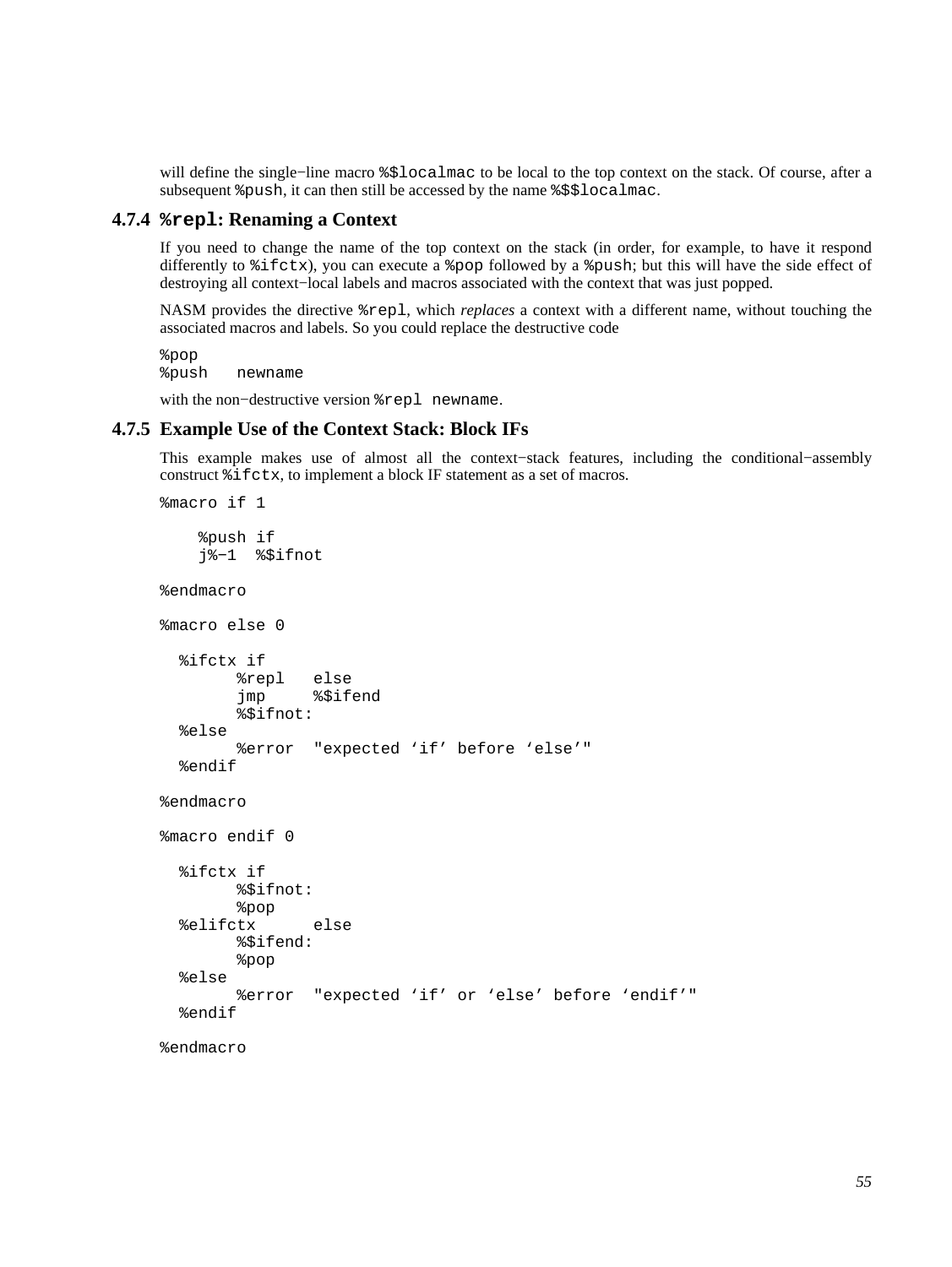will define the single−line macro `%$localmac` to be local to the top context on the stack. Of course, after a subsequent `%push`, it can then still be accessed by the name `%$$localmac`.

### 4.7.4 `%repl`: Renaming a Context

If you need to change the name of the top context on the stack (in order, for example, to have it respond differently to `%ifctx`), you can execute a `%pop` followed by a `%push`; but this will have the side effect of destroying all context−local labels and macros associated with the context that was just popped.

NASM provides the directive `%repl`, which *replaces* a context with a different name, without touching the associated macros and labels. So you could replace the destructive code

```
%pop
%push   newname
```

with the non−destructive version `%repl newname`.

### 4.7.5 Example Use of the Context Stack: Block IFs

This example makes use of almost all the context−stack features, including the conditional−assembly construct `%ifctx`, to implement a block IF statement as a set of macros.

```
%macro if 1

    %push if
    j%-1  %$ifnot

%endmacro

%macro else 0

  %ifctx if
        %repl   else
        jmp     %$ifend
        %$ifnot:
  %else
        %error  "expected ‘if’ before ‘else’"
  %endif

%endmacro

%macro endif 0

  %ifctx if
        %$ifnot:
        %pop
  %elifctx      else
        %$ifend:
        %pop
  %else
        %error  "expected ‘if’ or ‘else’ before ‘endif’"
  %endif

%endmacro
```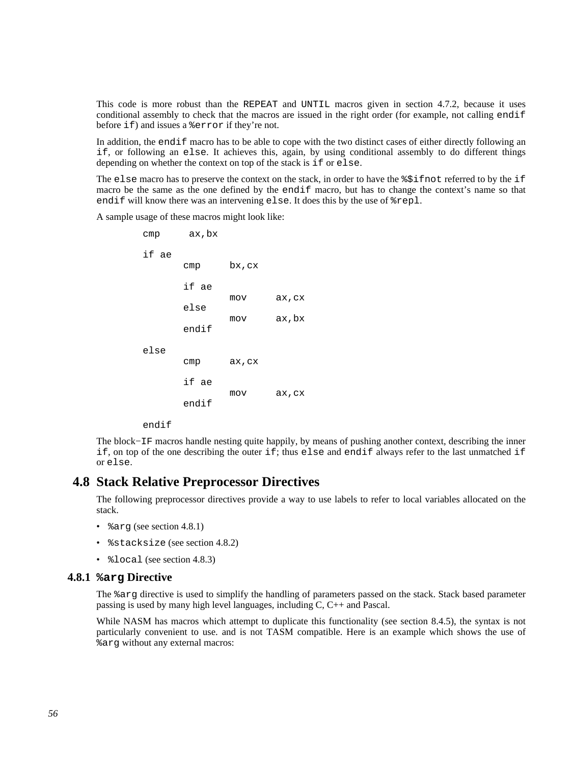This code is more robust than the `REPEAT` and `UNTIL` macros given in section 4.7.2, because it uses conditional assembly to check that the macros are issued in the right order (for example, not calling `endif` before `if`) and issues a `%error` if they're not.

In addition, the `endif` macro has to be able to cope with the two distinct cases of either directly following an `if`, or following an `else`. It achieves this, again, by using conditional assembly to do different things depending on whether the context on top of the stack is `if` or `else`.

The `else` macro has to preserve the context on the stack, in order to have the `%$ifnot` referred to by the `if` macro be the same as the one defined by the `endif` macro, but has to change the context's name so that `endif` will know there was an intervening `else`. It does this by the use of `%repl`.

A sample usage of these macros might look like:

```
cmp     ax,bx

if ae
        cmp     bx,cx

        if ae
                mov     ax,cx
        else
                mov     ax,bx
        endif

else
        cmp     ax,cx

        if ae
                mov     ax,cx
        endif

endif
```

The block−`IF` macros handle nesting quite happily, by means of pushing another context, describing the inner `if`, on top of the one describing the outer `if`; thus `else` and `endif` always refer to the last unmatched `if` or `else`.

## 4.8 Stack Relative Preprocessor Directives

The following preprocessor directives provide a way to use labels to refer to local variables allocated on the stack.

- `%arg` (see section 4.8.1)
- `%stacksize` (see section 4.8.2)
- `%local` (see section 4.8.3)

### 4.8.1 `%arg` Directive

The `%arg` directive is used to simplify the handling of parameters passed on the stack. Stack based parameter passing is used by many high level languages, including C, C++ and Pascal.

While NASM has macros which attempt to duplicate this functionality (see section 8.4.5), the syntax is not particularly convenient to use. and is not TASM compatible. Here is an example which shows the use of `%arg` without any external macros: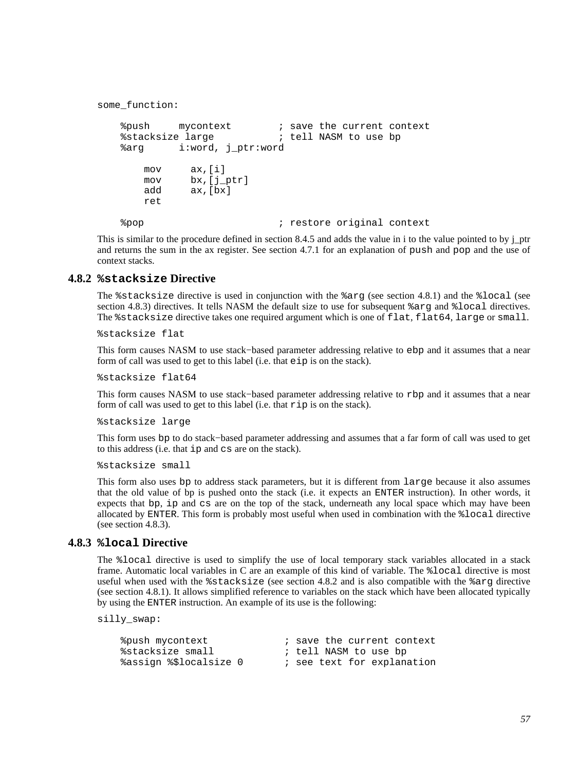```
some_function:

    %push     mycontext        ; save the current context
    %stacksize large           ; tell NASM to use bp
    %arg      i:word, j_ptr:word

        mov     ax,[i]
        mov     bx,[j_ptr]
        add     ax,[bx]
        ret

    %pop                       ; restore original context
```

This is similar to the procedure defined in section 8.4.5 and adds the value in i to the value pointed to by j_ptr and returns the sum in the ax register. See section 4.7.1 for an explanation of `push` and `pop` and the use of context stacks.

### 4.8.2 `%stacksize` Directive

The `%stacksize` directive is used in conjunction with the `%arg` (see section 4.8.1) and the `%local` (see section 4.8.3) directives. It tells NASM the default size to use for subsequent `%arg` and `%local` directives. The `%stacksize` directive takes one required argument which is one of `flat`, `flat64`, `large` or `small`.

```
%stacksize flat
```

This form causes NASM to use stack−based parameter addressing relative to `ebp` and it assumes that a near form of call was used to get to this label (i.e. that `eip` is on the stack).

```
%stacksize flat64
```

This form causes NASM to use stack−based parameter addressing relative to `rbp` and it assumes that a near form of call was used to get to this label (i.e. that `rip` is on the stack).

```
%stacksize large
```

This form uses `bp` to do stack−based parameter addressing and assumes that a far form of call was used to get to this address (i.e. that `ip` and `cs` are on the stack).

```
%stacksize small
```

This form also uses `bp` to address stack parameters, but it is different from `large` because it also assumes that the old value of bp is pushed onto the stack (i.e. it expects an `ENTER` instruction). In other words, it expects that `bp`, `ip` and `cs` are on the top of the stack, underneath any local space which may have been allocated by `ENTER`. This form is probably most useful when used in combination with the `%local` directive (see section 4.8.3).

### 4.8.3 `%local` Directive

The `%local` directive is used to simplify the use of local temporary stack variables allocated in a stack frame. Automatic local variables in C are an example of this kind of variable. The `%local` directive is most useful when used with the `%stacksize` (see section 4.8.2 and is also compatible with the `%arg` directive (see section 4.8.1). It allows simplified reference to variables on the stack which have been allocated typically by using the `ENTER` instruction. An example of its use is the following:

```
silly_swap:

    %push mycontext             ; save the current context
    %stacksize small            ; tell NASM to use bp
    %assign %$localsize 0       ; see text for explanation
```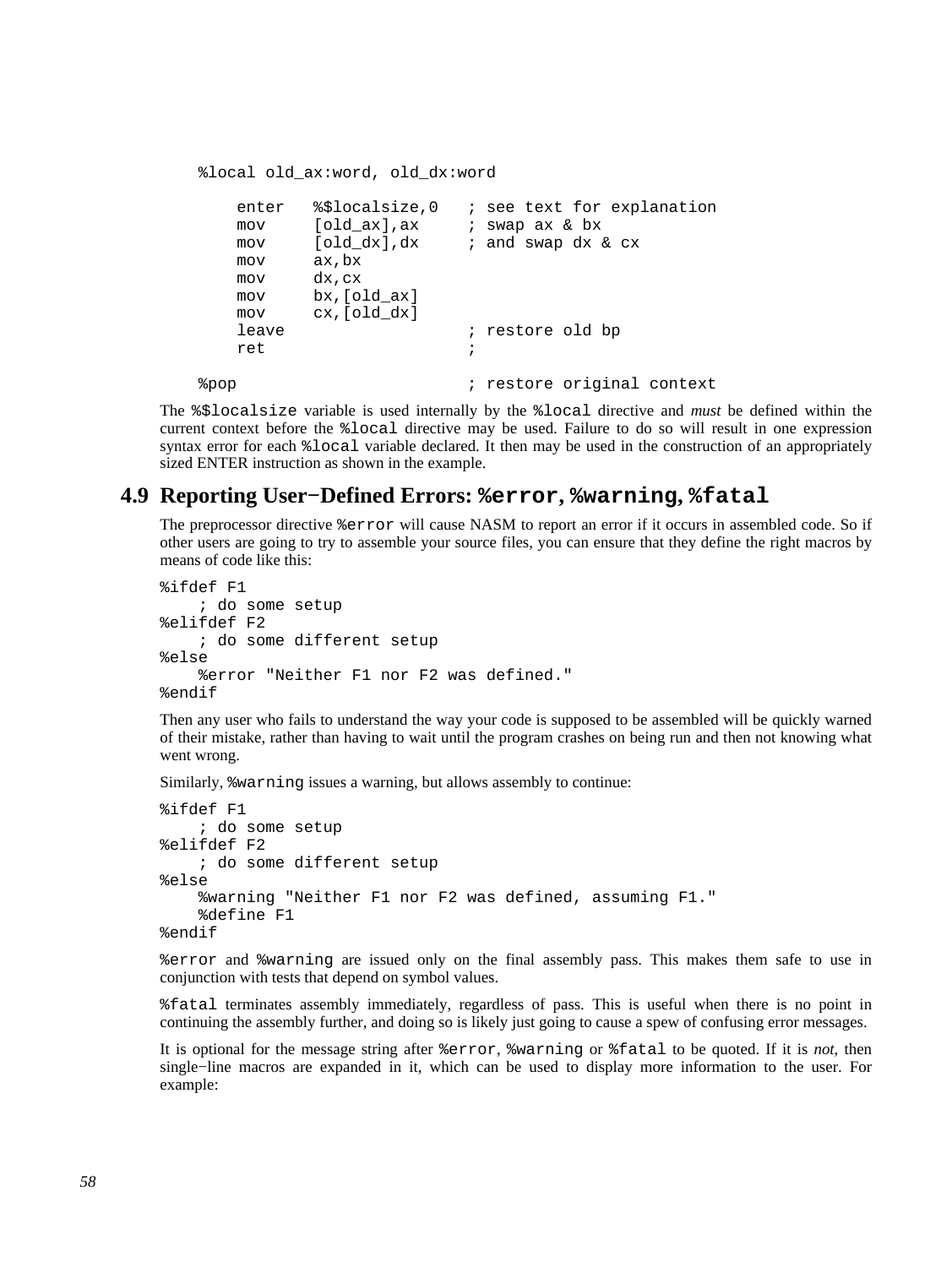```
    %local old_ax:word, old_dx:word

        enter   %$localsize,0   ; see text for explanation
        mov     [old_ax],ax     ; swap ax & bx
        mov     [old_dx],dx     ; and swap dx & cx
        mov     ax,bx
        mov     dx,cx
        mov     bx,[old_ax]
        mov     cx,[old_dx]
        leave                   ; restore old bp
        ret                     ;

    %pop                        ; restore original context
```

The `%$localsize` variable is used internally by the `%local` directive and *must* be defined within the current context before the `%local` directive may be used. Failure to do so will result in one expression syntax error for each `%local` variable declared. It then may be used in the construction of an appropriately sized ENTER instruction as shown in the example.

## 4.9 Reporting User−Defined Errors: `%error`, `%warning`, `%fatal`

The preprocessor directive `%error` will cause NASM to report an error if it occurs in assembled code. So if other users are going to try to assemble your source files, you can ensure that they define the right macros by means of code like this:

```
%ifdef F1
    ; do some setup
%elifdef F2
    ; do some different setup
%else
    %error "Neither F1 nor F2 was defined."
%endif
```

Then any user who fails to understand the way your code is supposed to be assembled will be quickly warned of their mistake, rather than having to wait until the program crashes on being run and then not knowing what went wrong.

Similarly, `%warning` issues a warning, but allows assembly to continue:

```
%ifdef F1
    ; do some setup
%elifdef F2
    ; do some different setup
%else
    %warning "Neither F1 nor F2 was defined, assuming F1."
    %define F1
%endif
```

`%error` and `%warning` are issued only on the final assembly pass. This makes them safe to use in conjunction with tests that depend on symbol values.

`%fatal` terminates assembly immediately, regardless of pass. This is useful when there is no point in continuing the assembly further, and doing so is likely just going to cause a spew of confusing error messages.

It is optional for the message string after `%error`, `%warning` or `%fatal` to be quoted. If it is *not*, then single−line macros are expanded in it, which can be used to display more information to the user. For example: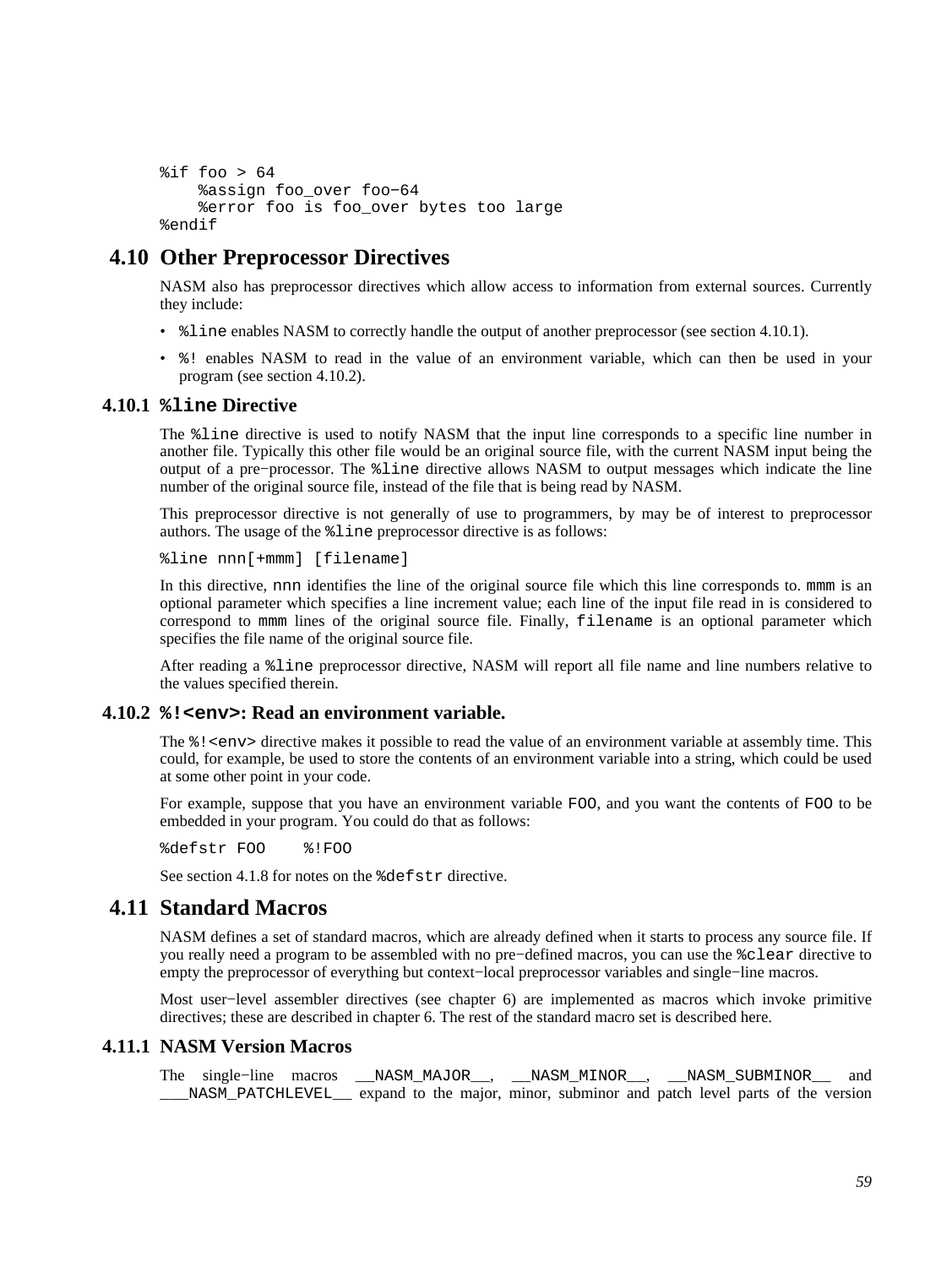```
%if foo > 64
    %assign foo_over foo-64
    %error foo is foo_over bytes too large
%endif
```

## 4.10 Other Preprocessor Directives

NASM also has preprocessor directives which allow access to information from external sources. Currently they include:

- `%line` enables NASM to correctly handle the output of another preprocessor (see section 4.10.1).
- `%!` enables NASM to read in the value of an environment variable, which can then be used in your program (see section 4.10.2).

### 4.10.1 `%line` Directive

The `%line` directive is used to notify NASM that the input line corresponds to a specific line number in another file. Typically this other file would be an original source file, with the current NASM input being the output of a pre−processor. The `%line` directive allows NASM to output messages which indicate the line number of the original source file, instead of the file that is being read by NASM.

This preprocessor directive is not generally of use to programmers, by may be of interest to preprocessor authors. The usage of the `%line` preprocessor directive is as follows:

```
%line nnn[+mmm] [filename]
```

In this directive, `nnn` identifies the line of the original source file which this line corresponds to. `mmm` is an optional parameter which specifies a line increment value; each line of the input file read in is considered to correspond to `mmm` lines of the original source file. Finally, `filename` is an optional parameter which specifies the file name of the original source file.

After reading a `%line` preprocessor directive, NASM will report all file name and line numbers relative to the values specified therein.

### 4.10.2 `%!<env>`: Read an environment variable.

The `%!<env>` directive makes it possible to read the value of an environment variable at assembly time. This could, for example, be used to store the contents of an environment variable into a string, which could be used at some other point in your code.

For example, suppose that you have an environment variable `FOO`, and you want the contents of `FOO` to be embedded in your program. You could do that as follows:

```
%defstr FOO    %!FOO
```

See section 4.1.8 for notes on the `%defstr` directive.

## 4.11 Standard Macros

NASM defines a set of standard macros, which are already defined when it starts to process any source file. If you really need a program to be assembled with no pre−defined macros, you can use the `%clear` directive to empty the preprocessor of everything but context−local preprocessor variables and single−line macros.

Most user−level assembler directives (see chapter 6) are implemented as macros which invoke primitive directives; these are described in chapter 6. The rest of the standard macro set is described here.

### 4.11.1 NASM Version Macros

The single−line macros `__NASM_MAJOR__`, `__NASM_MINOR__`, `__NASM_SUBMINOR__` and `___NASM_PATCHLEVEL__` expand to the major, minor, subminor and patch level parts of the version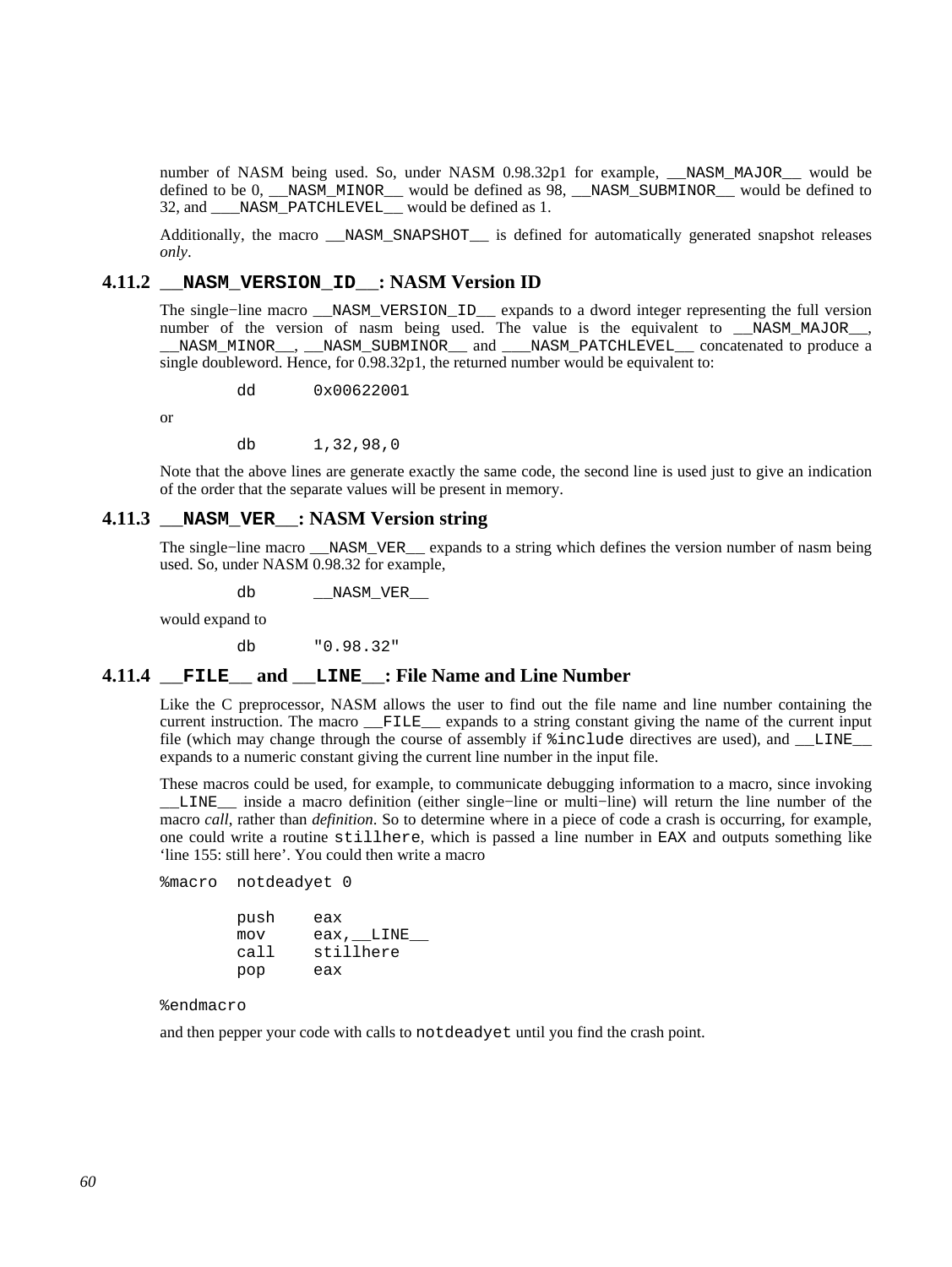number of NASM being used. So, under NASM 0.98.32p1 for example, `__NASM_MAJOR__` would be defined to be 0, `__NASM_MINOR__` would be defined as 98, `__NASM_SUBMINOR__` would be defined to 32, and `___NASM_PATCHLEVEL__` would be defined as 1.

Additionally, the macro `__NASM_SNAPSHOT__` is defined for automatically generated snapshot releases *only*.

### 4.11.2 `__NASM_VERSION_ID__`: NASM Version ID

The single−line macro `__NASM_VERSION_ID__` expands to a dword integer representing the full version number of the version of nasm being used. The value is the equivalent to `__NASM_MAJOR__`, `__NASM_MINOR__`, `__NASM_SUBMINOR__` and `___NASM_PATCHLEVEL__` concatenated to produce a single doubleword. Hence, for 0.98.32p1, the returned number would be equivalent to:

```
        dd      0x00622001
```

or

```
        db      1,32,98,0
```

Note that the above lines are generate exactly the same code, the second line is used just to give an indication of the order that the separate values will be present in memory.

### 4.11.3 `__NASM_VER__`: NASM Version string

The single−line macro `__NASM_VER__` expands to a string which defines the version number of nasm being used. So, under NASM 0.98.32 for example,

```
        db      __NASM_VER__
```

would expand to

```
        db      "0.98.32"
```

### 4.11.4 `__FILE__` and `__LINE__`: File Name and Line Number

Like the C preprocessor, NASM allows the user to find out the file name and line number containing the current instruction. The macro `__FILE__` expands to a string constant giving the name of the current input file (which may change through the course of assembly if `%include` directives are used), and `__LINE__` expands to a numeric constant giving the current line number in the input file.

These macros could be used, for example, to communicate debugging information to a macro, since invoking `__LINE__` inside a macro definition (either single−line or multi−line) will return the line number of the macro *call*, rather than *definition*. So to determine where in a piece of code a crash is occurring, for example, one could write a routine `stillhere`, which is passed a line number in `EAX` and outputs something like 'line 155: still here'. You could then write a macro

```
%macro  notdeadyet 0

        push    eax
        mov     eax,__LINE__
        call    stillhere
        pop     eax

%endmacro
```

and then pepper your code with calls to `notdeadyet` until you find the crash point.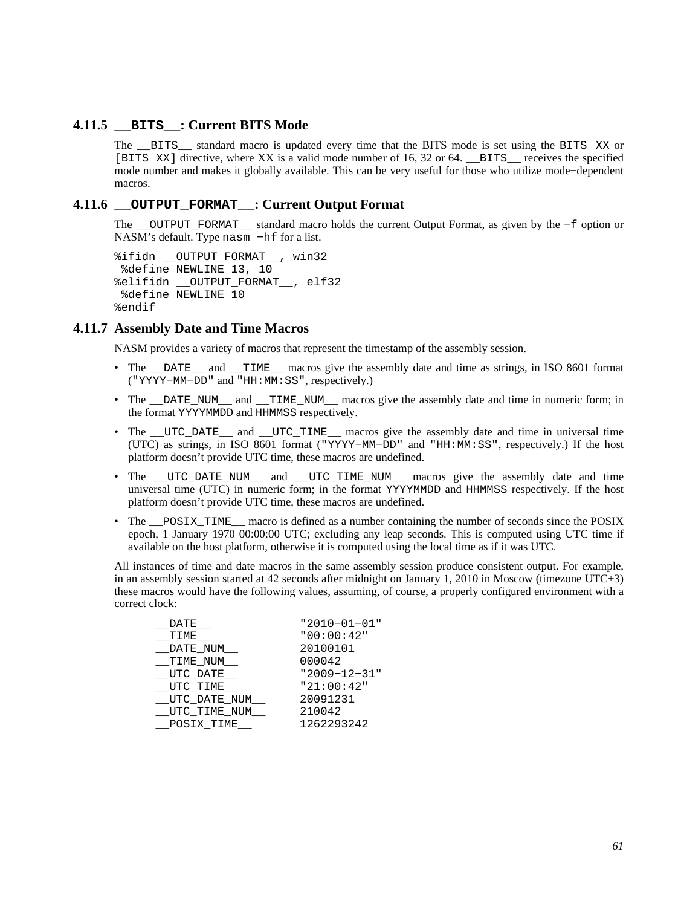### 4.11.5 `__BITS__`: Current BITS Mode

The `__BITS__` standard macro is updated every time that the BITS mode is set using the `BITS XX` or `[BITS XX]` directive, where XX is a valid mode number of 16, 32 or 64. `__BITS__` receives the specified mode number and makes it globally available. This can be very useful for those who utilize mode−dependent macros.

### 4.11.6 `__OUTPUT_FORMAT__`: Current Output Format

The `__OUTPUT_FORMAT__` standard macro holds the current Output Format, as given by the `−f` option or NASM's default. Type `nasm −hf` for a list.

```
%ifidn __OUTPUT_FORMAT__, win32
 %define NEWLINE 13, 10
%elifidn __OUTPUT_FORMAT__, elf32
 %define NEWLINE 10
%endif
```

### 4.11.7 Assembly Date and Time Macros

NASM provides a variety of macros that represent the timestamp of the assembly session.

- The `__DATE__` and `__TIME__` macros give the assembly date and time as strings, in ISO 8601 format (`"YYYY−MM−DD"` and `"HH:MM:SS"`, respectively.)
- The `__DATE_NUM__` and `__TIME_NUM__` macros give the assembly date and time in numeric form; in the format `YYYYMMDD` and `HHMMSS` respectively.
- The `__UTC_DATE__` and `__UTC_TIME__` macros give the assembly date and time in universal time (UTC) as strings, in ISO 8601 format (`"YYYY−MM−DD"` and `"HH:MM:SS"`, respectively.) If the host platform doesn't provide UTC time, these macros are undefined.
- The `__UTC_DATE_NUM__` and `__UTC_TIME_NUM__` macros give the assembly date and time universal time (UTC) in numeric form; in the format `YYYYMMDD` and `HHMMSS` respectively. If the host platform doesn't provide UTC time, these macros are undefined.
- The `__POSIX_TIME__` macro is defined as a number containing the number of seconds since the POSIX epoch, 1 January 1970 00:00:00 UTC; excluding any leap seconds. This is computed using UTC time if available on the host platform, otherwise it is computed using the local time as if it was UTC.

All instances of time and date macros in the same assembly session produce consistent output. For example, in an assembly session started at 42 seconds after midnight on January 1, 2010 in Moscow (timezone UTC+3) these macros would have the following values, assuming, of course, a properly configured environment with a correct clock:

```
      __DATE__             "2010−01−01"
      __TIME__             "00:00:42"
      __DATE_NUM__         20100101
      __TIME_NUM__         000042
      __UTC_DATE__         "2009−12−31"
      __UTC_TIME__         "21:00:42"
      __UTC_DATE_NUM__     20091231
      __UTC_TIME_NUM__     210042
      __POSIX_TIME__       1262293242
```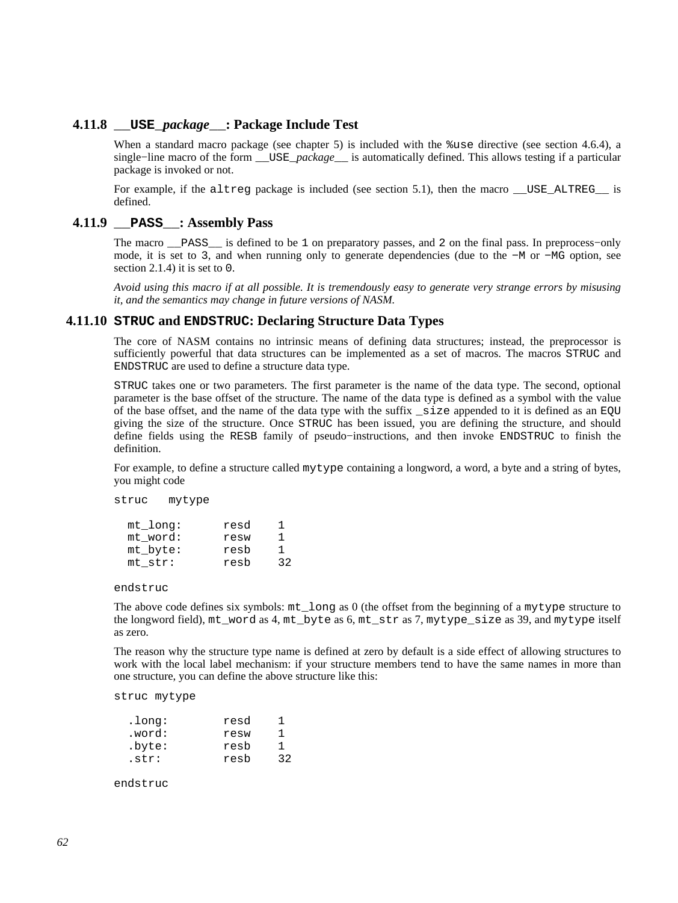### 4.11.8 `__USE_`*package*`__`: Package Include Test

When a standard macro package (see chapter 5) is included with the `%use` directive (see section 4.6.4), a single−line macro of the form `__USE_`*package*`__` is automatically defined. This allows testing if a particular package is invoked or not.

For example, if the `altreg` package is included (see section 5.1), then the macro `__USE_ALTREG__` is defined.

### 4.11.9 `__PASS__`: Assembly Pass

The macro `__PASS__` is defined to be `1` on preparatory passes, and `2` on the final pass. In preprocess−only mode, it is set to `3`, and when running only to generate dependencies (due to the `−M` or `−MG` option, see section 2.1.4) it is set to `0`.

*Avoid using this macro if at all possible. It is tremendously easy to generate very strange errors by misusing it, and the semantics may change in future versions of NASM.*

### 4.11.10 `STRUC` and `ENDSTRUC`: Declaring Structure Data Types

The core of NASM contains no intrinsic means of defining data structures; instead, the preprocessor is sufficiently powerful that data structures can be implemented as a set of macros. The macros `STRUC` and `ENDSTRUC` are used to define a structure data type.

`STRUC` takes one or two parameters. The first parameter is the name of the data type. The second, optional parameter is the base offset of the structure. The name of the data type is defined as a symbol with the value of the base offset, and the name of the data type with the suffix `_size` appended to it is defined as an `EQU` giving the size of the structure. Once `STRUC` has been issued, you are defining the structure, and should define fields using the `RESB` family of pseudo−instructions, and then invoke `ENDSTRUC` to finish the definition.

For example, to define a structure called `mytype` containing a longword, a word, a byte and a string of bytes, you might code

```
struc   mytype

  mt_long:      resd    1
  mt_word:      resw    1
  mt_byte:      resb    1
  mt_str:       resb    32

endstruc
```

The above code defines six symbols: `mt_long` as 0 (the offset from the beginning of a `mytype` structure to the longword field), `mt_word` as 4, `mt_byte` as 6, `mt_str` as 7, `mytype_size` as 39, and `mytype` itself as zero.

The reason why the structure type name is defined at zero by default is a side effect of allowing structures to work with the local label mechanism: if your structure members tend to have the same names in more than one structure, you can define the above structure like this:

```
struc mytype

  .long:        resd    1
  .word:        resw    1
  .byte:        resb    1
  .str:         resb    32

endstruc
```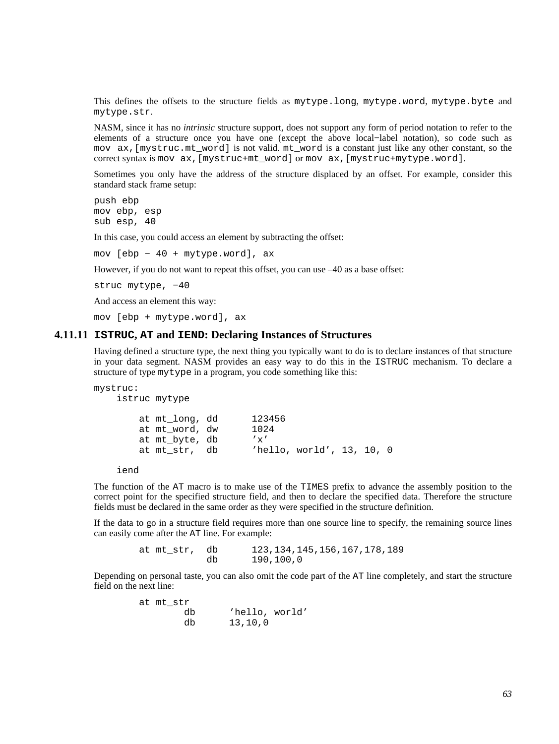This defines the offsets to the structure fields as `mytype.long`, `mytype.word`, `mytype.byte` and `mytype.str`.

NASM, since it has no *intrinsic* structure support, does not support any form of period notation to refer to the elements of a structure once you have one (except the above local−label notation), so code such as `mov ax,[mystruc.mt_word]` is not valid. `mt_word` is a constant just like any other constant, so the correct syntax is `mov ax,[mystruc+mt_word]` or `mov ax,[mystruc+mytype.word]`.

Sometimes you only have the address of the structure displaced by an offset. For example, consider this standard stack frame setup:

```
push ebp
mov ebp, esp
sub esp, 40
```

In this case, you could access an element by subtracting the offset:

```
mov [ebp − 40 + mytype.word], ax
```

However, if you do not want to repeat this offset, you can use –40 as a base offset:

```
struc mytype, −40
```

And access an element this way:

```
mov [ebp + mytype.word], ax
```

### 4.11.11 `ISTRUC`, `AT` and `IEND`: Declaring Instances of Structures

Having defined a structure type, the next thing you typically want to do is to declare instances of that structure in your data segment. NASM provides an easy way to do this in the `ISTRUC` mechanism. To declare a structure of type `mytype` in a program, you code something like this:

```
mystruc:
    istruc mytype

        at mt_long, dd      123456
        at mt_word, dw      1024
        at mt_byte, db      'x'
        at mt_str,  db      'hello, world', 13, 10, 0

    iend
```

The function of the `AT` macro is to make use of the `TIMES` prefix to advance the assembly position to the correct point for the specified structure field, and then to declare the specified data. Therefore the structure fields must be declared in the same order as they were specified in the structure definition.

If the data to go in a structure field requires more than one source line to specify, the remaining source lines can easily come after the `AT` line. For example:

```
        at mt_str,  db      123,134,145,156,167,178,189
                    db      190,100,0
```

Depending on personal taste, you can also omit the code part of the `AT` line completely, and start the structure field on the next line:

```
        at mt_str
                db      'hello, world'
                db      13,10,0
```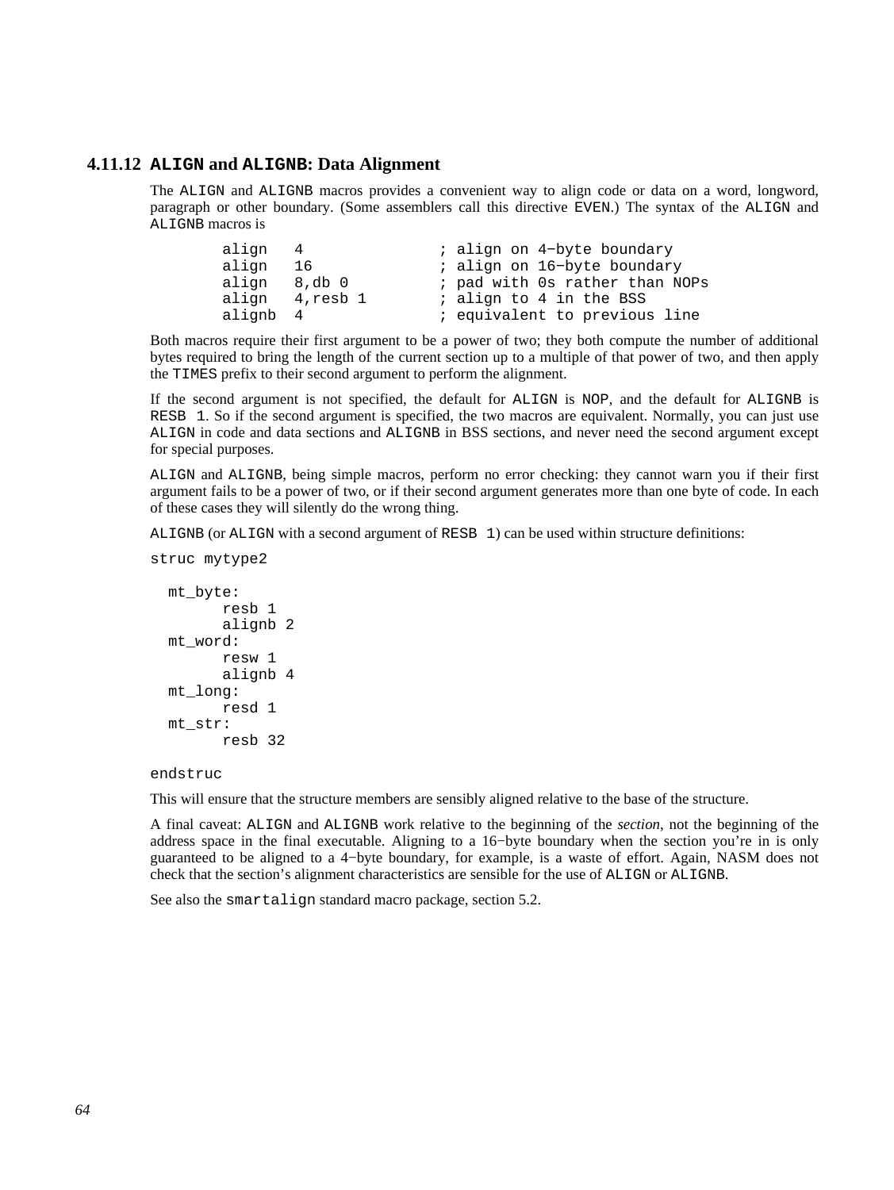### 4.11.12 `ALIGN` and `ALIGNB`: Data Alignment

The `ALIGN` and `ALIGNB` macros provides a convenient way to align code or data on a word, longword, paragraph or other boundary. (Some assemblers call this directive `EVEN`.) The syntax of the `ALIGN` and `ALIGNB` macros is

```
        align   4               ; align on 4-byte boundary
        align   16              ; align on 16-byte boundary
        align   8,db 0          ; pad with 0s rather than NOPs
        align   4,resb 1        ; align to 4 in the BSS
        alignb  4               ; equivalent to previous line
```

Both macros require their first argument to be a power of two; they both compute the number of additional bytes required to bring the length of the current section up to a multiple of that power of two, and then apply the `TIMES` prefix to their second argument to perform the alignment.

If the second argument is not specified, the default for `ALIGN` is `NOP`, and the default for `ALIGNB` is `RESB 1`. So if the second argument is specified, the two macros are equivalent. Normally, you can just use `ALIGN` in code and data sections and `ALIGNB` in BSS sections, and never need the second argument except for special purposes.

`ALIGN` and `ALIGNB`, being simple macros, perform no error checking: they cannot warn you if their first argument fails to be a power of two, or if their second argument generates more than one byte of code. In each of these cases they will silently do the wrong thing.

`ALIGNB` (or `ALIGN` with a second argument of `RESB 1`) can be used within structure definitions:

```
struc mytype2

  mt_byte:
        resb 1
        alignb 2
  mt_word:
        resw 1
        alignb 4
  mt_long:
        resd 1
  mt_str:
        resb 32

endstruc
```

This will ensure that the structure members are sensibly aligned relative to the base of the structure.

A final caveat: `ALIGN` and `ALIGNB` work relative to the beginning of the *section*, not the beginning of the address space in the final executable. Aligning to a 16-byte boundary when the section you're in is only guaranteed to be aligned to a 4-byte boundary, for example, is a waste of effort. Again, NASM does not check that the section's alignment characteristics are sensible for the use of `ALIGN` or `ALIGNB`.

See also the `smartalign` standard macro package, section 5.2.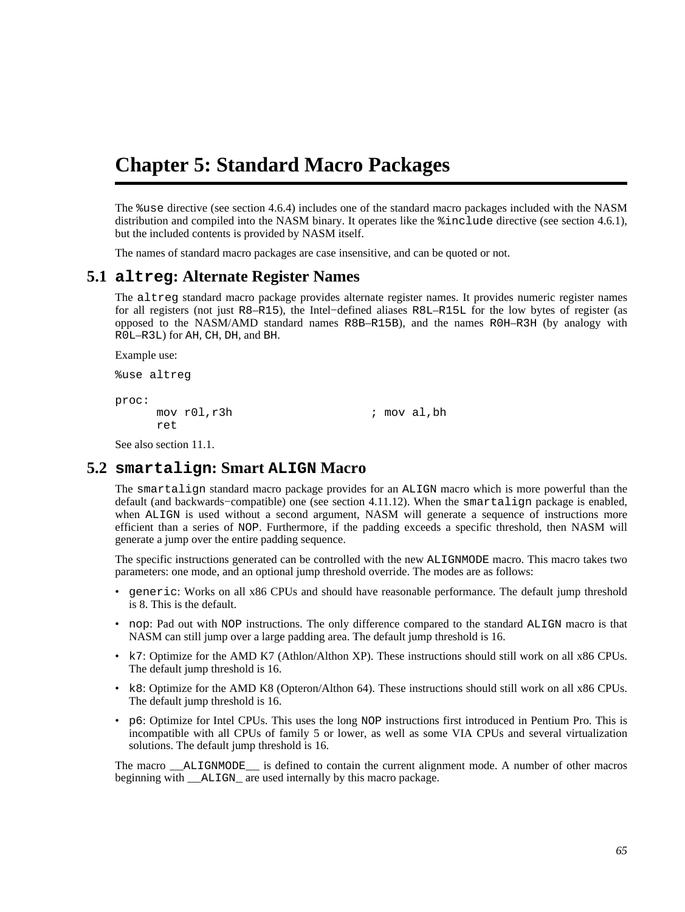# Chapter 5: Standard Macro Packages

The `%use` directive (see section 4.6.4) includes one of the standard macro packages included with the NASM distribution and compiled into the NASM binary. It operates like the `%include` directive (see section 4.6.1), but the included contents is provided by NASM itself.

The names of standard macro packages are case insensitive, and can be quoted or not.

## 5.1 `altreg`: Alternate Register Names

The `altreg` standard macro package provides alternate register names. It provides numeric register names for all registers (not just `R8`–`R15`), the Intel−defined aliases `R8L`–`R15L` for the low bytes of register (as opposed to the NASM/AMD standard names `R8B`–`R15B`), and the names `R0H`–`R3H` (by analogy with `R0L`–`R3L`) for `AH`, `CH`, `DH`, and `BH`.

Example use:

```
%use altreg

proc:
      mov r0l,r3h                    ; mov al,bh
      ret
```

See also section 11.1.

## 5.2 `smartalign`: Smart `ALIGN` Macro

The `smartalign` standard macro package provides for an `ALIGN` macro which is more powerful than the default (and backwards−compatible) one (see section 4.11.12). When the `smartalign` package is enabled, when `ALIGN` is used without a second argument, NASM will generate a sequence of instructions more efficient than a series of `NOP`. Furthermore, if the padding exceeds a specific threshold, then NASM will generate a jump over the entire padding sequence.

The specific instructions generated can be controlled with the new `ALIGNMODE` macro. This macro takes two parameters: one mode, and an optional jump threshold override. The modes are as follows:

- `generic`: Works on all x86 CPUs and should have reasonable performance. The default jump threshold is 8. This is the default.
- `nop`: Pad out with `NOP` instructions. The only difference compared to the standard `ALIGN` macro is that NASM can still jump over a large padding area. The default jump threshold is 16.
- `k7`: Optimize for the AMD K7 (Athlon/Althon XP). These instructions should still work on all x86 CPUs. The default jump threshold is 16.
- `k8`: Optimize for the AMD K8 (Opteron/Althon 64). These instructions should still work on all x86 CPUs. The default jump threshold is 16.
- `p6`: Optimize for Intel CPUs. This uses the long `NOP` instructions first introduced in Pentium Pro. This is incompatible with all CPUs of family 5 or lower, as well as some VIA CPUs and several virtualization solutions. The default jump threshold is 16.

The macro `__ALIGNMODE__` is defined to contain the current alignment mode. A number of other macros beginning with `__ALIGN_` are used internally by this macro package.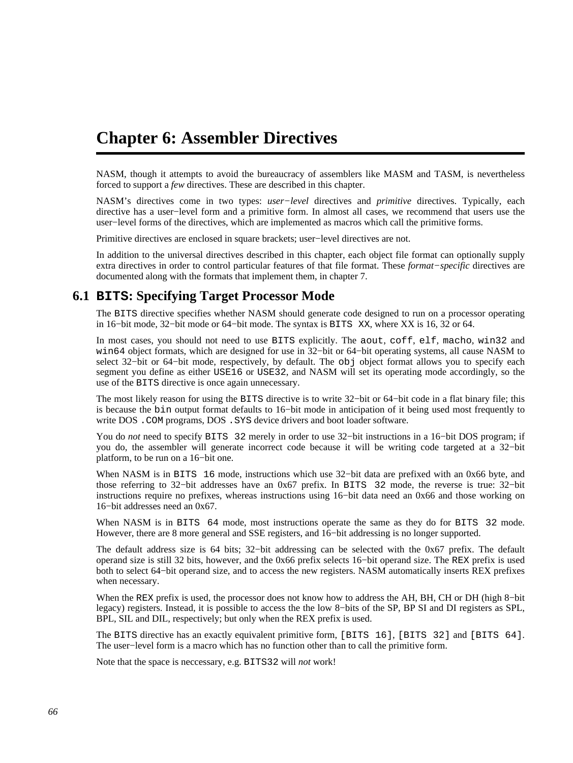# Chapter 6: Assembler Directives

NASM, though it attempts to avoid the bureaucracy of assemblers like MASM and TASM, is nevertheless forced to support a *few* directives. These are described in this chapter.

NASM's directives come in two types: *user−level* directives and *primitive* directives. Typically, each directive has a user−level form and a primitive form. In almost all cases, we recommend that users use the user−level forms of the directives, which are implemented as macros which call the primitive forms.

Primitive directives are enclosed in square brackets; user−level directives are not.

In addition to the universal directives described in this chapter, each object file format can optionally supply extra directives in order to control particular features of that file format. These *format−specific* directives are documented along with the formats that implement them, in chapter 7.

## 6.1 `BITS`: Specifying Target Processor Mode

The `BITS` directive specifies whether NASM should generate code designed to run on a processor operating in 16−bit mode, 32−bit mode or 64−bit mode. The syntax is `BITS XX`, where XX is 16, 32 or 64.

In most cases, you should not need to use `BITS` explicitly. The `aout`, `coff`, `elf`, `macho`, `win32` and `win64` object formats, which are designed for use in 32−bit or 64−bit operating systems, all cause NASM to select 32−bit or 64−bit mode, respectively, by default. The `obj` object format allows you to specify each segment you define as either `USE16` or `USE32`, and NASM will set its operating mode accordingly, so the use of the `BITS` directive is once again unnecessary.

The most likely reason for using the `BITS` directive is to write 32−bit or 64−bit code in a flat binary file; this is because the `bin` output format defaults to 16−bit mode in anticipation of it being used most frequently to write DOS `.COM` programs, DOS `.SYS` device drivers and boot loader software.

You do *not* need to specify `BITS 32` merely in order to use 32−bit instructions in a 16−bit DOS program; if you do, the assembler will generate incorrect code because it will be writing code targeted at a 32−bit platform, to be run on a 16−bit one.

When NASM is in `BITS 16` mode, instructions which use 32−bit data are prefixed with an 0x66 byte, and those referring to 32−bit addresses have an 0x67 prefix. In `BITS 32` mode, the reverse is true: 32−bit instructions require no prefixes, whereas instructions using 16−bit data need an 0x66 and those working on 16−bit addresses need an 0x67.

When NASM is in `BITS 64` mode, most instructions operate the same as they do for `BITS 32` mode. However, there are 8 more general and SSE registers, and 16−bit addressing is no longer supported.

The default address size is 64 bits; 32−bit addressing can be selected with the 0x67 prefix. The default operand size is still 32 bits, however, and the 0x66 prefix selects 16−bit operand size. The `REX` prefix is used both to select 64−bit operand size, and to access the new registers. NASM automatically inserts REX prefixes when necessary.

When the `REX` prefix is used, the processor does not know how to address the AH, BH, CH or DH (high 8−bit legacy) registers. Instead, it is possible to access the the low 8−bits of the SP, BP SI and DI registers as SPL, BPL, SIL and DIL, respectively; but only when the REX prefix is used.

The `BITS` directive has an exactly equivalent primitive form, `[BITS 16]`, `[BITS 32]` and `[BITS 64]`. The user−level form is a macro which has no function other than to call the primitive form.

Note that the space is neccessary, e.g. `BITS32` will *not* work!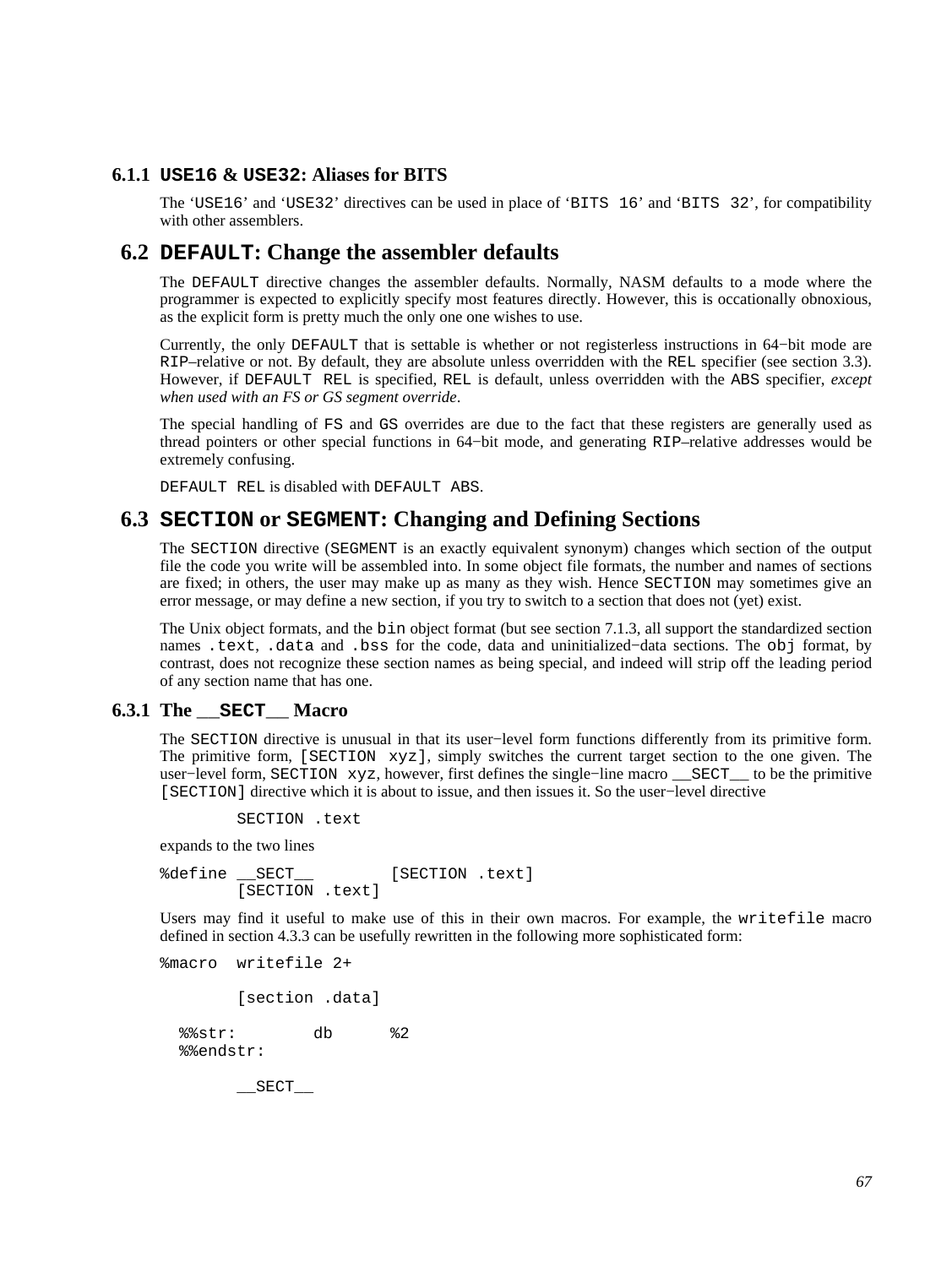### 6.1.1 `USE16` & `USE32`: Aliases for BITS

The ‘`USE16`’ and ‘`USE32`’ directives can be used in place of ‘`BITS 16`’ and ‘`BITS 32`’, for compatibility with other assemblers.

## 6.2 `DEFAULT`: Change the assembler defaults

The `DEFAULT` directive changes the assembler defaults. Normally, NASM defaults to a mode where the programmer is expected to explicitly specify most features directly. However, this is occationally obnoxious, as the explicit form is pretty much the only one one wishes to use.

Currently, the only `DEFAULT` that is settable is whether or not registerless instructions in 64−bit mode are `RIP`–relative or not. By default, they are absolute unless overridden with the `REL` specifier (see section 3.3). However, if `DEFAULT REL` is specified, `REL` is default, unless overridden with the `ABS` specifier, *except when used with an FS or GS segment override*.

The special handling of `FS` and `GS` overrides are due to the fact that these registers are generally used as thread pointers or other special functions in 64−bit mode, and generating `RIP`–relative addresses would be extremely confusing.

`DEFAULT REL` is disabled with `DEFAULT ABS`.

## 6.3 `SECTION` or `SEGMENT`: Changing and Defining Sections

The `SECTION` directive (`SEGMENT` is an exactly equivalent synonym) changes which section of the output file the code you write will be assembled into. In some object file formats, the number and names of sections are fixed; in others, the user may make up as many as they wish. Hence `SECTION` may sometimes give an error message, or may define a new section, if you try to switch to a section that does not (yet) exist.

The Unix object formats, and the `bin` object format (but see section 7.1.3, all support the standardized section names `.text`, `.data` and `.bss` for the code, data and uninitialized−data sections. The `obj` format, by contrast, does not recognize these section names as being special, and indeed will strip off the leading period of any section name that has one.

### 6.3.1 The `__SECT__` Macro

The `SECTION` directive is unusual in that its user−level form functions differently from its primitive form. The primitive form, `[SECTION xyz]`, simply switches the current target section to the one given. The user−level form, `SECTION xyz`, however, first defines the single−line macro `__SECT__` to be the primitive `[SECTION]` directive which it is about to issue, and then issues it. So the user−level directive

```
        SECTION .text
```

expands to the two lines

```
%define __SECT__        [SECTION .text]
        [SECTION .text]
```

Users may find it useful to make use of this in their own macros. For example, the `writefile` macro defined in section 4.3.3 can be usefully rewritten in the following more sophisticated form:

```
%macro  writefile 2+

        [section .data]

  %%str:        db      %2
  %%endstr:

        __SECT__
```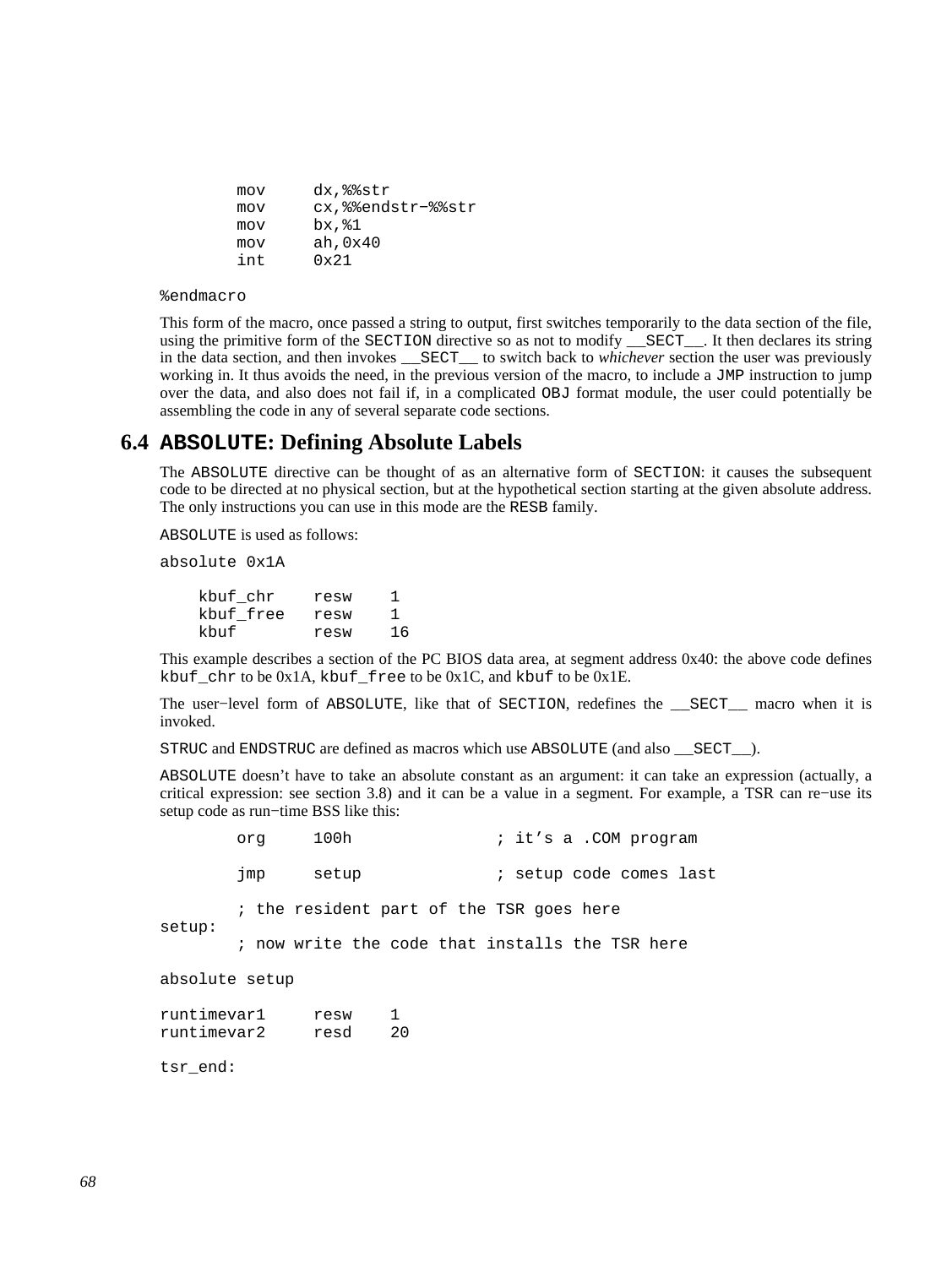```
        mov     dx,%%str
        mov     cx,%%endstr-%%str
        mov     bx,%1
        mov     ah,0x40
        int     0x21

%endmacro
```

This form of the macro, once passed a string to output, first switches temporarily to the data section of the file, using the primitive form of the `SECTION` directive so as not to modify `__SECT__`. It then declares its string in the data section, and then invokes `__SECT__` to switch back to *whichever* section the user was previously working in. It thus avoids the need, in the previous version of the macro, to include a `JMP` instruction to jump over the data, and also does not fail if, in a complicated `OBJ` format module, the user could potentially be assembling the code in any of several separate code sections.

## 6.4 `ABSOLUTE`: Defining Absolute Labels

The `ABSOLUTE` directive can be thought of as an alternative form of `SECTION`: it causes the subsequent code to be directed at no physical section, but at the hypothetical section starting at the given absolute address. The only instructions you can use in this mode are the `RESB` family.

`ABSOLUTE` is used as follows:

```
absolute 0x1A

    kbuf_chr    resw    1
    kbuf_free   resw    1
    kbuf        resw    16
```

This example describes a section of the PC BIOS data area, at segment address 0x40: the above code defines `kbuf_chr` to be 0x1A, `kbuf_free` to be 0x1C, and `kbuf` to be 0x1E.

The user−level form of `ABSOLUTE`, like that of `SECTION`, redefines the `__SECT__` macro when it is invoked.

`STRUC` and `ENDSTRUC` are defined as macros which use `ABSOLUTE` (and also `__SECT__`).

`ABSOLUTE` doesn't have to take an absolute constant as an argument: it can take an expression (actually, a critical expression: see section 3.8) and it can be a value in a segment. For example, a TSR can re−use its setup code as run−time BSS like this:

```
        org     100h               ; it's a .COM program

        jmp     setup              ; setup code comes last

        ; the resident part of the TSR goes here
setup:
        ; now write the code that installs the TSR here

absolute setup

runtimevar1     resw    1
runtimevar2     resd    20

tsr_end:
```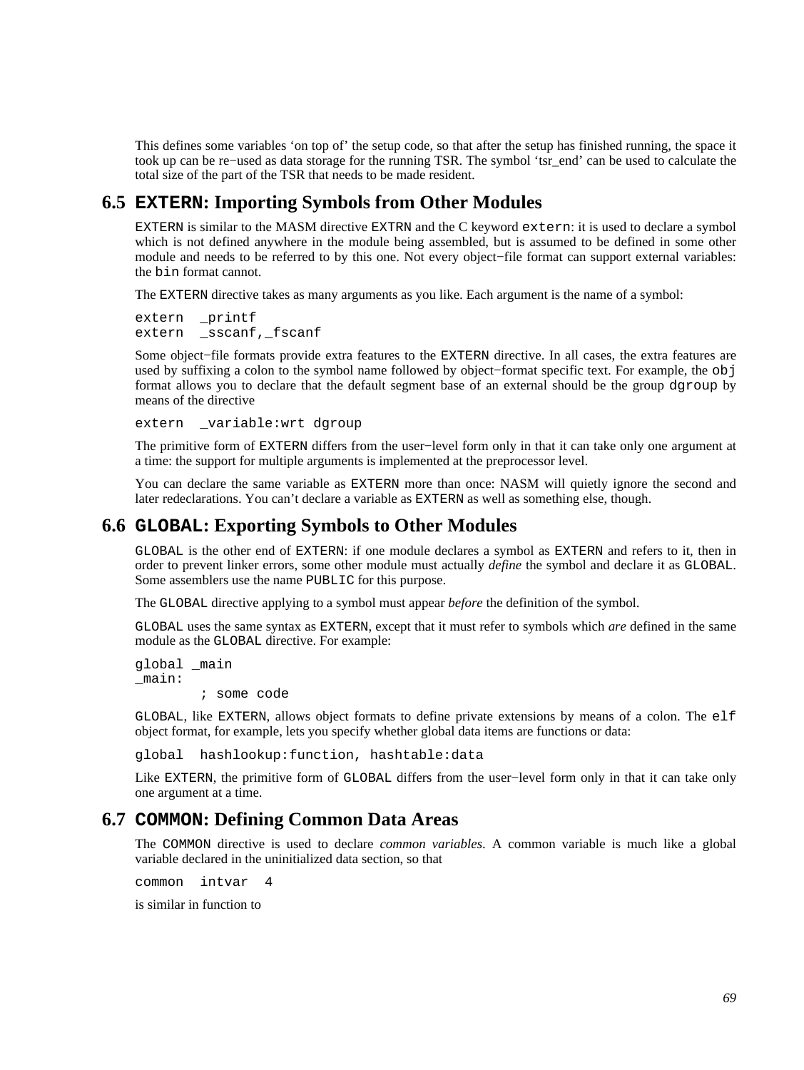This defines some variables 'on top of' the setup code, so that after the setup has finished running, the space it took up can be re−used as data storage for the running TSR. The symbol 'tsr_end' can be used to calculate the total size of the part of the TSR that needs to be made resident.

## 6.5 `EXTERN`: Importing Symbols from Other Modules

`EXTERN` is similar to the MASM directive `EXTRN` and the C keyword `extern`: it is used to declare a symbol which is not defined anywhere in the module being assembled, but is assumed to be defined in some other module and needs to be referred to by this one. Not every object−file format can support external variables: the `bin` format cannot.

The `EXTERN` directive takes as many arguments as you like. Each argument is the name of a symbol:

```
extern  _printf
extern  _sscanf,_fscanf
```

Some object−file formats provide extra features to the `EXTERN` directive. In all cases, the extra features are used by suffixing a colon to the symbol name followed by object−format specific text. For example, the `obj` format allows you to declare that the default segment base of an external should be the group `dgroup` by means of the directive

```
extern  _variable:wrt dgroup
```

The primitive form of `EXTERN` differs from the user−level form only in that it can take only one argument at a time: the support for multiple arguments is implemented at the preprocessor level.

You can declare the same variable as `EXTERN` more than once: NASM will quietly ignore the second and later redeclarations. You can't declare a variable as `EXTERN` as well as something else, though.

## 6.6 `GLOBAL`: Exporting Symbols to Other Modules

`GLOBAL` is the other end of `EXTERN`: if one module declares a symbol as `EXTERN` and refers to it, then in order to prevent linker errors, some other module must actually *define* the symbol and declare it as `GLOBAL`. Some assemblers use the name `PUBLIC` for this purpose.

The `GLOBAL` directive applying to a symbol must appear *before* the definition of the symbol.

`GLOBAL` uses the same syntax as `EXTERN`, except that it must refer to symbols which *are* defined in the same module as the `GLOBAL` directive. For example:

```
global _main
_main:
        ; some code
```

`GLOBAL`, like `EXTERN`, allows object formats to define private extensions by means of a colon. The `elf` object format, for example, lets you specify whether global data items are functions or data:

```
global  hashlookup:function, hashtable:data
```

Like `EXTERN`, the primitive form of `GLOBAL` differs from the user−level form only in that it can take only one argument at a time.

## 6.7 `COMMON`: Defining Common Data Areas

The `COMMON` directive is used to declare *common variables*. A common variable is much like a global variable declared in the uninitialized data section, so that

```
common  intvar  4
```

is similar in function to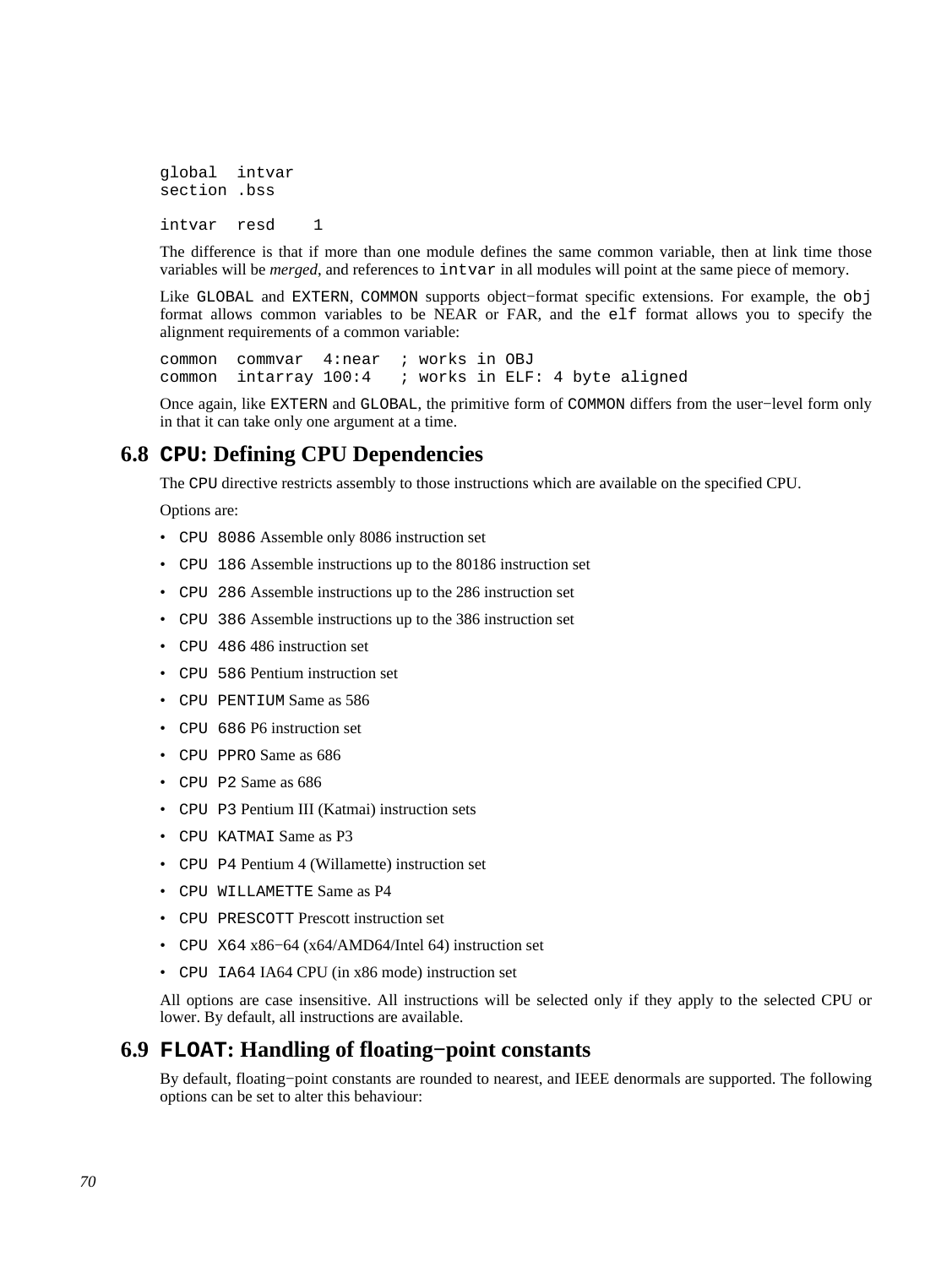```
global  intvar
section .bss

intvar  resd    1
```

The difference is that if more than one module defines the same common variable, then at link time those variables will be *merged*, and references to `intvar` in all modules will point at the same piece of memory.

Like `GLOBAL` and `EXTERN`, `COMMON` supports object−format specific extensions. For example, the `obj` format allows common variables to be NEAR or FAR, and the `elf` format allows you to specify the alignment requirements of a common variable:

```
common  commvar  4:near  ; works in OBJ
common  intarray 100:4   ; works in ELF: 4 byte aligned
```

Once again, like `EXTERN` and `GLOBAL`, the primitive form of `COMMON` differs from the user−level form only in that it can take only one argument at a time.

## 6.8 `CPU`: Defining CPU Dependencies

The `CPU` directive restricts assembly to those instructions which are available on the specified CPU.

Options are:

- `CPU 8086` Assemble only 8086 instruction set
- `CPU 186` Assemble instructions up to the 80186 instruction set
- `CPU 286` Assemble instructions up to the 286 instruction set
- `CPU 386` Assemble instructions up to the 386 instruction set
- `CPU 486` 486 instruction set
- `CPU 586` Pentium instruction set
- `CPU PENTIUM` Same as 586
- `CPU 686` P6 instruction set
- `CPU PPRO` Same as 686
- `CPU P2` Same as 686
- `CPU P3` Pentium III (Katmai) instruction sets
- `CPU KATMAI` Same as P3
- `CPU P4` Pentium 4 (Willamette) instruction set
- `CPU WILLAMETTE` Same as P4
- `CPU PRESCOTT` Prescott instruction set
- `CPU X64` x86−64 (x64/AMD64/Intel 64) instruction set
- `CPU IA64` IA64 CPU (in x86 mode) instruction set

All options are case insensitive. All instructions will be selected only if they apply to the selected CPU or lower. By default, all instructions are available.

## 6.9 `FLOAT`: Handling of floating−point constants

By default, floating−point constants are rounded to nearest, and IEEE denormals are supported. The following options can be set to alter this behaviour: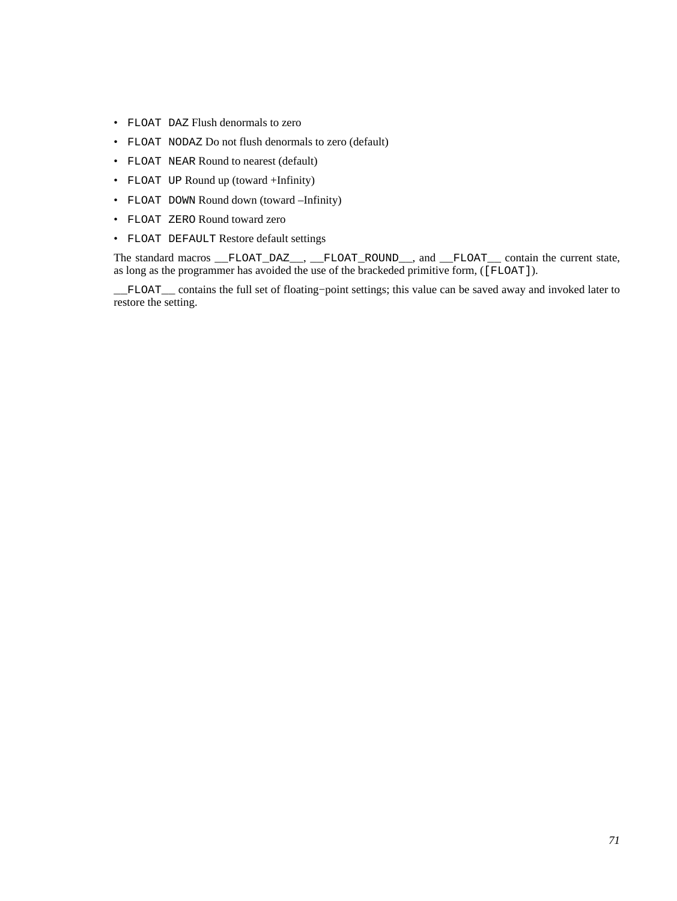- `FLOAT DAZ` Flush denormals to zero
- `FLOAT NODAZ` Do not flush denormals to zero (default)
- `FLOAT NEAR` Round to nearest (default)
- `FLOAT UP` Round up (toward +Infinity)
- `FLOAT DOWN` Round down (toward –Infinity)
- `FLOAT ZERO` Round toward zero
- `FLOAT DEFAULT` Restore default settings

The standard macros `__FLOAT_DAZ__`, `__FLOAT_ROUND__`, and `__FLOAT__` contain the current state, as long as the programmer has avoided the use of the brackeded primitive form, (`[FLOAT]`).

`__FLOAT__` contains the full set of floating−point settings; this value can be saved away and invoked later to restore the setting.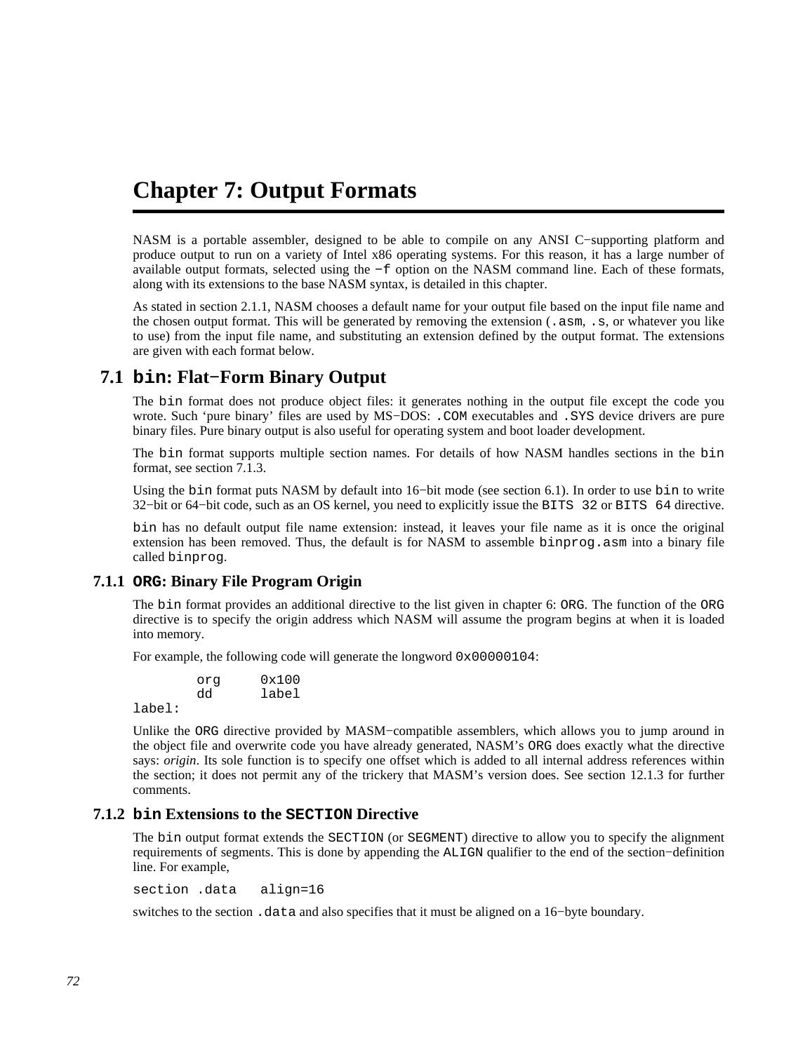# Chapter 7: Output Formats

NASM is a portable assembler, designed to be able to compile on any ANSI C−supporting platform and produce output to run on a variety of Intel x86 operating systems. For this reason, it has a large number of available output formats, selected using the `−f` option on the NASM command line. Each of these formats, along with its extensions to the base NASM syntax, is detailed in this chapter.

As stated in section 2.1.1, NASM chooses a default name for your output file based on the input file name and the chosen output format. This will be generated by removing the extension (`.asm`, `.s`, or whatever you like to use) from the input file name, and substituting an extension defined by the output format. The extensions are given with each format below.

## 7.1 `bin`: Flat−Form Binary Output

The `bin` format does not produce object files: it generates nothing in the output file except the code you wrote. Such 'pure binary' files are used by MS−DOS: `.COM` executables and `.SYS` device drivers are pure binary files. Pure binary output is also useful for operating system and boot loader development.

The `bin` format supports multiple section names. For details of how NASM handles sections in the `bin` format, see section 7.1.3.

Using the `bin` format puts NASM by default into 16−bit mode (see section 6.1). In order to use `bin` to write 32−bit or 64−bit code, such as an OS kernel, you need to explicitly issue the `BITS 32` or `BITS 64` directive.

`bin` has no default output file name extension: instead, it leaves your file name as it is once the original extension has been removed. Thus, the default is for NASM to assemble `binprog.asm` into a binary file called `binprog`.

### 7.1.1 `ORG`: Binary File Program Origin

The `bin` format provides an additional directive to the list given in chapter 6: `ORG`. The function of the `ORG` directive is to specify the origin address which NASM will assume the program begins at when it is loaded into memory.

For example, the following code will generate the longword `0x00000104`:

```
        org     0x100 
        dd      label 
label:
```

Unlike the `ORG` directive provided by MASM−compatible assemblers, which allows you to jump around in the object file and overwrite code you have already generated, NASM's `ORG` does exactly what the directive says: *origin*. Its sole function is to specify one offset which is added to all internal address references within the section; it does not permit any of the trickery that MASM's version does. See section 12.1.3 for further comments.

### 7.1.2 `bin` Extensions to the `SECTION` Directive

The `bin` output format extends the `SECTION` (or `SEGMENT`) directive to allow you to specify the alignment requirements of segments. This is done by appending the `ALIGN` qualifier to the end of the section−definition line. For example,

```
section .data   align=16
```

switches to the section `.data` and also specifies that it must be aligned on a 16−byte boundary.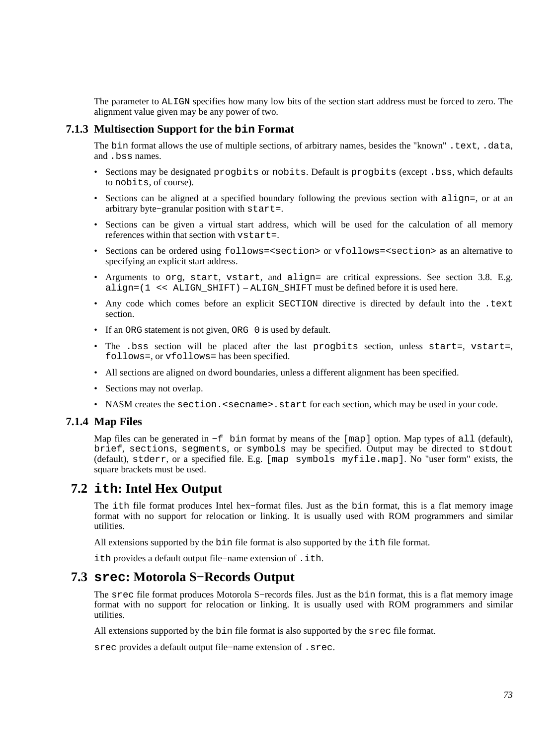The parameter to `ALIGN` specifies how many low bits of the section start address must be forced to zero. The alignment value given may be any power of two.

### 7.1.3 Multisection Support for the `bin` Format

The `bin` format allows the use of multiple sections, of arbitrary names, besides the "known" `.text`, `.data`, and `.bss` names.

- Sections may be designated `progbits` or `nobits`. Default is `progbits` (except `.bss`, which defaults to `nobits`, of course).
- Sections can be aligned at a specified boundary following the previous section with `align=`, or at an arbitrary byte−granular position with `start=`.
- Sections can be given a virtual start address, which will be used for the calculation of all memory references within that section with `vstart=`.
- Sections can be ordered using `follows=<section>` or `vfollows=<section>` as an alternative to specifying an explicit start address.
- Arguments to `org`, `start`, `vstart`, and `align=` are critical expressions. See section 3.8. E.g. `align=(1 << ALIGN_SHIFT)` – `ALIGN_SHIFT` must be defined before it is used here.
- Any code which comes before an explicit `SECTION` directive is directed by default into the `.text` section.
- If an `ORG` statement is not given, `ORG 0` is used by default.
- The `.bss` section will be placed after the last `progbits` section, unless `start=`, `vstart=`, `follows=`, or `vfollows=` has been specified.
- All sections are aligned on dword boundaries, unless a different alignment has been specified.
- Sections may not overlap.
- NASM creates the `section.<secname>.start` for each section, which may be used in your code.

### 7.1.4 Map Files

Map files can be generated in `−f bin` format by means of the `[map]` option. Map types of `all` (default), `brief`, `sections`, `segments`, or `symbols` may be specified. Output may be directed to `stdout` (default), `stderr`, or a specified file. E.g. `[map symbols myfile.map]`. No "user form" exists, the square brackets must be used.

## 7.2 `ith`: Intel Hex Output

The `ith` file format produces Intel hex−format files. Just as the `bin` format, this is a flat memory image format with no support for relocation or linking. It is usually used with ROM programmers and similar utilities.

All extensions supported by the `bin` file format is also supported by the `ith` file format.

`ith` provides a default output file−name extension of `.ith`.

## 7.3 `srec`: Motorola S−Records Output

The `srec` file format produces Motorola S−records files. Just as the `bin` format, this is a flat memory image format with no support for relocation or linking. It is usually used with ROM programmers and similar utilities.

All extensions supported by the `bin` file format is also supported by the `srec` file format.

`srec` provides a default output file−name extension of `.srec`.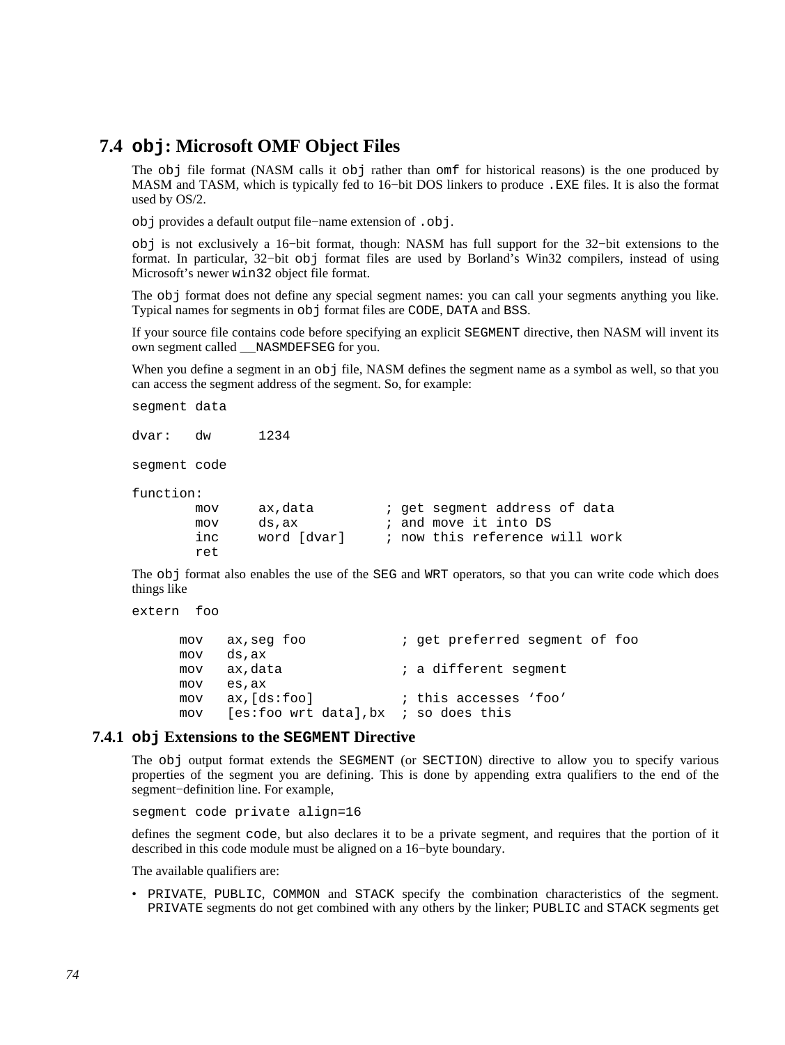## 7.4 `obj`: Microsoft OMF Object Files

The `obj` file format (NASM calls it `obj` rather than `omf` for historical reasons) is the one produced by MASM and TASM, which is typically fed to 16−bit DOS linkers to produce `.EXE` files. It is also the format used by OS/2.

`obj` provides a default output file−name extension of `.obj`.

`obj` is not exclusively a 16−bit format, though: NASM has full support for the 32−bit extensions to the format. In particular, 32−bit `obj` format files are used by Borland's Win32 compilers, instead of using Microsoft's newer `win32` object file format.

The `obj` format does not define any special segment names: you can call your segments anything you like. Typical names for segments in `obj` format files are `CODE`, `DATA` and `BSS`.

If your source file contains code before specifying an explicit `SEGMENT` directive, then NASM will invent its own segment called `__NASMDEFSEG` for you.

When you define a segment in an `obj` file, NASM defines the segment name as a symbol as well, so that you can access the segment address of the segment. So, for example:

```
segment data

dvar:   dw      1234

segment code

function:
        mov     ax,data         ; get segment address of data
        mov     ds,ax           ; and move it into DS
        inc     word [dvar]     ; now this reference will work
        ret
```

The `obj` format also enables the use of the `SEG` and `WRT` operators, so that you can write code which does things like

```
extern  foo

      mov   ax,seg foo            ; get preferred segment of foo
      mov   ds,ax
      mov   ax,data               ; a different segment
      mov   es,ax
      mov   ax,[ds:foo]           ; this accesses 'foo'
      mov   [es:foo wrt data],bx  ; so does this
```

### 7.4.1 `obj` Extensions to the `SEGMENT` Directive

The `obj` output format extends the `SEGMENT` (or `SECTION`) directive to allow you to specify various properties of the segment you are defining. This is done by appending extra qualifiers to the end of the segment−definition line. For example,

```
segment code private align=16
```

defines the segment `code`, but also declares it to be a private segment, and requires that the portion of it described in this code module must be aligned on a 16−byte boundary.

The available qualifiers are:

- `PRIVATE`, `PUBLIC`, `COMMON` and `STACK` specify the combination characteristics of the segment. `PRIVATE` segments do not get combined with any others by the linker; `PUBLIC` and `STACK` segments get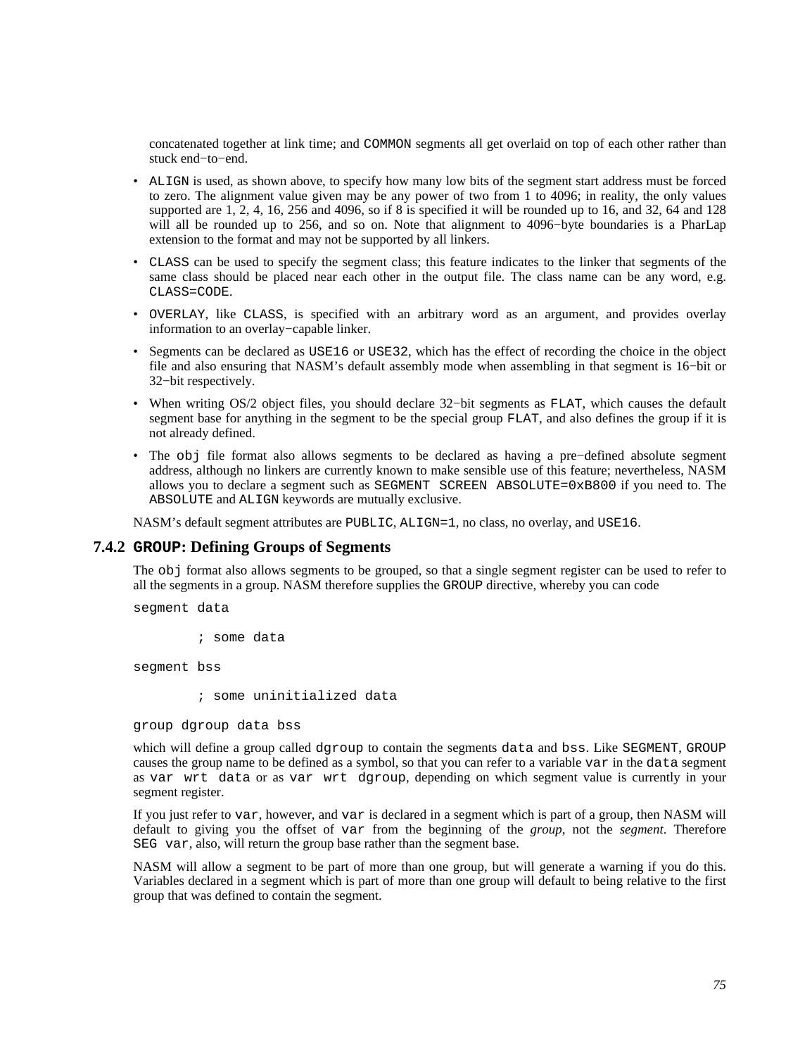concatenated together at link time; and `COMMON` segments all get overlaid on top of each other rather than stuck end−to−end.

- `ALIGN` is used, as shown above, to specify how many low bits of the segment start address must be forced to zero. The alignment value given may be any power of two from 1 to 4096; in reality, the only values supported are 1, 2, 4, 16, 256 and 4096, so if 8 is specified it will be rounded up to 16, and 32, 64 and 128 will all be rounded up to 256, and so on. Note that alignment to 4096−byte boundaries is a PharLap extension to the format and may not be supported by all linkers.
- `CLASS` can be used to specify the segment class; this feature indicates to the linker that segments of the same class should be placed near each other in the output file. The class name can be any word, e.g. `CLASS=CODE`.
- `OVERLAY`, like `CLASS`, is specified with an arbitrary word as an argument, and provides overlay information to an overlay−capable linker.
- Segments can be declared as `USE16` or `USE32`, which has the effect of recording the choice in the object file and also ensuring that NASM's default assembly mode when assembling in that segment is 16−bit or 32−bit respectively.
- When writing OS/2 object files, you should declare 32−bit segments as `FLAT`, which causes the default segment base for anything in the segment to be the special group `FLAT`, and also defines the group if it is not already defined.
- The `obj` file format also allows segments to be declared as having a pre−defined absolute segment address, although no linkers are currently known to make sensible use of this feature; nevertheless, NASM allows you to declare a segment such as `SEGMENT SCREEN ABSOLUTE=0xB800` if you need to. The `ABSOLUTE` and `ALIGN` keywords are mutually exclusive.

NASM's default segment attributes are `PUBLIC`, `ALIGN=1`, no class, no overlay, and `USE16`.

### 7.4.2 `GROUP`: Defining Groups of Segments

The `obj` format also allows segments to be grouped, so that a single segment register can be used to refer to all the segments in a group. NASM therefore supplies the `GROUP` directive, whereby you can code

```
segment data

        ; some data

segment bss

        ; some uninitialized data

group dgroup data bss
```

which will define a group called `dgroup` to contain the segments `data` and `bss`. Like `SEGMENT`, `GROUP` causes the group name to be defined as a symbol, so that you can refer to a variable `var` in the `data` segment as `var wrt data` or as `var wrt dgroup`, depending on which segment value is currently in your segment register.

If you just refer to `var`, however, and `var` is declared in a segment which is part of a group, then NASM will default to giving you the offset of `var` from the beginning of the *group*, not the *segment*. Therefore `SEG var`, also, will return the group base rather than the segment base.

NASM will allow a segment to be part of more than one group, but will generate a warning if you do this. Variables declared in a segment which is part of more than one group will default to being relative to the first group that was defined to contain the segment.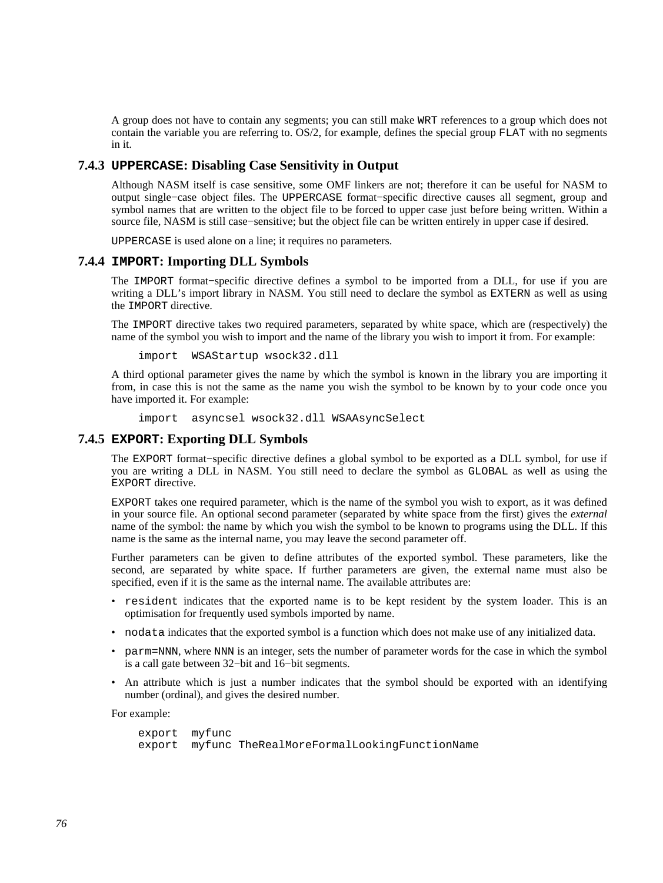A group does not have to contain any segments; you can still make `WRT` references to a group which does not contain the variable you are referring to. OS/2, for example, defines the special group `FLAT` with no segments in it.

### 7.4.3 `UPPERCASE`: Disabling Case Sensitivity in Output

Although NASM itself is case sensitive, some OMF linkers are not; therefore it can be useful for NASM to output single−case object files. The `UPPERCASE` format−specific directive causes all segment, group and symbol names that are written to the object file to be forced to upper case just before being written. Within a source file, NASM is still case−sensitive; but the object file can be written entirely in upper case if desired.

`UPPERCASE` is used alone on a line; it requires no parameters.

### 7.4.4 `IMPORT`: Importing DLL Symbols

The `IMPORT` format−specific directive defines a symbol to be imported from a DLL, for use if you are writing a DLL's import library in NASM. You still need to declare the symbol as `EXTERN` as well as using the `IMPORT` directive.

The `IMPORT` directive takes two required parameters, separated by white space, which are (respectively) the name of the symbol you wish to import and the name of the library you wish to import it from. For example:

```
import  WSAStartup wsock32.dll
```

A third optional parameter gives the name by which the symbol is known in the library you are importing it from, in case this is not the same as the name you wish the symbol to be known by to your code once you have imported it. For example:

```
import  asyncsel wsock32.dll WSAAsyncSelect
```

### 7.4.5 `EXPORT`: Exporting DLL Symbols

The `EXPORT` format−specific directive defines a global symbol to be exported as a DLL symbol, for use if you are writing a DLL in NASM. You still need to declare the symbol as `GLOBAL` as well as using the `EXPORT` directive.

`EXPORT` takes one required parameter, which is the name of the symbol you wish to export, as it was defined in your source file. An optional second parameter (separated by white space from the first) gives the *external* name of the symbol: the name by which you wish the symbol to be known to programs using the DLL. If this name is the same as the internal name, you may leave the second parameter off.

Further parameters can be given to define attributes of the exported symbol. These parameters, like the second, are separated by white space. If further parameters are given, the external name must also be specified, even if it is the same as the internal name. The available attributes are:

- `resident` indicates that the exported name is to be kept resident by the system loader. This is an optimisation for frequently used symbols imported by name.
- `nodata` indicates that the exported symbol is a function which does not make use of any initialized data.
- `parm=NNN`, where `NNN` is an integer, sets the number of parameter words for the case in which the symbol is a call gate between 32−bit and 16−bit segments.
- An attribute which is just a number indicates that the symbol should be exported with an identifying number (ordinal), and gives the desired number.

For example:

```
export  myfunc
export  myfunc TheRealMoreFormalLookingFunctionName
```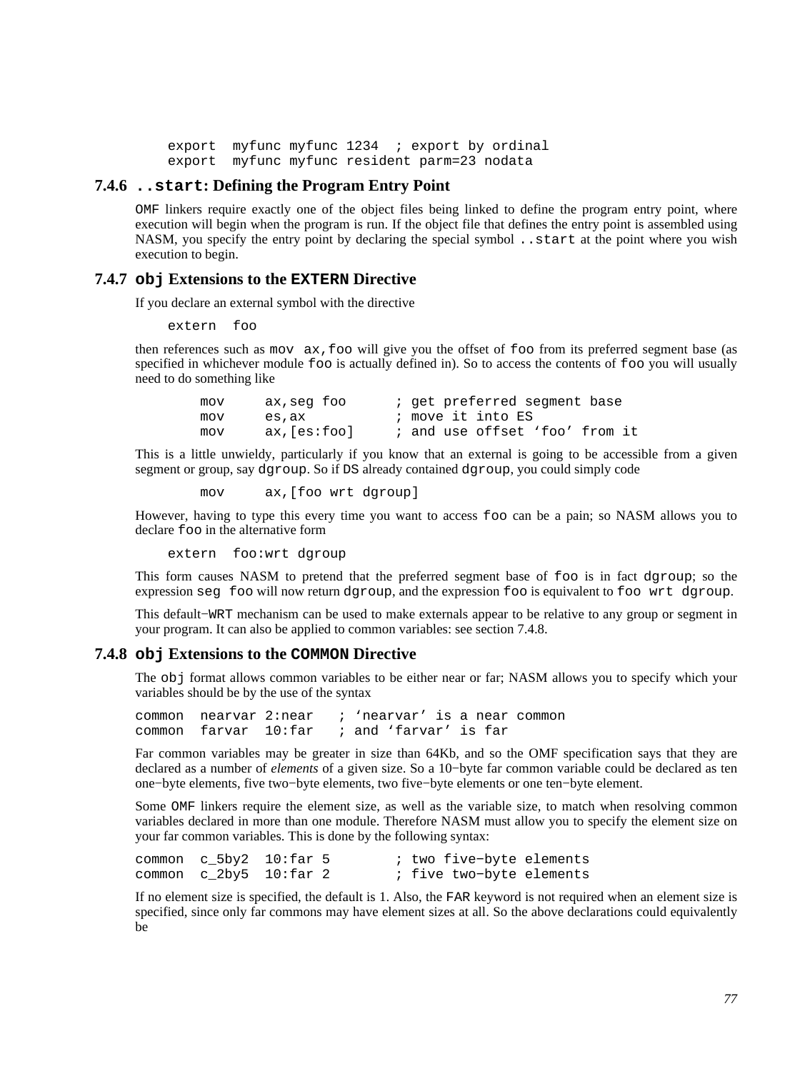```
export  myfunc myfunc 1234  ; export by ordinal
export  myfunc myfunc resident parm=23 nodata
```

### 7.4.6 `..start`: Defining the Program Entry Point

`OMF` linkers require exactly one of the object files being linked to define the program entry point, where execution will begin when the program is run. If the object file that defines the entry point is assembled using NASM, you specify the entry point by declaring the special symbol `..start` at the point where you wish execution to begin.

### 7.4.7 `obj` Extensions to the `EXTERN` Directive

If you declare an external symbol with the directive

```
extern  foo
```

then references such as `mov ax,foo` will give you the offset of `foo` from its preferred segment base (as specified in whichever module `foo` is actually defined in). So to access the contents of `foo` you will usually need to do something like

```
        mov     ax,seg foo      ; get preferred segment base
        mov     es,ax           ; move it into ES
        mov     ax,[es:foo]     ; and use offset 'foo' from it
```

This is a little unwieldy, particularly if you know that an external is going to be accessible from a given segment or group, say `dgroup`. So if `DS` already contained `dgroup`, you could simply code

```
        mov     ax,[foo wrt dgroup]
```

However, having to type this every time you want to access `foo` can be a pain; so NASM allows you to declare `foo` in the alternative form

```
extern  foo:wrt dgroup
```

This form causes NASM to pretend that the preferred segment base of `foo` is in fact `dgroup`; so the expression `seg foo` will now return `dgroup`, and the expression `foo` is equivalent to `foo wrt dgroup`.

This default−`WRT` mechanism can be used to make externals appear to be relative to any group or segment in your program. It can also be applied to common variables: see section 7.4.8.

### 7.4.8 `obj` Extensions to the `COMMON` Directive

The `obj` format allows common variables to be either near or far; NASM allows you to specify which your variables should be by the use of the syntax

```
common  nearvar 2:near   ; 'nearvar' is a near common
common  farvar  10:far   ; and 'farvar' is far
```

Far common variables may be greater in size than 64Kb, and so the OMF specification says that they are declared as a number of *elements* of a given size. So a 10−byte far common variable could be declared as ten one−byte elements, five two−byte elements, two five−byte elements or one ten−byte element.

Some `OMF` linkers require the element size, as well as the variable size, to match when resolving common variables declared in more than one module. Therefore NASM must allow you to specify the element size on your far common variables. This is done by the following syntax:

```
common  c_5by2  10:far 5        ; two five−byte elements
common  c_2by5  10:far 2        ; five two−byte elements
```

If no element size is specified, the default is 1. Also, the `FAR` keyword is not required when an element size is specified, since only far commons may have element sizes at all. So the above declarations could equivalently be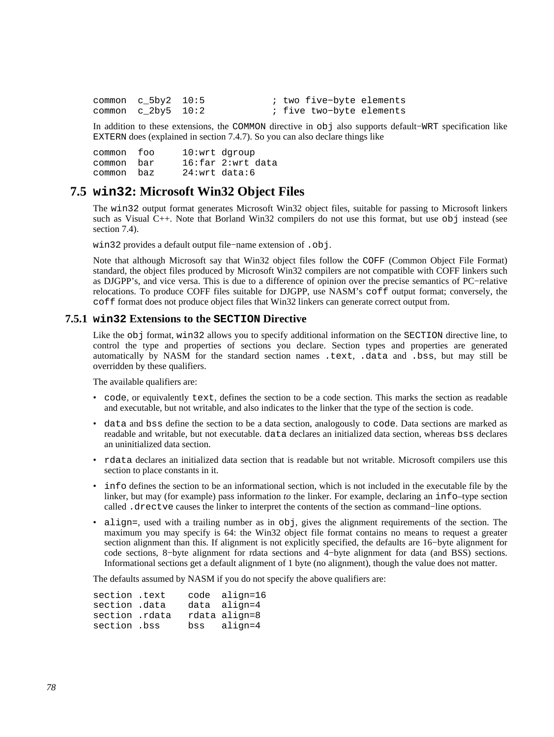```
common  c_5by2  10:5            ; two five−byte elements
common  c_2by5  10:2            ; five two−byte elements
```

In addition to these extensions, the `COMMON` directive in `obj` also supports default−`WRT` specification like `EXTERN` does (explained in section 7.4.7). So you can also declare things like

```
common  foo     10:wrt dgroup
common  bar     16:far 2:wrt data
common  baz     24:wrt data:6
```

## 7.5 `win32`: Microsoft Win32 Object Files

The `win32` output format generates Microsoft Win32 object files, suitable for passing to Microsoft linkers such as Visual C++. Note that Borland Win32 compilers do not use this format, but use `obj` instead (see section 7.4).

`win32` provides a default output file−name extension of `.obj`.

Note that although Microsoft say that Win32 object files follow the `COFF` (Common Object File Format) standard, the object files produced by Microsoft Win32 compilers are not compatible with COFF linkers such as DJGPP's, and vice versa. This is due to a difference of opinion over the precise semantics of PC−relative relocations. To produce COFF files suitable for DJGPP, use NASM's `coff` output format; conversely, the `coff` format does not produce object files that Win32 linkers can generate correct output from.

### 7.5.1 `win32` Extensions to the `SECTION` Directive

Like the `obj` format, `win32` allows you to specify additional information on the `SECTION` directive line, to control the type and properties of sections you declare. Section types and properties are generated automatically by NASM for the standard section names `.text`, `.data` and `.bss`, but may still be overridden by these qualifiers.

The available qualifiers are:

- `code`, or equivalently `text`, defines the section to be a code section. This marks the section as readable and executable, but not writable, and also indicates to the linker that the type of the section is code.
- `data` and `bss` define the section to be a data section, analogously to `code`. Data sections are marked as readable and writable, but not executable. `data` declares an initialized data section, whereas `bss` declares an uninitialized data section.
- `rdata` declares an initialized data section that is readable but not writable. Microsoft compilers use this section to place constants in it.
- `info` defines the section to be an informational section, which is not included in the executable file by the linker, but may (for example) pass information *to* the linker. For example, declaring an `info`–type section called `.drectve` causes the linker to interpret the contents of the section as command−line options.
- `align=`, used with a trailing number as in `obj`, gives the alignment requirements of the section. The maximum you may specify is 64: the Win32 object file format contains no means to request a greater section alignment than this. If alignment is not explicitly specified, the defaults are 16−byte alignment for code sections, 8−byte alignment for rdata sections and 4−byte alignment for data (and BSS) sections. Informational sections get a default alignment of 1 byte (no alignment), though the value does not matter.

The defaults assumed by NASM if you do not specify the above qualifiers are:

```
section .text    code  align=16
section .data    data  align=4
section .rdata   rdata align=8
section .bss     bss   align=4
```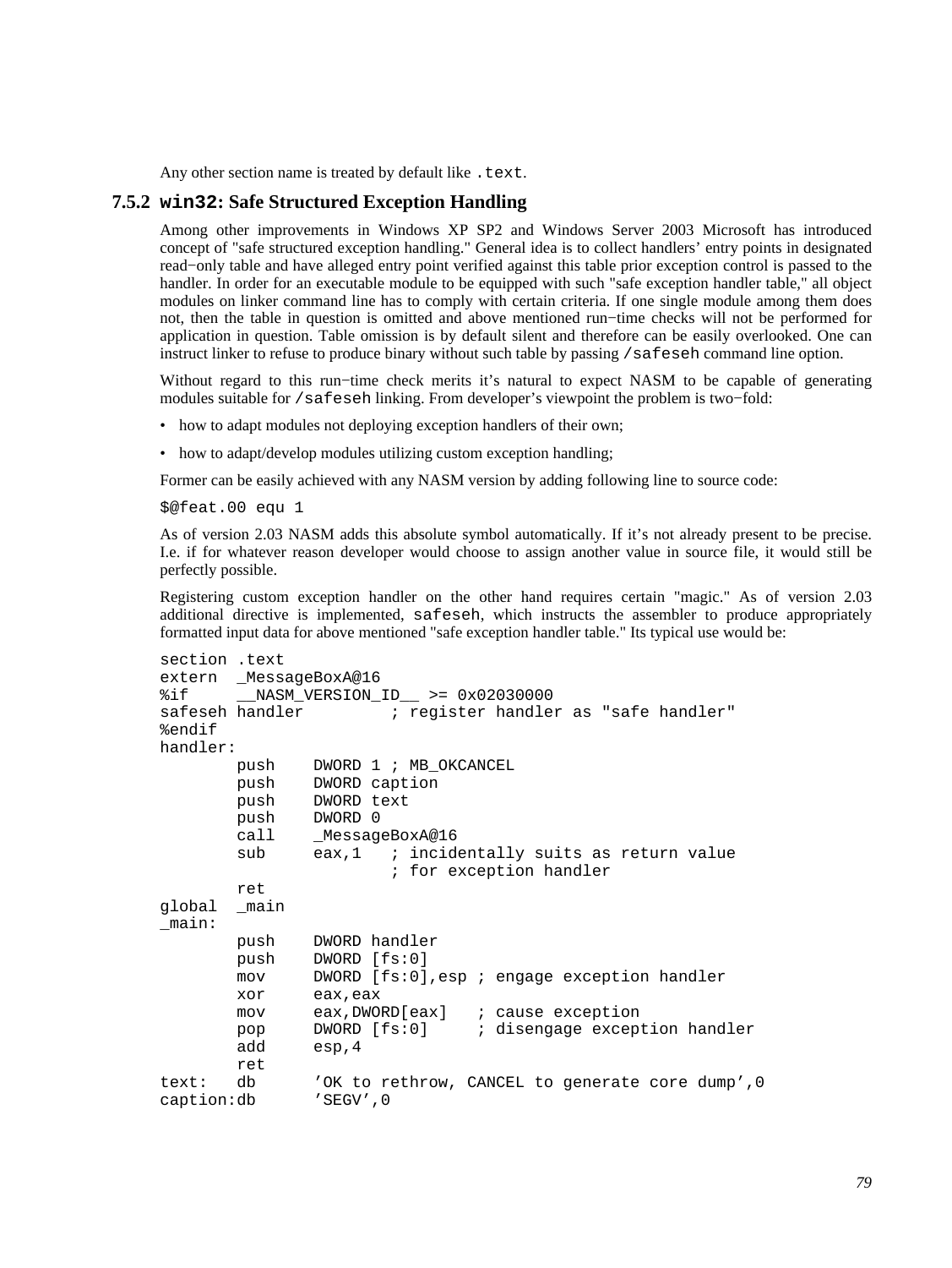Any other section name is treated by default like `.text`.

### 7.5.2 `win32`: Safe Structured Exception Handling

Among other improvements in Windows XP SP2 and Windows Server 2003 Microsoft has introduced concept of "safe structured exception handling." General idea is to collect handlers' entry points in designated read−only table and have alleged entry point verified against this table prior exception control is passed to the handler. In order for an executable module to be equipped with such "safe exception handler table," all object modules on linker command line has to comply with certain criteria. If one single module among them does not, then the table in question is omitted and above mentioned run−time checks will not be performed for application in question. Table omission is by default silent and therefore can be easily overlooked. One can instruct linker to refuse to produce binary without such table by passing `/safeseh` command line option.

Without regard to this run−time check merits it's natural to expect NASM to be capable of generating modules suitable for `/safeseh` linking. From developer's viewpoint the problem is two−fold:

- how to adapt modules not deploying exception handlers of their own;
- how to adapt/develop modules utilizing custom exception handling;

Former can be easily achieved with any NASM version by adding following line to source code:

```
$@feat.00 equ 1
```

As of version 2.03 NASM adds this absolute symbol automatically. If it's not already present to be precise. I.e. if for whatever reason developer would choose to assign another value in source file, it would still be perfectly possible.

Registering custom exception handler on the other hand requires certain "magic." As of version 2.03 additional directive is implemented, `safeseh`, which instructs the assembler to produce appropriately formatted input data for above mentioned "safe exception handler table." Its typical use would be:

```
section .text
extern  _MessageBoxA@16
%if     __NASM_VERSION_ID__ >= 0x02030000
safeseh handler         ; register handler as "safe handler"
%endif
handler:
        push    DWORD 1 ; MB_OKCANCEL
        push    DWORD caption
        push    DWORD text
        push    DWORD 0
        call    _MessageBoxA@16
        sub     eax,1   ; incidentally suits as return value
                        ; for exception handler
        ret
global  _main
_main:
        push    DWORD handler
        push    DWORD [fs:0]
        mov     DWORD [fs:0],esp ; engage exception handler
        xor     eax,eax
        mov     eax,DWORD[eax]   ; cause exception
        pop     DWORD [fs:0]     ; disengage exception handler
        add     esp,4
        ret
text:   db      'OK to rethrow, CANCEL to generate core dump',0
caption:db      'SEGV',0
```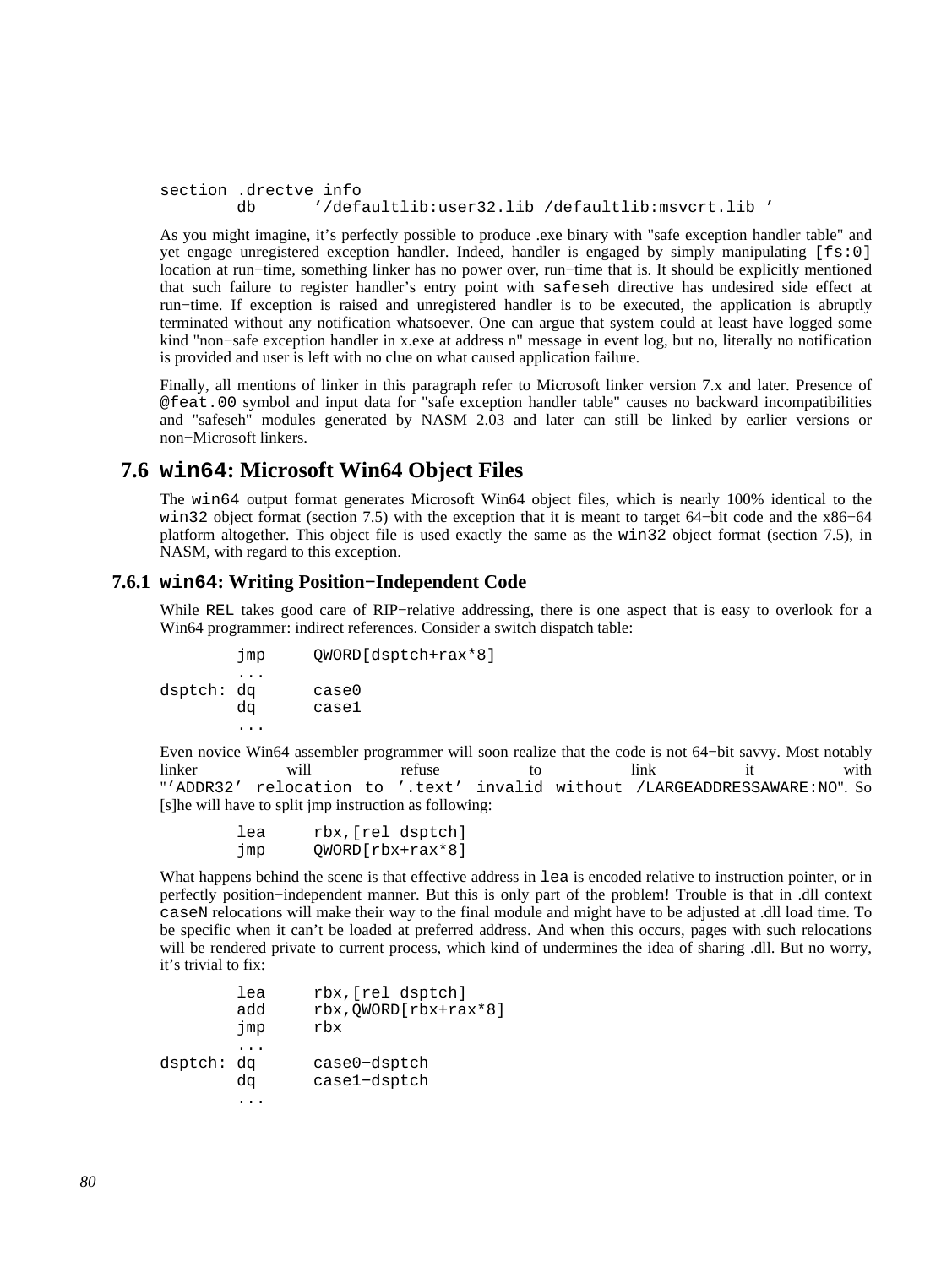```
section .drectve info
        db      '/defaultlib:user32.lib /defaultlib:msvcrt.lib '
```

As you might imagine, it's perfectly possible to produce .exe binary with "safe exception handler table" and yet engage unregistered exception handler. Indeed, handler is engaged by simply manipulating `[fs:0]` location at run−time, something linker has no power over, run−time that is. It should be explicitly mentioned that such failure to register handler's entry point with `safeseh` directive has undesired side effect at run−time. If exception is raised and unregistered handler is to be executed, the application is abruptly terminated without any notification whatsoever. One can argue that system could at least have logged some kind "non−safe exception handler in x.exe at address n" message in event log, but no, literally no notification is provided and user is left with no clue on what caused application failure.

Finally, all mentions of linker in this paragraph refer to Microsoft linker version 7.x and later. Presence of `@feat.00` symbol and input data for "safe exception handler table" causes no backward incompatibilities and "safeseh" modules generated by NASM 2.03 and later can still be linked by earlier versions or non−Microsoft linkers.

## 7.6 `win64`: Microsoft Win64 Object Files

The `win64` output format generates Microsoft Win64 object files, which is nearly 100% identical to the `win32` object format (section 7.5) with the exception that it is meant to target 64−bit code and the x86−64 platform altogether. This object file is used exactly the same as the `win32` object format (section 7.5), in NASM, with regard to this exception.

### 7.6.1 `win64`: Writing Position−Independent Code

While `REL` takes good care of RIP−relative addressing, there is one aspect that is easy to overlook for a Win64 programmer: indirect references. Consider a switch dispatch table:

```
        jmp     QWORD[dsptch+rax*8]
        ...
dsptch: dq      case0
        dq      case1
        ...
```

Even novice Win64 assembler programmer will soon realize that the code is not 64−bit savvy. Most notably linker will refuse to link it with "`'ADDR32' relocation to '.text' invalid without /LARGEADDRESSAWARE:NO`". So [s]he will have to split jmp instruction as following:

```
        lea     rbx,[rel dsptch]
        jmp     QWORD[rbx+rax*8]
```

What happens behind the scene is that effective address in `lea` is encoded relative to instruction pointer, or in perfectly position−independent manner. But this is only part of the problem! Trouble is that in .dll context `caseN` relocations will make their way to the final module and might have to be adjusted at .dll load time. To be specific when it can't be loaded at preferred address. And when this occurs, pages with such relocations will be rendered private to current process, which kind of undermines the idea of sharing .dll. But no worry, it's trivial to fix:

```
        lea     rbx,[rel dsptch]
        add     rbx,QWORD[rbx+rax*8]
        jmp     rbx
        ...
dsptch: dq      case0−dsptch
        dq      case1−dsptch
        ...
```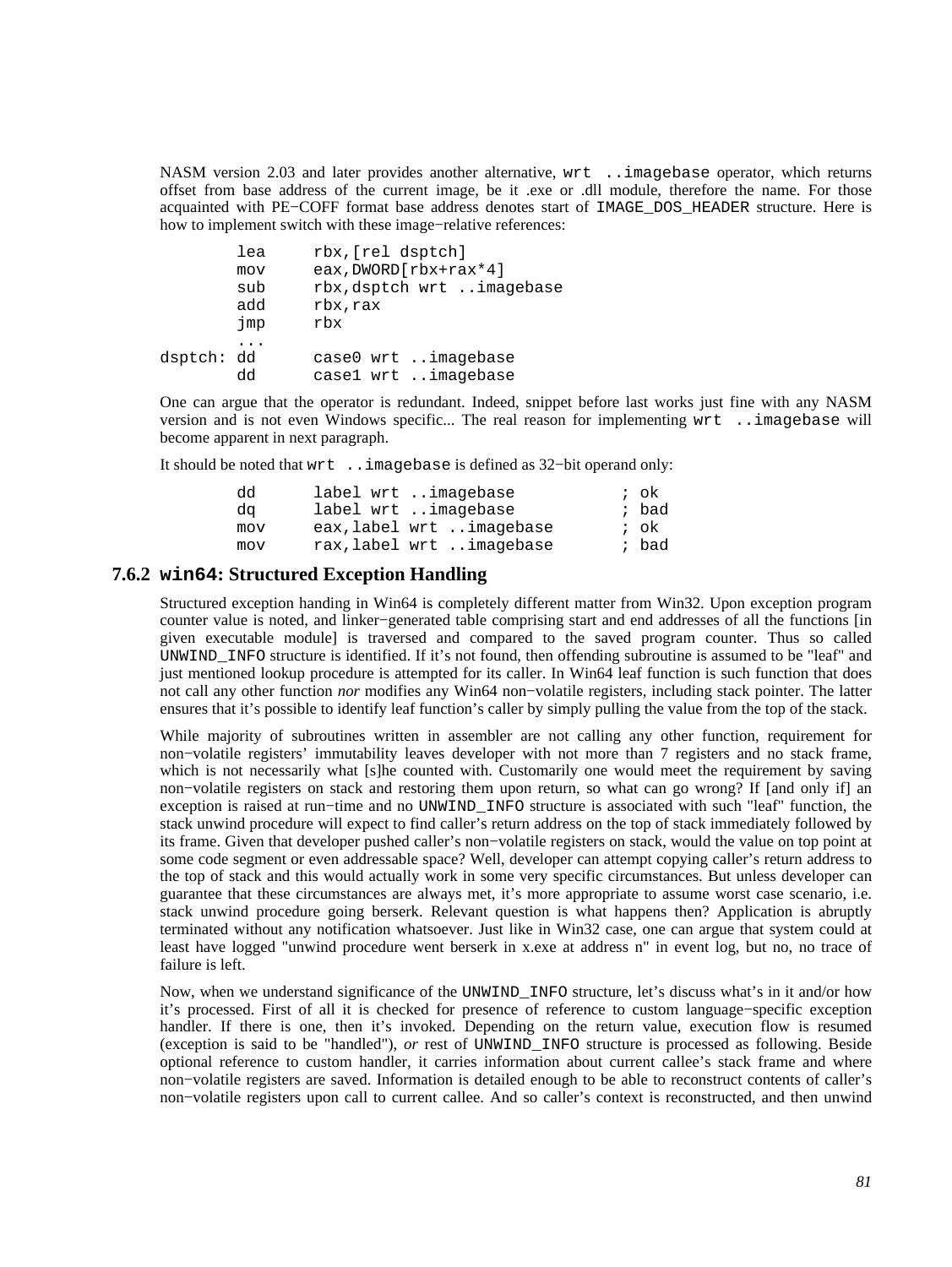NASM version 2.03 and later provides another alternative, `wrt ..imagebase` operator, which returns offset from base address of the current image, be it .exe or .dll module, therefore the name. For those acquainted with PE−COFF format base address denotes start of `IMAGE_DOS_HEADER` structure. Here is how to implement switch with these image−relative references:

```
        lea     rbx,[rel dsptch]
        mov     eax,DWORD[rbx+rax*4]
        sub     rbx,dsptch wrt ..imagebase
        add     rbx,rax
        jmp     rbx
        ...
dsptch: dd      case0 wrt ..imagebase
        dd      case1 wrt ..imagebase
```

One can argue that the operator is redundant. Indeed, snippet before last works just fine with any NASM version and is not even Windows specific... The real reason for implementing `wrt ..imagebase` will become apparent in next paragraph.

It should be noted that `wrt ..imagebase` is defined as 32−bit operand only:

```
        dd      label wrt ..imagebase           ; ok
        dq      label wrt ..imagebase           ; bad
        mov     eax,label wrt ..imagebase       ; ok
        mov     rax,label wrt ..imagebase       ; bad
```

### 7.6.2 `win64`: Structured Exception Handling

Structured exception handing in Win64 is completely different matter from Win32. Upon exception program counter value is noted, and linker−generated table comprising start and end addresses of all the functions [in given executable module] is traversed and compared to the saved program counter. Thus so called `UNWIND_INFO` structure is identified. If it's not found, then offending subroutine is assumed to be "leaf" and just mentioned lookup procedure is attempted for its caller. In Win64 leaf function is such function that does not call any other function *nor* modifies any Win64 non−volatile registers, including stack pointer. The latter ensures that it's possible to identify leaf function's caller by simply pulling the value from the top of the stack.

While majority of subroutines written in assembler are not calling any other function, requirement for non−volatile registers' immutability leaves developer with not more than 7 registers and no stack frame, which is not necessarily what [s]he counted with. Customarily one would meet the requirement by saving non−volatile registers on stack and restoring them upon return, so what can go wrong? If [and only if] an exception is raised at run−time and no `UNWIND_INFO` structure is associated with such "leaf" function, the stack unwind procedure will expect to find caller's return address on the top of stack immediately followed by its frame. Given that developer pushed caller's non−volatile registers on stack, would the value on top point at some code segment or even addressable space? Well, developer can attempt copying caller's return address to the top of stack and this would actually work in some very specific circumstances. But unless developer can guarantee that these circumstances are always met, it's more appropriate to assume worst case scenario, i.e. stack unwind procedure going berserk. Relevant question is what happens then? Application is abruptly terminated without any notification whatsoever. Just like in Win32 case, one can argue that system could at least have logged "unwind procedure went berserk in x.exe at address n" in event log, but no, no trace of failure is left.

Now, when we understand significance of the `UNWIND_INFO` structure, let's discuss what's in it and/or how it's processed. First of all it is checked for presence of reference to custom language−specific exception handler. If there is one, then it's invoked. Depending on the return value, execution flow is resumed (exception is said to be "handled"), *or* rest of `UNWIND_INFO` structure is processed as following. Beside optional reference to custom handler, it carries information about current callee's stack frame and where non−volatile registers are saved. Information is detailed enough to be able to reconstruct contents of caller's non−volatile registers upon call to current callee. And so caller's context is reconstructed, and then unwind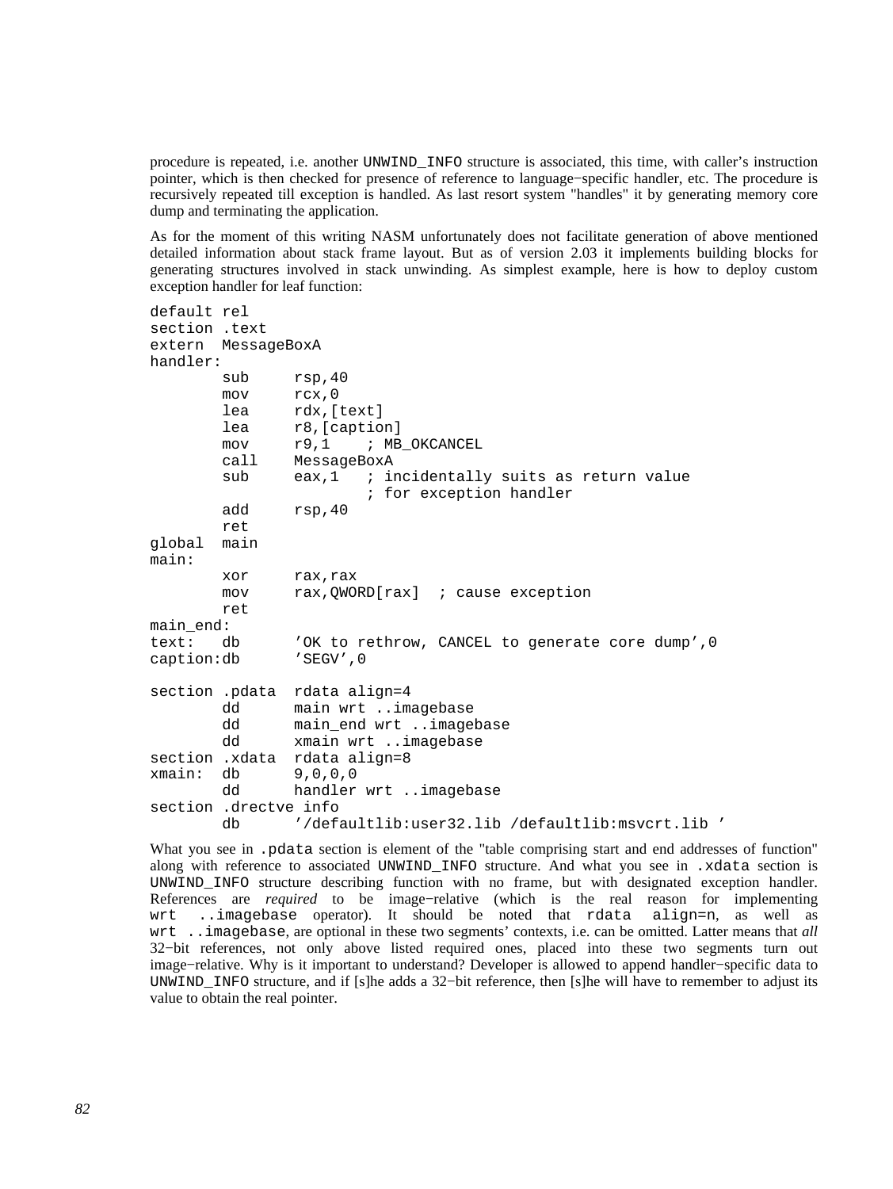procedure is repeated, i.e. another `UNWIND_INFO` structure is associated, this time, with caller's instruction pointer, which is then checked for presence of reference to language−specific handler, etc. The procedure is recursively repeated till exception is handled. As last resort system "handles" it by generating memory core dump and terminating the application.

As for the moment of this writing NASM unfortunately does not facilitate generation of above mentioned detailed information about stack frame layout. But as of version 2.03 it implements building blocks for generating structures involved in stack unwinding. As simplest example, here is how to deploy custom exception handler for leaf function:

```
default rel
section .text
extern  MessageBoxA
handler:
        sub     rsp,40
        mov     rcx,0
        lea     rdx,[text]
        lea     r8,[caption]
        mov     r9,1    ; MB_OKCANCEL
        call    MessageBoxA
        sub     eax,1   ; incidentally suits as return value
                        ; for exception handler
        add     rsp,40
        ret
global  main
main:
        xor     rax,rax
        mov     rax,QWORD[rax]  ; cause exception
        ret
main_end:
text:   db      'OK to rethrow, CANCEL to generate core dump',0
caption:db      'SEGV',0

section .pdata  rdata align=4
        dd      main wrt ..imagebase
        dd      main_end wrt ..imagebase
        dd      xmain wrt ..imagebase
section .xdata  rdata align=8
xmain:  db      9,0,0,0
        dd      handler wrt ..imagebase
section .drectve info
        db      '/defaultlib:user32.lib /defaultlib:msvcrt.lib '
```

What you see in `.pdata` section is element of the "table comprising start and end addresses of function" along with reference to associated `UNWIND_INFO` structure. And what you see in `.xdata` section is `UNWIND_INFO` structure describing function with no frame, but with designated exception handler. References are *required* to be image−relative (which is the real reason for implementing `wrt ..imagebase` operator). It should be noted that `rdata align=n`, as well as `wrt ..imagebase`, are optional in these two segments' contexts, i.e. can be omitted. Latter means that *all* 32−bit references, not only above listed required ones, placed into these two segments turn out image−relative. Why is it important to understand? Developer is allowed to append handler−specific data to `UNWIND_INFO` structure, and if [s]he adds a 32−bit reference, then [s]he will have to remember to adjust its value to obtain the real pointer.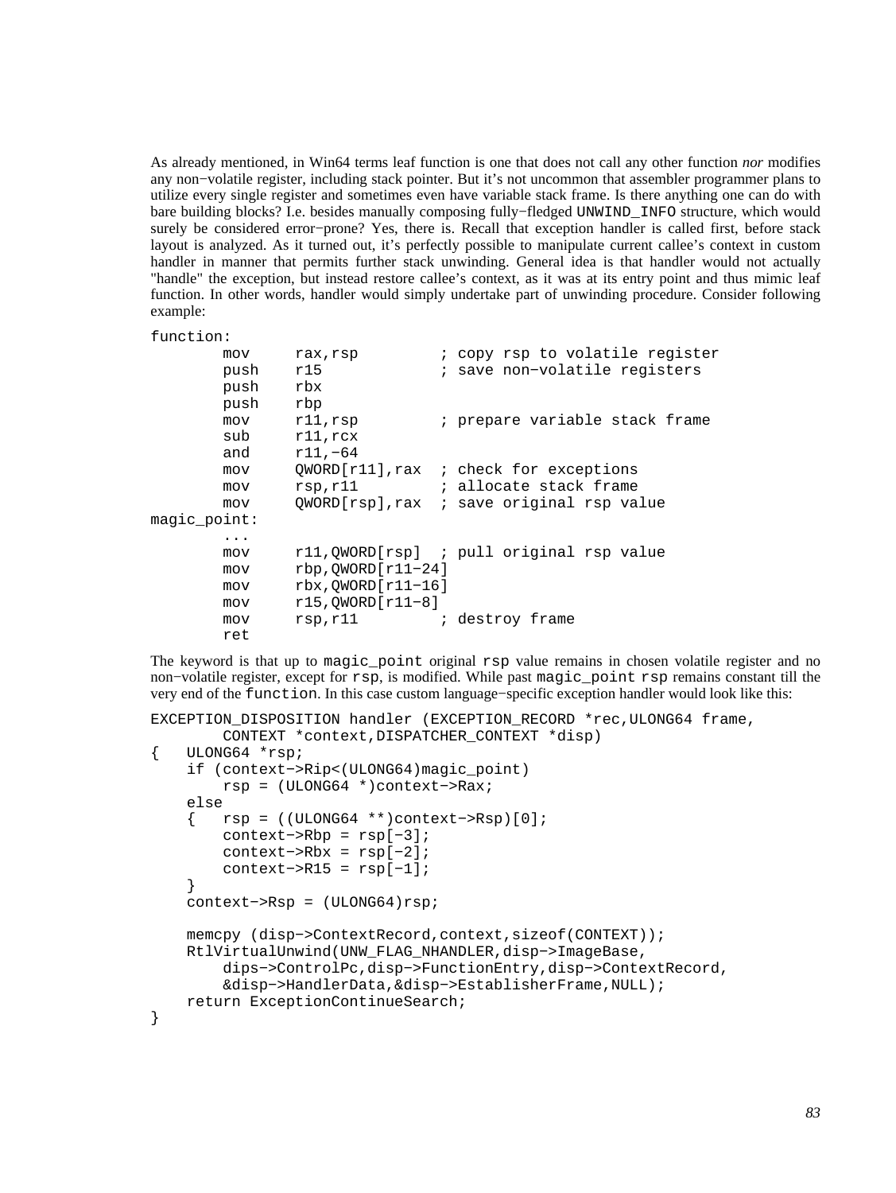As already mentioned, in Win64 terms leaf function is one that does not call any other function *nor* modifies any non−volatile register, including stack pointer. But it's not uncommon that assembler programmer plans to utilize every single register and sometimes even have variable stack frame. Is there anything one can do with bare building blocks? I.e. besides manually composing fully−fledged `UNWIND_INFO` structure, which would surely be considered error−prone? Yes, there is. Recall that exception handler is called first, before stack layout is analyzed. As it turned out, it's perfectly possible to manipulate current callee's context in custom handler in manner that permits further stack unwinding. General idea is that handler would not actually "handle" the exception, but instead restore callee's context, as it was at its entry point and thus mimic leaf function. In other words, handler would simply undertake part of unwinding procedure. Consider following example:

```
function:
        mov     rax,rsp         ; copy rsp to volatile register
        push    r15             ; save non−volatile registers
        push    rbx
        push    rbp
        mov     r11,rsp         ; prepare variable stack frame
        sub     r11,rcx
        and     r11,−64
        mov     QWORD[r11],rax  ; check for exceptions
        mov     rsp,r11         ; allocate stack frame
        mov     QWORD[rsp],rax  ; save original rsp value
magic_point:
        ...
        mov     r11,QWORD[rsp]  ; pull original rsp value
        mov     rbp,QWORD[r11−24]
        mov     rbx,QWORD[r11−16]
        mov     r15,QWORD[r11−8]
        mov     rsp,r11         ; destroy frame
        ret
```

The keyword is that up to `magic_point` original `rsp` value remains in chosen volatile register and no non−volatile register, except for `rsp`, is modified. While past `magic_point` `rsp` remains constant till the very end of the `function`. In this case custom language−specific exception handler would look like this:

```
EXCEPTION_DISPOSITION handler (EXCEPTION_RECORD *rec,ULONG64 frame,
        CONTEXT *context,DISPATCHER_CONTEXT *disp)
{   ULONG64 *rsp;
    if (context−>Rip<(ULONG64)magic_point)
        rsp = (ULONG64 *)context−>Rax;
    else
    {   rsp = ((ULONG64 **)context−>Rsp)[0];
        context−>Rbp = rsp[−3];
        context−>Rbx = rsp[−2];
        context−>R15 = rsp[−1];
    }
    context−>Rsp = (ULONG64)rsp;

    memcpy (disp−>ContextRecord,context,sizeof(CONTEXT));
    RtlVirtualUnwind(UNW_FLAG_NHANDLER,disp−>ImageBase,
        dips−>ControlPc,disp−>FunctionEntry,disp−>ContextRecord,
        &disp−>HandlerData,&disp−>EstablisherFrame,NULL);
    return ExceptionContinueSearch;
}
```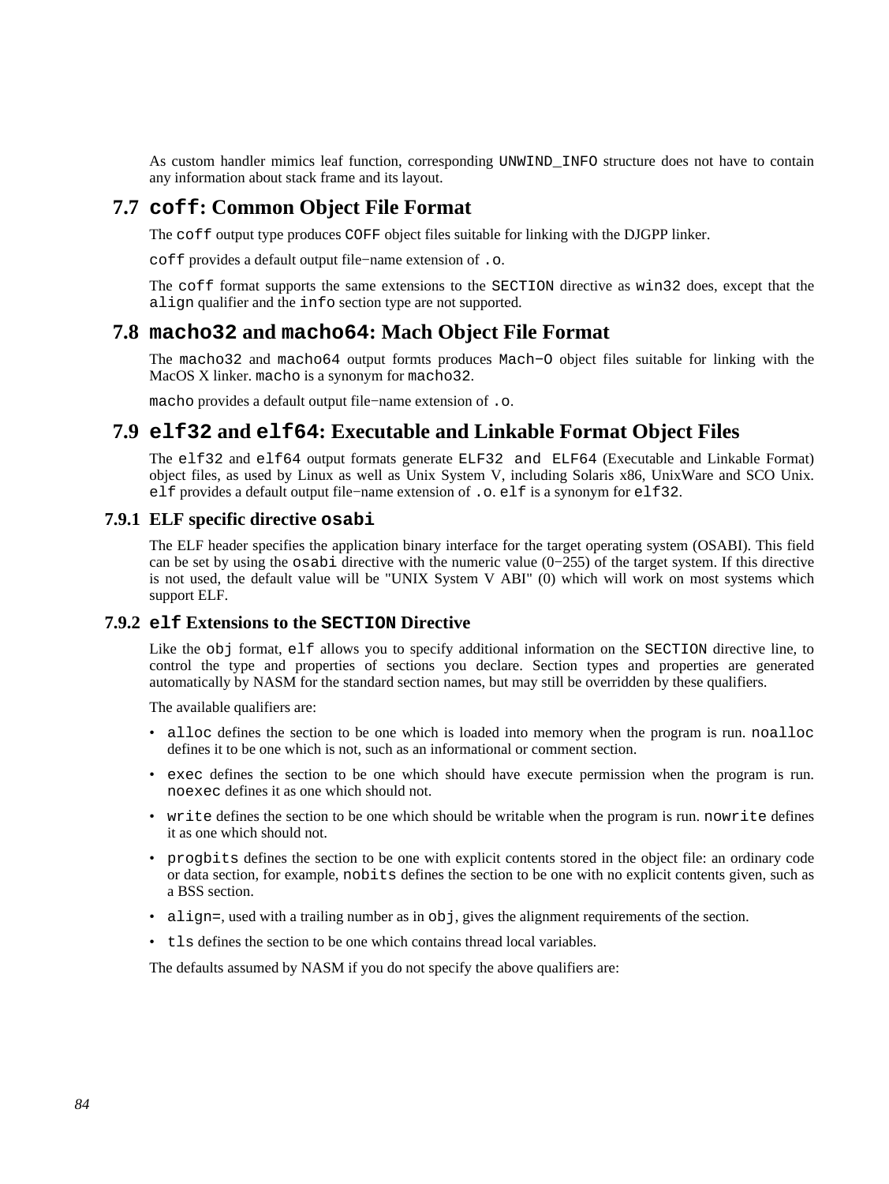As custom handler mimics leaf function, corresponding `UNWIND_INFO` structure does not have to contain any information about stack frame and its layout.

## 7.7 `coff`: Common Object File Format

The `coff` output type produces `COFF` object files suitable for linking with the DJGPP linker.

`coff` provides a default output file−name extension of `.o`.

The `coff` format supports the same extensions to the `SECTION` directive as `win32` does, except that the `align` qualifier and the `info` section type are not supported.

## 7.8 `macho32` and `macho64`: Mach Object File Format

The `macho32` and `macho64` output formts produces `Mach−O` object files suitable for linking with the MacOS X linker. `macho` is a synonym for `macho32`.

`macho` provides a default output file−name extension of `.o`.

## 7.9 `elf32` and `elf64`: Executable and Linkable Format Object Files

The `elf32` and `elf64` output formats generate `ELF32 and ELF64` (Executable and Linkable Format) object files, as used by Linux as well as Unix System V, including Solaris x86, UnixWare and SCO Unix. `elf` provides a default output file−name extension of `.o`. `elf` is a synonym for `elf32`.

### 7.9.1 ELF specific directive `osabi`

The ELF header specifies the application binary interface for the target operating system (OSABI). This field can be set by using the `osabi` directive with the numeric value (0−255) of the target system. If this directive is not used, the default value will be "UNIX System V ABI" (0) which will work on most systems which support ELF.

### 7.9.2 `elf` Extensions to the `SECTION` Directive

Like the `obj` format, `elf` allows you to specify additional information on the `SECTION` directive line, to control the type and properties of sections you declare. Section types and properties are generated automatically by NASM for the standard section names, but may still be overridden by these qualifiers.

The available qualifiers are:

- `alloc` defines the section to be one which is loaded into memory when the program is run. `noalloc` defines it to be one which is not, such as an informational or comment section.
- `exec` defines the section to be one which should have execute permission when the program is run. `noexec` defines it as one which should not.
- `write` defines the section to be one which should be writable when the program is run. `nowrite` defines it as one which should not.
- `progbits` defines the section to be one with explicit contents stored in the object file: an ordinary code or data section, for example, `nobits` defines the section to be one with no explicit contents given, such as a BSS section.
- `align=`, used with a trailing number as in `obj`, gives the alignment requirements of the section.
- `tls` defines the section to be one which contains thread local variables.

The defaults assumed by NASM if you do not specify the above qualifiers are: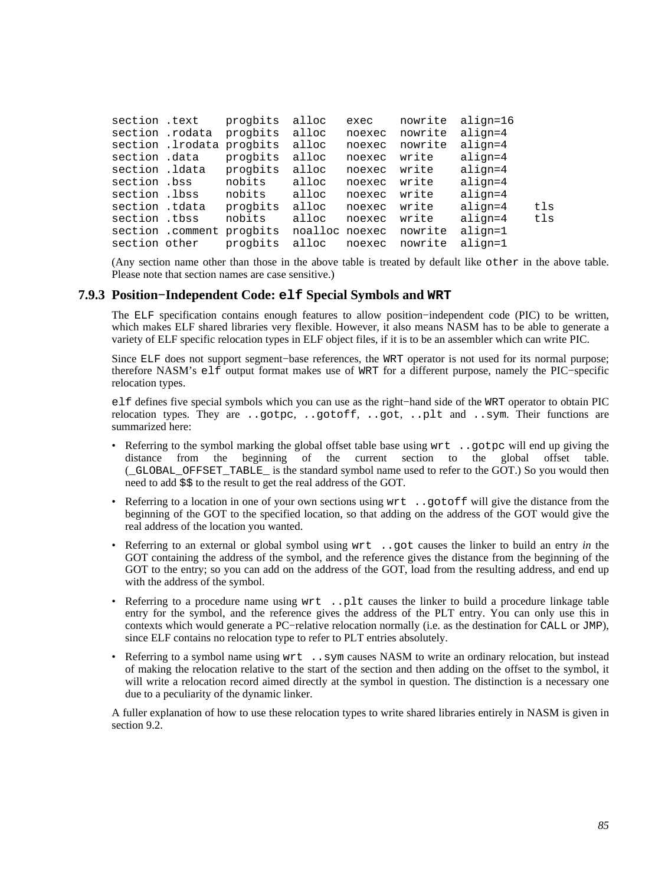```
section .text    progbits  alloc   exec    nowrite  align=16
section .rodata  progbits  alloc   noexec  nowrite  align=4
section .lrodata progbits  alloc   noexec  nowrite  align=4
section .data    progbits  alloc   noexec  write    align=4
section .ldata   progbits  alloc   noexec  write    align=4
section .bss     nobits    alloc   noexec  write    align=4
section .lbss    nobits    alloc   noexec  write    align=4
section .tdata   progbits  alloc   noexec  write    align=4    tls
section .tbss    nobits    alloc   noexec  write    align=4    tls
section .comment progbits  noalloc noexec  nowrite  align=1
section other    progbits  alloc   noexec  nowrite  align=1
```

(Any section name other than those in the above table is treated by default like `other` in the above table. Please note that section names are case sensitive.)

### 7.9.3 Position−Independent Code: `elf` Special Symbols and `WRT`

The `ELF` specification contains enough features to allow position−independent code (PIC) to be written, which makes ELF shared libraries very flexible. However, it also means NASM has to be able to generate a variety of ELF specific relocation types in ELF object files, if it is to be an assembler which can write PIC.

Since `ELF` does not support segment−base references, the `WRT` operator is not used for its normal purpose; therefore NASM's `elf` output format makes use of `WRT` for a different purpose, namely the PIC−specific relocation types.

`elf` defines five special symbols which you can use as the right−hand side of the `WRT` operator to obtain PIC relocation types. They are `..gotpc`, `..gotoff`, `..got`, `..plt` and `..sym`. Their functions are summarized here:

- Referring to the symbol marking the global offset table base using `wrt ..gotpc` will end up giving the distance from the beginning of the current section to the global offset table. (`_GLOBAL_OFFSET_TABLE_` is the standard symbol name used to refer to the GOT.) So you would then need to add `$$` to the result to get the real address of the GOT.
- Referring to a location in one of your own sections using `wrt ..gotoff` will give the distance from the beginning of the GOT to the specified location, so that adding on the address of the GOT would give the real address of the location you wanted.
- Referring to an external or global symbol using `wrt ..got` causes the linker to build an entry *in* the GOT containing the address of the symbol, and the reference gives the distance from the beginning of the GOT to the entry; so you can add on the address of the GOT, load from the resulting address, and end up with the address of the symbol.
- Referring to a procedure name using `wrt ..plt` causes the linker to build a procedure linkage table entry for the symbol, and the reference gives the address of the PLT entry. You can only use this in contexts which would generate a PC−relative relocation normally (i.e. as the destination for `CALL` or `JMP`), since ELF contains no relocation type to refer to PLT entries absolutely.
- Referring to a symbol name using `wrt ..sym` causes NASM to write an ordinary relocation, but instead of making the relocation relative to the start of the section and then adding on the offset to the symbol, it will write a relocation record aimed directly at the symbol in question. The distinction is a necessary one due to a peculiarity of the dynamic linker.

A fuller explanation of how to use these relocation types to write shared libraries entirely in NASM is given in section 9.2.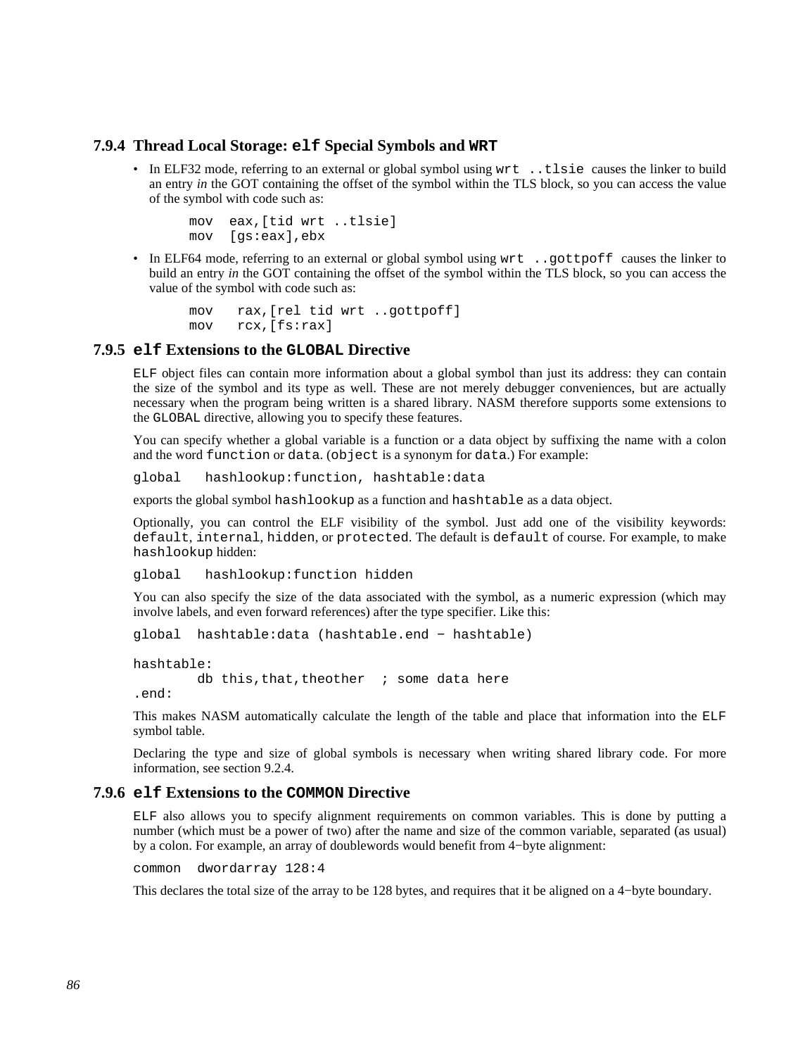### 7.9.4 Thread Local Storage: `elf` Special Symbols and `WRT`

- In ELF32 mode, referring to an external or global symbol using `wrt ..tlsie` causes the linker to build an entry *in* the GOT containing the offset of the symbol within the TLS block, so you can access the value of the symbol with code such as:

```
mov  eax,[tid wrt ..tlsie]
mov  [gs:eax],ebx
```

- In ELF64 mode, referring to an external or global symbol using `wrt ..gottpoff` causes the linker to build an entry *in* the GOT containing the offset of the symbol within the TLS block, so you can access the value of the symbol with code such as:

```
mov   rax,[rel tid wrt ..gottpoff]
mov   rcx,[fs:rax]
```

### 7.9.5 `elf` Extensions to the `GLOBAL` Directive

`ELF` object files can contain more information about a global symbol than just its address: they can contain the size of the symbol and its type as well. These are not merely debugger conveniences, but are actually necessary when the program being written is a shared library. NASM therefore supports some extensions to the `GLOBAL` directive, allowing you to specify these features.

You can specify whether a global variable is a function or a data object by suffixing the name with a colon and the word `function` or `data`. (`object` is a synonym for `data`.) For example:

```
global   hashlookup:function, hashtable:data
```

exports the global symbol `hashlookup` as a function and `hashtable` as a data object.

Optionally, you can control the ELF visibility of the symbol. Just add one of the visibility keywords: `default`, `internal`, `hidden`, or `protected`. The default is `default` of course. For example, to make `hashlookup` hidden:

```
global   hashlookup:function hidden
```

You can also specify the size of the data associated with the symbol, as a numeric expression (which may involve labels, and even forward references) after the type specifier. Like this:

```
global  hashtable:data (hashtable.end - hashtable)

hashtable:
        db this,that,theother  ; some data here
.end:
```

This makes NASM automatically calculate the length of the table and place that information into the `ELF` symbol table.

Declaring the type and size of global symbols is necessary when writing shared library code. For more information, see section 9.2.4.

### 7.9.6 `elf` Extensions to the `COMMON` Directive

`ELF` also allows you to specify alignment requirements on common variables. This is done by putting a number (which must be a power of two) after the name and size of the common variable, separated (as usual) by a colon. For example, an array of doublewords would benefit from 4−byte alignment:

```
common  dwordarray 128:4
```

This declares the total size of the array to be 128 bytes, and requires that it be aligned on a 4−byte boundary.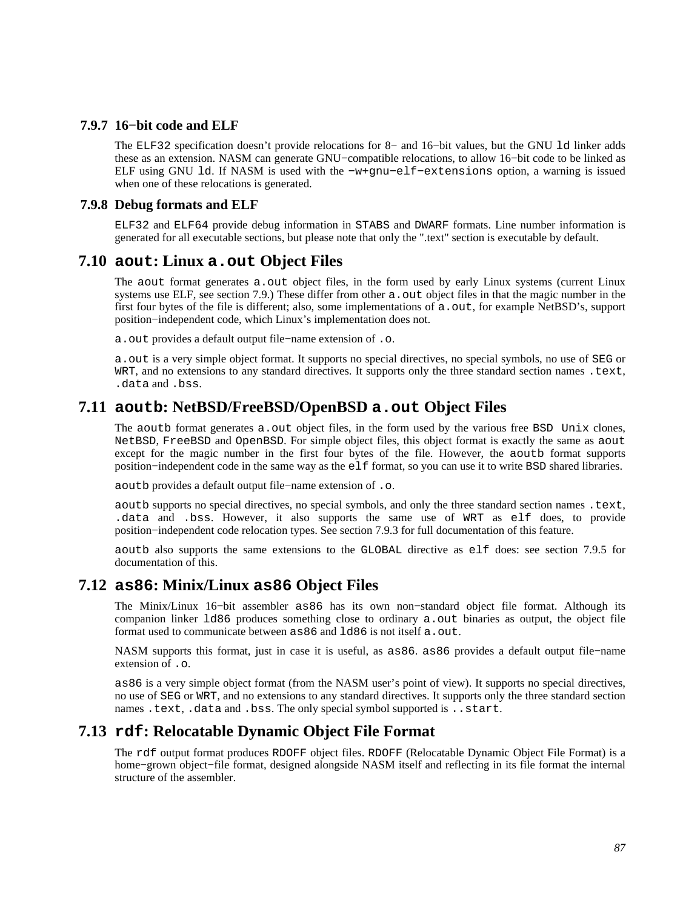### 7.9.7 16−bit code and ELF

The `ELF32` specification doesn't provide relocations for 8− and 16−bit values, but the GNU `ld` linker adds these as an extension. NASM can generate GNU−compatible relocations, to allow 16−bit code to be linked as ELF using GNU `ld`. If NASM is used with the `−w+gnu−elf−extensions` option, a warning is issued when one of these relocations is generated.

### 7.9.8 Debug formats and ELF

`ELF32` and `ELF64` provide debug information in `STABS` and `DWARF` formats. Line number information is generated for all executable sections, but please note that only the ".text" section is executable by default.

## 7.10 `aout`: Linux `a.out` Object Files

The `aout` format generates `a.out` object files, in the form used by early Linux systems (current Linux systems use ELF, see section 7.9.) These differ from other `a.out` object files in that the magic number in the first four bytes of the file is different; also, some implementations of `a.out`, for example NetBSD's, support position−independent code, which Linux's implementation does not.

`a.out` provides a default output file−name extension of `.o`.

`a.out` is a very simple object format. It supports no special directives, no special symbols, no use of `SEG` or `WRT`, and no extensions to any standard directives. It supports only the three standard section names `.text`, `.data` and `.bss`.

## 7.11 `aoutb`: NetBSD/FreeBSD/OpenBSD `a.out` Object Files

The `aoutb` format generates `a.out` object files, in the form used by the various free `BSD Unix` clones, `NetBSD`, `FreeBSD` and `OpenBSD`. For simple object files, this object format is exactly the same as `aout` except for the magic number in the first four bytes of the file. However, the `aoutb` format supports position−independent code in the same way as the `elf` format, so you can use it to write `BSD` shared libraries.

`aoutb` provides a default output file−name extension of `.o`.

`aoutb` supports no special directives, no special symbols, and only the three standard section names `.text`, `.data` and `.bss`. However, it also supports the same use of `WRT` as `elf` does, to provide position−independent code relocation types. See section 7.9.3 for full documentation of this feature.

`aoutb` also supports the same extensions to the `GLOBAL` directive as `elf` does: see section 7.9.5 for documentation of this.

## 7.12 `as86`: Minix/Linux `as86` Object Files

The Minix/Linux 16−bit assembler `as86` has its own non−standard object file format. Although its companion linker `ld86` produces something close to ordinary `a.out` binaries as output, the object file format used to communicate between `as86` and `ld86` is not itself `a.out`.

NASM supports this format, just in case it is useful, as `as86`. `as86` provides a default output file−name extension of `.o`.

`as86` is a very simple object format (from the NASM user's point of view). It supports no special directives, no use of `SEG` or `WRT`, and no extensions to any standard directives. It supports only the three standard section names `.text`, `.data` and `.bss`. The only special symbol supported is `..start`.

## 7.13 `rdf`: Relocatable Dynamic Object File Format

The `rdf` output format produces `RDOFF` object files. `RDOFF` (Relocatable Dynamic Object File Format) is a home−grown object−file format, designed alongside NASM itself and reflecting in its file format the internal structure of the assembler.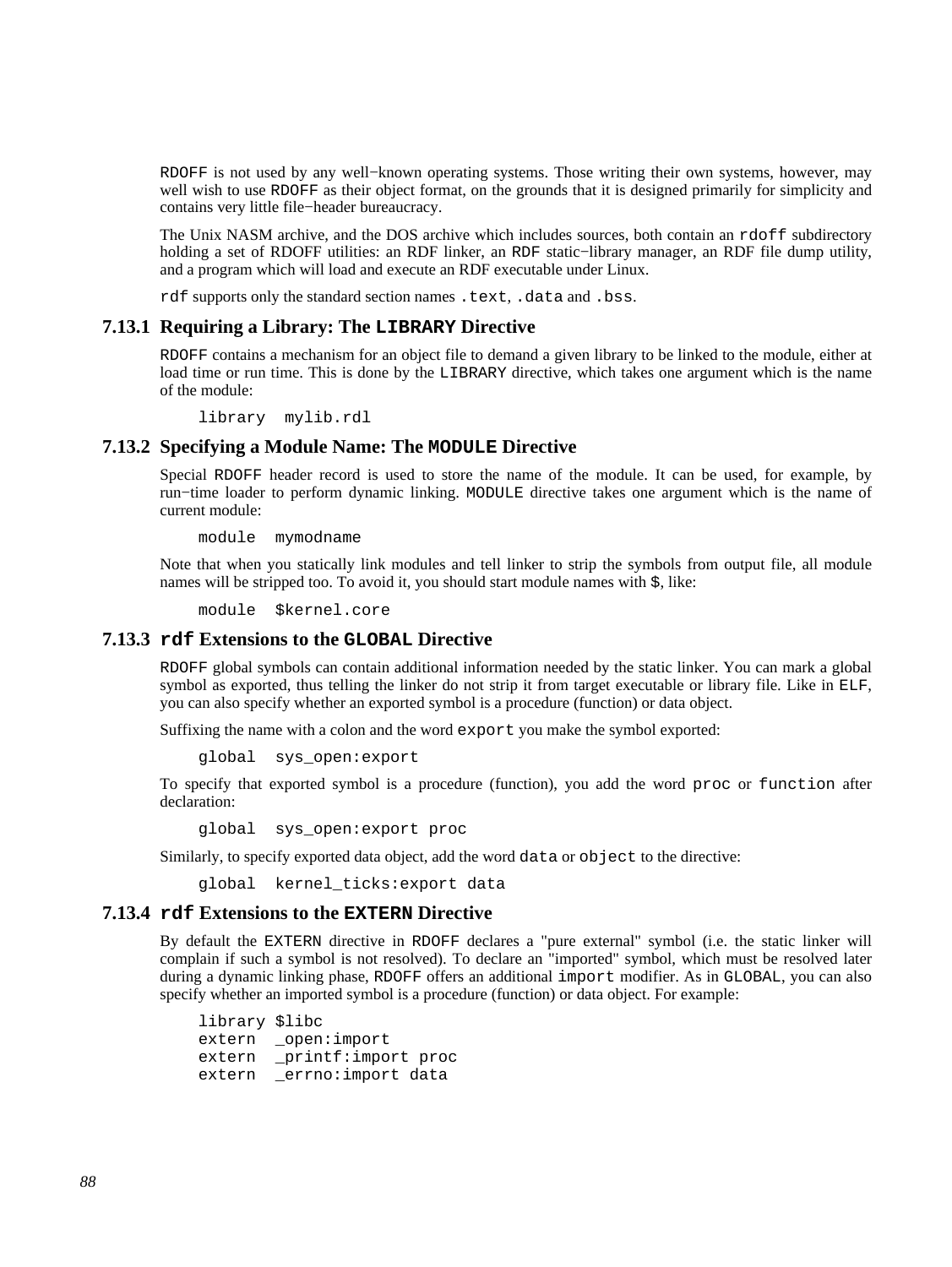RDOFF is not used by any well−known operating systems. Those writing their own systems, however, may well wish to use RDOFF as their object format, on the grounds that it is designed primarily for simplicity and contains very little file−header bureaucracy.

The Unix NASM archive, and the DOS archive which includes sources, both contain an `rdoff` subdirectory holding a set of RDOFF utilities: an RDF linker, an RDF static−library manager, an RDF file dump utility, and a program which will load and execute an RDF executable under Linux.

`rdf` supports only the standard section names `.text`, `.data` and `.bss`.

### 7.13.1 Requiring a Library: The `LIBRARY` Directive

RDOFF contains a mechanism for an object file to demand a given library to be linked to the module, either at load time or run time. This is done by the LIBRARY directive, which takes one argument which is the name of the module:

```
library  mylib.rdl
```

### 7.13.2 Specifying a Module Name: The `MODULE` Directive

Special RDOFF header record is used to store the name of the module. It can be used, for example, by run−time loader to perform dynamic linking. MODULE directive takes one argument which is the name of current module:

```
module  mymodname
```

Note that when you statically link modules and tell linker to strip the symbols from output file, all module names will be stripped too. To avoid it, you should start module names with `$`, like:

```
module  $kernel.core
```

### 7.13.3 `rdf` Extensions to the `GLOBAL` Directive

RDOFF global symbols can contain additional information needed by the static linker. You can mark a global symbol as exported, thus telling the linker do not strip it from target executable or library file. Like in ELF, you can also specify whether an exported symbol is a procedure (function) or data object.

Suffixing the name with a colon and the word `export` you make the symbol exported:

```
global  sys_open:export
```

To specify that exported symbol is a procedure (function), you add the word `proc` or `function` after declaration:

```
global  sys_open:export proc
```

Similarly, to specify exported data object, add the word `data` or `object` to the directive:

```
global  kernel_ticks:export data
```

### 7.13.4 `rdf` Extensions to the `EXTERN` Directive

By default the EXTERN directive in RDOFF declares a "pure external" symbol (i.e. the static linker will complain if such a symbol is not resolved). To declare an "imported" symbol, which must be resolved later during a dynamic linking phase, RDOFF offers an additional `import` modifier. As in GLOBAL, you can also specify whether an imported symbol is a procedure (function) or data object. For example:

```
library $libc
extern  _open:import
extern  _printf:import proc
extern  _errno:import data
```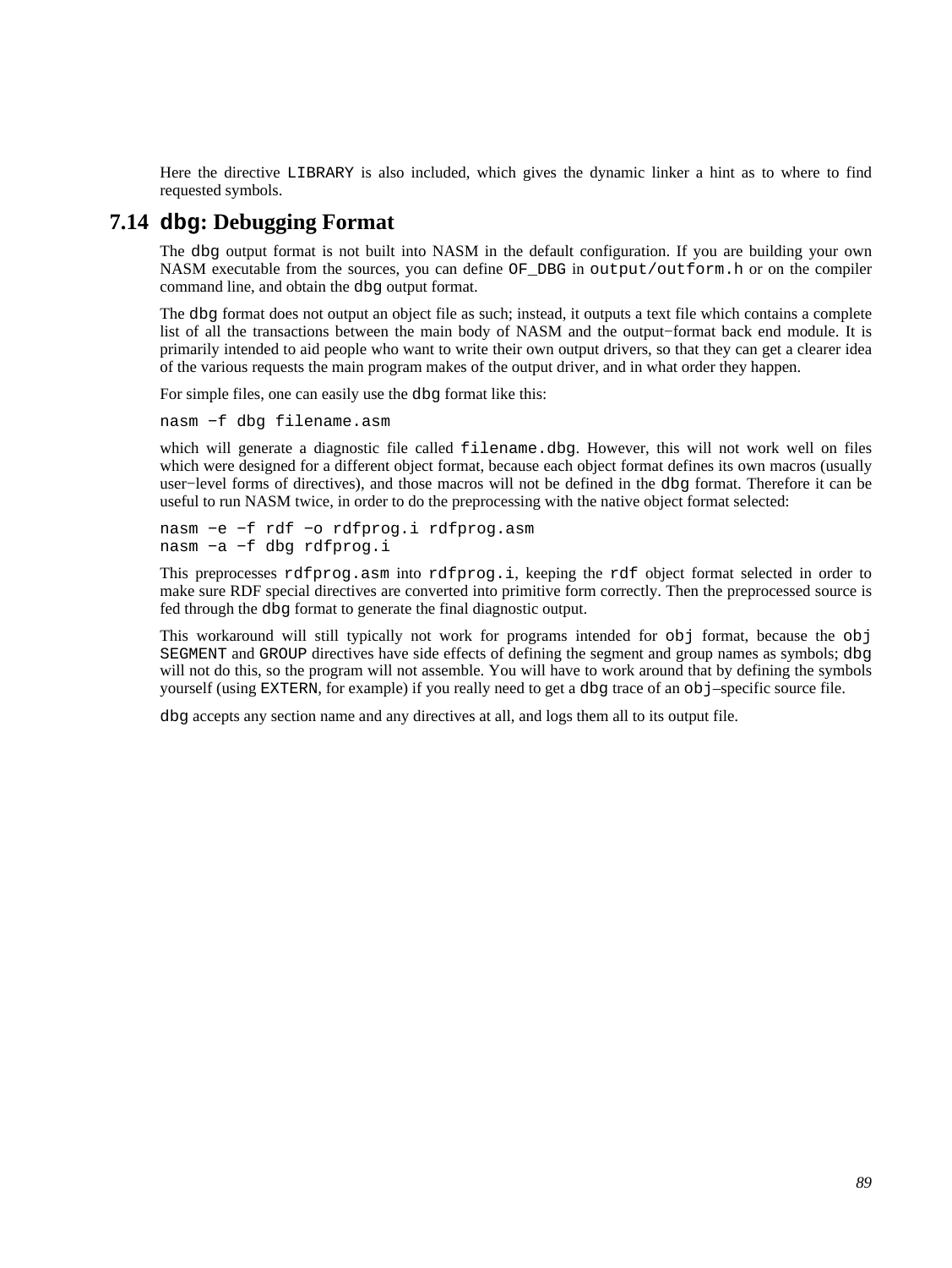Here the directive `LIBRARY` is also included, which gives the dynamic linker a hint as to where to find requested symbols.

## 7.14 `dbg`: Debugging Format

The `dbg` output format is not built into NASM in the default configuration. If you are building your own NASM executable from the sources, you can define `OF_DBG` in `output/outform.h` or on the compiler command line, and obtain the `dbg` output format.

The `dbg` format does not output an object file as such; instead, it outputs a text file which contains a complete list of all the transactions between the main body of NASM and the output−format back end module. It is primarily intended to aid people who want to write their own output drivers, so that they can get a clearer idea of the various requests the main program makes of the output driver, and in what order they happen.

For simple files, one can easily use the `dbg` format like this:

```
nasm −f dbg filename.asm
```

which will generate a diagnostic file called `filename.dbg`. However, this will not work well on files which were designed for a different object format, because each object format defines its own macros (usually user−level forms of directives), and those macros will not be defined in the `dbg` format. Therefore it can be useful to run NASM twice, in order to do the preprocessing with the native object format selected:

```
nasm −e −f rdf −o rdfprog.i rdfprog.asm
nasm −a −f dbg rdfprog.i
```

This preprocesses `rdfprog.asm` into `rdfprog.i`, keeping the `rdf` object format selected in order to make sure RDF special directives are converted into primitive form correctly. Then the preprocessed source is fed through the `dbg` format to generate the final diagnostic output.

This workaround will still typically not work for programs intended for `obj` format, because the `obj` `SEGMENT` and `GROUP` directives have side effects of defining the segment and group names as symbols; `dbg` will not do this, so the program will not assemble. You will have to work around that by defining the symbols yourself (using `EXTERN`, for example) if you really need to get a `dbg` trace of an `obj`–specific source file.

`dbg` accepts any section name and any directives at all, and logs them all to its output file.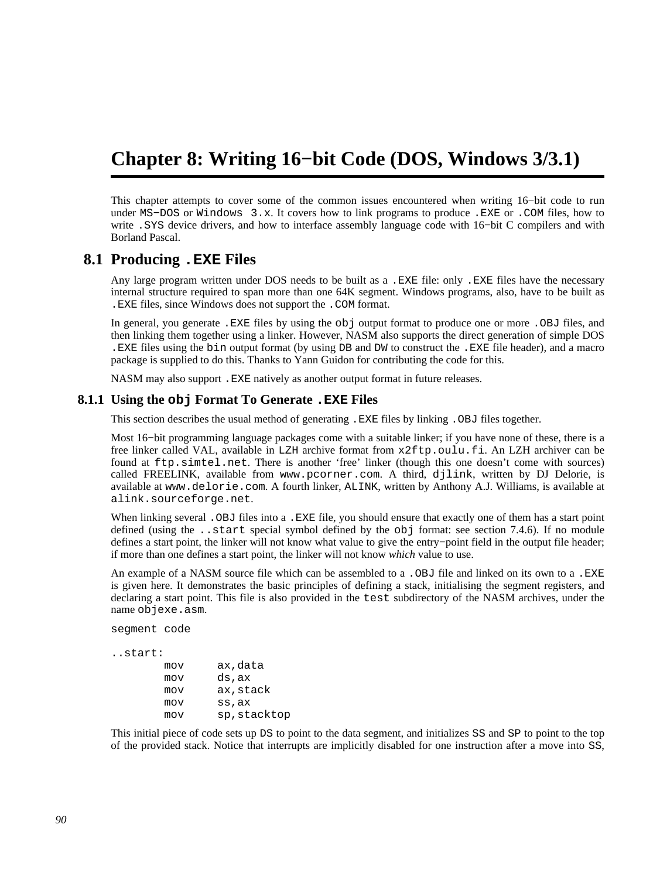# Chapter 8: Writing 16−bit Code (DOS, Windows 3/3.1)

This chapter attempts to cover some of the common issues encountered when writing 16−bit code to run under `MS−DOS` or `Windows 3.x`. It covers how to link programs to produce `.EXE` or `.COM` files, how to write `.SYS` device drivers, and how to interface assembly language code with 16−bit C compilers and with Borland Pascal.

## 8.1 Producing `.EXE` Files

Any large program written under DOS needs to be built as a `.EXE` file: only `.EXE` files have the necessary internal structure required to span more than one 64K segment. Windows programs, also, have to be built as `.EXE` files, since Windows does not support the `.COM` format.

In general, you generate `.EXE` files by using the `obj` output format to produce one or more `.OBJ` files, and then linking them together using a linker. However, NASM also supports the direct generation of simple DOS `.EXE` files using the `bin` output format (by using `DB` and `DW` to construct the `.EXE` file header), and a macro package is supplied to do this. Thanks to Yann Guidon for contributing the code for this.

NASM may also support `.EXE` natively as another output format in future releases.

### 8.1.1 Using the `obj` Format To Generate `.EXE` Files

This section describes the usual method of generating `.EXE` files by linking `.OBJ` files together.

Most 16−bit programming language packages come with a suitable linker; if you have none of these, there is a free linker called VAL, available in `LZH` archive format from `x2ftp.oulu.fi`. An LZH archiver can be found at `ftp.simtel.net`. There is another 'free' linker (though this one doesn't come with sources) called FREELINK, available from `www.pcorner.com`. A third, `djlink`, written by DJ Delorie, is available at `www.delorie.com`. A fourth linker, `ALINK`, written by Anthony A.J. Williams, is available at `alink.sourceforge.net`.

When linking several `.OBJ` files into a `.EXE` file, you should ensure that exactly one of them has a start point defined (using the `..start` special symbol defined by the `obj` format: see section 7.4.6). If no module defines a start point, the linker will not know what value to give the entry−point field in the output file header; if more than one defines a start point, the linker will not know *which* value to use.

An example of a NASM source file which can be assembled to a `.OBJ` file and linked on its own to a `.EXE` is given here. It demonstrates the basic principles of defining a stack, initialising the segment registers, and declaring a start point. This file is also provided in the `test` subdirectory of the NASM archives, under the name `objexe.asm`.

```
segment code

..start:
        mov     ax,data
        mov     ds,ax
        mov     ax,stack
        mov     ss,ax
        mov     sp,stacktop
```

This initial piece of code sets up `DS` to point to the data segment, and initializes `SS` and `SP` to point to the top of the provided stack. Notice that interrupts are implicitly disabled for one instruction after a move into `SS`,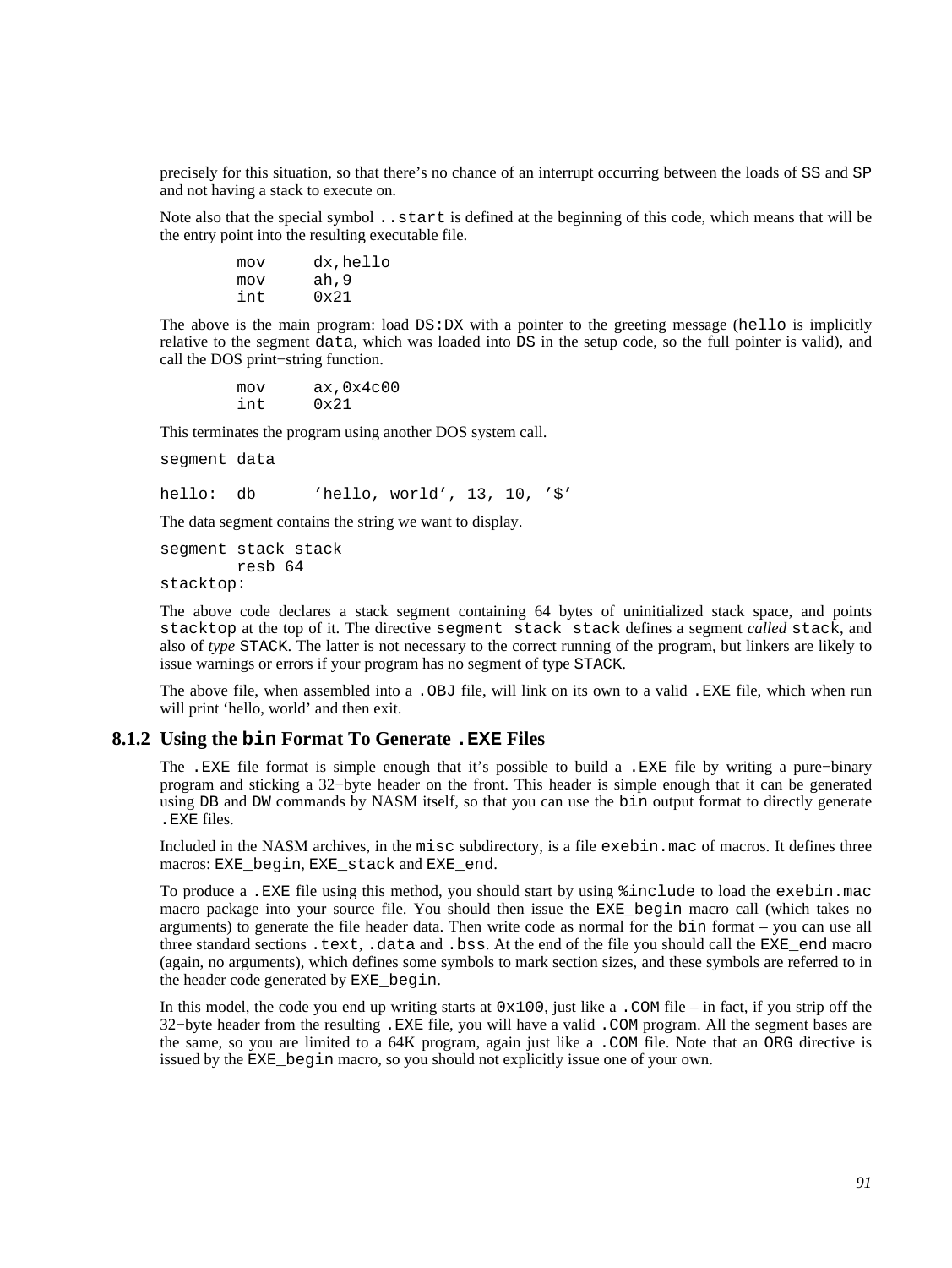precisely for this situation, so that there's no chance of an interrupt occurring between the loads of `SS` and `SP` and not having a stack to execute on.

Note also that the special symbol `..start` is defined at the beginning of this code, which means that will be the entry point into the resulting executable file.

```
        mov     dx,hello
        mov     ah,9
        int     0x21
```

The above is the main program: load `DS:DX` with a pointer to the greeting message (`hello` is implicitly relative to the segment `data`, which was loaded into `DS` in the setup code, so the full pointer is valid), and call the DOS print−string function.

```
        mov     ax,0x4c00
        int     0x21
```

This terminates the program using another DOS system call.

```
segment data

hello:  db      'hello, world', 13, 10, '$'
```

The data segment contains the string we want to display.

```
segment stack stack
        resb 64
stacktop:
```

The above code declares a stack segment containing 64 bytes of uninitialized stack space, and points `stacktop` at the top of it. The directive `segment stack stack` defines a segment *called* `stack`, and also of *type* `STACK`. The latter is not necessary to the correct running of the program, but linkers are likely to issue warnings or errors if your program has no segment of type `STACK`.

The above file, when assembled into a `.OBJ` file, will link on its own to a valid `.EXE` file, which when run will print 'hello, world' and then exit.

### 8.1.2 Using the `bin` Format To Generate `.EXE` Files

The `.EXE` file format is simple enough that it's possible to build a `.EXE` file by writing a pure−binary program and sticking a 32−byte header on the front. This header is simple enough that it can be generated using `DB` and `DW` commands by NASM itself, so that you can use the `bin` output format to directly generate `.EXE` files.

Included in the NASM archives, in the `misc` subdirectory, is a file `exebin.mac` of macros. It defines three macros: `EXE_begin`, `EXE_stack` and `EXE_end`.

To produce a `.EXE` file using this method, you should start by using `%include` to load the `exebin.mac` macro package into your source file. You should then issue the `EXE_begin` macro call (which takes no arguments) to generate the file header data. Then write code as normal for the `bin` format – you can use all three standard sections `.text`, `.data` and `.bss`. At the end of the file you should call the `EXE_end` macro (again, no arguments), which defines some symbols to mark section sizes, and these symbols are referred to in the header code generated by `EXE_begin`.

In this model, the code you end up writing starts at `0x100`, just like a `.COM` file – in fact, if you strip off the 32−byte header from the resulting `.EXE` file, you will have a valid `.COM` program. All the segment bases are the same, so you are limited to a 64K program, again just like a `.COM` file. Note that an `ORG` directive is issued by the `EXE_begin` macro, so you should not explicitly issue one of your own.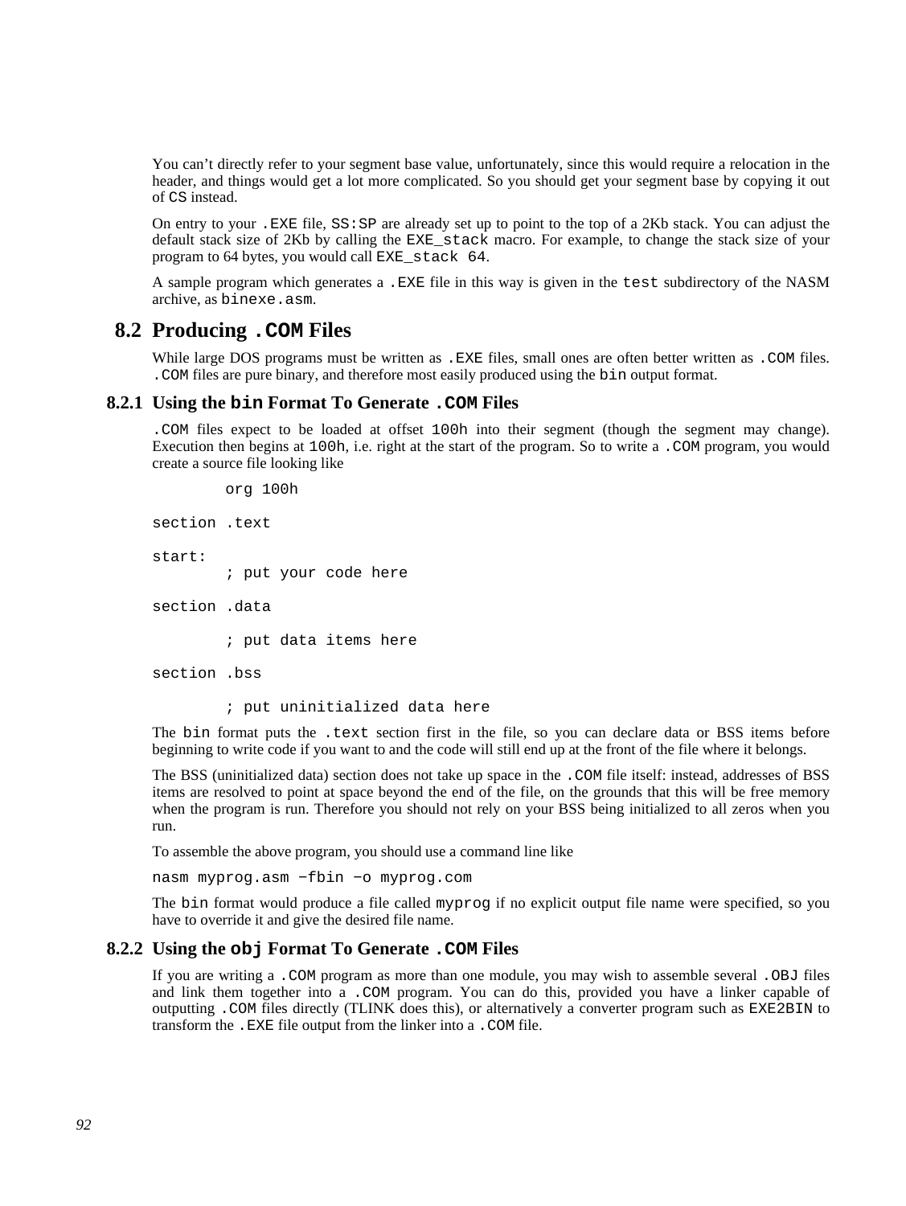You can't directly refer to your segment base value, unfortunately, since this would require a relocation in the header, and things would get a lot more complicated. So you should get your segment base by copying it out of `CS` instead.

On entry to your `.EXE` file, `SS:SP` are already set up to point to the top of a 2Kb stack. You can adjust the default stack size of 2Kb by calling the `EXE_stack` macro. For example, to change the stack size of your program to 64 bytes, you would call `EXE_stack 64`.

A sample program which generates a `.EXE` file in this way is given in the `test` subdirectory of the NASM archive, as `binexe.asm`.

## 8.2 Producing `.COM` Files

While large DOS programs must be written as `.EXE` files, small ones are often better written as `.COM` files. `.COM` files are pure binary, and therefore most easily produced using the `bin` output format.

### 8.2.1 Using the `bin` Format To Generate `.COM` Files

`.COM` files expect to be loaded at offset `100h` into their segment (though the segment may change). Execution then begins at `100h`, i.e. right at the start of the program. So to write a `.COM` program, you would create a source file looking like

```
        org 100h

section .text

start:
        ; put your code here

section .data

        ; put data items here

section .bss

        ; put uninitialized data here
```

The `bin` format puts the `.text` section first in the file, so you can declare data or BSS items before beginning to write code if you want to and the code will still end up at the front of the file where it belongs.

The BSS (uninitialized data) section does not take up space in the `.COM` file itself: instead, addresses of BSS items are resolved to point at space beyond the end of the file, on the grounds that this will be free memory when the program is run. Therefore you should not rely on your BSS being initialized to all zeros when you run.

To assemble the above program, you should use a command line like

```
nasm myprog.asm −fbin −o myprog.com
```

The `bin` format would produce a file called `myprog` if no explicit output file name were specified, so you have to override it and give the desired file name.

### 8.2.2 Using the `obj` Format To Generate `.COM` Files

If you are writing a `.COM` program as more than one module, you may wish to assemble several `.OBJ` files and link them together into a `.COM` program. You can do this, provided you have a linker capable of outputting `.COM` files directly (TLINK does this), or alternatively a converter program such as `EXE2BIN` to transform the `.EXE` file output from the linker into a `.COM` file.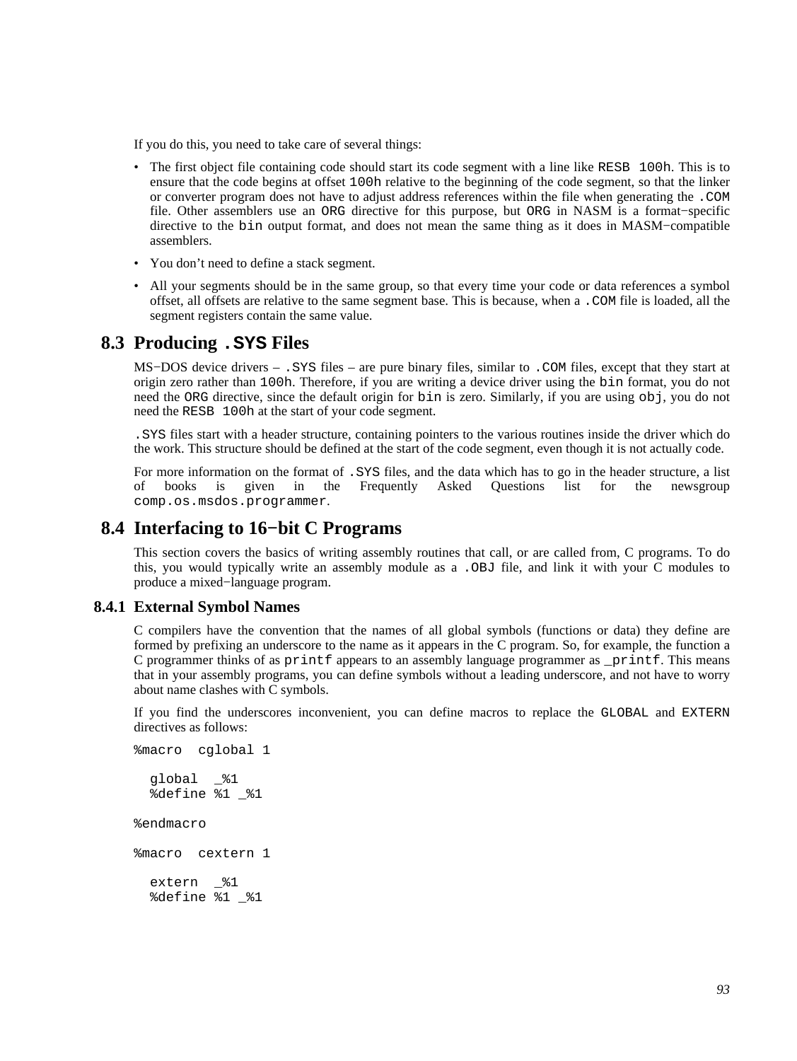If you do this, you need to take care of several things:

- The first object file containing code should start its code segment with a line like `RESB 100h`. This is to ensure that the code begins at offset `100h` relative to the beginning of the code segment, so that the linker or converter program does not have to adjust address references within the file when generating the `.COM` file. Other assemblers use an `ORG` directive for this purpose, but `ORG` in NASM is a format−specific directive to the `bin` output format, and does not mean the same thing as it does in MASM−compatible assemblers.
- You don't need to define a stack segment.
- All your segments should be in the same group, so that every time your code or data references a symbol offset, all offsets are relative to the same segment base. This is because, when a `.COM` file is loaded, all the segment registers contain the same value.

## 8.3 Producing `.SYS` Files

MS−DOS device drivers – `.SYS` files – are pure binary files, similar to `.COM` files, except that they start at origin zero rather than `100h`. Therefore, if you are writing a device driver using the `bin` format, you do not need the `ORG` directive, since the default origin for `bin` is zero. Similarly, if you are using `obj`, you do not need the `RESB 100h` at the start of your code segment.

`.SYS` files start with a header structure, containing pointers to the various routines inside the driver which do the work. This structure should be defined at the start of the code segment, even though it is not actually code.

For more information on the format of `.SYS` files, and the data which has to go in the header structure, a list of books is given in the Frequently Asked Questions list for the newsgroup `comp.os.msdos.programmer`.

## 8.4 Interfacing to 16−bit C Programs

This section covers the basics of writing assembly routines that call, or are called from, C programs. To do this, you would typically write an assembly module as a `.OBJ` file, and link it with your C modules to produce a mixed−language program.

### 8.4.1 External Symbol Names

C compilers have the convention that the names of all global symbols (functions or data) they define are formed by prefixing an underscore to the name as it appears in the C program. So, for example, the function a C programmer thinks of as `printf` appears to an assembly language programmer as `_printf`. This means that in your assembly programs, you can define symbols without a leading underscore, and not have to worry about name clashes with C symbols.

If you find the underscores inconvenient, you can define macros to replace the `GLOBAL` and `EXTERN` directives as follows:

```
%macro  cglobal 1

  global  _%1
  %define %1 _%1

%endmacro

%macro  cextern 1

  extern  _%1
  %define %1 _%1
```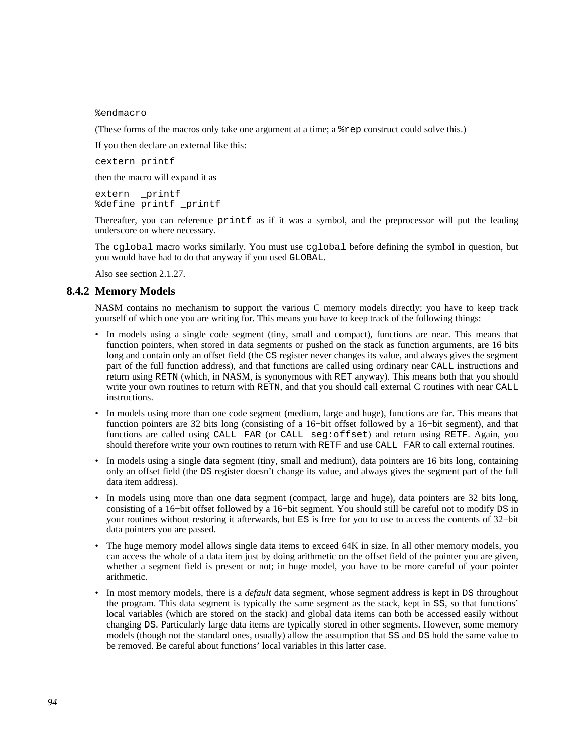```
%endmacro
```

(These forms of the macros only take one argument at a time; a `%rep` construct could solve this.)

If you then declare an external like this:

```
cextern printf
```

then the macro will expand it as

```
extern  _printf
%define printf _printf
```

Thereafter, you can reference `printf` as if it was a symbol, and the preprocessor will put the leading underscore on where necessary.

The `cglobal` macro works similarly. You must use `cglobal` before defining the symbol in question, but you would have had to do that anyway if you used `GLOBAL`.

Also see section 2.1.27.

### 8.4.2 Memory Models

NASM contains no mechanism to support the various C memory models directly; you have to keep track yourself of which one you are writing for. This means you have to keep track of the following things:

- In models using a single code segment (tiny, small and compact), functions are near. This means that function pointers, when stored in data segments or pushed on the stack as function arguments, are 16 bits long and contain only an offset field (the `CS` register never changes its value, and always gives the segment part of the full function address), and that functions are called using ordinary near `CALL` instructions and return using `RETN` (which, in NASM, is synonymous with `RET` anyway). This means both that you should write your own routines to return with `RETN`, and that you should call external C routines with near `CALL` instructions.
- In models using more than one code segment (medium, large and huge), functions are far. This means that function pointers are 32 bits long (consisting of a 16−bit offset followed by a 16−bit segment), and that functions are called using `CALL FAR` (or `CALL seg:offset`) and return using `RETF`. Again, you should therefore write your own routines to return with `RETF` and use `CALL FAR` to call external routines.
- In models using a single data segment (tiny, small and medium), data pointers are 16 bits long, containing only an offset field (the `DS` register doesn't change its value, and always gives the segment part of the full data item address).
- In models using more than one data segment (compact, large and huge), data pointers are 32 bits long, consisting of a 16−bit offset followed by a 16−bit segment. You should still be careful not to modify `DS` in your routines without restoring it afterwards, but `ES` is free for you to use to access the contents of 32−bit data pointers you are passed.
- The huge memory model allows single data items to exceed 64K in size. In all other memory models, you can access the whole of a data item just by doing arithmetic on the offset field of the pointer you are given, whether a segment field is present or not; in huge model, you have to be more careful of your pointer arithmetic.
- In most memory models, there is a *default* data segment, whose segment address is kept in `DS` throughout the program. This data segment is typically the same segment as the stack, kept in `SS`, so that functions' local variables (which are stored on the stack) and global data items can both be accessed easily without changing `DS`. Particularly large data items are typically stored in other segments. However, some memory models (though not the standard ones, usually) allow the assumption that `SS` and `DS` hold the same value to be removed. Be careful about functions' local variables in this latter case.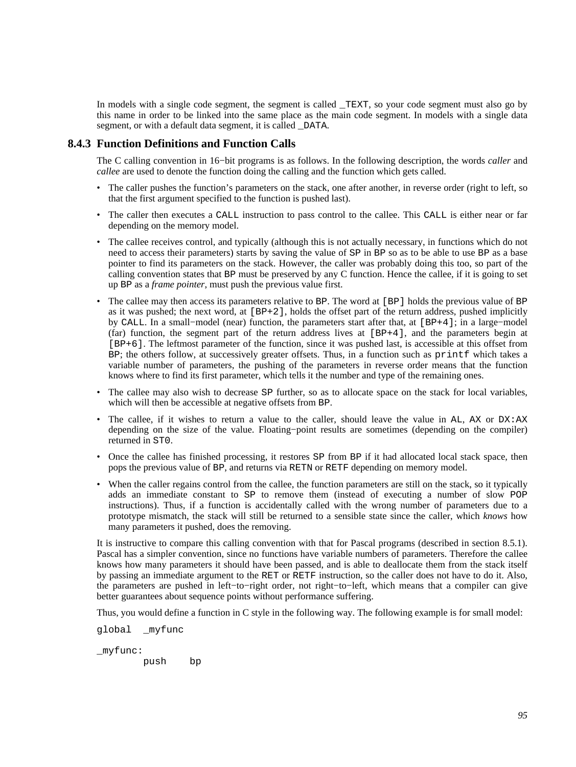In models with a single code segment, the segment is called `_TEXT`, so your code segment must also go by this name in order to be linked into the same place as the main code segment. In models with a single data segment, or with a default data segment, it is called `_DATA`.

### 8.4.3 Function Definitions and Function Calls

The C calling convention in 16−bit programs is as follows. In the following description, the words *caller* and *callee* are used to denote the function doing the calling and the function which gets called.

- The caller pushes the function's parameters on the stack, one after another, in reverse order (right to left, so that the first argument specified to the function is pushed last).
- The caller then executes a `CALL` instruction to pass control to the callee. This `CALL` is either near or far depending on the memory model.
- The callee receives control, and typically (although this is not actually necessary, in functions which do not need to access their parameters) starts by saving the value of `SP` in `BP` so as to be able to use `BP` as a base pointer to find its parameters on the stack. However, the caller was probably doing this too, so part of the calling convention states that `BP` must be preserved by any C function. Hence the callee, if it is going to set up `BP` as a *frame pointer*, must push the previous value first.
- The callee may then access its parameters relative to `BP`. The word at `[BP]` holds the previous value of `BP` as it was pushed; the next word, at `[BP+2]`, holds the offset part of the return address, pushed implicitly by `CALL`. In a small−model (near) function, the parameters start after that, at `[BP+4]`; in a large−model (far) function, the segment part of the return address lives at `[BP+4]`, and the parameters begin at `[BP+6]`. The leftmost parameter of the function, since it was pushed last, is accessible at this offset from `BP`; the others follow, at successively greater offsets. Thus, in a function such as `printf` which takes a variable number of parameters, the pushing of the parameters in reverse order means that the function knows where to find its first parameter, which tells it the number and type of the remaining ones.
- The callee may also wish to decrease `SP` further, so as to allocate space on the stack for local variables, which will then be accessible at negative offsets from `BP`.
- The callee, if it wishes to return a value to the caller, should leave the value in `AL`, `AX` or `DX:AX` depending on the size of the value. Floating−point results are sometimes (depending on the compiler) returned in `ST0`.
- Once the callee has finished processing, it restores `SP` from `BP` if it had allocated local stack space, then pops the previous value of `BP`, and returns via `RETN` or `RETF` depending on memory model.
- When the caller regains control from the callee, the function parameters are still on the stack, so it typically adds an immediate constant to `SP` to remove them (instead of executing a number of slow `POP` instructions). Thus, if a function is accidentally called with the wrong number of parameters due to a prototype mismatch, the stack will still be returned to a sensible state since the caller, which *knows* how many parameters it pushed, does the removing.

It is instructive to compare this calling convention with that for Pascal programs (described in section 8.5.1). Pascal has a simpler convention, since no functions have variable numbers of parameters. Therefore the callee knows how many parameters it should have been passed, and is able to deallocate them from the stack itself by passing an immediate argument to the `RET` or `RETF` instruction, so the caller does not have to do it. Also, the parameters are pushed in left−to−right order, not right−to−left, which means that a compiler can give better guarantees about sequence points without performance suffering.

Thus, you would define a function in C style in the following way. The following example is for small model:

```
global  _myfunc

_myfunc:
        push    bp
```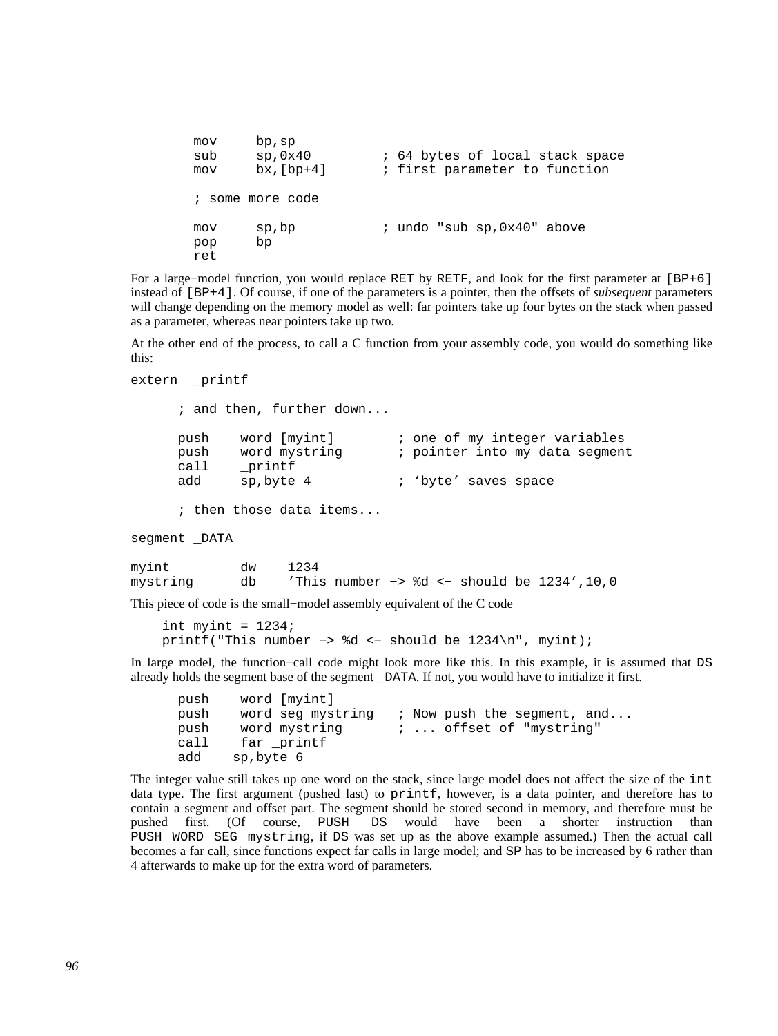```
        mov     bp,sp
        sub     sp,0x40         ; 64 bytes of local stack space
        mov     bx,[bp+4]       ; first parameter to function

        ; some more code

        mov     sp,bp           ; undo "sub sp,0x40" above
        pop     bp
        ret
```

For a large−model function, you would replace `RET` by `RETF`, and look for the first parameter at `[BP+6]` instead of `[BP+4]`. Of course, if one of the parameters is a pointer, then the offsets of *subsequent* parameters will change depending on the memory model as well: far pointers take up four bytes on the stack when passed as a parameter, whereas near pointers take up two.

At the other end of the process, to call a C function from your assembly code, you would do something like this:

```
extern  _printf

      ; and then, further down...

      push    word [myint]        ; one of my integer variables
      push    word mystring       ; pointer into my data segment
      call    _printf
      add     sp,byte 4           ; ‘byte’ saves space

      ; then those data items...

segment _DATA

myint         dw    1234
mystring      db    ’This number −> %d <− should be 1234’,10,0
```

This piece of code is the small−model assembly equivalent of the C code

```
    int myint = 1234;
    printf("This number −> %d <− should be 1234\n", myint);
```

In large model, the function−call code might look more like this. In this example, it is assumed that `DS` already holds the segment base of the segment `_DATA`. If not, you would have to initialize it first.

```
      push    word [myint]
      push    word seg mystring   ; Now push the segment, and...
      push    word mystring       ; ... offset of "mystring"
      call    far _printf
      add    sp,byte 6
```

The integer value still takes up one word on the stack, since large model does not affect the size of the `int` data type. The first argument (pushed last) to `printf`, however, is a data pointer, and therefore has to contain a segment and offset part. The segment should be stored second in memory, and therefore must be pushed first. (Of course, `PUSH DS` would have been a shorter instruction than `PUSH WORD SEG mystring`, if `DS` was set up as the above example assumed.) Then the actual call becomes a far call, since functions expect far calls in large model; and `SP` has to be increased by 6 rather than 4 afterwards to make up for the extra word of parameters.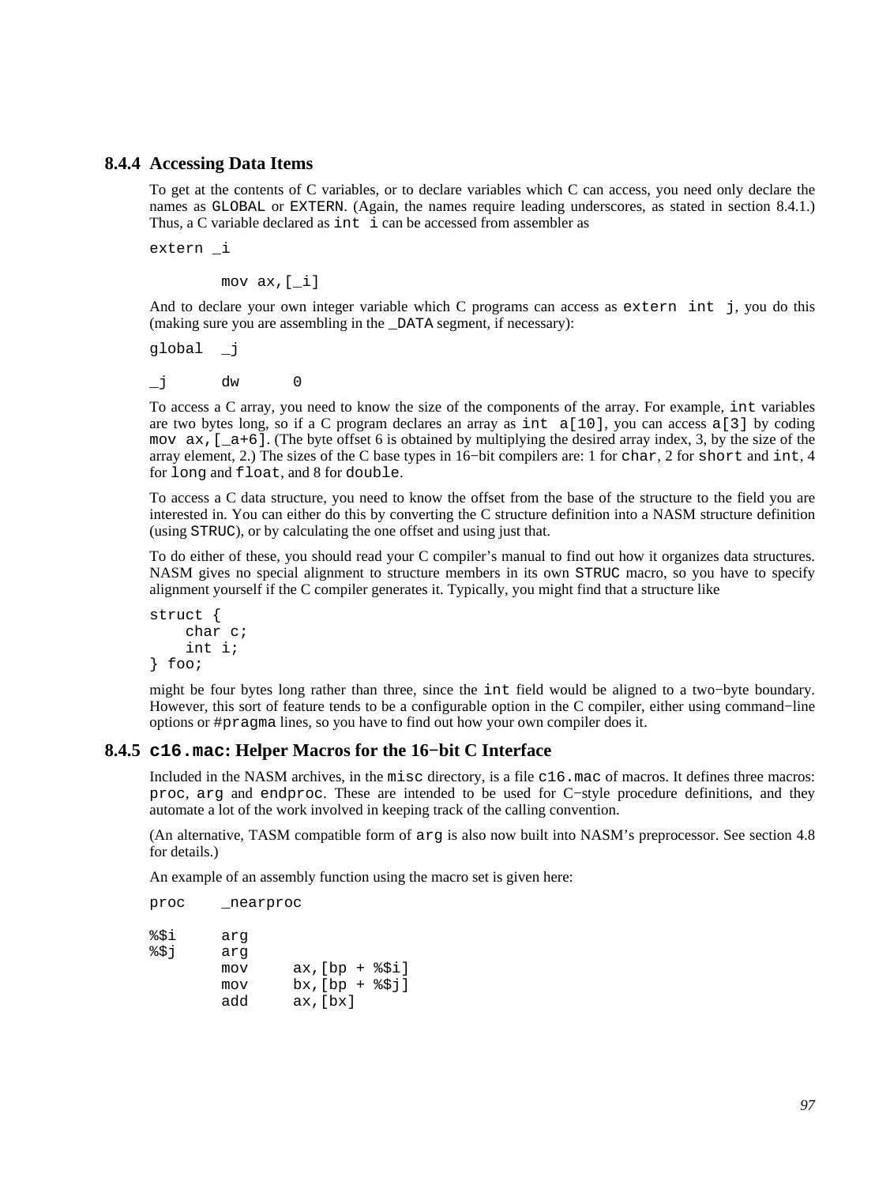### 8.4.4 Accessing Data Items

To get at the contents of C variables, or to declare variables which C can access, you need only declare the names as `GLOBAL` or `EXTERN`. (Again, the names require leading underscores, as stated in section 8.4.1.) Thus, a C variable declared as `int i` can be accessed from assembler as

```
extern _i

        mov ax,[_i]
```

And to declare your own integer variable which C programs can access as `extern int j`, you do this (making sure you are assembling in the `_DATA` segment, if necessary):

```
global  _j

_j      dw      0
```

To access a C array, you need to know the size of the components of the array. For example, `int` variables are two bytes long, so if a C program declares an array as `int a[10]`, you can access `a[3]` by coding `mov ax,[_a+6]`. (The byte offset 6 is obtained by multiplying the desired array index, 3, by the size of the array element, 2.) The sizes of the C base types in 16−bit compilers are: 1 for `char`, 2 for `short` and `int`, 4 for `long` and `float`, and 8 for `double`.

To access a C data structure, you need to know the offset from the base of the structure to the field you are interested in. You can either do this by converting the C structure definition into a NASM structure definition (using `STRUC`), or by calculating the one offset and using just that.

To do either of these, you should read your C compiler's manual to find out how it organizes data structures. NASM gives no special alignment to structure members in its own `STRUC` macro, so you have to specify alignment yourself if the C compiler generates it. Typically, you might find that a structure like

```
struct {
    char c;
    int i;
} foo;
```

might be four bytes long rather than three, since the `int` field would be aligned to a two−byte boundary. However, this sort of feature tends to be a configurable option in the C compiler, either using command−line options or `#pragma` lines, so you have to find out how your own compiler does it.

### 8.4.5 `c16.mac`: Helper Macros for the 16−bit C Interface

Included in the NASM archives, in the `misc` directory, is a file `c16.mac` of macros. It defines three macros: `proc`, `arg` and `endproc`. These are intended to be used for C−style procedure definitions, and they automate a lot of the work involved in keeping track of the calling convention.

(An alternative, TASM compatible form of `arg` is also now built into NASM's preprocessor. See section 4.8 for details.)

An example of an assembly function using the macro set is given here:

```
proc    _nearproc

%$i     arg
%$j     arg
        mov     ax,[bp + %$i]
        mov     bx,[bp + %$j]
        add     ax,[bx]
```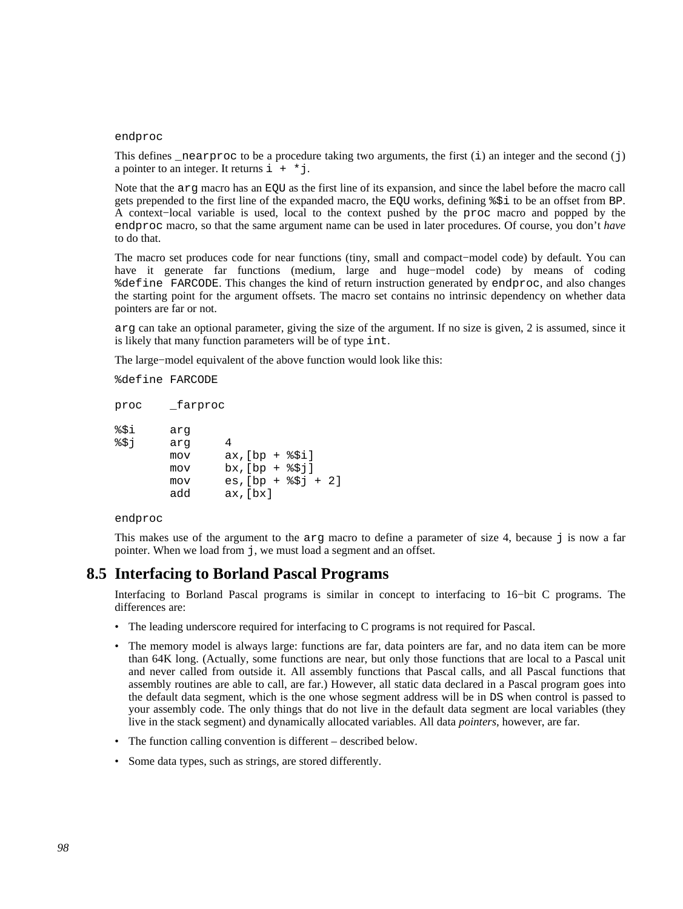```
endproc
```

This defines `_nearproc` to be a procedure taking two arguments, the first (`i`) an integer and the second (`j`) a pointer to an integer. It returns `i + *j`.

Note that the `arg` macro has an `EQU` as the first line of its expansion, and since the label before the macro call gets prepended to the first line of the expanded macro, the `EQU` works, defining `%$i` to be an offset from `BP`. A context−local variable is used, local to the context pushed by the `proc` macro and popped by the `endproc` macro, so that the same argument name can be used in later procedures. Of course, you don't *have* to do that.

The macro set produces code for near functions (tiny, small and compact−model code) by default. You can have it generate far functions (medium, large and huge−model code) by means of coding `%define FARCODE`. This changes the kind of return instruction generated by `endproc`, and also changes the starting point for the argument offsets. The macro set contains no intrinsic dependency on whether data pointers are far or not.

`arg` can take an optional parameter, giving the size of the argument. If no size is given, 2 is assumed, since it is likely that many function parameters will be of type `int`.

The large−model equivalent of the above function would look like this:

```
%define FARCODE

proc    _farproc

%$i     arg
%$j     arg     4
        mov     ax,[bp + %$i]
        mov     bx,[bp + %$j]
        mov     es,[bp + %$j + 2]
        add     ax,[bx]

endproc
```

This makes use of the argument to the `arg` macro to define a parameter of size 4, because `j` is now a far pointer. When we load from `j`, we must load a segment and an offset.

## 8.5 Interfacing to Borland Pascal Programs

Interfacing to Borland Pascal programs is similar in concept to interfacing to 16−bit C programs. The differences are:

- The leading underscore required for interfacing to C programs is not required for Pascal.
- The memory model is always large: functions are far, data pointers are far, and no data item can be more than 64K long. (Actually, some functions are near, but only those functions that are local to a Pascal unit and never called from outside it. All assembly functions that Pascal calls, and all Pascal functions that assembly routines are able to call, are far.) However, all static data declared in a Pascal program goes into the default data segment, which is the one whose segment address will be in `DS` when control is passed to your assembly code. The only things that do not live in the default data segment are local variables (they live in the stack segment) and dynamically allocated variables. All data *pointers*, however, are far.
- The function calling convention is different – described below.
- Some data types, such as strings, are stored differently.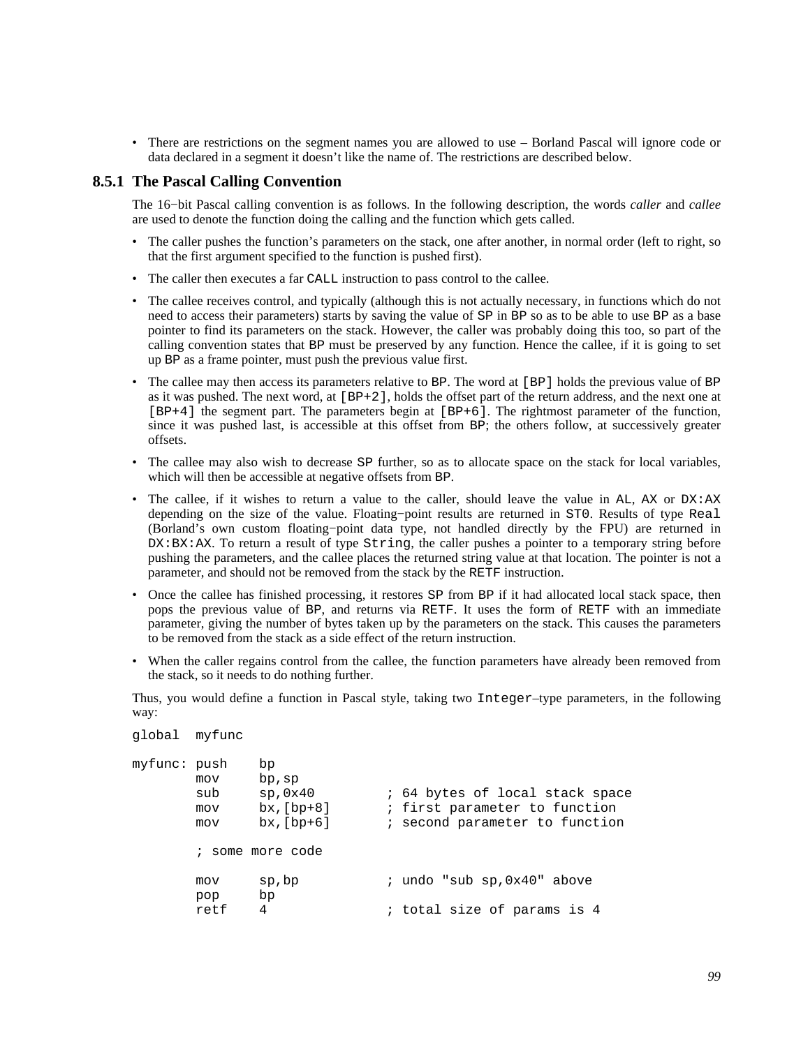- There are restrictions on the segment names you are allowed to use – Borland Pascal will ignore code or data declared in a segment it doesn't like the name of. The restrictions are described below.

### 8.5.1 The Pascal Calling Convention

The 16−bit Pascal calling convention is as follows. In the following description, the words *caller* and *callee* are used to denote the function doing the calling and the function which gets called.

- The caller pushes the function's parameters on the stack, one after another, in normal order (left to right, so that the first argument specified to the function is pushed first).
- The caller then executes a far `CALL` instruction to pass control to the callee.
- The callee receives control, and typically (although this is not actually necessary, in functions which do not need to access their parameters) starts by saving the value of `SP` in `BP` so as to be able to use `BP` as a base pointer to find its parameters on the stack. However, the caller was probably doing this too, so part of the calling convention states that `BP` must be preserved by any function. Hence the callee, if it is going to set up `BP` as a frame pointer, must push the previous value first.
- The callee may then access its parameters relative to `BP`. The word at `[BP]` holds the previous value of `BP` as it was pushed. The next word, at `[BP+2]`, holds the offset part of the return address, and the next one at `[BP+4]` the segment part. The parameters begin at `[BP+6]`. The rightmost parameter of the function, since it was pushed last, is accessible at this offset from `BP`; the others follow, at successively greater offsets.
- The callee may also wish to decrease `SP` further, so as to allocate space on the stack for local variables, which will then be accessible at negative offsets from `BP`.
- The callee, if it wishes to return a value to the caller, should leave the value in `AL`, `AX` or `DX:AX` depending on the size of the value. Floating−point results are returned in `ST0`. Results of type `Real` (Borland's own custom floating−point data type, not handled directly by the FPU) are returned in `DX:BX:AX`. To return a result of type `String`, the caller pushes a pointer to a temporary string before pushing the parameters, and the callee places the returned string value at that location. The pointer is not a parameter, and should not be removed from the stack by the `RETF` instruction.
- Once the callee has finished processing, it restores `SP` from `BP` if it had allocated local stack space, then pops the previous value of `BP`, and returns via `RETF`. It uses the form of `RETF` with an immediate parameter, giving the number of bytes taken up by the parameters on the stack. This causes the parameters to be removed from the stack as a side effect of the return instruction.
- When the caller regains control from the callee, the function parameters have already been removed from the stack, so it needs to do nothing further.

Thus, you would define a function in Pascal style, taking two `Integer`–type parameters, in the following way:

```
global  myfunc

myfunc: push    bp
        mov     bp,sp
        sub     sp,0x40         ; 64 bytes of local stack space
        mov     bx,[bp+8]       ; first parameter to function
        mov     bx,[bp+6]       ; second parameter to function

        ; some more code

        mov     sp,bp           ; undo "sub sp,0x40" above
        pop     bp
        retf    4               ; total size of params is 4
```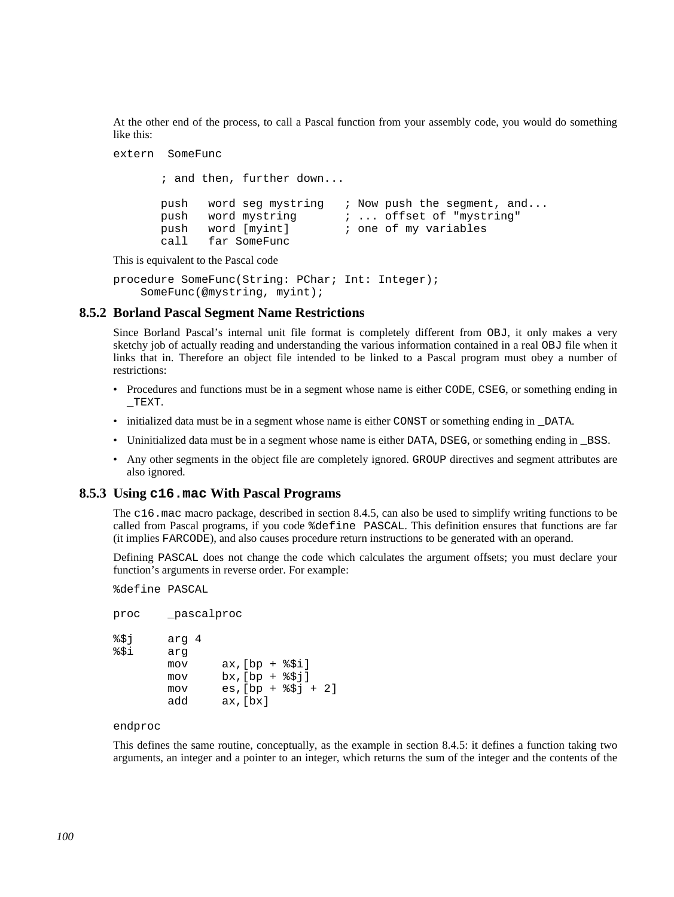At the other end of the process, to call a Pascal function from your assembly code, you would do something like this:

```
extern  SomeFunc

       ; and then, further down...

       push   word seg mystring   ; Now push the segment, and...
       push   word mystring       ; ... offset of "mystring"
       push   word [myint]        ; one of my variables
       call   far SomeFunc
```

This is equivalent to the Pascal code

```
procedure SomeFunc(String: PChar; Int: Integer);
    SomeFunc(@mystring, myint);
```

### 8.5.2 Borland Pascal Segment Name Restrictions

Since Borland Pascal's internal unit file format is completely different from `OBJ`, it only makes a very sketchy job of actually reading and understanding the various information contained in a real `OBJ` file when it links that in. Therefore an object file intended to be linked to a Pascal program must obey a number of restrictions:

- Procedures and functions must be in a segment whose name is either `CODE`, `CSEG`, or something ending in `_TEXT`.
- initialized data must be in a segment whose name is either `CONST` or something ending in `_DATA`.
- Uninitialized data must be in a segment whose name is either `DATA`, `DSEG`, or something ending in `_BSS`.
- Any other segments in the object file are completely ignored. `GROUP` directives and segment attributes are also ignored.

### 8.5.3 Using `c16.mac` With Pascal Programs

The `c16.mac` macro package, described in section 8.4.5, can also be used to simplify writing functions to be called from Pascal programs, if you code `%define PASCAL`. This definition ensures that functions are far (it implies `FARCODE`), and also causes procedure return instructions to be generated with an operand.

Defining `PASCAL` does not change the code which calculates the argument offsets; you must declare your function's arguments in reverse order. For example:

```
%define PASCAL

proc    _pascalproc

%$j     arg 4
%$i     arg
        mov     ax,[bp + %$i]
        mov     bx,[bp + %$j]
        mov     es,[bp + %$j + 2]
        add     ax,[bx]

endproc
```

This defines the same routine, conceptually, as the example in section 8.4.5: it defines a function taking two arguments, an integer and a pointer to an integer, which returns the sum of the integer and the contents of the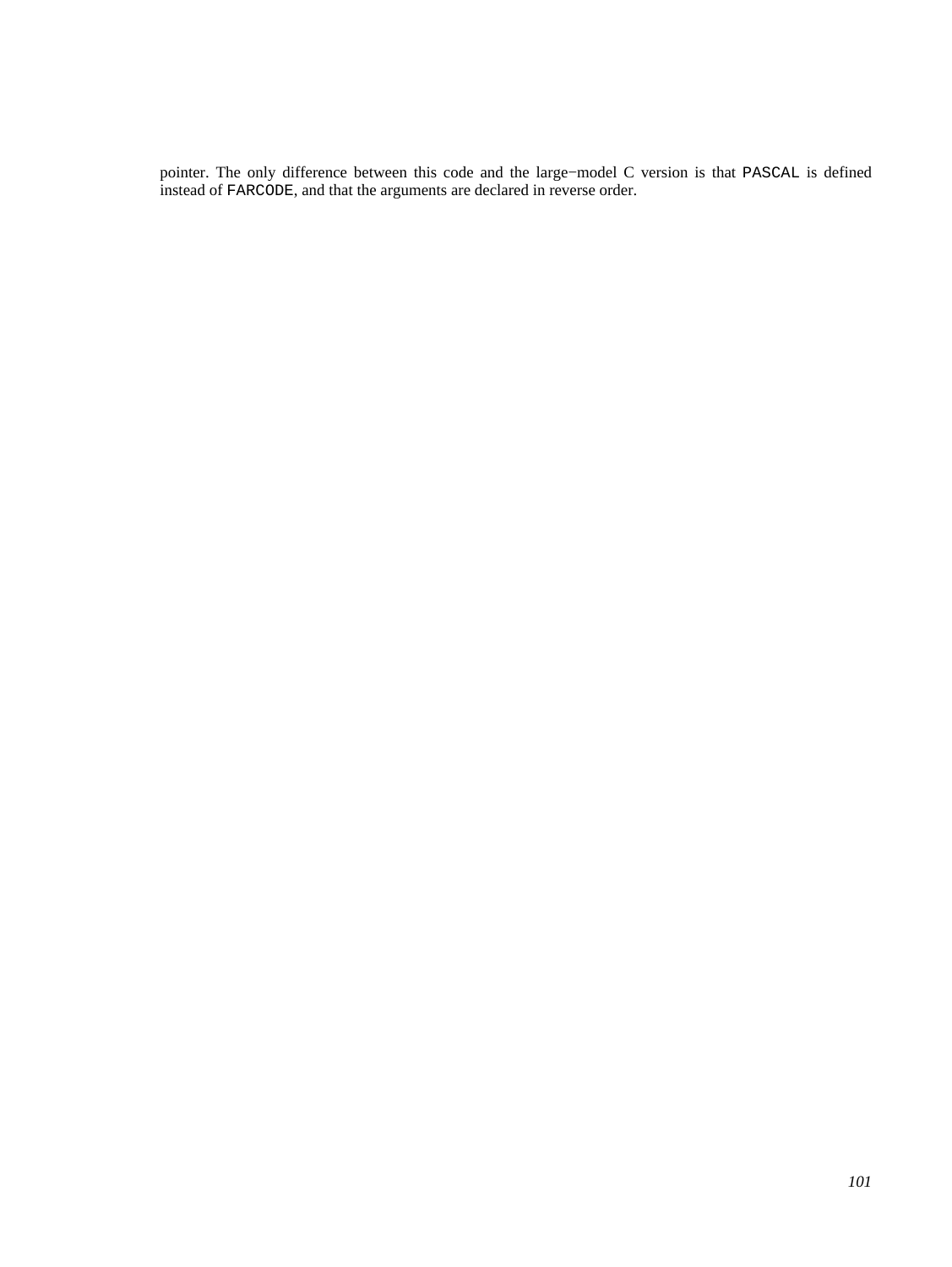pointer. The only difference between this code and the large−model C version is that `PASCAL` is defined instead of `FARCODE`, and that the arguments are declared in reverse order.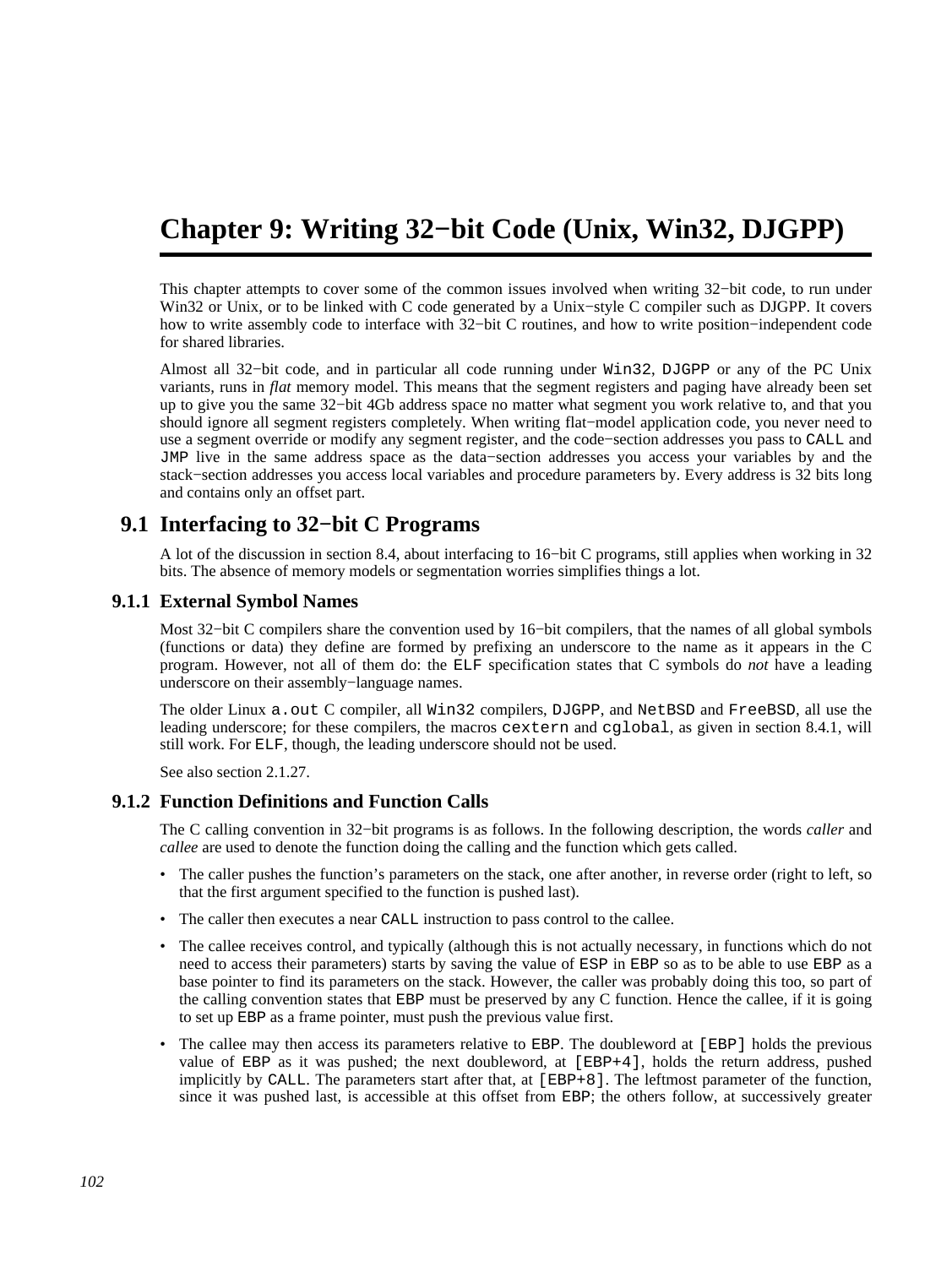# Chapter 9: Writing 32−bit Code (Unix, Win32, DJGPP)

This chapter attempts to cover some of the common issues involved when writing 32−bit code, to run under Win32 or Unix, or to be linked with C code generated by a Unix−style C compiler such as DJGPP. It covers how to write assembly code to interface with 32−bit C routines, and how to write position−independent code for shared libraries.

Almost all 32−bit code, and in particular all code running under `Win32`, `DJGPP` or any of the PC Unix variants, runs in *flat* memory model. This means that the segment registers and paging have already been set up to give you the same 32−bit 4Gb address space no matter what segment you work relative to, and that you should ignore all segment registers completely. When writing flat−model application code, you never need to use a segment override or modify any segment register, and the code−section addresses you pass to `CALL` and `JMP` live in the same address space as the data−section addresses you access your variables by and the stack−section addresses you access local variables and procedure parameters by. Every address is 32 bits long and contains only an offset part.

## 9.1 Interfacing to 32−bit C Programs

A lot of the discussion in section 8.4, about interfacing to 16−bit C programs, still applies when working in 32 bits. The absence of memory models or segmentation worries simplifies things a lot.

### 9.1.1 External Symbol Names

Most 32−bit C compilers share the convention used by 16−bit compilers, that the names of all global symbols (functions or data) they define are formed by prefixing an underscore to the name as it appears in the C program. However, not all of them do: the `ELF` specification states that C symbols do *not* have a leading underscore on their assembly−language names.

The older Linux `a.out` C compiler, all `Win32` compilers, `DJGPP`, and `NetBSD` and `FreeBSD`, all use the leading underscore; for these compilers, the macros `cextern` and `cglobal`, as given in section 8.4.1, will still work. For `ELF`, though, the leading underscore should not be used.

See also section 2.1.27.

### 9.1.2 Function Definitions and Function Calls

The C calling convention in 32−bit programs is as follows. In the following description, the words *caller* and *callee* are used to denote the function doing the calling and the function which gets called.

- The caller pushes the function's parameters on the stack, one after another, in reverse order (right to left, so that the first argument specified to the function is pushed last).
- The caller then executes a near `CALL` instruction to pass control to the callee.
- The callee receives control, and typically (although this is not actually necessary, in functions which do not need to access their parameters) starts by saving the value of `ESP` in `EBP` so as to be able to use `EBP` as a base pointer to find its parameters on the stack. However, the caller was probably doing this too, so part of the calling convention states that `EBP` must be preserved by any C function. Hence the callee, if it is going to set up `EBP` as a frame pointer, must push the previous value first.
- The callee may then access its parameters relative to `EBP`. The doubleword at `[EBP]` holds the previous value of `EBP` as it was pushed; the next doubleword, at `[EBP+4]`, holds the return address, pushed implicitly by `CALL`. The parameters start after that, at `[EBP+8]`. The leftmost parameter of the function, since it was pushed last, is accessible at this offset from `EBP`; the others follow, at successively greater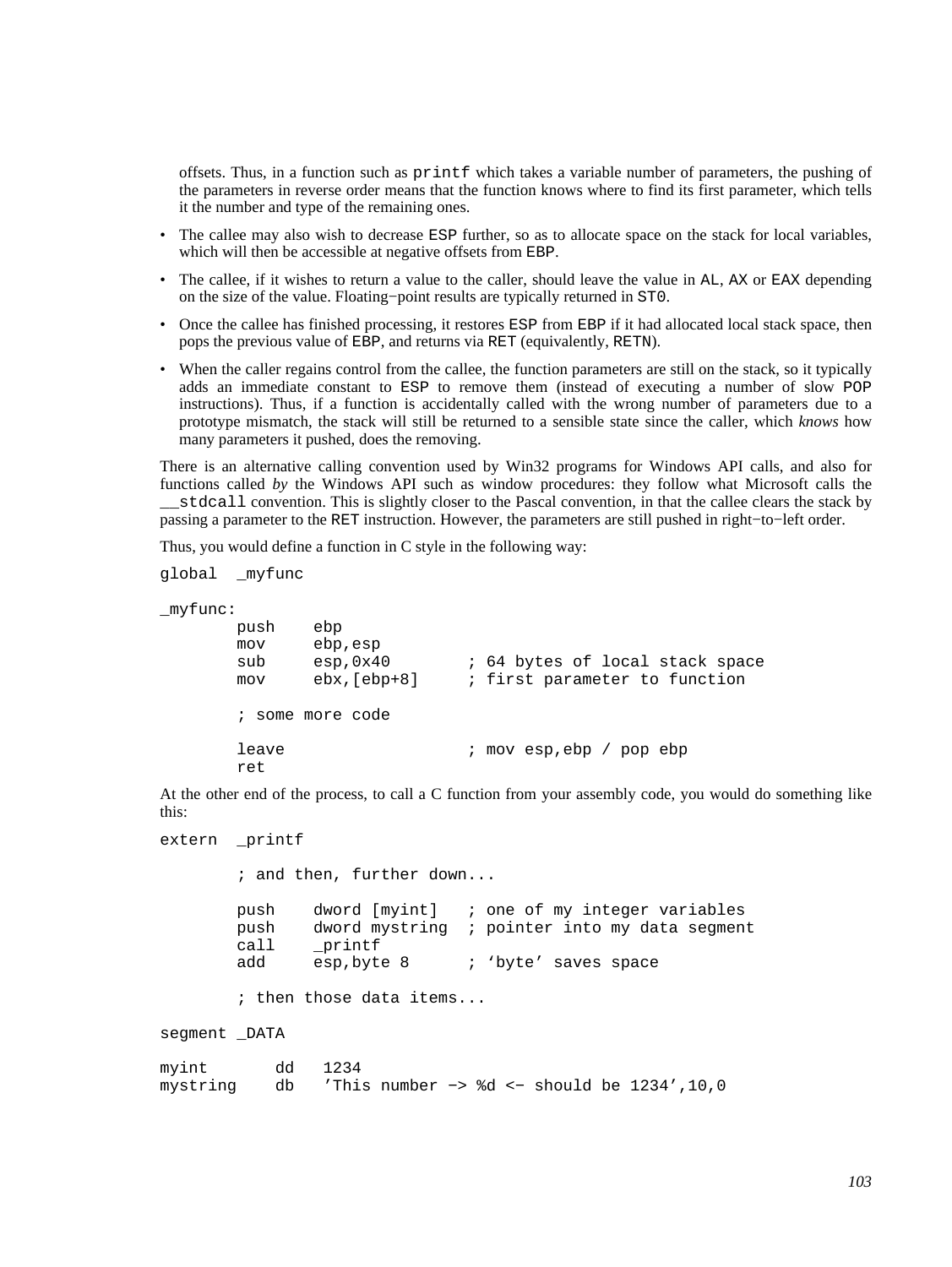offsets. Thus, in a function such as `printf` which takes a variable number of parameters, the pushing of the parameters in reverse order means that the function knows where to find its first parameter, which tells it the number and type of the remaining ones.

- The callee may also wish to decrease `ESP` further, so as to allocate space on the stack for local variables, which will then be accessible at negative offsets from `EBP`.
- The callee, if it wishes to return a value to the caller, should leave the value in `AL`, `AX` or `EAX` depending on the size of the value. Floating−point results are typically returned in `ST0`.
- Once the callee has finished processing, it restores `ESP` from `EBP` if it had allocated local stack space, then pops the previous value of `EBP`, and returns via `RET` (equivalently, `RETN`).
- When the caller regains control from the callee, the function parameters are still on the stack, so it typically adds an immediate constant to `ESP` to remove them (instead of executing a number of slow `POP` instructions). Thus, if a function is accidentally called with the wrong number of parameters due to a prototype mismatch, the stack will still be returned to a sensible state since the caller, which *knows* how many parameters it pushed, does the removing.

There is an alternative calling convention used by Win32 programs for Windows API calls, and also for functions called *by* the Windows API such as window procedures: they follow what Microsoft calls the `__stdcall` convention. This is slightly closer to the Pascal convention, in that the callee clears the stack by passing a parameter to the `RET` instruction. However, the parameters are still pushed in right−to−left order.

Thus, you would define a function in C style in the following way:

```
global  _myfunc

_myfunc:
        push    ebp
        mov     ebp,esp
        sub     esp,0x40        ; 64 bytes of local stack space
        mov     ebx,[ebp+8]     ; first parameter to function

        ; some more code

        leave                   ; mov esp,ebp / pop ebp
        ret
```

At the other end of the process, to call a C function from your assembly code, you would do something like this:

```
extern  _printf

        ; and then, further down...

        push    dword [myint]   ; one of my integer variables
        push    dword mystring  ; pointer into my data segment
        call    _printf
        add     esp,byte 8      ; 'byte' saves space

        ; then those data items...

segment _DATA

myint       dd   1234
mystring    db   'This number −> %d <− should be 1234',10,0
```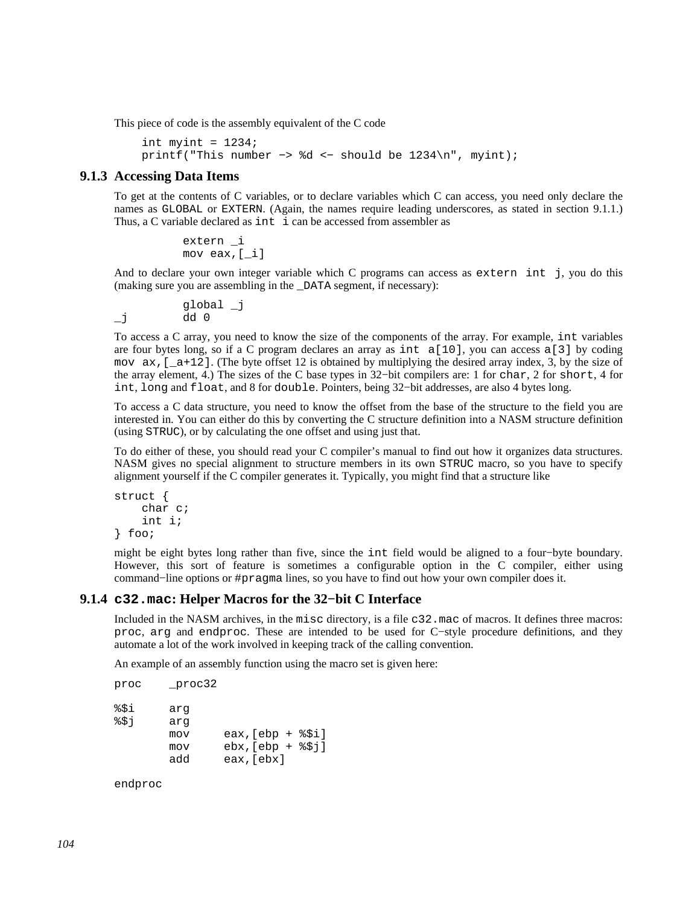This piece of code is the assembly equivalent of the C code

```
int myint = 1234;
printf("This number -> %d <- should be 1234\n", myint);
```

### 9.1.3 Accessing Data Items

To get at the contents of C variables, or to declare variables which C can access, you need only declare the names as `GLOBAL` or `EXTERN`. (Again, the names require leading underscores, as stated in section 9.1.1.) Thus, a C variable declared as `int i` can be accessed from assembler as

```
          extern _i
          mov eax,[_i]
```

And to declare your own integer variable which C programs can access as `extern int j`, you do this (making sure you are assembling in the `_DATA` segment, if necessary):

```
          global _j
_j        dd 0
```

To access a C array, you need to know the size of the components of the array. For example, `int` variables are four bytes long, so if a C program declares an array as `int a[10]`, you can access `a[3]` by coding `mov ax,[_a+12]`. (The byte offset 12 is obtained by multiplying the desired array index, 3, by the size of the array element, 4.) The sizes of the C base types in 32−bit compilers are: 1 for `char`, 2 for `short`, 4 for `int`, `long` and `float`, and 8 for `double`. Pointers, being 32−bit addresses, are also 4 bytes long.

To access a C data structure, you need to know the offset from the base of the structure to the field you are interested in. You can either do this by converting the C structure definition into a NASM structure definition (using `STRUC`), or by calculating the one offset and using just that.

To do either of these, you should read your C compiler's manual to find out how it organizes data structures. NASM gives no special alignment to structure members in its own `STRUC` macro, so you have to specify alignment yourself if the C compiler generates it. Typically, you might find that a structure like

```
struct {
    char c;
    int i;
} foo;
```

might be eight bytes long rather than five, since the `int` field would be aligned to a four−byte boundary. However, this sort of feature is sometimes a configurable option in the C compiler, either using command−line options or `#pragma` lines, so you have to find out how your own compiler does it.

### 9.1.4 `c32.mac`: Helper Macros for the 32−bit C Interface

Included in the NASM archives, in the `misc` directory, is a file `c32.mac` of macros. It defines three macros: `proc`, `arg` and `endproc`. These are intended to be used for C−style procedure definitions, and they automate a lot of the work involved in keeping track of the calling convention.

An example of an assembly function using the macro set is given here:

```
proc    _proc32

%$i     arg
%$j     arg
        mov     eax,[ebp + %$i]
        mov     ebx,[ebp + %$j]
        add     eax,[ebx]

endproc
```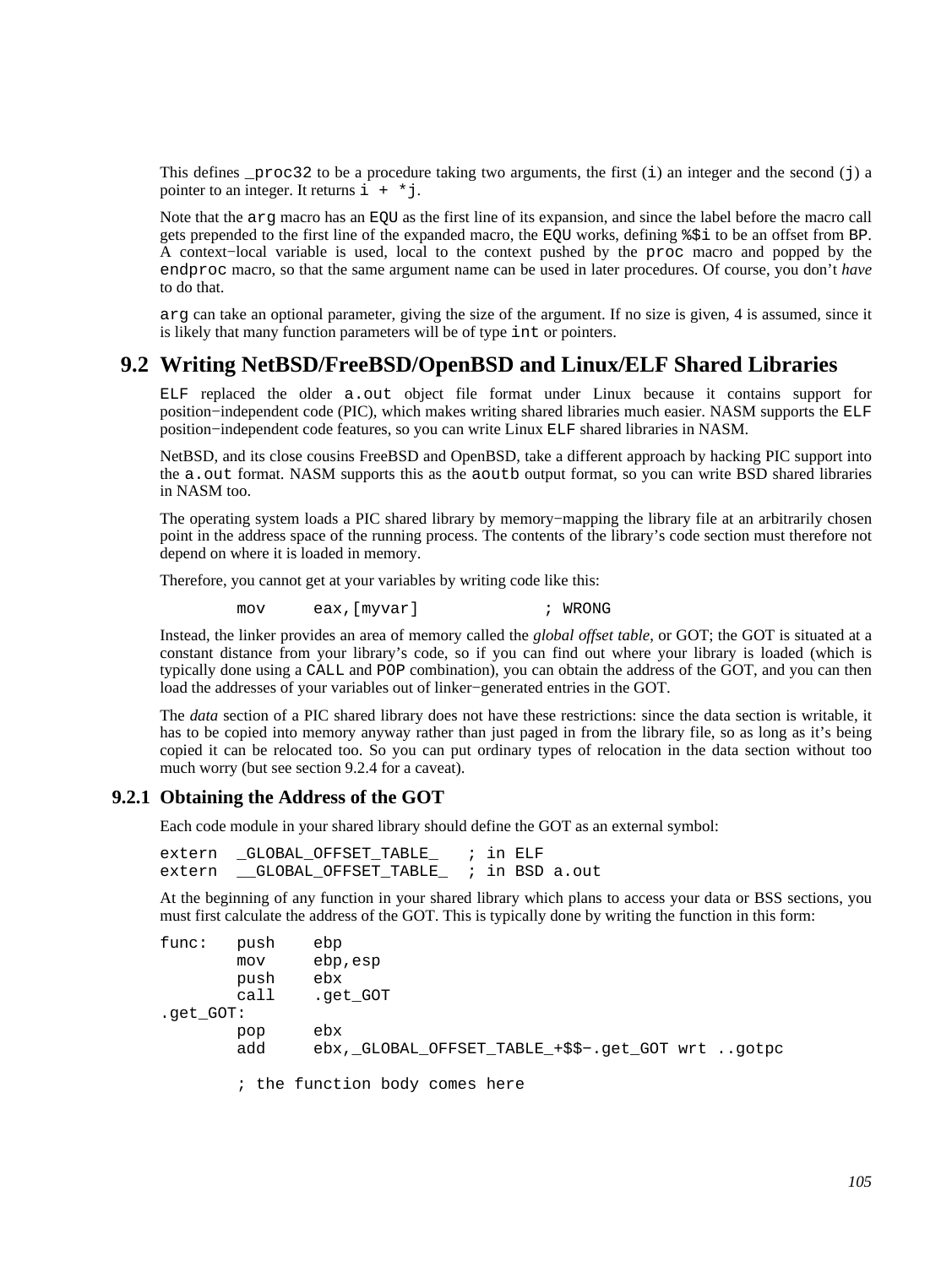This defines `_proc32` to be a procedure taking two arguments, the first (`i`) an integer and the second (`j`) a pointer to an integer. It returns `i + *j`.

Note that the `arg` macro has an `EQU` as the first line of its expansion, and since the label before the macro call gets prepended to the first line of the expanded macro, the `EQU` works, defining `%$i` to be an offset from `BP`. A context−local variable is used, local to the context pushed by the `proc` macro and popped by the `endproc` macro, so that the same argument name can be used in later procedures. Of course, you don't *have* to do that.

`arg` can take an optional parameter, giving the size of the argument. If no size is given, 4 is assumed, since it is likely that many function parameters will be of type `int` or pointers.

## 9.2 Writing NetBSD/FreeBSD/OpenBSD and Linux/ELF Shared Libraries

`ELF` replaced the older `a.out` object file format under Linux because it contains support for position−independent code (PIC), which makes writing shared libraries much easier. NASM supports the `ELF` position−independent code features, so you can write Linux `ELF` shared libraries in NASM.

NetBSD, and its close cousins FreeBSD and OpenBSD, take a different approach by hacking PIC support into the `a.out` format. NASM supports this as the `aoutb` output format, so you can write BSD shared libraries in NASM too.

The operating system loads a PIC shared library by memory−mapping the library file at an arbitrarily chosen point in the address space of the running process. The contents of the library's code section must therefore not depend on where it is loaded in memory.

Therefore, you cannot get at your variables by writing code like this:

```
        mov     eax,[myvar]             ; WRONG
```

Instead, the linker provides an area of memory called the *global offset table*, or GOT; the GOT is situated at a constant distance from your library's code, so if you can find out where your library is loaded (which is typically done using a `CALL` and `POP` combination), you can obtain the address of the GOT, and you can then load the addresses of your variables out of linker−generated entries in the GOT.

The *data* section of a PIC shared library does not have these restrictions: since the data section is writable, it has to be copied into memory anyway rather than just paged in from the library file, so as long as it's being copied it can be relocated too. So you can put ordinary types of relocation in the data section without too much worry (but see section 9.2.4 for a caveat).

### 9.2.1 Obtaining the Address of the GOT

Each code module in your shared library should define the GOT as an external symbol:

```
extern  _GLOBAL_OFFSET_TABLE_   ; in ELF
extern  __GLOBAL_OFFSET_TABLE_  ; in BSD a.out
```

At the beginning of any function in your shared library which plans to access your data or BSS sections, you must first calculate the address of the GOT. This is typically done by writing the function in this form:

```
func:   push    ebp
        mov     ebp,esp
        push    ebx
        call    .get_GOT
.get_GOT:
        pop     ebx
        add     ebx,_GLOBAL_OFFSET_TABLE_+$$-.get_GOT wrt ..gotpc

        ; the function body comes here
```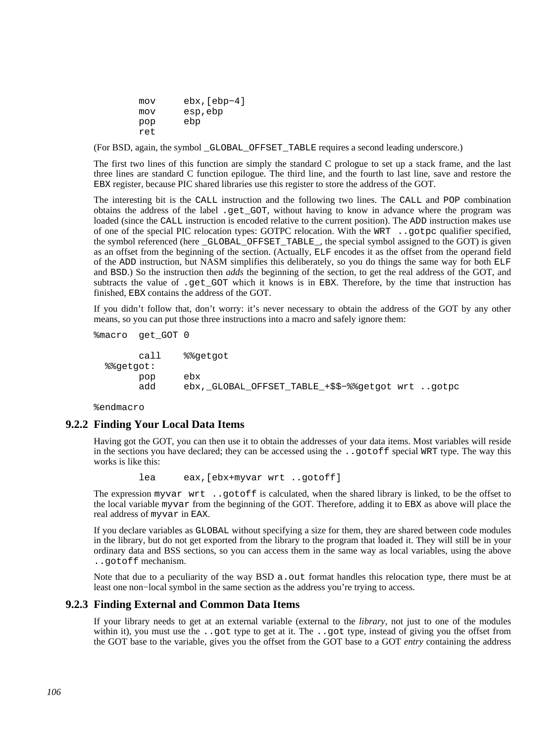```
        mov     ebx,[ebp-4]
        mov     esp,ebp
        pop     ebp
        ret
```

(For BSD, again, the symbol `_GLOBAL_OFFSET_TABLE` requires a second leading underscore.)

The first two lines of this function are simply the standard C prologue to set up a stack frame, and the last three lines are standard C function epilogue. The third line, and the fourth to last line, save and restore the `EBX` register, because PIC shared libraries use this register to store the address of the GOT.

The interesting bit is the `CALL` instruction and the following two lines. The `CALL` and `POP` combination obtains the address of the label `.get_GOT`, without having to know in advance where the program was loaded (since the `CALL` instruction is encoded relative to the current position). The `ADD` instruction makes use of one of the special PIC relocation types: GOTPC relocation. With the `WRT ..gotpc` qualifier specified, the symbol referenced (here `_GLOBAL_OFFSET_TABLE_`, the special symbol assigned to the GOT) is given as an offset from the beginning of the section. (Actually, `ELF` encodes it as the offset from the operand field of the `ADD` instruction, but NASM simplifies this deliberately, so you do things the same way for both `ELF` and `BSD`.) So the instruction then *adds* the beginning of the section, to get the real address of the GOT, and subtracts the value of `.get_GOT` which it knows is in `EBX`. Therefore, by the time that instruction has finished, `EBX` contains the address of the GOT.

If you didn't follow that, don't worry: it's never necessary to obtain the address of the GOT by any other means, so you can put those three instructions into a macro and safely ignore them:

```
%macro  get_GOT 0

        call    %%getgot
  %%getgot:
        pop     ebx
        add     ebx,_GLOBAL_OFFSET_TABLE_+$$-%%getgot wrt ..gotpc

%endmacro
```

### 9.2.2 Finding Your Local Data Items

Having got the GOT, you can then use it to obtain the addresses of your data items. Most variables will reside in the sections you have declared; they can be accessed using the `..gotoff` special `WRT` type. The way this works is like this:

```
        lea     eax,[ebx+myvar wrt ..gotoff]
```

The expression `myvar wrt ..gotoff` is calculated, when the shared library is linked, to be the offset to the local variable `myvar` from the beginning of the GOT. Therefore, adding it to `EBX` as above will place the real address of `myvar` in `EAX`.

If you declare variables as `GLOBAL` without specifying a size for them, they are shared between code modules in the library, but do not get exported from the library to the program that loaded it. They will still be in your ordinary data and BSS sections, so you can access them in the same way as local variables, using the above `..gotoff` mechanism.

Note that due to a peculiarity of the way BSD `a.out` format handles this relocation type, there must be at least one non-local symbol in the same section as the address you're trying to access.

### 9.2.3 Finding External and Common Data Items

If your library needs to get at an external variable (external to the *library*, not just to one of the modules within it), you must use the `..got` type to get at it. The `..got` type, instead of giving you the offset from the GOT base to the variable, gives you the offset from the GOT base to a GOT *entry* containing the address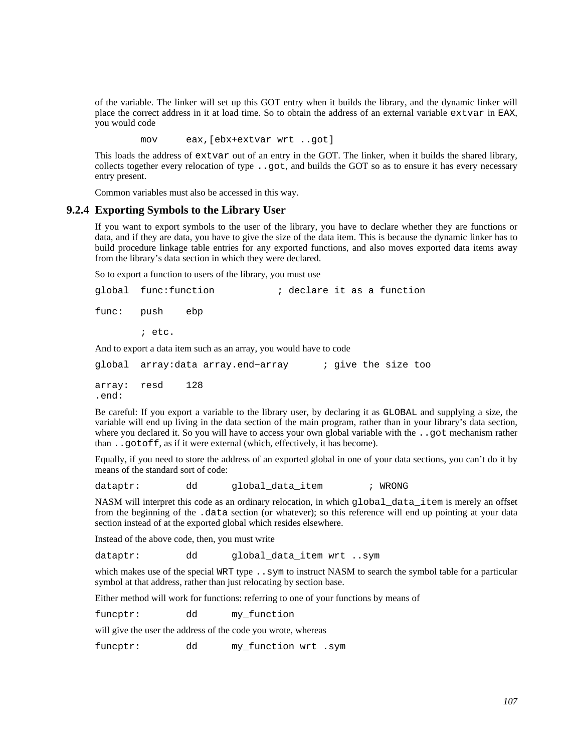of the variable. The linker will set up this GOT entry when it builds the library, and the dynamic linker will place the correct address in it at load time. So to obtain the address of an external variable `extvar` in `EAX`, you would code

```
        mov     eax,[ebx+extvar wrt ..got]
```

This loads the address of `extvar` out of an entry in the GOT. The linker, when it builds the shared library, collects together every relocation of type `..got`, and builds the GOT so as to ensure it has every necessary entry present.

Common variables must also be accessed in this way.

### 9.2.4 Exporting Symbols to the Library User

If you want to export symbols to the user of the library, you have to declare whether they are functions or data, and if they are data, you have to give the size of the data item. This is because the dynamic linker has to build procedure linkage table entries for any exported functions, and also moves exported data items away from the library's data section in which they were declared.

So to export a function to users of the library, you must use

```
global  func:function           ; declare it as a function

func:   push    ebp

        ; etc.
```

And to export a data item such as an array, you would have to code

```
global  array:data array.end-array      ; give the size too

array:  resd    128
.end:
```

Be careful: If you export a variable to the library user, by declaring it as `GLOBAL` and supplying a size, the variable will end up living in the data section of the main program, rather than in your library's data section, where you declared it. So you will have to access your own global variable with the `..got` mechanism rather than `..gotoff`, as if it were external (which, effectively, it has become).

Equally, if you need to store the address of an exported global in one of your data sections, you can't do it by means of the standard sort of code:

```
dataptr:        dd      global_data_item        ; WRONG
```

NASM will interpret this code as an ordinary relocation, in which `global_data_item` is merely an offset from the beginning of the `.data` section (or whatever); so this reference will end up pointing at your data section instead of at the exported global which resides elsewhere.

Instead of the above code, then, you must write

```
dataptr:        dd      global_data_item wrt ..sym
```

which makes use of the special `WRT` type `..sym` to instruct NASM to search the symbol table for a particular symbol at that address, rather than just relocating by section base.

Either method will work for functions: referring to one of your functions by means of

```
funcptr:        dd      my_function
```

will give the user the address of the code you wrote, whereas

```
funcptr:        dd      my_function wrt .sym
```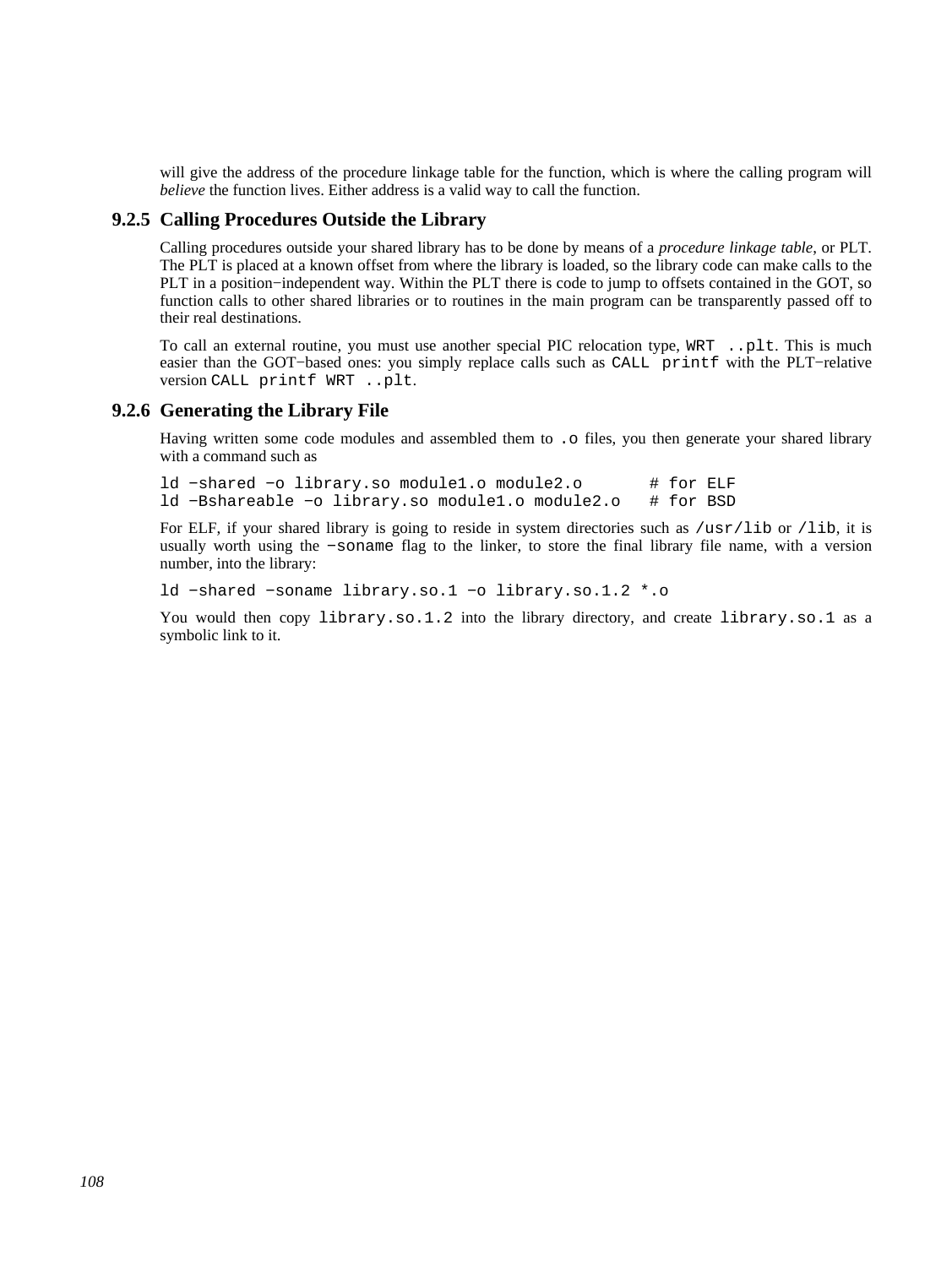will give the address of the procedure linkage table for the function, which is where the calling program will *believe* the function lives. Either address is a valid way to call the function.

### 9.2.5 Calling Procedures Outside the Library

Calling procedures outside your shared library has to be done by means of a *procedure linkage table*, or PLT. The PLT is placed at a known offset from where the library is loaded, so the library code can make calls to the PLT in a position−independent way. Within the PLT there is code to jump to offsets contained in the GOT, so function calls to other shared libraries or to routines in the main program can be transparently passed off to their real destinations.

To call an external routine, you must use another special PIC relocation type, `WRT ..plt`. This is much easier than the GOT−based ones: you simply replace calls such as `CALL printf` with the PLT−relative version `CALL printf WRT ..plt`.

### 9.2.6 Generating the Library File

Having written some code modules and assembled them to `.o` files, you then generate your shared library with a command such as

```
ld −shared −o library.so module1.o module2.o       # for ELF
ld −Bshareable −o library.so module1.o module2.o   # for BSD
```

For ELF, if your shared library is going to reside in system directories such as `/usr/lib` or `/lib`, it is usually worth using the `−soname` flag to the linker, to store the final library file name, with a version number, into the library:

```
ld −shared −soname library.so.1 −o library.so.1.2 *.o
```

You would then copy `library.so.1.2` into the library directory, and create `library.so.1` as a symbolic link to it.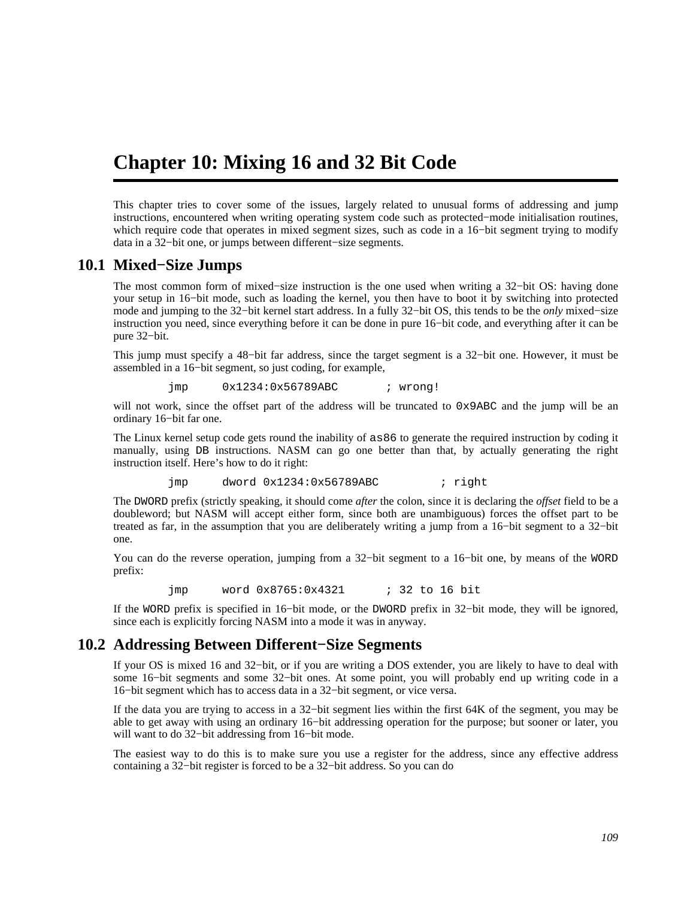# Chapter 10: Mixing 16 and 32 Bit Code

This chapter tries to cover some of the issues, largely related to unusual forms of addressing and jump instructions, encountered when writing operating system code such as protected−mode initialisation routines, which require code that operates in mixed segment sizes, such as code in a 16−bit segment trying to modify data in a 32−bit one, or jumps between different−size segments.

## 10.1 Mixed−Size Jumps

The most common form of mixed−size instruction is the one used when writing a 32−bit OS: having done your setup in 16−bit mode, such as loading the kernel, you then have to boot it by switching into protected mode and jumping to the 32−bit kernel start address. In a fully 32−bit OS, this tends to be the *only* mixed−size instruction you need, since everything before it can be done in pure 16−bit code, and everything after it can be pure 32−bit.

This jump must specify a 48−bit far address, since the target segment is a 32−bit one. However, it must be assembled in a 16−bit segment, so just coding, for example,

```
        jmp     0x1234:0x56789ABC       ; wrong!
```

will not work, since the offset part of the address will be truncated to `0x9ABC` and the jump will be an ordinary 16−bit far one.

The Linux kernel setup code gets round the inability of `as86` to generate the required instruction by coding it manually, using `DB` instructions. NASM can go one better than that, by actually generating the right instruction itself. Here's how to do it right:

```
        jmp     dword 0x1234:0x56789ABC         ; right
```

The `DWORD` prefix (strictly speaking, it should come *after* the colon, since it is declaring the *offset* field to be a doubleword; but NASM will accept either form, since both are unambiguous) forces the offset part to be treated as far, in the assumption that you are deliberately writing a jump from a 16−bit segment to a 32−bit one.

You can do the reverse operation, jumping from a 32−bit segment to a 16−bit one, by means of the `WORD` prefix:

```
        jmp     word 0x8765:0x4321      ; 32 to 16 bit
```

If the `WORD` prefix is specified in 16−bit mode, or the `DWORD` prefix in 32−bit mode, they will be ignored, since each is explicitly forcing NASM into a mode it was in anyway.

## 10.2 Addressing Between Different−Size Segments

If your OS is mixed 16 and 32−bit, or if you are writing a DOS extender, you are likely to have to deal with some 16−bit segments and some 32−bit ones. At some point, you will probably end up writing code in a 16−bit segment which has to access data in a 32−bit segment, or vice versa.

If the data you are trying to access in a 32−bit segment lies within the first 64K of the segment, you may be able to get away with using an ordinary 16−bit addressing operation for the purpose; but sooner or later, you will want to do 32−bit addressing from 16−bit mode.

The easiest way to do this is to make sure you use a register for the address, since any effective address containing a 32−bit register is forced to be a 32−bit address. So you can do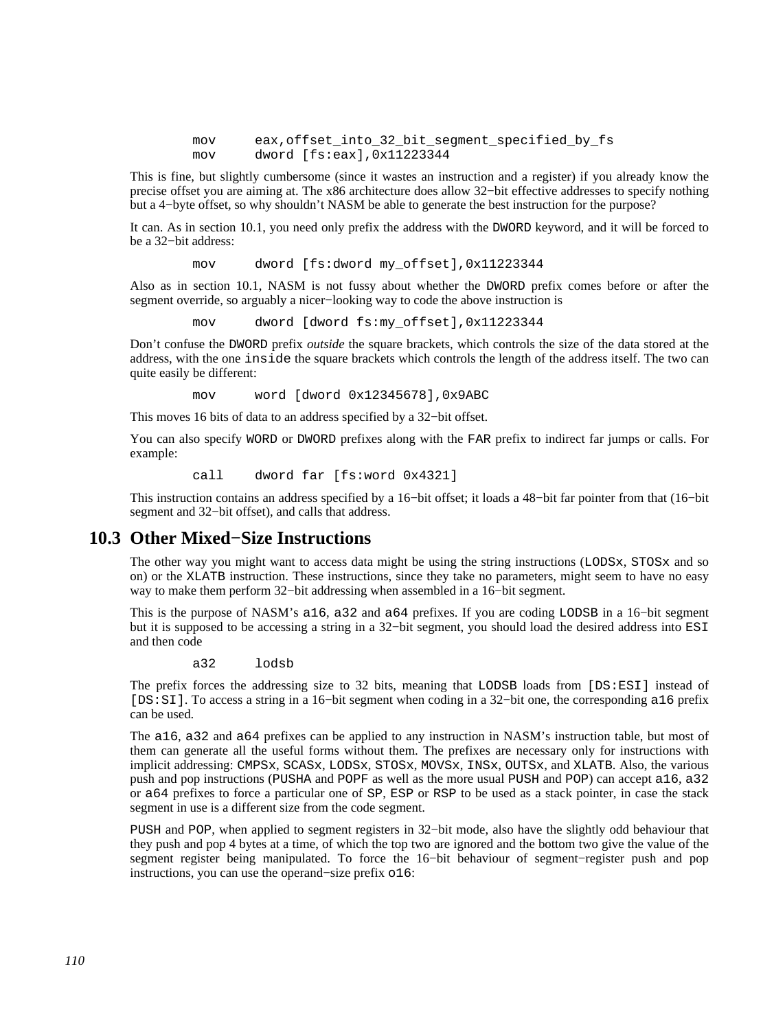```
mov     eax,offset_into_32_bit_segment_specified_by_fs
mov     dword [fs:eax],0x11223344
```

This is fine, but slightly cumbersome (since it wastes an instruction and a register) if you already know the precise offset you are aiming at. The x86 architecture does allow 32−bit effective addresses to specify nothing but a 4−byte offset, so why shouldn't NASM be able to generate the best instruction for the purpose?

It can. As in section 10.1, you need only prefix the address with the `DWORD` keyword, and it will be forced to be a 32−bit address:

```
mov     dword [fs:dword my_offset],0x11223344
```

Also as in section 10.1, NASM is not fussy about whether the `DWORD` prefix comes before or after the segment override, so arguably a nicer−looking way to code the above instruction is

```
mov     dword [dword fs:my_offset],0x11223344
```

Don't confuse the `DWORD` prefix *outside* the square brackets, which controls the size of the data stored at the address, with the one `inside` the square brackets which controls the length of the address itself. The two can quite easily be different:

```
mov     word [dword 0x12345678],0x9ABC
```

This moves 16 bits of data to an address specified by a 32−bit offset.

You can also specify `WORD` or `DWORD` prefixes along with the `FAR` prefix to indirect far jumps or calls. For example:

```
call    dword far [fs:word 0x4321]
```

This instruction contains an address specified by a 16−bit offset; it loads a 48−bit far pointer from that (16−bit segment and 32−bit offset), and calls that address.

## 10.3 Other Mixed−Size Instructions

The other way you might want to access data might be using the string instructions (`LODSx`, `STOSx` and so on) or the `XLATB` instruction. These instructions, since they take no parameters, might seem to have no easy way to make them perform 32−bit addressing when assembled in a 16−bit segment.

This is the purpose of NASM's `a16`, `a32` and `a64` prefixes. If you are coding `LODSB` in a 16−bit segment but it is supposed to be accessing a string in a 32−bit segment, you should load the desired address into `ESI` and then code

```
a32     lodsb
```

The prefix forces the addressing size to 32 bits, meaning that `LODSB` loads from `[DS:ESI]` instead of `[DS:SI]`. To access a string in a 16−bit segment when coding in a 32−bit one, the corresponding `a16` prefix can be used.

The `a16`, `a32` and `a64` prefixes can be applied to any instruction in NASM's instruction table, but most of them can generate all the useful forms without them. The prefixes are necessary only for instructions with implicit addressing: `CMPSx`, `SCASx`, `LODSx`, `STOSx`, `MOVSx`, `INSx`, `OUTSx`, and `XLATB`. Also, the various push and pop instructions (`PUSHA` and `POPF` as well as the more usual `PUSH` and `POP`) can accept `a16`, `a32` or `a64` prefixes to force a particular one of `SP`, `ESP` or `RSP` to be used as a stack pointer, in case the stack segment in use is a different size from the code segment.

`PUSH` and `POP`, when applied to segment registers in 32−bit mode, also have the slightly odd behaviour that they push and pop 4 bytes at a time, of which the top two are ignored and the bottom two give the value of the segment register being manipulated. To force the 16−bit behaviour of segment−register push and pop instructions, you can use the operand−size prefix `o16`: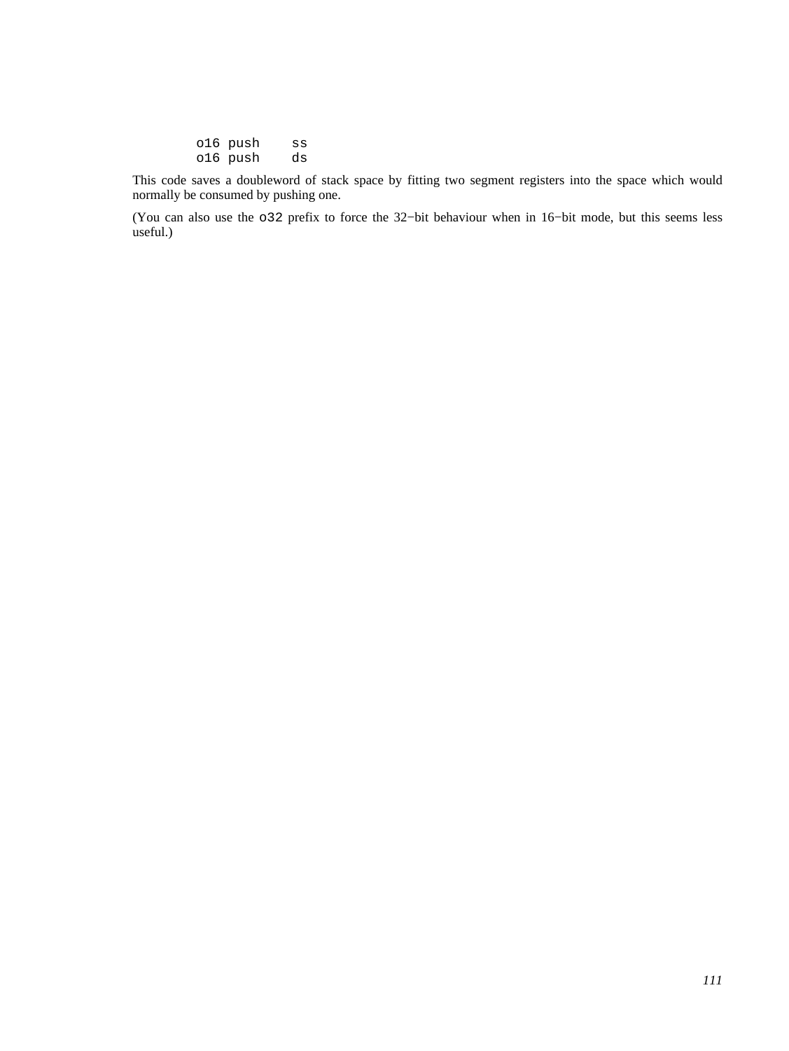```
        o16 push    ss
        o16 push    ds
```

This code saves a doubleword of stack space by fitting two segment registers into the space which would normally be consumed by pushing one.

(You can also use the `o32` prefix to force the 32−bit behaviour when in 16−bit mode, but this seems less useful.)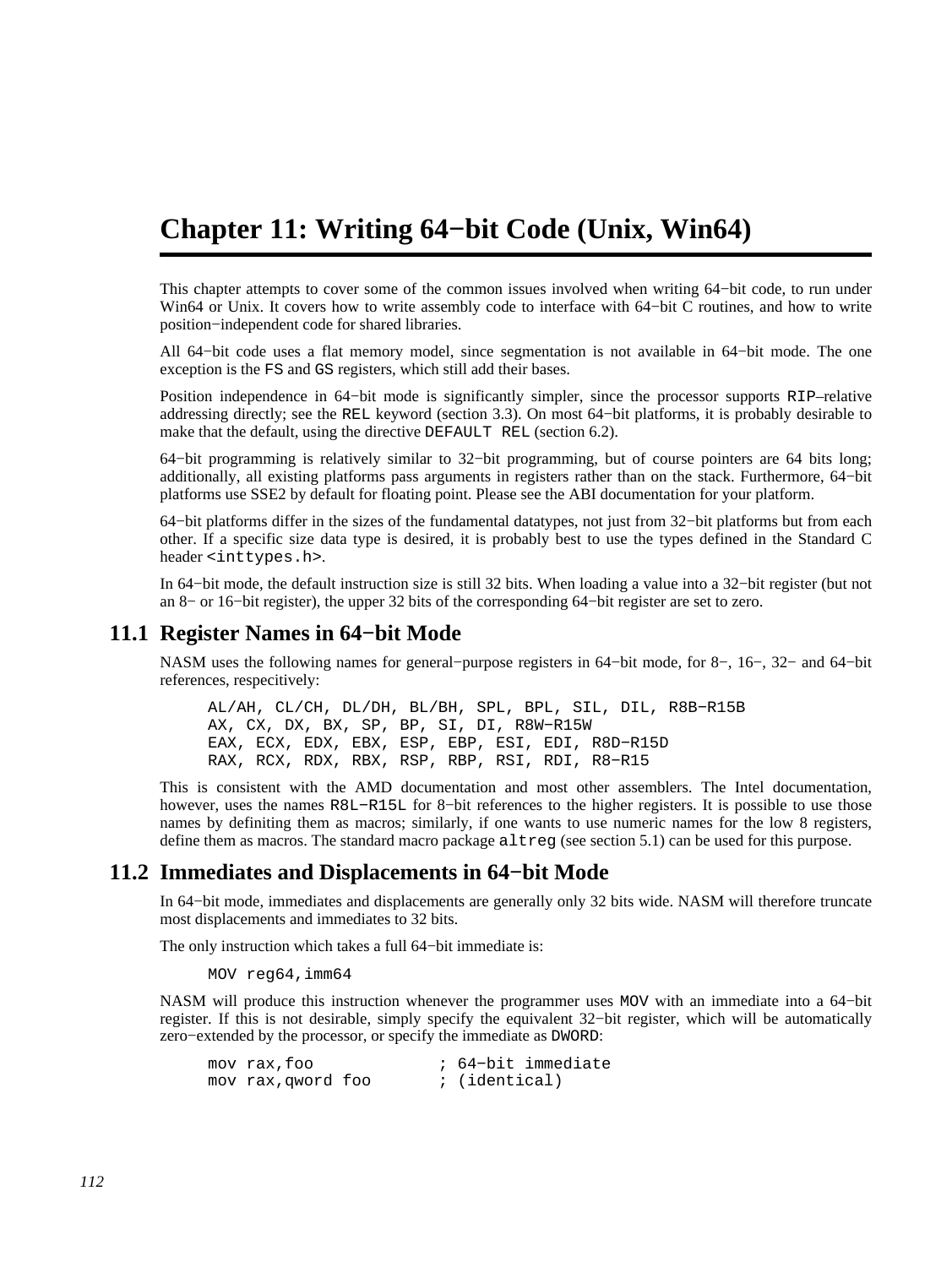# Chapter 11: Writing 64−bit Code (Unix, Win64)

This chapter attempts to cover some of the common issues involved when writing 64−bit code, to run under Win64 or Unix. It covers how to write assembly code to interface with 64−bit C routines, and how to write position−independent code for shared libraries.

All 64−bit code uses a flat memory model, since segmentation is not available in 64−bit mode. The one exception is the `FS` and `GS` registers, which still add their bases.

Position independence in 64−bit mode is significantly simpler, since the processor supports `RIP`–relative addressing directly; see the `REL` keyword (section 3.3). On most 64−bit platforms, it is probably desirable to make that the default, using the directive `DEFAULT REL` (section 6.2).

64−bit programming is relatively similar to 32−bit programming, but of course pointers are 64 bits long; additionally, all existing platforms pass arguments in registers rather than on the stack. Furthermore, 64−bit platforms use SSE2 by default for floating point. Please see the ABI documentation for your platform.

64−bit platforms differ in the sizes of the fundamental datatypes, not just from 32−bit platforms but from each other. If a specific size data type is desired, it is probably best to use the types defined in the Standard C header `<inttypes.h>`.

In 64−bit mode, the default instruction size is still 32 bits. When loading a value into a 32−bit register (but not an 8− or 16−bit register), the upper 32 bits of the corresponding 64−bit register are set to zero.

## 11.1 Register Names in 64−bit Mode

NASM uses the following names for general−purpose registers in 64−bit mode, for 8−, 16−, 32− and 64−bit references, respecitively:

```
AL/AH, CL/CH, DL/DH, BL/BH, SPL, BPL, SIL, DIL, R8B−R15B
AX, CX, DX, BX, SP, BP, SI, DI, R8W−R15W
EAX, ECX, EDX, EBX, ESP, EBP, ESI, EDI, R8D−R15D
RAX, RCX, RDX, RBX, RSP, RBP, RSI, RDI, R8−R15
```

This is consistent with the AMD documentation and most other assemblers. The Intel documentation, however, uses the names `R8L−R15L` for 8−bit references to the higher registers. It is possible to use those names by definiting them as macros; similarly, if one wants to use numeric names for the low 8 registers, define them as macros. The standard macro package `altreg` (see section 5.1) can be used for this purpose.

## 11.2 Immediates and Displacements in 64−bit Mode

In 64−bit mode, immediates and displacements are generally only 32 bits wide. NASM will therefore truncate most displacements and immediates to 32 bits.

The only instruction which takes a full 64−bit immediate is:

```
MOV reg64,imm64
```

NASM will produce this instruction whenever the programmer uses `MOV` with an immediate into a 64−bit register. If this is not desirable, simply specify the equivalent 32−bit register, which will be automatically zero−extended by the processor, or specify the immediate as `DWORD`:

```
mov rax,foo             ; 64−bit immediate
mov rax,qword foo       ; (identical)
```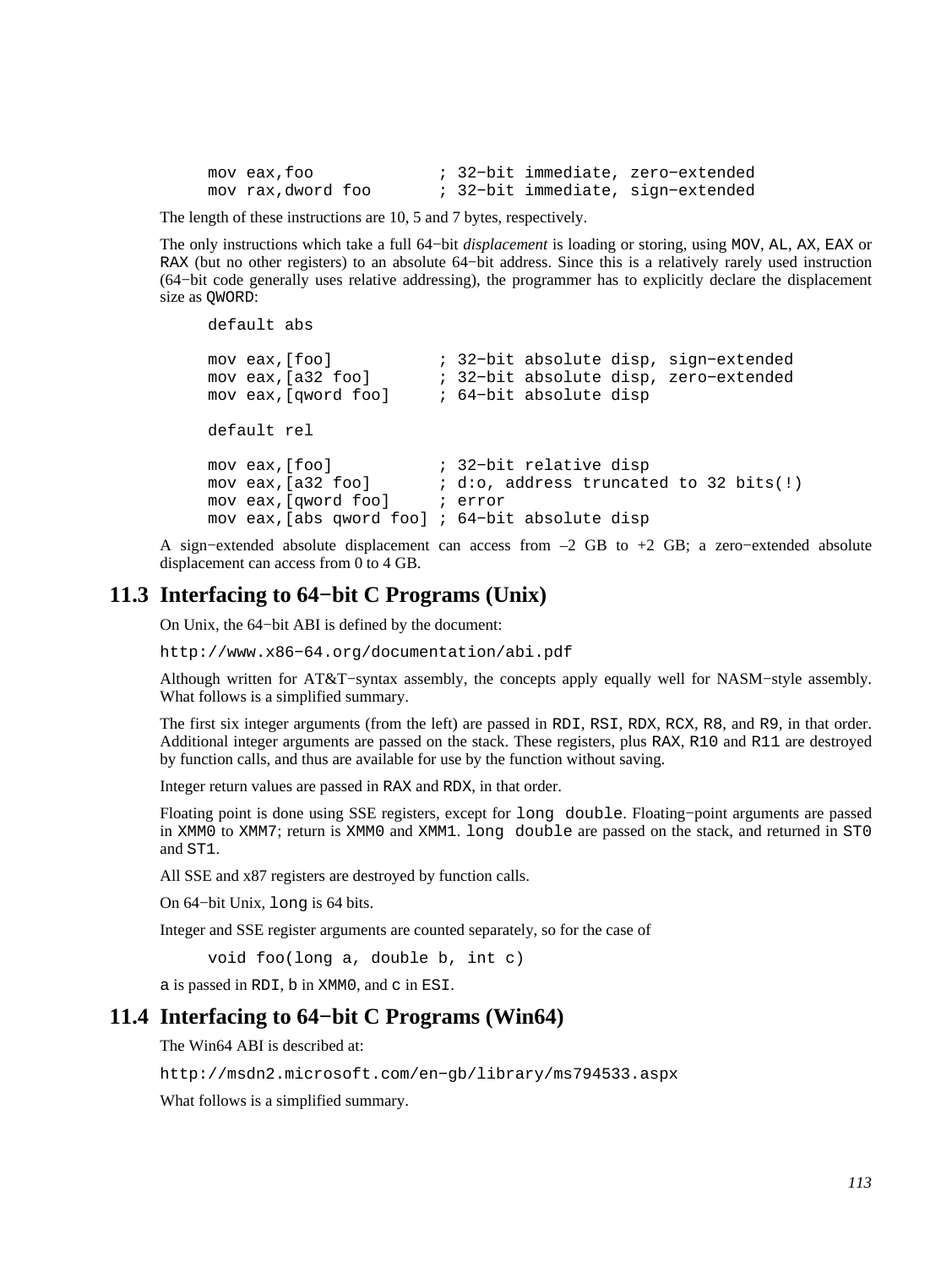```
mov eax,foo             ; 32−bit immediate, zero−extended
mov rax,dword foo       ; 32−bit immediate, sign−extended
```

The length of these instructions are 10, 5 and 7 bytes, respectively.

The only instructions which take a full 64−bit *displacement* is loading or storing, using `MOV`, `AL`, `AX`, `EAX` or `RAX` (but no other registers) to an absolute 64−bit address. Since this is a relatively rarely used instruction (64−bit code generally uses relative addressing), the programmer has to explicitly declare the displacement size as `QWORD`:

```
default abs

mov eax,[foo]           ; 32−bit absolute disp, sign−extended
mov eax,[a32 foo]       ; 32−bit absolute disp, zero−extended
mov eax,[qword foo]     ; 64−bit absolute disp

default rel

mov eax,[foo]           ; 32−bit relative disp
mov eax,[a32 foo]       ; d:o, address truncated to 32 bits(!)
mov eax,[qword foo]     ; error
mov eax,[abs qword foo] ; 64−bit absolute disp
```

A sign−extended absolute displacement can access from –2 GB to +2 GB; a zero−extended absolute displacement can access from 0 to 4 GB.

## 11.3 Interfacing to 64−bit C Programs (Unix)

On Unix, the 64−bit ABI is defined by the document:

`http://www.x86−64.org/documentation/abi.pdf`

Although written for AT&T−syntax assembly, the concepts apply equally well for NASM−style assembly. What follows is a simplified summary.

The first six integer arguments (from the left) are passed in `RDI`, `RSI`, `RDX`, `RCX`, `R8`, and `R9`, in that order. Additional integer arguments are passed on the stack. These registers, plus `RAX`, `R10` and `R11` are destroyed by function calls, and thus are available for use by the function without saving.

Integer return values are passed in `RAX` and `RDX`, in that order.

Floating point is done using SSE registers, except for `long double`. Floating−point arguments are passed in `XMM0` to `XMM7`; return is `XMM0` and `XMM1`. `long double` are passed on the stack, and returned in `ST0` and `ST1`.

All SSE and x87 registers are destroyed by function calls.

On 64−bit Unix, `long` is 64 bits.

Integer and SSE register arguments are counted separately, so for the case of

```
void foo(long a, double b, int c)
```

`a` is passed in `RDI`, `b` in `XMM0`, and `c` in `ESI`.

## 11.4 Interfacing to 64−bit C Programs (Win64)

The Win64 ABI is described at:

`http://msdn2.microsoft.com/en−gb/library/ms794533.aspx`

What follows is a simplified summary.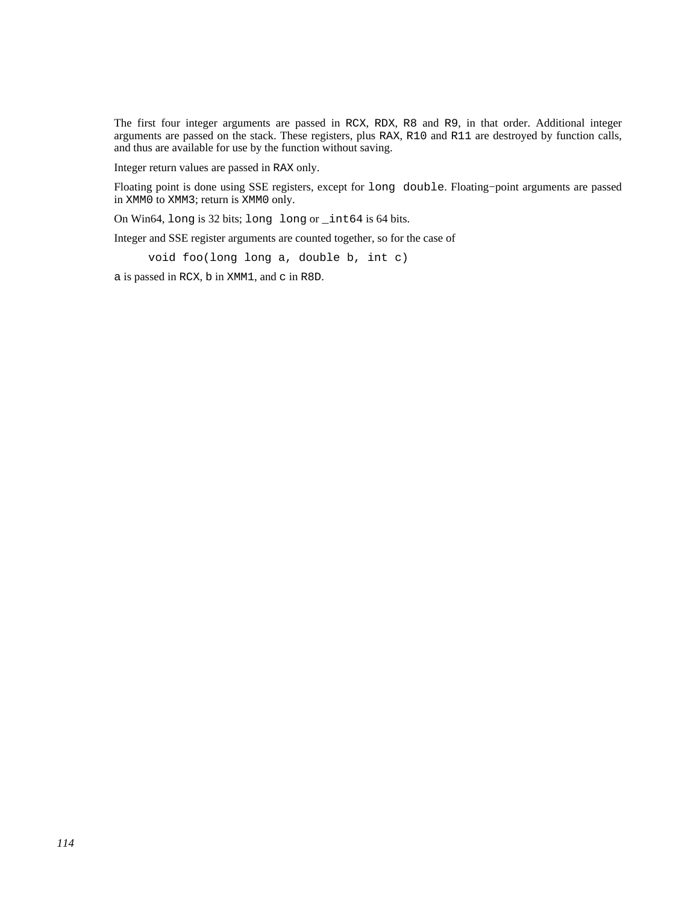The first four integer arguments are passed in `RCX`, `RDX`, `R8` and `R9`, in that order. Additional integer arguments are passed on the stack. These registers, plus `RAX`, `R10` and `R11` are destroyed by function calls, and thus are available for use by the function without saving.

Integer return values are passed in `RAX` only.

Floating point is done using SSE registers, except for `long double`. Floating−point arguments are passed in `XMM0` to `XMM3`; return is `XMM0` only.

On Win64, `long` is 32 bits; `long long` or `_int64` is 64 bits.

Integer and SSE register arguments are counted together, so for the case of

```
void foo(long long a, double b, int c)
```

`a` is passed in `RCX`, `b` in `XMM1`, and `c` in `R8D`.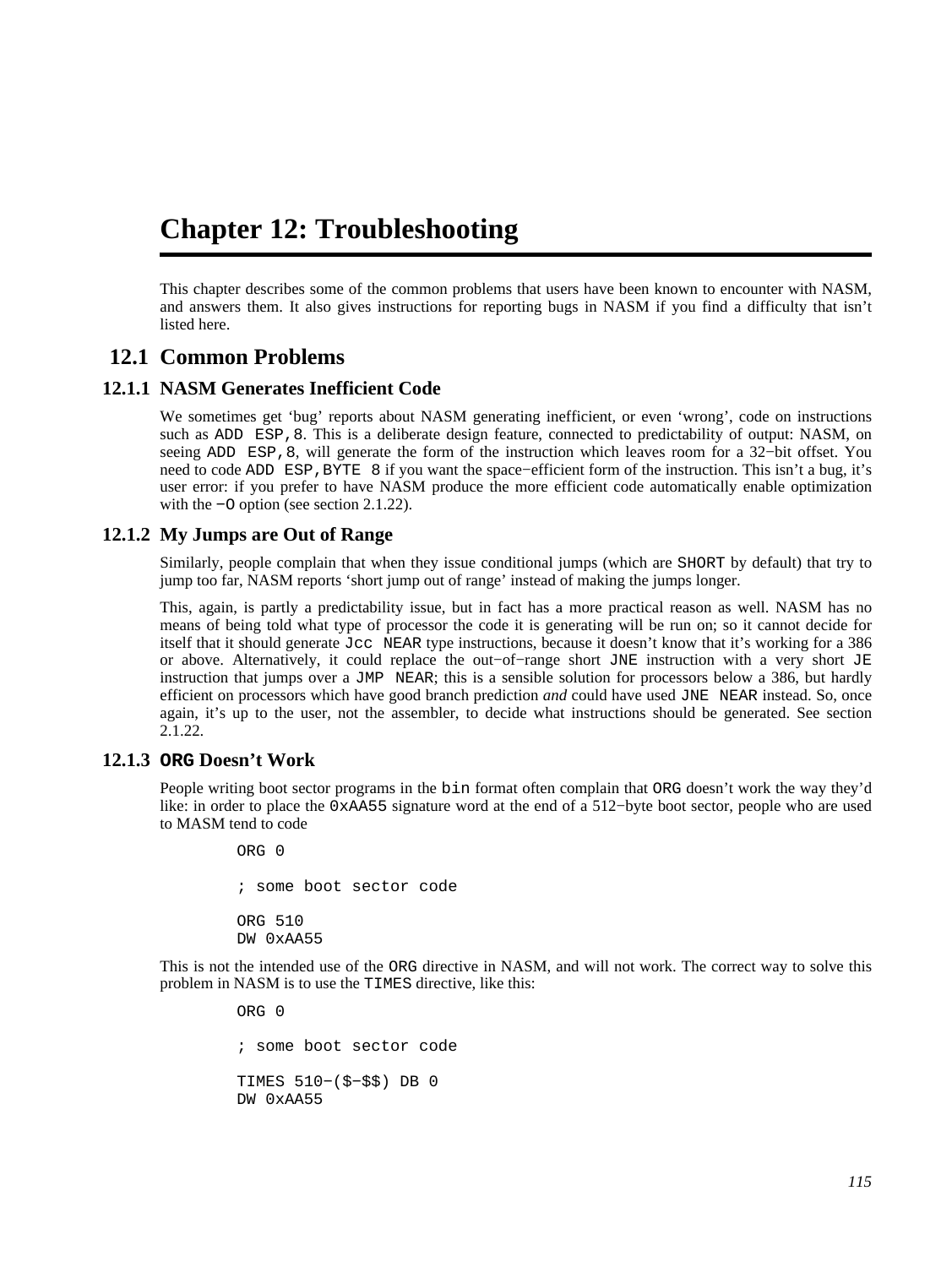# Chapter 12: Troubleshooting

This chapter describes some of the common problems that users have been known to encounter with NASM, and answers them. It also gives instructions for reporting bugs in NASM if you find a difficulty that isn't listed here.

## 12.1 Common Problems

### 12.1.1 NASM Generates Inefficient Code

We sometimes get 'bug' reports about NASM generating inefficient, or even 'wrong', code on instructions such as `ADD ESP,8`. This is a deliberate design feature, connected to predictability of output: NASM, on seeing `ADD ESP,8`, will generate the form of the instruction which leaves room for a 32−bit offset. You need to code `ADD ESP,BYTE 8` if you want the space−efficient form of the instruction. This isn't a bug, it's user error: if you prefer to have NASM produce the more efficient code automatically enable optimization with the `−O` option (see section 2.1.22).

### 12.1.2 My Jumps are Out of Range

Similarly, people complain that when they issue conditional jumps (which are `SHORT` by default) that try to jump too far, NASM reports 'short jump out of range' instead of making the jumps longer.

This, again, is partly a predictability issue, but in fact has a more practical reason as well. NASM has no means of being told what type of processor the code it is generating will be run on; so it cannot decide for itself that it should generate `Jcc NEAR` type instructions, because it doesn't know that it's working for a 386 or above. Alternatively, it could replace the out−of−range short `JNE` instruction with a very short `JE` instruction that jumps over a `JMP NEAR`; this is a sensible solution for processors below a 386, but hardly efficient on processors which have good branch prediction *and* could have used `JNE NEAR` instead. So, once again, it's up to the user, not the assembler, to decide what instructions should be generated. See section 2.1.22.

### 12.1.3 `ORG` Doesn't Work

People writing boot sector programs in the `bin` format often complain that `ORG` doesn't work the way they'd like: in order to place the `0xAA55` signature word at the end of a 512−byte boot sector, people who are used to MASM tend to code

```
ORG 0

; some boot sector code

ORG 510
DW 0xAA55
```

This is not the intended use of the `ORG` directive in NASM, and will not work. The correct way to solve this problem in NASM is to use the `TIMES` directive, like this:

```
ORG 0

; some boot sector code

TIMES 510−($−$$) DB 0
DW 0xAA55
```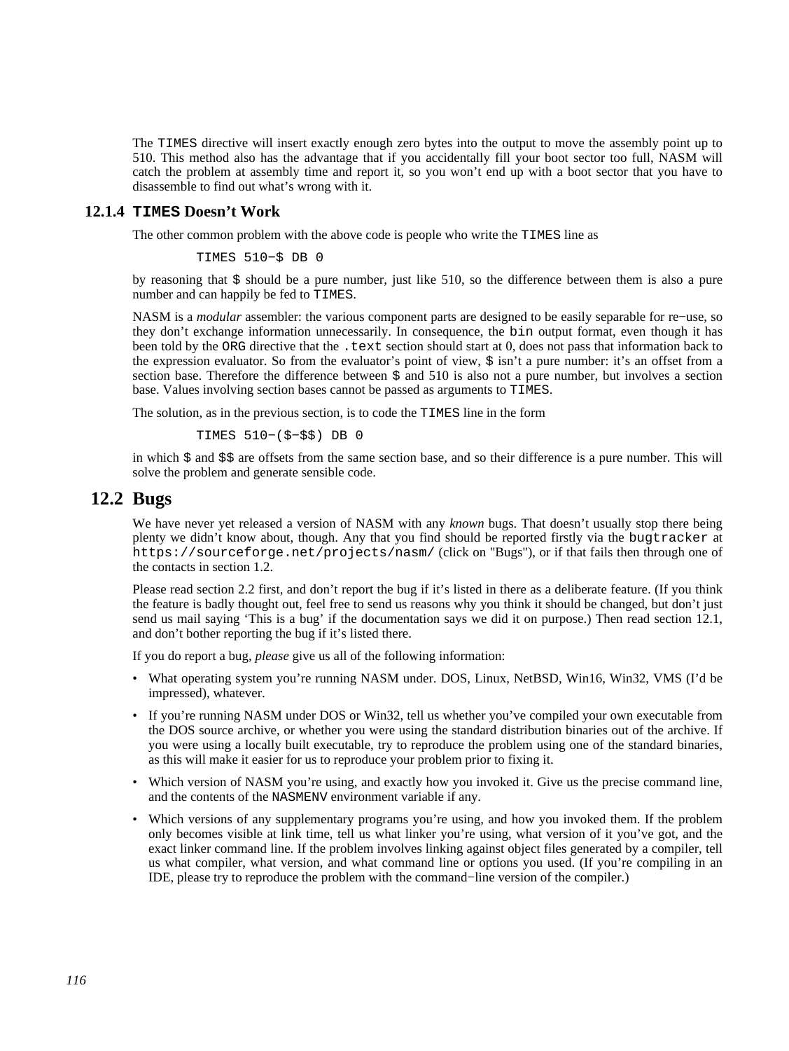The `TIMES` directive will insert exactly enough zero bytes into the output to move the assembly point up to 510. This method also has the advantage that if you accidentally fill your boot sector too full, NASM will catch the problem at assembly time and report it, so you won't end up with a boot sector that you have to disassemble to find out what's wrong with it.

### 12.1.4 `TIMES` Doesn't Work

The other common problem with the above code is people who write the `TIMES` line as

```
TIMES 510-$ DB 0
```

by reasoning that `$` should be a pure number, just like 510, so the difference between them is also a pure number and can happily be fed to `TIMES`.

NASM is a *modular* assembler: the various component parts are designed to be easily separable for re−use, so they don't exchange information unnecessarily. In consequence, the `bin` output format, even though it has been told by the `ORG` directive that the `.text` section should start at 0, does not pass that information back to the expression evaluator. So from the evaluator's point of view, `$` isn't a pure number: it's an offset from a section base. Therefore the difference between `$` and 510 is also not a pure number, but involves a section base. Values involving section bases cannot be passed as arguments to `TIMES`.

The solution, as in the previous section, is to code the `TIMES` line in the form

```
TIMES 510-($-$$) DB 0
```

in which `$` and `$$` are offsets from the same section base, and so their difference is a pure number. This will solve the problem and generate sensible code.

## 12.2 Bugs

We have never yet released a version of NASM with any *known* bugs. That doesn't usually stop there being plenty we didn't know about, though. Any that you find should be reported firstly via the `bugtracker` at `https://sourceforge.net/projects/nasm/` (click on "Bugs"), or if that fails then through one of the contacts in section 1.2.

Please read section 2.2 first, and don't report the bug if it's listed in there as a deliberate feature. (If you think the feature is badly thought out, feel free to send us reasons why you think it should be changed, but don't just send us mail saying 'This is a bug' if the documentation says we did it on purpose.) Then read section 12.1, and don't bother reporting the bug if it's listed there.

If you do report a bug, *please* give us all of the following information:

- What operating system you're running NASM under. DOS, Linux, NetBSD, Win16, Win32, VMS (I'd be impressed), whatever.
- If you're running NASM under DOS or Win32, tell us whether you've compiled your own executable from the DOS source archive, or whether you were using the standard distribution binaries out of the archive. If you were using a locally built executable, try to reproduce the problem using one of the standard binaries, as this will make it easier for us to reproduce your problem prior to fixing it.
- Which version of NASM you're using, and exactly how you invoked it. Give us the precise command line, and the contents of the `NASMENV` environment variable if any.
- Which versions of any supplementary programs you're using, and how you invoked them. If the problem only becomes visible at link time, tell us what linker you're using, what version of it you've got, and the exact linker command line. If the problem involves linking against object files generated by a compiler, tell us what compiler, what version, and what command line or options you used. (If you're compiling in an IDE, please try to reproduce the problem with the command−line version of the compiler.)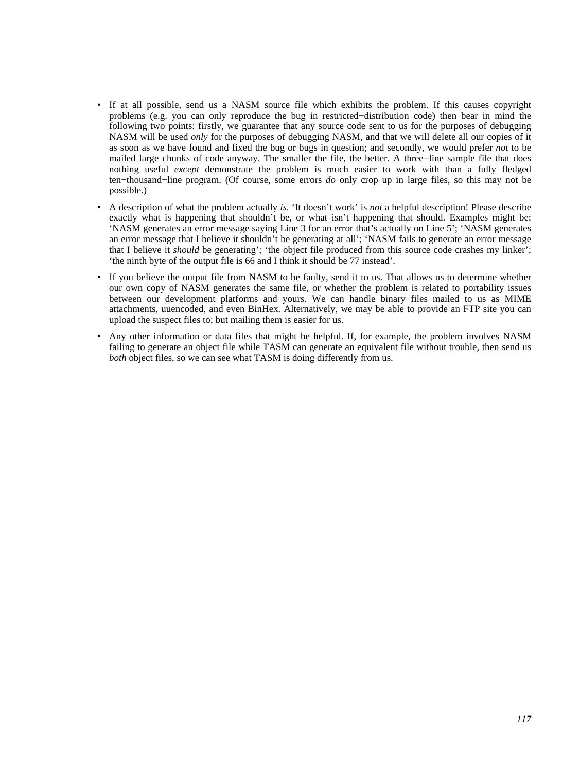- If at all possible, send us a NASM source file which exhibits the problem. If this causes copyright problems (e.g. you can only reproduce the bug in restricted−distribution code) then bear in mind the following two points: firstly, we guarantee that any source code sent to us for the purposes of debugging NASM will be used *only* for the purposes of debugging NASM, and that we will delete all our copies of it as soon as we have found and fixed the bug or bugs in question; and secondly, we would prefer *not* to be mailed large chunks of code anyway. The smaller the file, the better. A three−line sample file that does nothing useful *except* demonstrate the problem is much easier to work with than a fully fledged ten−thousand−line program. (Of course, some errors *do* only crop up in large files, so this may not be possible.)
- A description of what the problem actually *is*. 'It doesn't work' is *not* a helpful description! Please describe exactly what is happening that shouldn't be, or what isn't happening that should. Examples might be: 'NASM generates an error message saying Line 3 for an error that's actually on Line 5'; 'NASM generates an error message that I believe it shouldn't be generating at all'; 'NASM fails to generate an error message that I believe it *should* be generating'; 'the object file produced from this source code crashes my linker'; 'the ninth byte of the output file is 66 and I think it should be 77 instead'.
- If you believe the output file from NASM to be faulty, send it to us. That allows us to determine whether our own copy of NASM generates the same file, or whether the problem is related to portability issues between our development platforms and yours. We can handle binary files mailed to us as MIME attachments, uuencoded, and even BinHex. Alternatively, we may be able to provide an FTP site you can upload the suspect files to; but mailing them is easier for us.
- Any other information or data files that might be helpful. If, for example, the problem involves NASM failing to generate an object file while TASM can generate an equivalent file without trouble, then send us *both* object files, so we can see what TASM is doing differently from us.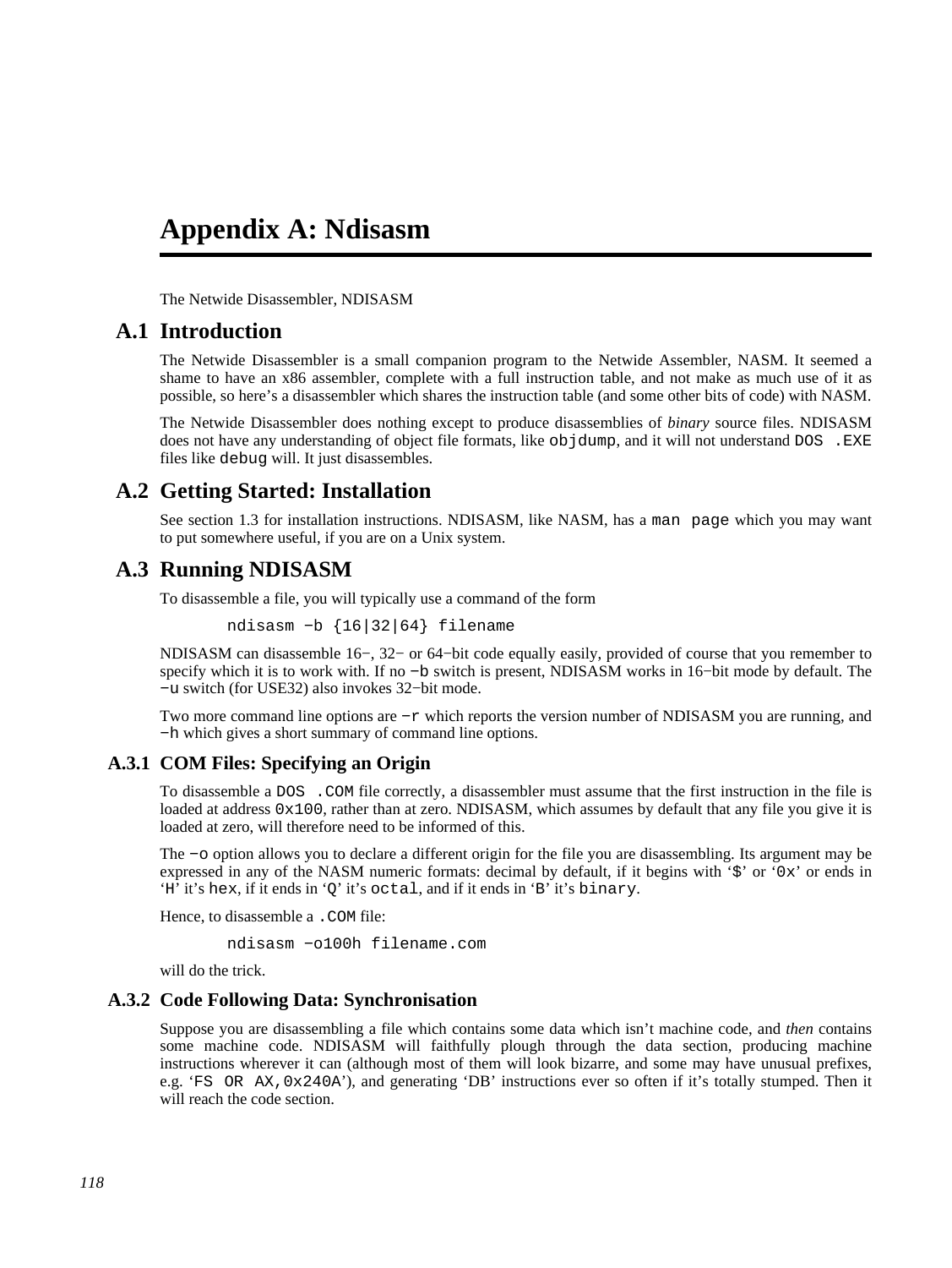# Appendix A: Ndisasm

The Netwide Disassembler, NDISASM

## A.1 Introduction

The Netwide Disassembler is a small companion program to the Netwide Assembler, NASM. It seemed a shame to have an x86 assembler, complete with a full instruction table, and not make as much use of it as possible, so here's a disassembler which shares the instruction table (and some other bits of code) with NASM.

The Netwide Disassembler does nothing except to produce disassemblies of *binary* source files. NDISASM does not have any understanding of object file formats, like `objdump`, and it will not understand `DOS .EXE` files like `debug` will. It just disassembles.

## A.2 Getting Started: Installation

See section 1.3 for installation instructions. NDISASM, like NASM, has a `man page` which you may want to put somewhere useful, if you are on a Unix system.

## A.3 Running NDISASM

To disassemble a file, you will typically use a command of the form

```
ndisasm −b {16|32|64} filename
```

NDISASM can disassemble 16−, 32− or 64−bit code equally easily, provided of course that you remember to specify which it is to work with. If no `−b` switch is present, NDISASM works in 16−bit mode by default. The `−u` switch (for USE32) also invokes 32−bit mode.

Two more command line options are `−r` which reports the version number of NDISASM you are running, and `−h` which gives a short summary of command line options.

### A.3.1 COM Files: Specifying an Origin

To disassemble a `DOS .COM` file correctly, a disassembler must assume that the first instruction in the file is loaded at address `0x100`, rather than at zero. NDISASM, which assumes by default that any file you give it is loaded at zero, will therefore need to be informed of this.

The `−o` option allows you to declare a different origin for the file you are disassembling. Its argument may be expressed in any of the NASM numeric formats: decimal by default, if it begins with '`$`' or '`0x`' or ends in '`H`' it's `hex`, if it ends in '`Q`' it's `octal`, and if it ends in '`B`' it's `binary`.

Hence, to disassemble a `.COM` file:

```
ndisasm −o100h filename.com
```

will do the trick.

### A.3.2 Code Following Data: Synchronisation

Suppose you are disassembling a file which contains some data which isn't machine code, and *then* contains some machine code. NDISASM will faithfully plough through the data section, producing machine instructions wherever it can (although most of them will look bizarre, and some may have unusual prefixes, e.g. '`FS OR AX,0x240A`'), and generating 'DB' instructions ever so often if it's totally stumped. Then it will reach the code section.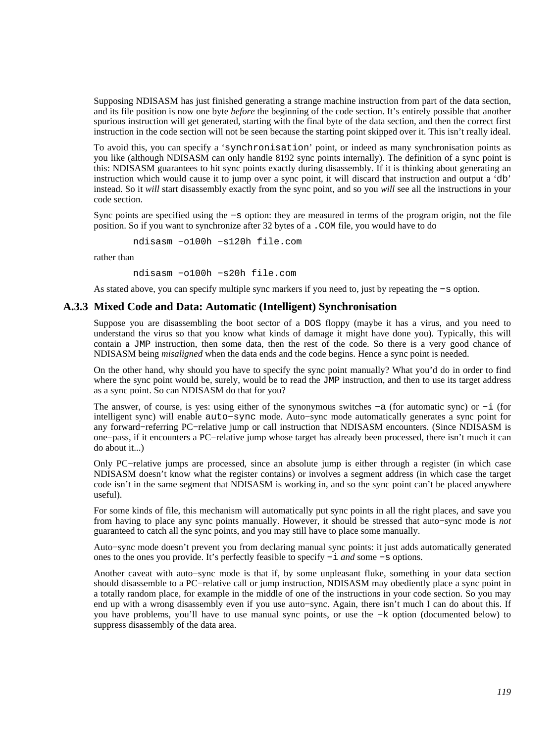Supposing NDISASM has just finished generating a strange machine instruction from part of the data section, and its file position is now one byte *before* the beginning of the code section. It's entirely possible that another spurious instruction will get generated, starting with the final byte of the data section, and then the correct first instruction in the code section will not be seen because the starting point skipped over it. This isn't really ideal.

To avoid this, you can specify a '`synchronisation`' point, or indeed as many synchronisation points as you like (although NDISASM can only handle 8192 sync points internally). The definition of a sync point is this: NDISASM guarantees to hit sync points exactly during disassembly. If it is thinking about generating an instruction which would cause it to jump over a sync point, it will discard that instruction and output a '`db`' instead. So it *will* start disassembly exactly from the sync point, and so you *will* see all the instructions in your code section.

Sync points are specified using the `−s` option: they are measured in terms of the program origin, not the file position. So if you want to synchronize after 32 bytes of a `.COM` file, you would have to do

```
ndisasm −o100h −s120h file.com
```

rather than

```
ndisasm −o100h −s20h file.com
```

As stated above, you can specify multiple sync markers if you need to, just by repeating the `−s` option.

### A.3.3 Mixed Code and Data: Automatic (Intelligent) Synchronisation

Suppose you are disassembling the boot sector of a `DOS` floppy (maybe it has a virus, and you need to understand the virus so that you know what kinds of damage it might have done you). Typically, this will contain a `JMP` instruction, then some data, then the rest of the code. So there is a very good chance of NDISASM being *misaligned* when the data ends and the code begins. Hence a sync point is needed.

On the other hand, why should you have to specify the sync point manually? What you'd do in order to find where the sync point would be, surely, would be to read the `JMP` instruction, and then to use its target address as a sync point. So can NDISASM do that for you?

The answer, of course, is yes: using either of the synonymous switches `−a` (for automatic sync) or `−i` (for intelligent sync) will enable `auto−sync` mode. Auto−sync mode automatically generates a sync point for any forward−referring PC−relative jump or call instruction that NDISASM encounters. (Since NDISASM is one−pass, if it encounters a PC−relative jump whose target has already been processed, there isn't much it can do about it...)

Only PC−relative jumps are processed, since an absolute jump is either through a register (in which case NDISASM doesn't know what the register contains) or involves a segment address (in which case the target code isn't in the same segment that NDISASM is working in, and so the sync point can't be placed anywhere useful).

For some kinds of file, this mechanism will automatically put sync points in all the right places, and save you from having to place any sync points manually. However, it should be stressed that auto−sync mode is *not* guaranteed to catch all the sync points, and you may still have to place some manually.

Auto−sync mode doesn't prevent you from declaring manual sync points: it just adds automatically generated ones to the ones you provide. It's perfectly feasible to specify `−i` *and* some `−s` options.

Another caveat with auto−sync mode is that if, by some unpleasant fluke, something in your data section should disassemble to a PC−relative call or jump instruction, NDISASM may obediently place a sync point in a totally random place, for example in the middle of one of the instructions in your code section. So you may end up with a wrong disassembly even if you use auto−sync. Again, there isn't much I can do about this. If you have problems, you'll have to use manual sync points, or use the `−k` option (documented below) to suppress disassembly of the data area.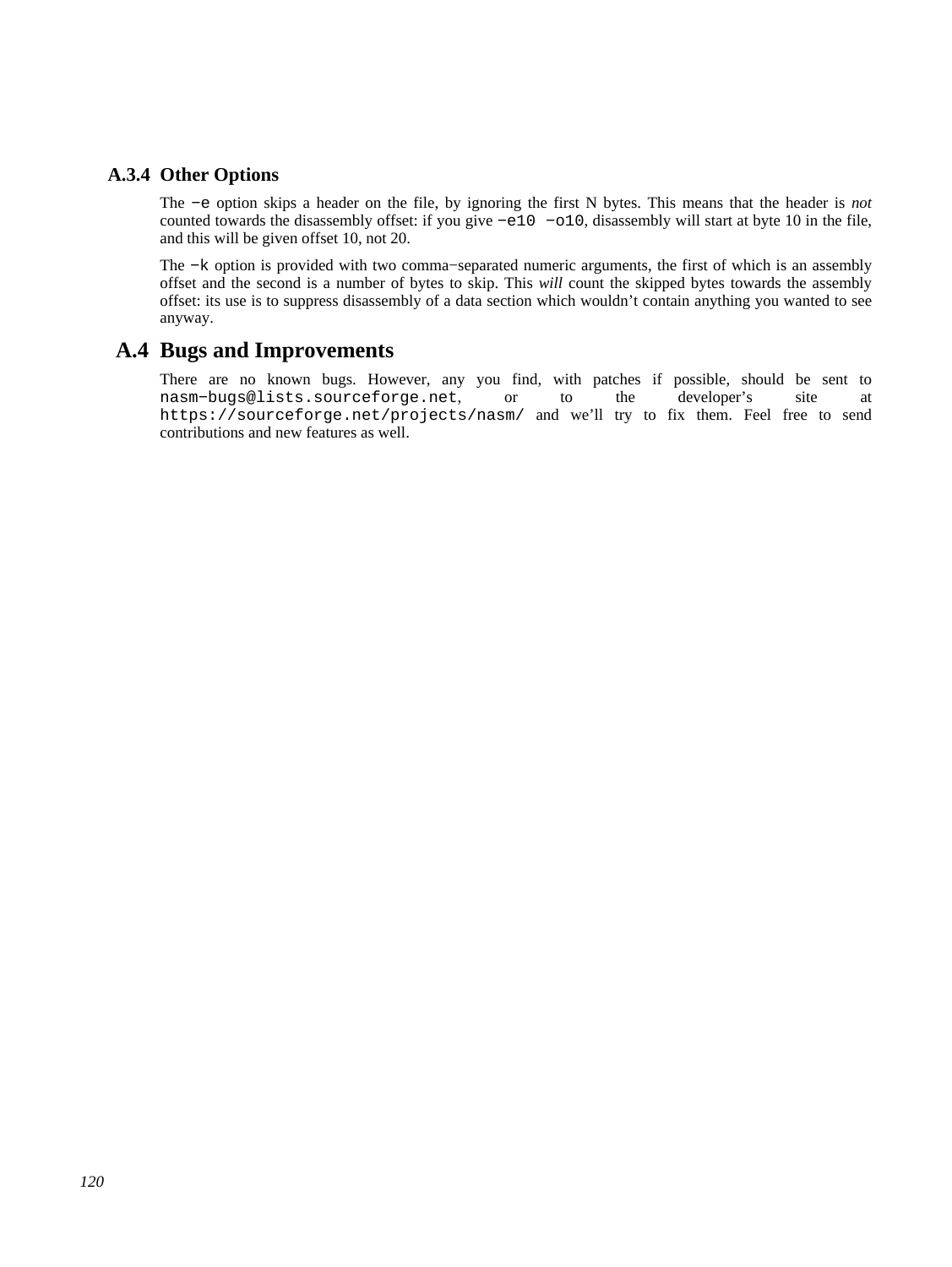### A.3.4 Other Options

The `-e` option skips a header on the file, by ignoring the first N bytes. This means that the header is *not* counted towards the disassembly offset: if you give `-e10 -o10`, disassembly will start at byte 10 in the file, and this will be given offset 10, not 20.

The `-k` option is provided with two comma-separated numeric arguments, the first of which is an assembly offset and the second is a number of bytes to skip. This *will* count the skipped bytes towards the assembly offset: its use is to suppress disassembly of a data section which wouldn't contain anything you wanted to see anyway.

## A.4 Bugs and Improvements

There are no known bugs. However, any you find, with patches if possible, should be sent to `nasm-bugs@lists.sourceforge.net`, or to the developer's site at `https://sourceforge.net/projects/nasm/` and we'll try to fix them. Feel free to send contributions and new features as well.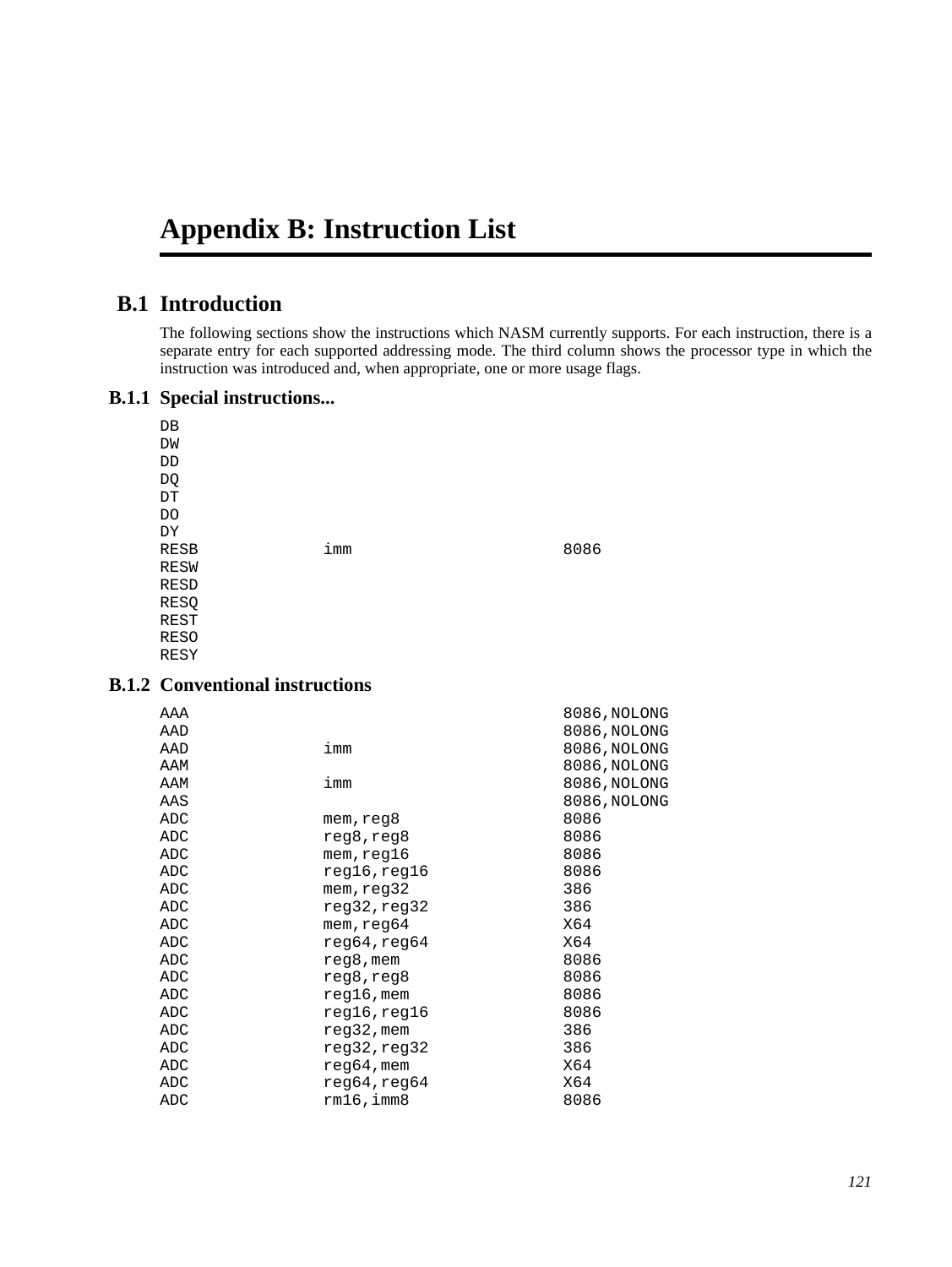# Appendix B: Instruction List

## B.1 Introduction

The following sections show the instructions which NASM currently supports. For each instruction, there is a separate entry for each supported addressing mode. The third column shows the processor type in which the instruction was introduced and, when appropriate, one or more usage flags.

### B.1.1 Special instructions...

```
DB
DW
DD
DQ
DT
DO
DY
RESB             imm                      8086
RESW
RESD
RESQ
REST
RESO
RESY
```

### B.1.2 Conventional instructions

```
AAA                                       8086,NOLONG
AAD                                       8086,NOLONG
AAD              imm                      8086,NOLONG
AAM                                       8086,NOLONG
AAM              imm                      8086,NOLONG
AAS                                       8086,NOLONG
ADC              mem,reg8                 8086
ADC              reg8,reg8                8086
ADC              mem,reg16                8086
ADC              reg16,reg16              8086
ADC              mem,reg32                386
ADC              reg32,reg32              386
ADC              mem,reg64                X64
ADC              reg64,reg64              X64
ADC              reg8,mem                 8086
ADC              reg8,reg8                8086
ADC              reg16,mem                8086
ADC              reg16,reg16              8086
ADC              reg32,mem                386
ADC              reg32,reg32              386
ADC              reg64,mem                X64
ADC              reg64,reg64              X64
ADC              rm16,imm8                8086
```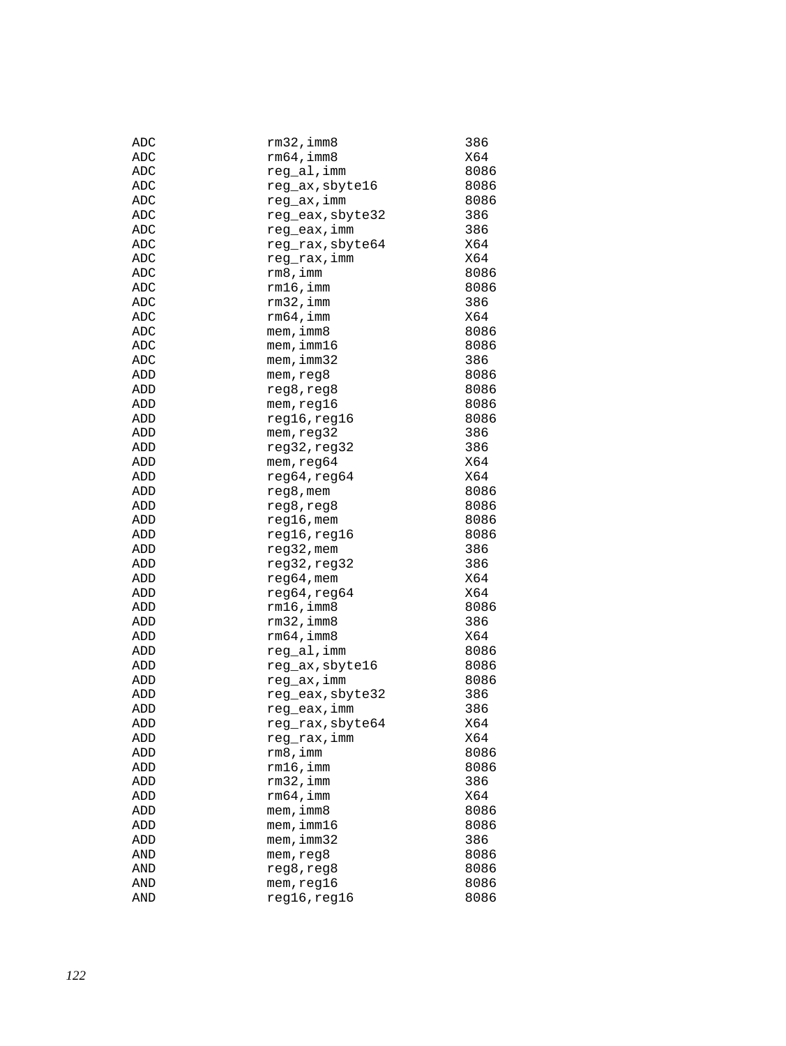```
ADC             rm32,imm8              386
ADC             rm64,imm8              X64
ADC             reg_al,imm             8086
ADC             reg_ax,sbyte16         8086
ADC             reg_ax,imm             8086
ADC             reg_eax,sbyte32        386
ADC             reg_eax,imm            386
ADC             reg_rax,sbyte64        X64
ADC             reg_rax,imm            X64
ADC             rm8,imm                8086
ADC             rm16,imm               8086
ADC             rm32,imm               386
ADC             rm64,imm               X64
ADC             mem,imm8               8086
ADC             mem,imm16              8086
ADC             mem,imm32              386
ADD             mem,reg8               8086
ADD             reg8,reg8              8086
ADD             mem,reg16              8086
ADD             reg16,reg16            8086
ADD             mem,reg32              386
ADD             reg32,reg32            386
ADD             mem,reg64              X64
ADD             reg64,reg64            X64
ADD             reg8,mem               8086
ADD             reg8,reg8              8086
ADD             reg16,mem              8086
ADD             reg16,reg16            8086
ADD             reg32,mem              386
ADD             reg32,reg32            386
ADD             reg64,mem              X64
ADD             reg64,reg64            X64
ADD             rm16,imm8              8086
ADD             rm32,imm8              386
ADD             rm64,imm8              X64
ADD             reg_al,imm             8086
ADD             reg_ax,sbyte16         8086
ADD             reg_ax,imm             8086
ADD             reg_eax,sbyte32        386
ADD             reg_eax,imm            386
ADD             reg_rax,sbyte64        X64
ADD             reg_rax,imm            X64
ADD             rm8,imm                8086
ADD             rm16,imm               8086
ADD             rm32,imm               386
ADD             rm64,imm               X64
ADD             mem,imm8               8086
ADD             mem,imm16              8086
ADD             mem,imm32              386
AND             mem,reg8               8086
AND             reg8,reg8              8086
AND             mem,reg16              8086
AND             reg16,reg16            8086
```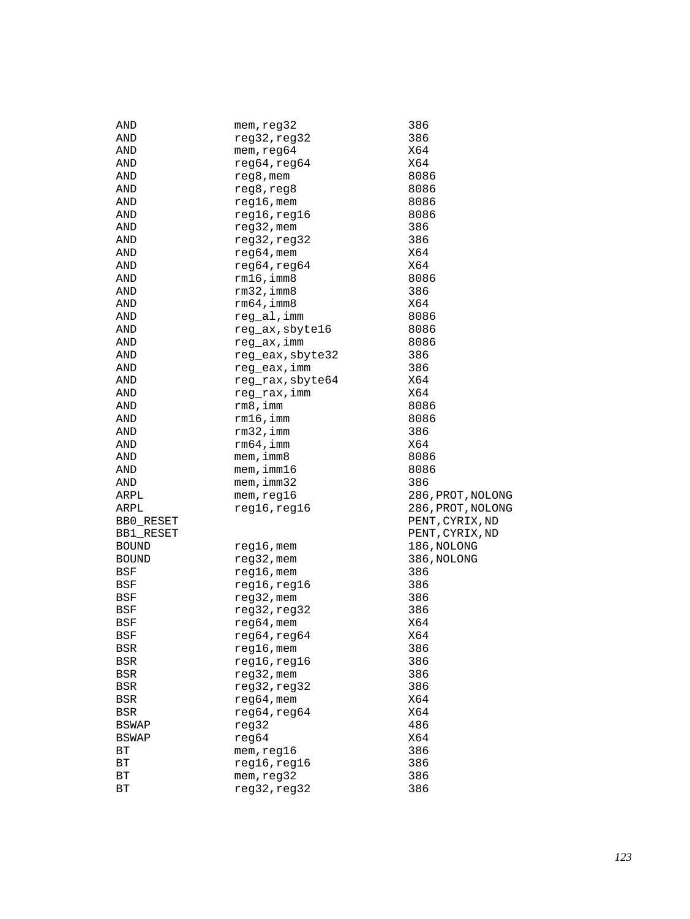```
AND             mem,reg32           386
AND             reg32,reg32         386
AND             mem,reg64           X64
AND             reg64,reg64         X64
AND             reg8,mem            8086
AND             reg8,reg8           8086
AND             reg16,mem           8086
AND             reg16,reg16         8086
AND             reg32,mem           386
AND             reg32,reg32         386
AND             reg64,mem           X64
AND             reg64,reg64         X64
AND             rm16,imm8           8086
AND             rm32,imm8           386
AND             rm64,imm8           X64
AND             reg_al,imm          8086
AND             reg_ax,sbyte16      8086
AND             reg_ax,imm          8086
AND             reg_eax,sbyte32     386
AND             reg_eax,imm         386
AND             reg_rax,sbyte64     X64
AND             reg_rax,imm         X64
AND             rm8,imm             8086
AND             rm16,imm            8086
AND             rm32,imm            386
AND             rm64,imm            X64
AND             mem,imm8            8086
AND             mem,imm16           8086
AND             mem,imm32           386
ARPL            mem,reg16           286,PROT,NOLONG
ARPL            reg16,reg16         286,PROT,NOLONG
BB0_RESET                           PENT,CYRIX,ND
BB1_RESET                           PENT,CYRIX,ND
BOUND           reg16,mem           186,NOLONG
BOUND           reg32,mem           386,NOLONG
BSF             reg16,mem           386
BSF             reg16,reg16         386
BSF             reg32,mem           386
BSF             reg32,reg32         386
BSF             reg64,mem           X64
BSF             reg64,reg64         X64
BSR             reg16,mem           386
BSR             reg16,reg16         386
BSR             reg32,mem           386
BSR             reg32,reg32         386
BSR             reg64,mem           X64
BSR             reg64,reg64         X64
BSWAP           reg32               486
BSWAP           reg64               X64
BT              mem,reg16           386
BT              reg16,reg16         386
BT              mem,reg32           386
BT              reg32,reg32         386
```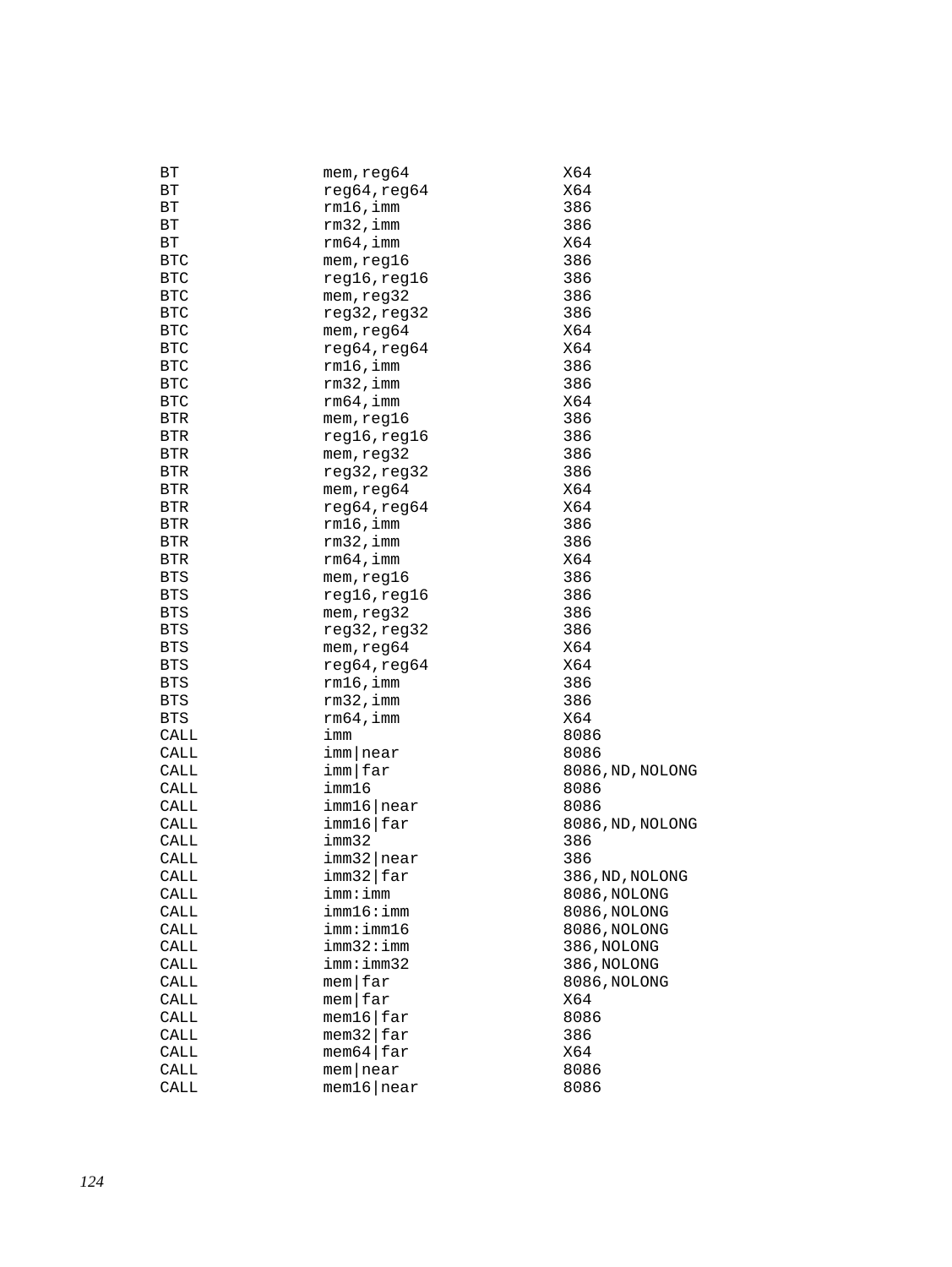```
BT              mem,reg64              X64
BT              reg64,reg64            X64
BT              rm16,imm               386
BT              rm32,imm               386
BT              rm64,imm               X64
BTC             mem,reg16              386
BTC             reg16,reg16            386
BTC             mem,reg32              386
BTC             reg32,reg32            386
BTC             mem,reg64              X64
BTC             reg64,reg64            X64
BTC             rm16,imm               386
BTC             rm32,imm               386
BTC             rm64,imm               X64
BTR             mem,reg16              386
BTR             reg16,reg16            386
BTR             mem,reg32              386
BTR             reg32,reg32            386
BTR             mem,reg64              X64
BTR             reg64,reg64            X64
BTR             rm16,imm               386
BTR             rm32,imm               386
BTR             rm64,imm               X64
BTS             mem,reg16              386
BTS             reg16,reg16            386
BTS             mem,reg32              386
BTS             reg32,reg32            386
BTS             mem,reg64              X64
BTS             reg64,reg64            X64
BTS             rm16,imm               386
BTS             rm32,imm               386
BTS             rm64,imm               X64
CALL            imm                    8086
CALL            imm|near               8086
CALL            imm|far                8086,ND,NOLONG
CALL            imm16                  8086
CALL            imm16|near             8086
CALL            imm16|far              8086,ND,NOLONG
CALL            imm32                  386
CALL            imm32|near             386
CALL            imm32|far              386,ND,NOLONG
CALL            imm:imm                8086,NOLONG
CALL            imm16:imm              8086,NOLONG
CALL            imm:imm16              8086,NOLONG
CALL            imm32:imm              386,NOLONG
CALL            imm:imm32              386,NOLONG
CALL            mem|far                8086,NOLONG
CALL            mem|far                X64
CALL            mem16|far              8086
CALL            mem32|far              386
CALL            mem64|far              X64
CALL            mem|near               8086
CALL            mem16|near             8086
```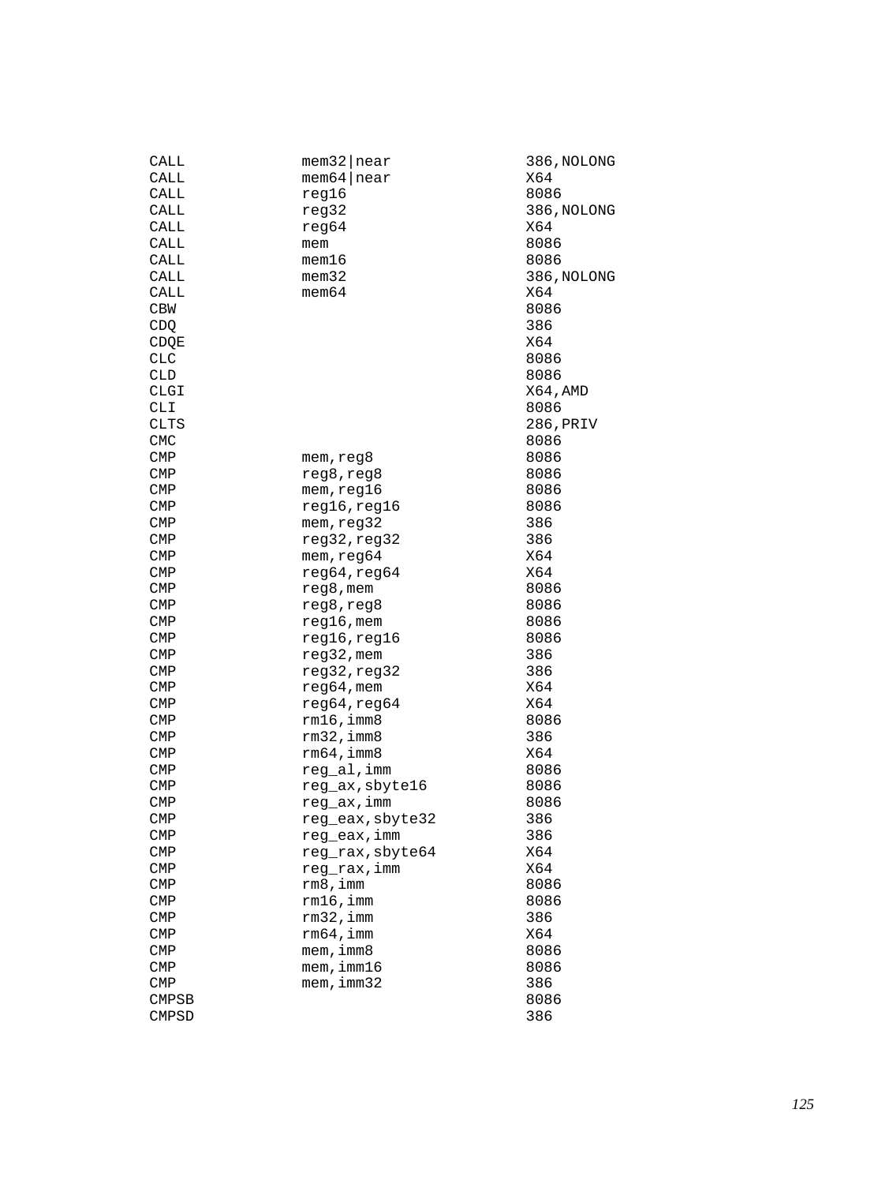```
CALL            mem32|near              386,NOLONG
CALL            mem64|near              X64
CALL            reg16                   8086
CALL            reg32                   386,NOLONG
CALL            reg64                   X64
CALL            mem                     8086
CALL            mem16                   8086
CALL            mem32                   386,NOLONG
CALL            mem64                   X64
CBW                                     8086
CDQ                                     386
CDQE                                    X64
CLC                                     8086
CLD                                     8086
CLGI                                    X64,AMD
CLI                                     8086
CLTS                                    286,PRIV
CMC                                     8086
CMP             mem,reg8                8086
CMP             reg8,reg8               8086
CMP             mem,reg16               8086
CMP             reg16,reg16             8086
CMP             mem,reg32               386
CMP             reg32,reg32             386
CMP             mem,reg64               X64
CMP             reg64,reg64             X64
CMP             reg8,mem                8086
CMP             reg8,reg8               8086
CMP             reg16,mem               8086
CMP             reg16,reg16             8086
CMP             reg32,mem               386
CMP             reg32,reg32             386
CMP             reg64,mem               X64
CMP             reg64,reg64             X64
CMP             rm16,imm8               8086
CMP             rm32,imm8               386
CMP             rm64,imm8               X64
CMP             reg_al,imm              8086
CMP             reg_ax,sbyte16          8086
CMP             reg_ax,imm              8086
CMP             reg_eax,sbyte32         386
CMP             reg_eax,imm             386
CMP             reg_rax,sbyte64         X64
CMP             reg_rax,imm             X64
CMP             rm8,imm                 8086
CMP             rm16,imm                8086
CMP             rm32,imm                386
CMP             rm64,imm                X64
CMP             mem,imm8                8086
CMP             mem,imm16               8086
CMP             mem,imm32               386
CMPSB                                   8086
CMPSD                                   386
```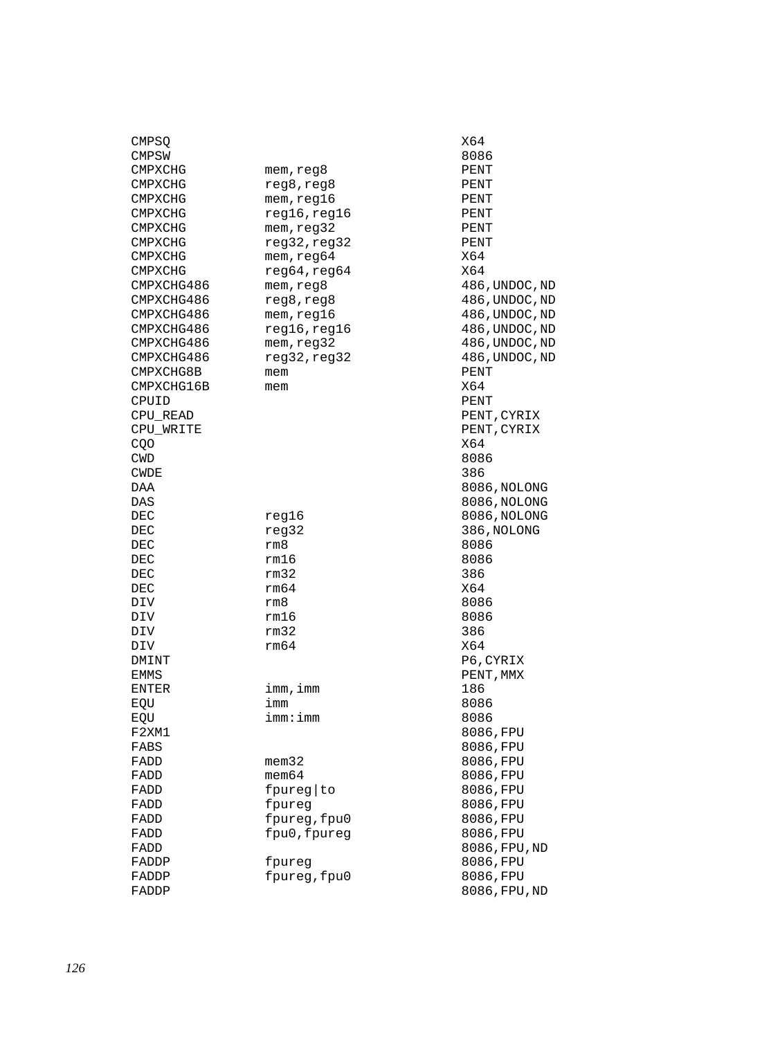```
CMPSQ                                   X64
CMPSW                                   8086
CMPXCHG          mem,reg8               PENT
CMPXCHG          reg8,reg8              PENT
CMPXCHG          mem,reg16              PENT
CMPXCHG          reg16,reg16            PENT
CMPXCHG          mem,reg32              PENT
CMPXCHG          reg32,reg32            PENT
CMPXCHG          mem,reg64              X64
CMPXCHG          reg64,reg64            X64
CMPXCHG486       mem,reg8               486,UNDOC,ND
CMPXCHG486       reg8,reg8              486,UNDOC,ND
CMPXCHG486       mem,reg16              486,UNDOC,ND
CMPXCHG486       reg16,reg16            486,UNDOC,ND
CMPXCHG486       mem,reg32              486,UNDOC,ND
CMPXCHG486       reg32,reg32            486,UNDOC,ND
CMPXCHG8B        mem                    PENT
CMPXCHG16B       mem                    X64
CPUID                                   PENT
CPU_READ                                PENT,CYRIX
CPU_WRITE                               PENT,CYRIX
CQO                                     X64
CWD                                     8086
CWDE                                    386
DAA                                     8086,NOLONG
DAS                                     8086,NOLONG
DEC              reg16                  8086,NOLONG
DEC              reg32                  386,NOLONG
DEC              rm8                    8086
DEC              rm16                   8086
DEC              rm32                   386
DEC              rm64                   X64
DIV              rm8                    8086
DIV              rm16                   8086
DIV              rm32                   386
DIV              rm64                   X64
DMINT                                   P6,CYRIX
EMMS                                    PENT,MMX
ENTER            imm,imm                186
EQU              imm                    8086
EQU              imm:imm                8086
F2XM1                                   8086,FPU
FABS                                    8086,FPU
FADD             mem32                  8086,FPU
FADD             mem64                  8086,FPU
FADD             fpureg|to              8086,FPU
FADD             fpureg                 8086,FPU
FADD             fpureg,fpu0            8086,FPU
FADD             fpu0,fpureg            8086,FPU
FADD                                    8086,FPU,ND
FADDP            fpureg                 8086,FPU
FADDP            fpureg,fpu0            8086,FPU
FADDP                                   8086,FPU,ND
```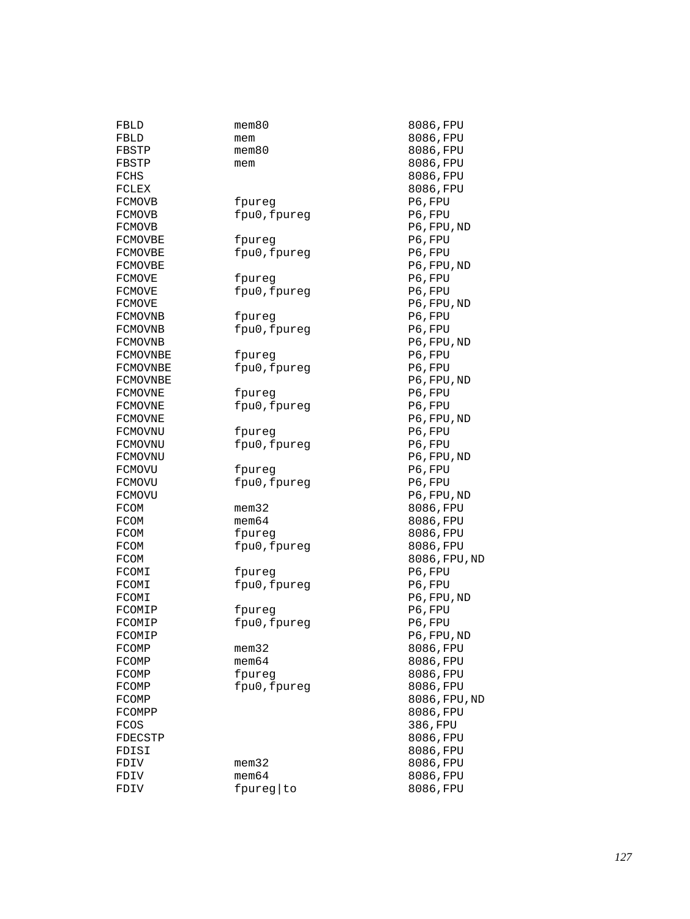```
FBLD            mem80               8086,FPU
FBLD            mem                 8086,FPU
FBSTP           mem80               8086,FPU
FBSTP           mem                 8086,FPU
FCHS                                8086,FPU
FCLEX                               8086,FPU
FCMOVB          fpureg              P6,FPU
FCMOVB          fpu0,fpureg         P6,FPU
FCMOVB                              P6,FPU,ND
FCMOVBE         fpureg              P6,FPU
FCMOVBE         fpu0,fpureg         P6,FPU
FCMOVBE                             P6,FPU,ND
FCMOVE          fpureg              P6,FPU
FCMOVE          fpu0,fpureg         P6,FPU
FCMOVE                              P6,FPU,ND
FCMOVNB         fpureg              P6,FPU
FCMOVNB         fpu0,fpureg         P6,FPU
FCMOVNB                             P6,FPU,ND
FCMOVNBE        fpureg              P6,FPU
FCMOVNBE        fpu0,fpureg         P6,FPU
FCMOVNBE                            P6,FPU,ND
FCMOVNE         fpureg              P6,FPU
FCMOVNE         fpu0,fpureg         P6,FPU
FCMOVNE                             P6,FPU,ND
FCMOVNU         fpureg              P6,FPU
FCMOVNU         fpu0,fpureg         P6,FPU
FCMOVNU                             P6,FPU,ND
FCMOVU          fpureg              P6,FPU
FCMOVU          fpu0,fpureg         P6,FPU
FCMOVU                              P6,FPU,ND
FCOM            mem32               8086,FPU
FCOM            mem64               8086,FPU
FCOM            fpureg              8086,FPU
FCOM            fpu0,fpureg         8086,FPU
FCOM                                8086,FPU,ND
FCOMI           fpureg              P6,FPU
FCOMI           fpu0,fpureg         P6,FPU
FCOMI                               P6,FPU,ND
FCOMIP          fpureg              P6,FPU
FCOMIP          fpu0,fpureg         P6,FPU
FCOMIP                              P6,FPU,ND
FCOMP           mem32               8086,FPU
FCOMP           mem64               8086,FPU
FCOMP           fpureg              8086,FPU
FCOMP           fpu0,fpureg         8086,FPU
FCOMP                               8086,FPU,ND
FCOMPP                              8086,FPU
FCOS                                386,FPU
FDECSTP                             8086,FPU
FDISI                               8086,FPU
FDIV            mem32               8086,FPU
FDIV            mem64               8086,FPU
FDIV            fpureg|to           8086,FPU
```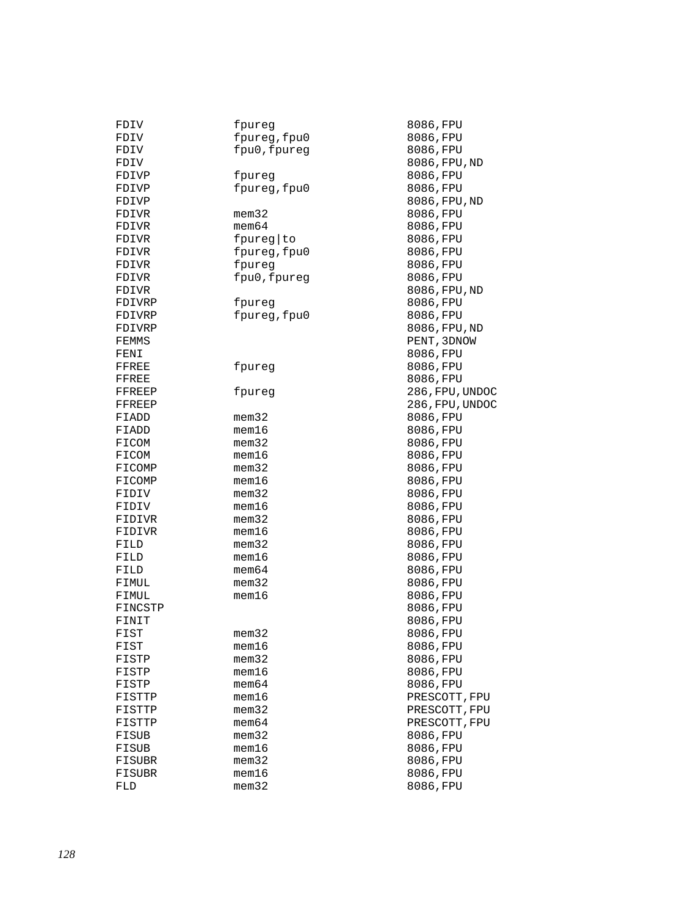```
FDIV            fpureg                  8086,FPU
FDIV            fpureg,fpu0             8086,FPU
FDIV            fpu0,fpureg             8086,FPU
FDIV                                    8086,FPU,ND
FDIVP           fpureg                  8086,FPU
FDIVP           fpureg,fpu0             8086,FPU
FDIVP                                   8086,FPU,ND
FDIVR           mem32                   8086,FPU
FDIVR           mem64                   8086,FPU
FDIVR           fpureg|to               8086,FPU
FDIVR           fpureg,fpu0             8086,FPU
FDIVR           fpureg                  8086,FPU
FDIVR           fpu0,fpureg             8086,FPU
FDIVR                                   8086,FPU,ND
FDIVRP          fpureg                  8086,FPU
FDIVRP          fpureg,fpu0             8086,FPU
FDIVRP                                  8086,FPU,ND
FEMMS                                   PENT,3DNOW
FENI                                    8086,FPU
FFREE           fpureg                  8086,FPU
FFREE                                   8086,FPU
FFREEP          fpureg                  286,FPU,UNDOC
FFREEP                                  286,FPU,UNDOC
FIADD           mem32                   8086,FPU
FIADD           mem16                   8086,FPU
FICOM           mem32                   8086,FPU
FICOM           mem16                   8086,FPU
FICOMP          mem32                   8086,FPU
FICOMP          mem16                   8086,FPU
FIDIV           mem32                   8086,FPU
FIDIV           mem16                   8086,FPU
FIDIVR          mem32                   8086,FPU
FIDIVR          mem16                   8086,FPU
FILD            mem32                   8086,FPU
FILD            mem16                   8086,FPU
FILD            mem64                   8086,FPU
FIMUL           mem32                   8086,FPU
FIMUL           mem16                   8086,FPU
FINCSTP                                 8086,FPU
FINIT                                   8086,FPU
FIST            mem32                   8086,FPU
FIST            mem16                   8086,FPU
FISTP           mem32                   8086,FPU
FISTP           mem16                   8086,FPU
FISTP           mem64                   8086,FPU
FISTTP          mem16                   PRESCOTT,FPU
FISTTP          mem32                   PRESCOTT,FPU
FISTTP          mem64                   PRESCOTT,FPU
FISUB           mem32                   8086,FPU
FISUB           mem16                   8086,FPU
FISUBR          mem32                   8086,FPU
FISUBR          mem16                   8086,FPU
FLD             mem32                   8086,FPU
```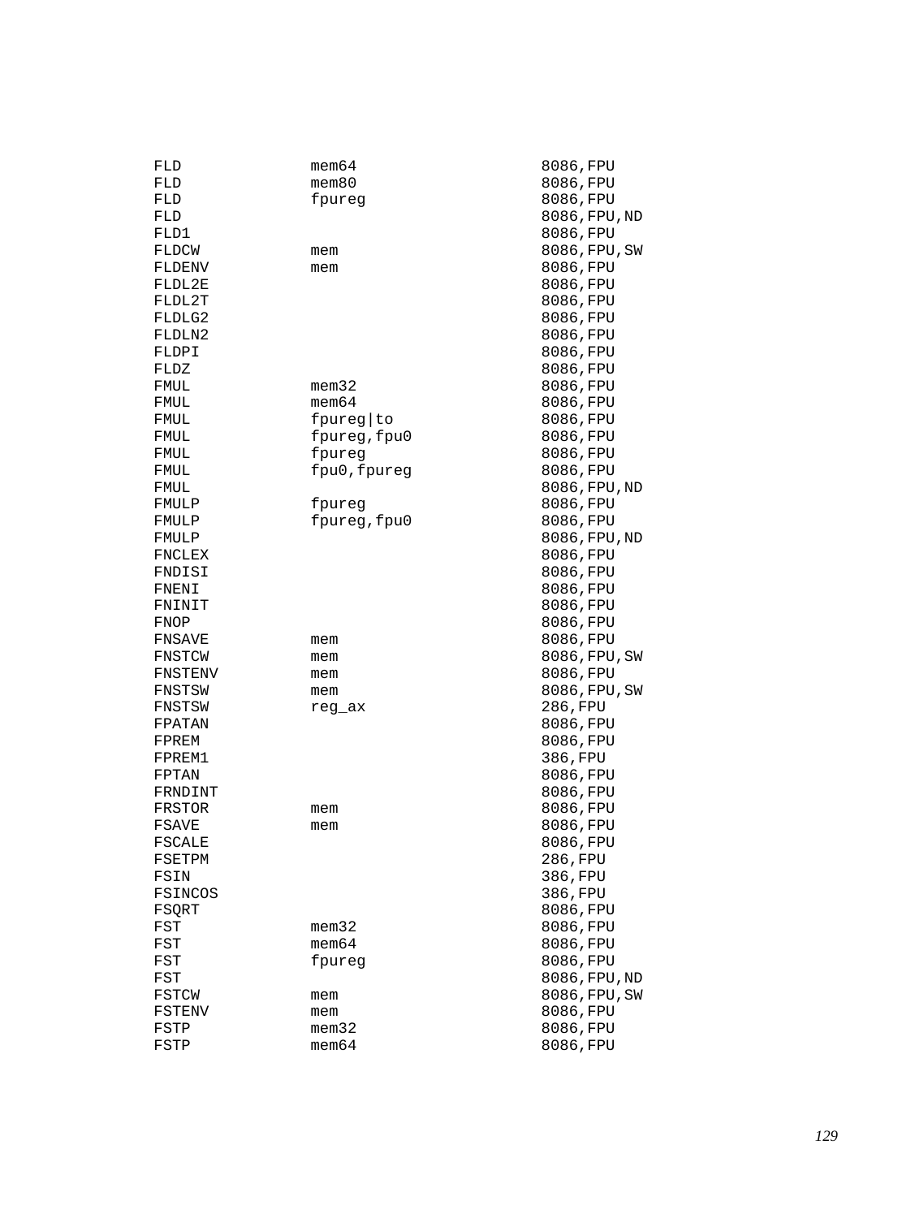```
FLD         mem64           8086,FPU
FLD         mem80           8086,FPU
FLD         fpureg          8086,FPU
FLD                         8086,FPU,ND
FLD1                        8086,FPU
FLDCW       mem             8086,FPU,SW
FLDENV      mem             8086,FPU
FLDL2E                      8086,FPU
FLDL2T                      8086,FPU
FLDLG2                      8086,FPU
FLDLN2                      8086,FPU
FLDPI                       8086,FPU
FLDZ                        8086,FPU
FMUL        mem32           8086,FPU
FMUL        mem64           8086,FPU
FMUL        fpureg|to       8086,FPU
FMUL        fpureg,fpu0     8086,FPU
FMUL        fpureg          8086,FPU
FMUL        fpu0,fpureg     8086,FPU
FMUL                        8086,FPU,ND
FMULP       fpureg          8086,FPU
FMULP       fpureg,fpu0     8086,FPU
FMULP                       8086,FPU,ND
FNCLEX                      8086,FPU
FNDISI                      8086,FPU
FNENI                       8086,FPU
FNINIT                      8086,FPU
FNOP                        8086,FPU
FNSAVE      mem             8086,FPU
FNSTCW      mem             8086,FPU,SW
FNSTENV     mem             8086,FPU
FNSTSW      mem             8086,FPU,SW
FNSTSW      reg_ax          286,FPU
FPATAN                      8086,FPU
FPREM                       8086,FPU
FPREM1                      386,FPU
FPTAN                       8086,FPU
FRNDINT                     8086,FPU
FRSTOR      mem             8086,FPU
FSAVE       mem             8086,FPU
FSCALE                      8086,FPU
FSETPM                      286,FPU
FSIN                        386,FPU
FSINCOS                     386,FPU
FSQRT                       8086,FPU
FST         mem32           8086,FPU
FST         mem64           8086,FPU
FST         fpureg          8086,FPU
FST                         8086,FPU,ND
FSTCW       mem             8086,FPU,SW
FSTENV      mem             8086,FPU
FSTP        mem32           8086,FPU
FSTP        mem64           8086,FPU
```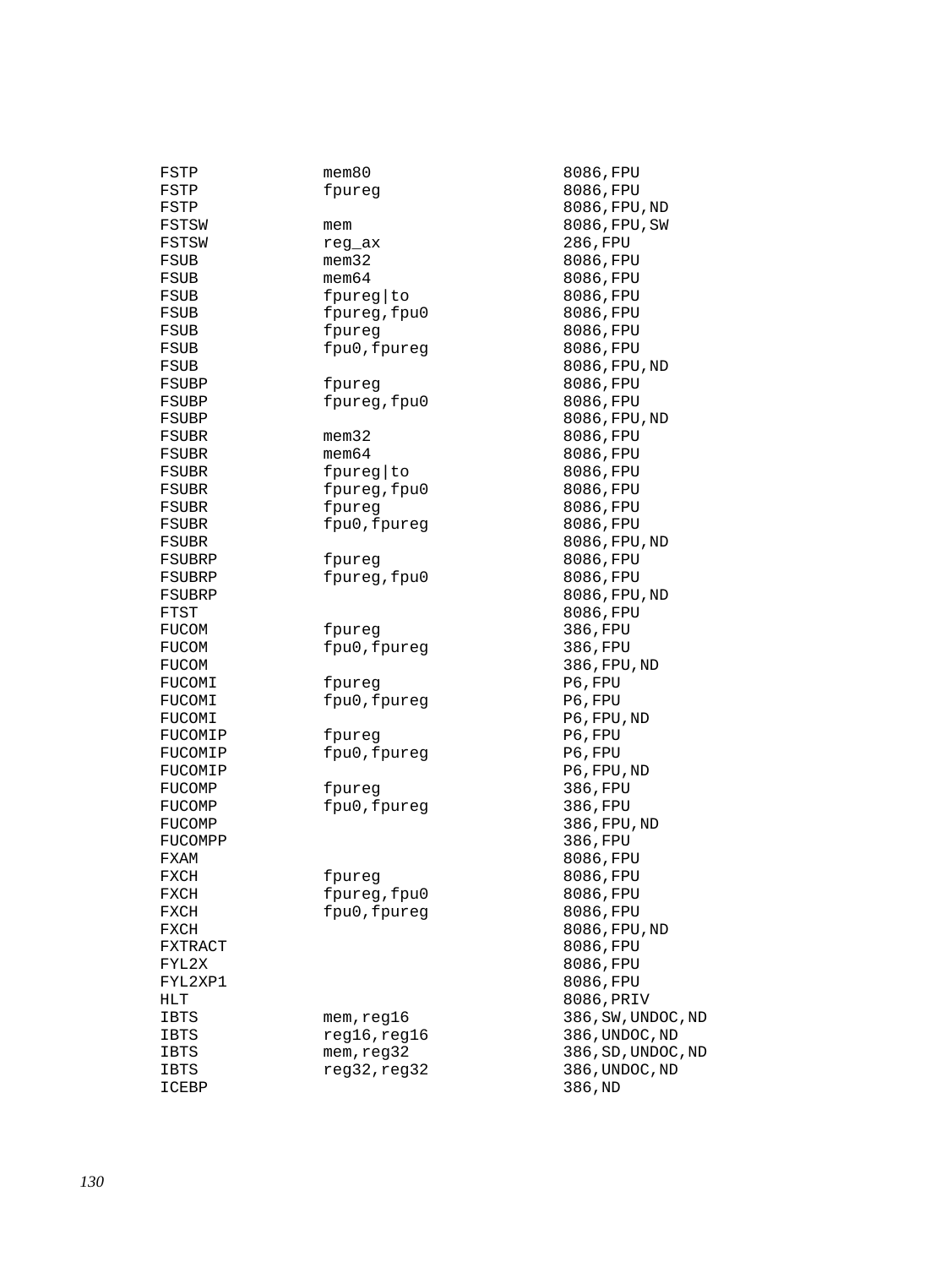```
FSTP            mem80                    8086,FPU
FSTP            fpureg                   8086,FPU
FSTP                                     8086,FPU,ND
FSTSW           mem                      8086,FPU,SW
FSTSW           reg_ax                   286,FPU
FSUB            mem32                    8086,FPU
FSUB            mem64                    8086,FPU
FSUB            fpureg|to                8086,FPU
FSUB            fpureg,fpu0              8086,FPU
FSUB            fpureg                   8086,FPU
FSUB            fpu0,fpureg              8086,FPU
FSUB                                     8086,FPU,ND
FSUBP           fpureg                   8086,FPU
FSUBP           fpureg,fpu0              8086,FPU
FSUBP                                    8086,FPU,ND
FSUBR           mem32                    8086,FPU
FSUBR           mem64                    8086,FPU
FSUBR           fpureg|to                8086,FPU
FSUBR           fpureg,fpu0              8086,FPU
FSUBR           fpureg                   8086,FPU
FSUBR           fpu0,fpureg              8086,FPU
FSUBR                                    8086,FPU,ND
FSUBRP          fpureg                   8086,FPU
FSUBRP          fpureg,fpu0              8086,FPU
FSUBRP                                   8086,FPU,ND
FTST                                     8086,FPU
FUCOM           fpureg                   386,FPU
FUCOM           fpu0,fpureg              386,FPU
FUCOM                                    386,FPU,ND
FUCOMI          fpureg                   P6,FPU
FUCOMI          fpu0,fpureg              P6,FPU
FUCOMI                                   P6,FPU,ND
FUCOMIP         fpureg                   P6,FPU
FUCOMIP         fpu0,fpureg              P6,FPU
FUCOMIP                                  P6,FPU,ND
FUCOMP          fpureg                   386,FPU
FUCOMP          fpu0,fpureg              386,FPU
FUCOMP                                   386,FPU,ND
FUCOMPP                                  386,FPU
FXAM                                     8086,FPU
FXCH            fpureg                   8086,FPU
FXCH            fpureg,fpu0              8086,FPU
FXCH            fpu0,fpureg              8086,FPU
FXCH                                     8086,FPU,ND
FXTRACT                                  8086,FPU
FYL2X                                    8086,FPU
FYL2XP1                                  8086,FPU
HLT                                      8086,PRIV
IBTS            mem,reg16                386,SW,UNDOC,ND
IBTS            reg16,reg16              386,UNDOC,ND
IBTS            mem,reg32                386,SD,UNDOC,ND
IBTS            reg32,reg32              386,UNDOC,ND
ICEBP                                    386,ND
```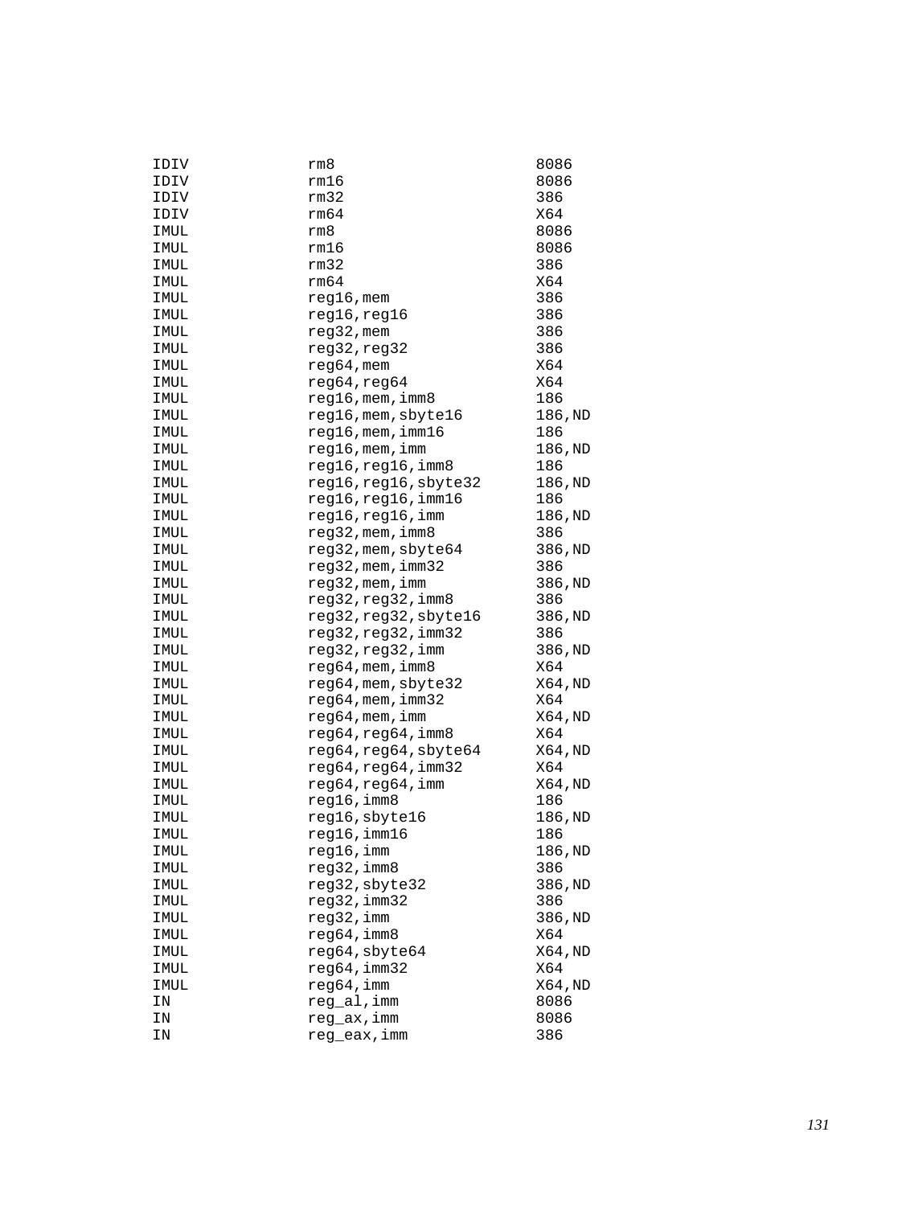```
IDIV            rm8                     8086
IDIV            rm16                    8086
IDIV            rm32                    386
IDIV            rm64                    X64
IMUL            rm8                     8086
IMUL            rm16                    8086
IMUL            rm32                    386
IMUL            rm64                    X64
IMUL            reg16,mem               386
IMUL            reg16,reg16             386
IMUL            reg32,mem               386
IMUL            reg32,reg32             386
IMUL            reg64,mem               X64
IMUL            reg64,reg64             X64
IMUL            reg16,mem,imm8          186
IMUL            reg16,mem,sbyte16       186,ND
IMUL            reg16,mem,imm16         186
IMUL            reg16,mem,imm           186,ND
IMUL            reg16,reg16,imm8        186
IMUL            reg16,reg16,sbyte32     186,ND
IMUL            reg16,reg16,imm16       186
IMUL            reg16,reg16,imm         186,ND
IMUL            reg32,mem,imm8          386
IMUL            reg32,mem,sbyte64       386,ND
IMUL            reg32,mem,imm32         386
IMUL            reg32,mem,imm           386,ND
IMUL            reg32,reg32,imm8        386
IMUL            reg32,reg32,sbyte16     386,ND
IMUL            reg32,reg32,imm32       386
IMUL            reg32,reg32,imm         386,ND
IMUL            reg64,mem,imm8          X64
IMUL            reg64,mem,sbyte32       X64,ND
IMUL            reg64,mem,imm32         X64
IMUL            reg64,mem,imm           X64,ND
IMUL            reg64,reg64,imm8        X64
IMUL            reg64,reg64,sbyte64     X64,ND
IMUL            reg64,reg64,imm32       X64
IMUL            reg64,reg64,imm         X64,ND
IMUL            reg16,imm8              186
IMUL            reg16,sbyte16           186,ND
IMUL            reg16,imm16             186
IMUL            reg16,imm               186,ND
IMUL            reg32,imm8              386
IMUL            reg32,sbyte32           386,ND
IMUL            reg32,imm32             386
IMUL            reg32,imm               386,ND
IMUL            reg64,imm8              X64
IMUL            reg64,sbyte64           X64,ND
IMUL            reg64,imm32             X64
IMUL            reg64,imm               X64,ND
IN              reg_al,imm              8086
IN              reg_ax,imm              8086
IN              reg_eax,imm             386
```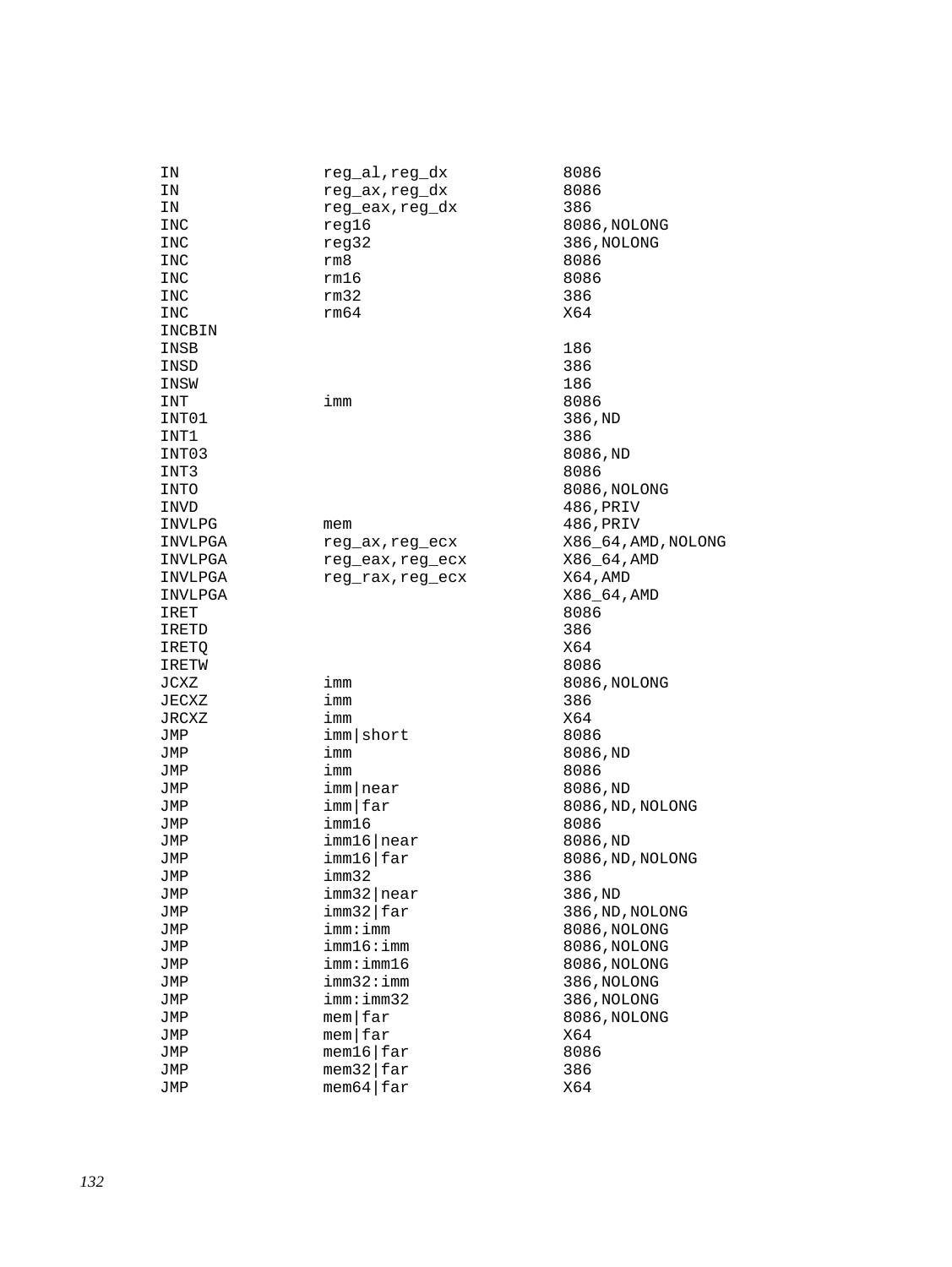```
IN              reg_al,reg_dx           8086
IN              reg_ax,reg_dx           8086
IN              reg_eax,reg_dx          386
INC             reg16                   8086,NOLONG
INC             reg32                   386,NOLONG
INC             rm8                     8086
INC             rm16                    8086
INC             rm32                    386
INC             rm64                    X64
INCBIN
INSB                                    186
INSD                                    386
INSW                                    186
INT             imm                     8086
INT01                                   386,ND
INT1                                    386
INT03                                   8086,ND
INT3                                    8086
INTO                                    8086,NOLONG
INVD                                    486,PRIV
INVLPG          mem                     486,PRIV
INVLPGA         reg_ax,reg_ecx          X86_64,AMD,NOLONG
INVLPGA         reg_eax,reg_ecx         X86_64,AMD
INVLPGA         reg_rax,reg_ecx         X64,AMD
INVLPGA                                 X86_64,AMD
IRET                                    8086
IRETD                                   386
IRETQ                                   X64
IRETW                                   8086
JCXZ            imm                     8086,NOLONG
JECXZ           imm                     386
JRCXZ           imm                     X64
JMP             imm|short               8086
JMP             imm                     8086,ND
JMP             imm                     8086
JMP             imm|near                8086,ND
JMP             imm|far                 8086,ND,NOLONG
JMP             imm16                   8086
JMP             imm16|near              8086,ND
JMP             imm16|far               8086,ND,NOLONG
JMP             imm32                   386
JMP             imm32|near              386,ND
JMP             imm32|far               386,ND,NOLONG
JMP             imm:imm                 8086,NOLONG
JMP             imm16:imm               8086,NOLONG
JMP             imm:imm16               8086,NOLONG
JMP             imm32:imm               386,NOLONG
JMP             imm:imm32               386,NOLONG
JMP             mem|far                 8086,NOLONG
JMP             mem|far                 X64
JMP             mem16|far               8086
JMP             mem32|far               386
JMP             mem64|far               X64
```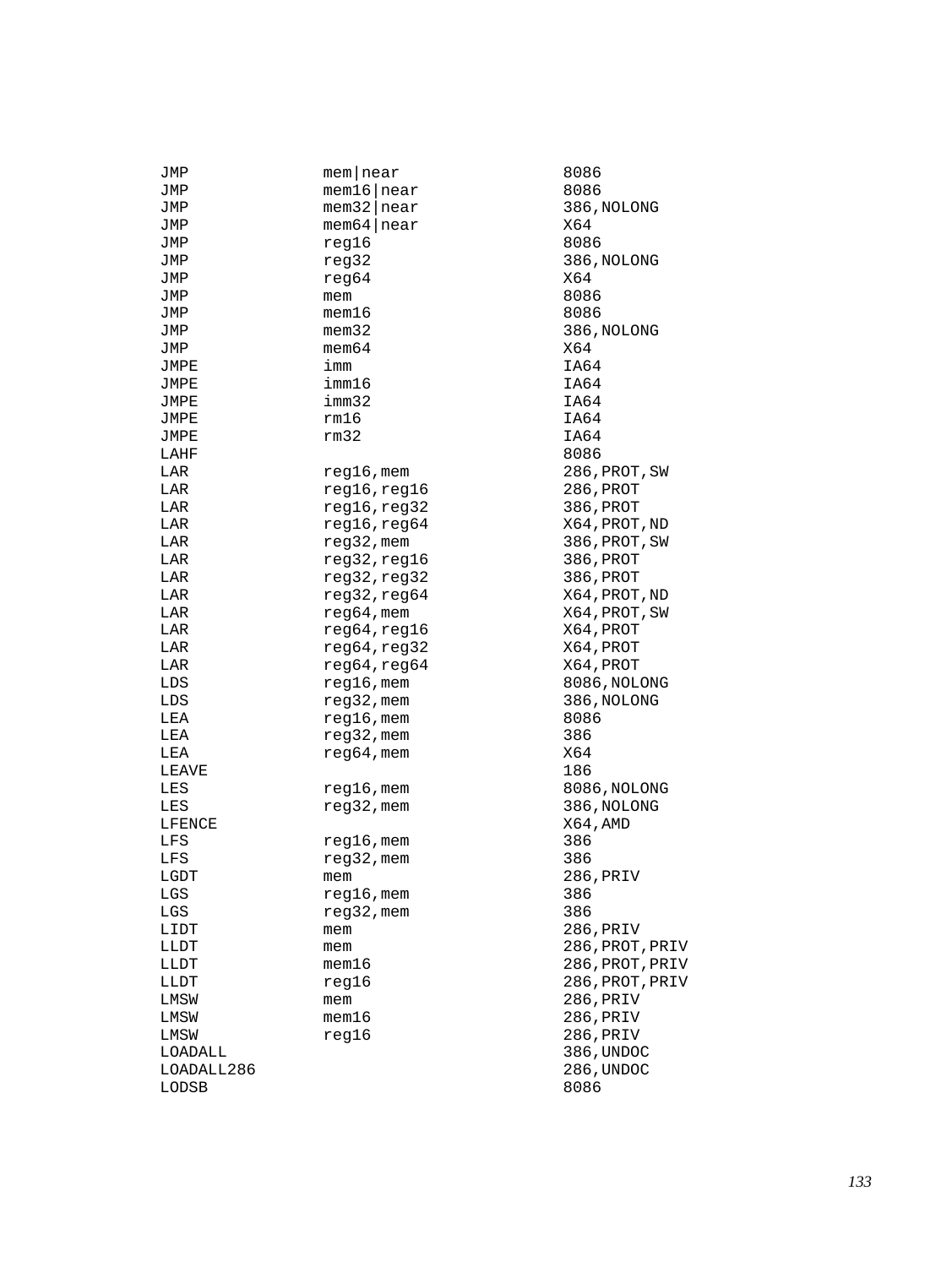```
JMP             mem|near            8086
JMP             mem16|near          8086
JMP             mem32|near          386,NOLONG
JMP             mem64|near          X64
JMP             reg16               8086
JMP             reg32               386,NOLONG
JMP             reg64               X64
JMP             mem                 8086
JMP             mem16               8086
JMP             mem32               386,NOLONG
JMP             mem64               X64
JMPE            imm                 IA64
JMPE            imm16               IA64
JMPE            imm32               IA64
JMPE            rm16                IA64
JMPE            rm32                IA64
LAHF                                8086
LAR             reg16,mem           286,PROT,SW
LAR             reg16,reg16         286,PROT
LAR             reg16,reg32         386,PROT
LAR             reg16,reg64         X64,PROT,ND
LAR             reg32,mem           386,PROT,SW
LAR             reg32,reg16         386,PROT
LAR             reg32,reg32         386,PROT
LAR             reg32,reg64         X64,PROT,ND
LAR             reg64,mem           X64,PROT,SW
LAR             reg64,reg16         X64,PROT
LAR             reg64,reg32         X64,PROT
LAR             reg64,reg64         X64,PROT
LDS             reg16,mem           8086,NOLONG
LDS             reg32,mem           386,NOLONG
LEA             reg16,mem           8086
LEA             reg32,mem           386
LEA             reg64,mem           X64
LEAVE                               186
LES             reg16,mem           8086,NOLONG
LES             reg32,mem           386,NOLONG
LFENCE                              X64,AMD
LFS             reg16,mem           386
LFS             reg32,mem           386
LGDT            mem                 286,PRIV
LGS             reg16,mem           386
LGS             reg32,mem           386
LIDT            mem                 286,PRIV
LLDT            mem                 286,PROT,PRIV
LLDT            mem16               286,PROT,PRIV
LLDT            reg16               286,PROT,PRIV
LMSW            mem                 286,PRIV
LMSW            mem16               286,PRIV
LMSW            reg16               286,PRIV
LOADALL                             386,UNDOC
LOADALL286                          286,UNDOC
LODSB                               8086
```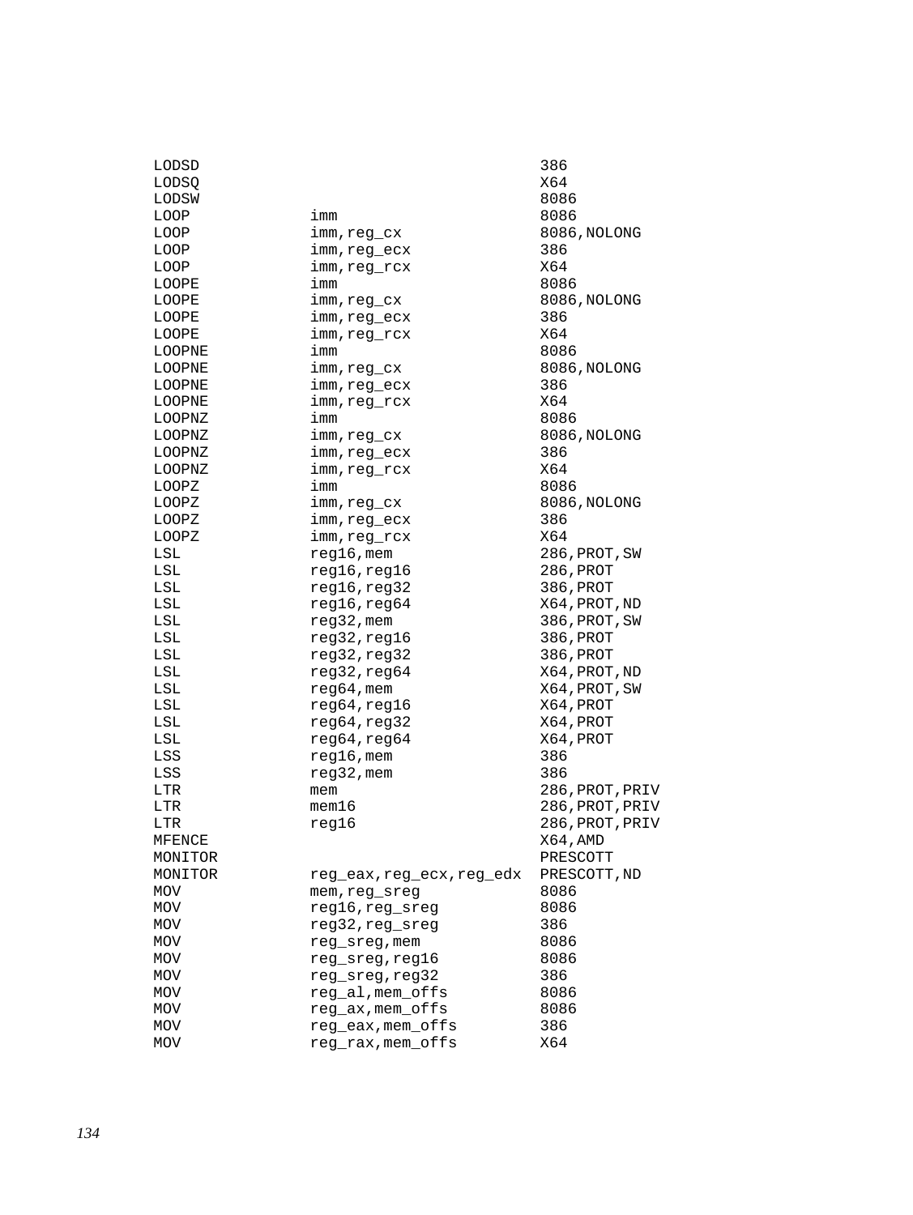```
LODSD                                   386
LODSQ                                   X64
LODSW                                   8086
LOOP            imm                     8086
LOOP            imm,reg_cx              8086,NOLONG
LOOP            imm,reg_ecx             386
LOOP            imm,reg_rcx             X64
LOOPE           imm                     8086
LOOPE           imm,reg_cx              8086,NOLONG
LOOPE           imm,reg_ecx             386
LOOPE           imm,reg_rcx             X64
LOOPNE          imm                     8086
LOOPNE          imm,reg_cx              8086,NOLONG
LOOPNE          imm,reg_ecx             386
LOOPNE          imm,reg_rcx             X64
LOOPNZ          imm                     8086
LOOPNZ          imm,reg_cx              8086,NOLONG
LOOPNZ          imm,reg_ecx             386
LOOPNZ          imm,reg_rcx             X64
LOOPZ           imm                     8086
LOOPZ           imm,reg_cx              8086,NOLONG
LOOPZ           imm,reg_ecx             386
LOOPZ           imm,reg_rcx             X64
LSL             reg16,mem               286,PROT,SW
LSL             reg16,reg16             286,PROT
LSL             reg16,reg32             386,PROT
LSL             reg16,reg64             X64,PROT,ND
LSL             reg32,mem               386,PROT,SW
LSL             reg32,reg16             386,PROT
LSL             reg32,reg32             386,PROT
LSL             reg32,reg64             X64,PROT,ND
LSL             reg64,mem               X64,PROT,SW
LSL             reg64,reg16             X64,PROT
LSL             reg64,reg32             X64,PROT
LSL             reg64,reg64             X64,PROT
LSS             reg16,mem               386
LSS             reg32,mem               386
LTR             mem                     286,PROT,PRIV
LTR             mem16                   286,PROT,PRIV
LTR             reg16                   286,PROT,PRIV
MFENCE                                  X64,AMD
MONITOR                                 PRESCOTT
MONITOR         reg_eax,reg_ecx,reg_edx PRESCOTT,ND
MOV             mem,reg_sreg            8086
MOV             reg16,reg_sreg          8086
MOV             reg32,reg_sreg          386
MOV             reg_sreg,mem            8086
MOV             reg_sreg,reg16          8086
MOV             reg_sreg,reg32          386
MOV             reg_al,mem_offs         8086
MOV             reg_ax,mem_offs         8086
MOV             reg_eax,mem_offs        386
MOV             reg_rax,mem_offs        X64
```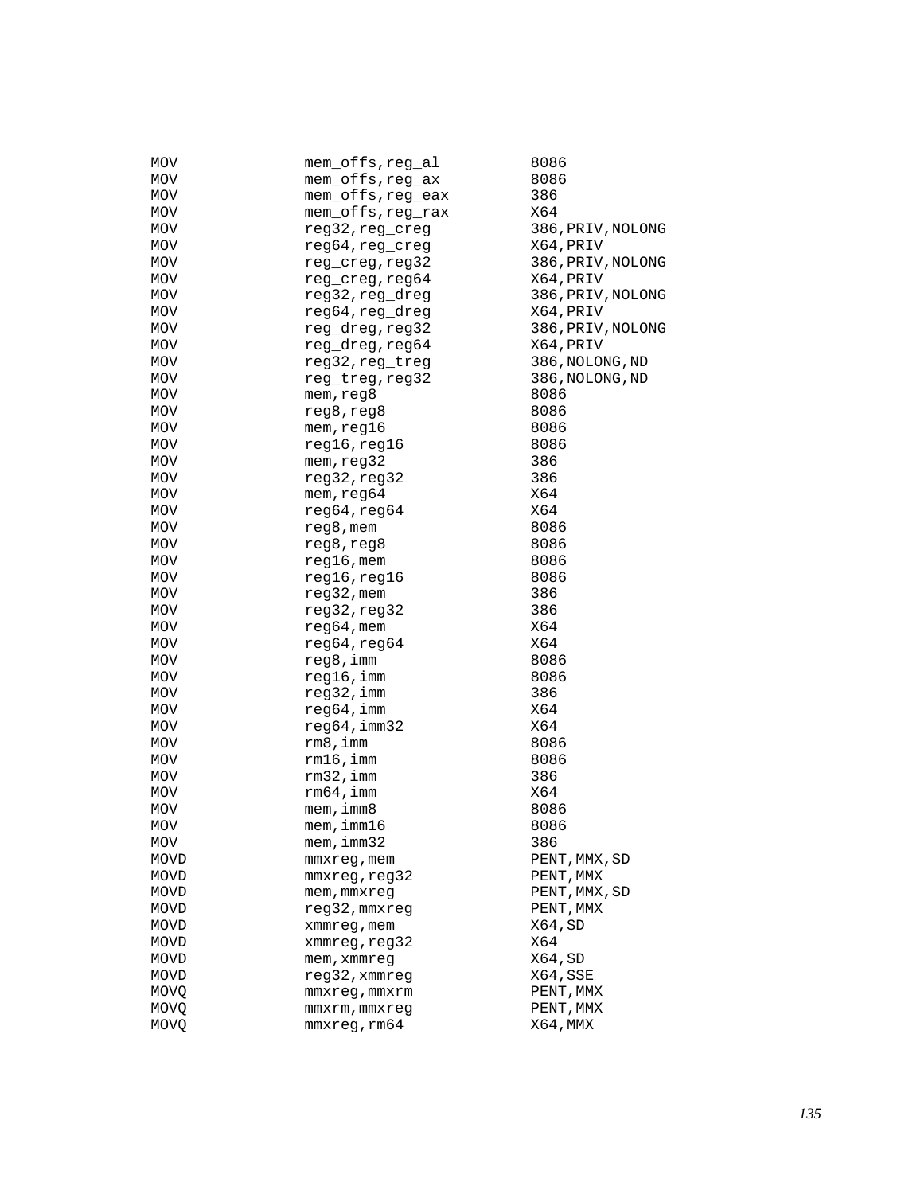```
MOV             mem_offs,reg_al         8086
MOV             mem_offs,reg_ax         8086
MOV             mem_offs,reg_eax        386
MOV             mem_offs,reg_rax        X64
MOV             reg32,reg_creg          386,PRIV,NOLONG
MOV             reg64,reg_creg          X64,PRIV
MOV             reg_creg,reg32          386,PRIV,NOLONG
MOV             reg_creg,reg64          X64,PRIV
MOV             reg32,reg_dreg          386,PRIV,NOLONG
MOV             reg64,reg_dreg          X64,PRIV
MOV             reg_dreg,reg32          386,PRIV,NOLONG
MOV             reg_dreg,reg64          X64,PRIV
MOV             reg32,reg_treg          386,NOLONG,ND
MOV             reg_treg,reg32          386,NOLONG,ND
MOV             mem,reg8                8086
MOV             reg8,reg8               8086
MOV             mem,reg16               8086
MOV             reg16,reg16             8086
MOV             mem,reg32               386
MOV             reg32,reg32             386
MOV             mem,reg64               X64
MOV             reg64,reg64             X64
MOV             reg8,mem                8086
MOV             reg8,reg8               8086
MOV             reg16,mem               8086
MOV             reg16,reg16             8086
MOV             reg32,mem               386
MOV             reg32,reg32             386
MOV             reg64,mem               X64
MOV             reg64,reg64             X64
MOV             reg8,imm                8086
MOV             reg16,imm               8086
MOV             reg32,imm               386
MOV             reg64,imm               X64
MOV             reg64,imm32             X64
MOV             rm8,imm                 8086
MOV             rm16,imm                8086
MOV             rm32,imm                386
MOV             rm64,imm                X64
MOV             mem,imm8                8086
MOV             mem,imm16               8086
MOV             mem,imm32               386
MOVD            mmxreg,mem              PENT,MMX,SD
MOVD            mmxreg,reg32            PENT,MMX
MOVD            mem,mmxreg              PENT,MMX,SD
MOVD            reg32,mmxreg            PENT,MMX
MOVD            xmmreg,mem              X64,SD
MOVD            xmmreg,reg32            X64
MOVD            mem,xmmreg              X64,SD
MOVD            reg32,xmmreg            X64,SSE
MOVQ            mmxreg,mmxrm            PENT,MMX
MOVQ            mmxrm,mmxreg            PENT,MMX
MOVQ            mmxreg,rm64             X64,MMX
```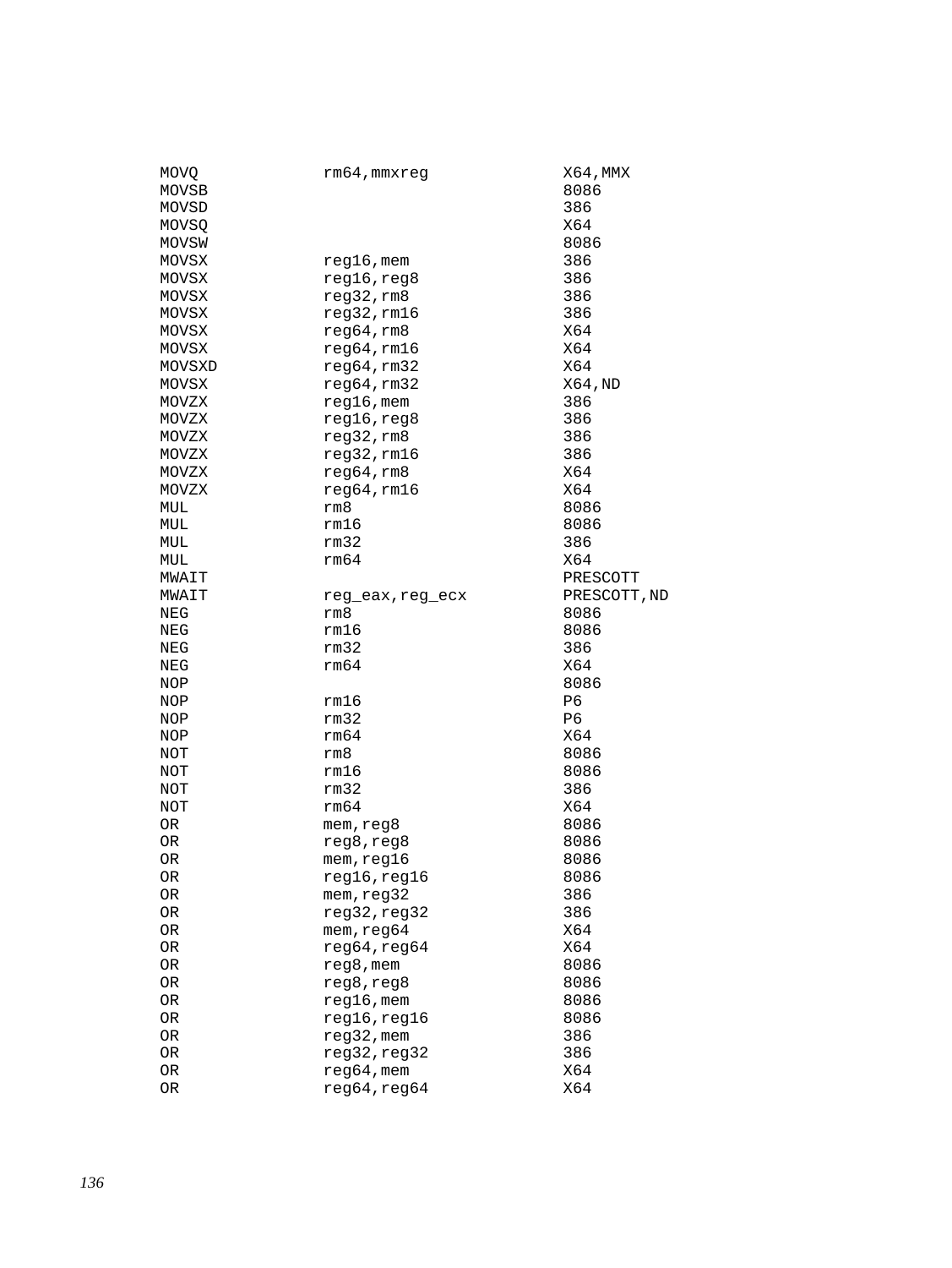```
MOVQ        rm64,mmxreg          X64,MMX
MOVSB                            8086
MOVSD                            386
MOVSQ                            X64
MOVSW                            8086
MOVSX       reg16,mem            386
MOVSX       reg16,reg8           386
MOVSX       reg32,rm8            386
MOVSX       reg32,rm16           386
MOVSX       reg64,rm8            X64
MOVSX       reg64,rm16           X64
MOVSXD      reg64,rm32           X64
MOVSX       reg64,rm32           X64,ND
MOVZX       reg16,mem            386
MOVZX       reg16,reg8           386
MOVZX       reg32,rm8            386
MOVZX       reg32,rm16           386
MOVZX       reg64,rm8            X64
MOVZX       reg64,rm16           X64
MUL         rm8                  8086
MUL         rm16                 8086
MUL         rm32                 386
MUL         rm64                 X64
MWAIT                            PRESCOTT
MWAIT       reg_eax,reg_ecx      PRESCOTT,ND
NEG         rm8                  8086
NEG         rm16                 8086
NEG         rm32                 386
NEG         rm64                 X64
NOP                              8086
NOP         rm16                 P6
NOP         rm32                 P6
NOP         rm64                 X64
NOT         rm8                  8086
NOT         rm16                 8086
NOT         rm32                 386
NOT         rm64                 X64
OR          mem,reg8             8086
OR          reg8,reg8            8086
OR          mem,reg16            8086
OR          reg16,reg16          8086
OR          mem,reg32            386
OR          reg32,reg32          386
OR          mem,reg64            X64
OR          reg64,reg64          X64
OR          reg8,mem             8086
OR          reg8,reg8            8086
OR          reg16,mem            8086
OR          reg16,reg16          8086
OR          reg32,mem            386
OR          reg32,reg32          386
OR          reg64,mem            X64
OR          reg64,reg64          X64
```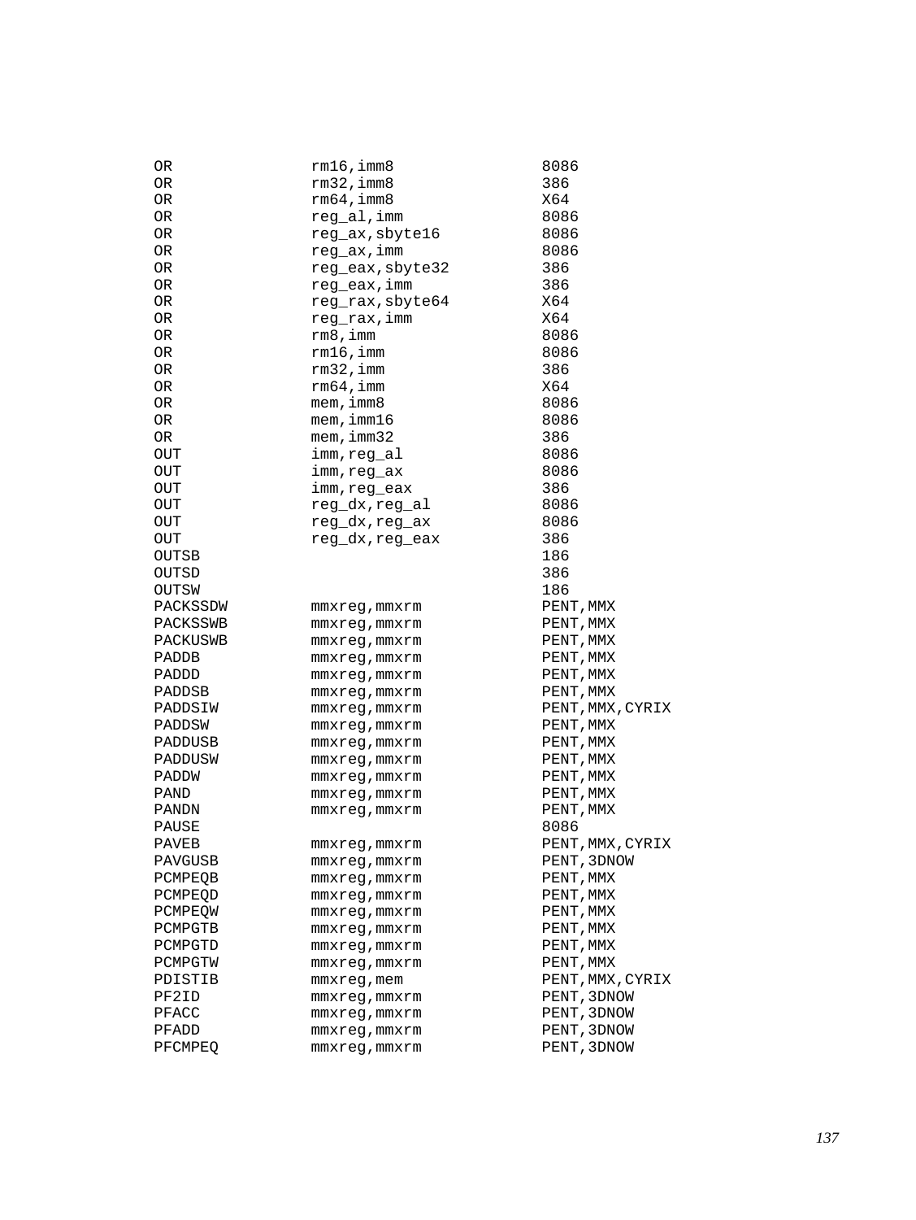```
OR              rm16,imm8               8086
OR              rm32,imm8               386
OR              rm64,imm8               X64
OR              reg_al,imm              8086
OR              reg_ax,sbyte16          8086
OR              reg_ax,imm              8086
OR              reg_eax,sbyte32         386
OR              reg_eax,imm             386
OR              reg_rax,sbyte64         X64
OR              reg_rax,imm             X64
OR              rm8,imm                 8086
OR              rm16,imm                8086
OR              rm32,imm                386
OR              rm64,imm                X64
OR              mem,imm8                8086
OR              mem,imm16               8086
OR              mem,imm32               386
OUT             imm,reg_al              8086
OUT             imm,reg_ax              8086
OUT             imm,reg_eax             386
OUT             reg_dx,reg_al           8086
OUT             reg_dx,reg_ax           8086
OUT             reg_dx,reg_eax          386
OUTSB                                   186
OUTSD                                   386
OUTSW                                   186
PACKSSDW        mmxreg,mmxrm            PENT,MMX
PACKSSWB        mmxreg,mmxrm            PENT,MMX
PACKUSWB        mmxreg,mmxrm            PENT,MMX
PADDB           mmxreg,mmxrm            PENT,MMX
PADDD           mmxreg,mmxrm            PENT,MMX
PADDSB          mmxreg,mmxrm            PENT,MMX
PADDSIW         mmxreg,mmxrm            PENT,MMX,CYRIX
PADDSW          mmxreg,mmxrm            PENT,MMX
PADDUSB         mmxreg,mmxrm            PENT,MMX
PADDUSW         mmxreg,mmxrm            PENT,MMX
PADDW           mmxreg,mmxrm            PENT,MMX
PAND            mmxreg,mmxrm            PENT,MMX
PANDN           mmxreg,mmxrm            PENT,MMX
PAUSE                                   8086
PAVEB           mmxreg,mmxrm            PENT,MMX,CYRIX
PAVGUSB         mmxreg,mmxrm            PENT,3DNOW
PCMPEQB         mmxreg,mmxrm            PENT,MMX
PCMPEQD         mmxreg,mmxrm            PENT,MMX
PCMPEQW         mmxreg,mmxrm            PENT,MMX
PCMPGTB         mmxreg,mmxrm            PENT,MMX
PCMPGTD         mmxreg,mmxrm            PENT,MMX
PCMPGTW         mmxreg,mmxrm            PENT,MMX
PDISTIB         mmxreg,mem              PENT,MMX,CYRIX
PF2ID           mmxreg,mmxrm            PENT,3DNOW
PFACC           mmxreg,mmxrm            PENT,3DNOW
PFADD           mmxreg,mmxrm            PENT,3DNOW
PFCMPEQ         mmxreg,mmxrm            PENT,3DNOW
```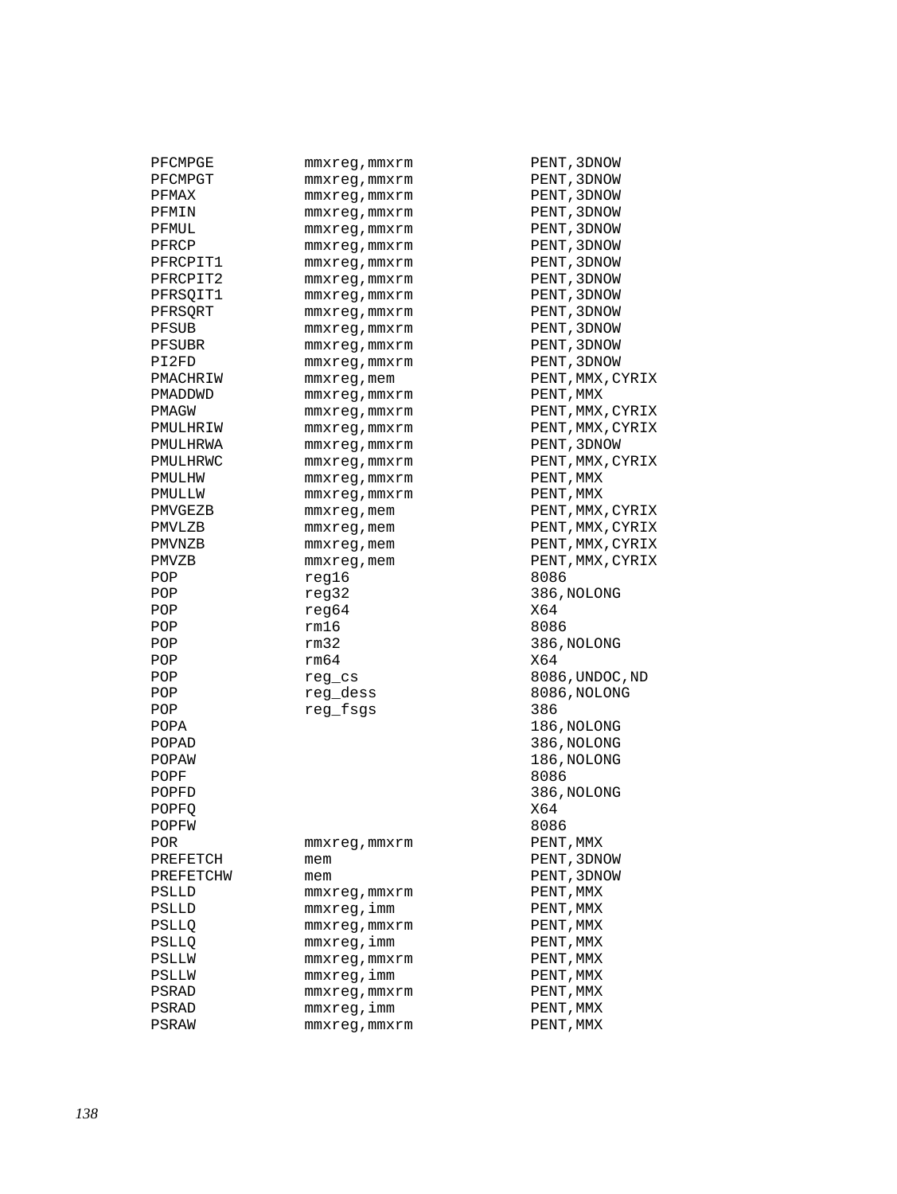```
PFCMPGE         mmxreg,mmxrm        PENT,3DNOW
PFCMPGT         mmxreg,mmxrm        PENT,3DNOW
PFMAX           mmxreg,mmxrm        PENT,3DNOW
PFMIN           mmxreg,mmxrm        PENT,3DNOW
PFMUL           mmxreg,mmxrm        PENT,3DNOW
PFRCP           mmxreg,mmxrm        PENT,3DNOW
PFRCPIT1        mmxreg,mmxrm        PENT,3DNOW
PFRCPIT2        mmxreg,mmxrm        PENT,3DNOW
PFRSQIT1        mmxreg,mmxrm        PENT,3DNOW
PFRSQRT         mmxreg,mmxrm        PENT,3DNOW
PFSUB           mmxreg,mmxrm        PENT,3DNOW
PFSUBR          mmxreg,mmxrm        PENT,3DNOW
PI2FD           mmxreg,mmxrm        PENT,3DNOW
PMACHRIW        mmxreg,mem          PENT,MMX,CYRIX
PMADDWD         mmxreg,mmxrm        PENT,MMX
PMAGW           mmxreg,mmxrm        PENT,MMX,CYRIX
PMULHRIW        mmxreg,mmxrm        PENT,MMX,CYRIX
PMULHRWA        mmxreg,mmxrm        PENT,3DNOW
PMULHRWC        mmxreg,mmxrm        PENT,MMX,CYRIX
PMULHW          mmxreg,mmxrm        PENT,MMX
PMULLW          mmxreg,mmxrm        PENT,MMX
PMVGEZB         mmxreg,mem          PENT,MMX,CYRIX
PMVLZB          mmxreg,mem          PENT,MMX,CYRIX
PMVNZB          mmxreg,mem          PENT,MMX,CYRIX
PMVZB           mmxreg,mem          PENT,MMX,CYRIX
POP             reg16               8086
POP             reg32               386,NOLONG
POP             reg64               X64
POP             rm16                8086
POP             rm32                386,NOLONG
POP             rm64                X64
POP             reg_cs              8086,UNDOC,ND
POP             reg_dess            8086,NOLONG
POP             reg_fsgs            386
POPA                                186,NOLONG
POPAD                               386,NOLONG
POPAW                               186,NOLONG
POPF                                8086
POPFD                               386,NOLONG
POPFQ                               X64
POPFW                               8086
POR             mmxreg,mmxrm        PENT,MMX
PREFETCH        mem                 PENT,3DNOW
PREFETCHW       mem                 PENT,3DNOW
PSLLD           mmxreg,mmxrm        PENT,MMX
PSLLD           mmxreg,imm          PENT,MMX
PSLLQ           mmxreg,mmxrm        PENT,MMX
PSLLQ           mmxreg,imm          PENT,MMX
PSLLW           mmxreg,mmxrm        PENT,MMX
PSLLW           mmxreg,imm          PENT,MMX
PSRAD           mmxreg,mmxrm        PENT,MMX
PSRAD           mmxreg,imm          PENT,MMX
PSRAW           mmxreg,mmxrm        PENT,MMX
```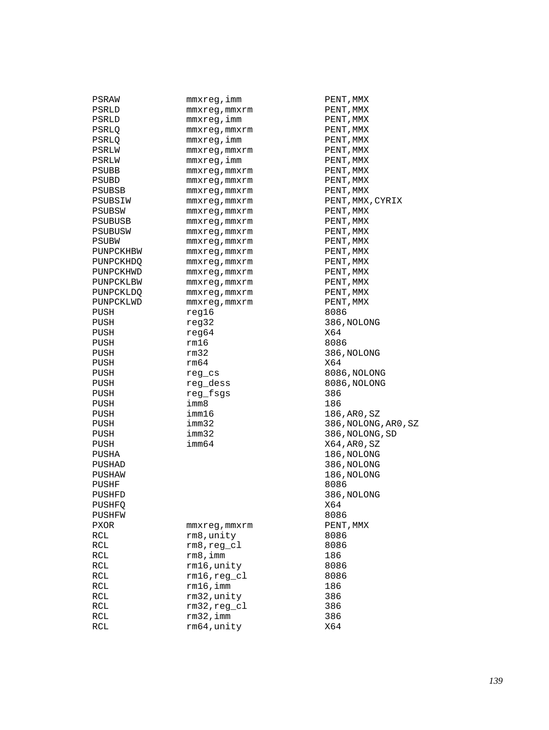```
PSRAW        mmxreg,imm         PENT,MMX
PSRLD        mmxreg,mmxrm       PENT,MMX
PSRLD        mmxreg,imm         PENT,MMX
PSRLQ        mmxreg,mmxrm       PENT,MMX
PSRLQ        mmxreg,imm         PENT,MMX
PSRLW        mmxreg,mmxrm       PENT,MMX
PSRLW        mmxreg,imm         PENT,MMX
PSUBB        mmxreg,mmxrm       PENT,MMX
PSUBD        mmxreg,mmxrm       PENT,MMX
PSUBSB       mmxreg,mmxrm       PENT,MMX
PSUBSIW      mmxreg,mmxrm       PENT,MMX,CYRIX
PSUBSW       mmxreg,mmxrm       PENT,MMX
PSUBUSB      mmxreg,mmxrm       PENT,MMX
PSUBUSW      mmxreg,mmxrm       PENT,MMX
PSUBW        mmxreg,mmxrm       PENT,MMX
PUNPCKHBW    mmxreg,mmxrm       PENT,MMX
PUNPCKHDQ    mmxreg,mmxrm       PENT,MMX
PUNPCKHWD    mmxreg,mmxrm       PENT,MMX
PUNPCKLBW    mmxreg,mmxrm       PENT,MMX
PUNPCKLDQ    mmxreg,mmxrm       PENT,MMX
PUNPCKLWD    mmxreg,mmxrm       PENT,MMX
PUSH         reg16              8086
PUSH         reg32              386,NOLONG
PUSH         reg64              X64
PUSH         rm16               8086
PUSH         rm32               386,NOLONG
PUSH         rm64               X64
PUSH         reg_cs             8086,NOLONG
PUSH         reg_dess           8086,NOLONG
PUSH         reg_fsgs           386
PUSH         imm8               186
PUSH         imm16              186,AR0,SZ
PUSH         imm32              386,NOLONG,AR0,SZ
PUSH         imm32              386,NOLONG,SD
PUSH         imm64              X64,AR0,SZ
PUSHA                           186,NOLONG
PUSHAD                          386,NOLONG
PUSHAW                          186,NOLONG
PUSHF                           8086
PUSHFD                          386,NOLONG
PUSHFQ                          X64
PUSHFW                          8086
PXOR         mmxreg,mmxrm       PENT,MMX
RCL          rm8,unity          8086
RCL          rm8,reg_cl         8086
RCL          rm8,imm            186
RCL          rm16,unity         8086
RCL          rm16,reg_cl        8086
RCL          rm16,imm           186
RCL          rm32,unity         386
RCL          rm32,reg_cl        386
RCL          rm32,imm           386
RCL          rm64,unity         X64
```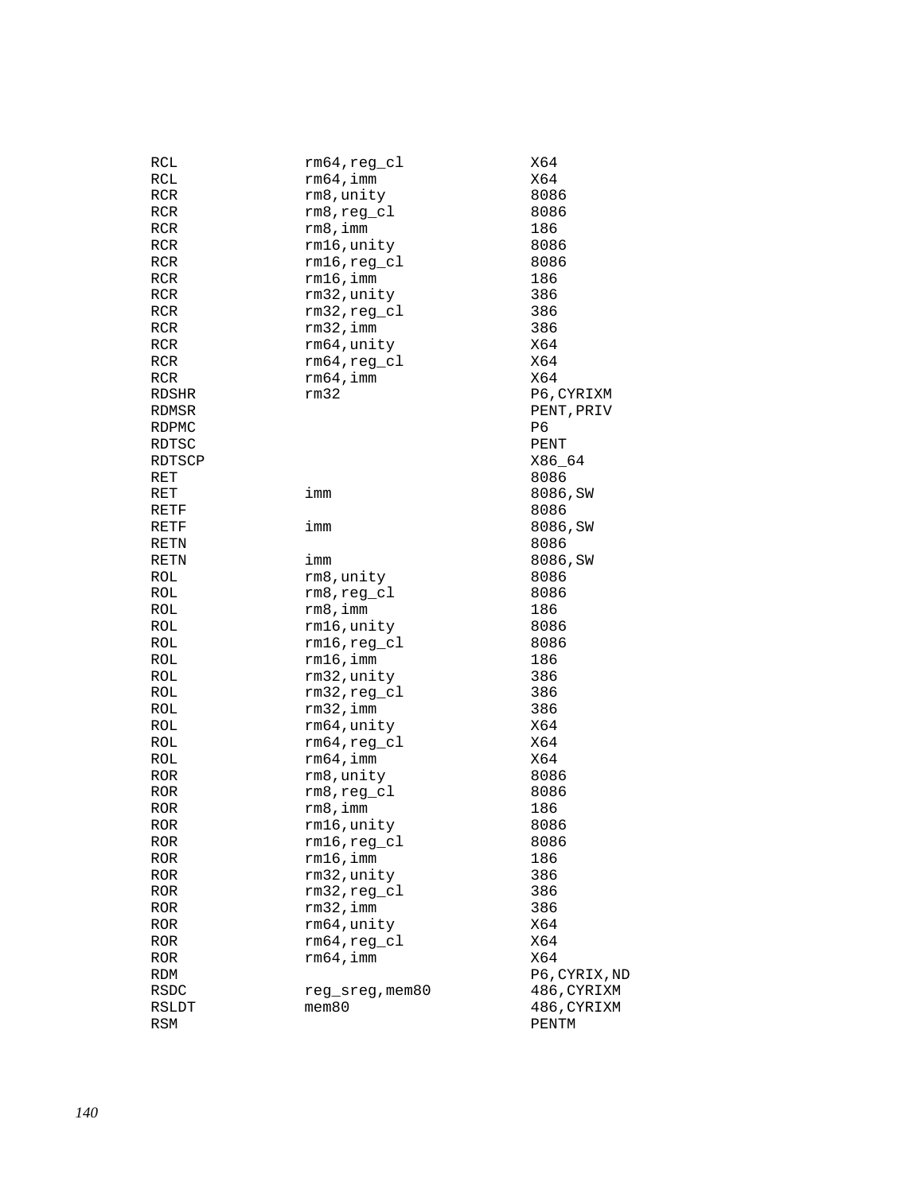```
RCL          rm64,reg_cl       X64
RCL          rm64,imm          X64
RCR          rm8,unity         8086
RCR          rm8,reg_cl        8086
RCR          rm8,imm           186
RCR          rm16,unity        8086
RCR          rm16,reg_cl       8086
RCR          rm16,imm          186
RCR          rm32,unity        386
RCR          rm32,reg_cl       386
RCR          rm32,imm          386
RCR          rm64,unity        X64
RCR          rm64,reg_cl       X64
RCR          rm64,imm          X64
RDSHR        rm32              P6,CYRIXM
RDMSR                          PENT,PRIV
RDPMC                          P6
RDTSC                          PENT
RDTSCP                         X86_64
RET                            8086
RET          imm               8086,SW
RETF                           8086
RETF         imm               8086,SW
RETN                           8086
RETN         imm               8086,SW
ROL          rm8,unity         8086
ROL          rm8,reg_cl        8086
ROL          rm8,imm           186
ROL          rm16,unity        8086
ROL          rm16,reg_cl       8086
ROL          rm16,imm          186
ROL          rm32,unity        386
ROL          rm32,reg_cl       386
ROL          rm32,imm          386
ROL          rm64,unity        X64
ROL          rm64,reg_cl       X64
ROL          rm64,imm          X64
ROR          rm8,unity         8086
ROR          rm8,reg_cl        8086
ROR          rm8,imm           186
ROR          rm16,unity        8086
ROR          rm16,reg_cl       8086
ROR          rm16,imm          186
ROR          rm32,unity        386
ROR          rm32,reg_cl       386
ROR          rm32,imm          386
ROR          rm64,unity        X64
ROR          rm64,reg_cl       X64
ROR          rm64,imm          X64
RDM                            P6,CYRIX,ND
RSDC         reg_sreg,mem80    486,CYRIXM
RSLDT        mem80             486,CYRIXM
RSM                            PENTM
```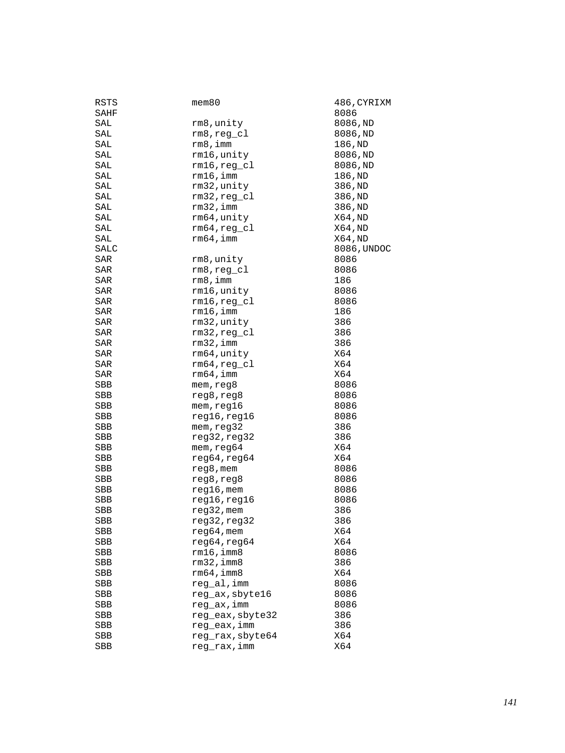```
RSTS            mem80                   486,CYRIXM
SAHF                                    8086
SAL             rm8,unity               8086,ND
SAL             rm8,reg_cl              8086,ND
SAL             rm8,imm                 186,ND
SAL             rm16,unity              8086,ND
SAL             rm16,reg_cl             8086,ND
SAL             rm16,imm                186,ND
SAL             rm32,unity              386,ND
SAL             rm32,reg_cl             386,ND
SAL             rm32,imm                386,ND
SAL             rm64,unity              X64,ND
SAL             rm64,reg_cl             X64,ND
SAL             rm64,imm                X64,ND
SALC                                    8086,UNDOC
SAR             rm8,unity               8086
SAR             rm8,reg_cl              8086
SAR             rm8,imm                 186
SAR             rm16,unity              8086
SAR             rm16,reg_cl             8086
SAR             rm16,imm                186
SAR             rm32,unity              386
SAR             rm32,reg_cl             386
SAR             rm32,imm                386
SAR             rm64,unity              X64
SAR             rm64,reg_cl             X64
SAR             rm64,imm                X64
SBB             mem,reg8                8086
SBB             reg8,reg8               8086
SBB             mem,reg16               8086
SBB             reg16,reg16             8086
SBB             mem,reg32               386
SBB             reg32,reg32             386
SBB             mem,reg64               X64
SBB             reg64,reg64             X64
SBB             reg8,mem                8086
SBB             reg8,reg8               8086
SBB             reg16,mem               8086
SBB             reg16,reg16             8086
SBB             reg32,mem               386
SBB             reg32,reg32             386
SBB             reg64,mem               X64
SBB             reg64,reg64             X64
SBB             rm16,imm8               8086
SBB             rm32,imm8               386
SBB             rm64,imm8               X64
SBB             reg_al,imm              8086
SBB             reg_ax,sbyte16          8086
SBB             reg_ax,imm              8086
SBB             reg_eax,sbyte32         386
SBB             reg_eax,imm             386
SBB             reg_rax,sbyte64         X64
SBB             reg_rax,imm             X64
```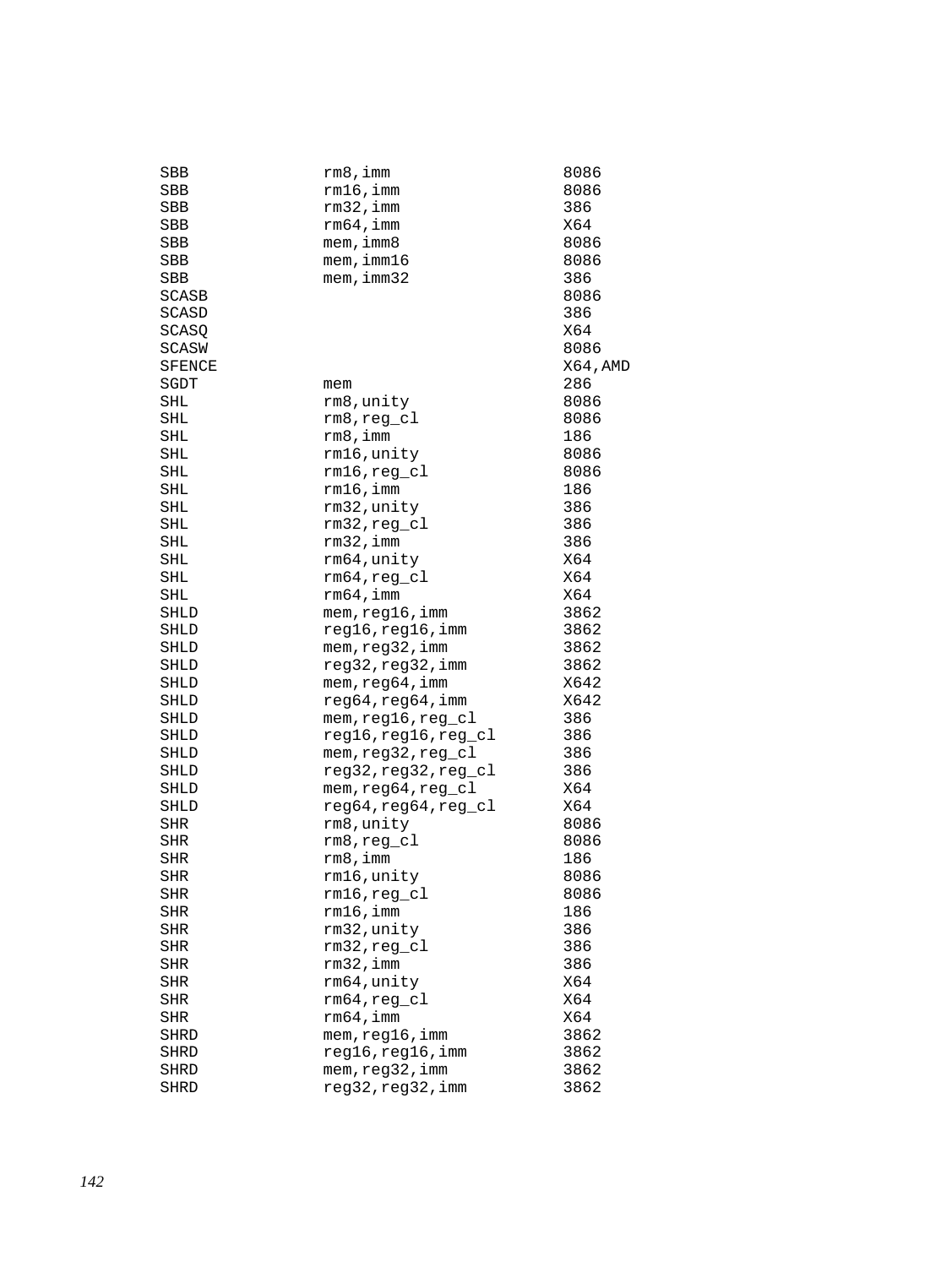```
SBB             rm8,imm                 8086
SBB             rm16,imm                8086
SBB             rm32,imm                386
SBB             rm64,imm                X64
SBB             mem,imm8                8086
SBB             mem,imm16               8086
SBB             mem,imm32               386
SCASB                                   8086
SCASD                                   386
SCASQ                                   X64
SCASW                                   8086
SFENCE                                  X64,AMD
SGDT            mem                     286
SHL             rm8,unity               8086
SHL             rm8,reg_cl              8086
SHL             rm8,imm                 186
SHL             rm16,unity              8086
SHL             rm16,reg_cl             8086
SHL             rm16,imm                186
SHL             rm32,unity              386
SHL             rm32,reg_cl             386
SHL             rm32,imm                386
SHL             rm64,unity              X64
SHL             rm64,reg_cl             X64
SHL             rm64,imm                X64
SHLD            mem,reg16,imm           3862
SHLD            reg16,reg16,imm         3862
SHLD            mem,reg32,imm           3862
SHLD            reg32,reg32,imm         3862
SHLD            mem,reg64,imm           X642
SHLD            reg64,reg64,imm         X642
SHLD            mem,reg16,reg_cl        386
SHLD            reg16,reg16,reg_cl      386
SHLD            mem,reg32,reg_cl        386
SHLD            reg32,reg32,reg_cl      386
SHLD            mem,reg64,reg_cl        X64
SHLD            reg64,reg64,reg_cl      X64
SHR             rm8,unity               8086
SHR             rm8,reg_cl              8086
SHR             rm8,imm                 186
SHR             rm16,unity              8086
SHR             rm16,reg_cl             8086
SHR             rm16,imm                186
SHR             rm32,unity              386
SHR             rm32,reg_cl             386
SHR             rm32,imm                386
SHR             rm64,unity              X64
SHR             rm64,reg_cl             X64
SHR             rm64,imm                X64
SHRD            mem,reg16,imm           3862
SHRD            reg16,reg16,imm         3862
SHRD            mem,reg32,imm           3862
SHRD            reg32,reg32,imm         3862
```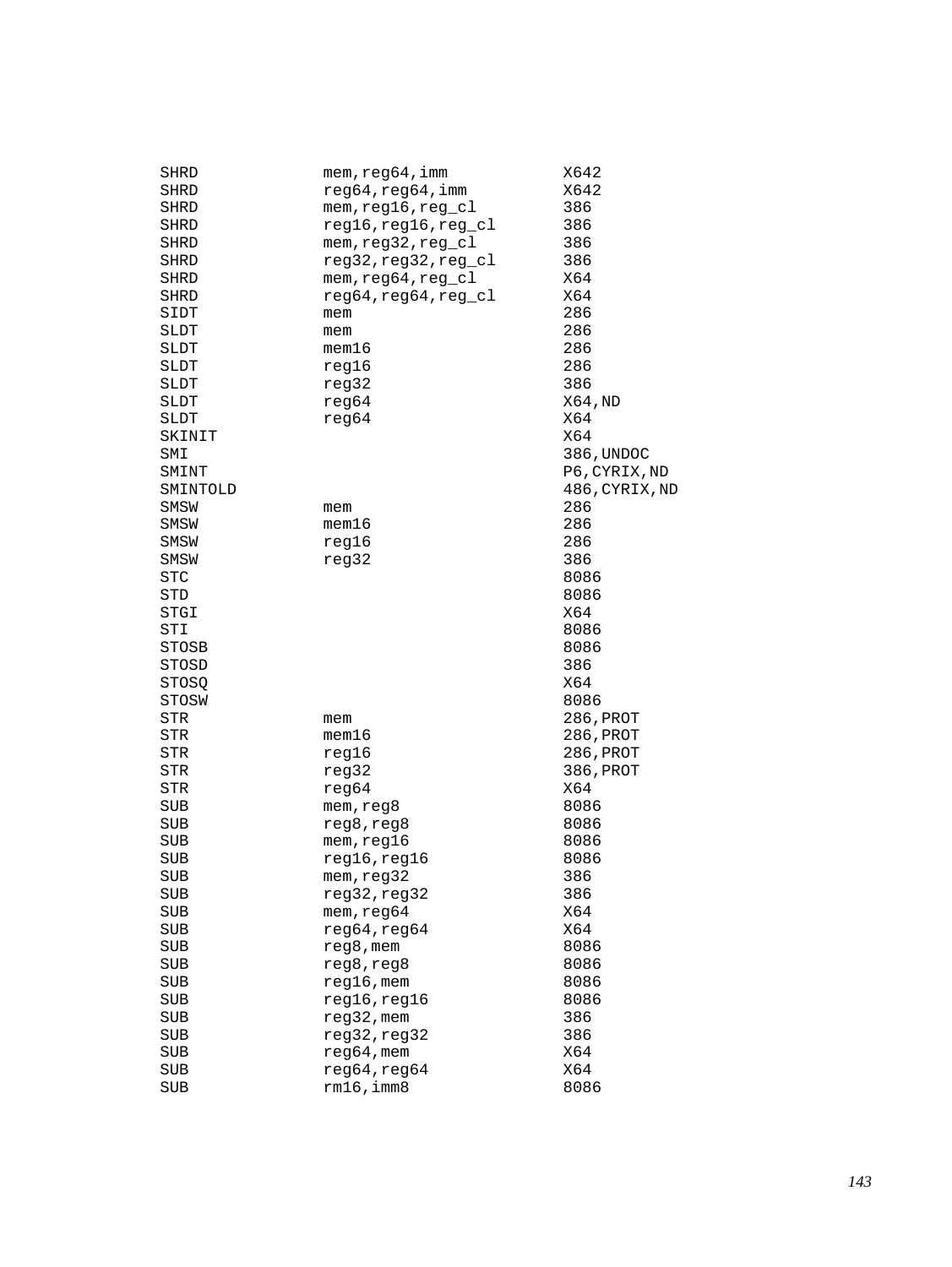```
SHRD            mem,reg64,imm           X642
SHRD            reg64,reg64,imm         X642
SHRD            mem,reg16,reg_cl        386
SHRD            reg16,reg16,reg_cl      386
SHRD            mem,reg32,reg_cl        386
SHRD            reg32,reg32,reg_cl      386
SHRD            mem,reg64,reg_cl        X64
SHRD            reg64,reg64,reg_cl      X64
SIDT            mem                     286
SLDT            mem                     286
SLDT            mem16                   286
SLDT            reg16                   286
SLDT            reg32                   386
SLDT            reg64                   X64,ND
SLDT            reg64                   X64
SKINIT                                  X64
SMI                                     386,UNDOC
SMINT                                   P6,CYRIX,ND
SMINTOLD                                486,CYRIX,ND
SMSW            mem                     286
SMSW            mem16                   286
SMSW            reg16                   286
SMSW            reg32                   386
STC                                     8086
STD                                     8086
STGI                                    X64
STI                                     8086
STOSB                                   8086
STOSD                                   386
STOSQ                                   X64
STOSW                                   8086
STR             mem                     286,PROT
STR             mem16                   286,PROT
STR             reg16                   286,PROT
STR             reg32                   386,PROT
STR             reg64                   X64
SUB             mem,reg8                8086
SUB             reg8,reg8               8086
SUB             mem,reg16               8086
SUB             reg16,reg16             8086
SUB             mem,reg32               386
SUB             reg32,reg32             386
SUB             mem,reg64               X64
SUB             reg64,reg64             X64
SUB             reg8,mem                8086
SUB             reg8,reg8               8086
SUB             reg16,mem               8086
SUB             reg16,reg16             8086
SUB             reg32,mem               386
SUB             reg32,reg32             386
SUB             reg64,mem               X64
SUB             reg64,reg64             X64
SUB             rm16,imm8               8086
```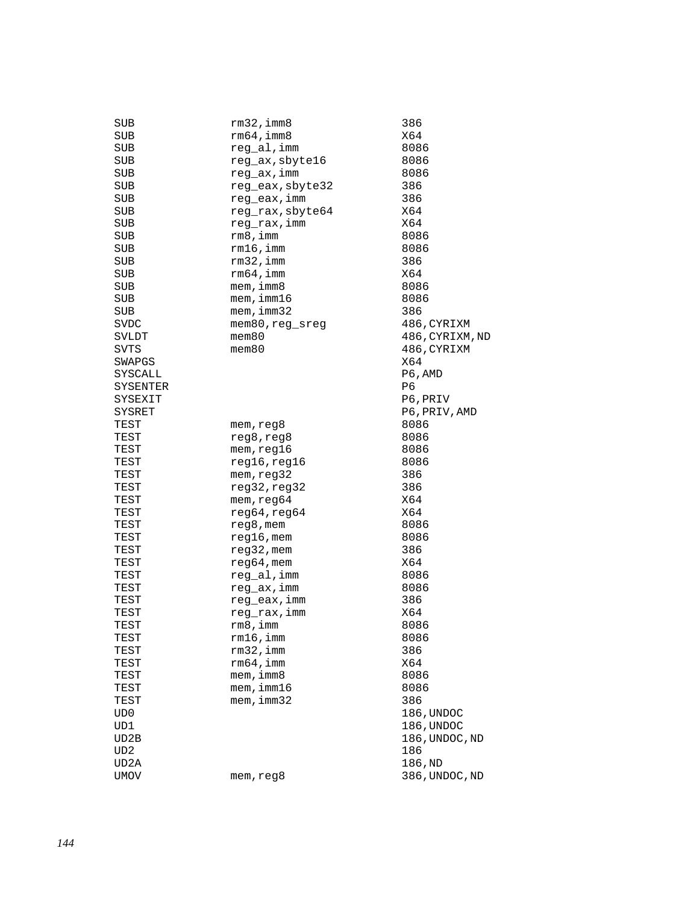```
SUB             rm32,imm8           386
SUB             rm64,imm8           X64
SUB             reg_al,imm          8086
SUB             reg_ax,sbyte16      8086
SUB             reg_ax,imm          8086
SUB             reg_eax,sbyte32     386
SUB             reg_eax,imm         386
SUB             reg_rax,sbyte64     X64
SUB             reg_rax,imm         X64
SUB             rm8,imm             8086
SUB             rm16,imm            8086
SUB             rm32,imm            386
SUB             rm64,imm            X64
SUB             mem,imm8            8086
SUB             mem,imm16           8086
SUB             mem,imm32           386
SVDC            mem80,reg_sreg      486,CYRIXM
SVLDT           mem80               486,CYRIXM,ND
SVTS            mem80               486,CYRIXM
SWAPGS                              X64
SYSCALL                             P6,AMD
SYSENTER                            P6
SYSEXIT                             P6,PRIV
SYSRET                              P6,PRIV,AMD
TEST            mem,reg8            8086
TEST            reg8,reg8           8086
TEST            mem,reg16           8086
TEST            reg16,reg16         8086
TEST            mem,reg32           386
TEST            reg32,reg32         386
TEST            mem,reg64           X64
TEST            reg64,reg64         X64
TEST            reg8,mem            8086
TEST            reg16,mem           8086
TEST            reg32,mem           386
TEST            reg64,mem           X64
TEST            reg_al,imm          8086
TEST            reg_ax,imm          8086
TEST            reg_eax,imm         386
TEST            reg_rax,imm         X64
TEST            rm8,imm             8086
TEST            rm16,imm            8086
TEST            rm32,imm            386
TEST            rm64,imm            X64
TEST            mem,imm8            8086
TEST            mem,imm16           8086
TEST            mem,imm32           386
UD0                                 186,UNDOC
UD1                                 186,UNDOC
UD2B                                186,UNDOC,ND
UD2                                 186
UD2A                                186,ND
UMOV            mem,reg8            386,UNDOC,ND
```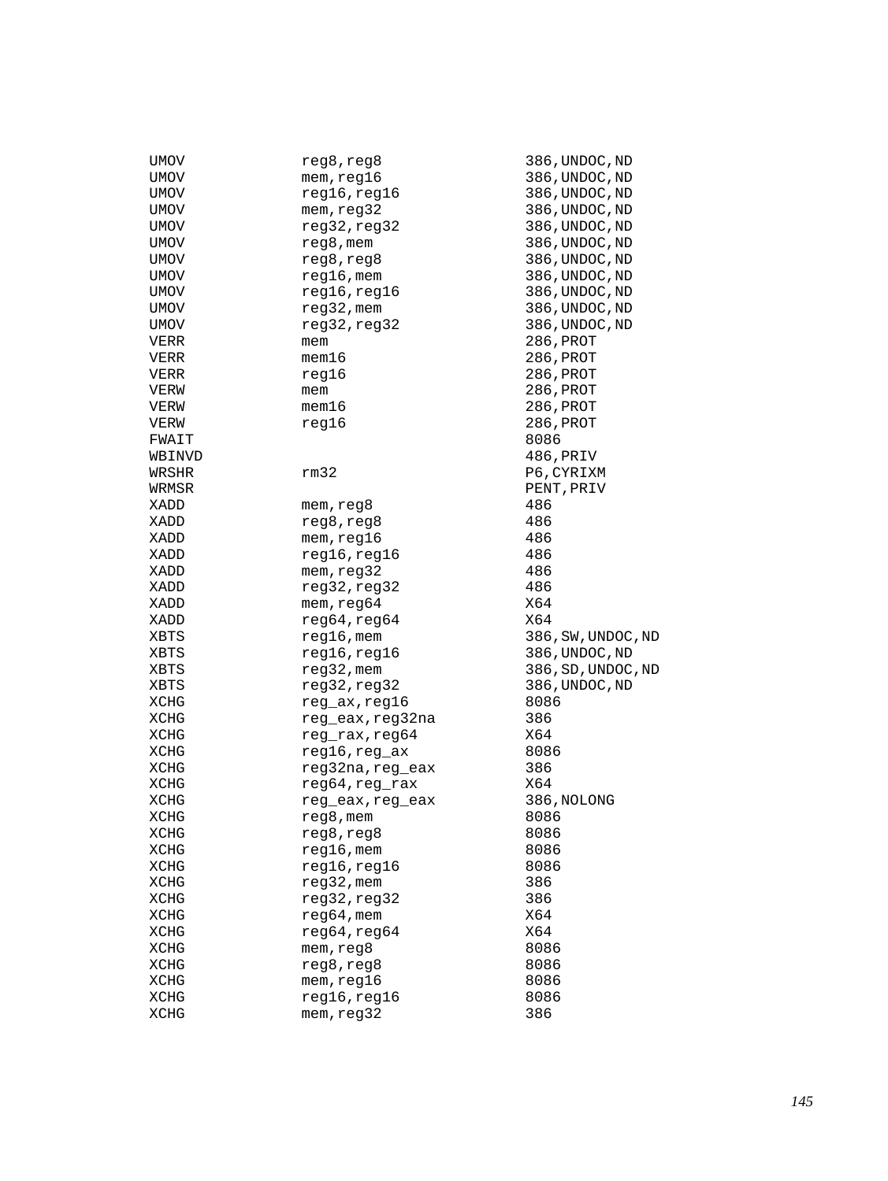```
UMOV            reg8,reg8               386,UNDOC,ND
UMOV            mem,reg16               386,UNDOC,ND
UMOV            reg16,reg16             386,UNDOC,ND
UMOV            mem,reg32               386,UNDOC,ND
UMOV            reg32,reg32             386,UNDOC,ND
UMOV            reg8,mem                386,UNDOC,ND
UMOV            reg8,reg8               386,UNDOC,ND
UMOV            reg16,mem               386,UNDOC,ND
UMOV            reg16,reg16             386,UNDOC,ND
UMOV            reg32,mem               386,UNDOC,ND
UMOV            reg32,reg32             386,UNDOC,ND
VERR            mem                     286,PROT
VERR            mem16                   286,PROT
VERR            reg16                   286,PROT
VERW            mem                     286,PROT
VERW            mem16                   286,PROT
VERW            reg16                   286,PROT
FWAIT                                   8086
WBINVD                                  486,PRIV
WRSHR           rm32                    P6,CYRIXM
WRMSR                                   PENT,PRIV
XADD            mem,reg8                486
XADD            reg8,reg8               486
XADD            mem,reg16               486
XADD            reg16,reg16             486
XADD            mem,reg32               486
XADD            reg32,reg32             486
XADD            mem,reg64               X64
XADD            reg64,reg64             X64
XBTS            reg16,mem               386,SW,UNDOC,ND
XBTS            reg16,reg16             386,UNDOC,ND
XBTS            reg32,mem               386,SD,UNDOC,ND
XBTS            reg32,reg32             386,UNDOC,ND
XCHG            reg_ax,reg16            8086
XCHG            reg_eax,reg32na         386
XCHG            reg_rax,reg64           X64
XCHG            reg16,reg_ax            8086
XCHG            reg32na,reg_eax         386
XCHG            reg64,reg_rax           X64
XCHG            reg_eax,reg_eax         386,NOLONG
XCHG            reg8,mem                8086
XCHG            reg8,reg8               8086
XCHG            reg16,mem               8086
XCHG            reg16,reg16             8086
XCHG            reg32,mem               386
XCHG            reg32,reg32             386
XCHG            reg64,mem               X64
XCHG            reg64,reg64             X64
XCHG            mem,reg8                8086
XCHG            reg8,reg8               8086
XCHG            mem,reg16               8086
XCHG            reg16,reg16             8086
XCHG            mem,reg32               386
```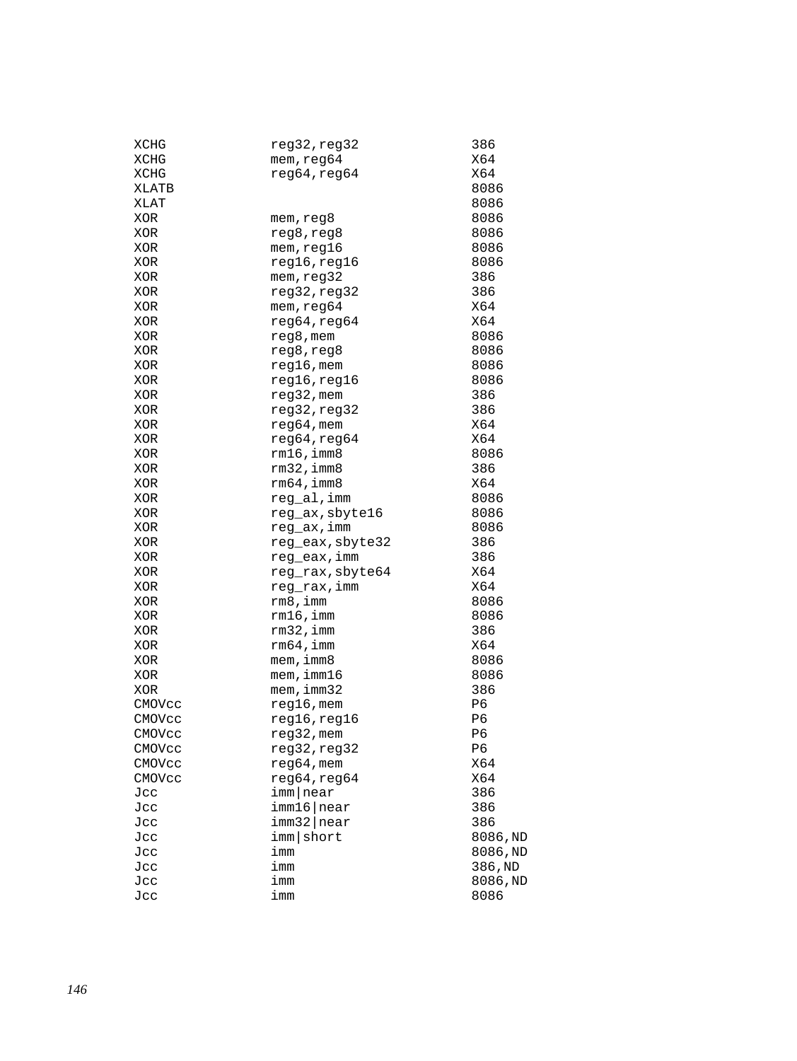```
XCHG            reg32,reg32             386
XCHG            mem,reg64               X64
XCHG            reg64,reg64             X64
XLATB                                   8086
XLAT                                    8086
XOR             mem,reg8                8086
XOR             reg8,reg8               8086
XOR             mem,reg16               8086
XOR             reg16,reg16             8086
XOR             mem,reg32               386
XOR             reg32,reg32             386
XOR             mem,reg64               X64
XOR             reg64,reg64             X64
XOR             reg8,mem                8086
XOR             reg8,reg8               8086
XOR             reg16,mem               8086
XOR             reg16,reg16             8086
XOR             reg32,mem               386
XOR             reg32,reg32             386
XOR             reg64,mem               X64
XOR             reg64,reg64             X64
XOR             rm16,imm8               8086
XOR             rm32,imm8               386
XOR             rm64,imm8               X64
XOR             reg_al,imm              8086
XOR             reg_ax,sbyte16          8086
XOR             reg_ax,imm              8086
XOR             reg_eax,sbyte32         386
XOR             reg_eax,imm             386
XOR             reg_rax,sbyte64         X64
XOR             reg_rax,imm             X64
XOR             rm8,imm                 8086
XOR             rm16,imm                8086
XOR             rm32,imm                386
XOR             rm64,imm                X64
XOR             mem,imm8                8086
XOR             mem,imm16               8086
XOR             mem,imm32               386
CMOVcc          reg16,mem               P6
CMOVcc          reg16,reg16             P6
CMOVcc          reg32,mem               P6
CMOVcc          reg32,reg32             P6
CMOVcc          reg64,mem               X64
CMOVcc          reg64,reg64             X64
Jcc             imm|near                386
Jcc             imm16|near              386
Jcc             imm32|near              386
Jcc             imm|short               8086,ND
Jcc             imm                     8086,ND
Jcc             imm                     386,ND
Jcc             imm                     8086,ND
Jcc             imm                     8086
```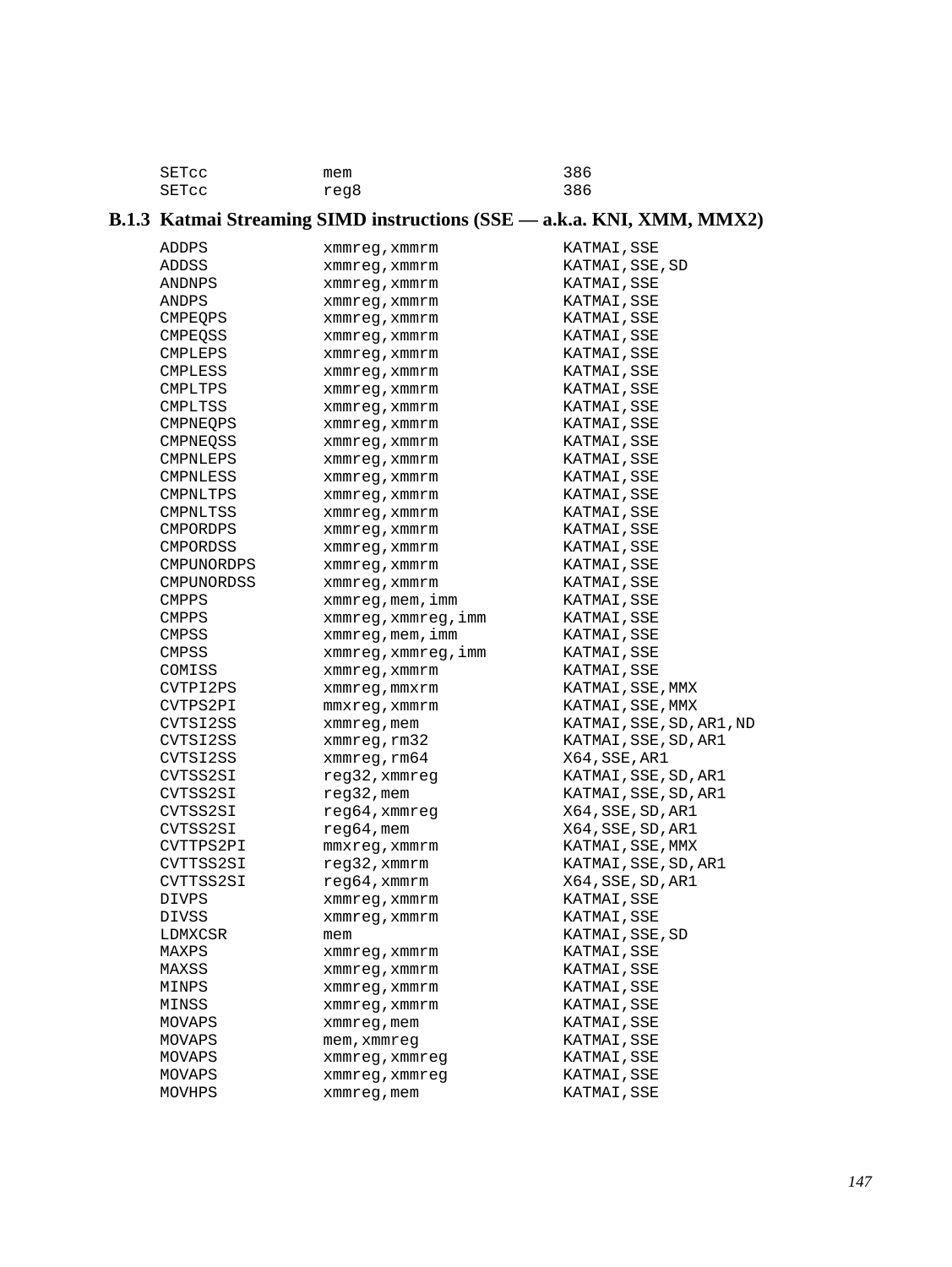```
SETcc            mem                  386
SETcc            reg8                 386
```

### B.1.3 Katmai Streaming SIMD instructions (SSE — a.k.a. KNI, XMM, MMX2)

```
ADDPS            xmmreg,xmmrm         KATMAI,SSE
ADDSS            xmmreg,xmmrm         KATMAI,SSE,SD
ANDNPS           xmmreg,xmmrm         KATMAI,SSE
ANDPS            xmmreg,xmmrm         KATMAI,SSE
CMPEQPS          xmmreg,xmmrm         KATMAI,SSE
CMPEQSS          xmmreg,xmmrm         KATMAI,SSE
CMPLEPS          xmmreg,xmmrm         KATMAI,SSE
CMPLESS          xmmreg,xmmrm         KATMAI,SSE
CMPLTPS          xmmreg,xmmrm         KATMAI,SSE
CMPLTSS          xmmreg,xmmrm         KATMAI,SSE
CMPNEQPS         xmmreg,xmmrm         KATMAI,SSE
CMPNEQSS         xmmreg,xmmrm         KATMAI,SSE
CMPNLEPS         xmmreg,xmmrm         KATMAI,SSE
CMPNLESS         xmmreg,xmmrm         KATMAI,SSE
CMPNLTPS         xmmreg,xmmrm         KATMAI,SSE
CMPNLTSS         xmmreg,xmmrm         KATMAI,SSE
CMPORDPS         xmmreg,xmmrm         KATMAI,SSE
CMPORDSS         xmmreg,xmmrm         KATMAI,SSE
CMPUNORDPS       xmmreg,xmmrm         KATMAI,SSE
CMPUNORDSS       xmmreg,xmmrm         KATMAI,SSE
CMPPS            xmmreg,mem,imm       KATMAI,SSE
CMPPS            xmmreg,xmmreg,imm    KATMAI,SSE
CMPSS            xmmreg,mem,imm       KATMAI,SSE
CMPSS            xmmreg,xmmreg,imm    KATMAI,SSE
COMISS           xmmreg,xmmrm         KATMAI,SSE
CVTPI2PS         xmmreg,mmxrm         KATMAI,SSE,MMX
CVTPS2PI         mmxreg,xmmrm         KATMAI,SSE,MMX
CVTSI2SS         xmmreg,mem           KATMAI,SSE,SD,AR1,ND
CVTSI2SS         xmmreg,rm32          KATMAI,SSE,SD,AR1
CVTSI2SS         xmmreg,rm64          X64,SSE,AR1
CVTSS2SI         reg32,xmmreg         KATMAI,SSE,SD,AR1
CVTSS2SI         reg32,mem            KATMAI,SSE,SD,AR1
CVTSS2SI         reg64,xmmreg         X64,SSE,SD,AR1
CVTSS2SI         reg64,mem            X64,SSE,SD,AR1
CVTTPS2PI        mmxreg,xmmrm         KATMAI,SSE,MMX
CVTTSS2SI        reg32,xmmrm          KATMAI,SSE,SD,AR1
CVTTSS2SI        reg64,xmmrm          X64,SSE,SD,AR1
DIVPS            xmmreg,xmmrm         KATMAI,SSE
DIVSS            xmmreg,xmmrm         KATMAI,SSE
LDMXCSR          mem                  KATMAI,SSE,SD
MAXPS            xmmreg,xmmrm         KATMAI,SSE
MAXSS            xmmreg,xmmrm         KATMAI,SSE
MINPS            xmmreg,xmmrm         KATMAI,SSE
MINSS            xmmreg,xmmrm         KATMAI,SSE
MOVAPS           xmmreg,mem           KATMAI,SSE
MOVAPS           mem,xmmreg           KATMAI,SSE
MOVAPS           xmmreg,xmmreg        KATMAI,SSE
MOVAPS           xmmreg,xmmreg        KATMAI,SSE
MOVHPS           xmmreg,mem           KATMAI,SSE
```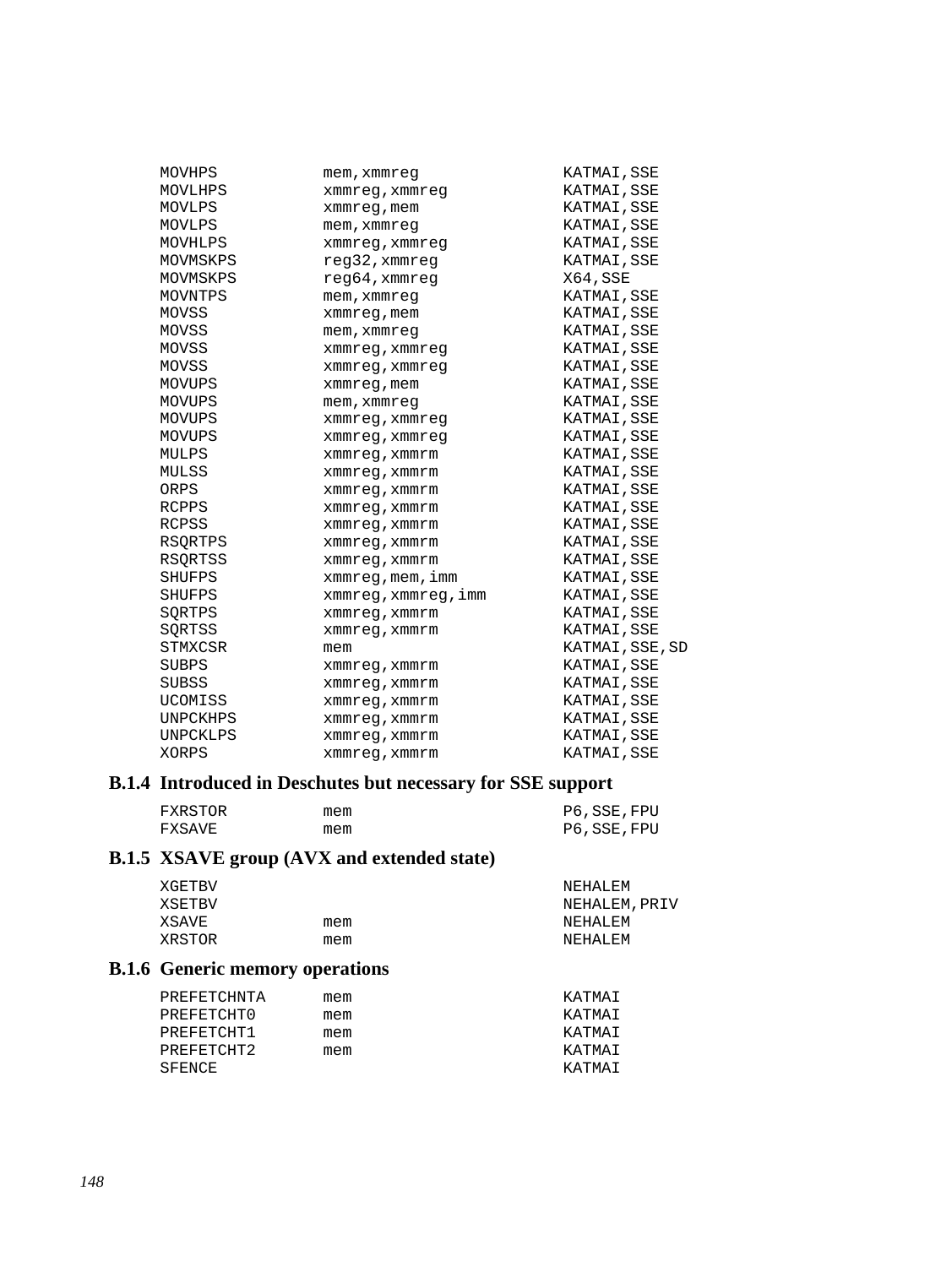```
MOVHPS          mem,xmmreg              KATMAI,SSE
MOVLHPS         xmmreg,xmmreg           KATMAI,SSE
MOVLPS          xmmreg,mem              KATMAI,SSE
MOVLPS          mem,xmmreg              KATMAI,SSE
MOVHLPS         xmmreg,xmmreg           KATMAI,SSE
MOVMSKPS        reg32,xmmreg            KATMAI,SSE
MOVMSKPS        reg64,xmmreg            X64,SSE
MOVNTPS         mem,xmmreg              KATMAI,SSE
MOVSS           xmmreg,mem              KATMAI,SSE
MOVSS           mem,xmmreg              KATMAI,SSE
MOVSS           xmmreg,xmmreg           KATMAI,SSE
MOVSS           xmmreg,xmmreg           KATMAI,SSE
MOVUPS          xmmreg,mem              KATMAI,SSE
MOVUPS          mem,xmmreg              KATMAI,SSE
MOVUPS          xmmreg,xmmreg           KATMAI,SSE
MOVUPS          xmmreg,xmmreg           KATMAI,SSE
MULPS           xmmreg,xmmrm            KATMAI,SSE
MULSS           xmmreg,xmmrm            KATMAI,SSE
ORPS            xmmreg,xmmrm            KATMAI,SSE
RCPPS           xmmreg,xmmrm            KATMAI,SSE
RCPSS           xmmreg,xmmrm            KATMAI,SSE
RSQRTPS         xmmreg,xmmrm            KATMAI,SSE
RSQRTSS         xmmreg,xmmrm            KATMAI,SSE
SHUFPS          xmmreg,mem,imm          KATMAI,SSE
SHUFPS          xmmreg,xmmreg,imm       KATMAI,SSE
SQRTPS          xmmreg,xmmrm            KATMAI,SSE
SQRTSS          xmmreg,xmmrm            KATMAI,SSE
STMXCSR         mem                     KATMAI,SSE,SD
SUBPS           xmmreg,xmmrm            KATMAI,SSE
SUBSS           xmmreg,xmmrm            KATMAI,SSE
UCOMISS         xmmreg,xmmrm            KATMAI,SSE
UNPCKHPS        xmmreg,xmmrm            KATMAI,SSE
UNPCKLPS        xmmreg,xmmrm            KATMAI,SSE
XORPS           xmmreg,xmmrm            KATMAI,SSE
```

### B.1.4 Introduced in Deschutes but necessary for SSE support

```
FXRSTOR         mem                     P6,SSE,FPU
FXSAVE          mem                     P6,SSE,FPU
```

### B.1.5 XSAVE group (AVX and extended state)

```
XGETBV                                  NEHALEM
XSETBV                                  NEHALEM,PRIV
XSAVE           mem                     NEHALEM
XRSTOR          mem                     NEHALEM
```

### B.1.6 Generic memory operations

```
PREFETCHNTA     mem                     KATMAI
PREFETCHT0      mem                     KATMAI
PREFETCHT1      mem                     KATMAI
PREFETCHT2      mem                     KATMAI
SFENCE                                  KATMAI
```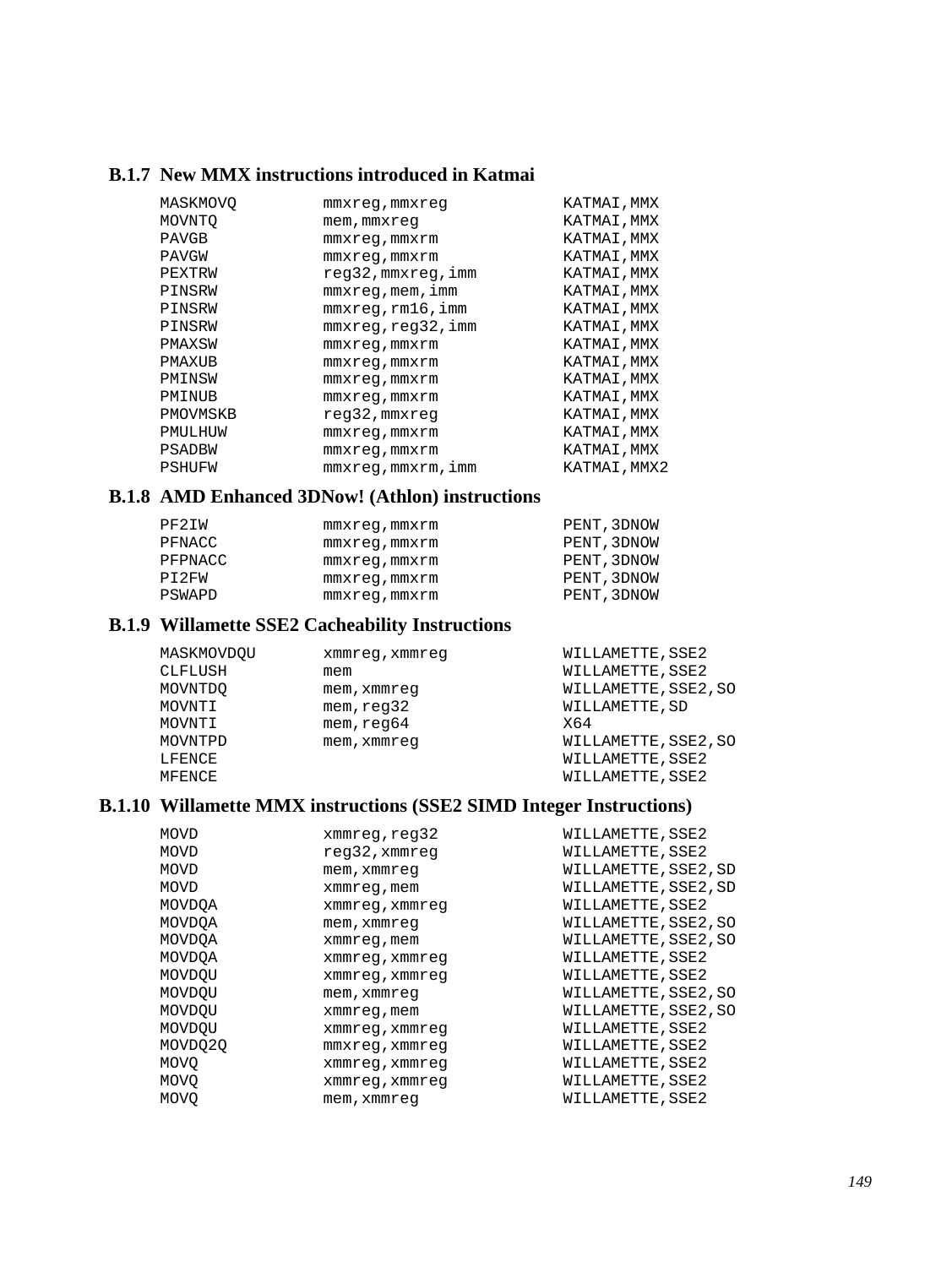### B.1.7 New MMX instructions introduced in Katmai

```
MASKMOVQ        mmxreg,mmxreg           KATMAI,MMX
MOVNTQ          mem,mmxreg              KATMAI,MMX
PAVGB           mmxreg,mmxrm            KATMAI,MMX
PAVGW           mmxreg,mmxrm            KATMAI,MMX
PEXTRW          reg32,mmxreg,imm        KATMAI,MMX
PINSRW          mmxreg,mem,imm          KATMAI,MMX
PINSRW          mmxreg,rm16,imm         KATMAI,MMX
PINSRW          mmxreg,reg32,imm        KATMAI,MMX
PMAXSW          mmxreg,mmxrm            KATMAI,MMX
PMAXUB          mmxreg,mmxrm            KATMAI,MMX
PMINSW          mmxreg,mmxrm            KATMAI,MMX
PMINUB          mmxreg,mmxrm            KATMAI,MMX
PMOVMSKB        reg32,mmxreg            KATMAI,MMX
PMULHUW         mmxreg,mmxrm            KATMAI,MMX
PSADBW          mmxreg,mmxrm            KATMAI,MMX
PSHUFW          mmxreg,mmxrm,imm        KATMAI,MMX2
```

### B.1.8 AMD Enhanced 3DNow! (Athlon) instructions

```
PF2IW           mmxreg,mmxrm            PENT,3DNOW
PFNACC          mmxreg,mmxrm            PENT,3DNOW
PFPNACC         mmxreg,mmxrm            PENT,3DNOW
PI2FW           mmxreg,mmxrm            PENT,3DNOW
PSWAPD          mmxreg,mmxrm            PENT,3DNOW
```

### B.1.9 Willamette SSE2 Cacheability Instructions

```
MASKMOVDQU      xmmreg,xmmreg           WILLAMETTE,SSE2
CLFLUSH         mem                     WILLAMETTE,SSE2
MOVNTDQ         mem,xmmreg              WILLAMETTE,SSE2,SO
MOVNTI          mem,reg32               WILLAMETTE,SD
MOVNTI          mem,reg64               X64
MOVNTPD         mem,xmmreg              WILLAMETTE,SSE2,SO
LFENCE                                  WILLAMETTE,SSE2
MFENCE                                  WILLAMETTE,SSE2
```

### B.1.10 Willamette MMX instructions (SSE2 SIMD Integer Instructions)

```
MOVD            xmmreg,reg32            WILLAMETTE,SSE2
MOVD            reg32,xmmreg            WILLAMETTE,SSE2
MOVD            mem,xmmreg              WILLAMETTE,SSE2,SD
MOVD            xmmreg,mem              WILLAMETTE,SSE2,SD
MOVDQA          xmmreg,xmmreg           WILLAMETTE,SSE2
MOVDQA          mem,xmmreg              WILLAMETTE,SSE2,SO
MOVDQA          xmmreg,mem              WILLAMETTE,SSE2,SO
MOVDQA          xmmreg,xmmreg           WILLAMETTE,SSE2
MOVDQU          xmmreg,xmmreg           WILLAMETTE,SSE2
MOVDQU          mem,xmmreg              WILLAMETTE,SSE2,SO
MOVDQU          xmmreg,mem              WILLAMETTE,SSE2,SO
MOVDQU          xmmreg,xmmreg           WILLAMETTE,SSE2
MOVDQ2Q         mmxreg,xmmreg           WILLAMETTE,SSE2
MOVQ            xmmreg,xmmreg           WILLAMETTE,SSE2
MOVQ            xmmreg,xmmreg           WILLAMETTE,SSE2
MOVQ            mem,xmmreg              WILLAMETTE,SSE2
```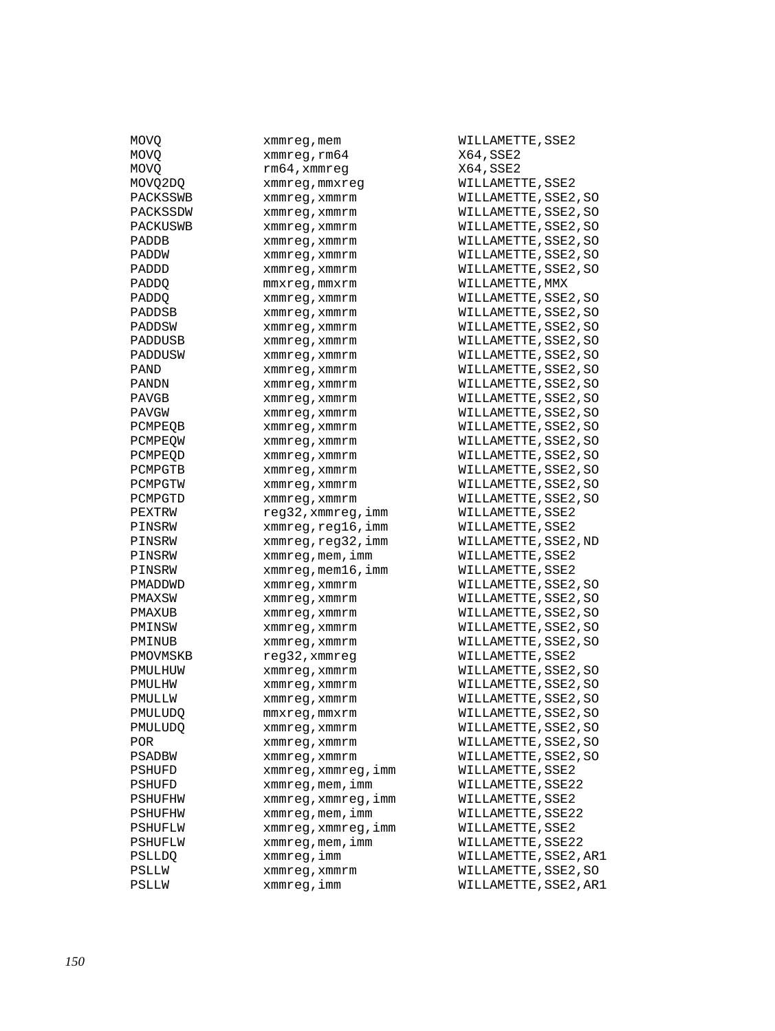```
MOVQ            xmmreg,mem              WILLAMETTE,SSE2
MOVQ            xmmreg,rm64             X64,SSE2
MOVQ            rm64,xmmreg             X64,SSE2
MOVQ2DQ         xmmreg,mmxreg           WILLAMETTE,SSE2
PACKSSWB        xmmreg,xmmrm            WILLAMETTE,SSE2,SO
PACKSSDW        xmmreg,xmmrm            WILLAMETTE,SSE2,SO
PACKUSWB        xmmreg,xmmrm            WILLAMETTE,SSE2,SO
PADDB           xmmreg,xmmrm            WILLAMETTE,SSE2,SO
PADDW           xmmreg,xmmrm            WILLAMETTE,SSE2,SO
PADDD           xmmreg,xmmrm            WILLAMETTE,SSE2,SO
PADDQ           mmxreg,mmxrm            WILLAMETTE,MMX
PADDQ           xmmreg,xmmrm            WILLAMETTE,SSE2,SO
PADDSB          xmmreg,xmmrm            WILLAMETTE,SSE2,SO
PADDSW          xmmreg,xmmrm            WILLAMETTE,SSE2,SO
PADDUSB         xmmreg,xmmrm            WILLAMETTE,SSE2,SO
PADDUSW         xmmreg,xmmrm            WILLAMETTE,SSE2,SO
PAND            xmmreg,xmmrm            WILLAMETTE,SSE2,SO
PANDN           xmmreg,xmmrm            WILLAMETTE,SSE2,SO
PAVGB           xmmreg,xmmrm            WILLAMETTE,SSE2,SO
PAVGW           xmmreg,xmmrm            WILLAMETTE,SSE2,SO
PCMPEQB         xmmreg,xmmrm            WILLAMETTE,SSE2,SO
PCMPEQW         xmmreg,xmmrm            WILLAMETTE,SSE2,SO
PCMPEQD         xmmreg,xmmrm            WILLAMETTE,SSE2,SO
PCMPGTB         xmmreg,xmmrm            WILLAMETTE,SSE2,SO
PCMPGTW         xmmreg,xmmrm            WILLAMETTE,SSE2,SO
PCMPGTD         xmmreg,xmmrm            WILLAMETTE,SSE2,SO
PEXTRW          reg32,xmmreg,imm        WILLAMETTE,SSE2
PINSRW          xmmreg,reg16,imm        WILLAMETTE,SSE2
PINSRW          xmmreg,reg32,imm        WILLAMETTE,SSE2,ND
PINSRW          xmmreg,mem,imm          WILLAMETTE,SSE2
PINSRW          xmmreg,mem16,imm        WILLAMETTE,SSE2
PMADDWD         xmmreg,xmmrm            WILLAMETTE,SSE2,SO
PMAXSW          xmmreg,xmmrm            WILLAMETTE,SSE2,SO
PMAXUB          xmmreg,xmmrm            WILLAMETTE,SSE2,SO
PMINSW          xmmreg,xmmrm            WILLAMETTE,SSE2,SO
PMINUB          xmmreg,xmmrm            WILLAMETTE,SSE2,SO
PMOVMSKB        reg32,xmmreg            WILLAMETTE,SSE2
PMULHUW         xmmreg,xmmrm            WILLAMETTE,SSE2,SO
PMULHW          xmmreg,xmmrm            WILLAMETTE,SSE2,SO
PMULLW          xmmreg,xmmrm            WILLAMETTE,SSE2,SO
PMULUDQ         mmxreg,mmxrm            WILLAMETTE,SSE2,SO
PMULUDQ         xmmreg,xmmrm            WILLAMETTE,SSE2,SO
POR             xmmreg,xmmrm            WILLAMETTE,SSE2,SO
PSADBW          xmmreg,xmmrm            WILLAMETTE,SSE2,SO
PSHUFD          xmmreg,xmmreg,imm       WILLAMETTE,SSE2
PSHUFD          xmmreg,mem,imm          WILLAMETTE,SSE22
PSHUFHW         xmmreg,xmmreg,imm       WILLAMETTE,SSE2
PSHUFHW         xmmreg,mem,imm          WILLAMETTE,SSE22
PSHUFLW         xmmreg,xmmreg,imm       WILLAMETTE,SSE2
PSHUFLW         xmmreg,mem,imm          WILLAMETTE,SSE22
PSLLDQ          xmmreg,imm              WILLAMETTE,SSE2,AR1
PSLLW           xmmreg,xmmrm            WILLAMETTE,SSE2,SO
PSLLW           xmmreg,imm              WILLAMETTE,SSE2,AR1
```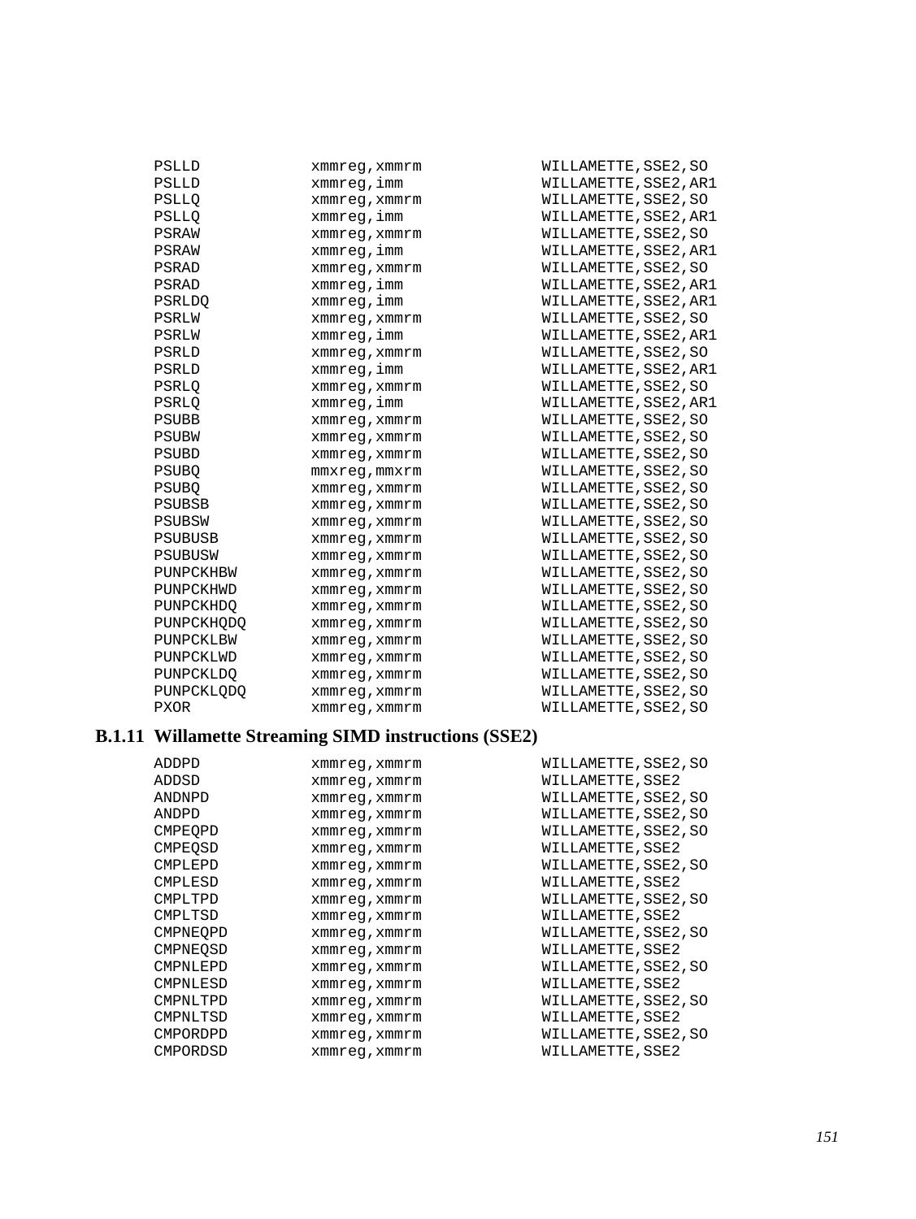```
PSLLD          xmmreg,xmmrm          WILLAMETTE,SSE2,SO
PSLLD          xmmreg,imm            WILLAMETTE,SSE2,AR1
PSLLQ          xmmreg,xmmrm          WILLAMETTE,SSE2,SO
PSLLQ          xmmreg,imm            WILLAMETTE,SSE2,AR1
PSRAW          xmmreg,xmmrm          WILLAMETTE,SSE2,SO
PSRAW          xmmreg,imm            WILLAMETTE,SSE2,AR1
PSRAD          xmmreg,xmmrm          WILLAMETTE,SSE2,SO
PSRAD          xmmreg,imm            WILLAMETTE,SSE2,AR1
PSRLDQ         xmmreg,imm            WILLAMETTE,SSE2,AR1
PSRLW          xmmreg,xmmrm          WILLAMETTE,SSE2,SO
PSRLW          xmmreg,imm            WILLAMETTE,SSE2,AR1
PSRLD          xmmreg,xmmrm          WILLAMETTE,SSE2,SO
PSRLD          xmmreg,imm            WILLAMETTE,SSE2,AR1
PSRLQ          xmmreg,xmmrm          WILLAMETTE,SSE2,SO
PSRLQ          xmmreg,imm            WILLAMETTE,SSE2,AR1
PSUBB          xmmreg,xmmrm          WILLAMETTE,SSE2,SO
PSUBW          xmmreg,xmmrm          WILLAMETTE,SSE2,SO
PSUBD          xmmreg,xmmrm          WILLAMETTE,SSE2,SO
PSUBQ          mmxreg,mmxrm          WILLAMETTE,SSE2,SO
PSUBQ          xmmreg,xmmrm          WILLAMETTE,SSE2,SO
PSUBSB         xmmreg,xmmrm          WILLAMETTE,SSE2,SO
PSUBSW         xmmreg,xmmrm          WILLAMETTE,SSE2,SO
PSUBUSB        xmmreg,xmmrm          WILLAMETTE,SSE2,SO
PSUBUSW        xmmreg,xmmrm          WILLAMETTE,SSE2,SO
PUNPCKHBW      xmmreg,xmmrm          WILLAMETTE,SSE2,SO
PUNPCKHWD      xmmreg,xmmrm          WILLAMETTE,SSE2,SO
PUNPCKHDQ      xmmreg,xmmrm          WILLAMETTE,SSE2,SO
PUNPCKHQDQ     xmmreg,xmmrm          WILLAMETTE,SSE2,SO
PUNPCKLBW      xmmreg,xmmrm          WILLAMETTE,SSE2,SO
PUNPCKLWD      xmmreg,xmmrm          WILLAMETTE,SSE2,SO
PUNPCKLDQ      xmmreg,xmmrm          WILLAMETTE,SSE2,SO
PUNPCKLQDQ     xmmreg,xmmrm          WILLAMETTE,SSE2,SO
PXOR           xmmreg,xmmrm          WILLAMETTE,SSE2,SO
```

### B.1.11 Willamette Streaming SIMD instructions (SSE2)

```
ADDPD          xmmreg,xmmrm          WILLAMETTE,SSE2,SO
ADDSD          xmmreg,xmmrm          WILLAMETTE,SSE2
ANDNPD         xmmreg,xmmrm          WILLAMETTE,SSE2,SO
ANDPD          xmmreg,xmmrm          WILLAMETTE,SSE2,SO
CMPEQPD        xmmreg,xmmrm          WILLAMETTE,SSE2,SO
CMPEQSD        xmmreg,xmmrm          WILLAMETTE,SSE2
CMPLEPD        xmmreg,xmmrm          WILLAMETTE,SSE2,SO
CMPLESD        xmmreg,xmmrm          WILLAMETTE,SSE2
CMPLTPD        xmmreg,xmmrm          WILLAMETTE,SSE2,SO
CMPLTSD        xmmreg,xmmrm          WILLAMETTE,SSE2
CMPNEQPD       xmmreg,xmmrm          WILLAMETTE,SSE2,SO
CMPNEQSD       xmmreg,xmmrm          WILLAMETTE,SSE2
CMPNLEPD       xmmreg,xmmrm          WILLAMETTE,SSE2,SO
CMPNLESD       xmmreg,xmmrm          WILLAMETTE,SSE2
CMPNLTPD       xmmreg,xmmrm          WILLAMETTE,SSE2,SO
CMPNLTSD       xmmreg,xmmrm          WILLAMETTE,SSE2
CMPORDPD       xmmreg,xmmrm          WILLAMETTE,SSE2,SO
CMPORDSD       xmmreg,xmmrm          WILLAMETTE,SSE2
```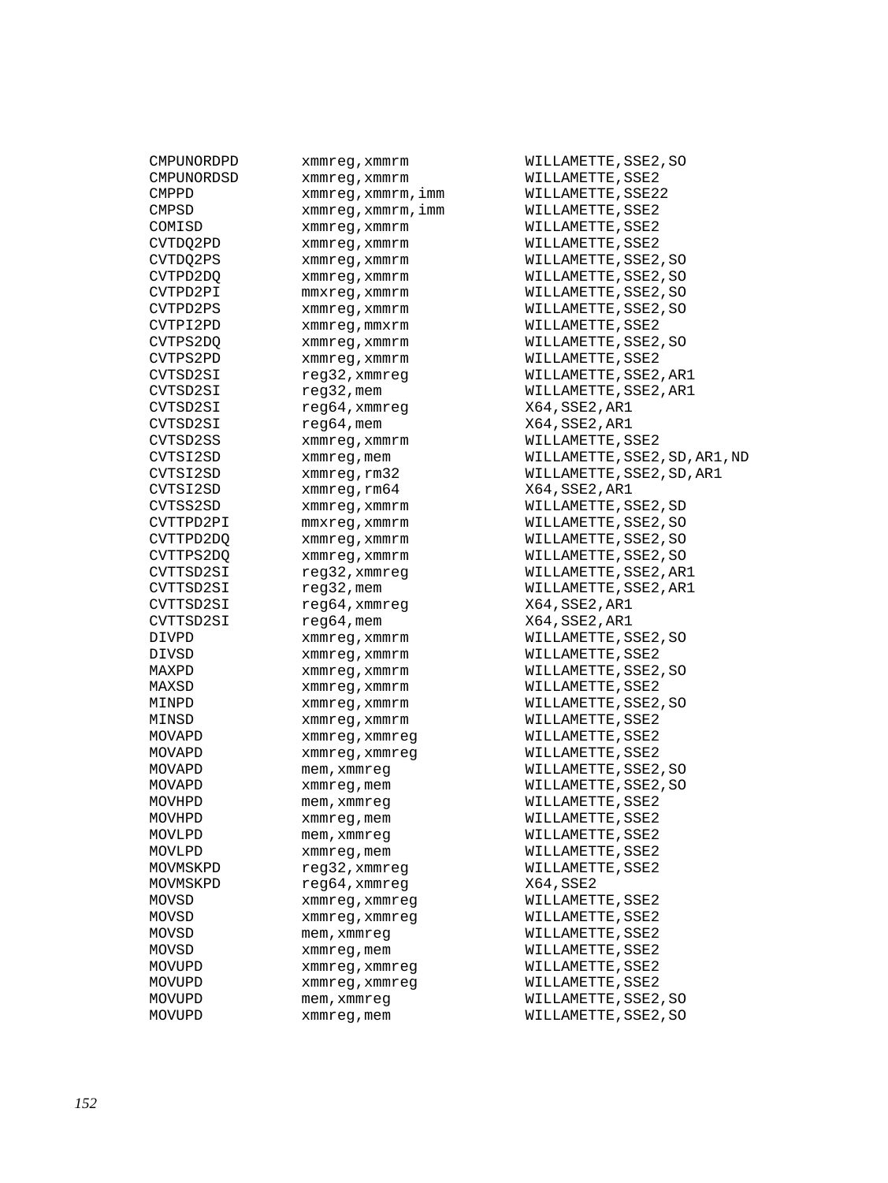```
CMPUNORDPD      xmmreg,xmmrm          WILLAMETTE,SSE2,SO
CMPUNORDSD      xmmreg,xmmrm          WILLAMETTE,SSE2
CMPPD           xmmreg,xmmrm,imm      WILLAMETTE,SSE22
CMPSD           xmmreg,xmmrm,imm      WILLAMETTE,SSE2
COMISD          xmmreg,xmmrm          WILLAMETTE,SSE2
CVTDQ2PD        xmmreg,xmmrm          WILLAMETTE,SSE2
CVTDQ2PS        xmmreg,xmmrm          WILLAMETTE,SSE2,SO
CVTPD2DQ        xmmreg,xmmrm          WILLAMETTE,SSE2,SO
CVTPD2PI        mmxreg,xmmrm          WILLAMETTE,SSE2,SO
CVTPD2PS        xmmreg,xmmrm          WILLAMETTE,SSE2,SO
CVTPI2PD        xmmreg,mmxrm          WILLAMETTE,SSE2
CVTPS2DQ        xmmreg,xmmrm          WILLAMETTE,SSE2,SO
CVTPS2PD        xmmreg,xmmrm          WILLAMETTE,SSE2
CVTSD2SI        reg32,xmmreg          WILLAMETTE,SSE2,AR1
CVTSD2SI        reg32,mem             WILLAMETTE,SSE2,AR1
CVTSD2SI        reg64,xmmreg          X64,SSE2,AR1
CVTSD2SI        reg64,mem             X64,SSE2,AR1
CVTSD2SS        xmmreg,xmmrm          WILLAMETTE,SSE2
CVTSI2SD        xmmreg,mem            WILLAMETTE,SSE2,SD,AR1,ND
CVTSI2SD        xmmreg,rm32           WILLAMETTE,SSE2,SD,AR1
CVTSI2SD        xmmreg,rm64           X64,SSE2,AR1
CVTSS2SD        xmmreg,xmmrm          WILLAMETTE,SSE2,SD
CVTTPD2PI       mmxreg,xmmrm          WILLAMETTE,SSE2,SO
CVTTPD2DQ       xmmreg,xmmrm          WILLAMETTE,SSE2,SO
CVTTPS2DQ       xmmreg,xmmrm          WILLAMETTE,SSE2,SO
CVTTSD2SI       reg32,xmmreg          WILLAMETTE,SSE2,AR1
CVTTSD2SI       reg32,mem             WILLAMETTE,SSE2,AR1
CVTTSD2SI       reg64,xmmreg          X64,SSE2,AR1
CVTTSD2SI       reg64,mem             X64,SSE2,AR1
DIVPD           xmmreg,xmmrm          WILLAMETTE,SSE2,SO
DIVSD           xmmreg,xmmrm          WILLAMETTE,SSE2
MAXPD           xmmreg,xmmrm          WILLAMETTE,SSE2,SO
MAXSD           xmmreg,xmmrm          WILLAMETTE,SSE2
MINPD           xmmreg,xmmrm          WILLAMETTE,SSE2,SO
MINSD           xmmreg,xmmrm          WILLAMETTE,SSE2
MOVAPD          xmmreg,xmmreg         WILLAMETTE,SSE2
MOVAPD          xmmreg,xmmreg         WILLAMETTE,SSE2
MOVAPD          mem,xmmreg            WILLAMETTE,SSE2,SO
MOVAPD          xmmreg,mem            WILLAMETTE,SSE2,SO
MOVHPD          mem,xmmreg            WILLAMETTE,SSE2
MOVHPD          xmmreg,mem            WILLAMETTE,SSE2
MOVLPD          mem,xmmreg            WILLAMETTE,SSE2
MOVLPD          xmmreg,mem            WILLAMETTE,SSE2
MOVMSKPD        reg32,xmmreg          WILLAMETTE,SSE2
MOVMSKPD        reg64,xmmreg          X64,SSE2
MOVSD           xmmreg,xmmreg         WILLAMETTE,SSE2
MOVSD           xmmreg,xmmreg         WILLAMETTE,SSE2
MOVSD           mem,xmmreg            WILLAMETTE,SSE2
MOVSD           xmmreg,mem            WILLAMETTE,SSE2
MOVUPD          xmmreg,xmmreg         WILLAMETTE,SSE2
MOVUPD          xmmreg,xmmreg         WILLAMETTE,SSE2
MOVUPD          mem,xmmreg            WILLAMETTE,SSE2,SO
MOVUPD          xmmreg,mem            WILLAMETTE,SSE2,SO
```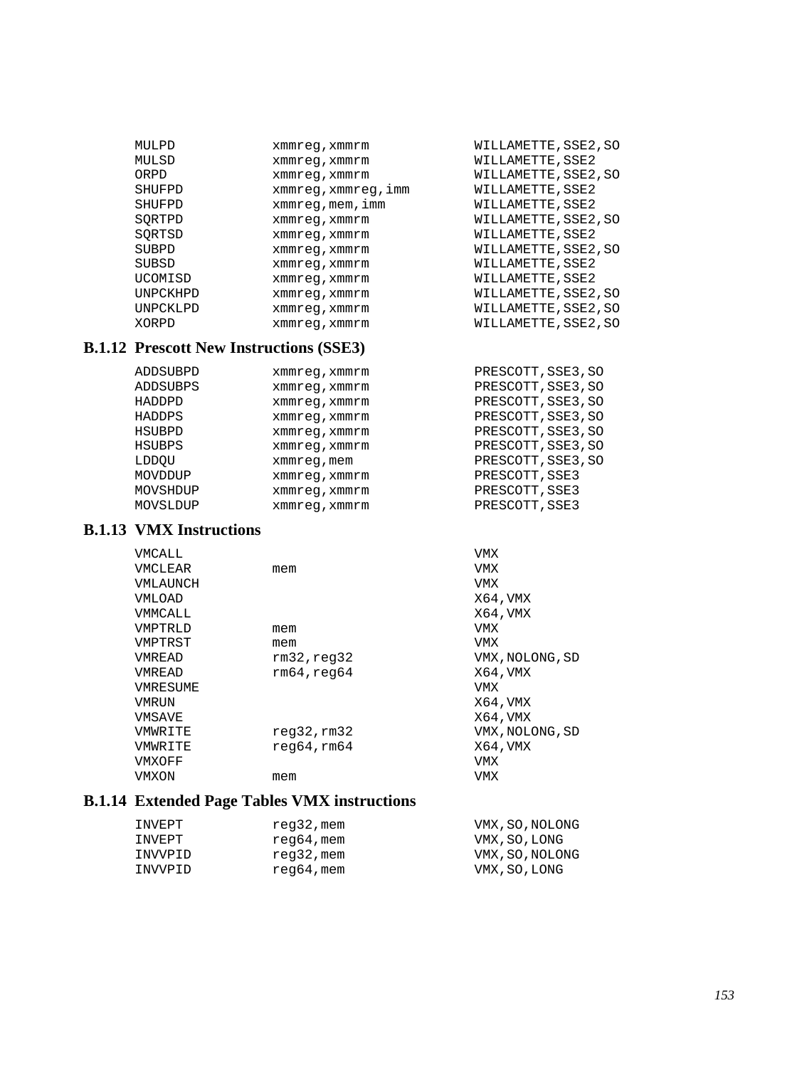```
MULPD           xmmreg,xmmrm            WILLAMETTE,SSE2,SO
MULSD           xmmreg,xmmrm            WILLAMETTE,SSE2
ORPD            xmmreg,xmmrm            WILLAMETTE,SSE2,SO
SHUFPD          xmmreg,xmmreg,imm       WILLAMETTE,SSE2
SHUFPD          xmmreg,mem,imm          WILLAMETTE,SSE2
SQRTPD          xmmreg,xmmrm            WILLAMETTE,SSE2,SO
SQRTSD          xmmreg,xmmrm            WILLAMETTE,SSE2
SUBPD           xmmreg,xmmrm            WILLAMETTE,SSE2,SO
SUBSD           xmmreg,xmmrm            WILLAMETTE,SSE2
UCOMISD         xmmreg,xmmrm            WILLAMETTE,SSE2
UNPCKHPD        xmmreg,xmmrm            WILLAMETTE,SSE2,SO
UNPCKLPD        xmmreg,xmmrm            WILLAMETTE,SSE2,SO
XORPD           xmmreg,xmmrm            WILLAMETTE,SSE2,SO
```

### B.1.12 Prescott New Instructions (SSE3)

```
ADDSUBPD        xmmreg,xmmrm            PRESCOTT,SSE3,SO
ADDSUBPS        xmmreg,xmmrm            PRESCOTT,SSE3,SO
HADDPD          xmmreg,xmmrm            PRESCOTT,SSE3,SO
HADDPS          xmmreg,xmmrm            PRESCOTT,SSE3,SO
HSUBPD          xmmreg,xmmrm            PRESCOTT,SSE3,SO
HSUBPS          xmmreg,xmmrm            PRESCOTT,SSE3,SO
LDDQU           xmmreg,mem              PRESCOTT,SSE3,SO
MOVDDUP         xmmreg,xmmrm            PRESCOTT,SSE3
MOVSHDUP        xmmreg,xmmrm            PRESCOTT,SSE3
MOVSLDUP        xmmreg,xmmrm            PRESCOTT,SSE3
```

### B.1.13 VMX Instructions

```
VMCALL                                  VMX
VMCLEAR         mem                     VMX
VMLAUNCH                                VMX
VMLOAD                                  X64,VMX
VMMCALL                                 X64,VMX
VMPTRLD         mem                     VMX
VMPTRST         mem                     VMX
VMREAD          rm32,reg32              VMX,NOLONG,SD
VMREAD          rm64,reg64              X64,VMX
VMRESUME                                VMX
VMRUN                                   X64,VMX
VMSAVE                                  X64,VMX
VMWRITE         reg32,rm32              VMX,NOLONG,SD
VMWRITE         reg64,rm64              X64,VMX
VMXOFF                                  VMX
VMXON           mem                     VMX
```

### B.1.14 Extended Page Tables VMX instructions

```
INVEPT          reg32,mem               VMX,SO,NOLONG
INVEPT          reg64,mem               VMX,SO,LONG
INVVPID         reg32,mem               VMX,SO,NOLONG
INVVPID         reg64,mem               VMX,SO,LONG
```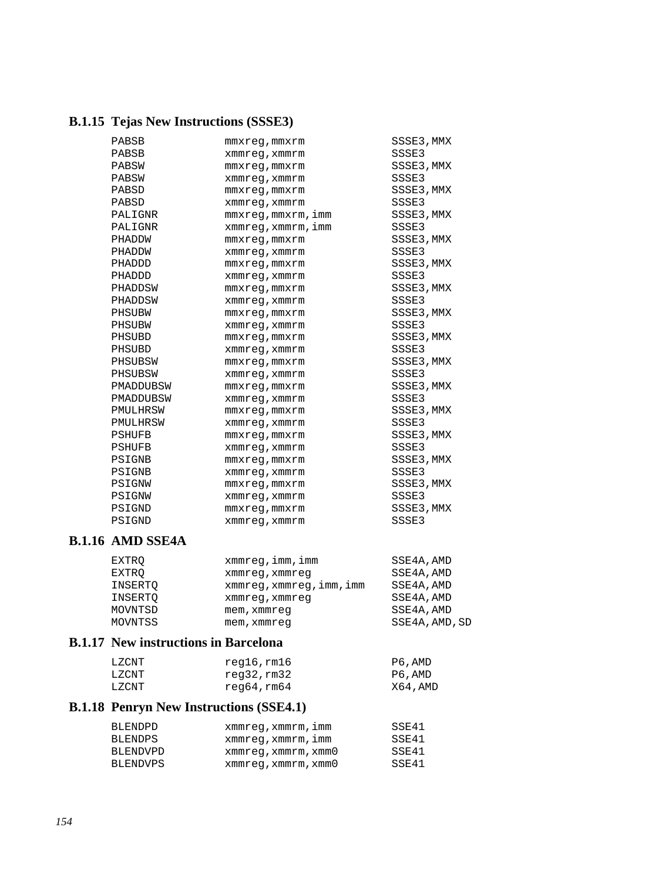### B.1.15 Tejas New Instructions (SSSE3)

```
PABSB        mmxreg,mmxrm            SSSE3,MMX
PABSB        xmmreg,xmmrm            SSSE3
PABSW        mmxreg,mmxrm            SSSE3,MMX
PABSW        xmmreg,xmmrm            SSSE3
PABSD        mmxreg,mmxrm            SSSE3,MMX
PABSD        xmmreg,xmmrm            SSSE3
PALIGNR      mmxreg,mmxrm,imm        SSSE3,MMX
PALIGNR      xmmreg,xmmrm,imm        SSSE3
PHADDW       mmxreg,mmxrm            SSSE3,MMX
PHADDW       xmmreg,xmmrm            SSSE3
PHADDD       mmxreg,mmxrm            SSSE3,MMX
PHADDD       xmmreg,xmmrm            SSSE3
PHADDSW      mmxreg,mmxrm            SSSE3,MMX
PHADDSW      xmmreg,xmmrm            SSSE3
PHSUBW       mmxreg,mmxrm            SSSE3,MMX
PHSUBW       xmmreg,xmmrm            SSSE3
PHSUBD       mmxreg,mmxrm            SSSE3,MMX
PHSUBD       xmmreg,xmmrm            SSSE3
PHSUBSW      mmxreg,mmxrm            SSSE3,MMX
PHSUBSW      xmmreg,xmmrm            SSSE3
PMADDUBSW    mmxreg,mmxrm            SSSE3,MMX
PMADDUBSW    xmmreg,xmmrm            SSSE3
PMULHRSW     mmxreg,mmxrm            SSSE3,MMX
PMULHRSW     xmmreg,xmmrm            SSSE3
PSHUFB       mmxreg,mmxrm            SSSE3,MMX
PSHUFB       xmmreg,xmmrm            SSSE3
PSIGNB       mmxreg,mmxrm            SSSE3,MMX
PSIGNB       xmmreg,xmmrm            SSSE3
PSIGNW       mmxreg,mmxrm            SSSE3,MMX
PSIGNW       xmmreg,xmmrm            SSSE3
PSIGND       mmxreg,mmxrm            SSSE3,MMX
PSIGND       xmmreg,xmmrm            SSSE3
```

### B.1.16 AMD SSE4A

```
EXTRQ        xmmreg,imm,imm          SSE4A,AMD
EXTRQ        xmmreg,xmmreg           SSE4A,AMD
INSERTQ      xmmreg,xmmreg,imm,imm   SSE4A,AMD
INSERTQ      xmmreg,xmmreg           SSE4A,AMD
MOVNTSD      mem,xmmreg              SSE4A,AMD
MOVNTSS      mem,xmmreg              SSE4A,AMD,SD
```

### B.1.17 New instructions in Barcelona

```
LZCNT        reg16,rm16              P6,AMD
LZCNT        reg32,rm32              P6,AMD
LZCNT        reg64,rm64              X64,AMD
```

### B.1.18 Penryn New Instructions (SSE4.1)

```
BLENDPD      xmmreg,xmmrm,imm        SSE41
BLENDPS      xmmreg,xmmrm,imm        SSE41
BLENDVPD     xmmreg,xmmrm,xmm0       SSE41
BLENDVPS     xmmreg,xmmrm,xmm0       SSE41
```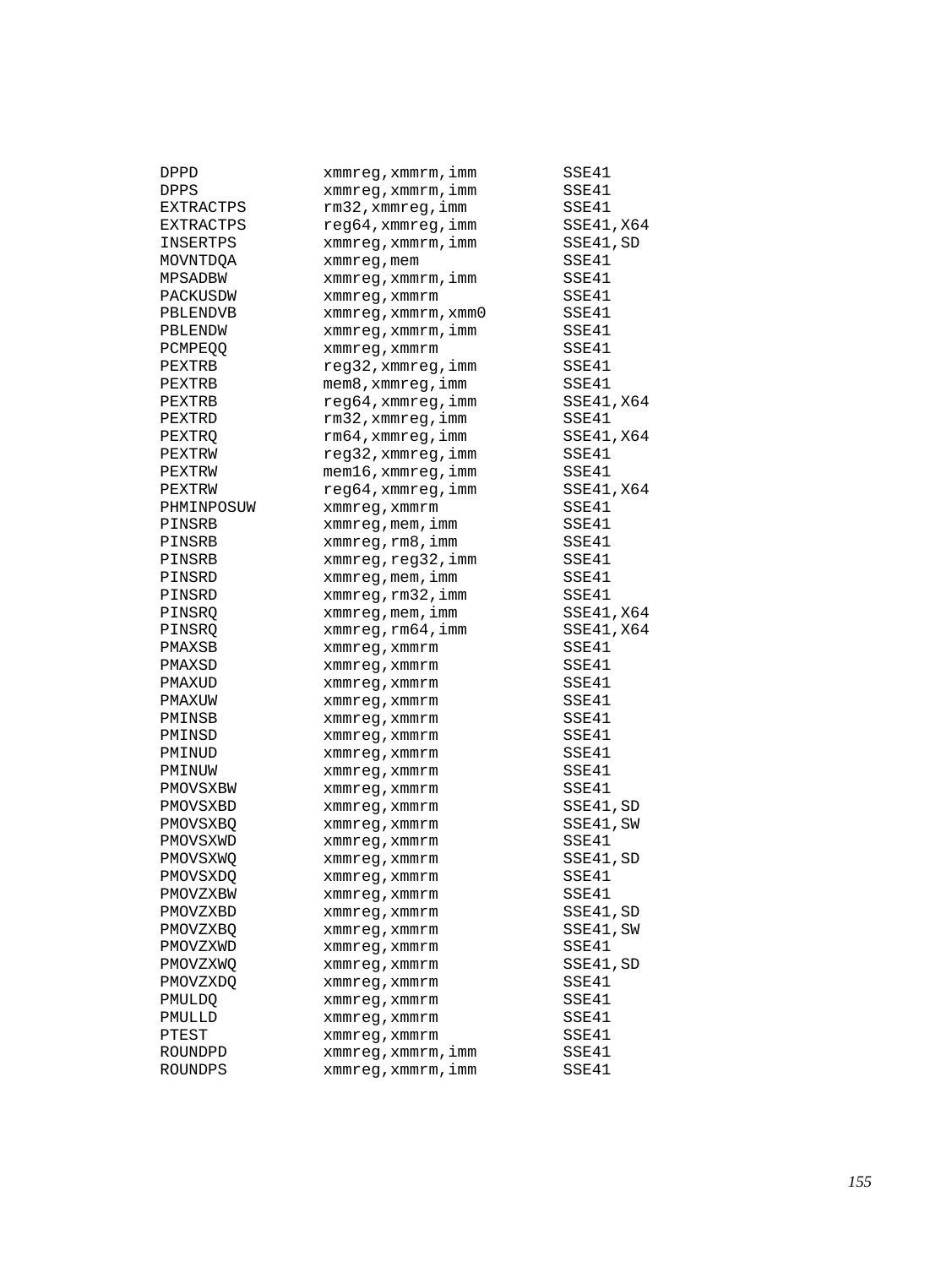```
DPPD            xmmreg,xmmrm,imm        SSE41
DPPS            xmmreg,xmmrm,imm        SSE41
EXTRACTPS       rm32,xmmreg,imm         SSE41
EXTRACTPS       reg64,xmmreg,imm        SSE41,X64
INSERTPS        xmmreg,xmmrm,imm        SSE41,SD
MOVNTDQA        xmmreg,mem              SSE41
MPSADBW         xmmreg,xmmrm,imm        SSE41
PACKUSDW        xmmreg,xmmrm            SSE41
PBLENDVB        xmmreg,xmmrm,xmm0       SSE41
PBLENDW         xmmreg,xmmrm,imm        SSE41
PCMPEQQ         xmmreg,xmmrm            SSE41
PEXTRB          reg32,xmmreg,imm        SSE41
PEXTRB          mem8,xmmreg,imm         SSE41
PEXTRB          reg64,xmmreg,imm        SSE41,X64
PEXTRD          rm32,xmmreg,imm         SSE41
PEXTRQ          rm64,xmmreg,imm         SSE41,X64
PEXTRW          reg32,xmmreg,imm        SSE41
PEXTRW          mem16,xmmreg,imm        SSE41
PEXTRW          reg64,xmmreg,imm        SSE41,X64
PHMINPOSUW      xmmreg,xmmrm            SSE41
PINSRB          xmmreg,mem,imm          SSE41
PINSRB          xmmreg,rm8,imm          SSE41
PINSRB          xmmreg,reg32,imm        SSE41
PINSRD          xmmreg,mem,imm          SSE41
PINSRD          xmmreg,rm32,imm         SSE41
PINSRQ          xmmreg,mem,imm          SSE41,X64
PINSRQ          xmmreg,rm64,imm         SSE41,X64
PMAXSB          xmmreg,xmmrm            SSE41
PMAXSD          xmmreg,xmmrm            SSE41
PMAXUD          xmmreg,xmmrm            SSE41
PMAXUW          xmmreg,xmmrm            SSE41
PMINSB          xmmreg,xmmrm            SSE41
PMINSD          xmmreg,xmmrm            SSE41
PMINUD          xmmreg,xmmrm            SSE41
PMINUW          xmmreg,xmmrm            SSE41
PMOVSXBW        xmmreg,xmmrm            SSE41
PMOVSXBD        xmmreg,xmmrm            SSE41,SD
PMOVSXBQ        xmmreg,xmmrm            SSE41,SW
PMOVSXWD        xmmreg,xmmrm            SSE41
PMOVSXWQ        xmmreg,xmmrm            SSE41,SD
PMOVSXDQ        xmmreg,xmmrm            SSE41
PMOVZXBW        xmmreg,xmmrm            SSE41
PMOVZXBD        xmmreg,xmmrm            SSE41,SD
PMOVZXBQ        xmmreg,xmmrm            SSE41,SW
PMOVZXWD        xmmreg,xmmrm            SSE41
PMOVZXWQ        xmmreg,xmmrm            SSE41,SD
PMOVZXDQ        xmmreg,xmmrm            SSE41
PMULDQ          xmmreg,xmmrm            SSE41
PMULLD          xmmreg,xmmrm            SSE41
PTEST           xmmreg,xmmrm            SSE41
ROUNDPD         xmmreg,xmmrm,imm        SSE41
ROUNDPS         xmmreg,xmmrm,imm        SSE41
```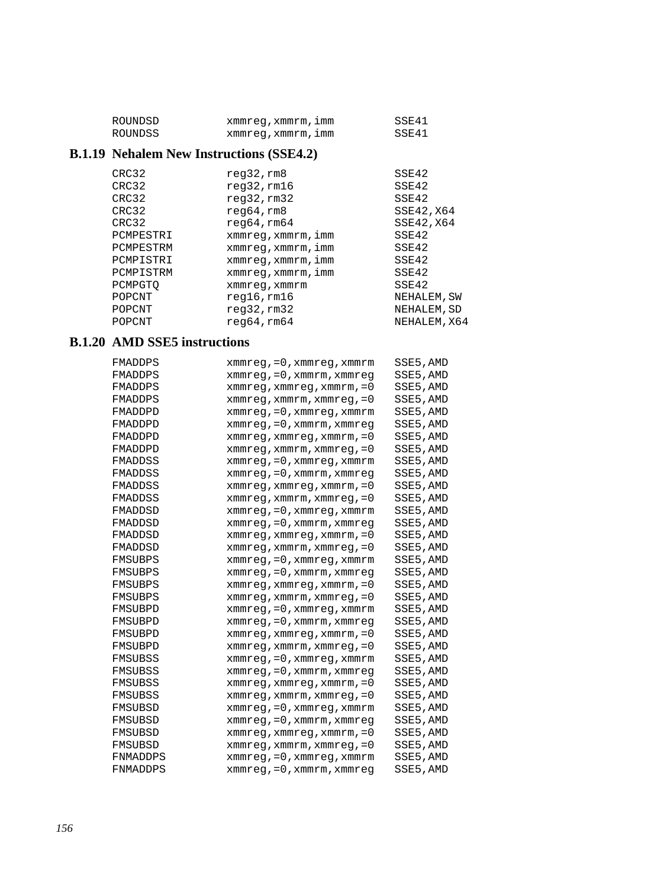```
ROUNDSD         xmmreg,xmmrm,imm          SSE41
ROUNDSS         xmmreg,xmmrm,imm          SSE41
```

### B.1.19 Nehalem New Instructions (SSE4.2)

```
CRC32           reg32,rm8                 SSE42
CRC32           reg32,rm16                SSE42
CRC32           reg32,rm32                SSE42
CRC32           reg64,rm8                 SSE42,X64
CRC32           reg64,rm64                SSE42,X64
PCMPESTRI       xmmreg,xmmrm,imm          SSE42
PCMPESTRM       xmmreg,xmmrm,imm          SSE42
PCMPISTRI       xmmreg,xmmrm,imm          SSE42
PCMPISTRM       xmmreg,xmmrm,imm          SSE42
PCMPGTQ         xmmreg,xmmrm              SSE42
POPCNT          reg16,rm16                NEHALEM,SW
POPCNT          reg32,rm32                NEHALEM,SD
POPCNT          reg64,rm64                NEHALEM,X64
```

### B.1.20 AMD SSE5 instructions

```
FMADDPS         xmmreg,=0,xmmreg,xmmrm    SSE5,AMD
FMADDPS         xmmreg,=0,xmmrm,xmmreg    SSE5,AMD
FMADDPS         xmmreg,xmmreg,xmmrm,=0    SSE5,AMD
FMADDPS         xmmreg,xmmrm,xmmreg,=0    SSE5,AMD
FMADDPD         xmmreg,=0,xmmreg,xmmrm    SSE5,AMD
FMADDPD         xmmreg,=0,xmmrm,xmmreg    SSE5,AMD
FMADDPD         xmmreg,xmmreg,xmmrm,=0    SSE5,AMD
FMADDPD         xmmreg,xmmrm,xmmreg,=0    SSE5,AMD
FMADDSS         xmmreg,=0,xmmreg,xmmrm    SSE5,AMD
FMADDSS         xmmreg,=0,xmmrm,xmmreg    SSE5,AMD
FMADDSS         xmmreg,xmmreg,xmmrm,=0    SSE5,AMD
FMADDSS         xmmreg,xmmrm,xmmreg,=0    SSE5,AMD
FMADDSD         xmmreg,=0,xmmreg,xmmrm    SSE5,AMD
FMADDSD         xmmreg,=0,xmmrm,xmmreg    SSE5,AMD
FMADDSD         xmmreg,xmmreg,xmmrm,=0    SSE5,AMD
FMADDSD         xmmreg,xmmrm,xmmreg,=0    SSE5,AMD
FMSUBPS         xmmreg,=0,xmmreg,xmmrm    SSE5,AMD
FMSUBPS         xmmreg,=0,xmmrm,xmmreg    SSE5,AMD
FMSUBPS         xmmreg,xmmreg,xmmrm,=0    SSE5,AMD
FMSUBPS         xmmreg,xmmrm,xmmreg,=0    SSE5,AMD
FMSUBPD         xmmreg,=0,xmmreg,xmmrm    SSE5,AMD
FMSUBPD         xmmreg,=0,xmmrm,xmmreg    SSE5,AMD
FMSUBPD         xmmreg,xmmreg,xmmrm,=0    SSE5,AMD
FMSUBPD         xmmreg,xmmrm,xmmreg,=0    SSE5,AMD
FMSUBSS         xmmreg,=0,xmmreg,xmmrm    SSE5,AMD
FMSUBSS         xmmreg,=0,xmmrm,xmmreg    SSE5,AMD
FMSUBSS         xmmreg,xmmreg,xmmrm,=0    SSE5,AMD
FMSUBSS         xmmreg,xmmrm,xmmreg,=0    SSE5,AMD
FMSUBSD         xmmreg,=0,xmmreg,xmmrm    SSE5,AMD
FMSUBSD         xmmreg,=0,xmmrm,xmmreg    SSE5,AMD
FMSUBSD         xmmreg,xmmreg,xmmrm,=0    SSE5,AMD
FMSUBSD         xmmreg,xmmrm,xmmreg,=0    SSE5,AMD
FNMADDPS        xmmreg,=0,xmmreg,xmmrm    SSE5,AMD
FNMADDPS        xmmreg,=0,xmmrm,xmmreg    SSE5,AMD
```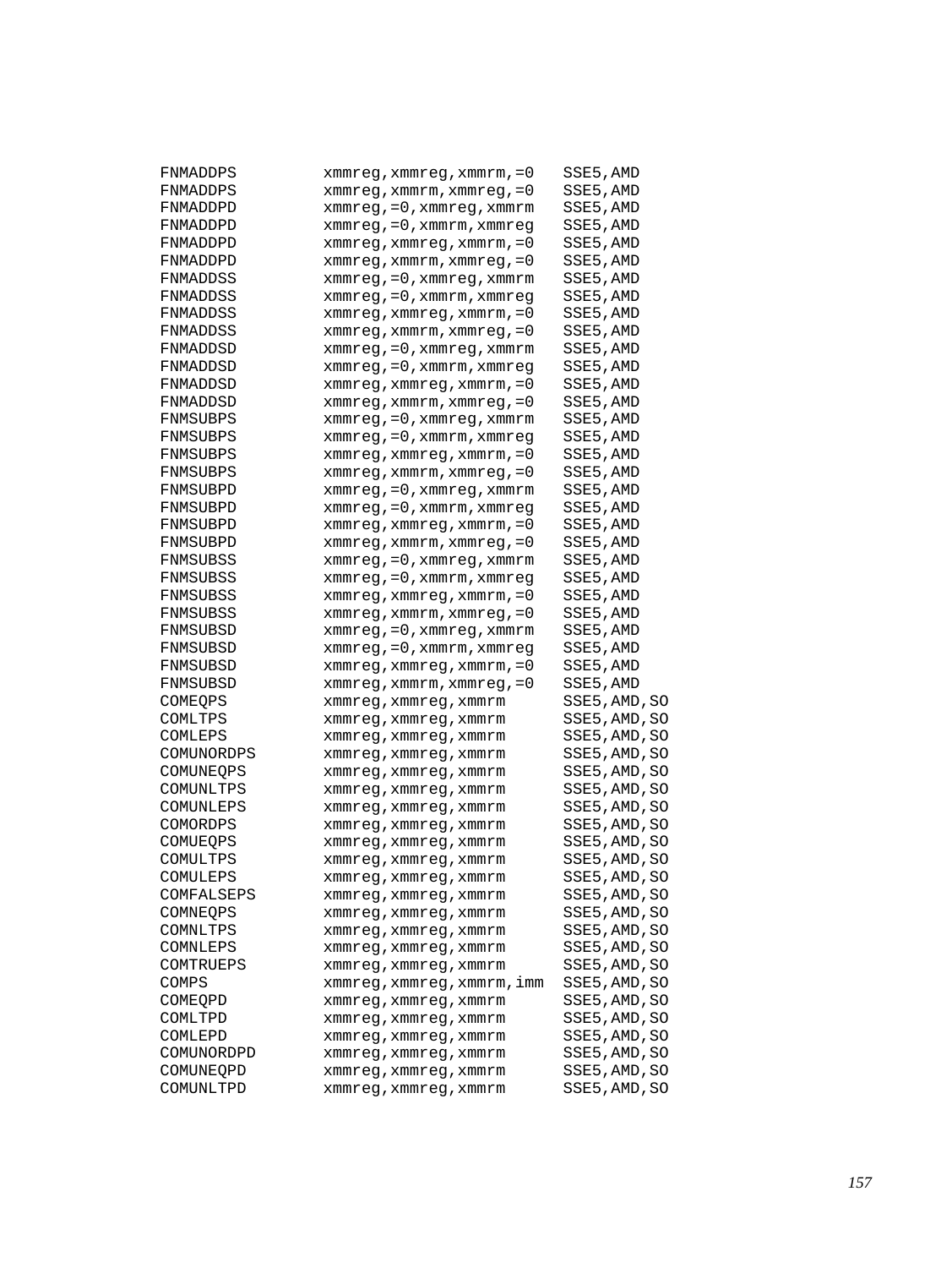```
FNMADDPS        xmmreg,xmmreg,xmmrm,=0   SSE5,AMD
FNMADDPS        xmmreg,xmmrm,xmmreg,=0   SSE5,AMD
FNMADDPD        xmmreg,=0,xmmreg,xmmrm   SSE5,AMD
FNMADDPD        xmmreg,=0,xmmrm,xmmreg   SSE5,AMD
FNMADDPD        xmmreg,xmmreg,xmmrm,=0   SSE5,AMD
FNMADDPD        xmmreg,xmmrm,xmmreg,=0   SSE5,AMD
FNMADDSS        xmmreg,=0,xmmreg,xmmrm   SSE5,AMD
FNMADDSS        xmmreg,=0,xmmrm,xmmreg   SSE5,AMD
FNMADDSS        xmmreg,xmmreg,xmmrm,=0   SSE5,AMD
FNMADDSS        xmmreg,xmmrm,xmmreg,=0   SSE5,AMD
FNMADDSD        xmmreg,=0,xmmreg,xmmrm   SSE5,AMD
FNMADDSD        xmmreg,=0,xmmrm,xmmreg   SSE5,AMD
FNMADDSD        xmmreg,xmmreg,xmmrm,=0   SSE5,AMD
FNMADDSD        xmmreg,xmmrm,xmmreg,=0   SSE5,AMD
FNMSUBPS        xmmreg,=0,xmmreg,xmmrm   SSE5,AMD
FNMSUBPS        xmmreg,=0,xmmrm,xmmreg   SSE5,AMD
FNMSUBPS        xmmreg,xmmreg,xmmrm,=0   SSE5,AMD
FNMSUBPS        xmmreg,xmmrm,xmmreg,=0   SSE5,AMD
FNMSUBPD        xmmreg,=0,xmmreg,xmmrm   SSE5,AMD
FNMSUBPD        xmmreg,=0,xmmrm,xmmreg   SSE5,AMD
FNMSUBPD        xmmreg,xmmreg,xmmrm,=0   SSE5,AMD
FNMSUBPD        xmmreg,xmmrm,xmmreg,=0   SSE5,AMD
FNMSUBSS        xmmreg,=0,xmmreg,xmmrm   SSE5,AMD
FNMSUBSS        xmmreg,=0,xmmrm,xmmreg   SSE5,AMD
FNMSUBSS        xmmreg,xmmreg,xmmrm,=0   SSE5,AMD
FNMSUBSS        xmmreg,xmmrm,xmmreg,=0   SSE5,AMD
FNMSUBSD        xmmreg,=0,xmmreg,xmmrm   SSE5,AMD
FNMSUBSD        xmmreg,=0,xmmrm,xmmreg   SSE5,AMD
FNMSUBSD        xmmreg,xmmreg,xmmrm,=0   SSE5,AMD
FNMSUBSD        xmmreg,xmmrm,xmmreg,=0   SSE5,AMD
COMEQPS         xmmreg,xmmreg,xmmrm      SSE5,AMD,SO
COMLTPS         xmmreg,xmmreg,xmmrm      SSE5,AMD,SO
COMLEPS         xmmreg,xmmreg,xmmrm      SSE5,AMD,SO
COMUNORDPS      xmmreg,xmmreg,xmmrm      SSE5,AMD,SO
COMUNEQPS       xmmreg,xmmreg,xmmrm      SSE5,AMD,SO
COMUNLTPS       xmmreg,xmmreg,xmmrm      SSE5,AMD,SO
COMUNLEPS       xmmreg,xmmreg,xmmrm      SSE5,AMD,SO
COMORDPS        xmmreg,xmmreg,xmmrm      SSE5,AMD,SO
COMUEQPS        xmmreg,xmmreg,xmmrm      SSE5,AMD,SO
COMULTPS        xmmreg,xmmreg,xmmrm      SSE5,AMD,SO
COMULEPS        xmmreg,xmmreg,xmmrm      SSE5,AMD,SO
COMFALSEPS      xmmreg,xmmreg,xmmrm      SSE5,AMD,SO
COMNEQPS        xmmreg,xmmreg,xmmrm      SSE5,AMD,SO
COMNLTPS        xmmreg,xmmreg,xmmrm      SSE5,AMD,SO
COMNLEPS        xmmreg,xmmreg,xmmrm      SSE5,AMD,SO
COMTRUEPS       xmmreg,xmmreg,xmmrm      SSE5,AMD,SO
COMPS           xmmreg,xmmreg,xmmrm,imm  SSE5,AMD,SO
COMEQPD         xmmreg,xmmreg,xmmrm      SSE5,AMD,SO
COMLTPD         xmmreg,xmmreg,xmmrm      SSE5,AMD,SO
COMLEPD         xmmreg,xmmreg,xmmrm      SSE5,AMD,SO
COMUNORDPD      xmmreg,xmmreg,xmmrm      SSE5,AMD,SO
COMUNEQPD       xmmreg,xmmreg,xmmrm      SSE5,AMD,SO
COMUNLTPD       xmmreg,xmmreg,xmmrm      SSE5,AMD,SO
```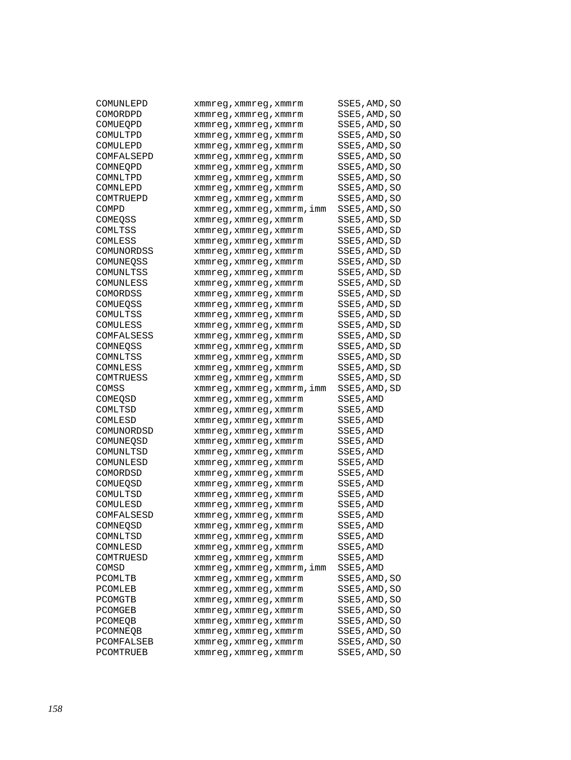```
COMUNLEPD       xmmreg,xmmreg,xmmrm      SSE5,AMD,SO
COMORDPD        xmmreg,xmmreg,xmmrm      SSE5,AMD,SO
COMUEQPD        xmmreg,xmmreg,xmmrm      SSE5,AMD,SO
COMULTPD        xmmreg,xmmreg,xmmrm      SSE5,AMD,SO
COMULEPD        xmmreg,xmmreg,xmmrm      SSE5,AMD,SO
COMFALSEPD      xmmreg,xmmreg,xmmrm      SSE5,AMD,SO
COMNEQPD        xmmreg,xmmreg,xmmrm      SSE5,AMD,SO
COMNLTPD        xmmreg,xmmreg,xmmrm      SSE5,AMD,SO
COMNLEPD        xmmreg,xmmreg,xmmrm      SSE5,AMD,SO
COMTRUEPD       xmmreg,xmmreg,xmmrm      SSE5,AMD,SO
COMPD           xmmreg,xmmreg,xmmrm,imm  SSE5,AMD,SO
COMEQSS         xmmreg,xmmreg,xmmrm      SSE5,AMD,SD
COMLTSS         xmmreg,xmmreg,xmmrm      SSE5,AMD,SD
COMLESS         xmmreg,xmmreg,xmmrm      SSE5,AMD,SD
COMUNORDSS      xmmreg,xmmreg,xmmrm      SSE5,AMD,SD
COMUNEQSS       xmmreg,xmmreg,xmmrm      SSE5,AMD,SD
COMUNLTSS       xmmreg,xmmreg,xmmrm      SSE5,AMD,SD
COMUNLESS       xmmreg,xmmreg,xmmrm      SSE5,AMD,SD
COMORDSS        xmmreg,xmmreg,xmmrm      SSE5,AMD,SD
COMUEQSS        xmmreg,xmmreg,xmmrm      SSE5,AMD,SD
COMULTSS        xmmreg,xmmreg,xmmrm      SSE5,AMD,SD
COMULESS        xmmreg,xmmreg,xmmrm      SSE5,AMD,SD
COMFALSESS      xmmreg,xmmreg,xmmrm      SSE5,AMD,SD
COMNEQSS        xmmreg,xmmreg,xmmrm      SSE5,AMD,SD
COMNLTSS        xmmreg,xmmreg,xmmrm      SSE5,AMD,SD
COMNLESS        xmmreg,xmmreg,xmmrm      SSE5,AMD,SD
COMTRUESS       xmmreg,xmmreg,xmmrm      SSE5,AMD,SD
COMSS           xmmreg,xmmreg,xmmrm,imm  SSE5,AMD,SD
COMEQSD         xmmreg,xmmreg,xmmrm      SSE5,AMD
COMLTSD         xmmreg,xmmreg,xmmrm      SSE5,AMD
COMLESD         xmmreg,xmmreg,xmmrm      SSE5,AMD
COMUNORDSD      xmmreg,xmmreg,xmmrm      SSE5,AMD
COMUNEQSD       xmmreg,xmmreg,xmmrm      SSE5,AMD
COMUNLTSD       xmmreg,xmmreg,xmmrm      SSE5,AMD
COMUNLESD       xmmreg,xmmreg,xmmrm      SSE5,AMD
COMORDSD        xmmreg,xmmreg,xmmrm      SSE5,AMD
COMUEQSD        xmmreg,xmmreg,xmmrm      SSE5,AMD
COMULTSD        xmmreg,xmmreg,xmmrm      SSE5,AMD
COMULESD        xmmreg,xmmreg,xmmrm      SSE5,AMD
COMFALSESD      xmmreg,xmmreg,xmmrm      SSE5,AMD
COMNEQSD        xmmreg,xmmreg,xmmrm      SSE5,AMD
COMNLTSD        xmmreg,xmmreg,xmmrm      SSE5,AMD
COMNLESD        xmmreg,xmmreg,xmmrm      SSE5,AMD
COMTRUESD       xmmreg,xmmreg,xmmrm      SSE5,AMD
COMSD           xmmreg,xmmreg,xmmrm,imm  SSE5,AMD
PCOMLTB         xmmreg,xmmreg,xmmrm      SSE5,AMD,SO
PCOMLEB         xmmreg,xmmreg,xmmrm      SSE5,AMD,SO
PCOMGTB         xmmreg,xmmreg,xmmrm      SSE5,AMD,SO
PCOMGEB         xmmreg,xmmreg,xmmrm      SSE5,AMD,SO
PCOMEQB         xmmreg,xmmreg,xmmrm      SSE5,AMD,SO
PCOMNEQB        xmmreg,xmmreg,xmmrm      SSE5,AMD,SO
PCOMFALSEB      xmmreg,xmmreg,xmmrm      SSE5,AMD,SO
PCOMTRUEB       xmmreg,xmmreg,xmmrm      SSE5,AMD,SO
```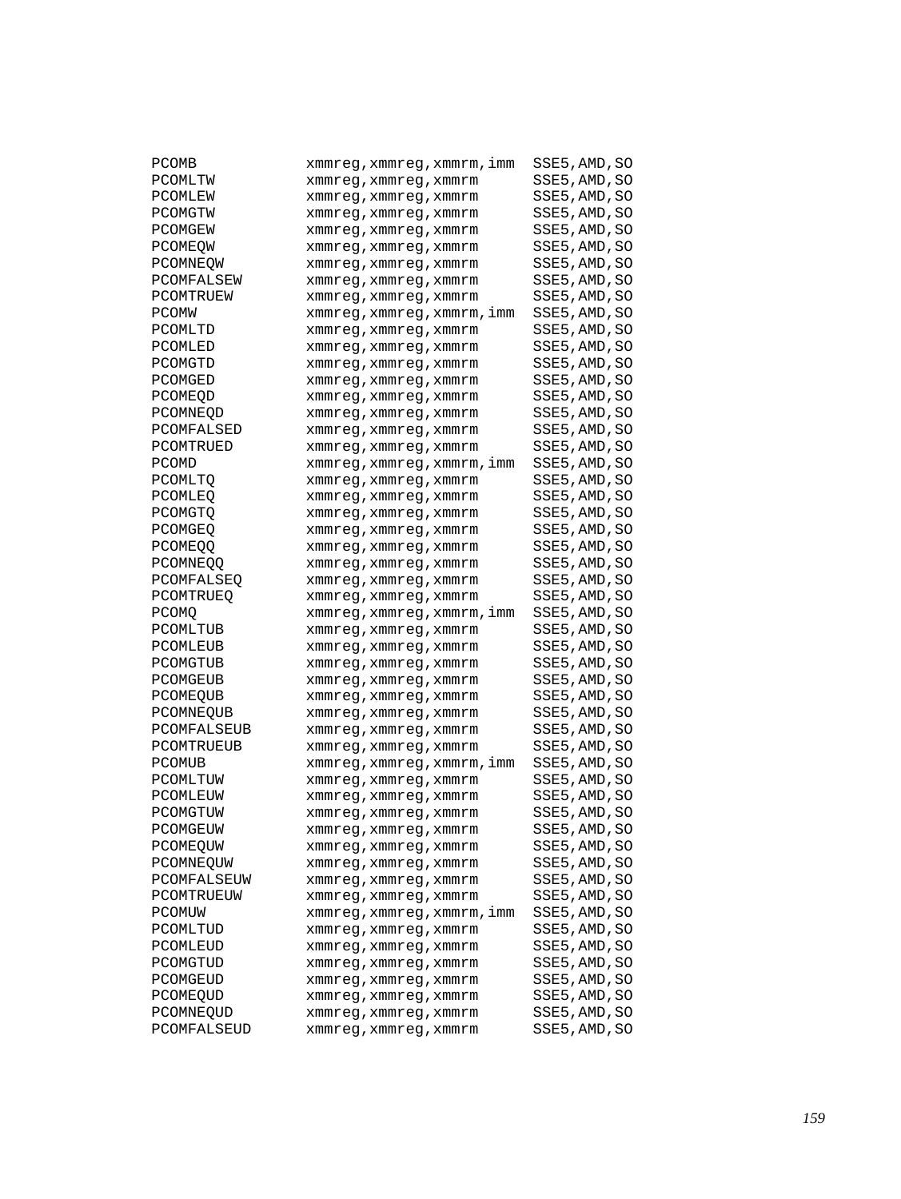```
PCOMB           xmmreg,xmmreg,xmmrm,imm  SSE5,AMD,SO
PCOMLTW         xmmreg,xmmreg,xmmrm      SSE5,AMD,SO
PCOMLEW         xmmreg,xmmreg,xmmrm      SSE5,AMD,SO
PCOMGTW         xmmreg,xmmreg,xmmrm      SSE5,AMD,SO
PCOMGEW         xmmreg,xmmreg,xmmrm      SSE5,AMD,SO
PCOMEQW         xmmreg,xmmreg,xmmrm      SSE5,AMD,SO
PCOMNEQW        xmmreg,xmmreg,xmmrm      SSE5,AMD,SO
PCOMFALSEW      xmmreg,xmmreg,xmmrm      SSE5,AMD,SO
PCOMTRUEW       xmmreg,xmmreg,xmmrm      SSE5,AMD,SO
PCOMW           xmmreg,xmmreg,xmmrm,imm  SSE5,AMD,SO
PCOMLTD         xmmreg,xmmreg,xmmrm      SSE5,AMD,SO
PCOMLED         xmmreg,xmmreg,xmmrm      SSE5,AMD,SO
PCOMGTD         xmmreg,xmmreg,xmmrm      SSE5,AMD,SO
PCOMGED         xmmreg,xmmreg,xmmrm      SSE5,AMD,SO
PCOMEQD         xmmreg,xmmreg,xmmrm      SSE5,AMD,SO
PCOMNEQD        xmmreg,xmmreg,xmmrm      SSE5,AMD,SO
PCOMFALSED      xmmreg,xmmreg,xmmrm      SSE5,AMD,SO
PCOMTRUED       xmmreg,xmmreg,xmmrm      SSE5,AMD,SO
PCOMD           xmmreg,xmmreg,xmmrm,imm  SSE5,AMD,SO
PCOMLTQ         xmmreg,xmmreg,xmmrm      SSE5,AMD,SO
PCOMLEQ         xmmreg,xmmreg,xmmrm      SSE5,AMD,SO
PCOMGTQ         xmmreg,xmmreg,xmmrm      SSE5,AMD,SO
PCOMGEQ         xmmreg,xmmreg,xmmrm      SSE5,AMD,SO
PCOMEQQ         xmmreg,xmmreg,xmmrm      SSE5,AMD,SO
PCOMNEQQ        xmmreg,xmmreg,xmmrm      SSE5,AMD,SO
PCOMFALSEQ      xmmreg,xmmreg,xmmrm      SSE5,AMD,SO
PCOMTRUEQ       xmmreg,xmmreg,xmmrm      SSE5,AMD,SO
PCOMQ           xmmreg,xmmreg,xmmrm,imm  SSE5,AMD,SO
PCOMLTUB        xmmreg,xmmreg,xmmrm      SSE5,AMD,SO
PCOMLEUB        xmmreg,xmmreg,xmmrm      SSE5,AMD,SO
PCOMGTUB        xmmreg,xmmreg,xmmrm      SSE5,AMD,SO
PCOMGEUB        xmmreg,xmmreg,xmmrm      SSE5,AMD,SO
PCOMEQUB        xmmreg,xmmreg,xmmrm      SSE5,AMD,SO
PCOMNEQUB       xmmreg,xmmreg,xmmrm      SSE5,AMD,SO
PCOMFALSEUB     xmmreg,xmmreg,xmmrm      SSE5,AMD,SO
PCOMTRUEUB      xmmreg,xmmreg,xmmrm      SSE5,AMD,SO
PCOMUB          xmmreg,xmmreg,xmmrm,imm  SSE5,AMD,SO
PCOMLTUW        xmmreg,xmmreg,xmmrm      SSE5,AMD,SO
PCOMLEUW        xmmreg,xmmreg,xmmrm      SSE5,AMD,SO
PCOMGTUW        xmmreg,xmmreg,xmmrm      SSE5,AMD,SO
PCOMGEUW        xmmreg,xmmreg,xmmrm      SSE5,AMD,SO
PCOMEQUW        xmmreg,xmmreg,xmmrm      SSE5,AMD,SO
PCOMNEQUW       xmmreg,xmmreg,xmmrm      SSE5,AMD,SO
PCOMFALSEUW     xmmreg,xmmreg,xmmrm      SSE5,AMD,SO
PCOMTRUEUW      xmmreg,xmmreg,xmmrm      SSE5,AMD,SO
PCOMUW          xmmreg,xmmreg,xmmrm,imm  SSE5,AMD,SO
PCOMLTUD        xmmreg,xmmreg,xmmrm      SSE5,AMD,SO
PCOMLEUD        xmmreg,xmmreg,xmmrm      SSE5,AMD,SO
PCOMGTUD        xmmreg,xmmreg,xmmrm      SSE5,AMD,SO
PCOMGEUD        xmmreg,xmmreg,xmmrm      SSE5,AMD,SO
PCOMEQUD        xmmreg,xmmreg,xmmrm      SSE5,AMD,SO
PCOMNEQUD       xmmreg,xmmreg,xmmrm      SSE5,AMD,SO
PCOMFALSEUD     xmmreg,xmmreg,xmmrm      SSE5,AMD,SO
```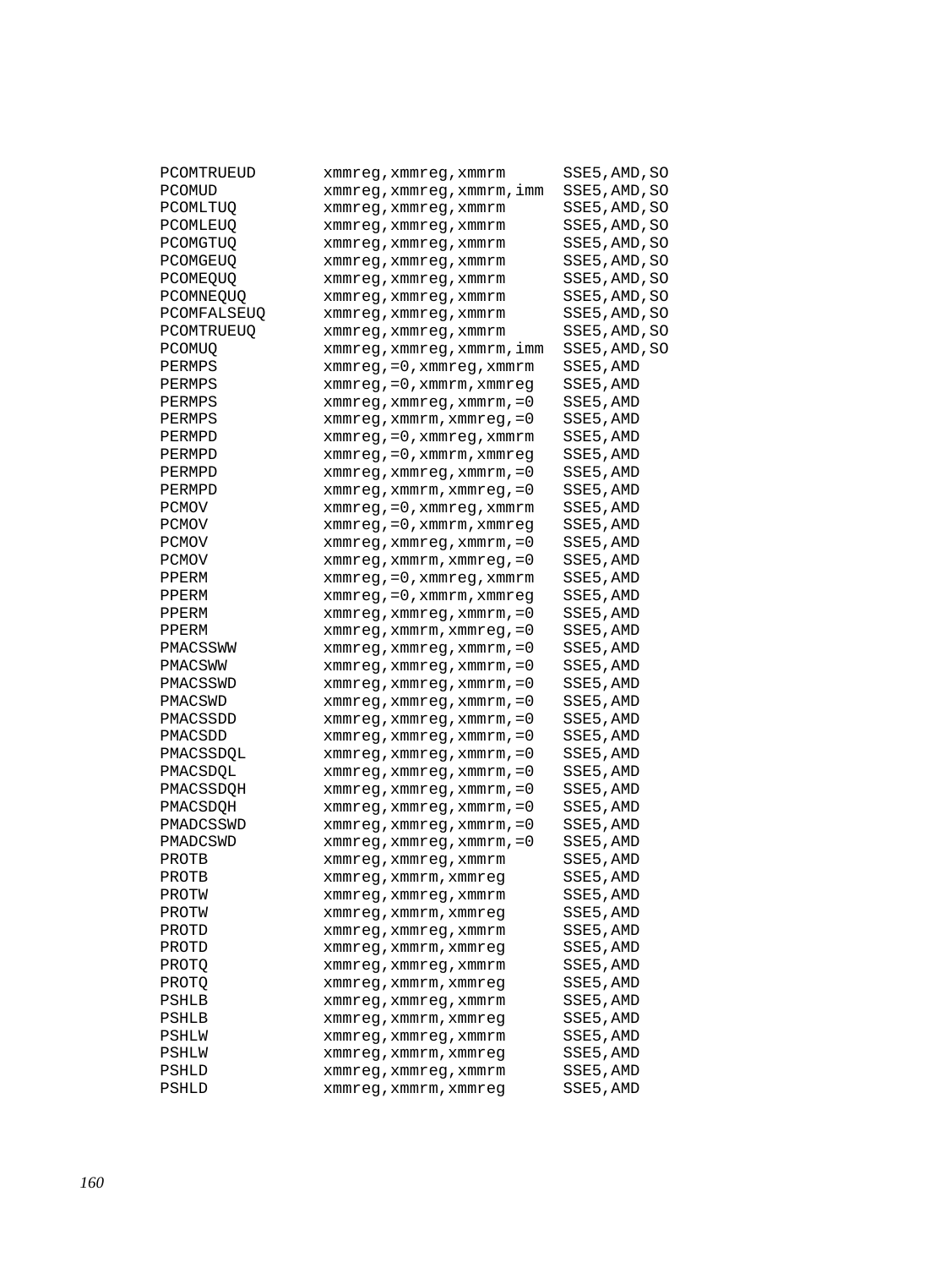```
PCOMTRUEUD       xmmreg,xmmreg,xmmrm       SSE5,AMD,SO
PCOMUD           xmmreg,xmmreg,xmmrm,imm   SSE5,AMD,SO
PCOMLTUQ         xmmreg,xmmreg,xmmrm       SSE5,AMD,SO
PCOMLEUQ         xmmreg,xmmreg,xmmrm       SSE5,AMD,SO
PCOMGTUQ         xmmreg,xmmreg,xmmrm       SSE5,AMD,SO
PCOMGEUQ         xmmreg,xmmreg,xmmrm       SSE5,AMD,SO
PCOMEQUQ         xmmreg,xmmreg,xmmrm       SSE5,AMD,SO
PCOMNEQUQ        xmmreg,xmmreg,xmmrm       SSE5,AMD,SO
PCOMFALSEUQ      xmmreg,xmmreg,xmmrm       SSE5,AMD,SO
PCOMTRUEUQ       xmmreg,xmmreg,xmmrm       SSE5,AMD,SO
PCOMUQ           xmmreg,xmmreg,xmmrm,imm   SSE5,AMD,SO
PERMPS           xmmreg,=0,xmmreg,xmmrm    SSE5,AMD
PERMPS           xmmreg,=0,xmmrm,xmmreg    SSE5,AMD
PERMPS           xmmreg,xmmreg,xmmrm,=0    SSE5,AMD
PERMPS           xmmreg,xmmrm,xmmreg,=0    SSE5,AMD
PERMPD           xmmreg,=0,xmmreg,xmmrm    SSE5,AMD
PERMPD           xmmreg,=0,xmmrm,xmmreg    SSE5,AMD
PERMPD           xmmreg,xmmreg,xmmrm,=0    SSE5,AMD
PERMPD           xmmreg,xmmrm,xmmreg,=0    SSE5,AMD
PCMOV            xmmreg,=0,xmmreg,xmmrm    SSE5,AMD
PCMOV            xmmreg,=0,xmmrm,xmmreg    SSE5,AMD
PCMOV            xmmreg,xmmreg,xmmrm,=0    SSE5,AMD
PCMOV            xmmreg,xmmrm,xmmreg,=0    SSE5,AMD
PPERM            xmmreg,=0,xmmreg,xmmrm    SSE5,AMD
PPERM            xmmreg,=0,xmmrm,xmmreg    SSE5,AMD
PPERM            xmmreg,xmmreg,xmmrm,=0    SSE5,AMD
PPERM            xmmreg,xmmrm,xmmreg,=0    SSE5,AMD
PMACSSWW         xmmreg,xmmreg,xmmrm,=0    SSE5,AMD
PMACSWW          xmmreg,xmmreg,xmmrm,=0    SSE5,AMD
PMACSSWD         xmmreg,xmmreg,xmmrm,=0    SSE5,AMD
PMACSWD          xmmreg,xmmreg,xmmrm,=0    SSE5,AMD
PMACSSDD         xmmreg,xmmreg,xmmrm,=0    SSE5,AMD
PMACSDD          xmmreg,xmmreg,xmmrm,=0    SSE5,AMD
PMACSSDQL        xmmreg,xmmreg,xmmrm,=0    SSE5,AMD
PMACSDQL         xmmreg,xmmreg,xmmrm,=0    SSE5,AMD
PMACSSDQH        xmmreg,xmmreg,xmmrm,=0    SSE5,AMD
PMACSDQH         xmmreg,xmmreg,xmmrm,=0    SSE5,AMD
PMADCSSWD        xmmreg,xmmreg,xmmrm,=0    SSE5,AMD
PMADCSWD         xmmreg,xmmreg,xmmrm,=0    SSE5,AMD
PROTB            xmmreg,xmmreg,xmmrm       SSE5,AMD
PROTB            xmmreg,xmmrm,xmmreg       SSE5,AMD
PROTW            xmmreg,xmmreg,xmmrm       SSE5,AMD
PROTW            xmmreg,xmmrm,xmmreg       SSE5,AMD
PROTD            xmmreg,xmmreg,xmmrm       SSE5,AMD
PROTD            xmmreg,xmmrm,xmmreg       SSE5,AMD
PROTQ            xmmreg,xmmreg,xmmrm       SSE5,AMD
PROTQ            xmmreg,xmmrm,xmmreg       SSE5,AMD
PSHLB            xmmreg,xmmreg,xmmrm       SSE5,AMD
PSHLB            xmmreg,xmmrm,xmmreg       SSE5,AMD
PSHLW            xmmreg,xmmreg,xmmrm       SSE5,AMD
PSHLW            xmmreg,xmmrm,xmmreg       SSE5,AMD
PSHLD            xmmreg,xmmreg,xmmrm       SSE5,AMD
PSHLD            xmmreg,xmmrm,xmmreg       SSE5,AMD
```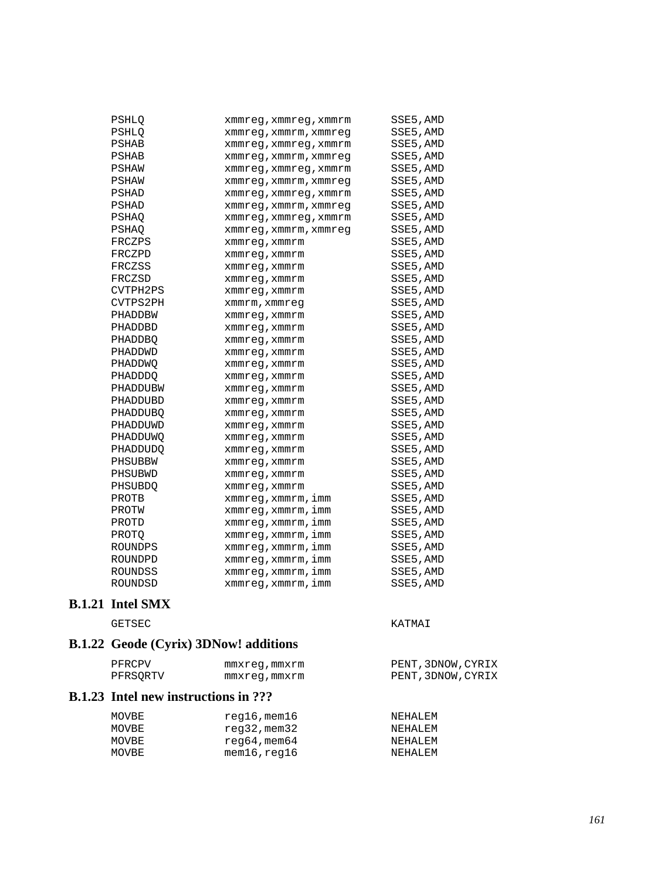```
PSHLQ           xmmreg,xmmreg,xmmrm     SSE5,AMD
PSHLQ           xmmreg,xmmrm,xmmreg     SSE5,AMD
PSHAB           xmmreg,xmmreg,xmmrm     SSE5,AMD
PSHAB           xmmreg,xmmrm,xmmreg     SSE5,AMD
PSHAW           xmmreg,xmmreg,xmmrm     SSE5,AMD
PSHAW           xmmreg,xmmrm,xmmreg     SSE5,AMD
PSHAD           xmmreg,xmmreg,xmmrm     SSE5,AMD
PSHAD           xmmreg,xmmrm,xmmreg     SSE5,AMD
PSHAQ           xmmreg,xmmreg,xmmrm     SSE5,AMD
PSHAQ           xmmreg,xmmrm,xmmreg     SSE5,AMD
FRCZPS          xmmreg,xmmrm            SSE5,AMD
FRCZPD          xmmreg,xmmrm            SSE5,AMD
FRCZSS          xmmreg,xmmrm            SSE5,AMD
FRCZSD          xmmreg,xmmrm            SSE5,AMD
CVTPH2PS        xmmreg,xmmrm            SSE5,AMD
CVTPS2PH        xmmrm,xmmreg            SSE5,AMD
PHADDBW         xmmreg,xmmrm            SSE5,AMD
PHADDBD         xmmreg,xmmrm            SSE5,AMD
PHADDBQ         xmmreg,xmmrm            SSE5,AMD
PHADDWD         xmmreg,xmmrm            SSE5,AMD
PHADDWQ         xmmreg,xmmrm            SSE5,AMD
PHADDDQ         xmmreg,xmmrm            SSE5,AMD
PHADDUBW        xmmreg,xmmrm            SSE5,AMD
PHADDUBD        xmmreg,xmmrm            SSE5,AMD
PHADDUBQ        xmmreg,xmmrm            SSE5,AMD
PHADDUWD        xmmreg,xmmrm            SSE5,AMD
PHADDUWQ        xmmreg,xmmrm            SSE5,AMD
PHADDUDQ        xmmreg,xmmrm            SSE5,AMD
PHSUBBW         xmmreg,xmmrm            SSE5,AMD
PHSUBWD         xmmreg,xmmrm            SSE5,AMD
PHSUBDQ         xmmreg,xmmrm            SSE5,AMD
PROTB           xmmreg,xmmrm,imm        SSE5,AMD
PROTW           xmmreg,xmmrm,imm        SSE5,AMD
PROTD           xmmreg,xmmrm,imm        SSE5,AMD
PROTQ           xmmreg,xmmrm,imm        SSE5,AMD
ROUNDPS         xmmreg,xmmrm,imm        SSE5,AMD
ROUNDPD         xmmreg,xmmrm,imm        SSE5,AMD
ROUNDSS         xmmreg,xmmrm,imm        SSE5,AMD
ROUNDSD         xmmreg,xmmrm,imm        SSE5,AMD
```

### B.1.21 Intel SMX

```
GETSEC                                  KATMAI
```

### B.1.22 Geode (Cyrix) 3DNow! additions

```
PFRCPV          mmxreg,mmxrm            PENT,3DNOW,CYRIX
PFRSQRTV        mmxreg,mmxrm            PENT,3DNOW,CYRIX
```

### B.1.23 Intel new instructions in ???

```
MOVBE           reg16,mem16             NEHALEM
MOVBE           reg32,mem32             NEHALEM
MOVBE           reg64,mem64             NEHALEM
MOVBE           mem16,reg16             NEHALEM
```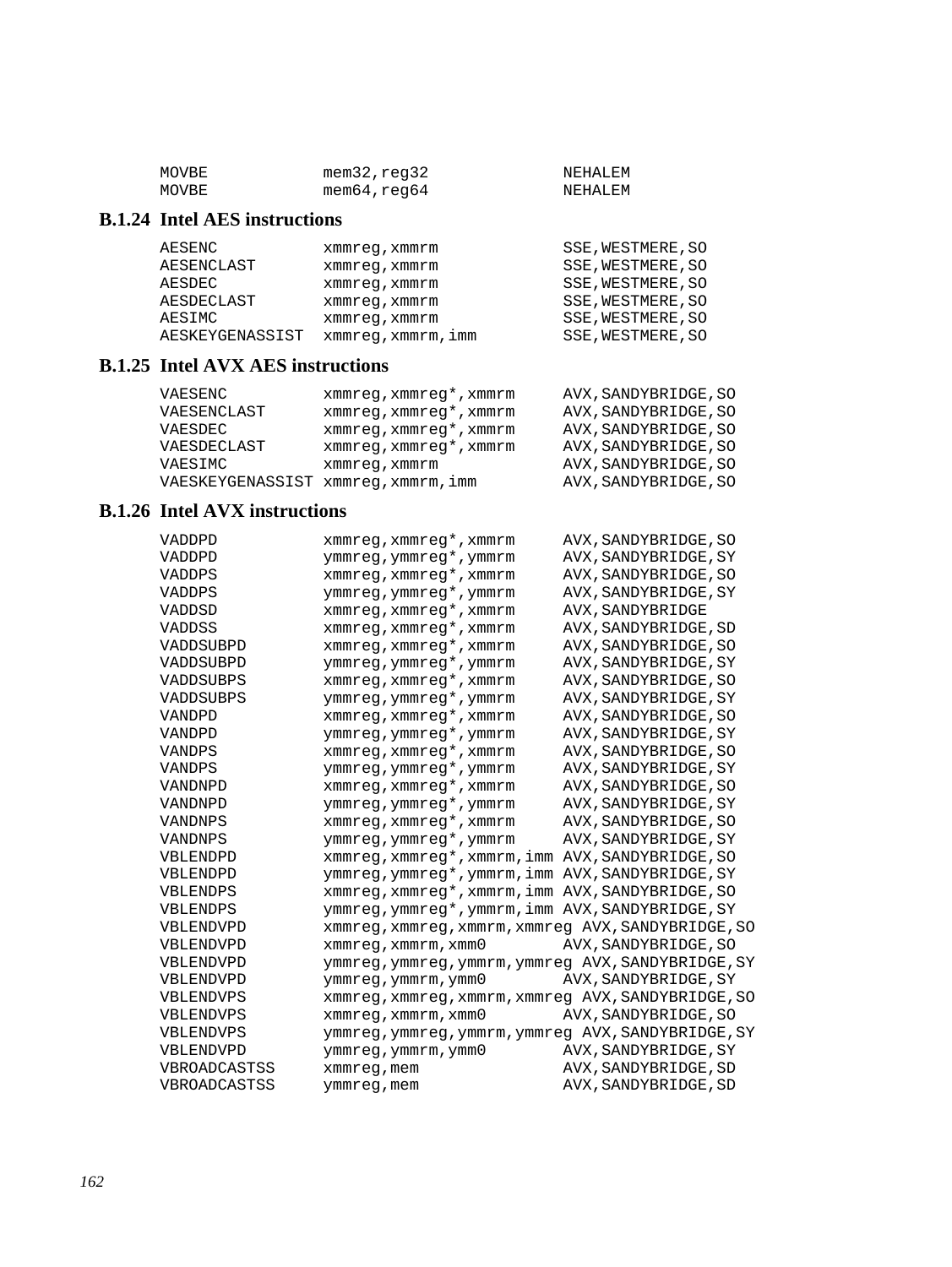```
MOVBE           mem32,reg32             NEHALEM
MOVBE           mem64,reg64             NEHALEM
```

### B.1.24 Intel AES instructions

```
AESENC          xmmreg,xmmrm            SSE,WESTMERE,SO
AESENCLAST      xmmreg,xmmrm            SSE,WESTMERE,SO
AESDEC          xmmreg,xmmrm            SSE,WESTMERE,SO
AESDECLAST      xmmreg,xmmrm            SSE,WESTMERE,SO
AESIMC          xmmreg,xmmrm            SSE,WESTMERE,SO
AESKEYGENASSIST xmmreg,xmmrm,imm        SSE,WESTMERE,SO
```

### B.1.25 Intel AVX AES instructions

```
VAESENC         xmmreg,xmmreg*,xmmrm     AVX,SANDYBRIDGE,SO
VAESENCLAST     xmmreg,xmmreg*,xmmrm     AVX,SANDYBRIDGE,SO
VAESDEC         xmmreg,xmmreg*,xmmrm     AVX,SANDYBRIDGE,SO
VAESDECLAST     xmmreg,xmmreg*,xmmrm     AVX,SANDYBRIDGE,SO
VAESIMC         xmmreg,xmmrm             AVX,SANDYBRIDGE,SO
VAESKEYGENASSIST xmmreg,xmmrm,imm        AVX,SANDYBRIDGE,SO
```

### B.1.26 Intel AVX instructions

```
VADDPD          xmmreg,xmmreg*,xmmrm     AVX,SANDYBRIDGE,SO
VADDPD          ymmreg,ymmreg*,ymmrm     AVX,SANDYBRIDGE,SY
VADDPS          xmmreg,xmmreg*,xmmrm     AVX,SANDYBRIDGE,SO
VADDPS          ymmreg,ymmreg*,ymmrm     AVX,SANDYBRIDGE,SY
VADDSD          xmmreg,xmmreg*,xmmrm     AVX,SANDYBRIDGE
VADDSS          xmmreg,xmmreg*,xmmrm     AVX,SANDYBRIDGE,SD
VADDSUBPD       xmmreg,xmmreg*,xmmrm     AVX,SANDYBRIDGE,SO
VADDSUBPD       ymmreg,ymmreg*,ymmrm     AVX,SANDYBRIDGE,SY
VADDSUBPS       xmmreg,xmmreg*,xmmrm     AVX,SANDYBRIDGE,SO
VADDSUBPS       ymmreg,ymmreg*,ymmrm     AVX,SANDYBRIDGE,SY
VANDPD          xmmreg,xmmreg*,xmmrm     AVX,SANDYBRIDGE,SO
VANDPD          ymmreg,ymmreg*,ymmrm     AVX,SANDYBRIDGE,SY
VANDPS          xmmreg,xmmreg*,xmmrm     AVX,SANDYBRIDGE,SO
VANDPS          ymmreg,ymmreg*,ymmrm     AVX,SANDYBRIDGE,SY
VANDNPD         xmmreg,xmmreg*,xmmrm     AVX,SANDYBRIDGE,SO
VANDNPD         ymmreg,ymmreg*,ymmrm     AVX,SANDYBRIDGE,SY
VANDNPS         xmmreg,xmmreg*,xmmrm     AVX,SANDYBRIDGE,SO
VANDNPS         ymmreg,ymmreg*,ymmrm     AVX,SANDYBRIDGE,SY
VBLENDPD        xmmreg,xmmreg*,xmmrm,imm AVX,SANDYBRIDGE,SO
VBLENDPD        ymmreg,ymmreg*,ymmrm,imm AVX,SANDYBRIDGE,SY
VBLENDPS        xmmreg,xmmreg*,xmmrm,imm AVX,SANDYBRIDGE,SO
VBLENDPS        ymmreg,ymmreg*,ymmrm,imm AVX,SANDYBRIDGE,SY
VBLENDVPD       xmmreg,xmmreg,xmmrm,xmmreg AVX,SANDYBRIDGE,SO
VBLENDVPD       xmmreg,xmmrm,xmm0        AVX,SANDYBRIDGE,SO
VBLENDVPD       ymmreg,ymmreg,ymmrm,ymmreg AVX,SANDYBRIDGE,SY
VBLENDVPD       ymmreg,ymmrm,ymm0        AVX,SANDYBRIDGE,SY
VBLENDVPS       xmmreg,xmmreg,xmmrm,xmmreg AVX,SANDYBRIDGE,SO
VBLENDVPS       xmmreg,xmmrm,xmm0        AVX,SANDYBRIDGE,SO
VBLENDVPS       ymmreg,ymmreg,ymmrm,ymmreg AVX,SANDYBRIDGE,SY
VBLENDVPD       ymmreg,ymmrm,ymm0        AVX,SANDYBRIDGE,SY
VBROADCASTSS    xmmreg,mem               AVX,SANDYBRIDGE,SD
VBROADCASTSS    ymmreg,mem               AVX,SANDYBRIDGE,SD
```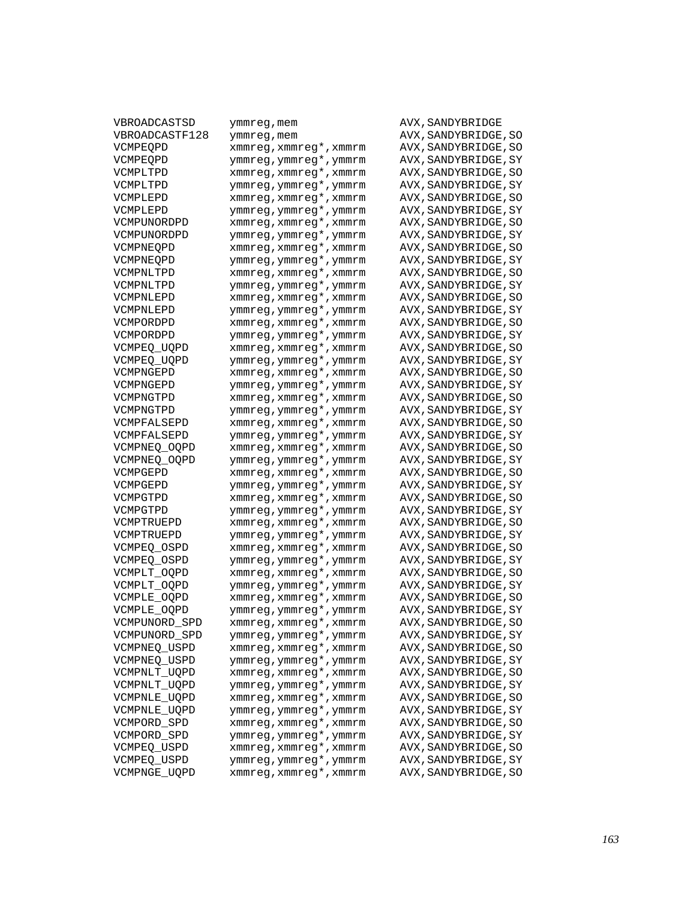```
VBROADCASTSD     ymmreg,mem                AVX,SANDYBRIDGE
VBROADCASTF128   ymmreg,mem                AVX,SANDYBRIDGE,SO
VCMPEQPD         xmmreg,xmmreg*,xmmrm      AVX,SANDYBRIDGE,SO
VCMPEQPD         ymmreg,ymmreg*,ymmrm      AVX,SANDYBRIDGE,SY
VCMPLTPD         xmmreg,xmmreg*,xmmrm      AVX,SANDYBRIDGE,SO
VCMPLTPD         ymmreg,ymmreg*,ymmrm      AVX,SANDYBRIDGE,SY
VCMPLEPD         xmmreg,xmmreg*,xmmrm      AVX,SANDYBRIDGE,SO
VCMPLEPD         ymmreg,ymmreg*,ymmrm      AVX,SANDYBRIDGE,SY
VCMPUNORDPD      xmmreg,xmmreg*,xmmrm      AVX,SANDYBRIDGE,SO
VCMPUNORDPD      ymmreg,ymmreg*,ymmrm      AVX,SANDYBRIDGE,SY
VCMPNEQPD        xmmreg,xmmreg*,xmmrm      AVX,SANDYBRIDGE,SO
VCMPNEQPD        ymmreg,ymmreg*,ymmrm      AVX,SANDYBRIDGE,SY
VCMPNLTPD        xmmreg,xmmreg*,xmmrm      AVX,SANDYBRIDGE,SO
VCMPNLTPD        ymmreg,ymmreg*,ymmrm      AVX,SANDYBRIDGE,SY
VCMPNLEPD        xmmreg,xmmreg*,xmmrm      AVX,SANDYBRIDGE,SO
VCMPNLEPD        ymmreg,ymmreg*,ymmrm      AVX,SANDYBRIDGE,SY
VCMPORDPD        xmmreg,xmmreg*,xmmrm      AVX,SANDYBRIDGE,SO
VCMPORDPD        ymmreg,ymmreg*,ymmrm      AVX,SANDYBRIDGE,SY
VCMPEQ_UQPD      xmmreg,xmmreg*,xmmrm      AVX,SANDYBRIDGE,SO
VCMPEQ_UQPD      ymmreg,ymmreg*,ymmrm      AVX,SANDYBRIDGE,SY
VCMPNGEPD        xmmreg,xmmreg*,xmmrm      AVX,SANDYBRIDGE,SO
VCMPNGEPD        ymmreg,ymmreg*,ymmrm      AVX,SANDYBRIDGE,SY
VCMPNGTPD        xmmreg,xmmreg*,xmmrm      AVX,SANDYBRIDGE,SO
VCMPNGTPD        ymmreg,ymmreg*,ymmrm      AVX,SANDYBRIDGE,SY
VCMPFALSEPD      xmmreg,xmmreg*,xmmrm      AVX,SANDYBRIDGE,SO
VCMPFALSEPD      ymmreg,ymmreg*,ymmrm      AVX,SANDYBRIDGE,SY
VCMPNEQ_OQPD     xmmreg,xmmreg*,xmmrm      AVX,SANDYBRIDGE,SO
VCMPNEQ_OQPD     ymmreg,ymmreg*,ymmrm      AVX,SANDYBRIDGE,SY
VCMPGEPD         xmmreg,xmmreg*,xmmrm      AVX,SANDYBRIDGE,SO
VCMPGEPD         ymmreg,ymmreg*,ymmrm      AVX,SANDYBRIDGE,SY
VCMPGTPD         xmmreg,xmmreg*,xmmrm      AVX,SANDYBRIDGE,SO
VCMPGTPD         ymmreg,ymmreg*,ymmrm      AVX,SANDYBRIDGE,SY
VCMPTRUEPD       xmmreg,xmmreg*,xmmrm      AVX,SANDYBRIDGE,SO
VCMPTRUEPD       ymmreg,ymmreg*,ymmrm      AVX,SANDYBRIDGE,SY
VCMPEQ_OSPD      xmmreg,xmmreg*,xmmrm      AVX,SANDYBRIDGE,SO
VCMPEQ_OSPD      ymmreg,ymmreg*,ymmrm      AVX,SANDYBRIDGE,SY
VCMPLT_OQPD      xmmreg,xmmreg*,xmmrm      AVX,SANDYBRIDGE,SO
VCMPLT_OQPD      ymmreg,ymmreg*,ymmrm      AVX,SANDYBRIDGE,SY
VCMPLE_OQPD      xmmreg,xmmreg*,xmmrm      AVX,SANDYBRIDGE,SO
VCMPLE_OQPD      ymmreg,ymmreg*,ymmrm      AVX,SANDYBRIDGE,SY
VCMPUNORD_SPD    xmmreg,xmmreg*,xmmrm      AVX,SANDYBRIDGE,SO
VCMPUNORD_SPD    ymmreg,ymmreg*,ymmrm      AVX,SANDYBRIDGE,SY
VCMPNEQ_USPD     xmmreg,xmmreg*,xmmrm      AVX,SANDYBRIDGE,SO
VCMPNEQ_USPD     ymmreg,ymmreg*,ymmrm      AVX,SANDYBRIDGE,SY
VCMPNLT_UQPD     xmmreg,xmmreg*,xmmrm      AVX,SANDYBRIDGE,SO
VCMPNLT_UQPD     ymmreg,ymmreg*,ymmrm      AVX,SANDYBRIDGE,SY
VCMPNLE_UQPD     xmmreg,xmmreg*,xmmrm      AVX,SANDYBRIDGE,SO
VCMPNLE_UQPD     ymmreg,ymmreg*,ymmrm      AVX,SANDYBRIDGE,SY
VCMPORD_SPD      xmmreg,xmmreg*,xmmrm      AVX,SANDYBRIDGE,SO
VCMPORD_SPD      ymmreg,ymmreg*,ymmrm      AVX,SANDYBRIDGE,SY
VCMPEQ_USPD      xmmreg,xmmreg*,xmmrm      AVX,SANDYBRIDGE,SO
VCMPEQ_USPD      ymmreg,ymmreg*,ymmrm      AVX,SANDYBRIDGE,SY
VCMPNGE_UQPD     xmmreg,xmmreg*,xmmrm      AVX,SANDYBRIDGE,SO
```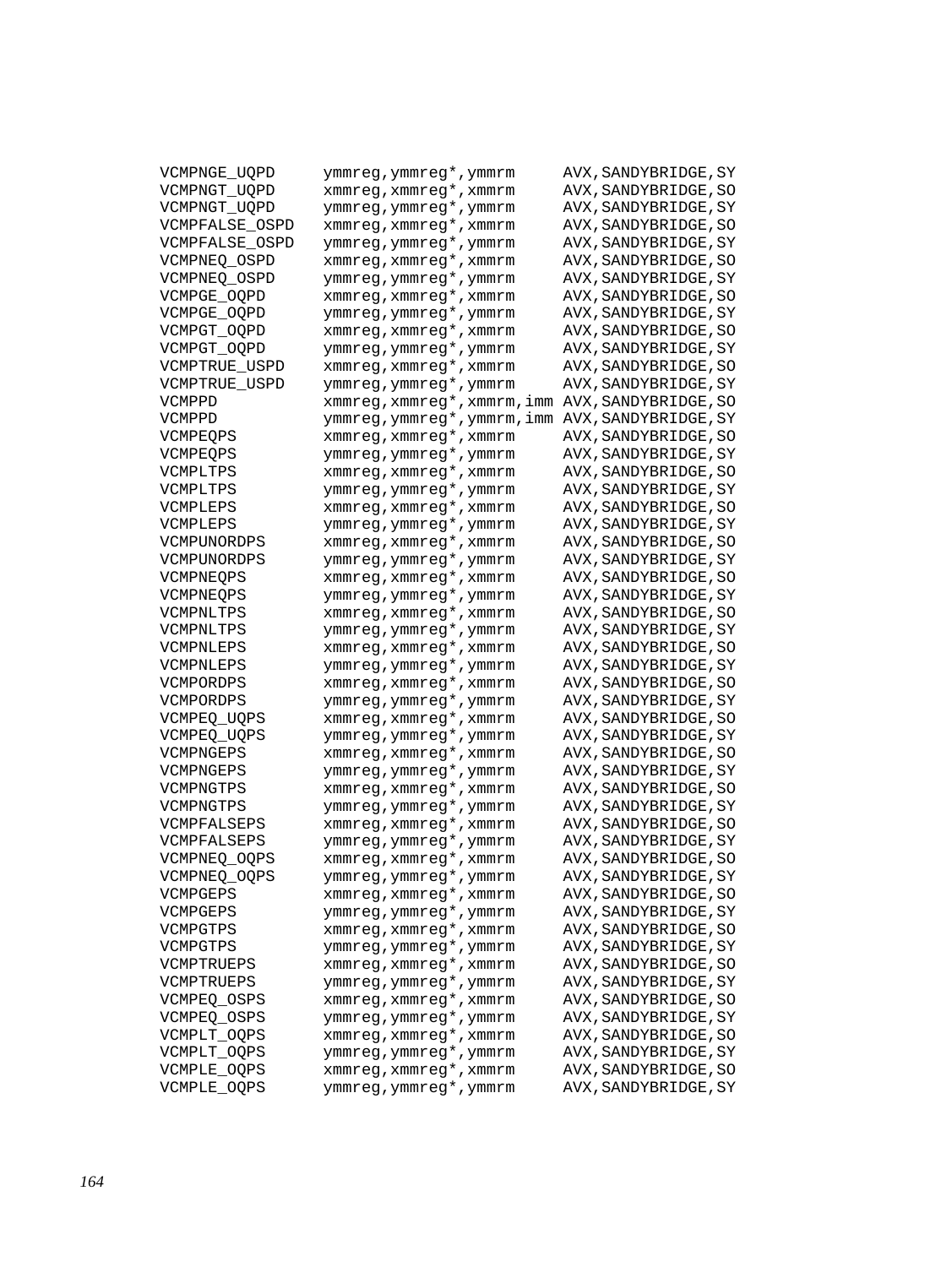```
VCMPNGE_UQPD     ymmreg,ymmreg*,ymmrm      AVX,SANDYBRIDGE,SY
VCMPNGT_UQPD     xmmreg,xmmreg*,xmmrm      AVX,SANDYBRIDGE,SO
VCMPNGT_UQPD     ymmreg,ymmreg*,ymmrm      AVX,SANDYBRIDGE,SY
VCMPFALSE_OSPD   xmmreg,xmmreg*,xmmrm      AVX,SANDYBRIDGE,SO
VCMPFALSE_OSPD   ymmreg,ymmreg*,ymmrm      AVX,SANDYBRIDGE,SY
VCMPNEQ_OSPD     xmmreg,xmmreg*,xmmrm      AVX,SANDYBRIDGE,SO
VCMPNEQ_OSPD     ymmreg,ymmreg*,ymmrm      AVX,SANDYBRIDGE,SY
VCMPGE_OQPD      xmmreg,xmmreg*,xmmrm      AVX,SANDYBRIDGE,SO
VCMPGE_OQPD      ymmreg,ymmreg*,ymmrm      AVX,SANDYBRIDGE,SY
VCMPGT_OQPD      xmmreg,xmmreg*,xmmrm      AVX,SANDYBRIDGE,SO
VCMPGT_OQPD      ymmreg,ymmreg*,ymmrm      AVX,SANDYBRIDGE,SY
VCMPTRUE_USPD    xmmreg,xmmreg*,xmmrm      AVX,SANDYBRIDGE,SO
VCMPTRUE_USPD    ymmreg,ymmreg*,ymmrm      AVX,SANDYBRIDGE,SY
VCMPPD           xmmreg,xmmreg*,xmmrm,imm  AVX,SANDYBRIDGE,SO
VCMPPD           ymmreg,ymmreg*,ymmrm,imm  AVX,SANDYBRIDGE,SY
VCMPEQPS         xmmreg,xmmreg*,xmmrm      AVX,SANDYBRIDGE,SO
VCMPEQPS         ymmreg,ymmreg*,ymmrm      AVX,SANDYBRIDGE,SY
VCMPLTPS         xmmreg,xmmreg*,xmmrm      AVX,SANDYBRIDGE,SO
VCMPLTPS         ymmreg,ymmreg*,ymmrm      AVX,SANDYBRIDGE,SY
VCMPLEPS         xmmreg,xmmreg*,xmmrm      AVX,SANDYBRIDGE,SO
VCMPLEPS         ymmreg,ymmreg*,ymmrm      AVX,SANDYBRIDGE,SY
VCMPUNORDPS      xmmreg,xmmreg*,xmmrm      AVX,SANDYBRIDGE,SO
VCMPUNORDPS      ymmreg,ymmreg*,ymmrm      AVX,SANDYBRIDGE,SY
VCMPNEQPS        xmmreg,xmmreg*,xmmrm      AVX,SANDYBRIDGE,SO
VCMPNEQPS        ymmreg,ymmreg*,ymmrm      AVX,SANDYBRIDGE,SY
VCMPNLTPS        xmmreg,xmmreg*,xmmrm      AVX,SANDYBRIDGE,SO
VCMPNLTPS        ymmreg,ymmreg*,ymmrm      AVX,SANDYBRIDGE,SY
VCMPNLEPS        xmmreg,xmmreg*,xmmrm      AVX,SANDYBRIDGE,SO
VCMPNLEPS        ymmreg,ymmreg*,ymmrm      AVX,SANDYBRIDGE,SY
VCMPORDPS        xmmreg,xmmreg*,xmmrm      AVX,SANDYBRIDGE,SO
VCMPORDPS        ymmreg,ymmreg*,ymmrm      AVX,SANDYBRIDGE,SY
VCMPEQ_UQPS      xmmreg,xmmreg*,xmmrm      AVX,SANDYBRIDGE,SO
VCMPEQ_UQPS      ymmreg,ymmreg*,ymmrm      AVX,SANDYBRIDGE,SY
VCMPNGEPS        xmmreg,xmmreg*,xmmrm      AVX,SANDYBRIDGE,SO
VCMPNGEPS        ymmreg,ymmreg*,ymmrm      AVX,SANDYBRIDGE,SY
VCMPNGTPS        xmmreg,xmmreg*,xmmrm      AVX,SANDYBRIDGE,SO
VCMPNGTPS        ymmreg,ymmreg*,ymmrm      AVX,SANDYBRIDGE,SY
VCMPFALSEPS      xmmreg,xmmreg*,xmmrm      AVX,SANDYBRIDGE,SO
VCMPFALSEPS      ymmreg,ymmreg*,ymmrm      AVX,SANDYBRIDGE,SY
VCMPNEQ_OQPS     xmmreg,xmmreg*,xmmrm      AVX,SANDYBRIDGE,SO
VCMPNEQ_OQPS     ymmreg,ymmreg*,ymmrm      AVX,SANDYBRIDGE,SY
VCMPGEPS         xmmreg,xmmreg*,xmmrm      AVX,SANDYBRIDGE,SO
VCMPGEPS         ymmreg,ymmreg*,ymmrm      AVX,SANDYBRIDGE,SY
VCMPGTPS         xmmreg,xmmreg*,xmmrm      AVX,SANDYBRIDGE,SO
VCMPGTPS         ymmreg,ymmreg*,ymmrm      AVX,SANDYBRIDGE,SY
VCMPTRUEPS       xmmreg,xmmreg*,xmmrm      AVX,SANDYBRIDGE,SO
VCMPTRUEPS       ymmreg,ymmreg*,ymmrm      AVX,SANDYBRIDGE,SY
VCMPEQ_OSPS      xmmreg,xmmreg*,xmmrm      AVX,SANDYBRIDGE,SO
VCMPEQ_OSPS      ymmreg,ymmreg*,ymmrm      AVX,SANDYBRIDGE,SY
VCMPLT_OQPS      xmmreg,xmmreg*,xmmrm      AVX,SANDYBRIDGE,SO
VCMPLT_OQPS      ymmreg,ymmreg*,ymmrm      AVX,SANDYBRIDGE,SY
VCMPLE_OQPS      xmmreg,xmmreg*,xmmrm      AVX,SANDYBRIDGE,SO
VCMPLE_OQPS      ymmreg,ymmreg*,ymmrm      AVX,SANDYBRIDGE,SY
```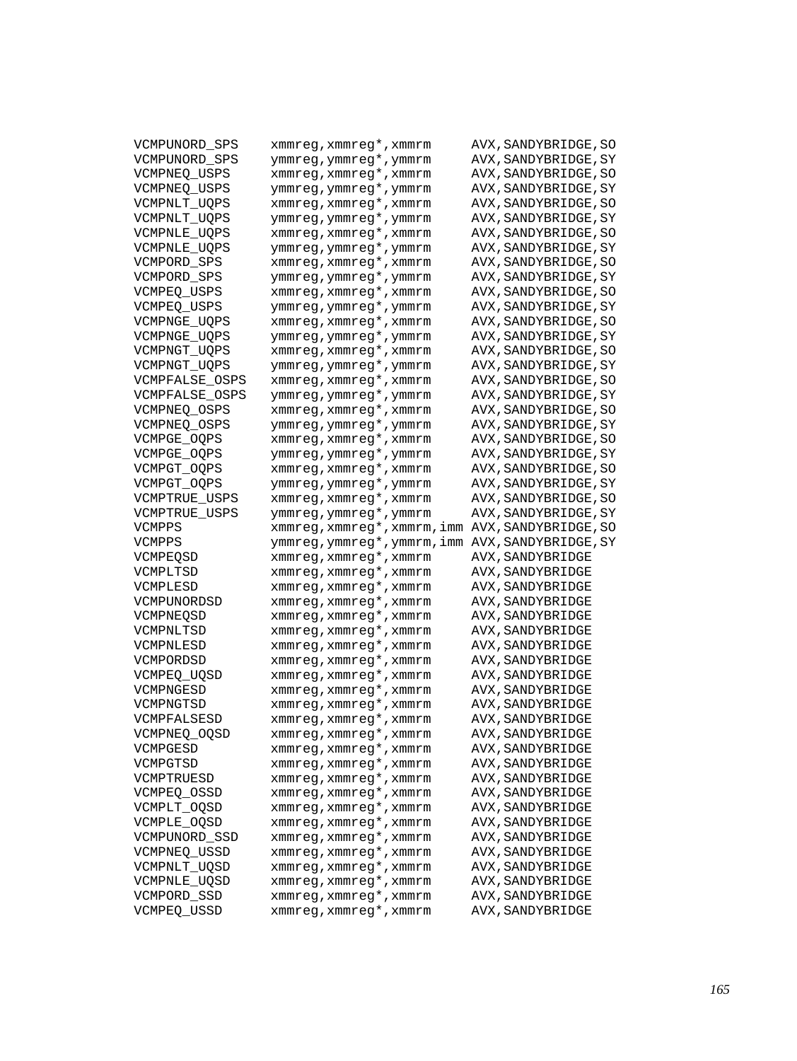```
VCMPUNORD_SPS    xmmreg,xmmreg*,xmmrm      AVX,SANDYBRIDGE,SO
VCMPUNORD_SPS    ymmreg,ymmreg*,ymmrm      AVX,SANDYBRIDGE,SY
VCMPNEQ_USPS     xmmreg,xmmreg*,xmmrm      AVX,SANDYBRIDGE,SO
VCMPNEQ_USPS     ymmreg,ymmreg*,ymmrm      AVX,SANDYBRIDGE,SY
VCMPNLT_UQPS     xmmreg,xmmreg*,xmmrm      AVX,SANDYBRIDGE,SO
VCMPNLT_UQPS     ymmreg,ymmreg*,ymmrm      AVX,SANDYBRIDGE,SY
VCMPNLE_UQPS     xmmreg,xmmreg*,xmmrm      AVX,SANDYBRIDGE,SO
VCMPNLE_UQPS     ymmreg,ymmreg*,ymmrm      AVX,SANDYBRIDGE,SY
VCMPORD_SPS      xmmreg,xmmreg*,xmmrm      AVX,SANDYBRIDGE,SO
VCMPORD_SPS      ymmreg,ymmreg*,ymmrm      AVX,SANDYBRIDGE,SY
VCMPEQ_USPS      xmmreg,xmmreg*,xmmrm      AVX,SANDYBRIDGE,SO
VCMPEQ_USPS      ymmreg,ymmreg*,ymmrm      AVX,SANDYBRIDGE,SY
VCMPNGE_UQPS     xmmreg,xmmreg*,xmmrm      AVX,SANDYBRIDGE,SO
VCMPNGE_UQPS     ymmreg,ymmreg*,ymmrm      AVX,SANDYBRIDGE,SY
VCMPNGT_UQPS     xmmreg,xmmreg*,xmmrm      AVX,SANDYBRIDGE,SO
VCMPNGT_UQPS     ymmreg,ymmreg*,ymmrm      AVX,SANDYBRIDGE,SY
VCMPFALSE_OSPS   xmmreg,xmmreg*,xmmrm      AVX,SANDYBRIDGE,SO
VCMPFALSE_OSPS   ymmreg,ymmreg*,ymmrm      AVX,SANDYBRIDGE,SY
VCMPNEQ_OSPS     xmmreg,xmmreg*,xmmrm      AVX,SANDYBRIDGE,SO
VCMPNEQ_OSPS     ymmreg,ymmreg*,ymmrm      AVX,SANDYBRIDGE,SY
VCMPGE_OQPS      xmmreg,xmmreg*,xmmrm      AVX,SANDYBRIDGE,SO
VCMPGE_OQPS      ymmreg,ymmreg*,ymmrm      AVX,SANDYBRIDGE,SY
VCMPGT_OQPS      xmmreg,xmmreg*,xmmrm      AVX,SANDYBRIDGE,SO
VCMPGT_OQPS      ymmreg,ymmreg*,ymmrm      AVX,SANDYBRIDGE,SY
VCMPTRUE_USPS    xmmreg,xmmreg*,xmmrm      AVX,SANDYBRIDGE,SO
VCMPTRUE_USPS    ymmreg,ymmreg*,ymmrm      AVX,SANDYBRIDGE,SY
VCMPPS           xmmreg,xmmreg*,xmmrm,imm  AVX,SANDYBRIDGE,SO
VCMPPS           ymmreg,ymmreg*,ymmrm,imm  AVX,SANDYBRIDGE,SY
VCMPEQSD         xmmreg,xmmreg*,xmmrm      AVX,SANDYBRIDGE
VCMPLTSD         xmmreg,xmmreg*,xmmrm      AVX,SANDYBRIDGE
VCMPLESD         xmmreg,xmmreg*,xmmrm      AVX,SANDYBRIDGE
VCMPUNORDSD      xmmreg,xmmreg*,xmmrm      AVX,SANDYBRIDGE
VCMPNEQSD        xmmreg,xmmreg*,xmmrm      AVX,SANDYBRIDGE
VCMPNLTSD        xmmreg,xmmreg*,xmmrm      AVX,SANDYBRIDGE
VCMPNLESD        xmmreg,xmmreg*,xmmrm      AVX,SANDYBRIDGE
VCMPORDSD        xmmreg,xmmreg*,xmmrm      AVX,SANDYBRIDGE
VCMPEQ_UQSD      xmmreg,xmmreg*,xmmrm      AVX,SANDYBRIDGE
VCMPNGESD        xmmreg,xmmreg*,xmmrm      AVX,SANDYBRIDGE
VCMPNGTSD        xmmreg,xmmreg*,xmmrm      AVX,SANDYBRIDGE
VCMPFALSESD      xmmreg,xmmreg*,xmmrm      AVX,SANDYBRIDGE
VCMPNEQ_OQSD     xmmreg,xmmreg*,xmmrm      AVX,SANDYBRIDGE
VCMPGESD         xmmreg,xmmreg*,xmmrm      AVX,SANDYBRIDGE
VCMPGTSD         xmmreg,xmmreg*,xmmrm      AVX,SANDYBRIDGE
VCMPTRUESD       xmmreg,xmmreg*,xmmrm      AVX,SANDYBRIDGE
VCMPEQ_OSSD      xmmreg,xmmreg*,xmmrm      AVX,SANDYBRIDGE
VCMPLT_OQSD      xmmreg,xmmreg*,xmmrm      AVX,SANDYBRIDGE
VCMPLE_OQSD      xmmreg,xmmreg*,xmmrm      AVX,SANDYBRIDGE
VCMPUNORD_SSD    xmmreg,xmmreg*,xmmrm      AVX,SANDYBRIDGE
VCMPNEQ_USSD     xmmreg,xmmreg*,xmmrm      AVX,SANDYBRIDGE
VCMPNLT_UQSD     xmmreg,xmmreg*,xmmrm      AVX,SANDYBRIDGE
VCMPNLE_UQSD     xmmreg,xmmreg*,xmmrm      AVX,SANDYBRIDGE
VCMPORD_SSD      xmmreg,xmmreg*,xmmrm      AVX,SANDYBRIDGE
VCMPEQ_USSD      xmmreg,xmmreg*,xmmrm      AVX,SANDYBRIDGE
```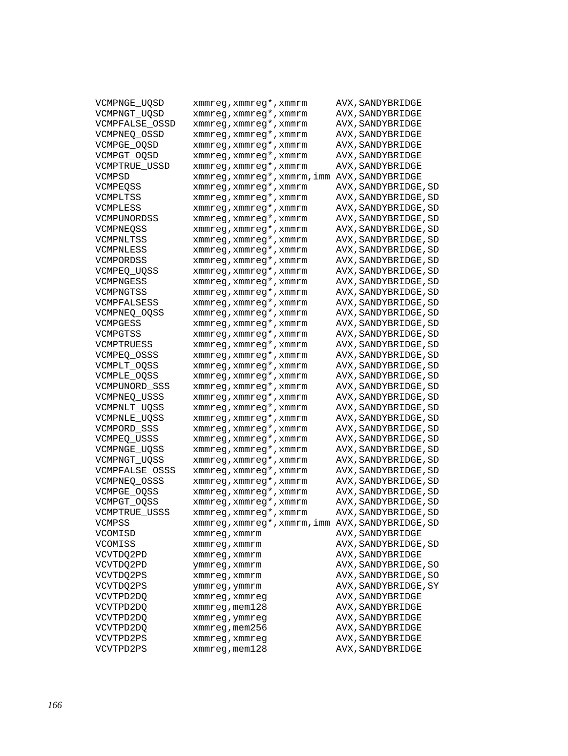```
VCMPNGE_UQSD     xmmreg,xmmreg*,xmmrm      AVX,SANDYBRIDGE
VCMPNGT_UQSD     xmmreg,xmmreg*,xmmrm      AVX,SANDYBRIDGE
VCMPFALSE_OSSD   xmmreg,xmmreg*,xmmrm      AVX,SANDYBRIDGE
VCMPNEQ_OSSD     xmmreg,xmmreg*,xmmrm      AVX,SANDYBRIDGE
VCMPGE_OQSD      xmmreg,xmmreg*,xmmrm      AVX,SANDYBRIDGE
VCMPGT_OQSD      xmmreg,xmmreg*,xmmrm      AVX,SANDYBRIDGE
VCMPTRUE_USSD    xmmreg,xmmreg*,xmmrm      AVX,SANDYBRIDGE
VCMPSD           xmmreg,xmmreg*,xmmrm,imm  AVX,SANDYBRIDGE
VCMPEQSS         xmmreg,xmmreg*,xmmrm      AVX,SANDYBRIDGE,SD
VCMPLTSS         xmmreg,xmmreg*,xmmrm      AVX,SANDYBRIDGE,SD
VCMPLESS         xmmreg,xmmreg*,xmmrm      AVX,SANDYBRIDGE,SD
VCMPUNORDSS      xmmreg,xmmreg*,xmmrm      AVX,SANDYBRIDGE,SD
VCMPNEQSS        xmmreg,xmmreg*,xmmrm      AVX,SANDYBRIDGE,SD
VCMPNLTSS        xmmreg,xmmreg*,xmmrm      AVX,SANDYBRIDGE,SD
VCMPNLESS        xmmreg,xmmreg*,xmmrm      AVX,SANDYBRIDGE,SD
VCMPORDSS        xmmreg,xmmreg*,xmmrm      AVX,SANDYBRIDGE,SD
VCMPEQ_UQSS      xmmreg,xmmreg*,xmmrm      AVX,SANDYBRIDGE,SD
VCMPNGESS        xmmreg,xmmreg*,xmmrm      AVX,SANDYBRIDGE,SD
VCMPNGTSS        xmmreg,xmmreg*,xmmrm      AVX,SANDYBRIDGE,SD
VCMPFALSESS      xmmreg,xmmreg*,xmmrm      AVX,SANDYBRIDGE,SD
VCMPNEQ_OQSS     xmmreg,xmmreg*,xmmrm      AVX,SANDYBRIDGE,SD
VCMPGESS         xmmreg,xmmreg*,xmmrm      AVX,SANDYBRIDGE,SD
VCMPGTSS         xmmreg,xmmreg*,xmmrm      AVX,SANDYBRIDGE,SD
VCMPTRUESS       xmmreg,xmmreg*,xmmrm      AVX,SANDYBRIDGE,SD
VCMPEQ_OSSS      xmmreg,xmmreg*,xmmrm      AVX,SANDYBRIDGE,SD
VCMPLT_OQSS      xmmreg,xmmreg*,xmmrm      AVX,SANDYBRIDGE,SD
VCMPLE_OQSS      xmmreg,xmmreg*,xmmrm      AVX,SANDYBRIDGE,SD
VCMPUNORD_SSS    xmmreg,xmmreg*,xmmrm      AVX,SANDYBRIDGE,SD
VCMPNEQ_USSS     xmmreg,xmmreg*,xmmrm      AVX,SANDYBRIDGE,SD
VCMPNLT_UQSS     xmmreg,xmmreg*,xmmrm      AVX,SANDYBRIDGE,SD
VCMPNLE_UQSS     xmmreg,xmmreg*,xmmrm      AVX,SANDYBRIDGE,SD
VCMPORD_SSS      xmmreg,xmmreg*,xmmrm      AVX,SANDYBRIDGE,SD
VCMPEQ_USSS      xmmreg,xmmreg*,xmmrm      AVX,SANDYBRIDGE,SD
VCMPNGE_UQSS     xmmreg,xmmreg*,xmmrm      AVX,SANDYBRIDGE,SD
VCMPNGT_UQSS     xmmreg,xmmreg*,xmmrm      AVX,SANDYBRIDGE,SD
VCMPFALSE_OSSS   xmmreg,xmmreg*,xmmrm      AVX,SANDYBRIDGE,SD
VCMPNEQ_OSSS     xmmreg,xmmreg*,xmmrm      AVX,SANDYBRIDGE,SD
VCMPGE_OQSS      xmmreg,xmmreg*,xmmrm      AVX,SANDYBRIDGE,SD
VCMPGT_OQSS      xmmreg,xmmreg*,xmmrm      AVX,SANDYBRIDGE,SD
VCMPTRUE_USSS    xmmreg,xmmreg*,xmmrm      AVX,SANDYBRIDGE,SD
VCMPSS           xmmreg,xmmreg*,xmmrm,imm  AVX,SANDYBRIDGE,SD
VCOMISD          xmmreg,xmmrm              AVX,SANDYBRIDGE
VCOMISS          xmmreg,xmmrm              AVX,SANDYBRIDGE,SD
VCVTDQ2PD        xmmreg,xmmrm              AVX,SANDYBRIDGE
VCVTDQ2PD        ymmreg,xmmrm              AVX,SANDYBRIDGE,SO
VCVTDQ2PS        xmmreg,xmmrm              AVX,SANDYBRIDGE,SO
VCVTDQ2PS        ymmreg,ymmrm              AVX,SANDYBRIDGE,SY
VCVTPD2DQ        xmmreg,xmmreg             AVX,SANDYBRIDGE
VCVTPD2DQ        xmmreg,mem128             AVX,SANDYBRIDGE
VCVTPD2DQ        xmmreg,ymmreg             AVX,SANDYBRIDGE
VCVTPD2DQ        xmmreg,mem256             AVX,SANDYBRIDGE
VCVTPD2PS        xmmreg,xmmreg             AVX,SANDYBRIDGE
VCVTPD2PS        xmmreg,mem128             AVX,SANDYBRIDGE
```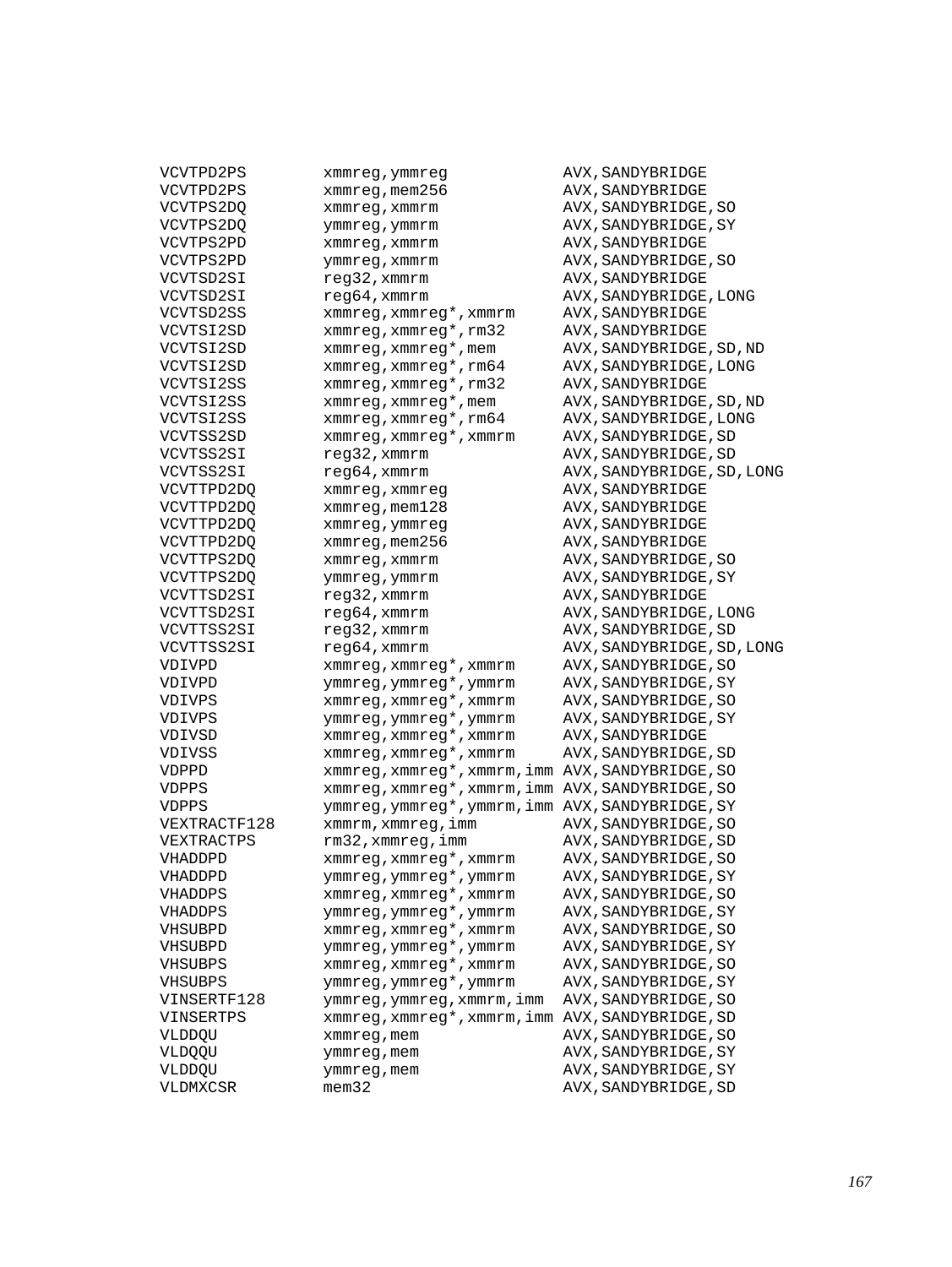```
VCVTPD2PS        xmmreg,ymmreg            AVX,SANDYBRIDGE
VCVTPD2PS        xmmreg,mem256            AVX,SANDYBRIDGE
VCVTPS2DQ        xmmreg,xmmrm             AVX,SANDYBRIDGE,SO
VCVTPS2DQ        ymmreg,ymmrm             AVX,SANDYBRIDGE,SY
VCVTPS2PD        xmmreg,xmmrm             AVX,SANDYBRIDGE
VCVTPS2PD        ymmreg,xmmrm             AVX,SANDYBRIDGE,SO
VCVTSD2SI        reg32,xmmrm              AVX,SANDYBRIDGE
VCVTSD2SI        reg64,xmmrm              AVX,SANDYBRIDGE,LONG
VCVTSD2SS        xmmreg,xmmreg*,xmmrm     AVX,SANDYBRIDGE
VCVTSI2SD        xmmreg,xmmreg*,rm32      AVX,SANDYBRIDGE
VCVTSI2SD        xmmreg,xmmreg*,mem       AVX,SANDYBRIDGE,SD,ND
VCVTSI2SD        xmmreg,xmmreg*,rm64      AVX,SANDYBRIDGE,LONG
VCVTSI2SS        xmmreg,xmmreg*,rm32      AVX,SANDYBRIDGE
VCVTSI2SS        xmmreg,xmmreg*,mem       AVX,SANDYBRIDGE,SD,ND
VCVTSI2SS        xmmreg,xmmreg*,rm64      AVX,SANDYBRIDGE,LONG
VCVTSS2SD        xmmreg,xmmreg*,xmmrm     AVX,SANDYBRIDGE,SD
VCVTSS2SI        reg32,xmmrm              AVX,SANDYBRIDGE,SD
VCVTSS2SI        reg64,xmmrm              AVX,SANDYBRIDGE,SD,LONG
VCVTTPD2DQ       xmmreg,xmmreg            AVX,SANDYBRIDGE
VCVTTPD2DQ       xmmreg,mem128            AVX,SANDYBRIDGE
VCVTTPD2DQ       xmmreg,ymmreg            AVX,SANDYBRIDGE
VCVTTPD2DQ       xmmreg,mem256            AVX,SANDYBRIDGE
VCVTTPS2DQ       xmmreg,xmmrm             AVX,SANDYBRIDGE,SO
VCVTTPS2DQ       ymmreg,ymmrm             AVX,SANDYBRIDGE,SY
VCVTTSD2SI       reg32,xmmrm              AVX,SANDYBRIDGE
VCVTTSD2SI       reg64,xmmrm              AVX,SANDYBRIDGE,LONG
VCVTTSS2SI       reg32,xmmrm              AVX,SANDYBRIDGE,SD
VCVTTSS2SI       reg64,xmmrm              AVX,SANDYBRIDGE,SD,LONG
VDIVPD           xmmreg,xmmreg*,xmmrm     AVX,SANDYBRIDGE,SO
VDIVPD           ymmreg,ymmreg*,ymmrm     AVX,SANDYBRIDGE,SY
VDIVPS           xmmreg,xmmreg*,xmmrm     AVX,SANDYBRIDGE,SO
VDIVPS           ymmreg,ymmreg*,ymmrm     AVX,SANDYBRIDGE,SY
VDIVSD           xmmreg,xmmreg*,xmmrm     AVX,SANDYBRIDGE
VDIVSS           xmmreg,xmmreg*,xmmrm     AVX,SANDYBRIDGE,SD
VDPPD            xmmreg,xmmreg*,xmmrm,imm AVX,SANDYBRIDGE,SO
VDPPS            xmmreg,xmmreg*,xmmrm,imm AVX,SANDYBRIDGE,SO
VDPPS            ymmreg,ymmreg*,ymmrm,imm AVX,SANDYBRIDGE,SY
VEXTRACTF128     xmmrm,xmmreg,imm         AVX,SANDYBRIDGE,SO
VEXTRACTPS       rm32,xmmreg,imm          AVX,SANDYBRIDGE,SD
VHADDPD          xmmreg,xmmreg*,xmmrm     AVX,SANDYBRIDGE,SO
VHADDPD          ymmreg,ymmreg*,ymmrm     AVX,SANDYBRIDGE,SY
VHADDPS          xmmreg,xmmreg*,xmmrm     AVX,SANDYBRIDGE,SO
VHADDPS          ymmreg,ymmreg*,ymmrm     AVX,SANDYBRIDGE,SY
VHSUBPD          xmmreg,xmmreg*,xmmrm     AVX,SANDYBRIDGE,SO
VHSUBPD          ymmreg,ymmreg*,ymmrm     AVX,SANDYBRIDGE,SY
VHSUBPS          xmmreg,xmmreg*,xmmrm     AVX,SANDYBRIDGE,SO
VHSUBPS          ymmreg,ymmreg*,ymmrm     AVX,SANDYBRIDGE,SY
VINSERTF128      ymmreg,ymmreg,xmmrm,imm  AVX,SANDYBRIDGE,SO
VINSERTPS        xmmreg,xmmreg*,xmmrm,imm AVX,SANDYBRIDGE,SD
VLDDQU           xmmreg,mem               AVX,SANDYBRIDGE,SO
VLDQQU           ymmreg,mem               AVX,SANDYBRIDGE,SY
VLDDQU           ymmreg,mem               AVX,SANDYBRIDGE,SY
VLDMXCSR         mem32                    AVX,SANDYBRIDGE,SD
```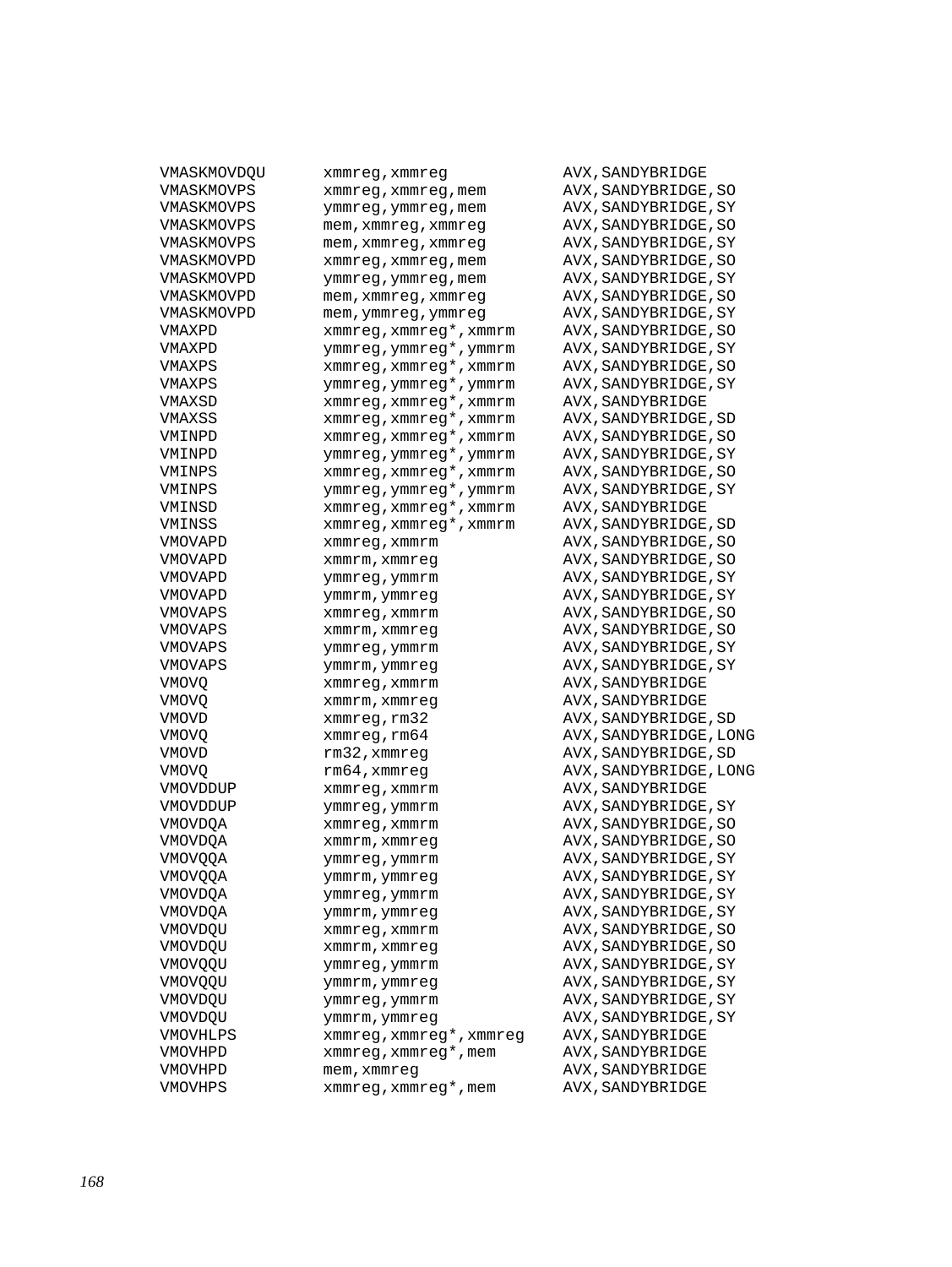```
VMASKMOVDQU      xmmreg,xmmreg            AVX,SANDYBRIDGE
VMASKMOVPS       xmmreg,xmmreg,mem        AVX,SANDYBRIDGE,SO
VMASKMOVPS       ymmreg,ymmreg,mem        AVX,SANDYBRIDGE,SY
VMASKMOVPS       mem,xmmreg,xmmreg        AVX,SANDYBRIDGE,SO
VMASKMOVPS       mem,xmmreg,xmmreg        AVX,SANDYBRIDGE,SY
VMASKMOVPD       xmmreg,xmmreg,mem        AVX,SANDYBRIDGE,SO
VMASKMOVPD       ymmreg,ymmreg,mem        AVX,SANDYBRIDGE,SY
VMASKMOVPD       mem,xmmreg,xmmreg        AVX,SANDYBRIDGE,SO
VMASKMOVPD       mem,ymmreg,ymmreg        AVX,SANDYBRIDGE,SY
VMAXPD           xmmreg,xmmreg*,xmmrm     AVX,SANDYBRIDGE,SO
VMAXPD           ymmreg,ymmreg*,ymmrm     AVX,SANDYBRIDGE,SY
VMAXPS           xmmreg,xmmreg*,xmmrm     AVX,SANDYBRIDGE,SO
VMAXPS           ymmreg,ymmreg*,ymmrm     AVX,SANDYBRIDGE,SY
VMAXSD           xmmreg,xmmreg*,xmmrm     AVX,SANDYBRIDGE
VMAXSS           xmmreg,xmmreg*,xmmrm     AVX,SANDYBRIDGE,SD
VMINPD           xmmreg,xmmreg*,xmmrm     AVX,SANDYBRIDGE,SO
VMINPD           ymmreg,ymmreg*,ymmrm     AVX,SANDYBRIDGE,SY
VMINPS           xmmreg,xmmreg*,xmmrm     AVX,SANDYBRIDGE,SO
VMINPS           ymmreg,ymmreg*,ymmrm     AVX,SANDYBRIDGE,SY
VMINSD           xmmreg,xmmreg*,xmmrm     AVX,SANDYBRIDGE
VMINSS           xmmreg,xmmreg*,xmmrm     AVX,SANDYBRIDGE,SD
VMOVAPD          xmmreg,xmmrm             AVX,SANDYBRIDGE,SO
VMOVAPD          xmmrm,xmmreg             AVX,SANDYBRIDGE,SO
VMOVAPD          ymmreg,ymmrm             AVX,SANDYBRIDGE,SY
VMOVAPD          ymmrm,ymmreg             AVX,SANDYBRIDGE,SY
VMOVAPS          xmmreg,xmmrm             AVX,SANDYBRIDGE,SO
VMOVAPS          xmmrm,xmmreg             AVX,SANDYBRIDGE,SO
VMOVAPS          ymmreg,ymmrm             AVX,SANDYBRIDGE,SY
VMOVAPS          ymmrm,ymmreg             AVX,SANDYBRIDGE,SY
VMOVQ            xmmreg,xmmrm             AVX,SANDYBRIDGE
VMOVQ            xmmrm,xmmreg             AVX,SANDYBRIDGE
VMOVD            xmmreg,rm32              AVX,SANDYBRIDGE,SD
VMOVQ            xmmreg,rm64              AVX,SANDYBRIDGE,LONG
VMOVD            rm32,xmmreg              AVX,SANDYBRIDGE,SD
VMOVQ            rm64,xmmreg              AVX,SANDYBRIDGE,LONG
VMOVDDUP         xmmreg,xmmrm             AVX,SANDYBRIDGE
VMOVDDUP         ymmreg,ymmrm             AVX,SANDYBRIDGE,SY
VMOVDQA          xmmreg,xmmrm             AVX,SANDYBRIDGE,SO
VMOVDQA          xmmrm,xmmreg             AVX,SANDYBRIDGE,SO
VMOVQQA          ymmreg,ymmrm             AVX,SANDYBRIDGE,SY
VMOVQQA          ymmrm,ymmreg             AVX,SANDYBRIDGE,SY
VMOVDQA          ymmreg,ymmrm             AVX,SANDYBRIDGE,SY
VMOVDQA          ymmrm,ymmreg             AVX,SANDYBRIDGE,SY
VMOVDQU          xmmreg,xmmrm             AVX,SANDYBRIDGE,SO
VMOVDQU          xmmrm,xmmreg             AVX,SANDYBRIDGE,SO
VMOVQQU          ymmreg,ymmrm             AVX,SANDYBRIDGE,SY
VMOVQQU          ymmrm,ymmreg             AVX,SANDYBRIDGE,SY
VMOVDQU          ymmreg,ymmrm             AVX,SANDYBRIDGE,SY
VMOVDQU          ymmrm,ymmreg             AVX,SANDYBRIDGE,SY
VMOVHLPS         xmmreg,xmmreg*,xmmreg    AVX,SANDYBRIDGE
VMOVHPD          xmmreg,xmmreg*,mem       AVX,SANDYBRIDGE
VMOVHPD          mem,xmmreg               AVX,SANDYBRIDGE
VMOVHPS          xmmreg,xmmreg*,mem       AVX,SANDYBRIDGE
```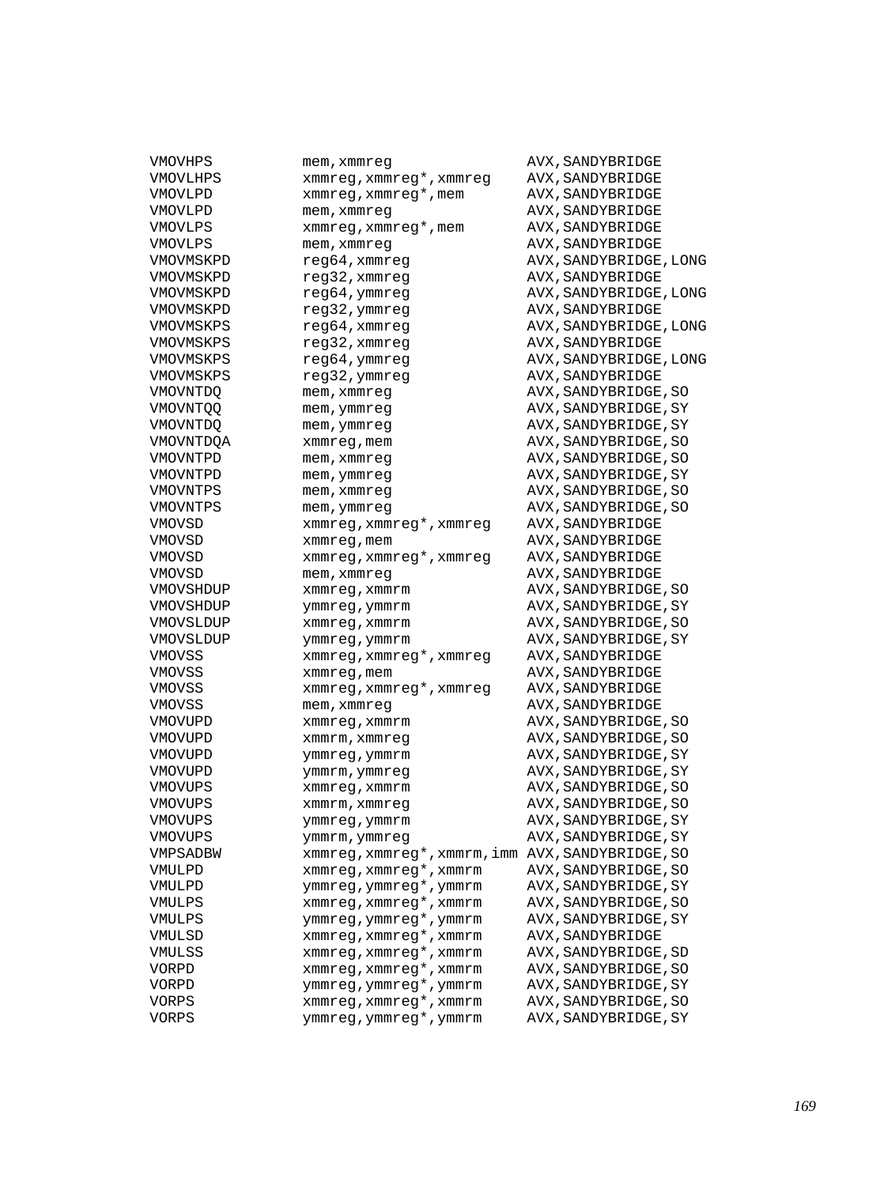```
VMOVHPS         mem,xmmreg                  AVX,SANDYBRIDGE
VMOVLHPS        xmmreg,xmmreg*,xmmreg       AVX,SANDYBRIDGE
VMOVLPD         xmmreg,xmmreg*,mem          AVX,SANDYBRIDGE
VMOVLPD         mem,xmmreg                  AVX,SANDYBRIDGE
VMOVLPS         xmmreg,xmmreg*,mem          AVX,SANDYBRIDGE
VMOVLPS         mem,xmmreg                  AVX,SANDYBRIDGE
VMOVMSKPD       reg64,xmmreg                AVX,SANDYBRIDGE,LONG
VMOVMSKPD       reg32,xmmreg                AVX,SANDYBRIDGE
VMOVMSKPD       reg64,ymmreg                AVX,SANDYBRIDGE,LONG
VMOVMSKPD       reg32,ymmreg                AVX,SANDYBRIDGE
VMOVMSKPS       reg64,xmmreg                AVX,SANDYBRIDGE,LONG
VMOVMSKPS       reg32,xmmreg                AVX,SANDYBRIDGE
VMOVMSKPS       reg64,ymmreg                AVX,SANDYBRIDGE,LONG
VMOVMSKPS       reg32,ymmreg                AVX,SANDYBRIDGE
VMOVNTDQ        mem,xmmreg                  AVX,SANDYBRIDGE,SO
VMOVNTQQ        mem,ymmreg                  AVX,SANDYBRIDGE,SY
VMOVNTDQ        mem,ymmreg                  AVX,SANDYBRIDGE,SY
VMOVNTDQA       xmmreg,mem                  AVX,SANDYBRIDGE,SO
VMOVNTPD        mem,xmmreg                  AVX,SANDYBRIDGE,SO
VMOVNTPD        mem,ymmreg                  AVX,SANDYBRIDGE,SY
VMOVNTPS        mem,xmmreg                  AVX,SANDYBRIDGE,SO
VMOVNTPS        mem,ymmreg                  AVX,SANDYBRIDGE,SO
VMOVSD          xmmreg,xmmreg*,xmmreg       AVX,SANDYBRIDGE
VMOVSD          xmmreg,mem                  AVX,SANDYBRIDGE
VMOVSD          xmmreg,xmmreg*,xmmreg       AVX,SANDYBRIDGE
VMOVSD          mem,xmmreg                  AVX,SANDYBRIDGE
VMOVSHDUP       xmmreg,xmmrm                AVX,SANDYBRIDGE,SO
VMOVSHDUP       ymmreg,ymmrm                AVX,SANDYBRIDGE,SY
VMOVSLDUP       xmmreg,xmmrm                AVX,SANDYBRIDGE,SO
VMOVSLDUP       ymmreg,ymmrm                AVX,SANDYBRIDGE,SY
VMOVSS          xmmreg,xmmreg*,xmmreg       AVX,SANDYBRIDGE
VMOVSS          xmmreg,mem                  AVX,SANDYBRIDGE
VMOVSS          xmmreg,xmmreg*,xmmreg       AVX,SANDYBRIDGE
VMOVSS          mem,xmmreg                  AVX,SANDYBRIDGE
VMOVUPD         xmmreg,xmmrm                AVX,SANDYBRIDGE,SO
VMOVUPD         xmmrm,xmmreg                AVX,SANDYBRIDGE,SO
VMOVUPD         ymmreg,ymmrm                AVX,SANDYBRIDGE,SY
VMOVUPD         ymmrm,ymmreg                AVX,SANDYBRIDGE,SY
VMOVUPS         xmmreg,xmmrm                AVX,SANDYBRIDGE,SO
VMOVUPS         xmmrm,xmmreg                AVX,SANDYBRIDGE,SO
VMOVUPS         ymmreg,ymmrm                AVX,SANDYBRIDGE,SY
VMOVUPS         ymmrm,ymmreg                AVX,SANDYBRIDGE,SY
VMPSADBW        xmmreg,xmmreg*,xmmrm,imm    AVX,SANDYBRIDGE,SO
VMULPD          xmmreg,xmmreg*,xmmrm        AVX,SANDYBRIDGE,SO
VMULPD          ymmreg,ymmreg*,ymmrm        AVX,SANDYBRIDGE,SY
VMULPS          xmmreg,xmmreg*,xmmrm        AVX,SANDYBRIDGE,SO
VMULPS          ymmreg,ymmreg*,ymmrm        AVX,SANDYBRIDGE,SY
VMULSD          xmmreg,xmmreg*,xmmrm        AVX,SANDYBRIDGE
VMULSS          xmmreg,xmmreg*,xmmrm        AVX,SANDYBRIDGE,SD
VORPD           xmmreg,xmmreg*,xmmrm        AVX,SANDYBRIDGE,SO
VORPD           ymmreg,ymmreg*,ymmrm        AVX,SANDYBRIDGE,SY
VORPS           xmmreg,xmmreg*,xmmrm        AVX,SANDYBRIDGE,SO
VORPS           ymmreg,ymmreg*,ymmrm        AVX,SANDYBRIDGE,SY
```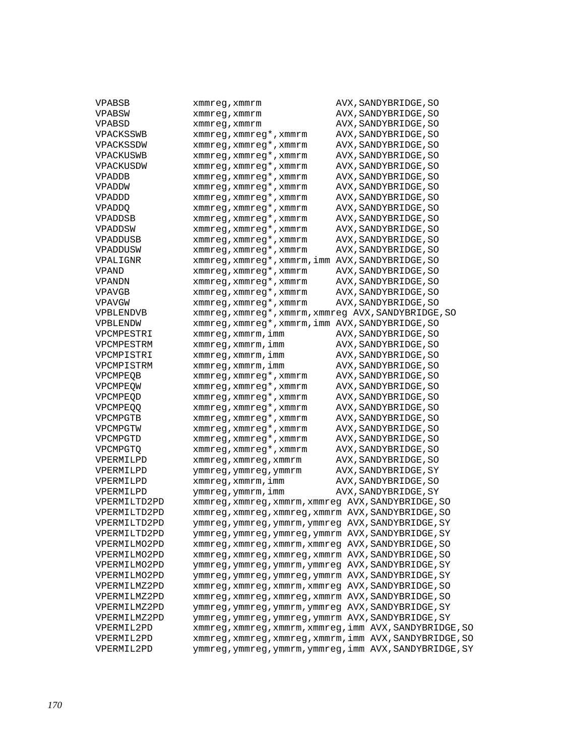```
VPABSB          xmmreg,xmmrm              AVX,SANDYBRIDGE,SO
VPABSW          xmmreg,xmmrm              AVX,SANDYBRIDGE,SO
VPABSD          xmmreg,xmmrm              AVX,SANDYBRIDGE,SO
VPACKSSWB       xmmreg,xmmreg*,xmmrm      AVX,SANDYBRIDGE,SO
VPACKSSDW       xmmreg,xmmreg*,xmmrm      AVX,SANDYBRIDGE,SO
VPACKUSWB       xmmreg,xmmreg*,xmmrm      AVX,SANDYBRIDGE,SO
VPACKUSDW       xmmreg,xmmreg*,xmmrm      AVX,SANDYBRIDGE,SO
VPADDB          xmmreg,xmmreg*,xmmrm      AVX,SANDYBRIDGE,SO
VPADDW          xmmreg,xmmreg*,xmmrm      AVX,SANDYBRIDGE,SO
VPADDD          xmmreg,xmmreg*,xmmrm      AVX,SANDYBRIDGE,SO
VPADDQ          xmmreg,xmmreg*,xmmrm      AVX,SANDYBRIDGE,SO
VPADDSB         xmmreg,xmmreg*,xmmrm      AVX,SANDYBRIDGE,SO
VPADDSW         xmmreg,xmmreg*,xmmrm      AVX,SANDYBRIDGE,SO
VPADDUSB        xmmreg,xmmreg*,xmmrm      AVX,SANDYBRIDGE,SO
VPADDUSW        xmmreg,xmmreg*,xmmrm      AVX,SANDYBRIDGE,SO
VPALIGNR        xmmreg,xmmreg*,xmmrm,imm AVX,SANDYBRIDGE,SO
VPAND           xmmreg,xmmreg*,xmmrm      AVX,SANDYBRIDGE,SO
VPANDN          xmmreg,xmmreg*,xmmrm      AVX,SANDYBRIDGE,SO
VPAVGB          xmmreg,xmmreg*,xmmrm      AVX,SANDYBRIDGE,SO
VPAVGW          xmmreg,xmmreg*,xmmrm      AVX,SANDYBRIDGE,SO
VPBLENDVB       xmmreg,xmmreg*,xmmrm,xmmreg AVX,SANDYBRIDGE,SO
VPBLENDW        xmmreg,xmmreg*,xmmrm,imm AVX,SANDYBRIDGE,SO
VPCMPESTRI      xmmreg,xmmrm,imm          AVX,SANDYBRIDGE,SO
VPCMPESTRM      xmmreg,xmmrm,imm          AVX,SANDYBRIDGE,SO
VPCMPISTRI      xmmreg,xmmrm,imm          AVX,SANDYBRIDGE,SO
VPCMPISTRM      xmmreg,xmmrm,imm          AVX,SANDYBRIDGE,SO
VPCMPEQB        xmmreg,xmmreg*,xmmrm      AVX,SANDYBRIDGE,SO
VPCMPEQW        xmmreg,xmmreg*,xmmrm      AVX,SANDYBRIDGE,SO
VPCMPEQD        xmmreg,xmmreg*,xmmrm      AVX,SANDYBRIDGE,SO
VPCMPEQQ        xmmreg,xmmreg*,xmmrm      AVX,SANDYBRIDGE,SO
VPCMPGTB        xmmreg,xmmreg*,xmmrm      AVX,SANDYBRIDGE,SO
VPCMPGTW        xmmreg,xmmreg*,xmmrm      AVX,SANDYBRIDGE,SO
VPCMPGTD        xmmreg,xmmreg*,xmmrm      AVX,SANDYBRIDGE,SO
VPCMPGTQ        xmmreg,xmmreg*,xmmrm      AVX,SANDYBRIDGE,SO
VPERMILPD       xmmreg,xmmreg,xmmrm       AVX,SANDYBRIDGE,SO
VPERMILPD       ymmreg,ymmreg,ymmrm       AVX,SANDYBRIDGE,SY
VPERMILPD       xmmreg,xmmrm,imm          AVX,SANDYBRIDGE,SO
VPERMILPD       ymmreg,ymmrm,imm          AVX,SANDYBRIDGE,SY
VPERMILTD2PD    xmmreg,xmmreg,xmmrm,xmmreg AVX,SANDYBRIDGE,SO
VPERMILTD2PD    xmmreg,xmmreg,xmmreg,xmmrm AVX,SANDYBRIDGE,SO
VPERMILTD2PD    ymmreg,ymmreg,ymmrm,ymmreg AVX,SANDYBRIDGE,SY
VPERMILTD2PD    ymmreg,ymmreg,ymmreg,ymmrm AVX,SANDYBRIDGE,SY
VPERMILMO2PD    xmmreg,xmmreg,xmmrm,xmmreg AVX,SANDYBRIDGE,SO
VPERMILMO2PD    xmmreg,xmmreg,xmmreg,xmmrm AVX,SANDYBRIDGE,SO
VPERMILMO2PD    ymmreg,ymmreg,ymmrm,ymmreg AVX,SANDYBRIDGE,SY
VPERMILMO2PD    ymmreg,ymmreg,ymmreg,ymmrm AVX,SANDYBRIDGE,SY
VPERMILMZ2PD    xmmreg,xmmreg,xmmrm,xmmreg AVX,SANDYBRIDGE,SO
VPERMILMZ2PD    xmmreg,xmmreg,xmmreg,xmmrm AVX,SANDYBRIDGE,SO
VPERMILMZ2PD    ymmreg,ymmreg,ymmrm,ymmreg AVX,SANDYBRIDGE,SY
VPERMILMZ2PD    ymmreg,ymmreg,ymmreg,ymmrm AVX,SANDYBRIDGE,SY
VPERMIL2PD      xmmreg,xmmreg,xmmrm,xmmreg,imm AVX,SANDYBRIDGE,SO
VPERMIL2PD      xmmreg,xmmreg,xmmreg,xmmrm,imm AVX,SANDYBRIDGE,SO
VPERMIL2PD      ymmreg,ymmreg,ymmrm,ymmreg,imm AVX,SANDYBRIDGE,SY
```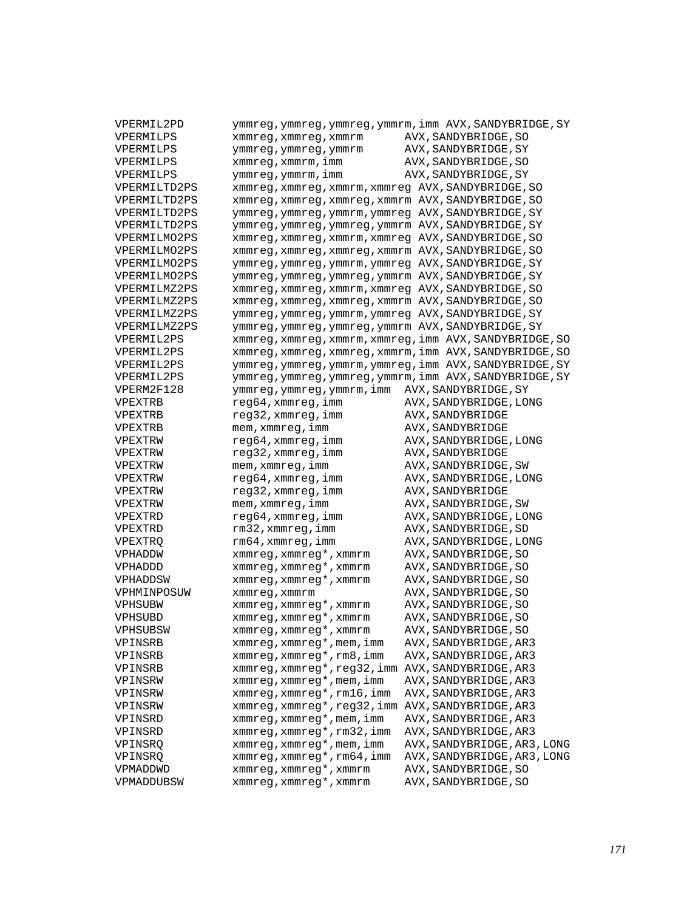```
VPERMIL2PD      ymmreg,ymmreg,ymmreg,ymmrm,imm AVX,SANDYBRIDGE,SY
VPERMILPS       xmmreg,xmmreg,xmmrm       AVX,SANDYBRIDGE,SO
VPERMILPS       ymmreg,ymmreg,ymmrm       AVX,SANDYBRIDGE,SY
VPERMILPS       xmmreg,xmmrm,imm          AVX,SANDYBRIDGE,SO
VPERMILPS       ymmreg,ymmrm,imm          AVX,SANDYBRIDGE,SY
VPERMILTD2PS    xmmreg,xmmreg,xmmrm,xmmreg AVX,SANDYBRIDGE,SO
VPERMILTD2PS    xmmreg,xmmreg,xmmreg,xmmrm AVX,SANDYBRIDGE,SO
VPERMILTD2PS    ymmreg,ymmreg,ymmrm,ymmreg AVX,SANDYBRIDGE,SY
VPERMILTD2PS    ymmreg,ymmreg,ymmreg,ymmrm AVX,SANDYBRIDGE,SY
VPERMILMO2PS    xmmreg,xmmreg,xmmrm,xmmreg AVX,SANDYBRIDGE,SO
VPERMILMO2PS    xmmreg,xmmreg,xmmreg,xmmrm AVX,SANDYBRIDGE,SO
VPERMILMO2PS    ymmreg,ymmreg,ymmrm,ymmreg AVX,SANDYBRIDGE,SY
VPERMILMO2PS    ymmreg,ymmreg,ymmreg,ymmrm AVX,SANDYBRIDGE,SY
VPERMILMZ2PS    xmmreg,xmmreg,xmmrm,xmmreg AVX,SANDYBRIDGE,SO
VPERMILMZ2PS    xmmreg,xmmreg,xmmreg,xmmrm AVX,SANDYBRIDGE,SO
VPERMILMZ2PS    ymmreg,ymmreg,ymmrm,ymmreg AVX,SANDYBRIDGE,SY
VPERMILMZ2PS    ymmreg,ymmreg,ymmreg,ymmrm AVX,SANDYBRIDGE,SY
VPERMIL2PS      xmmreg,xmmreg,xmmrm,xmmreg,imm AVX,SANDYBRIDGE,SO
VPERMIL2PS      xmmreg,xmmreg,xmmreg,xmmrm,imm AVX,SANDYBRIDGE,SO
VPERMIL2PS      ymmreg,ymmreg,ymmrm,ymmreg,imm AVX,SANDYBRIDGE,SY
VPERMIL2PS      ymmreg,ymmreg,ymmreg,ymmrm,imm AVX,SANDYBRIDGE,SY
VPERM2F128      ymmreg,ymmreg,ymmrm,imm  AVX,SANDYBRIDGE,SY
VPEXTRB         reg64,xmmreg,imm          AVX,SANDYBRIDGE,LONG
VPEXTRB         reg32,xmmreg,imm          AVX,SANDYBRIDGE
VPEXTRB         mem,xmmreg,imm            AVX,SANDYBRIDGE
VPEXTRW         reg64,xmmreg,imm          AVX,SANDYBRIDGE,LONG
VPEXTRW         reg32,xmmreg,imm          AVX,SANDYBRIDGE
VPEXTRW         mem,xmmreg,imm            AVX,SANDYBRIDGE,SW
VPEXTRW         reg64,xmmreg,imm          AVX,SANDYBRIDGE,LONG
VPEXTRW         reg32,xmmreg,imm          AVX,SANDYBRIDGE
VPEXTRW         mem,xmmreg,imm            AVX,SANDYBRIDGE,SW
VPEXTRD         reg64,xmmreg,imm          AVX,SANDYBRIDGE,LONG
VPEXTRD         rm32,xmmreg,imm           AVX,SANDYBRIDGE,SD
VPEXTRQ         rm64,xmmreg,imm           AVX,SANDYBRIDGE,LONG
VPHADDW         xmmreg,xmmreg*,xmmrm      AVX,SANDYBRIDGE,SO
VPHADDD         xmmreg,xmmreg*,xmmrm      AVX,SANDYBRIDGE,SO
VPHADDSW        xmmreg,xmmreg*,xmmrm      AVX,SANDYBRIDGE,SO
VPHMINPOSUW     xmmreg,xmmrm              AVX,SANDYBRIDGE,SO
VPHSUBW         xmmreg,xmmreg*,xmmrm      AVX,SANDYBRIDGE,SO
VPHSUBD         xmmreg,xmmreg*,xmmrm      AVX,SANDYBRIDGE,SO
VPHSUBSW        xmmreg,xmmreg*,xmmrm      AVX,SANDYBRIDGE,SO
VPINSRB         xmmreg,xmmreg*,mem,imm    AVX,SANDYBRIDGE,AR3
VPINSRB         xmmreg,xmmreg*,rm8,imm    AVX,SANDYBRIDGE,AR3
VPINSRB         xmmreg,xmmreg*,reg32,imm AVX,SANDYBRIDGE,AR3
VPINSRW         xmmreg,xmmreg*,mem,imm    AVX,SANDYBRIDGE,AR3
VPINSRW         xmmreg,xmmreg*,rm16,imm   AVX,SANDYBRIDGE,AR3
VPINSRW         xmmreg,xmmreg*,reg32,imm AVX,SANDYBRIDGE,AR3
VPINSRD         xmmreg,xmmreg*,mem,imm    AVX,SANDYBRIDGE,AR3
VPINSRD         xmmreg,xmmreg*,rm32,imm   AVX,SANDYBRIDGE,AR3
VPINSRQ         xmmreg,xmmreg*,mem,imm    AVX,SANDYBRIDGE,AR3,LONG
VPINSRQ         xmmreg,xmmreg*,rm64,imm   AVX,SANDYBRIDGE,AR3,LONG
VPMADDWD        xmmreg,xmmreg*,xmmrm      AVX,SANDYBRIDGE,SO
VPMADDUBSW      xmmreg,xmmreg*,xmmrm      AVX,SANDYBRIDGE,SO
```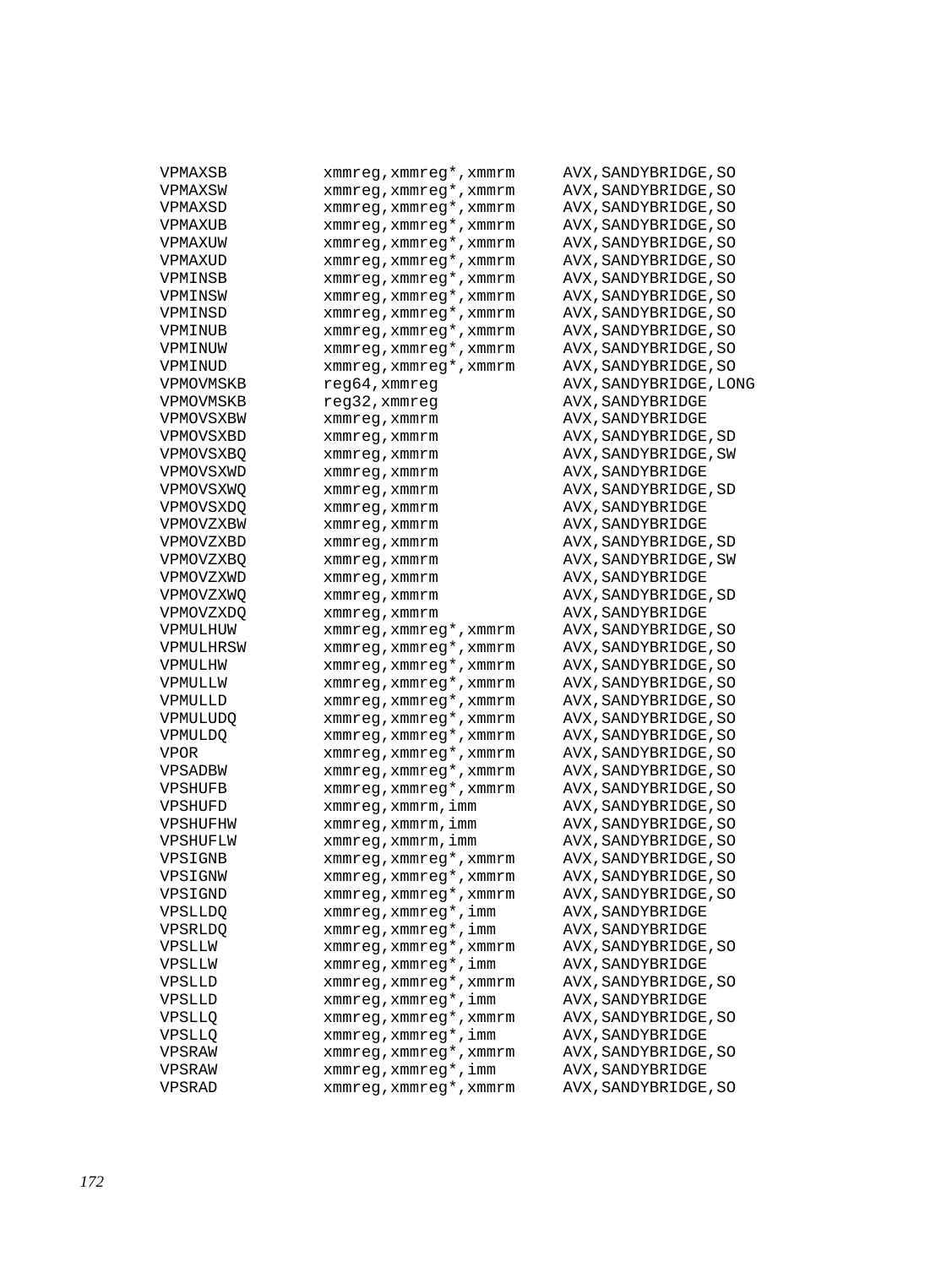```
VPMAXSB         xmmreg,xmmreg*,xmmrm     AVX,SANDYBRIDGE,SO
VPMAXSW         xmmreg,xmmreg*,xmmrm     AVX,SANDYBRIDGE,SO
VPMAXSD         xmmreg,xmmreg*,xmmrm     AVX,SANDYBRIDGE,SO
VPMAXUB         xmmreg,xmmreg*,xmmrm     AVX,SANDYBRIDGE,SO
VPMAXUW         xmmreg,xmmreg*,xmmrm     AVX,SANDYBRIDGE,SO
VPMAXUD         xmmreg,xmmreg*,xmmrm     AVX,SANDYBRIDGE,SO
VPMINSB         xmmreg,xmmreg*,xmmrm     AVX,SANDYBRIDGE,SO
VPMINSW         xmmreg,xmmreg*,xmmrm     AVX,SANDYBRIDGE,SO
VPMINSD         xmmreg,xmmreg*,xmmrm     AVX,SANDYBRIDGE,SO
VPMINUB         xmmreg,xmmreg*,xmmrm     AVX,SANDYBRIDGE,SO
VPMINUW         xmmreg,xmmreg*,xmmrm     AVX,SANDYBRIDGE,SO
VPMINUD         xmmreg,xmmreg*,xmmrm     AVX,SANDYBRIDGE,SO
VPMOVMSKB       reg64,xmmreg             AVX,SANDYBRIDGE,LONG
VPMOVMSKB       reg32,xmmreg             AVX,SANDYBRIDGE
VPMOVSXBW       xmmreg,xmmrm             AVX,SANDYBRIDGE
VPMOVSXBD       xmmreg,xmmrm             AVX,SANDYBRIDGE,SD
VPMOVSXBQ       xmmreg,xmmrm             AVX,SANDYBRIDGE,SW
VPMOVSXWD       xmmreg,xmmrm             AVX,SANDYBRIDGE
VPMOVSXWQ       xmmreg,xmmrm             AVX,SANDYBRIDGE,SD
VPMOVSXDQ       xmmreg,xmmrm             AVX,SANDYBRIDGE
VPMOVZXBW       xmmreg,xmmrm             AVX,SANDYBRIDGE
VPMOVZXBD       xmmreg,xmmrm             AVX,SANDYBRIDGE,SD
VPMOVZXBQ       xmmreg,xmmrm             AVX,SANDYBRIDGE,SW
VPMOVZXWD       xmmreg,xmmrm             AVX,SANDYBRIDGE
VPMOVZXWQ       xmmreg,xmmrm             AVX,SANDYBRIDGE,SD
VPMOVZXDQ       xmmreg,xmmrm             AVX,SANDYBRIDGE
VPMULHUW        xmmreg,xmmreg*,xmmrm     AVX,SANDYBRIDGE,SO
VPMULHRSW       xmmreg,xmmreg*,xmmrm     AVX,SANDYBRIDGE,SO
VPMULHW         xmmreg,xmmreg*,xmmrm     AVX,SANDYBRIDGE,SO
VPMULLW         xmmreg,xmmreg*,xmmrm     AVX,SANDYBRIDGE,SO
VPMULLD         xmmreg,xmmreg*,xmmrm     AVX,SANDYBRIDGE,SO
VPMULUDQ        xmmreg,xmmreg*,xmmrm     AVX,SANDYBRIDGE,SO
VPMULDQ         xmmreg,xmmreg*,xmmrm     AVX,SANDYBRIDGE,SO
VPOR            xmmreg,xmmreg*,xmmrm     AVX,SANDYBRIDGE,SO
VPSADBW         xmmreg,xmmreg*,xmmrm     AVX,SANDYBRIDGE,SO
VPSHUFB         xmmreg,xmmreg*,xmmrm     AVX,SANDYBRIDGE,SO
VPSHUFD         xmmreg,xmmrm,imm         AVX,SANDYBRIDGE,SO
VPSHUFHW        xmmreg,xmmrm,imm         AVX,SANDYBRIDGE,SO
VPSHUFLW        xmmreg,xmmrm,imm         AVX,SANDYBRIDGE,SO
VPSIGNB         xmmreg,xmmreg*,xmmrm     AVX,SANDYBRIDGE,SO
VPSIGNW         xmmreg,xmmreg*,xmmrm     AVX,SANDYBRIDGE,SO
VPSIGND         xmmreg,xmmreg*,xmmrm     AVX,SANDYBRIDGE,SO
VPSLLDQ         xmmreg,xmmreg*,imm       AVX,SANDYBRIDGE
VPSRLDQ         xmmreg,xmmreg*,imm       AVX,SANDYBRIDGE
VPSLLW          xmmreg,xmmreg*,xmmrm     AVX,SANDYBRIDGE,SO
VPSLLW          xmmreg,xmmreg*,imm       AVX,SANDYBRIDGE
VPSLLD          xmmreg,xmmreg*,xmmrm     AVX,SANDYBRIDGE,SO
VPSLLD          xmmreg,xmmreg*,imm       AVX,SANDYBRIDGE
VPSLLQ          xmmreg,xmmreg*,xmmrm     AVX,SANDYBRIDGE,SO
VPSLLQ          xmmreg,xmmreg*,imm       AVX,SANDYBRIDGE
VPSRAW          xmmreg,xmmreg*,xmmrm     AVX,SANDYBRIDGE,SO
VPSRAW          xmmreg,xmmreg*,imm       AVX,SANDYBRIDGE
VPSRAD          xmmreg,xmmreg*,xmmrm     AVX,SANDYBRIDGE,SO
```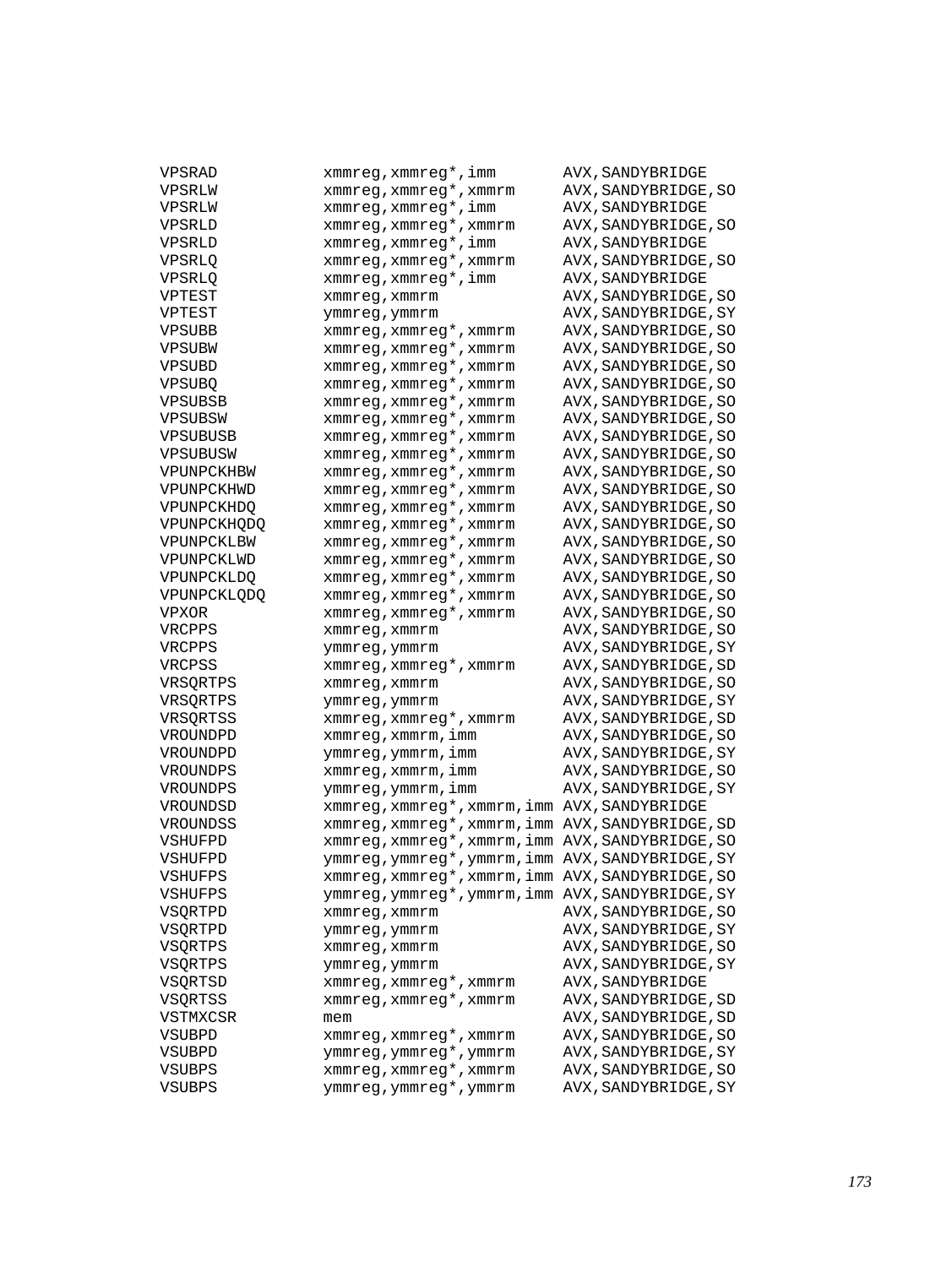```
VPSRAD         xmmreg,xmmreg*,imm        AVX,SANDYBRIDGE
VPSRLW         xmmreg,xmmreg*,xmmrm      AVX,SANDYBRIDGE,SO
VPSRLW         xmmreg,xmmreg*,imm        AVX,SANDYBRIDGE
VPSRLD         xmmreg,xmmreg*,xmmrm      AVX,SANDYBRIDGE,SO
VPSRLD         xmmreg,xmmreg*,imm        AVX,SANDYBRIDGE
VPSRLQ         xmmreg,xmmreg*,xmmrm      AVX,SANDYBRIDGE,SO
VPSRLQ         xmmreg,xmmreg*,imm        AVX,SANDYBRIDGE
VPTEST         xmmreg,xmmrm              AVX,SANDYBRIDGE,SO
VPTEST         ymmreg,ymmrm              AVX,SANDYBRIDGE,SY
VPSUBB         xmmreg,xmmreg*,xmmrm      AVX,SANDYBRIDGE,SO
VPSUBW         xmmreg,xmmreg*,xmmrm      AVX,SANDYBRIDGE,SO
VPSUBD         xmmreg,xmmreg*,xmmrm      AVX,SANDYBRIDGE,SO
VPSUBQ         xmmreg,xmmreg*,xmmrm      AVX,SANDYBRIDGE,SO
VPSUBSB        xmmreg,xmmreg*,xmmrm      AVX,SANDYBRIDGE,SO
VPSUBSW        xmmreg,xmmreg*,xmmrm      AVX,SANDYBRIDGE,SO
VPSUBUSB       xmmreg,xmmreg*,xmmrm      AVX,SANDYBRIDGE,SO
VPSUBUSW       xmmreg,xmmreg*,xmmrm      AVX,SANDYBRIDGE,SO
VPUNPCKHBW     xmmreg,xmmreg*,xmmrm      AVX,SANDYBRIDGE,SO
VPUNPCKHWD     xmmreg,xmmreg*,xmmrm      AVX,SANDYBRIDGE,SO
VPUNPCKHDQ     xmmreg,xmmreg*,xmmrm      AVX,SANDYBRIDGE,SO
VPUNPCKHQDQ    xmmreg,xmmreg*,xmmrm      AVX,SANDYBRIDGE,SO
VPUNPCKLBW     xmmreg,xmmreg*,xmmrm      AVX,SANDYBRIDGE,SO
VPUNPCKLWD     xmmreg,xmmreg*,xmmrm      AVX,SANDYBRIDGE,SO
VPUNPCKLDQ     xmmreg,xmmreg*,xmmrm      AVX,SANDYBRIDGE,SO
VPUNPCKLQDQ    xmmreg,xmmreg*,xmmrm      AVX,SANDYBRIDGE,SO
VPXOR          xmmreg,xmmreg*,xmmrm      AVX,SANDYBRIDGE,SO
VRCPPS         xmmreg,xmmrm              AVX,SANDYBRIDGE,SO
VRCPPS         ymmreg,ymmrm              AVX,SANDYBRIDGE,SY
VRCPSS         xmmreg,xmmreg*,xmmrm      AVX,SANDYBRIDGE,SD
VRSQRTPS       xmmreg,xmmrm              AVX,SANDYBRIDGE,SO
VRSQRTPS       ymmreg,ymmrm              AVX,SANDYBRIDGE,SY
VRSQRTSS       xmmreg,xmmreg*,xmmrm      AVX,SANDYBRIDGE,SD
VROUNDPD       xmmreg,xmmrm,imm          AVX,SANDYBRIDGE,SO
VROUNDPD       ymmreg,ymmrm,imm          AVX,SANDYBRIDGE,SY
VROUNDPS       xmmreg,xmmrm,imm          AVX,SANDYBRIDGE,SO
VROUNDPS       ymmreg,ymmrm,imm          AVX,SANDYBRIDGE,SY
VROUNDSD       xmmreg,xmmreg*,xmmrm,imm  AVX,SANDYBRIDGE
VROUNDSS       xmmreg,xmmreg*,xmmrm,imm  AVX,SANDYBRIDGE,SD
VSHUFPD        xmmreg,xmmreg*,xmmrm,imm  AVX,SANDYBRIDGE,SO
VSHUFPD        ymmreg,ymmreg*,ymmrm,imm  AVX,SANDYBRIDGE,SY
VSHUFPS        xmmreg,xmmreg*,xmmrm,imm  AVX,SANDYBRIDGE,SO
VSHUFPS        ymmreg,ymmreg*,ymmrm,imm  AVX,SANDYBRIDGE,SY
VSQRTPD        xmmreg,xmmrm              AVX,SANDYBRIDGE,SO
VSQRTPD        ymmreg,ymmrm              AVX,SANDYBRIDGE,SY
VSQRTPS        xmmreg,xmmrm              AVX,SANDYBRIDGE,SO
VSQRTPS        ymmreg,ymmrm              AVX,SANDYBRIDGE,SY
VSQRTSD        xmmreg,xmmreg*,xmmrm      AVX,SANDYBRIDGE
VSQRTSS        xmmreg,xmmreg*,xmmrm      AVX,SANDYBRIDGE,SD
VSTMXCSR       mem                       AVX,SANDYBRIDGE,SD
VSUBPD         xmmreg,xmmreg*,xmmrm      AVX,SANDYBRIDGE,SO
VSUBPD         ymmreg,ymmreg*,ymmrm      AVX,SANDYBRIDGE,SY
VSUBPS         xmmreg,xmmreg*,xmmrm      AVX,SANDYBRIDGE,SO
VSUBPS         ymmreg,ymmreg*,ymmrm      AVX,SANDYBRIDGE,SY
```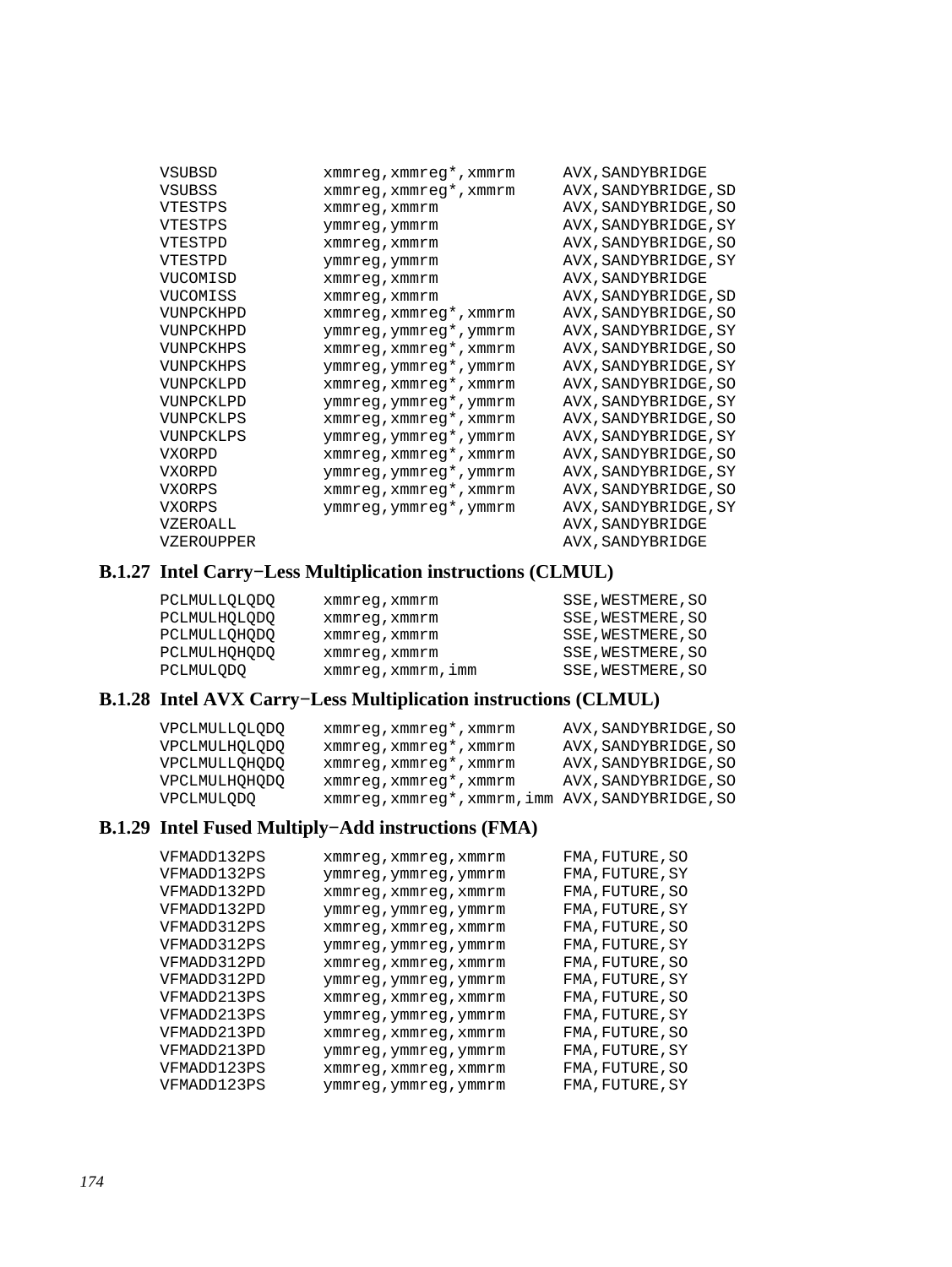```
VSUBSD          xmmreg,xmmreg*,xmmrm      AVX,SANDYBRIDGE
VSUBSS          xmmreg,xmmreg*,xmmrm      AVX,SANDYBRIDGE,SD
VTESTPS         xmmreg,xmmrm              AVX,SANDYBRIDGE,SO
VTESTPS         ymmreg,ymmrm              AVX,SANDYBRIDGE,SY
VTESTPD         xmmreg,xmmrm              AVX,SANDYBRIDGE,SO
VTESTPD         ymmreg,ymmrm              AVX,SANDYBRIDGE,SY
VUCOMISD        xmmreg,xmmrm              AVX,SANDYBRIDGE
VUCOMISS        xmmreg,xmmrm              AVX,SANDYBRIDGE,SD
VUNPCKHPD       xmmreg,xmmreg*,xmmrm      AVX,SANDYBRIDGE,SO
VUNPCKHPD       ymmreg,ymmreg*,ymmrm      AVX,SANDYBRIDGE,SY
VUNPCKHPS       xmmreg,xmmreg*,xmmrm      AVX,SANDYBRIDGE,SO
VUNPCKHPS       ymmreg,ymmreg*,ymmrm      AVX,SANDYBRIDGE,SY
VUNPCKLPD       xmmreg,xmmreg*,xmmrm      AVX,SANDYBRIDGE,SO
VUNPCKLPD       ymmreg,ymmreg*,ymmrm      AVX,SANDYBRIDGE,SY
VUNPCKLPS       xmmreg,xmmreg*,xmmrm      AVX,SANDYBRIDGE,SO
VUNPCKLPS       ymmreg,ymmreg*,ymmrm      AVX,SANDYBRIDGE,SY
VXORPD          xmmreg,xmmreg*,xmmrm      AVX,SANDYBRIDGE,SO
VXORPD          ymmreg,ymmreg*,ymmrm      AVX,SANDYBRIDGE,SY
VXORPS          xmmreg,xmmreg*,xmmrm      AVX,SANDYBRIDGE,SO
VXORPS          ymmreg,ymmreg*,ymmrm      AVX,SANDYBRIDGE,SY
VZEROALL                                  AVX,SANDYBRIDGE
VZEROUPPER                                AVX,SANDYBRIDGE
```

### B.1.27 Intel Carry−Less Multiplication instructions (CLMUL)

```
PCLMULLQLQDQ    xmmreg,xmmrm              SSE,WESTMERE,SO
PCLMULHQLQDQ    xmmreg,xmmrm              SSE,WESTMERE,SO
PCLMULLQHQDQ    xmmreg,xmmrm              SSE,WESTMERE,SO
PCLMULHQHQDQ    xmmreg,xmmrm              SSE,WESTMERE,SO
PCLMULQDQ       xmmreg,xmmrm,imm          SSE,WESTMERE,SO
```

### B.1.28 Intel AVX Carry−Less Multiplication instructions (CLMUL)

```
VPCLMULLQLQDQ   xmmreg,xmmreg*,xmmrm      AVX,SANDYBRIDGE,SO
VPCLMULHQLQDQ   xmmreg,xmmreg*,xmmrm      AVX,SANDYBRIDGE,SO
VPCLMULLQHQDQ   xmmreg,xmmreg*,xmmrm      AVX,SANDYBRIDGE,SO
VPCLMULHQHQDQ   xmmreg,xmmreg*,xmmrm      AVX,SANDYBRIDGE,SO
VPCLMULQDQ      xmmreg,xmmreg*,xmmrm,imm AVX,SANDYBRIDGE,SO
```

### B.1.29 Intel Fused Multiply−Add instructions (FMA)

```
VFMADD132PS     xmmreg,xmmreg,xmmrm       FMA,FUTURE,SO
VFMADD132PS     ymmreg,ymmreg,ymmrm       FMA,FUTURE,SY
VFMADD132PD     xmmreg,xmmreg,xmmrm       FMA,FUTURE,SO
VFMADD132PD     ymmreg,ymmreg,ymmrm       FMA,FUTURE,SY
VFMADD312PS     xmmreg,xmmreg,xmmrm       FMA,FUTURE,SO
VFMADD312PS     ymmreg,ymmreg,ymmrm       FMA,FUTURE,SY
VFMADD312PD     xmmreg,xmmreg,xmmrm       FMA,FUTURE,SO
VFMADD312PD     ymmreg,ymmreg,ymmrm       FMA,FUTURE,SY
VFMADD213PS     xmmreg,xmmreg,xmmrm       FMA,FUTURE,SO
VFMADD213PS     ymmreg,ymmreg,ymmrm       FMA,FUTURE,SY
VFMADD213PD     xmmreg,xmmreg,xmmrm       FMA,FUTURE,SO
VFMADD213PD     ymmreg,ymmreg,ymmrm       FMA,FUTURE,SY
VFMADD123PS     xmmreg,xmmreg,xmmrm       FMA,FUTURE,SO
VFMADD123PS     ymmreg,ymmreg,ymmrm       FMA,FUTURE,SY
```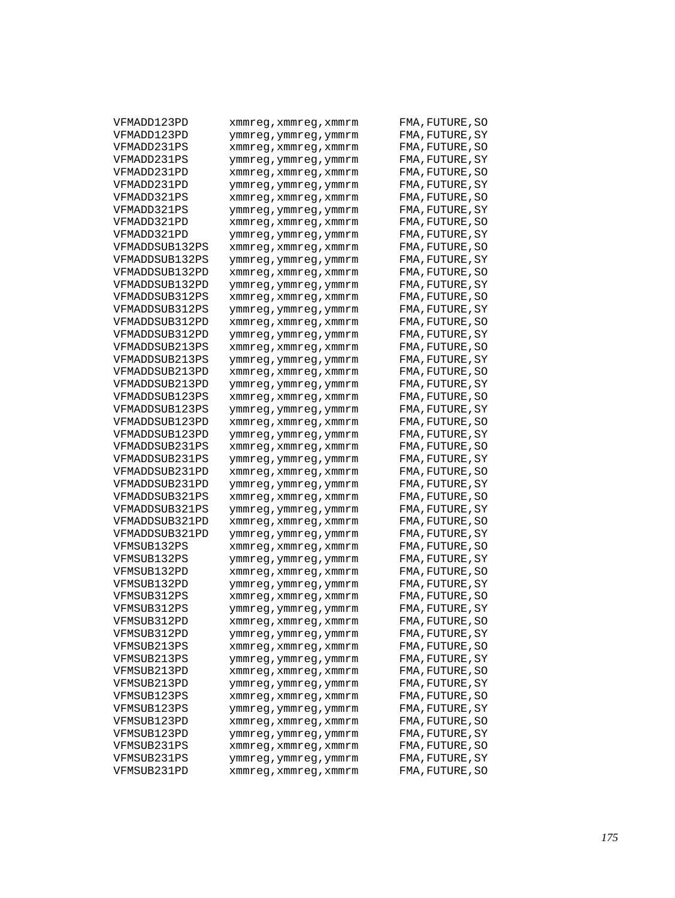```
VFMADD123PD      xmmreg,xmmreg,xmmrm     FMA,FUTURE,SO
VFMADD123PD      ymmreg,ymmreg,ymmrm     FMA,FUTURE,SY
VFMADD231PS      xmmreg,xmmreg,xmmrm     FMA,FUTURE,SO
VFMADD231PS      ymmreg,ymmreg,ymmrm     FMA,FUTURE,SY
VFMADD231PD      xmmreg,xmmreg,xmmrm     FMA,FUTURE,SO
VFMADD231PD      ymmreg,ymmreg,ymmrm     FMA,FUTURE,SY
VFMADD321PS      xmmreg,xmmreg,xmmrm     FMA,FUTURE,SO
VFMADD321PS      ymmreg,ymmreg,ymmrm     FMA,FUTURE,SY
VFMADD321PD      xmmreg,xmmreg,xmmrm     FMA,FUTURE,SO
VFMADD321PD      ymmreg,ymmreg,ymmrm     FMA,FUTURE,SY
VFMADDSUB132PS   xmmreg,xmmreg,xmmrm     FMA,FUTURE,SO
VFMADDSUB132PS   ymmreg,ymmreg,ymmrm     FMA,FUTURE,SY
VFMADDSUB132PD   xmmreg,xmmreg,xmmrm     FMA,FUTURE,SO
VFMADDSUB132PD   ymmreg,ymmreg,ymmrm     FMA,FUTURE,SY
VFMADDSUB312PS   xmmreg,xmmreg,xmmrm     FMA,FUTURE,SO
VFMADDSUB312PS   ymmreg,ymmreg,ymmrm     FMA,FUTURE,SY
VFMADDSUB312PD   xmmreg,xmmreg,xmmrm     FMA,FUTURE,SO
VFMADDSUB312PD   ymmreg,ymmreg,ymmrm     FMA,FUTURE,SY
VFMADDSUB213PS   xmmreg,xmmreg,xmmrm     FMA,FUTURE,SO
VFMADDSUB213PS   ymmreg,ymmreg,ymmrm     FMA,FUTURE,SY
VFMADDSUB213PD   xmmreg,xmmreg,xmmrm     FMA,FUTURE,SO
VFMADDSUB213PD   ymmreg,ymmreg,ymmrm     FMA,FUTURE,SY
VFMADDSUB123PS   xmmreg,xmmreg,xmmrm     FMA,FUTURE,SO
VFMADDSUB123PS   ymmreg,ymmreg,ymmrm     FMA,FUTURE,SY
VFMADDSUB123PD   xmmreg,xmmreg,xmmrm     FMA,FUTURE,SO
VFMADDSUB123PD   ymmreg,ymmreg,ymmrm     FMA,FUTURE,SY
VFMADDSUB231PS   xmmreg,xmmreg,xmmrm     FMA,FUTURE,SO
VFMADDSUB231PS   ymmreg,ymmreg,ymmrm     FMA,FUTURE,SY
VFMADDSUB231PD   xmmreg,xmmreg,xmmrm     FMA,FUTURE,SO
VFMADDSUB231PD   ymmreg,ymmreg,ymmrm     FMA,FUTURE,SY
VFMADDSUB321PS   xmmreg,xmmreg,xmmrm     FMA,FUTURE,SO
VFMADDSUB321PS   ymmreg,ymmreg,ymmrm     FMA,FUTURE,SY
VFMADDSUB321PD   xmmreg,xmmreg,xmmrm     FMA,FUTURE,SO
VFMADDSUB321PD   ymmreg,ymmreg,ymmrm     FMA,FUTURE,SY
VFMSUB132PS      xmmreg,xmmreg,xmmrm     FMA,FUTURE,SO
VFMSUB132PS      ymmreg,ymmreg,ymmrm     FMA,FUTURE,SY
VFMSUB132PD      xmmreg,xmmreg,xmmrm     FMA,FUTURE,SO
VFMSUB132PD      ymmreg,ymmreg,ymmrm     FMA,FUTURE,SY
VFMSUB312PS      xmmreg,xmmreg,xmmrm     FMA,FUTURE,SO
VFMSUB312PS      ymmreg,ymmreg,ymmrm     FMA,FUTURE,SY
VFMSUB312PD      xmmreg,xmmreg,xmmrm     FMA,FUTURE,SO
VFMSUB312PD      ymmreg,ymmreg,ymmrm     FMA,FUTURE,SY
VFMSUB213PS      xmmreg,xmmreg,xmmrm     FMA,FUTURE,SO
VFMSUB213PS      ymmreg,ymmreg,ymmrm     FMA,FUTURE,SY
VFMSUB213PD      xmmreg,xmmreg,xmmrm     FMA,FUTURE,SO
VFMSUB213PD      ymmreg,ymmreg,ymmrm     FMA,FUTURE,SY
VFMSUB123PS      xmmreg,xmmreg,xmmrm     FMA,FUTURE,SO
VFMSUB123PS      ymmreg,ymmreg,ymmrm     FMA,FUTURE,SY
VFMSUB123PD      xmmreg,xmmreg,xmmrm     FMA,FUTURE,SO
VFMSUB123PD      ymmreg,ymmreg,ymmrm     FMA,FUTURE,SY
VFMSUB231PS      xmmreg,xmmreg,xmmrm     FMA,FUTURE,SO
VFMSUB231PS      ymmreg,ymmreg,ymmrm     FMA,FUTURE,SY
VFMSUB231PD      xmmreg,xmmreg,xmmrm     FMA,FUTURE,SO
```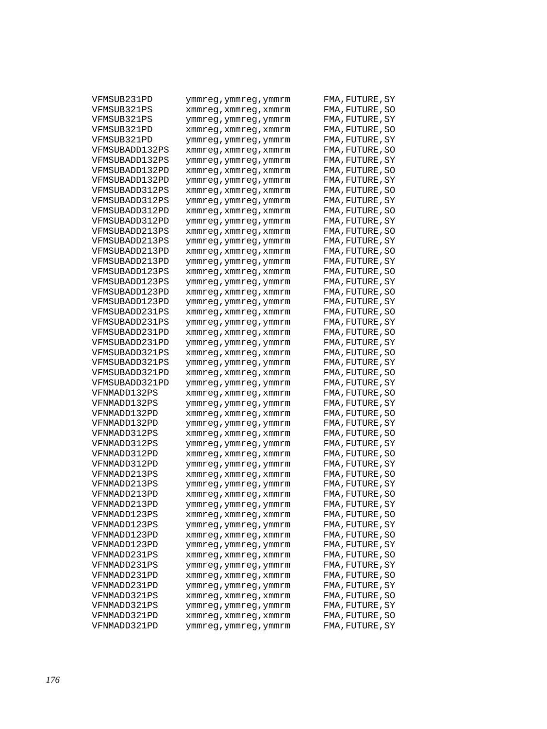```
VFMSUB231PD       ymmreg,ymmreg,ymmrm       FMA,FUTURE,SY
VFMSUB321PS       xmmreg,xmmreg,xmmrm       FMA,FUTURE,SO
VFMSUB321PS       ymmreg,ymmreg,ymmrm       FMA,FUTURE,SY
VFMSUB321PD       xmmreg,xmmreg,xmmrm       FMA,FUTURE,SO
VFMSUB321PD       ymmreg,ymmreg,ymmrm       FMA,FUTURE,SY
VFMSUBADD132PS    xmmreg,xmmreg,xmmrm       FMA,FUTURE,SO
VFMSUBADD132PS    ymmreg,ymmreg,ymmrm       FMA,FUTURE,SY
VFMSUBADD132PD    xmmreg,xmmreg,xmmrm       FMA,FUTURE,SO
VFMSUBADD132PD    ymmreg,ymmreg,ymmrm       FMA,FUTURE,SY
VFMSUBADD312PS    xmmreg,xmmreg,xmmrm       FMA,FUTURE,SO
VFMSUBADD312PS    ymmreg,ymmreg,ymmrm       FMA,FUTURE,SY
VFMSUBADD312PD    xmmreg,xmmreg,xmmrm       FMA,FUTURE,SO
VFMSUBADD312PD    ymmreg,ymmreg,ymmrm       FMA,FUTURE,SY
VFMSUBADD213PS    xmmreg,xmmreg,xmmrm       FMA,FUTURE,SO
VFMSUBADD213PS    ymmreg,ymmreg,ymmrm       FMA,FUTURE,SY
VFMSUBADD213PD    xmmreg,xmmreg,xmmrm       FMA,FUTURE,SO
VFMSUBADD213PD    ymmreg,ymmreg,ymmrm       FMA,FUTURE,SY
VFMSUBADD123PS    xmmreg,xmmreg,xmmrm       FMA,FUTURE,SO
VFMSUBADD123PS    ymmreg,ymmreg,ymmrm       FMA,FUTURE,SY
VFMSUBADD123PD    xmmreg,xmmreg,xmmrm       FMA,FUTURE,SO
VFMSUBADD123PD    ymmreg,ymmreg,ymmrm       FMA,FUTURE,SY
VFMSUBADD231PS    xmmreg,xmmreg,xmmrm       FMA,FUTURE,SO
VFMSUBADD231PS    ymmreg,ymmreg,ymmrm       FMA,FUTURE,SY
VFMSUBADD231PD    xmmreg,xmmreg,xmmrm       FMA,FUTURE,SO
VFMSUBADD231PD    ymmreg,ymmreg,ymmrm       FMA,FUTURE,SY
VFMSUBADD321PS    xmmreg,xmmreg,xmmrm       FMA,FUTURE,SO
VFMSUBADD321PS    ymmreg,ymmreg,ymmrm       FMA,FUTURE,SY
VFMSUBADD321PD    xmmreg,xmmreg,xmmrm       FMA,FUTURE,SO
VFMSUBADD321PD    ymmreg,ymmreg,ymmrm       FMA,FUTURE,SY
VFNMADD132PS      xmmreg,xmmreg,xmmrm       FMA,FUTURE,SO
VFNMADD132PS      ymmreg,ymmreg,ymmrm       FMA,FUTURE,SY
VFNMADD132PD      xmmreg,xmmreg,xmmrm       FMA,FUTURE,SO
VFNMADD132PD      ymmreg,ymmreg,ymmrm       FMA,FUTURE,SY
VFNMADD312PS      xmmreg,xmmreg,xmmrm       FMA,FUTURE,SO
VFNMADD312PS      ymmreg,ymmreg,ymmrm       FMA,FUTURE,SY
VFNMADD312PD      xmmreg,xmmreg,xmmrm       FMA,FUTURE,SO
VFNMADD312PD      ymmreg,ymmreg,ymmrm       FMA,FUTURE,SY
VFNMADD213PS      xmmreg,xmmreg,xmmrm       FMA,FUTURE,SO
VFNMADD213PS      ymmreg,ymmreg,ymmrm       FMA,FUTURE,SY
VFNMADD213PD      xmmreg,xmmreg,xmmrm       FMA,FUTURE,SO
VFNMADD213PD      ymmreg,ymmreg,ymmrm       FMA,FUTURE,SY
VFNMADD123PS      xmmreg,xmmreg,xmmrm       FMA,FUTURE,SO
VFNMADD123PS      ymmreg,ymmreg,ymmrm       FMA,FUTURE,SY
VFNMADD123PD      xmmreg,xmmreg,xmmrm       FMA,FUTURE,SO
VFNMADD123PD      ymmreg,ymmreg,ymmrm       FMA,FUTURE,SY
VFNMADD231PS      xmmreg,xmmreg,xmmrm       FMA,FUTURE,SO
VFNMADD231PS      ymmreg,ymmreg,ymmrm       FMA,FUTURE,SY
VFNMADD231PD      xmmreg,xmmreg,xmmrm       FMA,FUTURE,SO
VFNMADD231PD      ymmreg,ymmreg,ymmrm       FMA,FUTURE,SY
VFNMADD321PS      xmmreg,xmmreg,xmmrm       FMA,FUTURE,SO
VFNMADD321PS      ymmreg,ymmreg,ymmrm       FMA,FUTURE,SY
VFNMADD321PD      xmmreg,xmmreg,xmmrm       FMA,FUTURE,SO
VFNMADD321PD      ymmreg,ymmreg,ymmrm       FMA,FUTURE,SY
```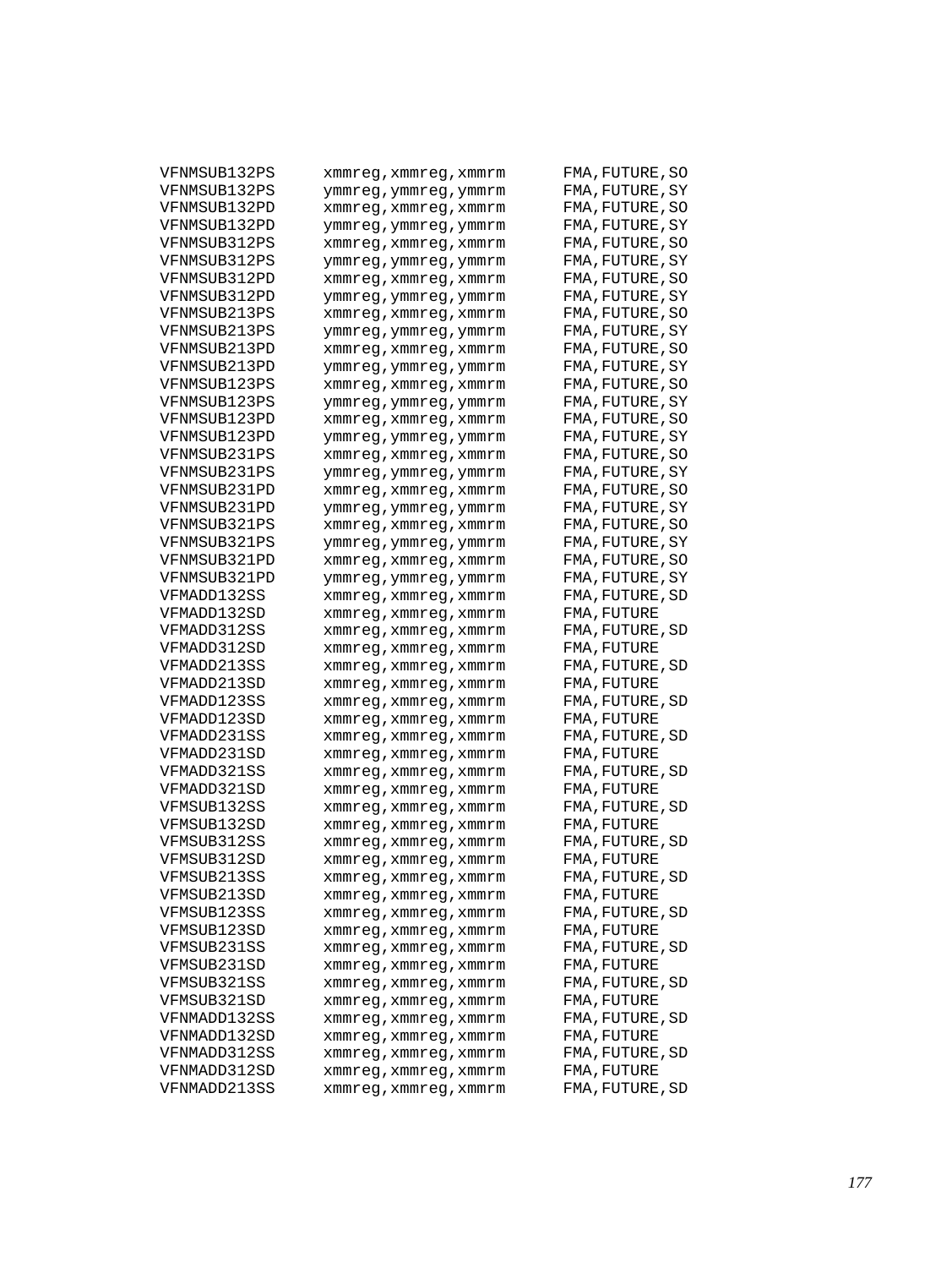```
VFNMSUB132PS     xmmreg,xmmreg,xmmrm       FMA,FUTURE,SO
VFNMSUB132PS     ymmreg,ymmreg,ymmrm       FMA,FUTURE,SY
VFNMSUB132PD     xmmreg,xmmreg,xmmrm       FMA,FUTURE,SO
VFNMSUB132PD     ymmreg,ymmreg,ymmrm       FMA,FUTURE,SY
VFNMSUB312PS     xmmreg,xmmreg,xmmrm       FMA,FUTURE,SO
VFNMSUB312PS     ymmreg,ymmreg,ymmrm       FMA,FUTURE,SY
VFNMSUB312PD     xmmreg,xmmreg,xmmrm       FMA,FUTURE,SO
VFNMSUB312PD     ymmreg,ymmreg,ymmrm       FMA,FUTURE,SY
VFNMSUB213PS     xmmreg,xmmreg,xmmrm       FMA,FUTURE,SO
VFNMSUB213PS     ymmreg,ymmreg,ymmrm       FMA,FUTURE,SY
VFNMSUB213PD     xmmreg,xmmreg,xmmrm       FMA,FUTURE,SO
VFNMSUB213PD     ymmreg,ymmreg,ymmrm       FMA,FUTURE,SY
VFNMSUB123PS     xmmreg,xmmreg,xmmrm       FMA,FUTURE,SO
VFNMSUB123PS     ymmreg,ymmreg,ymmrm       FMA,FUTURE,SY
VFNMSUB123PD     xmmreg,xmmreg,xmmrm       FMA,FUTURE,SO
VFNMSUB123PD     ymmreg,ymmreg,ymmrm       FMA,FUTURE,SY
VFNMSUB231PS     xmmreg,xmmreg,xmmrm       FMA,FUTURE,SO
VFNMSUB231PS     ymmreg,ymmreg,ymmrm       FMA,FUTURE,SY
VFNMSUB231PD     xmmreg,xmmreg,xmmrm       FMA,FUTURE,SO
VFNMSUB231PD     ymmreg,ymmreg,ymmrm       FMA,FUTURE,SY
VFNMSUB321PS     xmmreg,xmmreg,xmmrm       FMA,FUTURE,SO
VFNMSUB321PS     ymmreg,ymmreg,ymmrm       FMA,FUTURE,SY
VFNMSUB321PD     xmmreg,xmmreg,xmmrm       FMA,FUTURE,SO
VFNMSUB321PD     ymmreg,ymmreg,ymmrm       FMA,FUTURE,SY
VFMADD132SS      xmmreg,xmmreg,xmmrm       FMA,FUTURE,SD
VFMADD132SD      xmmreg,xmmreg,xmmrm       FMA,FUTURE
VFMADD312SS      xmmreg,xmmreg,xmmrm       FMA,FUTURE,SD
VFMADD312SD      xmmreg,xmmreg,xmmrm       FMA,FUTURE
VFMADD213SS      xmmreg,xmmreg,xmmrm       FMA,FUTURE,SD
VFMADD213SD      xmmreg,xmmreg,xmmrm       FMA,FUTURE
VFMADD123SS      xmmreg,xmmreg,xmmrm       FMA,FUTURE,SD
VFMADD123SD      xmmreg,xmmreg,xmmrm       FMA,FUTURE
VFMADD231SS      xmmreg,xmmreg,xmmrm       FMA,FUTURE,SD
VFMADD231SD      xmmreg,xmmreg,xmmrm       FMA,FUTURE
VFMADD321SS      xmmreg,xmmreg,xmmrm       FMA,FUTURE,SD
VFMADD321SD      xmmreg,xmmreg,xmmrm       FMA,FUTURE
VFMSUB132SS      xmmreg,xmmreg,xmmrm       FMA,FUTURE,SD
VFMSUB132SD      xmmreg,xmmreg,xmmrm       FMA,FUTURE
VFMSUB312SS      xmmreg,xmmreg,xmmrm       FMA,FUTURE,SD
VFMSUB312SD      xmmreg,xmmreg,xmmrm       FMA,FUTURE
VFMSUB213SS      xmmreg,xmmreg,xmmrm       FMA,FUTURE,SD
VFMSUB213SD      xmmreg,xmmreg,xmmrm       FMA,FUTURE
VFMSUB123SS      xmmreg,xmmreg,xmmrm       FMA,FUTURE,SD
VFMSUB123SD      xmmreg,xmmreg,xmmrm       FMA,FUTURE
VFMSUB231SS      xmmreg,xmmreg,xmmrm       FMA,FUTURE,SD
VFMSUB231SD      xmmreg,xmmreg,xmmrm       FMA,FUTURE
VFMSUB321SS      xmmreg,xmmreg,xmmrm       FMA,FUTURE,SD
VFMSUB321SD      xmmreg,xmmreg,xmmrm       FMA,FUTURE
VFNMADD132SS     xmmreg,xmmreg,xmmrm       FMA,FUTURE,SD
VFNMADD132SD     xmmreg,xmmreg,xmmrm       FMA,FUTURE
VFNMADD312SS     xmmreg,xmmreg,xmmrm       FMA,FUTURE,SD
VFNMADD312SD     xmmreg,xmmreg,xmmrm       FMA,FUTURE
VFNMADD213SS     xmmreg,xmmreg,xmmrm       FMA,FUTURE,SD
```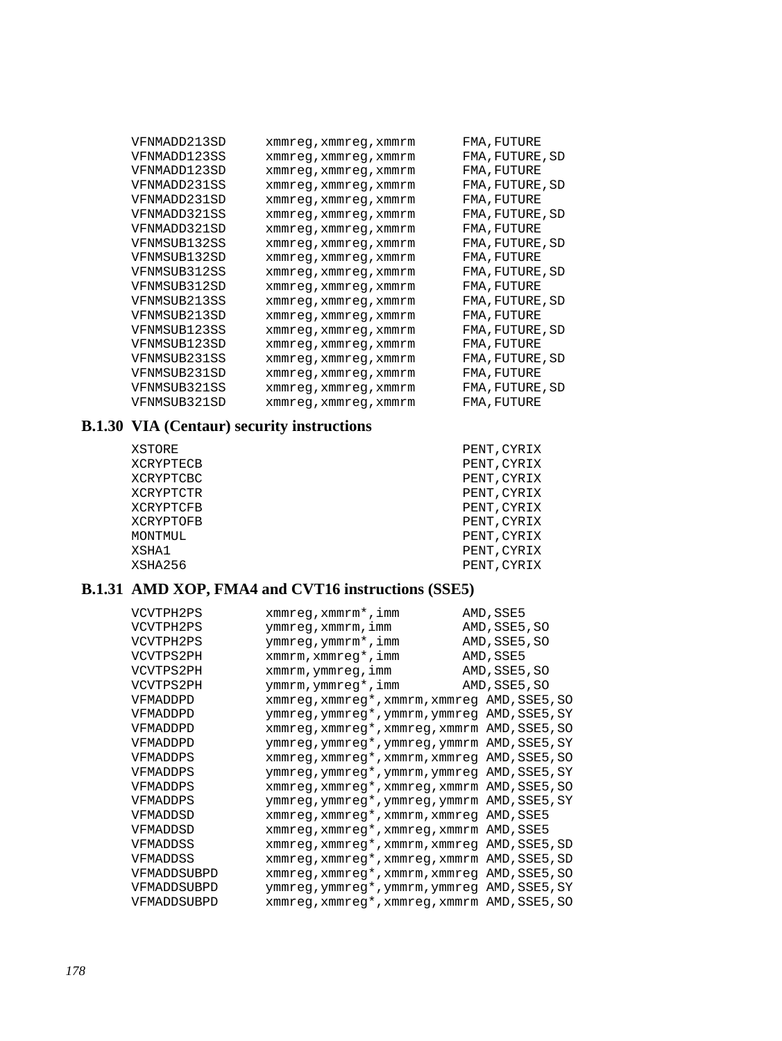```
VFNMADD213SD     xmmreg,xmmreg,xmmrm      FMA,FUTURE
VFNMADD123SS     xmmreg,xmmreg,xmmrm      FMA,FUTURE,SD
VFNMADD123SD     xmmreg,xmmreg,xmmrm      FMA,FUTURE
VFNMADD231SS     xmmreg,xmmreg,xmmrm      FMA,FUTURE,SD
VFNMADD231SD     xmmreg,xmmreg,xmmrm      FMA,FUTURE
VFNMADD321SS     xmmreg,xmmreg,xmmrm      FMA,FUTURE,SD
VFNMADD321SD     xmmreg,xmmreg,xmmrm      FMA,FUTURE
VFNMSUB132SS     xmmreg,xmmreg,xmmrm      FMA,FUTURE,SD
VFNMSUB132SD     xmmreg,xmmreg,xmmrm      FMA,FUTURE
VFNMSUB312SS     xmmreg,xmmreg,xmmrm      FMA,FUTURE,SD
VFNMSUB312SD     xmmreg,xmmreg,xmmrm      FMA,FUTURE
VFNMSUB213SS     xmmreg,xmmreg,xmmrm      FMA,FUTURE,SD
VFNMSUB213SD     xmmreg,xmmreg,xmmrm      FMA,FUTURE
VFNMSUB123SS     xmmreg,xmmreg,xmmrm      FMA,FUTURE,SD
VFNMSUB123SD     xmmreg,xmmreg,xmmrm      FMA,FUTURE
VFNMSUB231SS     xmmreg,xmmreg,xmmrm      FMA,FUTURE,SD
VFNMSUB231SD     xmmreg,xmmreg,xmmrm      FMA,FUTURE
VFNMSUB321SS     xmmreg,xmmreg,xmmrm      FMA,FUTURE,SD
VFNMSUB321SD     xmmreg,xmmreg,xmmrm      FMA,FUTURE
```

### B.1.30 VIA (Centaur) security instructions

```
XSTORE                                    PENT,CYRIX
XCRYPTECB                                 PENT,CYRIX
XCRYPTCBC                                 PENT,CYRIX
XCRYPTCTR                                 PENT,CYRIX
XCRYPTCFB                                 PENT,CYRIX
XCRYPTOFB                                 PENT,CYRIX
MONTMUL                                   PENT,CYRIX
XSHA1                                     PENT,CYRIX
XSHA256                                   PENT,CYRIX
```

### B.1.31 AMD XOP, FMA4 and CVT16 instructions (SSE5)

```
VCVTPH2PS        xmmreg,xmmrm*,imm        AMD,SSE5
VCVTPH2PS        ymmreg,xmmrm,imm         AMD,SSE5,SO
VCVTPH2PS        ymmreg,ymmrm*,imm        AMD,SSE5,SO
VCVTPS2PH        xmmrm,xmmreg*,imm        AMD,SSE5
VCVTPS2PH        xmmrm,ymmreg,imm         AMD,SSE5,SO
VCVTPS2PH        ymmrm,ymmreg*,imm        AMD,SSE5,SO
VFMADDPD         xmmreg,xmmreg*,xmmrm,xmmreg AMD,SSE5,SO
VFMADDPD         ymmreg,ymmreg*,ymmrm,ymmreg AMD,SSE5,SY
VFMADDPD         xmmreg,xmmreg*,xmmreg,xmmrm AMD,SSE5,SO
VFMADDPD         ymmreg,ymmreg*,ymmreg,ymmrm AMD,SSE5,SY
VFMADDPS         xmmreg,xmmreg*,xmmrm,xmmreg AMD,SSE5,SO
VFMADDPS         ymmreg,ymmreg*,ymmrm,ymmreg AMD,SSE5,SY
VFMADDPS         xmmreg,xmmreg*,xmmreg,xmmrm AMD,SSE5,SO
VFMADDPS         ymmreg,ymmreg*,ymmreg,ymmrm AMD,SSE5,SY
VFMADDSD         xmmreg,xmmreg*,xmmrm,xmmreg AMD,SSE5
VFMADDSD         xmmreg,xmmreg*,xmmreg,xmmrm AMD,SSE5
VFMADDSS         xmmreg,xmmreg*,xmmrm,xmmreg AMD,SSE5,SD
VFMADDSS         xmmreg,xmmreg*,xmmreg,xmmrm AMD,SSE5,SD
VFMADDSUBPD      xmmreg,xmmreg*,xmmrm,xmmreg AMD,SSE5,SO
VFMADDSUBPD      ymmreg,ymmreg*,ymmrm,ymmreg AMD,SSE5,SY
VFMADDSUBPD      xmmreg,xmmreg*,xmmreg,xmmrm AMD,SSE5,SO
```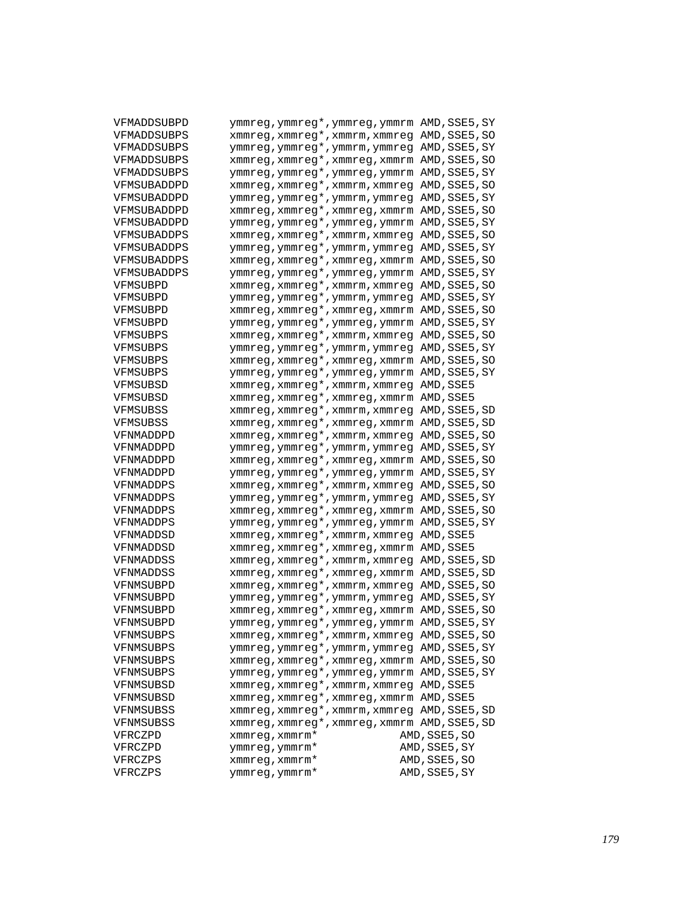```
VFMADDSUBPD     ymmreg,ymmreg*,ymmreg,ymmrm AMD,SSE5,SY
VFMADDSUBPS     xmmreg,xmmreg*,xmmrm,xmmreg AMD,SSE5,SO
VFMADDSUBPS     ymmreg,ymmreg*,ymmrm,ymmreg AMD,SSE5,SY
VFMADDSUBPS     xmmreg,xmmreg*,xmmreg,xmmrm AMD,SSE5,SO
VFMADDSUBPS     ymmreg,ymmreg*,ymmreg,ymmrm AMD,SSE5,SY
VFMSUBADDPD     xmmreg,xmmreg*,xmmrm,xmmreg AMD,SSE5,SO
VFMSUBADDPD     ymmreg,ymmreg*,ymmrm,ymmreg AMD,SSE5,SY
VFMSUBADDPD     xmmreg,xmmreg*,xmmreg,xmmrm AMD,SSE5,SO
VFMSUBADDPD     ymmreg,ymmreg*,ymmreg,ymmrm AMD,SSE5,SY
VFMSUBADDPS     xmmreg,xmmreg*,xmmrm,xmmreg AMD,SSE5,SO
VFMSUBADDPS     ymmreg,ymmreg*,ymmrm,ymmreg AMD,SSE5,SY
VFMSUBADDPS     xmmreg,xmmreg*,xmmreg,xmmrm AMD,SSE5,SO
VFMSUBADDPS     ymmreg,ymmreg*,ymmreg,ymmrm AMD,SSE5,SY
VFMSUBPD        xmmreg,xmmreg*,xmmrm,xmmreg AMD,SSE5,SO
VFMSUBPD        ymmreg,ymmreg*,ymmrm,ymmreg AMD,SSE5,SY
VFMSUBPD        xmmreg,xmmreg*,xmmreg,xmmrm AMD,SSE5,SO
VFMSUBPD        ymmreg,ymmreg*,ymmreg,ymmrm AMD,SSE5,SY
VFMSUBPS        xmmreg,xmmreg*,xmmrm,xmmreg AMD,SSE5,SO
VFMSUBPS        ymmreg,ymmreg*,ymmrm,ymmreg AMD,SSE5,SY
VFMSUBPS        xmmreg,xmmreg*,xmmreg,xmmrm AMD,SSE5,SO
VFMSUBPS        ymmreg,ymmreg*,ymmreg,ymmrm AMD,SSE5,SY
VFMSUBSD        xmmreg,xmmreg*,xmmrm,xmmreg AMD,SSE5
VFMSUBSD        xmmreg,xmmreg*,xmmreg,xmmrm AMD,SSE5
VFMSUBSS        xmmreg,xmmreg*,xmmrm,xmmreg AMD,SSE5,SD
VFMSUBSS        xmmreg,xmmreg*,xmmreg,xmmrm AMD,SSE5,SD
VFNMADDPD       xmmreg,xmmreg*,xmmrm,xmmreg AMD,SSE5,SO
VFNMADDPD       ymmreg,ymmreg*,ymmrm,ymmreg AMD,SSE5,SY
VFNMADDPD       xmmreg,xmmreg*,xmmreg,xmmrm AMD,SSE5,SO
VFNMADDPD       ymmreg,ymmreg*,ymmreg,ymmrm AMD,SSE5,SY
VFNMADDPS       xmmreg,xmmreg*,xmmrm,xmmreg AMD,SSE5,SO
VFNMADDPS       ymmreg,ymmreg*,ymmrm,ymmreg AMD,SSE5,SY
VFNMADDPS       xmmreg,xmmreg*,xmmreg,xmmrm AMD,SSE5,SO
VFNMADDPS       ymmreg,ymmreg*,ymmreg,ymmrm AMD,SSE5,SY
VFNMADDSD       xmmreg,xmmreg*,xmmrm,xmmreg AMD,SSE5
VFNMADDSD       xmmreg,xmmreg*,xmmreg,xmmrm AMD,SSE5
VFNMADDSS       xmmreg,xmmreg*,xmmrm,xmmreg AMD,SSE5,SD
VFNMADDSS       xmmreg,xmmreg*,xmmreg,xmmrm AMD,SSE5,SD
VFNMSUBPD       xmmreg,xmmreg*,xmmrm,xmmreg AMD,SSE5,SO
VFNMSUBPD       ymmreg,ymmreg*,ymmrm,ymmreg AMD,SSE5,SY
VFNMSUBPD       xmmreg,xmmreg*,xmmreg,xmmrm AMD,SSE5,SO
VFNMSUBPD       ymmreg,ymmreg*,ymmreg,ymmrm AMD,SSE5,SY
VFNMSUBPS       xmmreg,xmmreg*,xmmrm,xmmreg AMD,SSE5,SO
VFNMSUBPS       ymmreg,ymmreg*,ymmrm,ymmreg AMD,SSE5,SY
VFNMSUBPS       xmmreg,xmmreg*,xmmreg,xmmrm AMD,SSE5,SO
VFNMSUBPS       ymmreg,ymmreg*,ymmreg,ymmrm AMD,SSE5,SY
VFNMSUBSD       xmmreg,xmmreg*,xmmrm,xmmreg AMD,SSE5
VFNMSUBSD       xmmreg,xmmreg*,xmmreg,xmmrm AMD,SSE5
VFNMSUBSS       xmmreg,xmmreg*,xmmrm,xmmreg AMD,SSE5,SD
VFNMSUBSS       xmmreg,xmmreg*,xmmreg,xmmrm AMD,SSE5,SD
VFRCZPD         xmmreg,xmmrm*              AMD,SSE5,SO
VFRCZPD         ymmreg,ymmrm*              AMD,SSE5,SY
VFRCZPS         xmmreg,xmmrm*              AMD,SSE5,SO
VFRCZPS         ymmreg,ymmrm*              AMD,SSE5,SY
```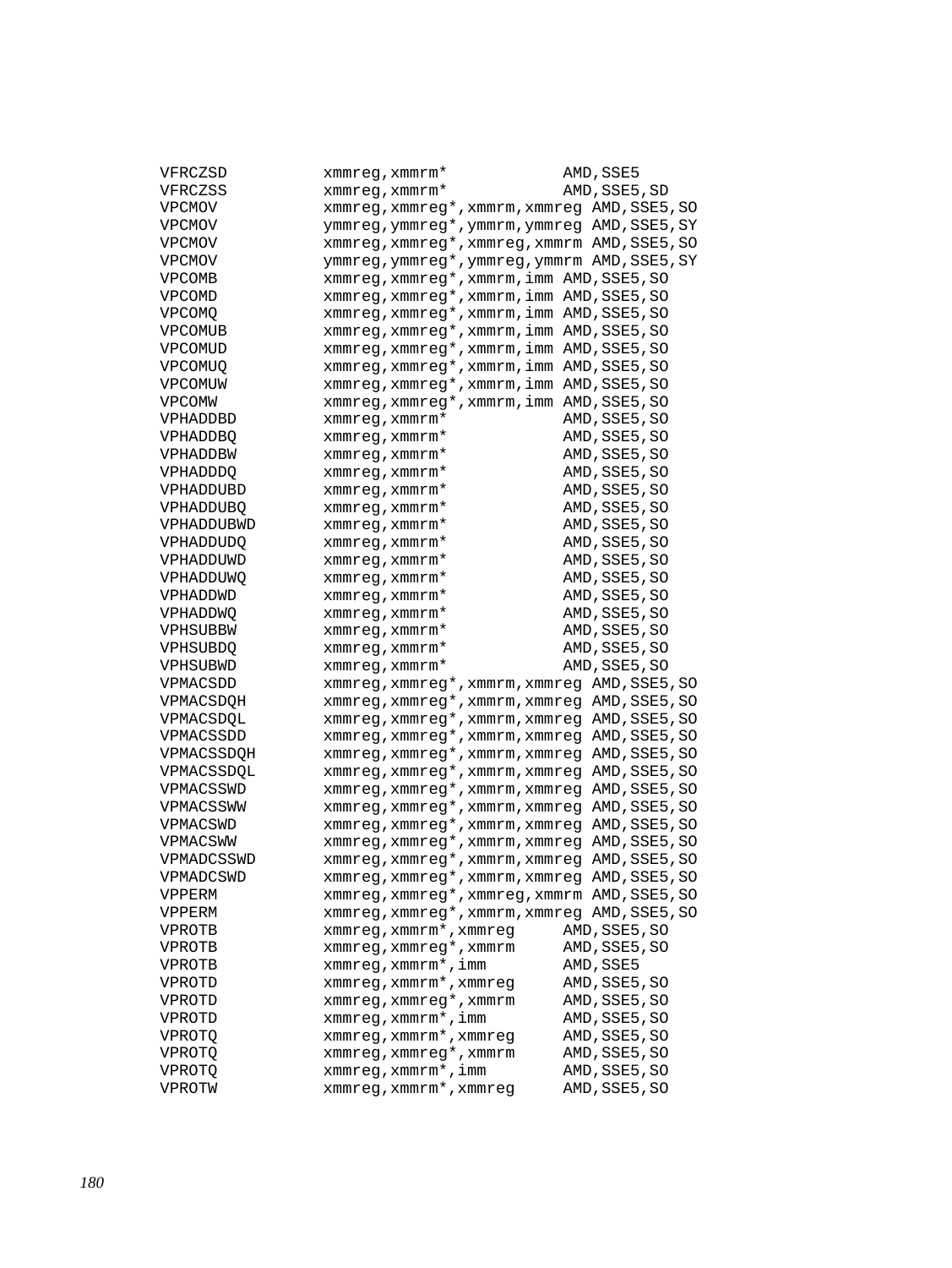```
VFRCZSD         xmmreg,xmmrm*              AMD,SSE5
VFRCZSS         xmmreg,xmmrm*              AMD,SSE5,SD
VPCMOV          xmmreg,xmmreg*,xmmrm,xmmreg AMD,SSE5,SO
VPCMOV          ymmreg,ymmreg*,ymmrm,ymmreg AMD,SSE5,SY
VPCMOV          xmmreg,xmmreg*,xmmreg,xmmrm AMD,SSE5,SO
VPCMOV          ymmreg,ymmreg*,ymmreg,ymmrm AMD,SSE5,SY
VPCOMB          xmmreg,xmmreg*,xmmrm,imm AMD,SSE5,SO
VPCOMD          xmmreg,xmmreg*,xmmrm,imm AMD,SSE5,SO
VPCOMQ          xmmreg,xmmreg*,xmmrm,imm AMD,SSE5,SO
VPCOMUB         xmmreg,xmmreg*,xmmrm,imm AMD,SSE5,SO
VPCOMUD         xmmreg,xmmreg*,xmmrm,imm AMD,SSE5,SO
VPCOMUQ         xmmreg,xmmreg*,xmmrm,imm AMD,SSE5,SO
VPCOMUW         xmmreg,xmmreg*,xmmrm,imm AMD,SSE5,SO
VPCOMW          xmmreg,xmmreg*,xmmrm,imm AMD,SSE5,SO
VPHADDBD        xmmreg,xmmrm*              AMD,SSE5,SO
VPHADDBQ        xmmreg,xmmrm*              AMD,SSE5,SO
VPHADDBW        xmmreg,xmmrm*              AMD,SSE5,SO
VPHADDDQ        xmmreg,xmmrm*              AMD,SSE5,SO
VPHADDUBD       xmmreg,xmmrm*              AMD,SSE5,SO
VPHADDUBQ       xmmreg,xmmrm*              AMD,SSE5,SO
VPHADDUBWD      xmmreg,xmmrm*              AMD,SSE5,SO
VPHADDUDQ       xmmreg,xmmrm*              AMD,SSE5,SO
VPHADDUWD       xmmreg,xmmrm*              AMD,SSE5,SO
VPHADDUWQ       xmmreg,xmmrm*              AMD,SSE5,SO
VPHADDWD        xmmreg,xmmrm*              AMD,SSE5,SO
VPHADDWQ        xmmreg,xmmrm*              AMD,SSE5,SO
VPHSUBBW        xmmreg,xmmrm*              AMD,SSE5,SO
VPHSUBDQ        xmmreg,xmmrm*              AMD,SSE5,SO
VPHSUBWD        xmmreg,xmmrm*              AMD,SSE5,SO
VPMACSDD        xmmreg,xmmreg*,xmmrm,xmmreg AMD,SSE5,SO
VPMACSDQH       xmmreg,xmmreg*,xmmrm,xmmreg AMD,SSE5,SO
VPMACSDQL       xmmreg,xmmreg*,xmmrm,xmmreg AMD,SSE5,SO
VPMACSSDD       xmmreg,xmmreg*,xmmrm,xmmreg AMD,SSE5,SO
VPMACSSDQH      xmmreg,xmmreg*,xmmrm,xmmreg AMD,SSE5,SO
VPMACSSDQL      xmmreg,xmmreg*,xmmrm,xmmreg AMD,SSE5,SO
VPMACSSWD       xmmreg,xmmreg*,xmmrm,xmmreg AMD,SSE5,SO
VPMACSSWW       xmmreg,xmmreg*,xmmrm,xmmreg AMD,SSE5,SO
VPMACSWD        xmmreg,xmmreg*,xmmrm,xmmreg AMD,SSE5,SO
VPMACSWW        xmmreg,xmmreg*,xmmrm,xmmreg AMD,SSE5,SO
VPMADCSSWD      xmmreg,xmmreg*,xmmrm,xmmreg AMD,SSE5,SO
VPMADCSWD       xmmreg,xmmreg*,xmmrm,xmmreg AMD,SSE5,SO
VPPERM          xmmreg,xmmreg*,xmmreg,xmmrm AMD,SSE5,SO
VPPERM          xmmreg,xmmreg*,xmmrm,xmmreg AMD,SSE5,SO
VPROTB          xmmreg,xmmrm*,xmmreg       AMD,SSE5,SO
VPROTB          xmmreg,xmmreg*,xmmrm       AMD,SSE5,SO
VPROTB          xmmreg,xmmrm*,imm          AMD,SSE5
VPROTD          xmmreg,xmmrm*,xmmreg       AMD,SSE5,SO
VPROTD          xmmreg,xmmreg*,xmmrm       AMD,SSE5,SO
VPROTD          xmmreg,xmmrm*,imm          AMD,SSE5,SO
VPROTQ          xmmreg,xmmrm*,xmmreg       AMD,SSE5,SO
VPROTQ          xmmreg,xmmreg*,xmmrm       AMD,SSE5,SO
VPROTQ          xmmreg,xmmrm*,imm          AMD,SSE5,SO
VPROTW          xmmreg,xmmrm*,xmmreg       AMD,SSE5,SO
```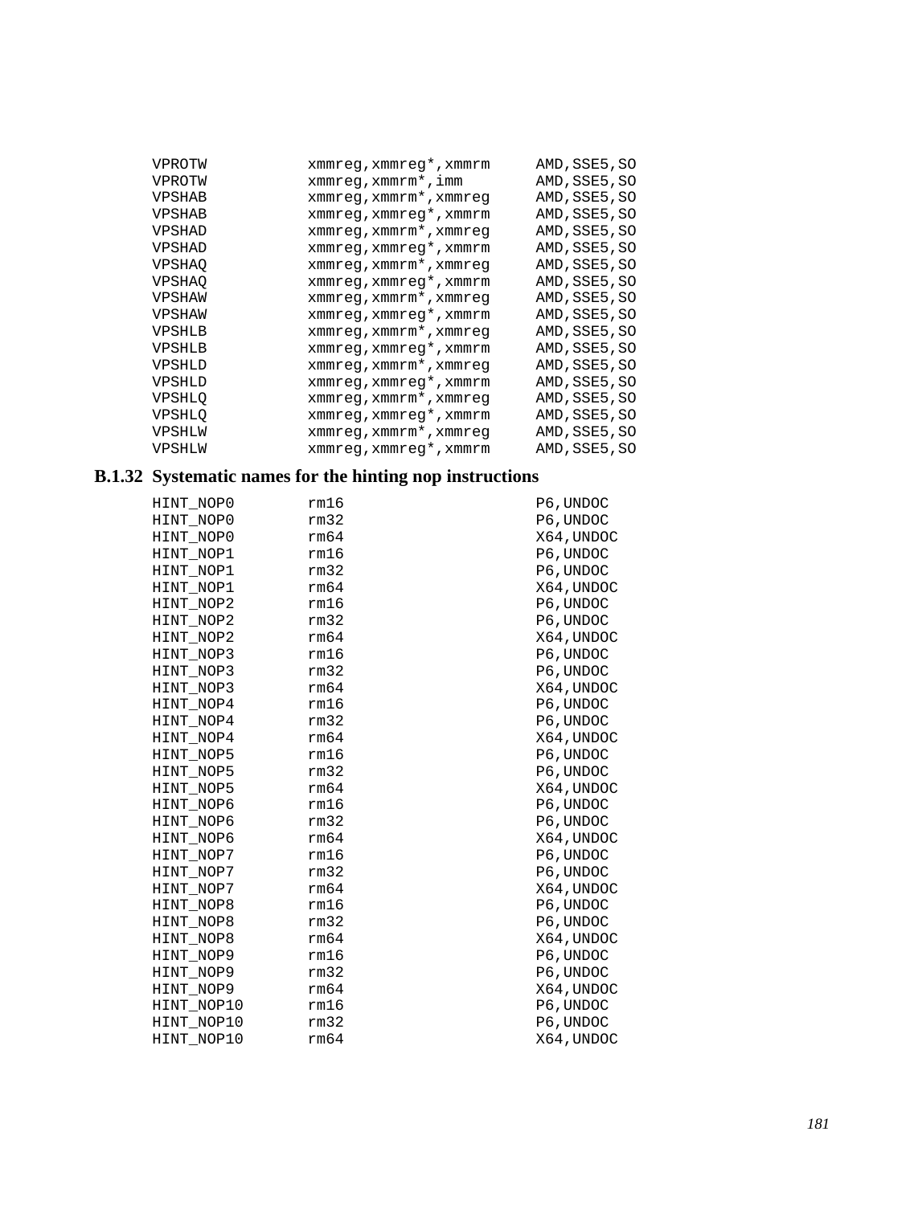```
VPROTW          xmmreg,xmmreg*,xmmrm     AMD,SSE5,SO
VPROTW          xmmreg,xmmrm*,imm        AMD,SSE5,SO
VPSHAB          xmmreg,xmmrm*,xmmreg     AMD,SSE5,SO
VPSHAB          xmmreg,xmmreg*,xmmrm     AMD,SSE5,SO
VPSHAD          xmmreg,xmmrm*,xmmreg     AMD,SSE5,SO
VPSHAD          xmmreg,xmmreg*,xmmrm     AMD,SSE5,SO
VPSHAQ          xmmreg,xmmrm*,xmmreg     AMD,SSE5,SO
VPSHAQ          xmmreg,xmmreg*,xmmrm     AMD,SSE5,SO
VPSHAW          xmmreg,xmmrm*,xmmreg     AMD,SSE5,SO
VPSHAW          xmmreg,xmmreg*,xmmrm     AMD,SSE5,SO
VPSHLB          xmmreg,xmmrm*,xmmreg     AMD,SSE5,SO
VPSHLB          xmmreg,xmmreg*,xmmrm     AMD,SSE5,SO
VPSHLD          xmmreg,xmmrm*,xmmreg     AMD,SSE5,SO
VPSHLD          xmmreg,xmmreg*,xmmrm     AMD,SSE5,SO
VPSHLQ          xmmreg,xmmrm*,xmmreg     AMD,SSE5,SO
VPSHLQ          xmmreg,xmmreg*,xmmrm     AMD,SSE5,SO
VPSHLW          xmmreg,xmmrm*,xmmreg     AMD,SSE5,SO
VPSHLW          xmmreg,xmmreg*,xmmrm     AMD,SSE5,SO
```

### B.1.32 Systematic names for the hinting nop instructions

```
HINT_NOP0       rm16                     P6,UNDOC
HINT_NOP0       rm32                     P6,UNDOC
HINT_NOP0       rm64                     X64,UNDOC
HINT_NOP1       rm16                     P6,UNDOC
HINT_NOP1       rm32                     P6,UNDOC
HINT_NOP1       rm64                     X64,UNDOC
HINT_NOP2       rm16                     P6,UNDOC
HINT_NOP2       rm32                     P6,UNDOC
HINT_NOP2       rm64                     X64,UNDOC
HINT_NOP3       rm16                     P6,UNDOC
HINT_NOP3       rm32                     P6,UNDOC
HINT_NOP3       rm64                     X64,UNDOC
HINT_NOP4       rm16                     P6,UNDOC
HINT_NOP4       rm32                     P6,UNDOC
HINT_NOP4       rm64                     X64,UNDOC
HINT_NOP5       rm16                     P6,UNDOC
HINT_NOP5       rm32                     P6,UNDOC
HINT_NOP5       rm64                     X64,UNDOC
HINT_NOP6       rm16                     P6,UNDOC
HINT_NOP6       rm32                     P6,UNDOC
HINT_NOP6       rm64                     X64,UNDOC
HINT_NOP7       rm16                     P6,UNDOC
HINT_NOP7       rm32                     P6,UNDOC
HINT_NOP7       rm64                     X64,UNDOC
HINT_NOP8       rm16                     P6,UNDOC
HINT_NOP8       rm32                     P6,UNDOC
HINT_NOP8       rm64                     X64,UNDOC
HINT_NOP9       rm16                     P6,UNDOC
HINT_NOP9       rm32                     P6,UNDOC
HINT_NOP9       rm64                     X64,UNDOC
HINT_NOP10      rm16                     P6,UNDOC
HINT_NOP10      rm32                     P6,UNDOC
HINT_NOP10      rm64                     X64,UNDOC
```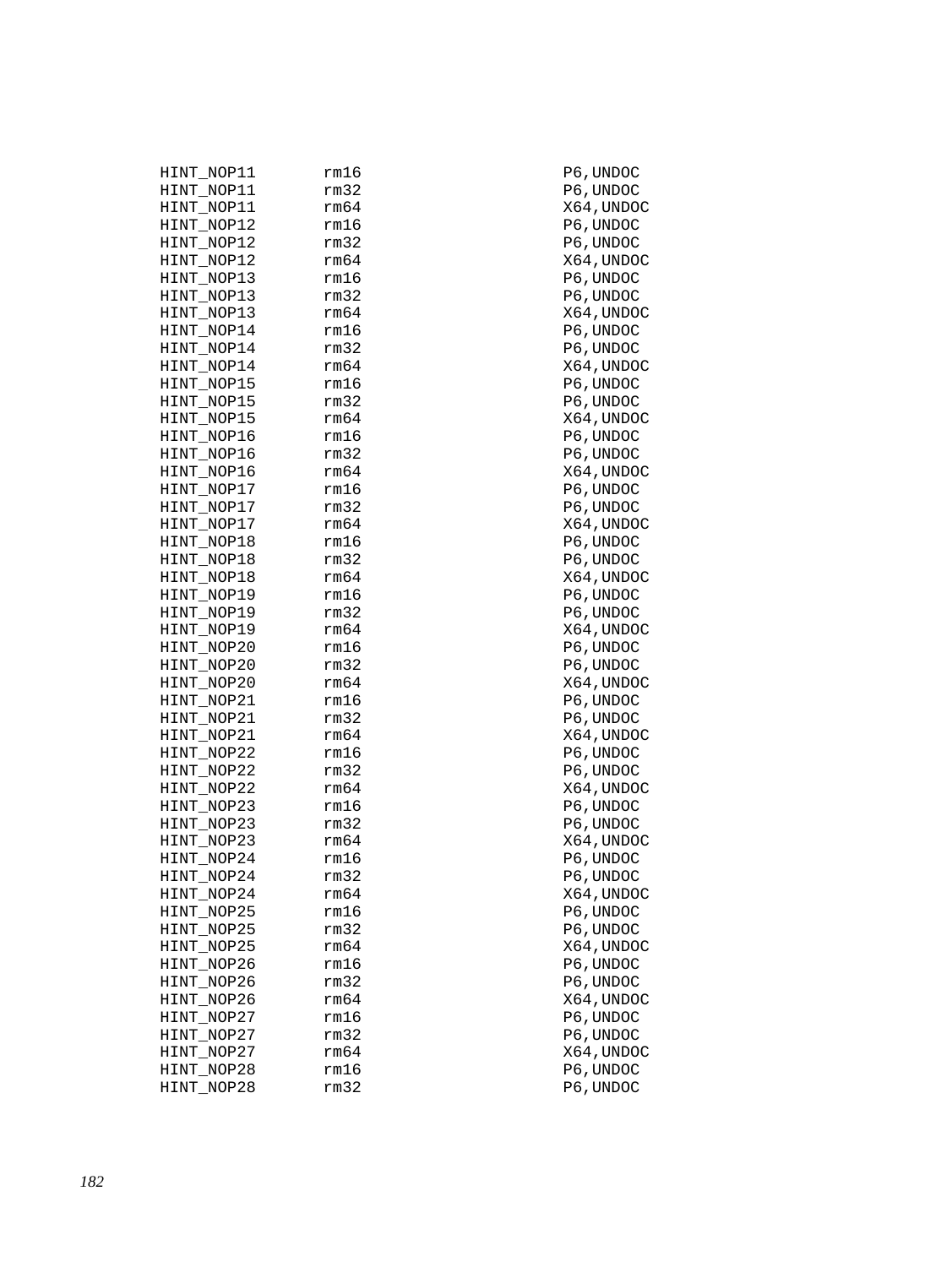```
HINT_NOP11       rm16                                 P6,UNDOC
HINT_NOP11       rm32                                 P6,UNDOC
HINT_NOP11       rm64                                 X64,UNDOC
HINT_NOP12       rm16                                 P6,UNDOC
HINT_NOP12       rm32                                 P6,UNDOC
HINT_NOP12       rm64                                 X64,UNDOC
HINT_NOP13       rm16                                 P6,UNDOC
HINT_NOP13       rm32                                 P6,UNDOC
HINT_NOP13       rm64                                 X64,UNDOC
HINT_NOP14       rm16                                 P6,UNDOC
HINT_NOP14       rm32                                 P6,UNDOC
HINT_NOP14       rm64                                 X64,UNDOC
HINT_NOP15       rm16                                 P6,UNDOC
HINT_NOP15       rm32                                 P6,UNDOC
HINT_NOP15       rm64                                 X64,UNDOC
HINT_NOP16       rm16                                 P6,UNDOC
HINT_NOP16       rm32                                 P6,UNDOC
HINT_NOP16       rm64                                 X64,UNDOC
HINT_NOP17       rm16                                 P6,UNDOC
HINT_NOP17       rm32                                 P6,UNDOC
HINT_NOP17       rm64                                 X64,UNDOC
HINT_NOP18       rm16                                 P6,UNDOC
HINT_NOP18       rm32                                 P6,UNDOC
HINT_NOP18       rm64                                 X64,UNDOC
HINT_NOP19       rm16                                 P6,UNDOC
HINT_NOP19       rm32                                 P6,UNDOC
HINT_NOP19       rm64                                 X64,UNDOC
HINT_NOP20       rm16                                 P6,UNDOC
HINT_NOP20       rm32                                 P6,UNDOC
HINT_NOP20       rm64                                 X64,UNDOC
HINT_NOP21       rm16                                 P6,UNDOC
HINT_NOP21       rm32                                 P6,UNDOC
HINT_NOP21       rm64                                 X64,UNDOC
HINT_NOP22       rm16                                 P6,UNDOC
HINT_NOP22       rm32                                 P6,UNDOC
HINT_NOP22       rm64                                 X64,UNDOC
HINT_NOP23       rm16                                 P6,UNDOC
HINT_NOP23       rm32                                 P6,UNDOC
HINT_NOP23       rm64                                 X64,UNDOC
HINT_NOP24       rm16                                 P6,UNDOC
HINT_NOP24       rm32                                 P6,UNDOC
HINT_NOP24       rm64                                 X64,UNDOC
HINT_NOP25       rm16                                 P6,UNDOC
HINT_NOP25       rm32                                 P6,UNDOC
HINT_NOP25       rm64                                 X64,UNDOC
HINT_NOP26       rm16                                 P6,UNDOC
HINT_NOP26       rm32                                 P6,UNDOC
HINT_NOP26       rm64                                 X64,UNDOC
HINT_NOP27       rm16                                 P6,UNDOC
HINT_NOP27       rm32                                 P6,UNDOC
HINT_NOP27       rm64                                 X64,UNDOC
HINT_NOP28       rm16                                 P6,UNDOC
HINT_NOP28       rm32                                 P6,UNDOC
```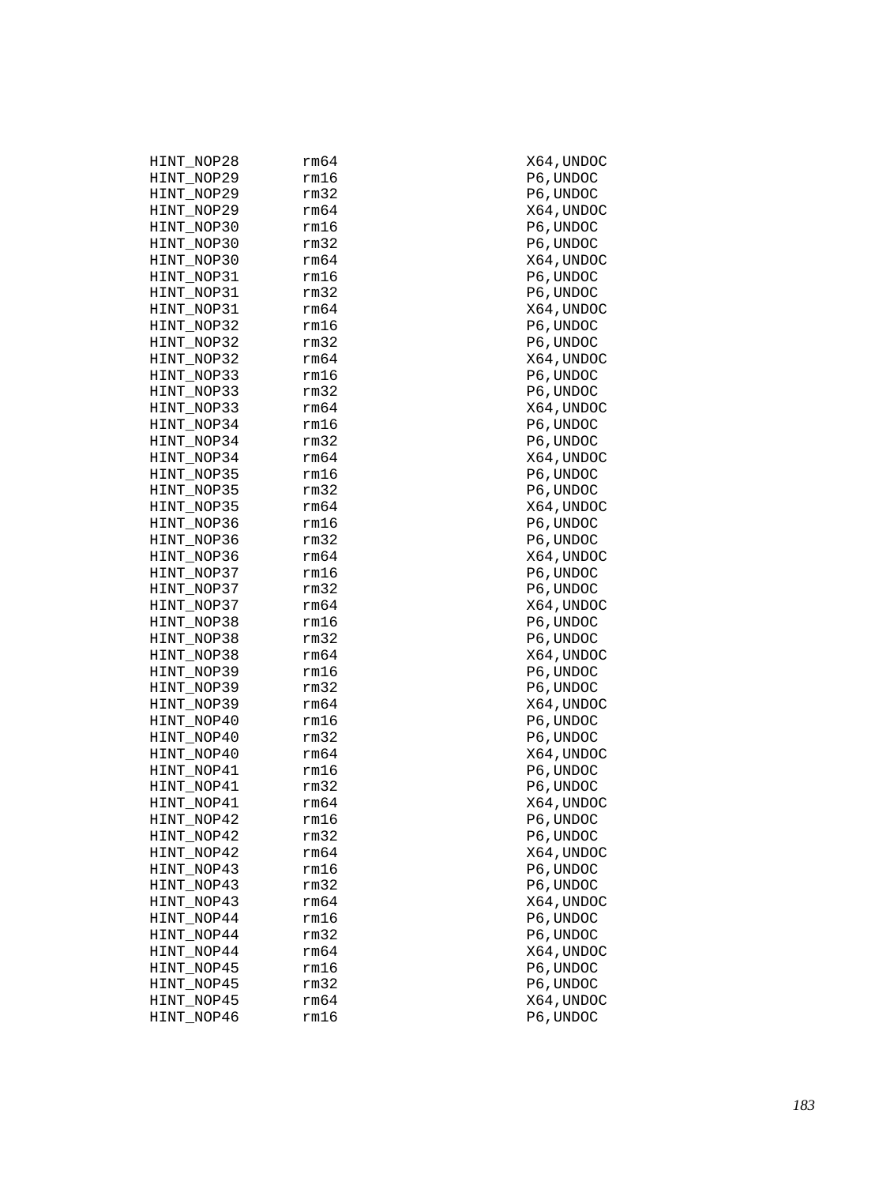```
HINT_NOP28      rm64                          X64,UNDOC
HINT_NOP29      rm16                          P6,UNDOC
HINT_NOP29      rm32                          P6,UNDOC
HINT_NOP29      rm64                          X64,UNDOC
HINT_NOP30      rm16                          P6,UNDOC
HINT_NOP30      rm32                          P6,UNDOC
HINT_NOP30      rm64                          X64,UNDOC
HINT_NOP31      rm16                          P6,UNDOC
HINT_NOP31      rm32                          P6,UNDOC
HINT_NOP31      rm64                          X64,UNDOC
HINT_NOP32      rm16                          P6,UNDOC
HINT_NOP32      rm32                          P6,UNDOC
HINT_NOP32      rm64                          X64,UNDOC
HINT_NOP33      rm16                          P6,UNDOC
HINT_NOP33      rm32                          P6,UNDOC
HINT_NOP33      rm64                          X64,UNDOC
HINT_NOP34      rm16                          P6,UNDOC
HINT_NOP34      rm32                          P6,UNDOC
HINT_NOP34      rm64                          X64,UNDOC
HINT_NOP35      rm16                          P6,UNDOC
HINT_NOP35      rm32                          P6,UNDOC
HINT_NOP35      rm64                          X64,UNDOC
HINT_NOP36      rm16                          P6,UNDOC
HINT_NOP36      rm32                          P6,UNDOC
HINT_NOP36      rm64                          X64,UNDOC
HINT_NOP37      rm16                          P6,UNDOC
HINT_NOP37      rm32                          P6,UNDOC
HINT_NOP37      rm64                          X64,UNDOC
HINT_NOP38      rm16                          P6,UNDOC
HINT_NOP38      rm32                          P6,UNDOC
HINT_NOP38      rm64                          X64,UNDOC
HINT_NOP39      rm16                          P6,UNDOC
HINT_NOP39      rm32                          P6,UNDOC
HINT_NOP39      rm64                          X64,UNDOC
HINT_NOP40      rm16                          P6,UNDOC
HINT_NOP40      rm32                          P6,UNDOC
HINT_NOP40      rm64                          X64,UNDOC
HINT_NOP41      rm16                          P6,UNDOC
HINT_NOP41      rm32                          P6,UNDOC
HINT_NOP41      rm64                          X64,UNDOC
HINT_NOP42      rm16                          P6,UNDOC
HINT_NOP42      rm32                          P6,UNDOC
HINT_NOP42      rm64                          X64,UNDOC
HINT_NOP43      rm16                          P6,UNDOC
HINT_NOP43      rm32                          P6,UNDOC
HINT_NOP43      rm64                          X64,UNDOC
HINT_NOP44      rm16                          P6,UNDOC
HINT_NOP44      rm32                          P6,UNDOC
HINT_NOP44      rm64                          X64,UNDOC
HINT_NOP45      rm16                          P6,UNDOC
HINT_NOP45      rm32                          P6,UNDOC
HINT_NOP45      rm64                          X64,UNDOC
HINT_NOP46      rm16                          P6,UNDOC
```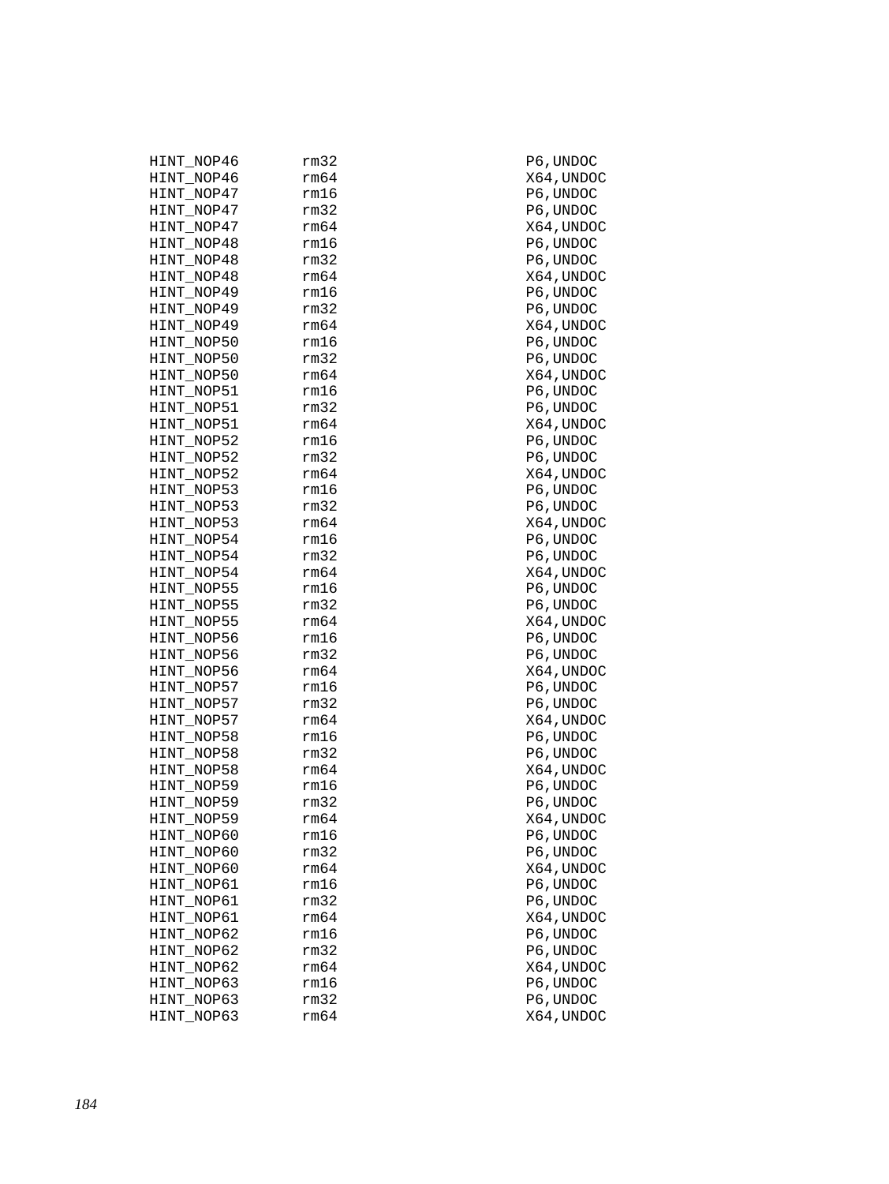```
HINT_NOP46      rm32                    P6,UNDOC
HINT_NOP46      rm64                    X64,UNDOC
HINT_NOP47      rm16                    P6,UNDOC
HINT_NOP47      rm32                    P6,UNDOC
HINT_NOP47      rm64                    X64,UNDOC
HINT_NOP48      rm16                    P6,UNDOC
HINT_NOP48      rm32                    P6,UNDOC
HINT_NOP48      rm64                    X64,UNDOC
HINT_NOP49      rm16                    P6,UNDOC
HINT_NOP49      rm32                    P6,UNDOC
HINT_NOP49      rm64                    X64,UNDOC
HINT_NOP50      rm16                    P6,UNDOC
HINT_NOP50      rm32                    P6,UNDOC
HINT_NOP50      rm64                    X64,UNDOC
HINT_NOP51      rm16                    P6,UNDOC
HINT_NOP51      rm32                    P6,UNDOC
HINT_NOP51      rm64                    X64,UNDOC
HINT_NOP52      rm16                    P6,UNDOC
HINT_NOP52      rm32                    P6,UNDOC
HINT_NOP52      rm64                    X64,UNDOC
HINT_NOP53      rm16                    P6,UNDOC
HINT_NOP53      rm32                    P6,UNDOC
HINT_NOP53      rm64                    X64,UNDOC
HINT_NOP54      rm16                    P6,UNDOC
HINT_NOP54      rm32                    P6,UNDOC
HINT_NOP54      rm64                    X64,UNDOC
HINT_NOP55      rm16                    P6,UNDOC
HINT_NOP55      rm32                    P6,UNDOC
HINT_NOP55      rm64                    X64,UNDOC
HINT_NOP56      rm16                    P6,UNDOC
HINT_NOP56      rm32                    P6,UNDOC
HINT_NOP56      rm64                    X64,UNDOC
HINT_NOP57      rm16                    P6,UNDOC
HINT_NOP57      rm32                    P6,UNDOC
HINT_NOP57      rm64                    X64,UNDOC
HINT_NOP58      rm16                    P6,UNDOC
HINT_NOP58      rm32                    P6,UNDOC
HINT_NOP58      rm64                    X64,UNDOC
HINT_NOP59      rm16                    P6,UNDOC
HINT_NOP59      rm32                    P6,UNDOC
HINT_NOP59      rm64                    X64,UNDOC
HINT_NOP60      rm16                    P6,UNDOC
HINT_NOP60      rm32                    P6,UNDOC
HINT_NOP60      rm64                    X64,UNDOC
HINT_NOP61      rm16                    P6,UNDOC
HINT_NOP61      rm32                    P6,UNDOC
HINT_NOP61      rm64                    X64,UNDOC
HINT_NOP62      rm16                    P6,UNDOC
HINT_NOP62      rm32                    P6,UNDOC
HINT_NOP62      rm64                    X64,UNDOC
HINT_NOP63      rm16                    P6,UNDOC
HINT_NOP63      rm32                    P6,UNDOC
HINT_NOP63      rm64                    X64,UNDOC
```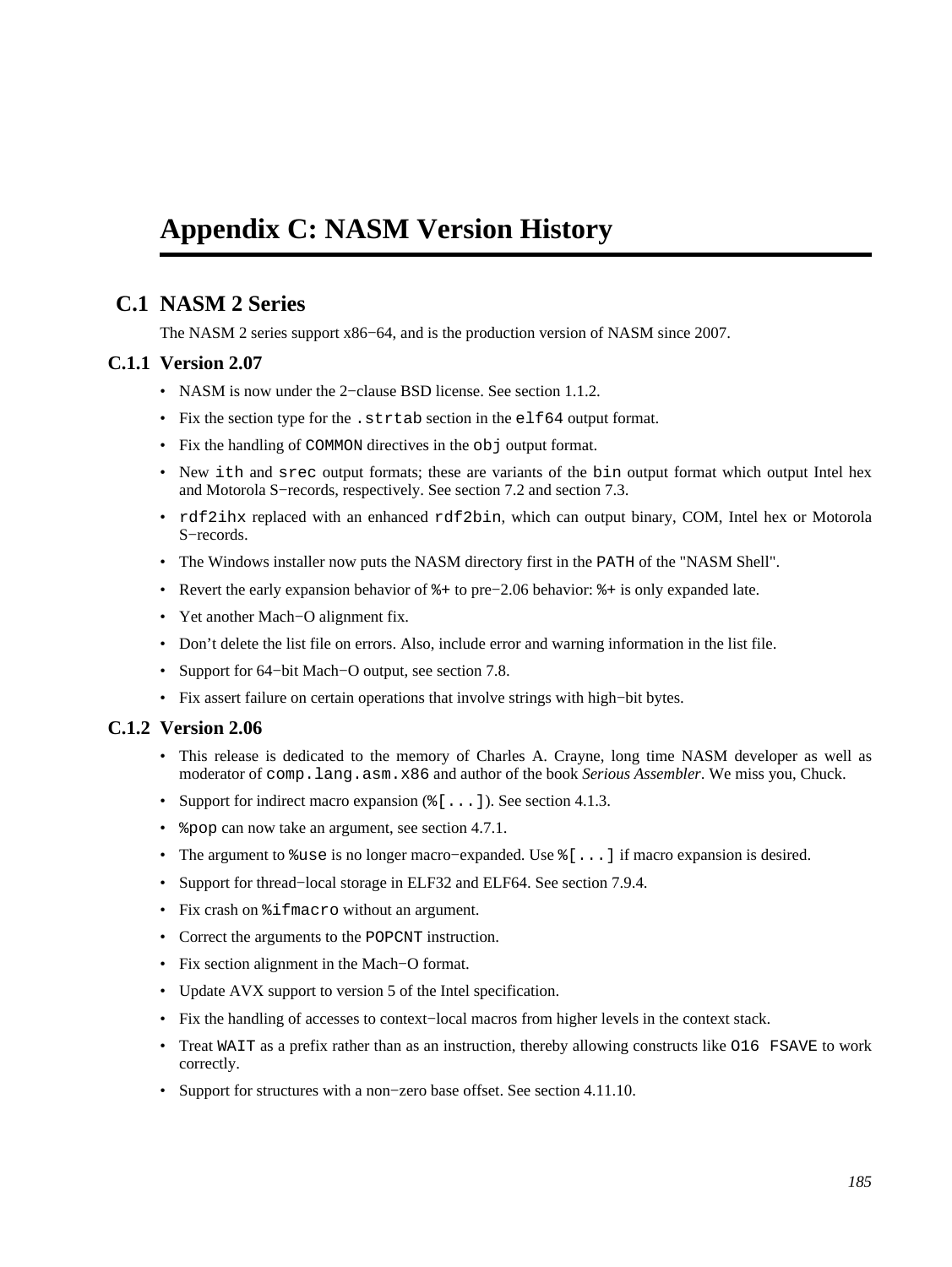# Appendix C: NASM Version History

## C.1 NASM 2 Series

The NASM 2 series support x86−64, and is the production version of NASM since 2007.

### C.1.1 Version 2.07

- NASM is now under the 2−clause BSD license. See section 1.1.2.
- Fix the section type for the `.strtab` section in the `elf64` output format.
- Fix the handling of `COMMON` directives in the `obj` output format.
- New `ith` and `srec` output formats; these are variants of the `bin` output format which output Intel hex and Motorola S−records, respectively. See section 7.2 and section 7.3.
- `rdf2ihx` replaced with an enhanced `rdf2bin`, which can output binary, COM, Intel hex or Motorola S−records.
- The Windows installer now puts the NASM directory first in the `PATH` of the "NASM Shell".
- Revert the early expansion behavior of `%+` to pre−2.06 behavior: `%+` is only expanded late.
- Yet another Mach−O alignment fix.
- Don't delete the list file on errors. Also, include error and warning information in the list file.
- Support for 64−bit Mach−O output, see section 7.8.
- Fix assert failure on certain operations that involve strings with high−bit bytes.

### C.1.2 Version 2.06

- This release is dedicated to the memory of Charles A. Crayne, long time NASM developer as well as moderator of `comp.lang.asm.x86` and author of the book *Serious Assembler*. We miss you, Chuck.
- Support for indirect macro expansion (`%[...]`). See section 4.1.3.
- `%pop` can now take an argument, see section 4.7.1.
- The argument to `%use` is no longer macro−expanded. Use `%[...]` if macro expansion is desired.
- Support for thread−local storage in ELF32 and ELF64. See section 7.9.4.
- Fix crash on `%ifmacro` without an argument.
- Correct the arguments to the `POPCNT` instruction.
- Fix section alignment in the Mach−O format.
- Update AVX support to version 5 of the Intel specification.
- Fix the handling of accesses to context−local macros from higher levels in the context stack.
- Treat `WAIT` as a prefix rather than as an instruction, thereby allowing constructs like `O16 FSAVE` to work correctly.
- Support for structures with a non−zero base offset. See section 4.11.10.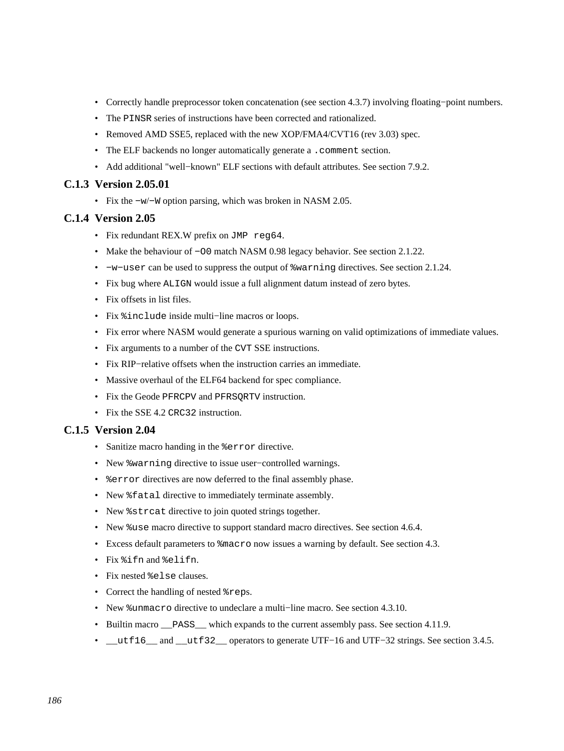- Correctly handle preprocessor token concatenation (see section 4.3.7) involving floating−point numbers.
- The `PINSR` series of instructions have been corrected and rationalized.
- Removed AMD SSE5, replaced with the new XOP/FMA4/CVT16 (rev 3.03) spec.
- The ELF backends no longer automatically generate a `.comment` section.
- Add additional "well−known" ELF sections with default attributes. See section 7.9.2.

### C.1.3 Version 2.05.01

- Fix the `−w`/`−W` option parsing, which was broken in NASM 2.05.

### C.1.4 Version 2.05

- Fix redundant REX.W prefix on `JMP reg64`.
- Make the behaviour of `−O0` match NASM 0.98 legacy behavior. See section 2.1.22.
- `−w−user` can be used to suppress the output of `%warning` directives. See section 2.1.24.
- Fix bug where `ALIGN` would issue a full alignment datum instead of zero bytes.
- Fix offsets in list files.
- Fix `%include` inside multi−line macros or loops.
- Fix error where NASM would generate a spurious warning on valid optimizations of immediate values.
- Fix arguments to a number of the `CVT` SSE instructions.
- Fix RIP−relative offsets when the instruction carries an immediate.
- Massive overhaul of the ELF64 backend for spec compliance.
- Fix the Geode `PFRCPV` and `PFRSQRTV` instruction.
- Fix the SSE 4.2 `CRC32` instruction.

### C.1.5 Version 2.04

- Sanitize macro handing in the `%error` directive.
- New `%warning` directive to issue user−controlled warnings.
- `%error` directives are now deferred to the final assembly phase.
- New `%fatal` directive to immediately terminate assembly.
- New `%strcat` directive to join quoted strings together.
- New `%use` macro directive to support standard macro directives. See section 4.6.4.
- Excess default parameters to `%macro` now issues a warning by default. See section 4.3.
- Fix `%ifn` and `%elifn`.
- Fix nested `%else` clauses.
- Correct the handling of nested `%rep`s.
- New `%unmacro` directive to undeclare a multi−line macro. See section 4.3.10.
- Builtin macro `__PASS__` which expands to the current assembly pass. See section 4.11.9.
- `__utf16__` and `__utf32__` operators to generate UTF−16 and UTF−32 strings. See section 3.4.5.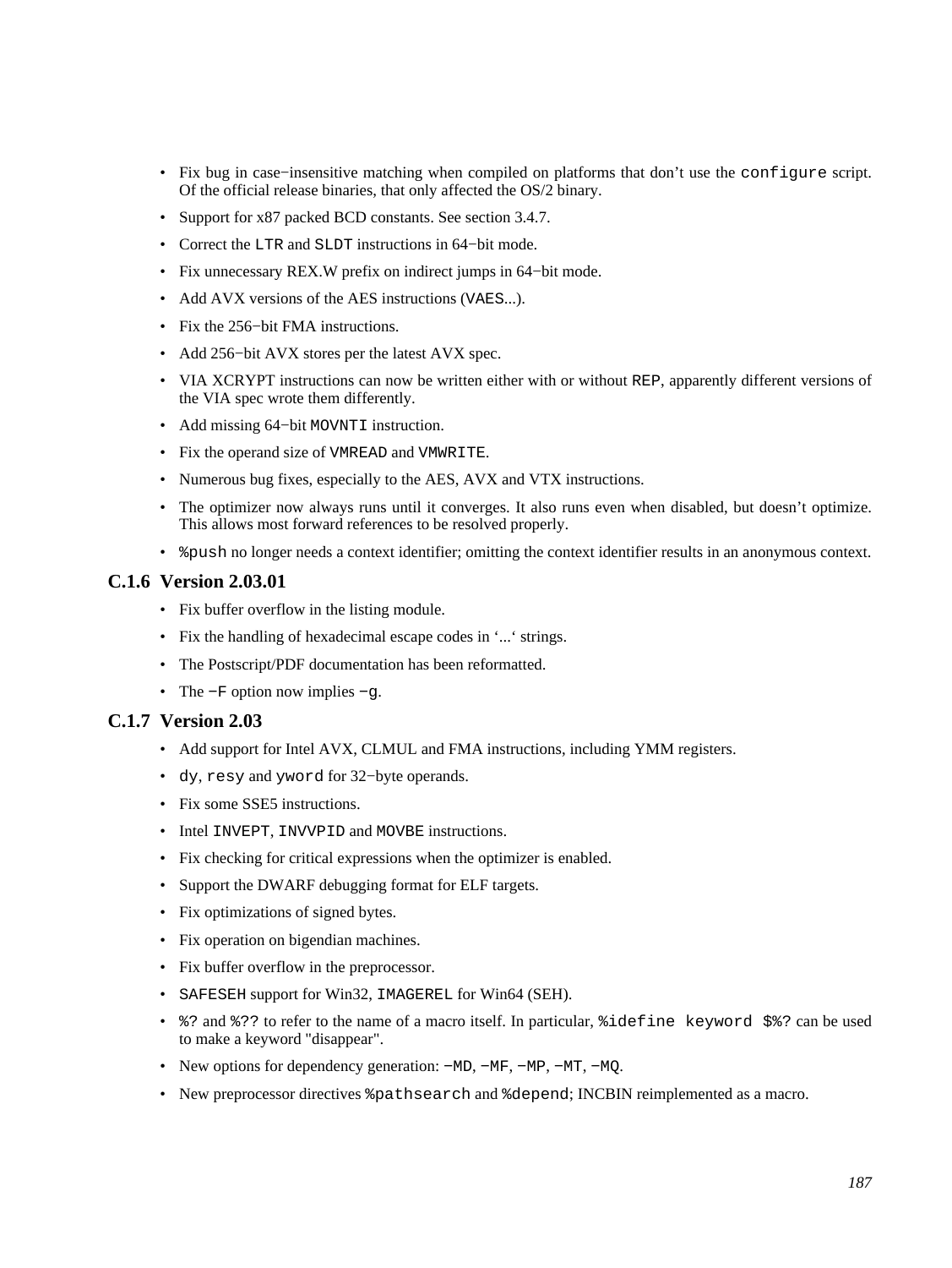- Fix bug in case−insensitive matching when compiled on platforms that don't use the `configure` script. Of the official release binaries, that only affected the OS/2 binary.
- Support for x87 packed BCD constants. See section 3.4.7.
- Correct the `LTR` and `SLDT` instructions in 64−bit mode.
- Fix unnecessary REX.W prefix on indirect jumps in 64−bit mode.
- Add AVX versions of the AES instructions (`VAES`...).
- Fix the 256−bit FMA instructions.
- Add 256−bit AVX stores per the latest AVX spec.
- VIA XCRYPT instructions can now be written either with or without `REP`, apparently different versions of the VIA spec wrote them differently.
- Add missing 64−bit `MOVNTI` instruction.
- Fix the operand size of `VMREAD` and `VMWRITE`.
- Numerous bug fixes, especially to the AES, AVX and VTX instructions.
- The optimizer now always runs until it converges. It also runs even when disabled, but doesn't optimize. This allows most forward references to be resolved properly.
- `%push` no longer needs a context identifier; omitting the context identifier results in an anonymous context.

### C.1.6 Version 2.03.01

- Fix buffer overflow in the listing module.
- Fix the handling of hexadecimal escape codes in '...' strings.
- The Postscript/PDF documentation has been reformatted.
- The `−F` option now implies `−g`.

### C.1.7 Version 2.03

- Add support for Intel AVX, CLMUL and FMA instructions, including YMM registers.
- `dy`, `resy` and `yword` for 32−byte operands.
- Fix some SSE5 instructions.
- Intel `INVEPT`, `INVVPID` and `MOVBE` instructions.
- Fix checking for critical expressions when the optimizer is enabled.
- Support the DWARF debugging format for ELF targets.
- Fix optimizations of signed bytes.
- Fix operation on bigendian machines.
- Fix buffer overflow in the preprocessor.
- `SAFESEH` support for Win32, `IMAGEREL` for Win64 (SEH).
- `%?` and `%??` to refer to the name of a macro itself. In particular, `%idefine keyword $%?` can be used to make a keyword "disappear".
- New options for dependency generation: `−MD`, `−MF`, `−MP`, `−MT`, `−MQ`.
- New preprocessor directives `%pathsearch` and `%depend`; INCBIN reimplemented as a macro.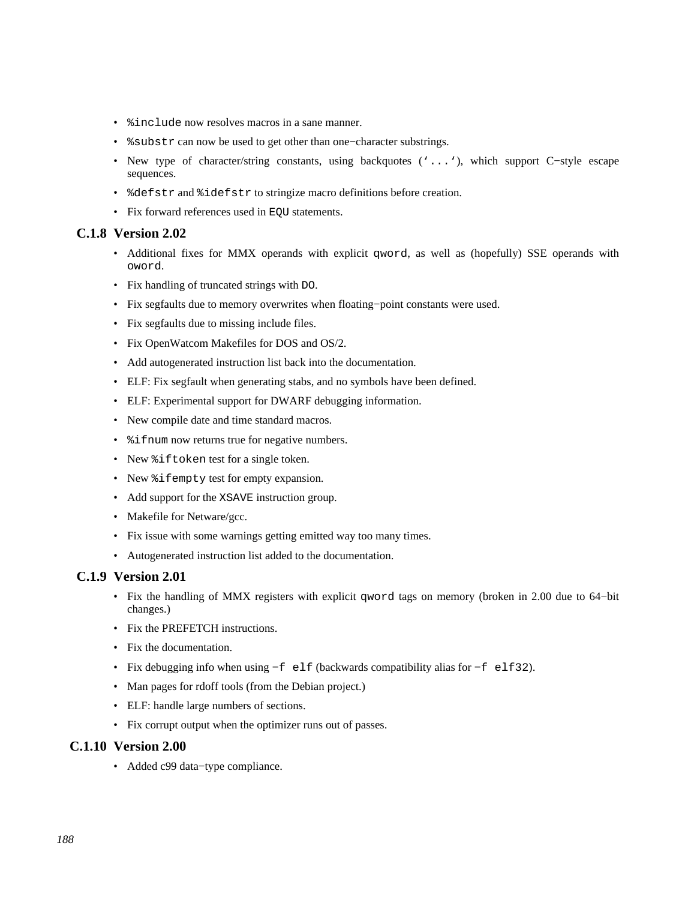- `%include` now resolves macros in a sane manner.
- `%substr` can now be used to get other than one−character substrings.
- New type of character/string constants, using backquotes (`‘...‘`), which support C−style escape sequences.
- `%defstr` and `%idefstr` to stringize macro definitions before creation.
- Fix forward references used in `EQU` statements.

### C.1.8 Version 2.02

- Additional fixes for MMX operands with explicit `qword`, as well as (hopefully) SSE operands with `oword`.
- Fix handling of truncated strings with `DO`.
- Fix segfaults due to memory overwrites when floating−point constants were used.
- Fix segfaults due to missing include files.
- Fix OpenWatcom Makefiles for DOS and OS/2.
- Add autogenerated instruction list back into the documentation.
- ELF: Fix segfault when generating stabs, and no symbols have been defined.
- ELF: Experimental support for DWARF debugging information.
- New compile date and time standard macros.
- `%ifnum` now returns true for negative numbers.
- New `%iftoken` test for a single token.
- New `%ifempty` test for empty expansion.
- Add support for the `XSAVE` instruction group.
- Makefile for Netware/gcc.
- Fix issue with some warnings getting emitted way too many times.
- Autogenerated instruction list added to the documentation.

### C.1.9 Version 2.01

- Fix the handling of MMX registers with explicit `qword` tags on memory (broken in 2.00 due to 64−bit changes.)
- Fix the PREFETCH instructions.
- Fix the documentation.
- Fix debugging info when using `−f elf` (backwards compatibility alias for `−f elf32`).
- Man pages for rdoff tools (from the Debian project.)
- ELF: handle large numbers of sections.
- Fix corrupt output when the optimizer runs out of passes.

### C.1.10 Version 2.00

- Added c99 data−type compliance.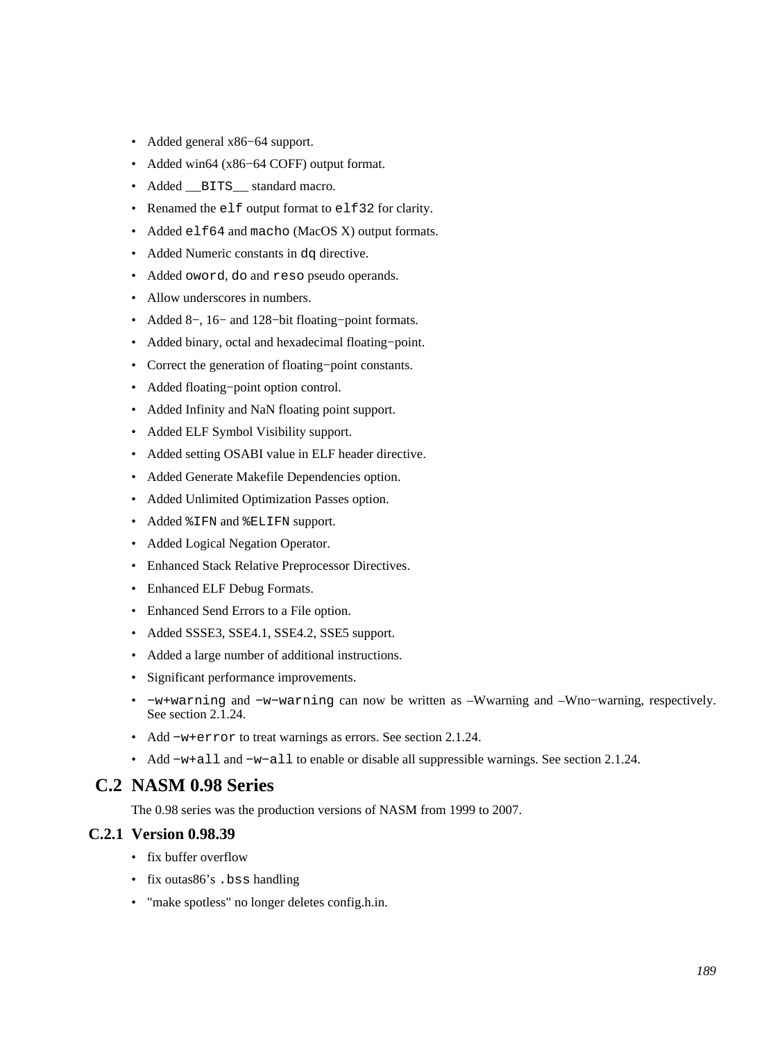- Added general x86−64 support.
- Added win64 (x86−64 COFF) output format.
- Added `__BITS__` standard macro.
- Renamed the `elf` output format to `elf32` for clarity.
- Added `elf64` and `macho` (MacOS X) output formats.
- Added Numeric constants in `dq` directive.
- Added `oword`, `do` and `reso` pseudo operands.
- Allow underscores in numbers.
- Added 8−, 16− and 128−bit floating−point formats.
- Added binary, octal and hexadecimal floating−point.
- Correct the generation of floating−point constants.
- Added floating−point option control.
- Added Infinity and NaN floating point support.
- Added ELF Symbol Visibility support.
- Added setting OSABI value in ELF header directive.
- Added Generate Makefile Dependencies option.
- Added Unlimited Optimization Passes option.
- Added `%IFN` and `%ELIFN` support.
- Added Logical Negation Operator.
- Enhanced Stack Relative Preprocessor Directives.
- Enhanced ELF Debug Formats.
- Enhanced Send Errors to a File option.
- Added SSSE3, SSE4.1, SSE4.2, SSE5 support.
- Added a large number of additional instructions.
- Significant performance improvements.
- `−w+warning` and `−w−warning` can now be written as –Wwarning and –Wno−warning, respectively. See section 2.1.24.
- Add `−w+error` to treat warnings as errors. See section 2.1.24.
- Add `−w+all` and `−w−all` to enable or disable all suppressible warnings. See section 2.1.24.

## C.2 NASM 0.98 Series

The 0.98 series was the production versions of NASM from 1999 to 2007.

### C.2.1 Version 0.98.39

- fix buffer overflow
- fix outas86's `.bss` handling
- "make spotless" no longer deletes config.h.in.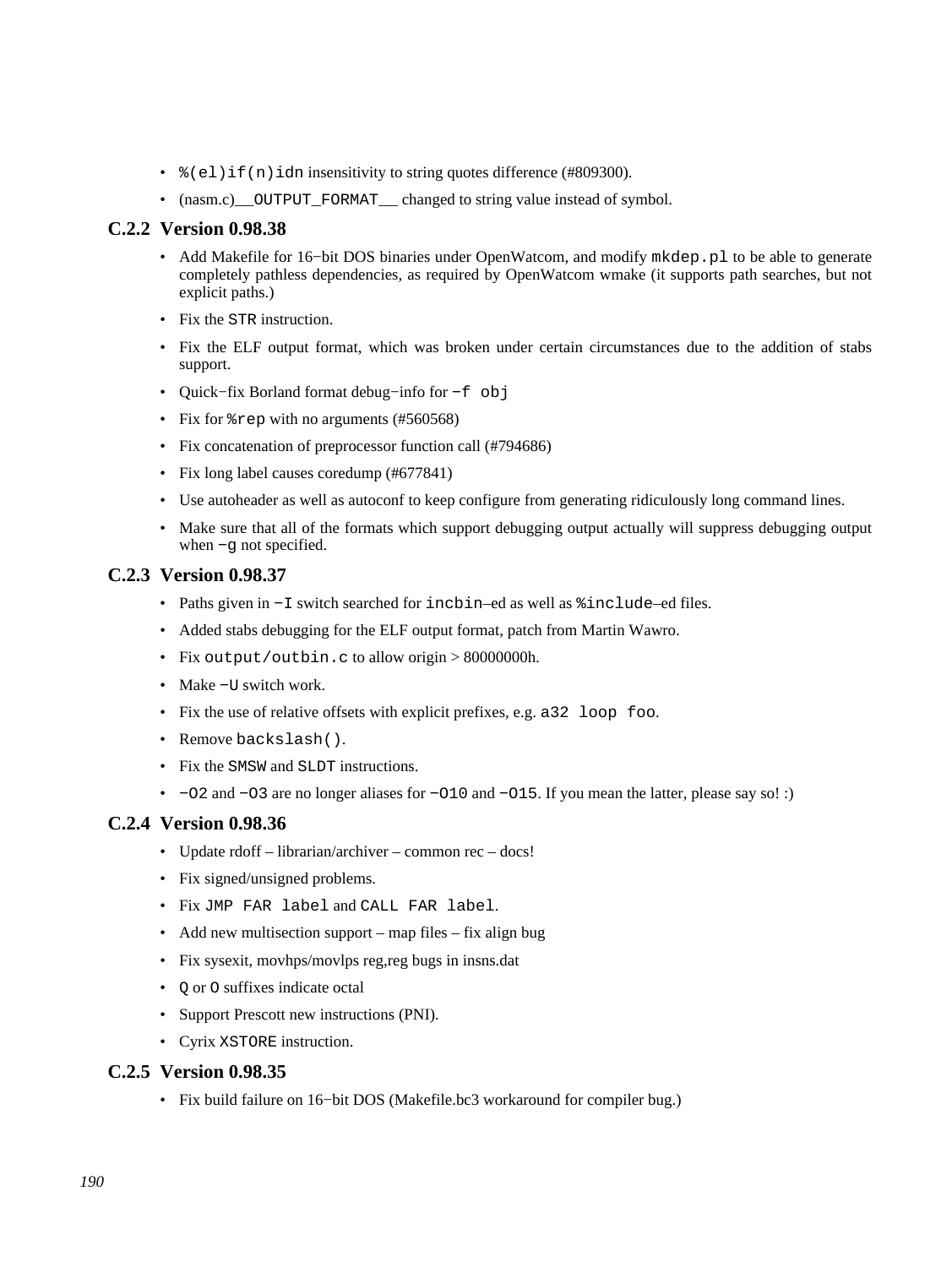- `%(el)if(n)idn` insensitivity to string quotes difference (#809300).
- (nasm.c)`__OUTPUT_FORMAT__` changed to string value instead of symbol.

### C.2.2 Version 0.98.38

- Add Makefile for 16−bit DOS binaries under OpenWatcom, and modify `mkdep.pl` to be able to generate completely pathless dependencies, as required by OpenWatcom wmake (it supports path searches, but not explicit paths.)
- Fix the `STR` instruction.
- Fix the ELF output format, which was broken under certain circumstances due to the addition of stabs support.
- Quick−fix Borland format debug−info for `−f obj`
- Fix for `%rep` with no arguments (#560568)
- Fix concatenation of preprocessor function call (#794686)
- Fix long label causes coredump (#677841)
- Use autoheader as well as autoconf to keep configure from generating ridiculously long command lines.
- Make sure that all of the formats which support debugging output actually will suppress debugging output when `−g` not specified.

### C.2.3 Version 0.98.37

- Paths given in `−I` switch searched for `incbin`–ed as well as `%include`–ed files.
- Added stabs debugging for the ELF output format, patch from Martin Wawro.
- Fix `output/outbin.c` to allow origin > 80000000h.
- Make `−U` switch work.
- Fix the use of relative offsets with explicit prefixes, e.g. `a32 loop foo`.
- Remove `backslash()`.
- Fix the `SMSW` and `SLDT` instructions.
- `−O2` and `−O3` are no longer aliases for `−O10` and `−O15`. If you mean the latter, please say so! :)

### C.2.4 Version 0.98.36

- Update rdoff – librarian/archiver – common rec – docs!
- Fix signed/unsigned problems.
- Fix `JMP FAR label` and `CALL FAR label`.
- Add new multisection support – map files – fix align bug
- Fix sysexit, movhps/movlps reg,reg bugs in insns.dat
- `Q` or `O` suffixes indicate octal
- Support Prescott new instructions (PNI).
- Cyrix `XSTORE` instruction.

### C.2.5 Version 0.98.35

- Fix build failure on 16−bit DOS (Makefile.bc3 workaround for compiler bug.)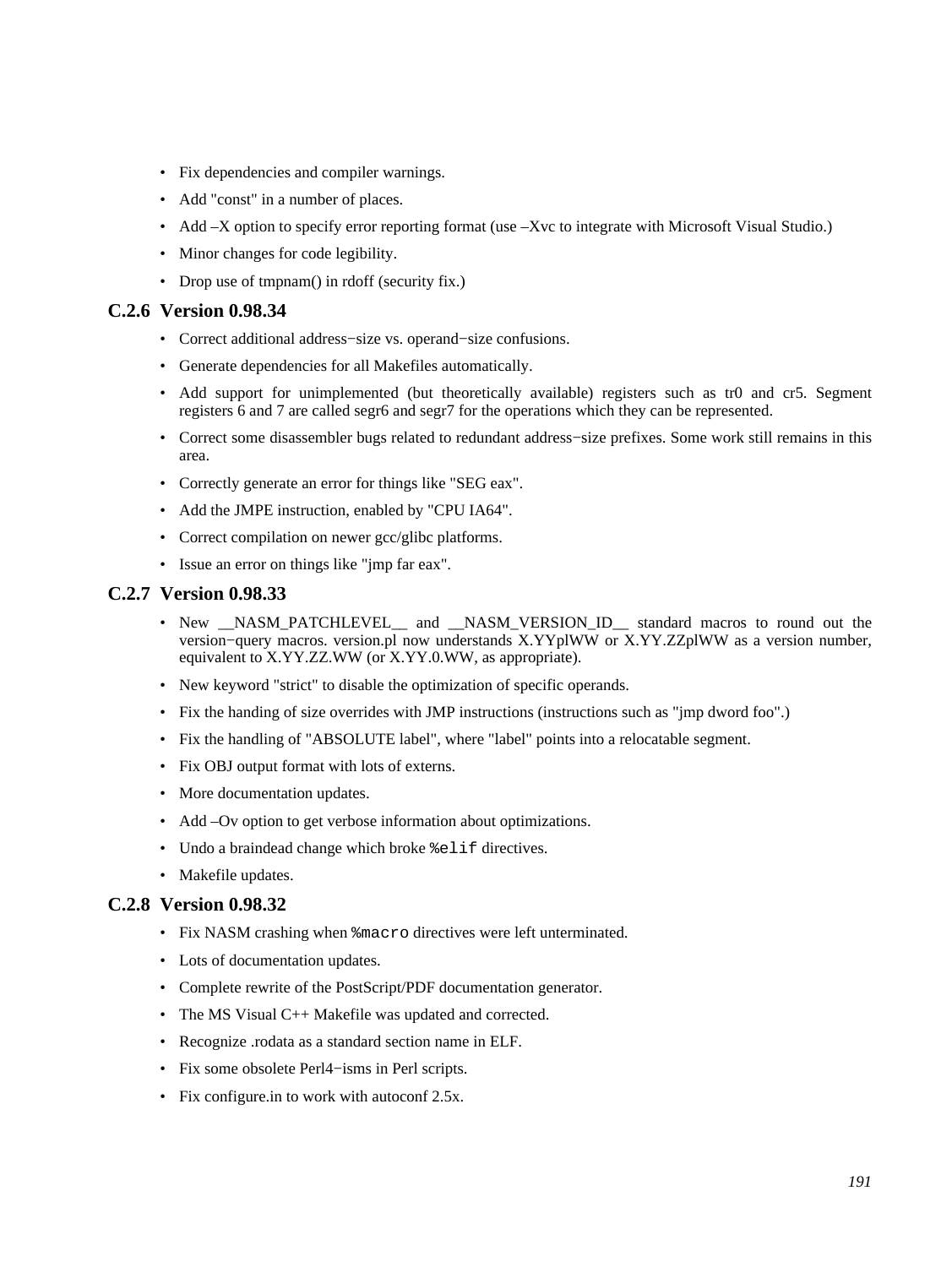- Fix dependencies and compiler warnings.
- Add "const" in a number of places.
- Add –X option to specify error reporting format (use –Xvc to integrate with Microsoft Visual Studio.)
- Minor changes for code legibility.
- Drop use of tmpnam() in rdoff (security fix.)

### C.2.6 Version 0.98.34

- Correct additional address−size vs. operand−size confusions.
- Generate dependencies for all Makefiles automatically.
- Add support for unimplemented (but theoretically available) registers such as tr0 and cr5. Segment registers 6 and 7 are called segr6 and segr7 for the operations which they can be represented.
- Correct some disassembler bugs related to redundant address−size prefixes. Some work still remains in this area.
- Correctly generate an error for things like "SEG eax".
- Add the JMPE instruction, enabled by "CPU IA64".
- Correct compilation on newer gcc/glibc platforms.
- Issue an error on things like "jmp far eax".

### C.2.7 Version 0.98.33

- New __NASM_PATCHLEVEL__ and __NASM_VERSION_ID__ standard macros to round out the version−query macros. version.pl now understands X.YYplWW or X.YY.ZZplWW as a version number, equivalent to X.YY.ZZ.WW (or X.YY.0.WW, as appropriate).
- New keyword "strict" to disable the optimization of specific operands.
- Fix the handing of size overrides with JMP instructions (instructions such as "jmp dword foo".)
- Fix the handling of "ABSOLUTE label", where "label" points into a relocatable segment.
- Fix OBJ output format with lots of externs.
- More documentation updates.
- Add –Ov option to get verbose information about optimizations.
- Undo a braindead change which broke `%elif` directives.
- Makefile updates.

### C.2.8 Version 0.98.32

- Fix NASM crashing when `%macro` directives were left unterminated.
- Lots of documentation updates.
- Complete rewrite of the PostScript/PDF documentation generator.
- The MS Visual C++ Makefile was updated and corrected.
- Recognize .rodata as a standard section name in ELF.
- Fix some obsolete Perl4−isms in Perl scripts.
- Fix configure.in to work with autoconf 2.5x.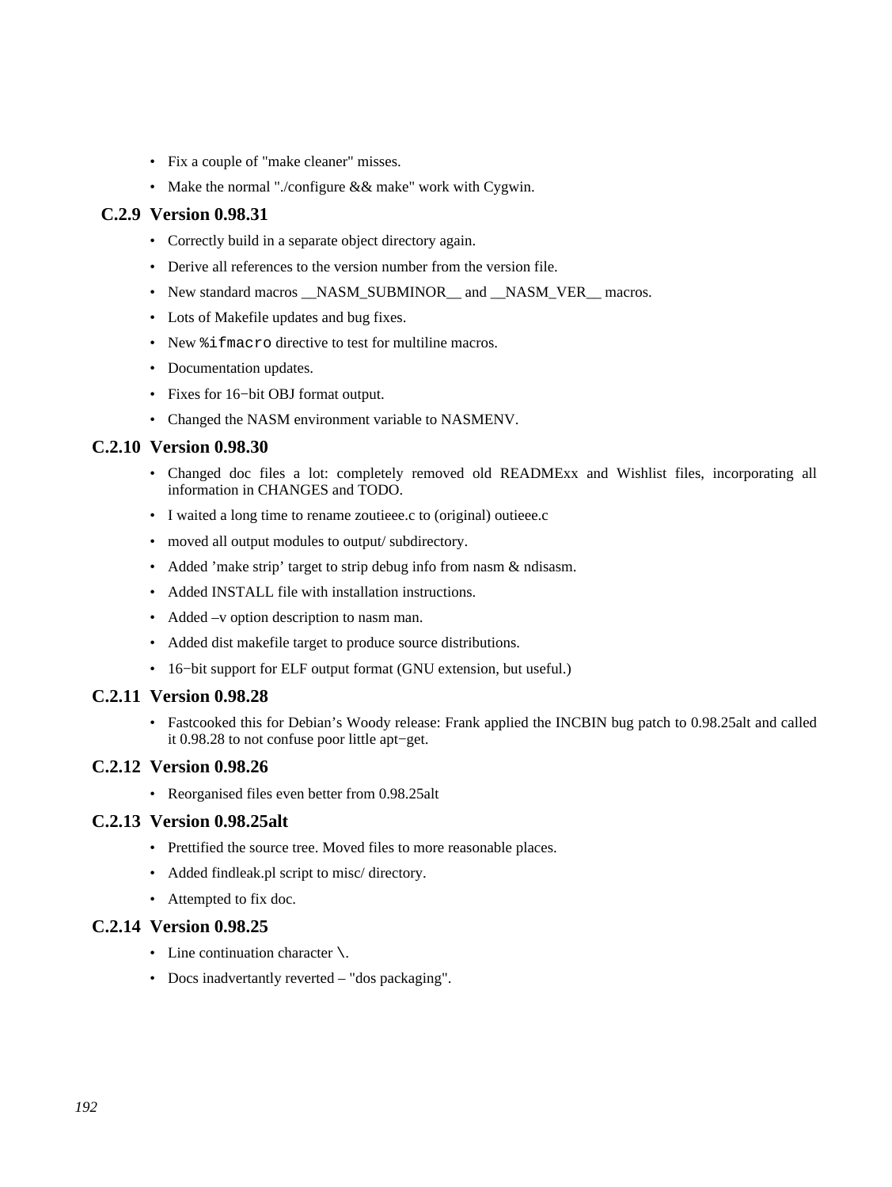- Fix a couple of "make cleaner" misses.
- Make the normal "./configure && make" work with Cygwin.

### C.2.9 Version 0.98.31

- Correctly build in a separate object directory again.
- Derive all references to the version number from the version file.
- New standard macros __NASM_SUBMINOR__ and __NASM_VER__ macros.
- Lots of Makefile updates and bug fixes.
- New `%ifmacro` directive to test for multiline macros.
- Documentation updates.
- Fixes for 16−bit OBJ format output.
- Changed the NASM environment variable to NASMENV.

### C.2.10 Version 0.98.30

- Changed doc files a lot: completely removed old READMExx and Wishlist files, incorporating all information in CHANGES and TODO.
- I waited a long time to rename zoutieee.c to (original) outieee.c
- moved all output modules to output/ subdirectory.
- Added 'make strip' target to strip debug info from nasm & ndisasm.
- Added INSTALL file with installation instructions.
- Added –v option description to nasm man.
- Added dist makefile target to produce source distributions.
- 16−bit support for ELF output format (GNU extension, but useful.)

### C.2.11 Version 0.98.28

- Fastcooked this for Debian's Woody release: Frank applied the INCBIN bug patch to 0.98.25alt and called it 0.98.28 to not confuse poor little apt−get.

### C.2.12 Version 0.98.26

- Reorganised files even better from 0.98.25alt

### C.2.13 Version 0.98.25alt

- Prettified the source tree. Moved files to more reasonable places.
- Added findleak.pl script to misc/ directory.
- Attempted to fix doc.

### C.2.14 Version 0.98.25

- Line continuation character `\`.
- Docs inadvertantly reverted – "dos packaging".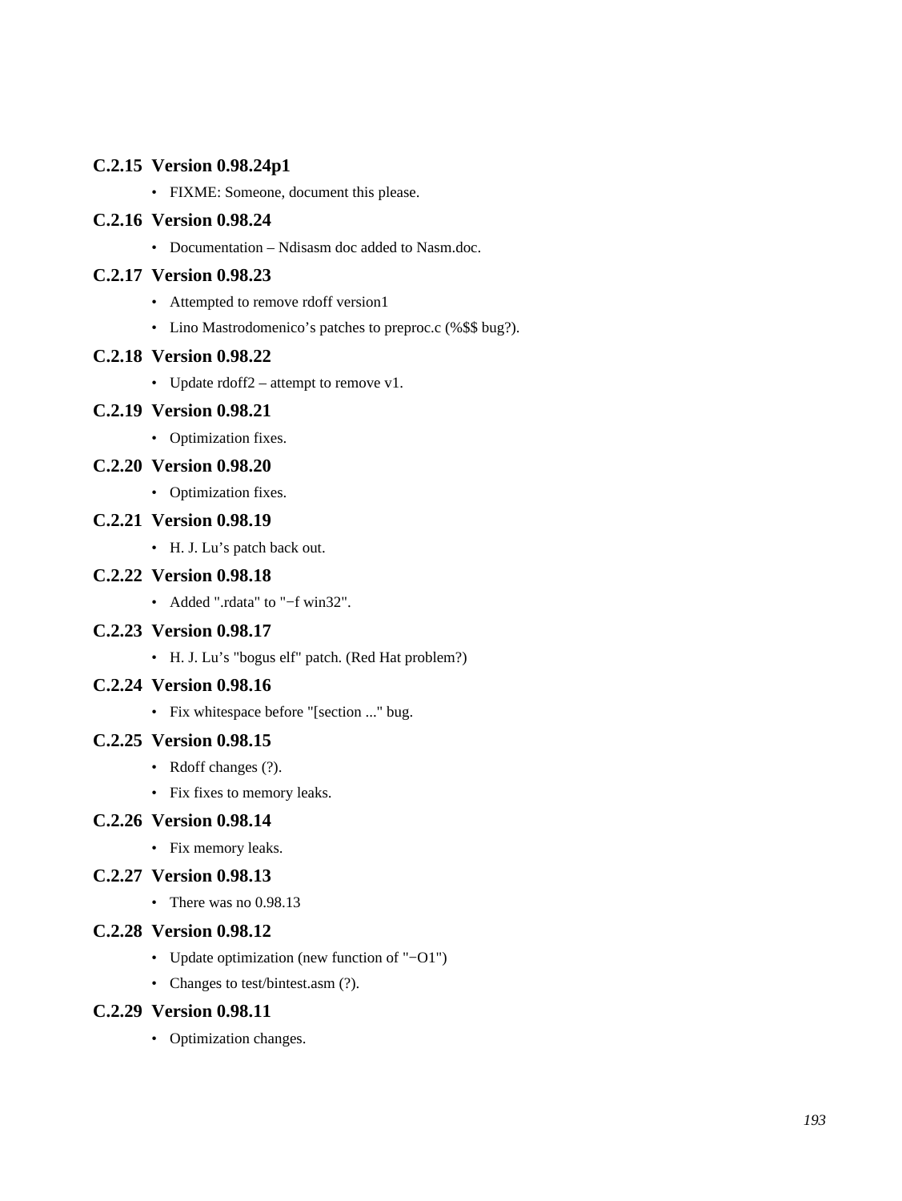### C.2.15 Version 0.98.24p1

- FIXME: Someone, document this please.

### C.2.16 Version 0.98.24

- Documentation – Ndisasm doc added to Nasm.doc.

### C.2.17 Version 0.98.23

- Attempted to remove rdoff version1
- Lino Mastrodomenico's patches to preproc.c (%$$ bug?).

### C.2.18 Version 0.98.22

- Update rdoff2 – attempt to remove v1.

### C.2.19 Version 0.98.21

- Optimization fixes.

### C.2.20 Version 0.98.20

- Optimization fixes.

### C.2.21 Version 0.98.19

- H. J. Lu's patch back out.

### C.2.22 Version 0.98.18

- Added ".rdata" to "−f win32".

### C.2.23 Version 0.98.17

- H. J. Lu's "bogus elf" patch. (Red Hat problem?)

### C.2.24 Version 0.98.16

- Fix whitespace before "[section ..." bug.

### C.2.25 Version 0.98.15

- Rdoff changes (?).
- Fix fixes to memory leaks.

### C.2.26 Version 0.98.14

- Fix memory leaks.

### C.2.27 Version 0.98.13

- There was no 0.98.13

### C.2.28 Version 0.98.12

- Update optimization (new function of "−O1")
- Changes to test/bintest.asm (?).

### C.2.29 Version 0.98.11

- Optimization changes.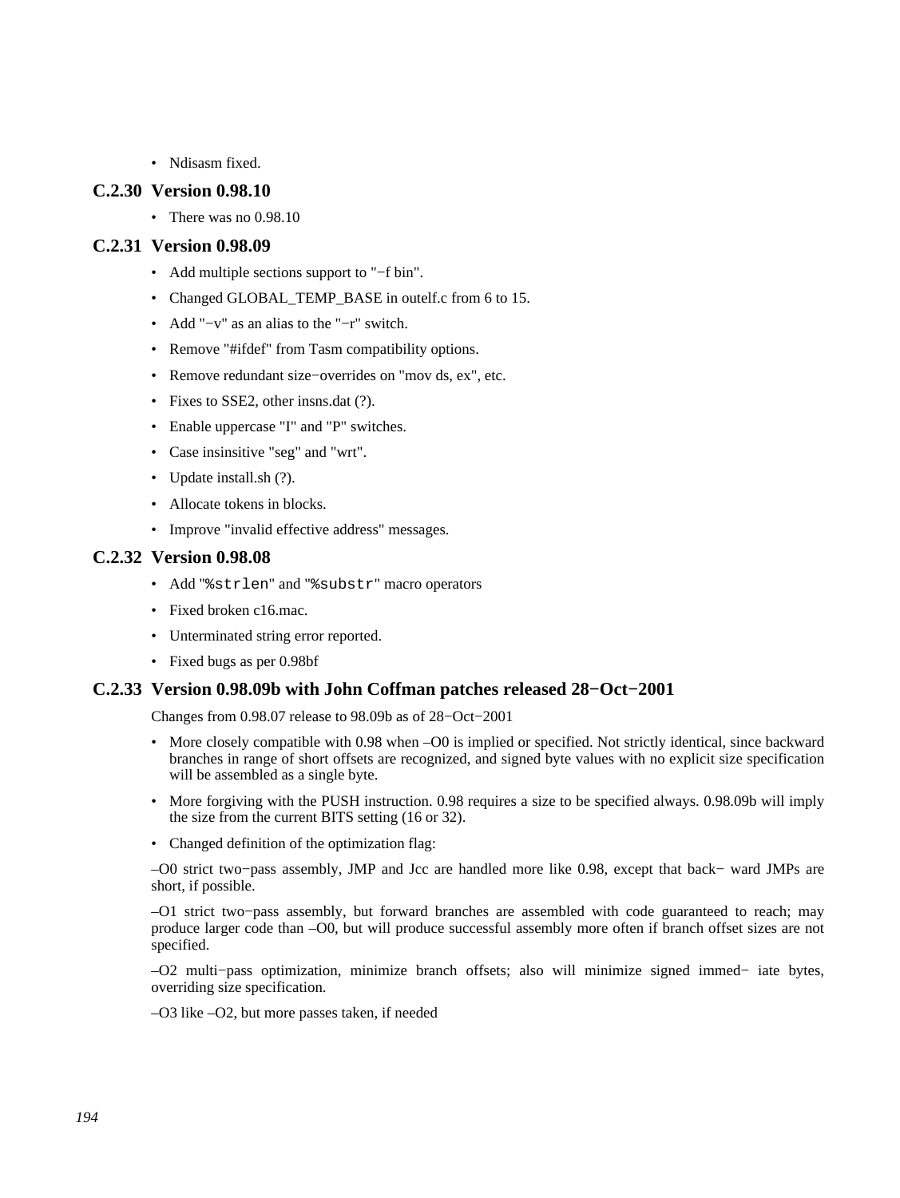- Ndisasm fixed.

### C.2.30 Version 0.98.10

- There was no 0.98.10

### C.2.31 Version 0.98.09

- Add multiple sections support to "−f bin".
- Changed GLOBAL_TEMP_BASE in outelf.c from 6 to 15.
- Add "−v" as an alias to the "−r" switch.
- Remove "#ifdef" from Tasm compatibility options.
- Remove redundant size−overrides on "mov ds, ex", etc.
- Fixes to SSE2, other insns.dat (?).
- Enable uppercase "I" and "P" switches.
- Case insinsitive "seg" and "wrt".
- Update install.sh (?).
- Allocate tokens in blocks.
- Improve "invalid effective address" messages.

### C.2.32 Version 0.98.08

- Add "`%strlen`" and "`%substr`" macro operators
- Fixed broken c16.mac.
- Unterminated string error reported.
- Fixed bugs as per 0.98bf

### C.2.33 Version 0.98.09b with John Coffman patches released 28−Oct−2001

Changes from 0.98.07 release to 98.09b as of 28−Oct−2001

- More closely compatible with 0.98 when –O0 is implied or specified. Not strictly identical, since backward branches in range of short offsets are recognized, and signed byte values with no explicit size specification will be assembled as a single byte.
- More forgiving with the PUSH instruction. 0.98 requires a size to be specified always. 0.98.09b will imply the size from the current BITS setting (16 or 32).
- Changed definition of the optimization flag:

–O0 strict two−pass assembly, JMP and Jcc are handled more like 0.98, except that back− ward JMPs are short, if possible.

–O1 strict two−pass assembly, but forward branches are assembled with code guaranteed to reach; may produce larger code than –O0, but will produce successful assembly more often if branch offset sizes are not specified.

–O2 multi−pass optimization, minimize branch offsets; also will minimize signed immed− iate bytes, overriding size specification.

–O3 like –O2, but more passes taken, if needed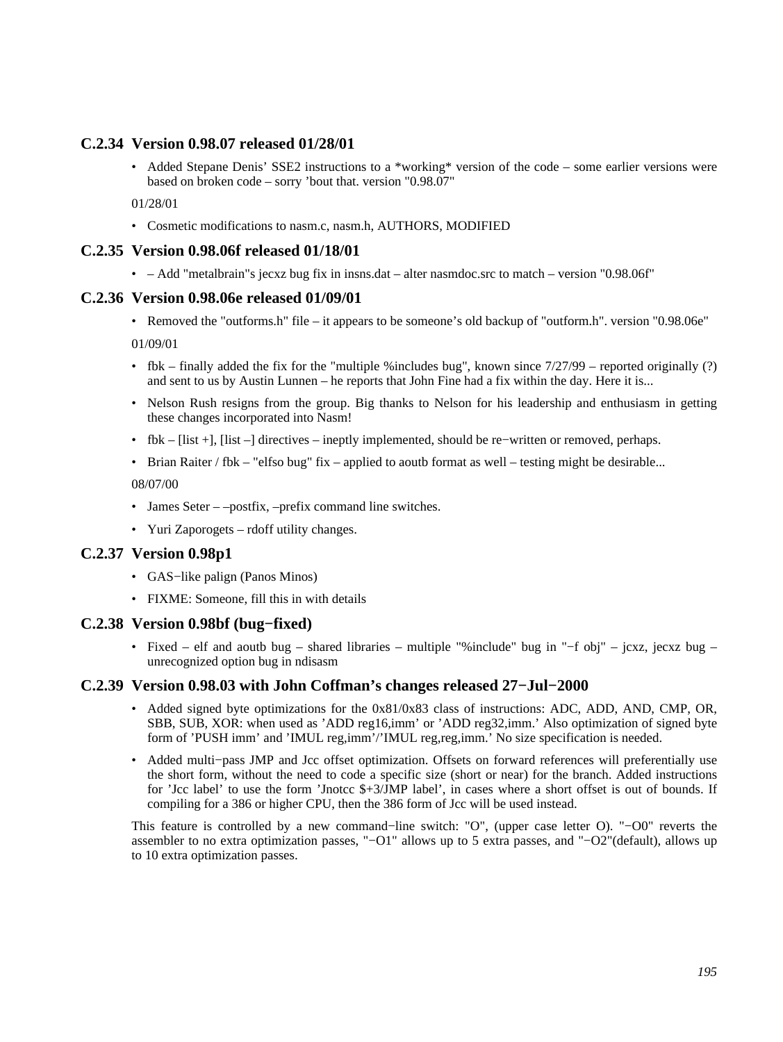### C.2.34 Version 0.98.07 released 01/28/01

- Added Stepane Denis' SSE2 instructions to a *working* version of the code – some earlier versions were based on broken code – sorry 'bout that. version "0.98.07"

01/28/01

- Cosmetic modifications to nasm.c, nasm.h, AUTHORS, MODIFIED

### C.2.35 Version 0.98.06f released 01/18/01

- – Add "metalbrain"s jecxz bug fix in insns.dat – alter nasmdoc.src to match – version "0.98.06f"

### C.2.36 Version 0.98.06e released 01/09/01

- Removed the "outforms.h" file – it appears to be someone's old backup of "outform.h". version "0.98.06e"

01/09/01

- fbk – finally added the fix for the "multiple %includes bug", known since 7/27/99 – reported originally (?) and sent to us by Austin Lunnen – he reports that John Fine had a fix within the day. Here it is...
- Nelson Rush resigns from the group. Big thanks to Nelson for his leadership and enthusiasm in getting these changes incorporated into Nasm!
- fbk – [list +], [list –] directives – ineptly implemented, should be re−written or removed, perhaps.
- Brian Raiter / fbk – "elfso bug" fix – applied to aoutb format as well – testing might be desirable...

08/07/00

- James Seter – –postfix, –prefix command line switches.
- Yuri Zaporogets – rdoff utility changes.

### C.2.37 Version 0.98p1

- GAS−like palign (Panos Minos)
- FIXME: Someone, fill this in with details

### C.2.38 Version 0.98bf (bug−fixed)

- Fixed – elf and aoutb bug – shared libraries – multiple "%include" bug in "−f obj" – jcxz, jecxz bug – unrecognized option bug in ndisasm

### C.2.39 Version 0.98.03 with John Coffman's changes released 27−Jul−2000

- Added signed byte optimizations for the 0x81/0x83 class of instructions: ADC, ADD, AND, CMP, OR, SBB, SUB, XOR: when used as 'ADD reg16,imm' or 'ADD reg32,imm.' Also optimization of signed byte form of 'PUSH imm' and 'IMUL reg,imm'/'IMUL reg,reg,imm.' No size specification is needed.
- Added multi−pass JMP and Jcc offset optimization. Offsets on forward references will preferentially use the short form, without the need to code a specific size (short or near) for the branch. Added instructions for 'Jcc label' to use the form 'Jnotcc $+3/JMP label', in cases where a short offset is out of bounds. If compiling for a 386 or higher CPU, then the 386 form of Jcc will be used instead.

This feature is controlled by a new command−line switch: "O", (upper case letter O). "−O0" reverts the assembler to no extra optimization passes, "−O1" allows up to 5 extra passes, and "−O2"(default), allows up to 10 extra optimization passes.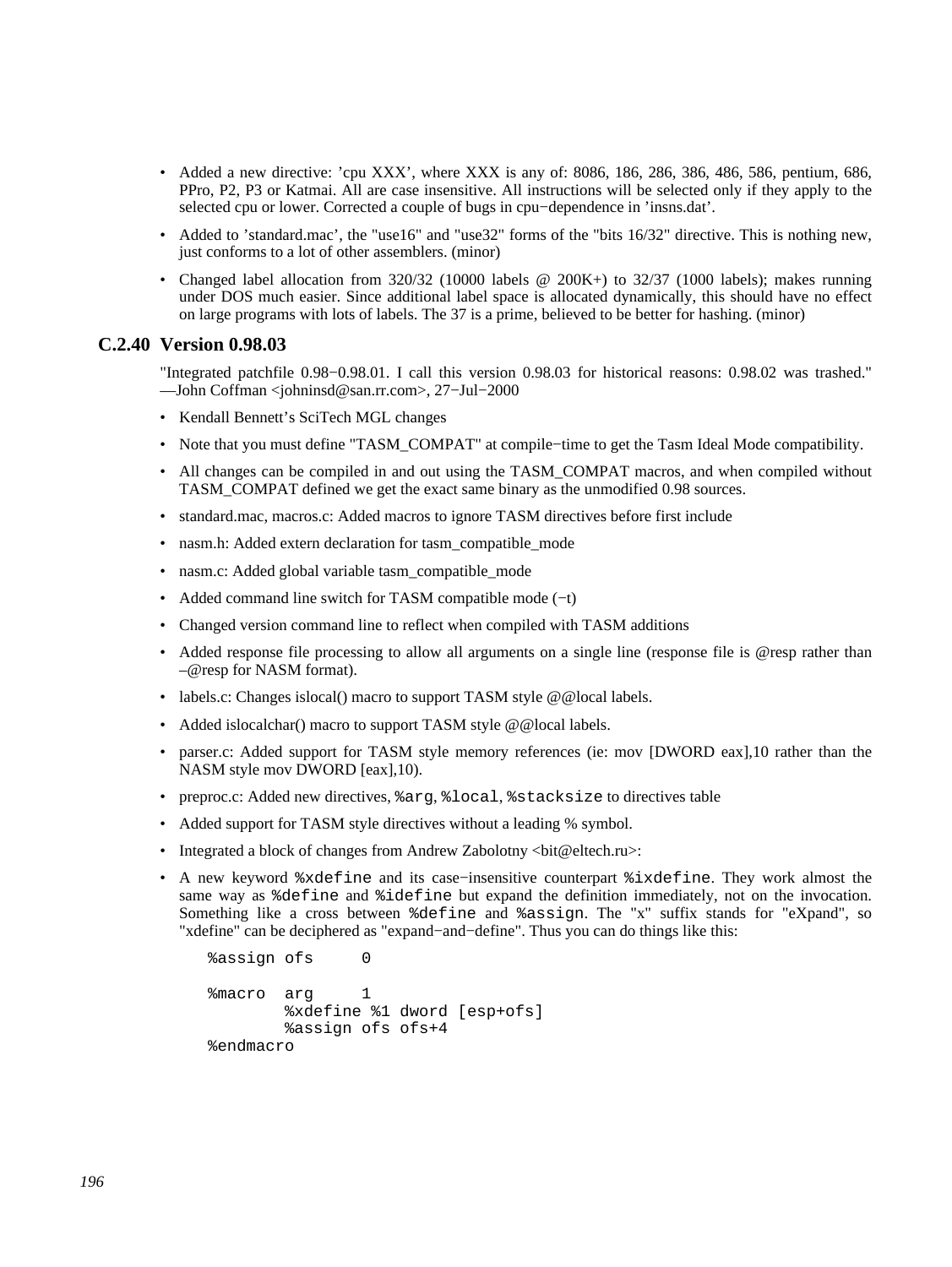- Added a new directive: 'cpu XXX', where XXX is any of: 8086, 186, 286, 386, 486, 586, pentium, 686, PPro, P2, P3 or Katmai. All are case insensitive. All instructions will be selected only if they apply to the selected cpu or lower. Corrected a couple of bugs in cpu−dependence in 'insns.dat'.
- Added to 'standard.mac', the "use16" and "use32" forms of the "bits 16/32" directive. This is nothing new, just conforms to a lot of other assemblers. (minor)
- Changed label allocation from 320/32 (10000 labels @ 200K+) to 32/37 (1000 labels); makes running under DOS much easier. Since additional label space is allocated dynamically, this should have no effect on large programs with lots of labels. The 37 is a prime, believed to be better for hashing. (minor)

### C.2.40 Version 0.98.03

"Integrated patchfile 0.98−0.98.01. I call this version 0.98.03 for historical reasons: 0.98.02 was trashed." —John Coffman <johninsd@san.rr.com>, 27−Jul−2000

- Kendall Bennett's SciTech MGL changes
- Note that you must define "TASM_COMPAT" at compile−time to get the Tasm Ideal Mode compatibility.
- All changes can be compiled in and out using the TASM_COMPAT macros, and when compiled without TASM_COMPAT defined we get the exact same binary as the unmodified 0.98 sources.
- standard.mac, macros.c: Added macros to ignore TASM directives before first include
- nasm.h: Added extern declaration for tasm_compatible_mode
- nasm.c: Added global variable tasm_compatible_mode
- Added command line switch for TASM compatible mode (−t)
- Changed version command line to reflect when compiled with TASM additions
- Added response file processing to allow all arguments on a single line (response file is @resp rather than –@resp for NASM format).
- labels.c: Changes islocal() macro to support TASM style @@local labels.
- Added islocalchar() macro to support TASM style @@local labels.
- parser.c: Added support for TASM style memory references (ie: mov [DWORD eax],10 rather than the NASM style mov DWORD [eax],10).
- preproc.c: Added new directives, `%arg`, `%local`, `%stacksize` to directives table
- Added support for TASM style directives without a leading % symbol.
- Integrated a block of changes from Andrew Zabolotny <bit@eltech.ru>:
- A new keyword `%xdefine` and its case−insensitive counterpart `%ixdefine`. They work almost the same way as `%define` and `%idefine` but expand the definition immediately, not on the invocation. Something like a cross between `%define` and `%assign`. The "x" suffix stands for "eXpand", so "xdefine" can be deciphered as "expand−and−define". Thus you can do things like this:

```
%assign ofs     0

%macro  arg     1
        %xdefine %1 dword [esp+ofs]
        %assign ofs ofs+4
%endmacro
```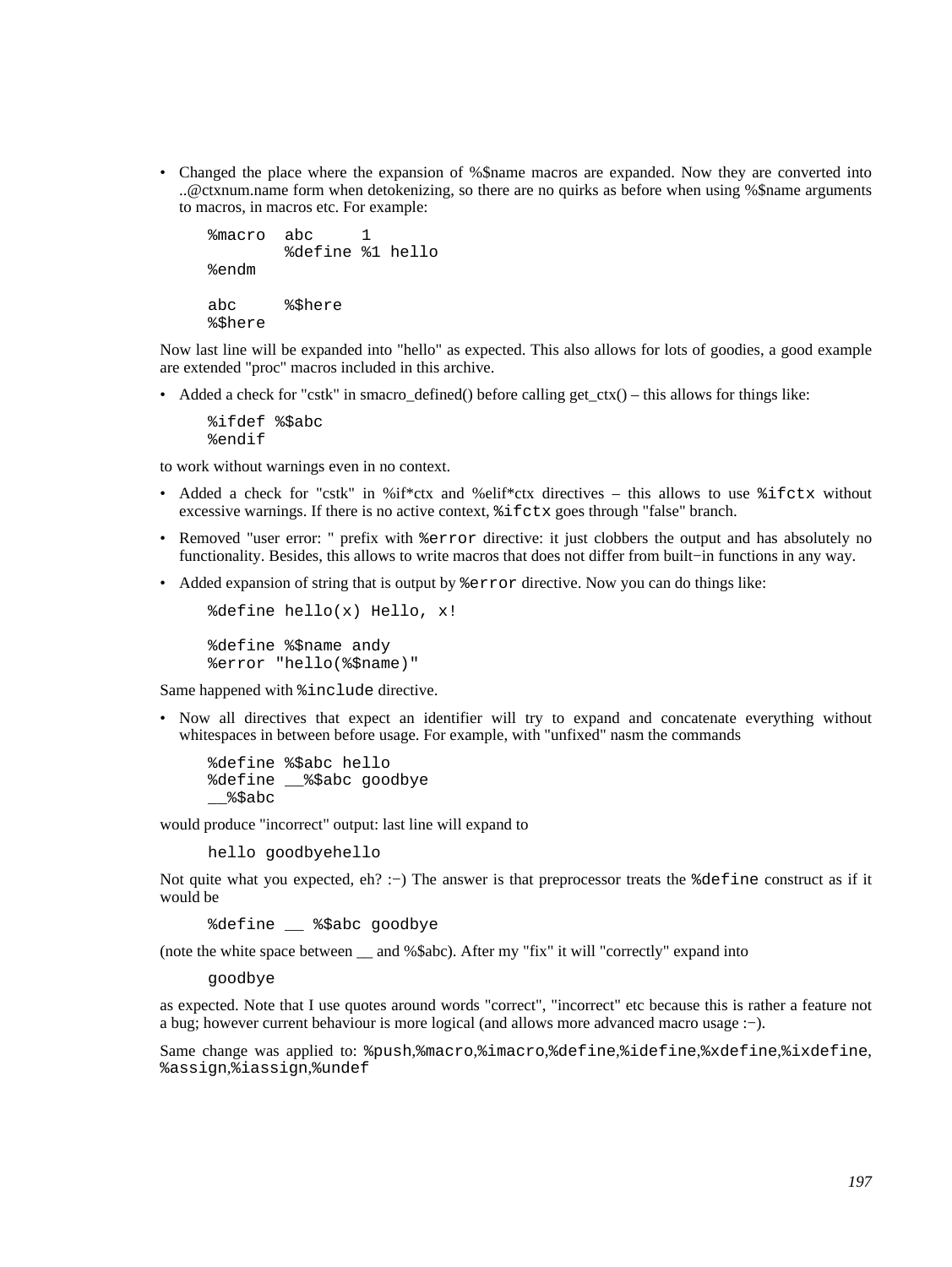- Changed the place where the expansion of %$name macros are expanded. Now they are converted into ..@ctxnum.name form when detokenizing, so there are no quirks as before when using %$name arguments to macros, in macros etc. For example:

```
%macro  abc     1
        %define %1 hello
%endm

abc     %$here
%$here
```

Now last line will be expanded into "hello" as expected. This also allows for lots of goodies, a good example are extended "proc" macros included in this archive.

- Added a check for "cstk" in smacro_defined() before calling get_ctx() – this allows for things like:

```
%ifdef %$abc
%endif
```

to work without warnings even in no context.

- Added a check for "cstk" in %if*ctx and %elif*ctx directives – this allows to use `%ifctx` without excessive warnings. If there is no active context, `%ifctx` goes through "false" branch.
- Removed "user error: " prefix with `%error` directive: it just clobbers the output and has absolutely no functionality. Besides, this allows to write macros that does not differ from built−in functions in any way.
- Added expansion of string that is output by `%error` directive. Now you can do things like:

```
%define hello(x) Hello, x!

%define %$name andy
%error "hello(%$name)"
```

Same happened with `%include` directive.

- Now all directives that expect an identifier will try to expand and concatenate everything without whitespaces in between before usage. For example, with "unfixed" nasm the commands

```
%define %$abc hello
%define __%$abc goodbye
__%$abc
```

would produce "incorrect" output: last line will expand to

```
hello goodbyehello
```

Not quite what you expected, eh? :−) The answer is that preprocessor treats the `%define` construct as if it would be

```
%define __ %$abc goodbye
```

(note the white space between __ and %$abc). After my "fix" it will "correctly" expand into

```
goodbye
```

as expected. Note that I use quotes around words "correct", "incorrect" etc because this is rather a feature not a bug; however current behaviour is more logical (and allows more advanced macro usage :−).

Same change was applied to: `%push`,`%macro`,`%imacro`,`%define`,`%idefine`,`%xdefine`,`%ixdefine`, `%assign`,`%iassign`,`%undef`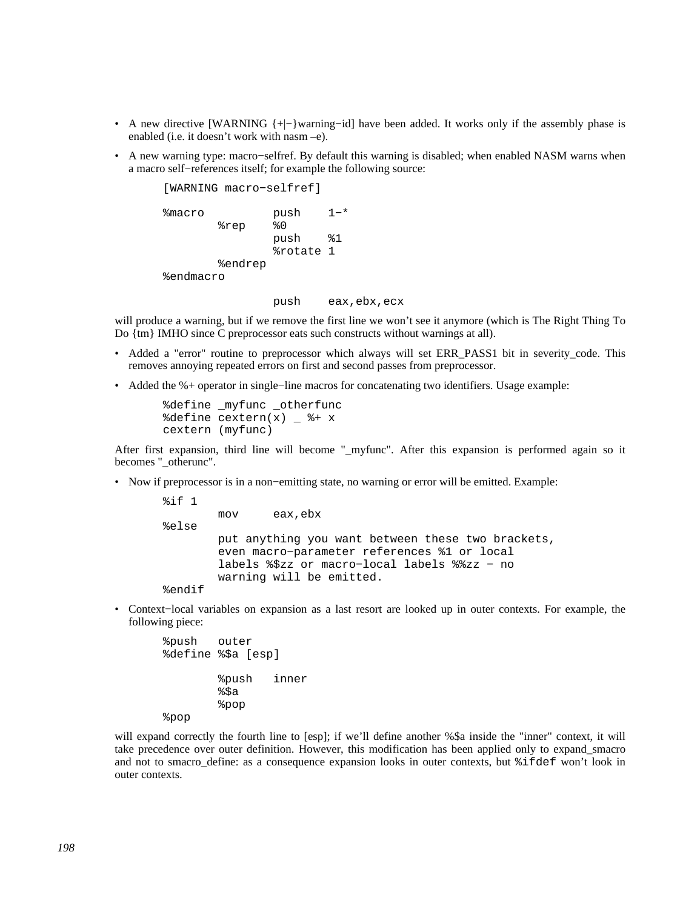- A new directive [WARNING {+|−}warning−id] have been added. It works only if the assembly phase is enabled (i.e. it doesn't work with nasm –e).
- A new warning type: macro−selfref. By default this warning is disabled; when enabled NASM warns when a macro self−references itself; for example the following source:

```
[WARNING macro−selfref]

%macro          push    1−*
        %rep    %0
                push    %1
                %rotate 1
        %endrep
%endmacro

                push    eax,ebx,ecx
```

will produce a warning, but if we remove the first line we won't see it anymore (which is The Right Thing To Do {tm} IMHO since C preprocessor eats such constructs without warnings at all).

- Added a "error" routine to preprocessor which always will set ERR_PASS1 bit in severity_code. This removes annoying repeated errors on first and second passes from preprocessor.
- Added the %+ operator in single−line macros for concatenating two identifiers. Usage example:

```
%define _myfunc _otherfunc
%define cextern(x) _ %+ x
cextern (myfunc)
```

After first expansion, third line will become "_myfunc". After this expansion is performed again so it becomes "_otherunc".

- Now if preprocessor is in a non−emitting state, no warning or error will be emitted. Example:

```
%if 1
        mov     eax,ebx
%else
        put anything you want between these two brackets,
        even macro−parameter references %1 or local
        labels %$zz or macro−local labels %%zz − no
        warning will be emitted.
%endif
```

- Context−local variables on expansion as a last resort are looked up in outer contexts. For example, the following piece:

```
%push   outer
%define %$a [esp]

        %push   inner
        %$a
        %pop
%pop
```

will expand correctly the fourth line to [esp]; if we'll define another %$a inside the "inner" context, it will take precedence over outer definition. However, this modification has been applied only to expand_smacro and not to smacro_define: as a consequence expansion looks in outer contexts, but `%ifdef` won't look in outer contexts.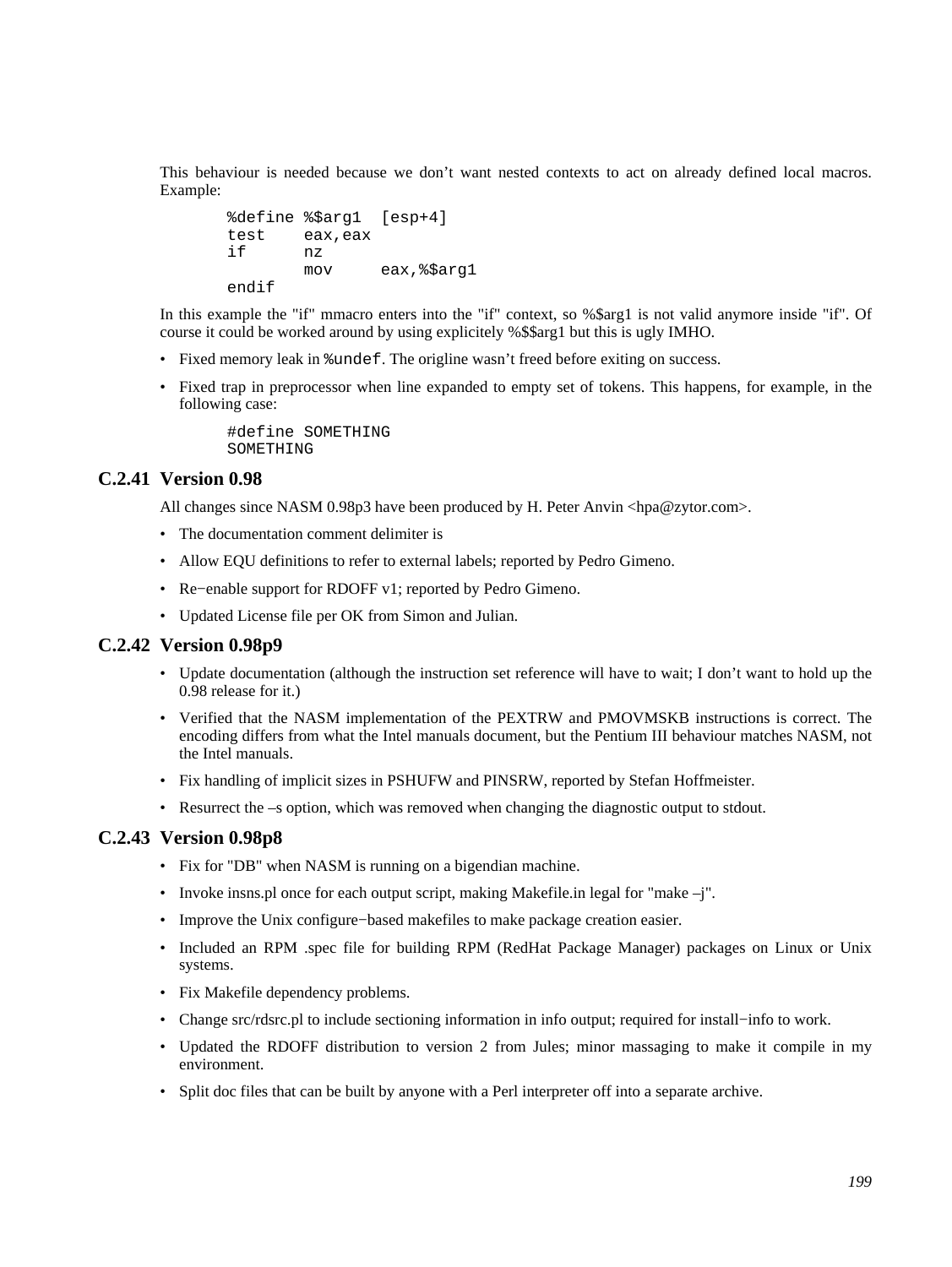This behaviour is needed because we don't want nested contexts to act on already defined local macros. Example:

```
%define %$arg1  [esp+4]
test    eax,eax
if      nz
        mov     eax,%$arg1
endif
```

In this example the "if" mmacro enters into the "if" context, so %$arg1 is not valid anymore inside "if". Of course it could be worked around by using explicitely %$$arg1 but this is ugly IMHO.

- Fixed memory leak in `%undef`. The origline wasn't freed before exiting on success.
- Fixed trap in preprocessor when line expanded to empty set of tokens. This happens, for example, in the following case:

```
#define SOMETHING
SOMETHING
```

### C.2.41 Version 0.98

All changes since NASM 0.98p3 have been produced by H. Peter Anvin <hpa@zytor.com>.

- The documentation comment delimiter is
- Allow EQU definitions to refer to external labels; reported by Pedro Gimeno.
- Re−enable support for RDOFF v1; reported by Pedro Gimeno.
- Updated License file per OK from Simon and Julian.

### C.2.42 Version 0.98p9

- Update documentation (although the instruction set reference will have to wait; I don't want to hold up the 0.98 release for it.)
- Verified that the NASM implementation of the PEXTRW and PMOVMSKB instructions is correct. The encoding differs from what the Intel manuals document, but the Pentium III behaviour matches NASM, not the Intel manuals.
- Fix handling of implicit sizes in PSHUFW and PINSRW, reported by Stefan Hoffmeister.
- Resurrect the –s option, which was removed when changing the diagnostic output to stdout.

### C.2.43 Version 0.98p8

- Fix for "DB" when NASM is running on a bigendian machine.
- Invoke insns.pl once for each output script, making Makefile.in legal for "make –j".
- Improve the Unix configure−based makefiles to make package creation easier.
- Included an RPM .spec file for building RPM (RedHat Package Manager) packages on Linux or Unix systems.
- Fix Makefile dependency problems.
- Change src/rdsrc.pl to include sectioning information in info output; required for install−info to work.
- Updated the RDOFF distribution to version 2 from Jules; minor massaging to make it compile in my environment.
- Split doc files that can be built by anyone with a Perl interpreter off into a separate archive.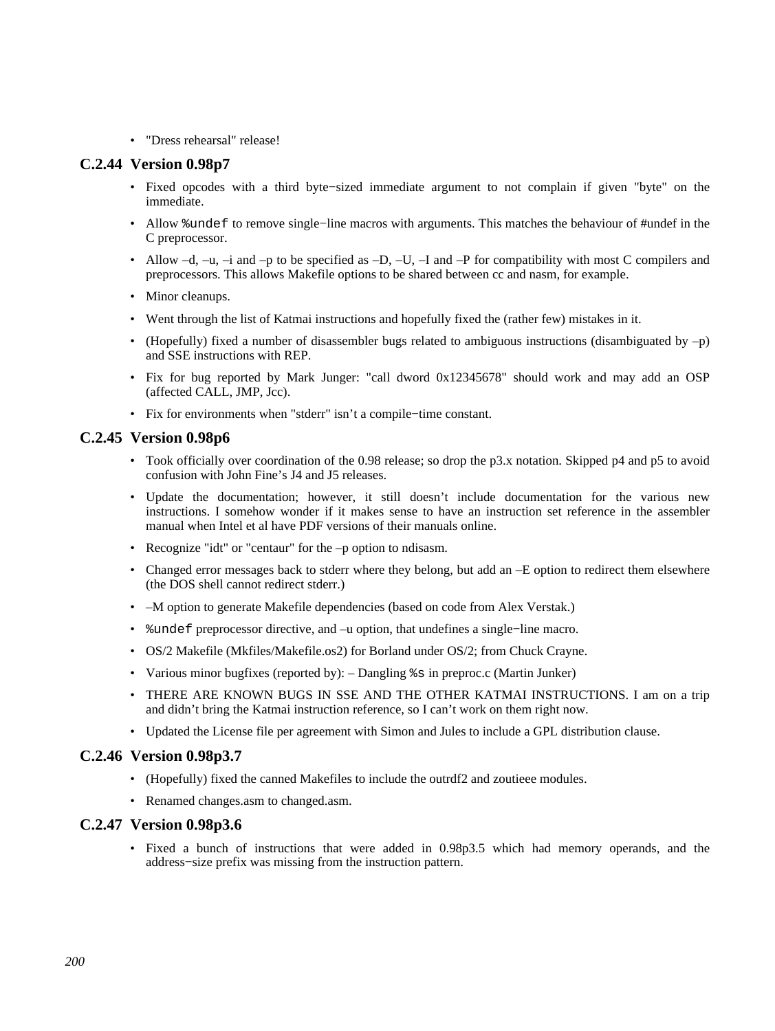- "Dress rehearsal" release!

### C.2.44 Version 0.98p7

- Fixed opcodes with a third byte−sized immediate argument to not complain if given "byte" on the immediate.
- Allow `%undef` to remove single−line macros with arguments. This matches the behaviour of #undef in the C preprocessor.
- Allow –d, –u, –i and –p to be specified as –D, –U, –I and –P for compatibility with most C compilers and preprocessors. This allows Makefile options to be shared between cc and nasm, for example.
- Minor cleanups.
- Went through the list of Katmai instructions and hopefully fixed the (rather few) mistakes in it.
- (Hopefully) fixed a number of disassembler bugs related to ambiguous instructions (disambiguated by –p) and SSE instructions with REP.
- Fix for bug reported by Mark Junger: "call dword 0x12345678" should work and may add an OSP (affected CALL, JMP, Jcc).
- Fix for environments when "stderr" isn't a compile−time constant.

### C.2.45 Version 0.98p6

- Took officially over coordination of the 0.98 release; so drop the p3.x notation. Skipped p4 and p5 to avoid confusion with John Fine's J4 and J5 releases.
- Update the documentation; however, it still doesn't include documentation for the various new instructions. I somehow wonder if it makes sense to have an instruction set reference in the assembler manual when Intel et al have PDF versions of their manuals online.
- Recognize "idt" or "centaur" for the –p option to ndisasm.
- Changed error messages back to stderr where they belong, but add an –E option to redirect them elsewhere (the DOS shell cannot redirect stderr.)
- –M option to generate Makefile dependencies (based on code from Alex Verstak.)
- `%undef` preprocessor directive, and –u option, that undefines a single−line macro.
- OS/2 Makefile (Mkfiles/Makefile.os2) for Borland under OS/2; from Chuck Crayne.
- Various minor bugfixes (reported by): – Dangling `%s` in preproc.c (Martin Junker)
- THERE ARE KNOWN BUGS IN SSE AND THE OTHER KATMAI INSTRUCTIONS. I am on a trip and didn't bring the Katmai instruction reference, so I can't work on them right now.
- Updated the License file per agreement with Simon and Jules to include a GPL distribution clause.

### C.2.46 Version 0.98p3.7

- (Hopefully) fixed the canned Makefiles to include the outrdf2 and zoutieee modules.
- Renamed changes.asm to changed.asm.

### C.2.47 Version 0.98p3.6

- Fixed a bunch of instructions that were added in 0.98p3.5 which had memory operands, and the address−size prefix was missing from the instruction pattern.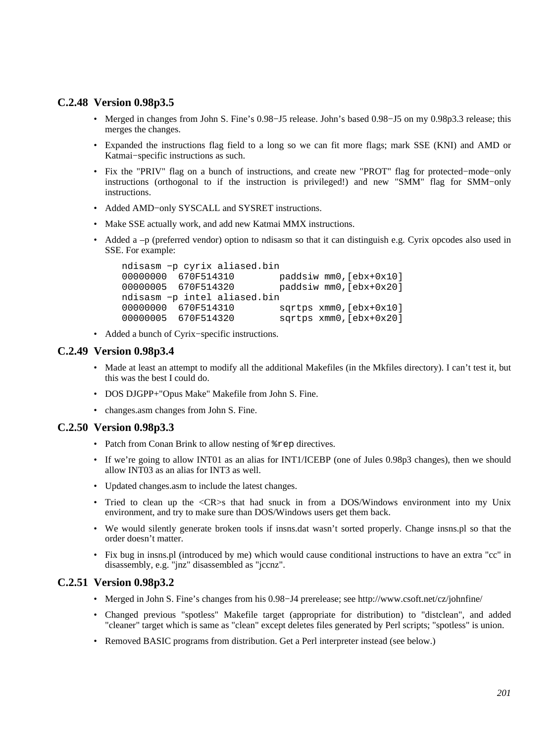### C.2.48 Version 0.98p3.5

- Merged in changes from John S. Fine's 0.98−J5 release. John's based 0.98−J5 on my 0.98p3.3 release; this merges the changes.
- Expanded the instructions flag field to a long so we can fit more flags; mark SSE (KNI) and AMD or Katmai−specific instructions as such.
- Fix the "PRIV" flag on a bunch of instructions, and create new "PROT" flag for protected−mode−only instructions (orthogonal to if the instruction is privileged!) and new "SMM" flag for SMM−only instructions.
- Added AMD−only SYSCALL and SYSRET instructions.
- Make SSE actually work, and add new Katmai MMX instructions.
- Added a –p (preferred vendor) option to ndisasm so that it can distinguish e.g. Cyrix opcodes also used in SSE. For example:

```
ndisasm −p cyrix aliased.bin
00000000  670F514310        paddsiw mm0,[ebx+0x10]
00000005  670F514320        paddsiw mm0,[ebx+0x20]
ndisasm −p intel aliased.bin
00000000  670F514310        sqrtps xmm0,[ebx+0x10]
00000005  670F514320        sqrtps xmm0,[ebx+0x20]
```

- Added a bunch of Cyrix−specific instructions.

### C.2.49 Version 0.98p3.4

- Made at least an attempt to modify all the additional Makefiles (in the Mkfiles directory). I can't test it, but this was the best I could do.
- DOS DJGPP+"Opus Make" Makefile from John S. Fine.
- changes.asm changes from John S. Fine.

### C.2.50 Version 0.98p3.3

- Patch from Conan Brink to allow nesting of `%rep` directives.
- If we're going to allow INT01 as an alias for INT1/ICEBP (one of Jules 0.98p3 changes), then we should allow INT03 as an alias for INT3 as well.
- Updated changes.asm to include the latest changes.
- Tried to clean up the <CR>s that had snuck in from a DOS/Windows environment into my Unix environment, and try to make sure than DOS/Windows users get them back.
- We would silently generate broken tools if insns.dat wasn't sorted properly. Change insns.pl so that the order doesn't matter.
- Fix bug in insns.pl (introduced by me) which would cause conditional instructions to have an extra "cc" in disassembly, e.g. "jnz" disassembled as "jccnz".

### C.2.51 Version 0.98p3.2

- Merged in John S. Fine's changes from his 0.98−J4 prerelease; see http://www.csoft.net/cz/johnfine/
- Changed previous "spotless" Makefile target (appropriate for distribution) to "distclean", and added "cleaner" target which is same as "clean" except deletes files generated by Perl scripts; "spotless" is union.
- Removed BASIC programs from distribution. Get a Perl interpreter instead (see below.)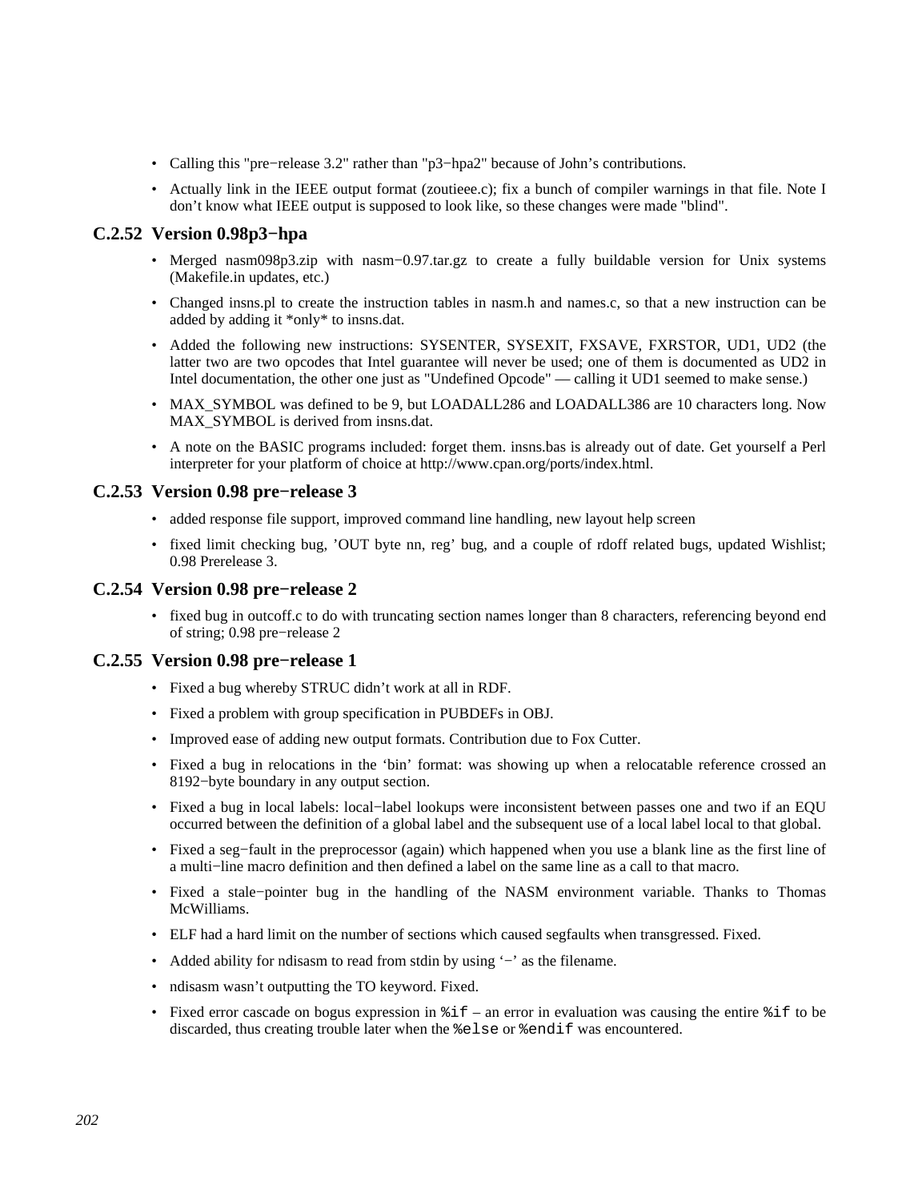- Calling this "pre−release 3.2" rather than "p3−hpa2" because of John's contributions.
- Actually link in the IEEE output format (zoutieee.c); fix a bunch of compiler warnings in that file. Note I don't know what IEEE output is supposed to look like, so these changes were made "blind".

### C.2.52 Version 0.98p3−hpa

- Merged nasm098p3.zip with nasm−0.97.tar.gz to create a fully buildable version for Unix systems (Makefile.in updates, etc.)
- Changed insns.pl to create the instruction tables in nasm.h and names.c, so that a new instruction can be added by adding it *only* to insns.dat.
- Added the following new instructions: SYSENTER, SYSEXIT, FXSAVE, FXRSTOR, UD1, UD2 (the latter two are two opcodes that Intel guarantee will never be used; one of them is documented as UD2 in Intel documentation, the other one just as "Undefined Opcode" — calling it UD1 seemed to make sense.)
- MAX_SYMBOL was defined to be 9, but LOADALL286 and LOADALL386 are 10 characters long. Now MAX_SYMBOL is derived from insns.dat.
- A note on the BASIC programs included: forget them. insns.bas is already out of date. Get yourself a Perl interpreter for your platform of choice at http://www.cpan.org/ports/index.html.

### C.2.53 Version 0.98 pre−release 3

- added response file support, improved command line handling, new layout help screen
- fixed limit checking bug, 'OUT byte nn, reg' bug, and a couple of rdoff related bugs, updated Wishlist; 0.98 Prerelease 3.

### C.2.54 Version 0.98 pre−release 2

- fixed bug in outcoff.c to do with truncating section names longer than 8 characters, referencing beyond end of string; 0.98 pre−release 2

### C.2.55 Version 0.98 pre−release 1

- Fixed a bug whereby STRUC didn't work at all in RDF.
- Fixed a problem with group specification in PUBDEFs in OBJ.
- Improved ease of adding new output formats. Contribution due to Fox Cutter.
- Fixed a bug in relocations in the 'bin' format: was showing up when a relocatable reference crossed an 8192−byte boundary in any output section.
- Fixed a bug in local labels: local−label lookups were inconsistent between passes one and two if an EQU occurred between the definition of a global label and the subsequent use of a local label local to that global.
- Fixed a seg−fault in the preprocessor (again) which happened when you use a blank line as the first line of a multi−line macro definition and then defined a label on the same line as a call to that macro.
- Fixed a stale−pointer bug in the handling of the NASM environment variable. Thanks to Thomas McWilliams.
- ELF had a hard limit on the number of sections which caused segfaults when transgressed. Fixed.
- Added ability for ndisasm to read from stdin by using '−' as the filename.
- ndisasm wasn't outputting the TO keyword. Fixed.
- Fixed error cascade on bogus expression in `%if` – an error in evaluation was causing the entire `%if` to be discarded, thus creating trouble later when the `%else` or `%endif` was encountered.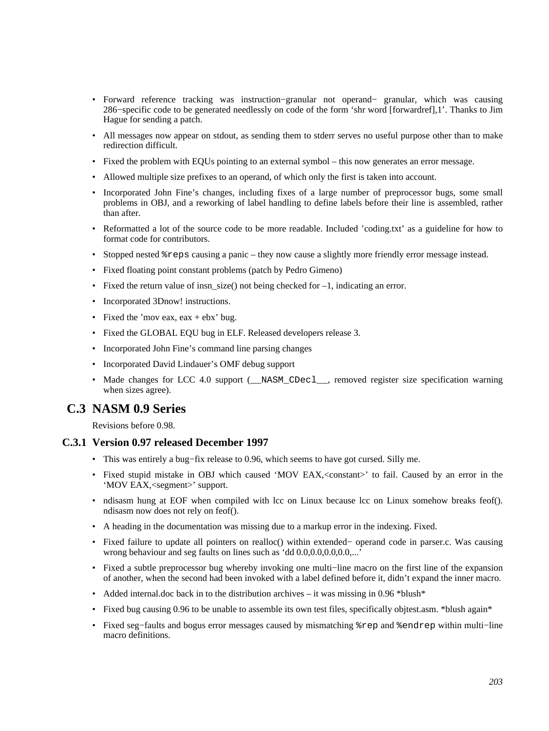- Forward reference tracking was instruction−granular not operand− granular, which was causing 286−specific code to be generated needlessly on code of the form 'shr word [forwardref],1'. Thanks to Jim Hague for sending a patch.
- All messages now appear on stdout, as sending them to stderr serves no useful purpose other than to make redirection difficult.
- Fixed the problem with EQUs pointing to an external symbol – this now generates an error message.
- Allowed multiple size prefixes to an operand, of which only the first is taken into account.
- Incorporated John Fine's changes, including fixes of a large number of preprocessor bugs, some small problems in OBJ, and a reworking of label handling to define labels before their line is assembled, rather than after.
- Reformatted a lot of the source code to be more readable. Included 'coding.txt' as a guideline for how to format code for contributors.
- Stopped nested `%reps` causing a panic – they now cause a slightly more friendly error message instead.
- Fixed floating point constant problems (patch by Pedro Gimeno)
- Fixed the return value of insn_size() not being checked for –1, indicating an error.
- Incorporated 3Dnow! instructions.
- Fixed the 'mov eax, eax + ebx' bug.
- Fixed the GLOBAL EQU bug in ELF. Released developers release 3.
- Incorporated John Fine's command line parsing changes
- Incorporated David Lindauer's OMF debug support
- Made changes for LCC 4.0 support (`__NASM_CDecl__`, removed register size specification warning when sizes agree).

## C.3 NASM 0.9 Series

Revisions before 0.98.

### C.3.1 Version 0.97 released December 1997

- This was entirely a bug−fix release to 0.96, which seems to have got cursed. Silly me.
- Fixed stupid mistake in OBJ which caused 'MOV EAX,<constant>' to fail. Caused by an error in the 'MOV EAX,<segment>' support.
- ndisasm hung at EOF when compiled with lcc on Linux because lcc on Linux somehow breaks feof(). ndisasm now does not rely on feof().
- A heading in the documentation was missing due to a markup error in the indexing. Fixed.
- Fixed failure to update all pointers on realloc() within extended− operand code in parser.c. Was causing wrong behaviour and seg faults on lines such as 'dd 0.0,0.0,0.0,0.0,...'
- Fixed a subtle preprocessor bug whereby invoking one multi−line macro on the first line of the expansion of another, when the second had been invoked with a label defined before it, didn't expand the inner macro.
- Added internal.doc back in to the distribution archives – it was missing in 0.96 *blush*
- Fixed bug causing 0.96 to be unable to assemble its own test files, specifically objtest.asm. *blush again*
- Fixed seg−faults and bogus error messages caused by mismatching `%rep` and `%endrep` within multi−line macro definitions.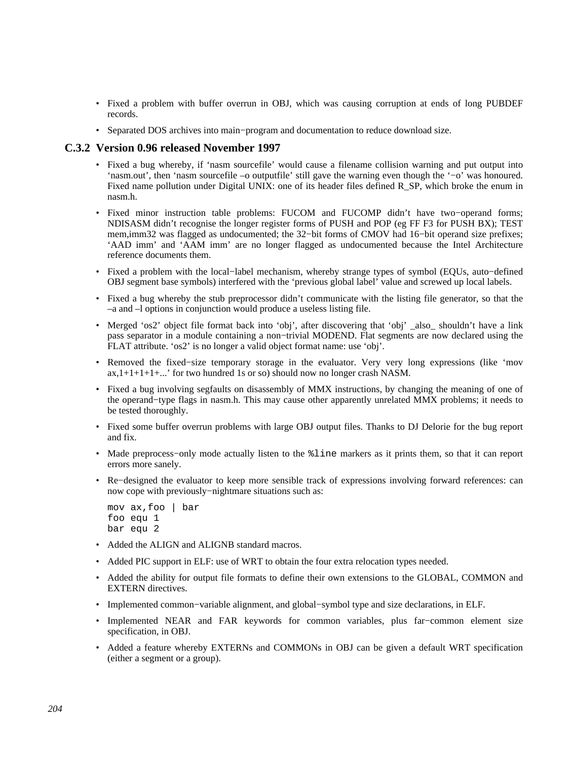- Fixed a problem with buffer overrun in OBJ, which was causing corruption at ends of long PUBDEF records.
- Separated DOS archives into main−program and documentation to reduce download size.

### C.3.2 Version 0.96 released November 1997

- Fixed a bug whereby, if 'nasm sourcefile' would cause a filename collision warning and put output into 'nasm.out', then 'nasm sourcefile –o outputfile' still gave the warning even though the '−o' was honoured. Fixed name pollution under Digital UNIX: one of its header files defined R_SP, which broke the enum in nasm.h.
- Fixed minor instruction table problems: FUCOM and FUCOMP didn't have two−operand forms; NDISASM didn't recognise the longer register forms of PUSH and POP (eg FF F3 for PUSH BX); TEST mem,imm32 was flagged as undocumented; the 32−bit forms of CMOV had 16−bit operand size prefixes; 'AAD imm' and 'AAM imm' are no longer flagged as undocumented because the Intel Architecture reference documents them.
- Fixed a problem with the local−label mechanism, whereby strange types of symbol (EQUs, auto−defined OBJ segment base symbols) interfered with the 'previous global label' value and screwed up local labels.
- Fixed a bug whereby the stub preprocessor didn't communicate with the listing file generator, so that the –a and –l options in conjunction would produce a useless listing file.
- Merged 'os2' object file format back into 'obj', after discovering that 'obj' _also_ shouldn't have a link pass separator in a module containing a non−trivial MODEND. Flat segments are now declared using the FLAT attribute. 'os2' is no longer a valid object format name: use 'obj'.
- Removed the fixed−size temporary storage in the evaluator. Very very long expressions (like 'mov ax,1+1+1+1+...' for two hundred 1s or so) should now no longer crash NASM.
- Fixed a bug involving segfaults on disassembly of MMX instructions, by changing the meaning of one of the operand−type flags in nasm.h. This may cause other apparently unrelated MMX problems; it needs to be tested thoroughly.
- Fixed some buffer overrun problems with large OBJ output files. Thanks to DJ Delorie for the bug report and fix.
- Made preprocess−only mode actually listen to the `%line` markers as it prints them, so that it can report errors more sanely.
- Re−designed the evaluator to keep more sensible track of expressions involving forward references: can now cope with previously−nightmare situations such as:

```
mov ax,foo | bar
foo equ 1
bar equ 2
```

- Added the ALIGN and ALIGNB standard macros.
- Added PIC support in ELF: use of WRT to obtain the four extra relocation types needed.
- Added the ability for output file formats to define their own extensions to the GLOBAL, COMMON and EXTERN directives.
- Implemented common−variable alignment, and global−symbol type and size declarations, in ELF.
- Implemented NEAR and FAR keywords for common variables, plus far−common element size specification, in OBJ.
- Added a feature whereby EXTERNs and COMMONs in OBJ can be given a default WRT specification (either a segment or a group).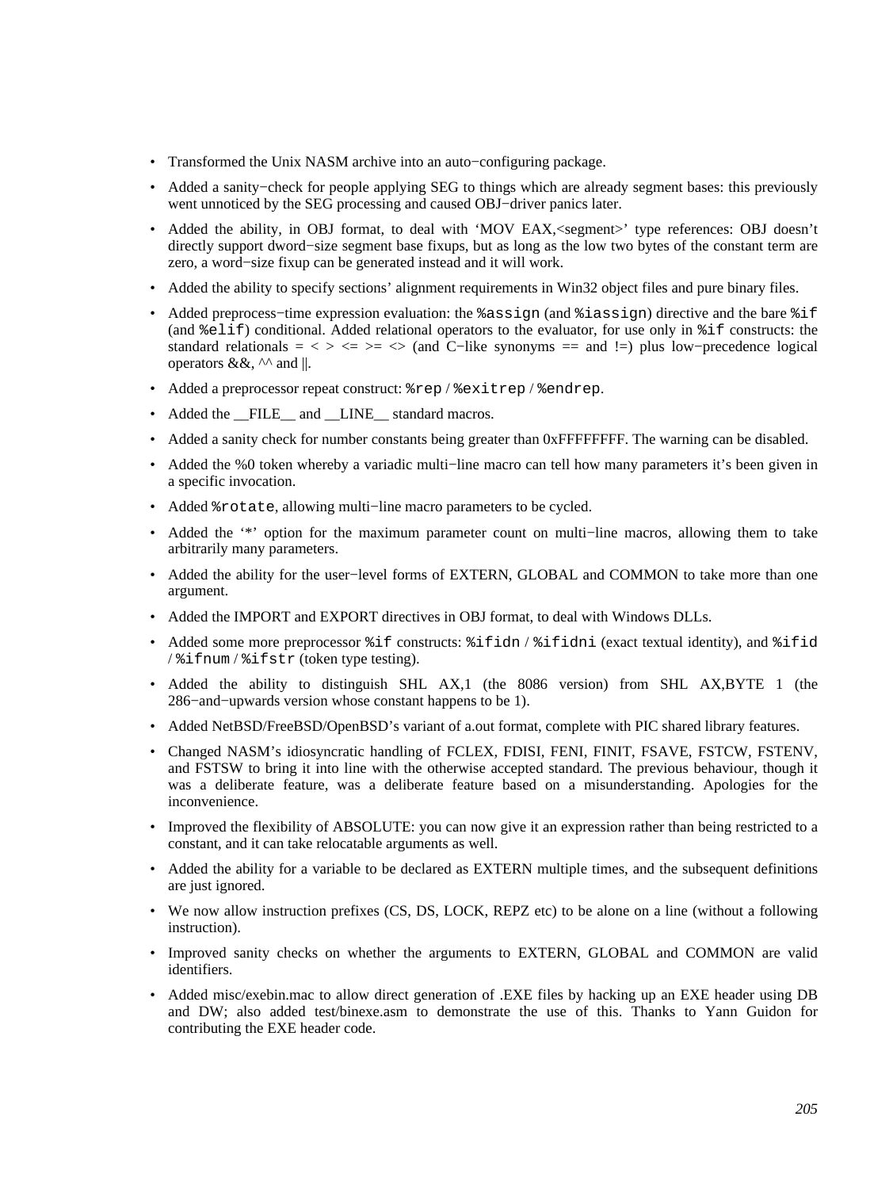- Transformed the Unix NASM archive into an auto−configuring package.
- Added a sanity−check for people applying SEG to things which are already segment bases: this previously went unnoticed by the SEG processing and caused OBJ−driver panics later.
- Added the ability, in OBJ format, to deal with 'MOV EAX,<segment>' type references: OBJ doesn't directly support dword−size segment base fixups, but as long as the low two bytes of the constant term are zero, a word−size fixup can be generated instead and it will work.
- Added the ability to specify sections' alignment requirements in Win32 object files and pure binary files.
- Added preprocess−time expression evaluation: the `%assign` (and `%iassign`) directive and the bare `%if` (and `%elif`) conditional. Added relational operators to the evaluator, for use only in `%if` constructs: the standard relationals = < > <= >= <> (and C−like synonyms == and !=) plus low−precedence logical operators &&, ^^ and ||.
- Added a preprocessor repeat construct: `%rep` / `%exitrep` / `%endrep`.
- Added the __FILE__ and __LINE__ standard macros.
- Added a sanity check for number constants being greater than 0xFFFFFFFF. The warning can be disabled.
- Added the %0 token whereby a variadic multi−line macro can tell how many parameters it's been given in a specific invocation.
- Added `%rotate`, allowing multi−line macro parameters to be cycled.
- Added the '*' option for the maximum parameter count on multi−line macros, allowing them to take arbitrarily many parameters.
- Added the ability for the user−level forms of EXTERN, GLOBAL and COMMON to take more than one argument.
- Added the IMPORT and EXPORT directives in OBJ format, to deal with Windows DLLs.
- Added some more preprocessor `%if` constructs: `%ifidn` / `%ifidni` (exact textual identity), and `%ifid` / `%ifnum` / `%ifstr` (token type testing).
- Added the ability to distinguish SHL AX,1 (the 8086 version) from SHL AX,BYTE 1 (the 286−and−upwards version whose constant happens to be 1).
- Added NetBSD/FreeBSD/OpenBSD's variant of a.out format, complete with PIC shared library features.
- Changed NASM's idiosyncratic handling of FCLEX, FDISI, FENI, FINIT, FSAVE, FSTCW, FSTENV, and FSTSW to bring it into line with the otherwise accepted standard. The previous behaviour, though it was a deliberate feature, was a deliberate feature based on a misunderstanding. Apologies for the inconvenience.
- Improved the flexibility of ABSOLUTE: you can now give it an expression rather than being restricted to a constant, and it can take relocatable arguments as well.
- Added the ability for a variable to be declared as EXTERN multiple times, and the subsequent definitions are just ignored.
- We now allow instruction prefixes (CS, DS, LOCK, REPZ etc) to be alone on a line (without a following instruction).
- Improved sanity checks on whether the arguments to EXTERN, GLOBAL and COMMON are valid identifiers.
- Added misc/exebin.mac to allow direct generation of .EXE files by hacking up an EXE header using DB and DW; also added test/binexe.asm to demonstrate the use of this. Thanks to Yann Guidon for contributing the EXE header code.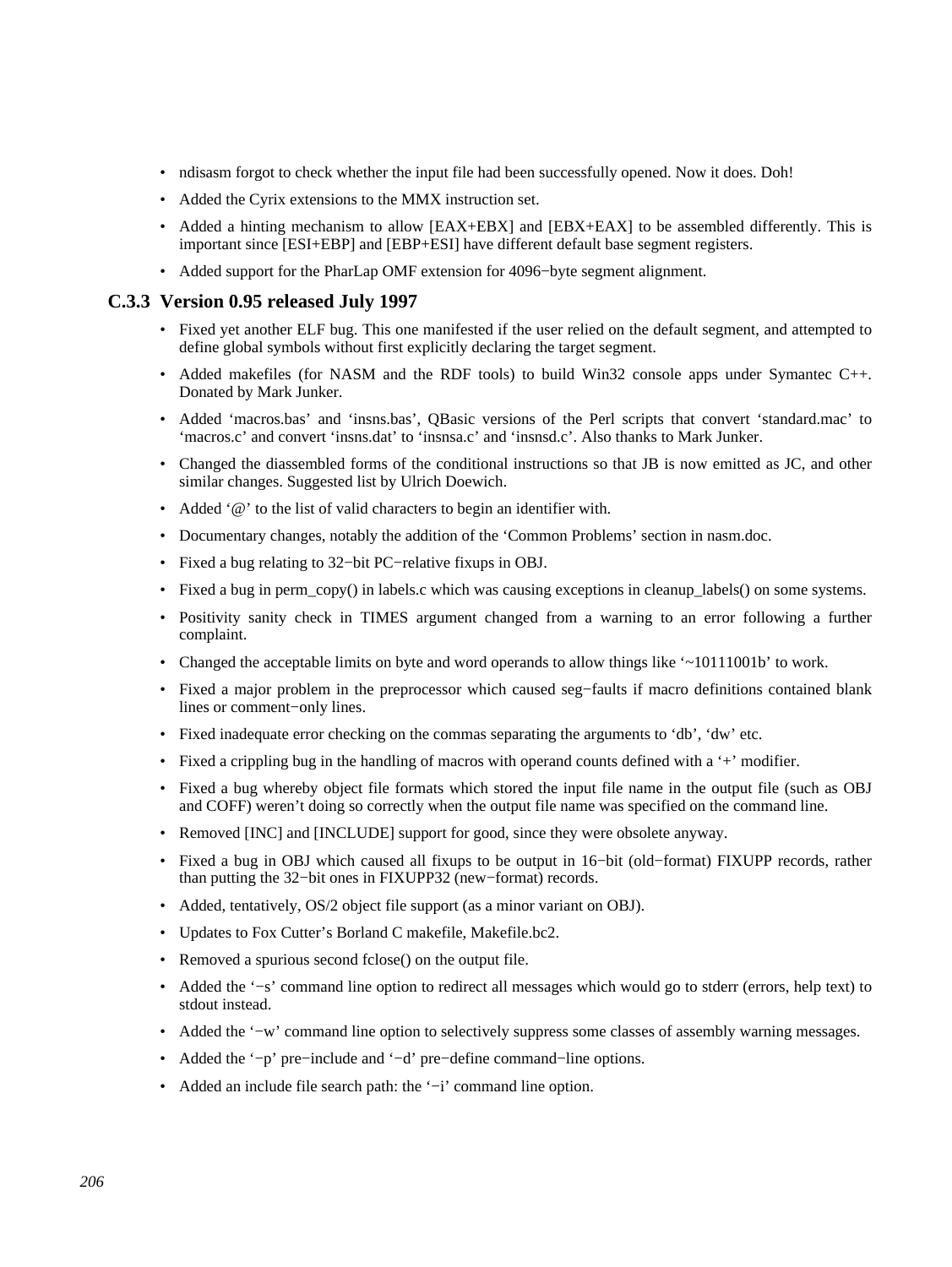- ndisasm forgot to check whether the input file had been successfully opened. Now it does. Doh!
- Added the Cyrix extensions to the MMX instruction set.
- Added a hinting mechanism to allow [EAX+EBX] and [EBX+EAX] to be assembled differently. This is important since [ESI+EBP] and [EBP+ESI] have different default base segment registers.
- Added support for the PharLap OMF extension for 4096−byte segment alignment.

### C.3.3 Version 0.95 released July 1997

- Fixed yet another ELF bug. This one manifested if the user relied on the default segment, and attempted to define global symbols without first explicitly declaring the target segment.
- Added makefiles (for NASM and the RDF tools) to build Win32 console apps under Symantec C++. Donated by Mark Junker.
- Added 'macros.bas' and 'insns.bas', QBasic versions of the Perl scripts that convert 'standard.mac' to 'macros.c' and convert 'insns.dat' to 'insnsa.c' and 'insnsd.c'. Also thanks to Mark Junker.
- Changed the diassembled forms of the conditional instructions so that JB is now emitted as JC, and other similar changes. Suggested list by Ulrich Doewich.
- Added '@' to the list of valid characters to begin an identifier with.
- Documentary changes, notably the addition of the 'Common Problems' section in nasm.doc.
- Fixed a bug relating to 32−bit PC−relative fixups in OBJ.
- Fixed a bug in perm_copy() in labels.c which was causing exceptions in cleanup_labels() on some systems.
- Positivity sanity check in TIMES argument changed from a warning to an error following a further complaint.
- Changed the acceptable limits on byte and word operands to allow things like '~10111001b' to work.
- Fixed a major problem in the preprocessor which caused seg−faults if macro definitions contained blank lines or comment−only lines.
- Fixed inadequate error checking on the commas separating the arguments to 'db', 'dw' etc.
- Fixed a crippling bug in the handling of macros with operand counts defined with a '+' modifier.
- Fixed a bug whereby object file formats which stored the input file name in the output file (such as OBJ and COFF) weren't doing so correctly when the output file name was specified on the command line.
- Removed [INC] and [INCLUDE] support for good, since they were obsolete anyway.
- Fixed a bug in OBJ which caused all fixups to be output in 16−bit (old−format) FIXUPP records, rather than putting the 32−bit ones in FIXUPP32 (new−format) records.
- Added, tentatively, OS/2 object file support (as a minor variant on OBJ).
- Updates to Fox Cutter's Borland C makefile, Makefile.bc2.
- Removed a spurious second fclose() on the output file.
- Added the '−s' command line option to redirect all messages which would go to stderr (errors, help text) to stdout instead.
- Added the '−w' command line option to selectively suppress some classes of assembly warning messages.
- Added the '−p' pre−include and '−d' pre−define command−line options.
- Added an include file search path: the '−i' command line option.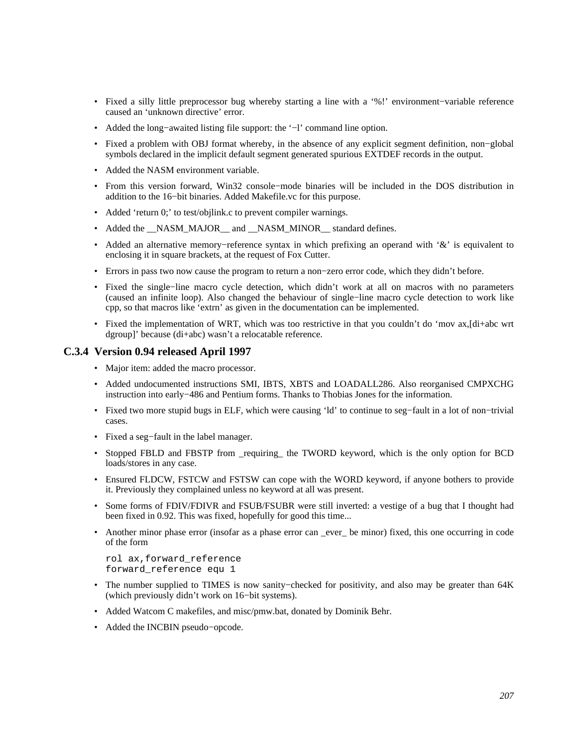- Fixed a silly little preprocessor bug whereby starting a line with a '%!' environment−variable reference caused an 'unknown directive' error.
- Added the long−awaited listing file support: the '−l' command line option.
- Fixed a problem with OBJ format whereby, in the absence of any explicit segment definition, non−global symbols declared in the implicit default segment generated spurious EXTDEF records in the output.
- Added the NASM environment variable.
- From this version forward, Win32 console−mode binaries will be included in the DOS distribution in addition to the 16−bit binaries. Added Makefile.vc for this purpose.
- Added 'return 0;' to test/objlink.c to prevent compiler warnings.
- Added the __NASM_MAJOR__ and __NASM_MINOR__ standard defines.
- Added an alternative memory−reference syntax in which prefixing an operand with '&' is equivalent to enclosing it in square brackets, at the request of Fox Cutter.
- Errors in pass two now cause the program to return a non−zero error code, which they didn't before.
- Fixed the single−line macro cycle detection, which didn't work at all on macros with no parameters (caused an infinite loop). Also changed the behaviour of single−line macro cycle detection to work like cpp, so that macros like 'extrn' as given in the documentation can be implemented.
- Fixed the implementation of WRT, which was too restrictive in that you couldn't do 'mov ax,[di+abc wrt dgroup]' because (di+abc) wasn't a relocatable reference.

### C.3.4 Version 0.94 released April 1997

- Major item: added the macro processor.
- Added undocumented instructions SMI, IBTS, XBTS and LOADALL286. Also reorganised CMPXCHG instruction into early−486 and Pentium forms. Thanks to Thobias Jones for the information.
- Fixed two more stupid bugs in ELF, which were causing 'ld' to continue to seg−fault in a lot of non−trivial cases.
- Fixed a seg−fault in the label manager.
- Stopped FBLD and FBSTP from _requiring_ the TWORD keyword, which is the only option for BCD loads/stores in any case.
- Ensured FLDCW, FSTCW and FSTSW can cope with the WORD keyword, if anyone bothers to provide it. Previously they complained unless no keyword at all was present.
- Some forms of FDIV/FDIVR and FSUB/FSUBR were still inverted: a vestige of a bug that I thought had been fixed in 0.92. This was fixed, hopefully for good this time...
- Another minor phase error (insofar as a phase error can _ever_ be minor) fixed, this one occurring in code of the form

  ```
  rol ax,forward_reference
  forward_reference equ 1
  ```

- The number supplied to TIMES is now sanity−checked for positivity, and also may be greater than 64K (which previously didn't work on 16−bit systems).
- Added Watcom C makefiles, and misc/pmw.bat, donated by Dominik Behr.
- Added the INCBIN pseudo−opcode.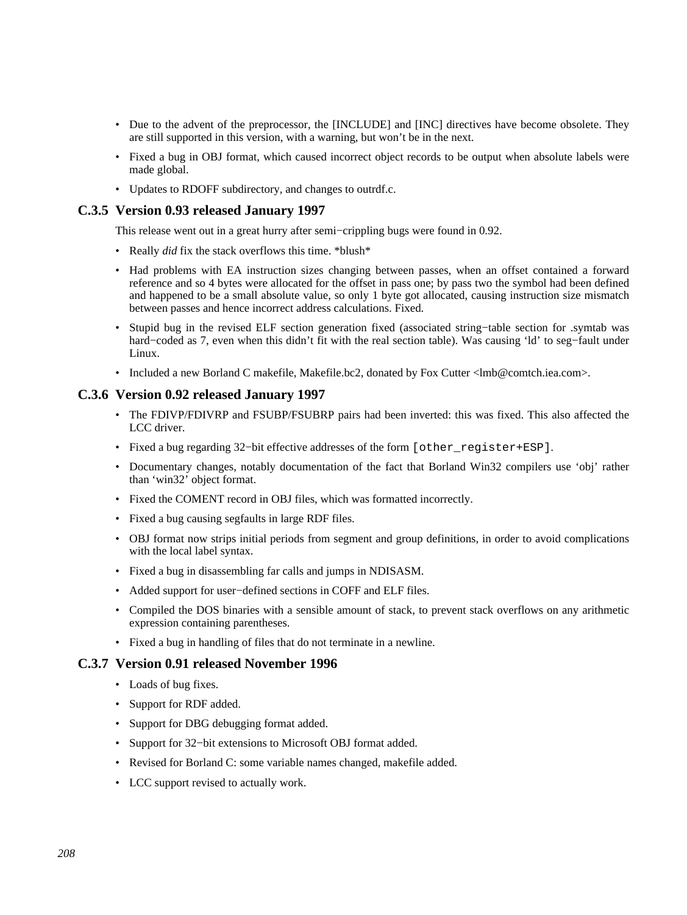- Due to the advent of the preprocessor, the [INCLUDE] and [INC] directives have become obsolete. They are still supported in this version, with a warning, but won't be in the next.
- Fixed a bug in OBJ format, which caused incorrect object records to be output when absolute labels were made global.
- Updates to RDOFF subdirectory, and changes to outrdf.c.

### C.3.5 Version 0.93 released January 1997

This release went out in a great hurry after semi−crippling bugs were found in 0.92.

- Really *did* fix the stack overflows this time. *blush*
- Had problems with EA instruction sizes changing between passes, when an offset contained a forward reference and so 4 bytes were allocated for the offset in pass one; by pass two the symbol had been defined and happened to be a small absolute value, so only 1 byte got allocated, causing instruction size mismatch between passes and hence incorrect address calculations. Fixed.
- Stupid bug in the revised ELF section generation fixed (associated string−table section for .symtab was hard−coded as 7, even when this didn't fit with the real section table). Was causing 'ld' to seg−fault under Linux.
- Included a new Borland C makefile, Makefile.bc2, donated by Fox Cutter <lmb@comtch.iea.com>.

### C.3.6 Version 0.92 released January 1997

- The FDIVP/FDIVRP and FSUBP/FSUBRP pairs had been inverted: this was fixed. This also affected the LCC driver.
- Fixed a bug regarding 32−bit effective addresses of the form `[other_register+ESP]`.
- Documentary changes, notably documentation of the fact that Borland Win32 compilers use 'obj' rather than 'win32' object format.
- Fixed the COMENT record in OBJ files, which was formatted incorrectly.
- Fixed a bug causing segfaults in large RDF files.
- OBJ format now strips initial periods from segment and group definitions, in order to avoid complications with the local label syntax.
- Fixed a bug in disassembling far calls and jumps in NDISASM.
- Added support for user−defined sections in COFF and ELF files.
- Compiled the DOS binaries with a sensible amount of stack, to prevent stack overflows on any arithmetic expression containing parentheses.
- Fixed a bug in handling of files that do not terminate in a newline.

### C.3.7 Version 0.91 released November 1996

- Loads of bug fixes.
- Support for RDF added.
- Support for DBG debugging format added.
- Support for 32−bit extensions to Microsoft OBJ format added.
- Revised for Borland C: some variable names changed, makefile added.
- LCC support revised to actually work.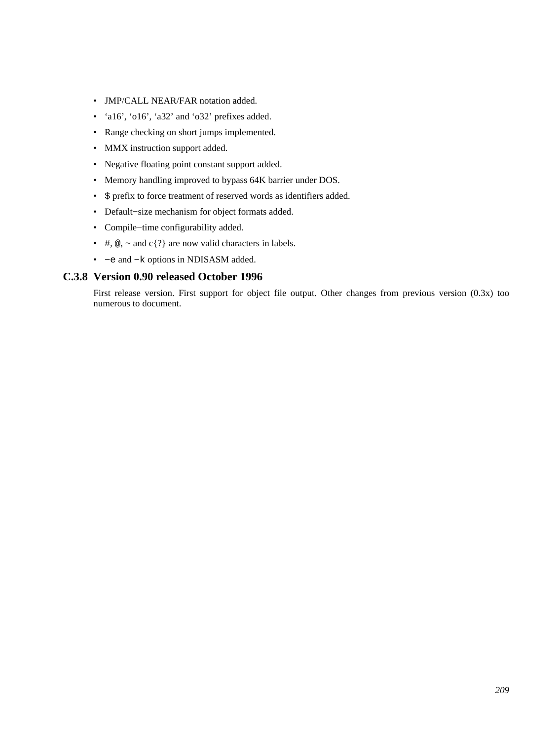- JMP/CALL NEAR/FAR notation added.
- 'a16', 'o16', 'a32' and 'o32' prefixes added.
- Range checking on short jumps implemented.
- MMX instruction support added.
- Negative floating point constant support added.
- Memory handling improved to bypass 64K barrier under DOS.
- `$` prefix to force treatment of reserved words as identifiers added.
- Default−size mechanism for object formats added.
- Compile−time configurability added.
- `#`, `@`, `~` and c{?} are now valid characters in labels.
- `−e` and `−k` options in NDISASM added.

### C.3.8 Version 0.90 released October 1996

First release version. First support for object file output. Other changes from previous version (0.3x) too numerous to document.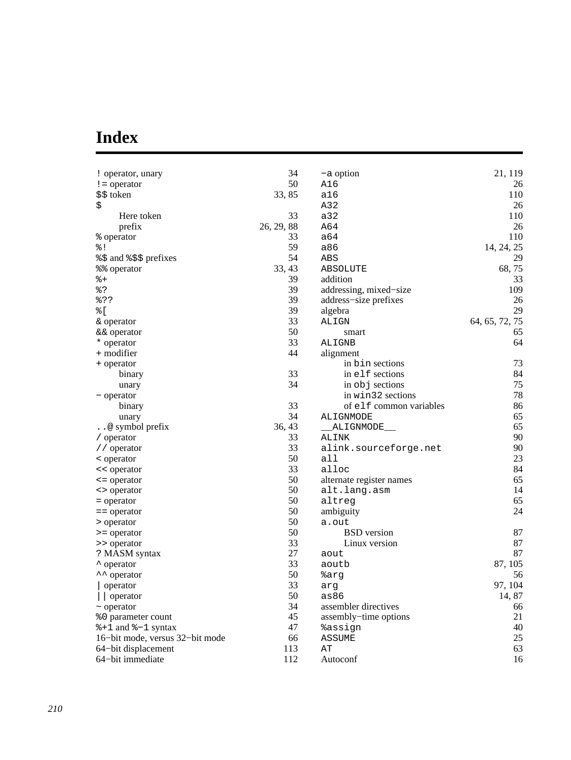# Index

! operator, unary 34
!= operator 50
$$ token 33, 85
$
  Here token 33
  prefix 26, 29, 88
% operator 33
%! 59
%$ and %$$ prefixes 54
%% operator 33, 43
%+ 39
%? 39
%?? 39
%[ 39
& operator 33
&& operator 50
* operator 33
+ modifier 44
+ operator
  binary 33
  unary 34
− operator
  binary 33
  unary 34
..@ symbol prefix 36, 43
/ operator 33
// operator 33
< operator 50
<< operator 33
<= operator 50
<> operator 50
= operator 50
== operator 50
> operator 50
>= operator 50
>> operator 33
? MASM syntax 27
^ operator 33
^^ operator 50
| operator 33
|| operator 50
~ operator 34
%0 parameter count 45
%+1 and %−1 syntax 47
16−bit mode, versus 32−bit mode 66
64−bit displacement 113
64−bit immediate 112

−a option 21, 119
A16 26
a16 110
A32 26
a32 110
A64 26
a64 110
a86 14, 24, 25
ABS 29
ABSOLUTE 68, 75
addition 33
addressing, mixed−size 109
address−size prefixes 26
algebra 29
ALIGN 64, 65, 72, 75
  smart 65
ALIGNB 64
alignment
  in bin sections 73
  in elf sections 84
  in obj sections 75
  in win32 sections 78
  of elf common variables 86
ALIGNMODE 65
__ALIGNMODE__ 65
ALINK 90
alink.sourceforge.net 90
all 23
alloc 84
alternate register names 65
alt.lang.asm 14
altreg 65
ambiguity 24
a.out
  BSD version 87
  Linux version 87
aout 87
aoutb 87, 105
%arg 56
arg 97, 104
as86 14, 87
assembler directives 66
assembly−time options 21
%assign 40
ASSUME 25
AT 63
Autoconf 16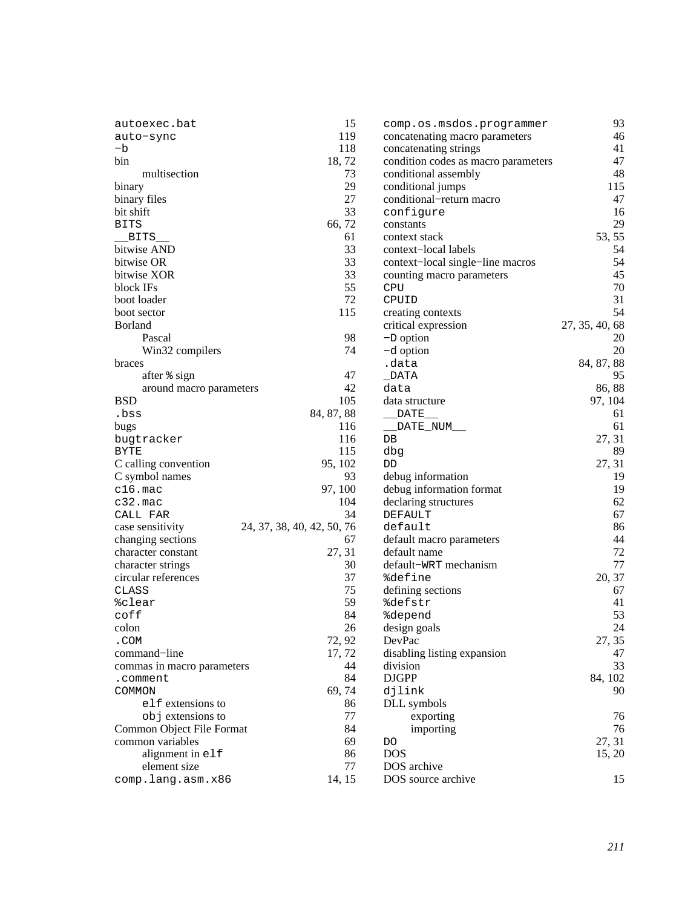autoexec.bat 15
auto−sync 119
−b 118
bin 18, 72
  multisection 73
binary 29
binary files 27
bit shift 33
BITS 66, 72
__BITS__ 61
bitwise AND 33
bitwise OR 33
bitwise XOR 33
block IFs 55
boot loader 72
boot sector 115
Borland
  Pascal 98
  Win32 compilers 74
braces
  after % sign 47
  around macro parameters 42
BSD 105
.bss 84, 87, 88
bugs 116
bugtracker 116
BYTE 115
C calling convention 95, 102
C symbol names 93
c16.mac 97, 100
c32.mac 104
CALL FAR 34
case sensitivity 24, 37, 38, 40, 42, 50, 76
changing sections 67
character constant 27, 31
character strings 30
circular references 37
CLASS 75
%clear 59
coff 84
colon 26
.COM 72, 92
command−line 17, 72
commas in macro parameters 44
.comment 84
COMMON 69, 74
  elf extensions to 86
  obj extensions to 77
Common Object File Format 84
common variables 69
  alignment in elf 86
  element size 77
comp.lang.asm.x86 14, 15
comp.os.msdos.programmer 93
concatenating macro parameters 46
concatenating strings 41
condition codes as macro parameters 47
conditional assembly 48
conditional jumps 115
conditional−return macro 47
configure 16
constants 29
context stack 53, 55
context−local labels 54
context−local single−line macros 54
counting macro parameters 45
CPU 70
CPUID 31
creating contexts 54
critical expression 27, 35, 40, 68
−D option 20
−d option 20
.data 84, 87, 88
_DATA 95
data 86, 88
data structure 97, 104
__DATE__ 61
__DATE_NUM__ 61
DB 27, 31
dbg 89
DD 27, 31
debug information 19
debug information format 19
declaring structures 62
DEFAULT 67
default 86
default macro parameters 44
default name 72
default−WRT mechanism 77
%define 20, 37
defining sections 67
%defstr 41
%depend 53
design goals 24
DevPac 27, 35
disabling listing expansion 47
division 33
DJGPP 84, 102
djlink 90
DLL symbols
  exporting 76
  importing 76
DO 27, 31
DOS 15, 20
DOS archive
DOS source archive 15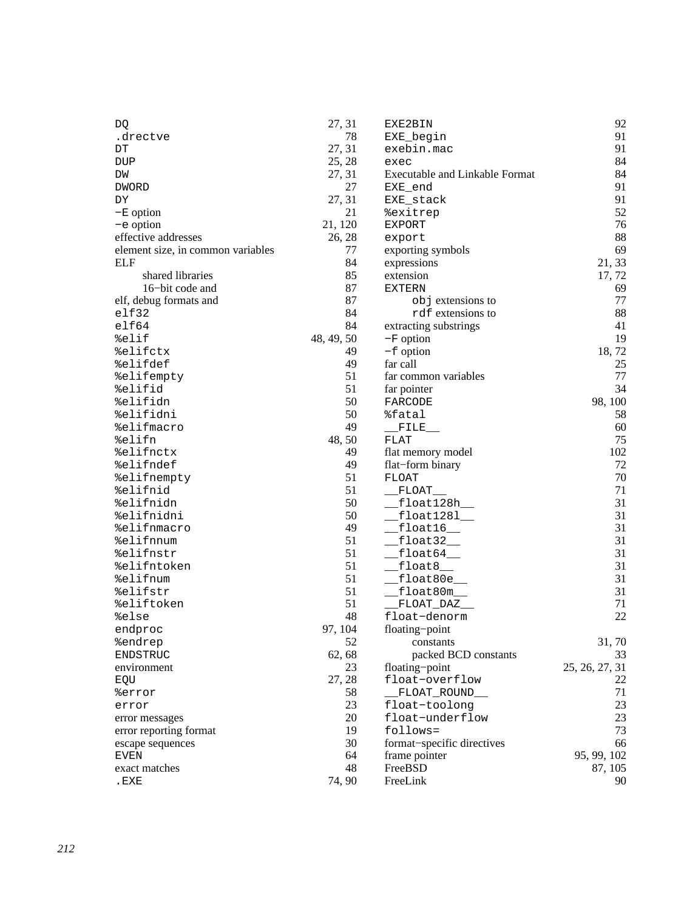DQ 27, 31
.drectve 78
DT 27, 31
DUP 25, 28
DW 27, 31
DWORD 27
DY 27, 31
−E option 21
−e option 21, 120
effective addresses 26, 28
element size, in common variables 77
ELF 84
  shared libraries 85
  16−bit code and 87
elf, debug formats and 87
elf32 84
elf64 84
%elif 48, 49, 50
%elifctx 49
%elifdef 49
%elifempty 51
%elifid 51
%elifidn 50
%elifidni 50
%elifmacro 49
%elifn 48, 50
%elifnctx 49
%elifndef 49
%elifnempty 51
%elifnid 51
%elifnidn 50
%elifnidni 50
%elifnmacro 49
%elifnnum 51
%elifnstr 51
%elifntoken 51
%elifnum 51
%elifstr 51
%eliftoken 51
%else 48
endproc 97, 104
%endrep 52
ENDSTRUC 62, 68
environment 23
EQU 27, 28
%error 58
error 23
error messages 20
error reporting format 19
escape sequences 30
EVEN 64
exact matches 48
.EXE 74, 90
EXE2BIN 92
EXE_begin 91
exebin.mac 91
exec 84
Executable and Linkable Format 84
EXE_end 91
EXE_stack 91
%exitrep 52
EXPORT 76
export 88
exporting symbols 69
expressions 21, 33
extension 17, 72
EXTERN 69
  obj extensions to 77
  rdf extensions to 88
extracting substrings 41
−F option 19
−f option 18, 72
far call 25
far common variables 77
far pointer 34
FARCODE 98, 100
%fatal 58
__FILE__ 60
FLAT 75
flat memory model 102
flat−form binary 72
FLOAT 70
__FLOAT__ 71
__float128h__ 31
__float128l__ 31
__float16__ 31
__float32__ 31
__float64__ 31
__float8__ 31
__float80e__ 31
__float80m__ 31
__FLOAT_DAZ__ 71
float−denorm 22
floating−point
  constants 31, 70
  packed BCD constants 33
floating−point 25, 26, 27, 31
float−overflow 22
__FLOAT_ROUND__ 71
float−toolong 23
float−underflow 23
follows= 73
format−specific directives 66
frame pointer 95, 99, 102
FreeBSD 87, 105
FreeLink 90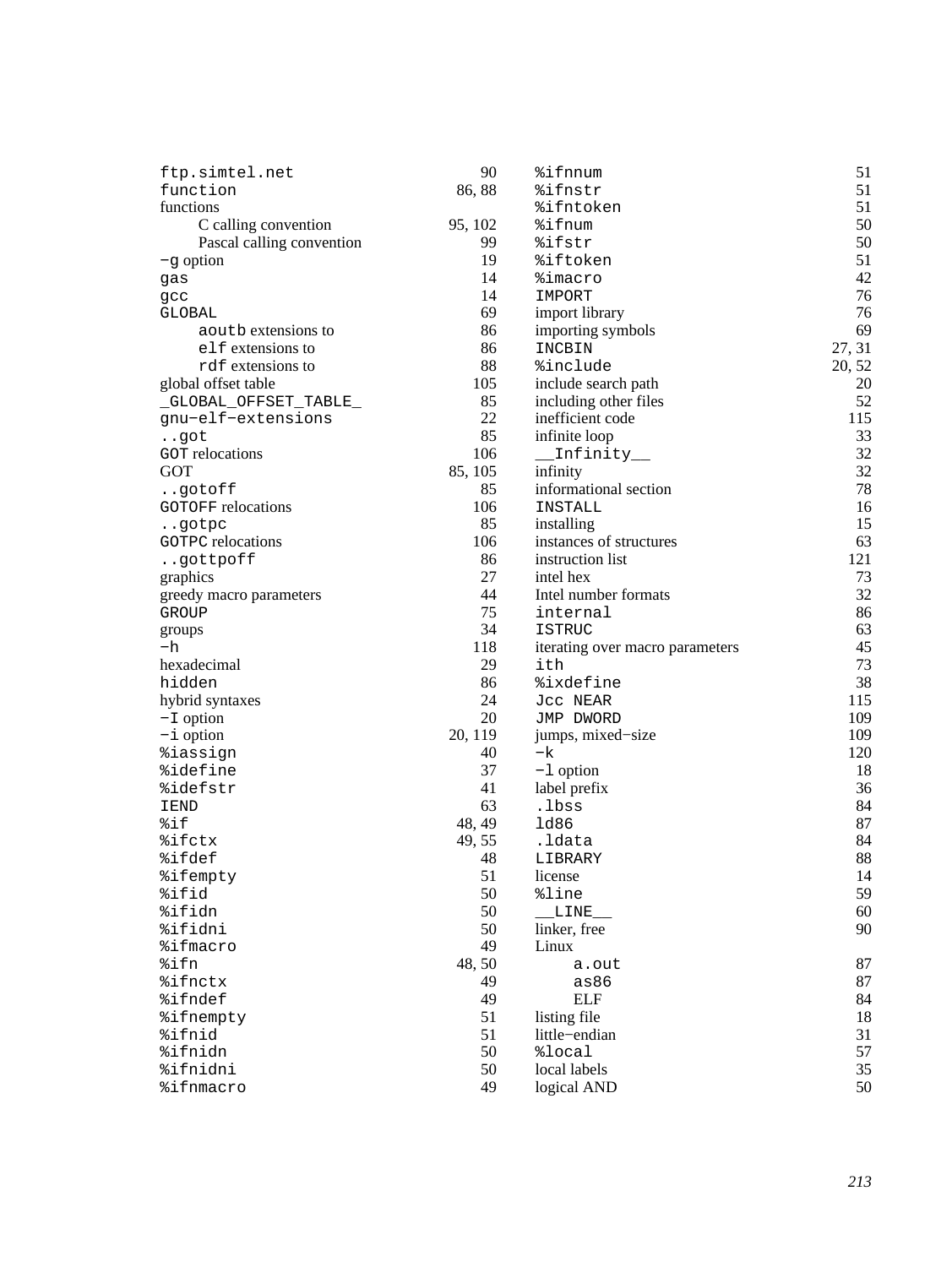ftp.simtel.net 90
function 86, 88
functions
- C calling convention 95, 102
- Pascal calling convention 99

-g option 19
gas 14
gcc 14
GLOBAL 69
- aoutb extensions to 86
- elf extensions to 86
- rdf extensions to 88

global offset table 105
_GLOBAL_OFFSET_TABLE_ 85
gnu-elf-extensions 22
..got 85
GOT relocations 106
GOT 85, 105
..gotoff 85
GOTOFF relocations 106
..gotpc 85
GOTPC relocations 106
..gottpoff 86
graphics 27
greedy macro parameters 44
GROUP 75
groups 34
-h 118
hexadecimal 29
hidden 86
hybrid syntaxes 24
-I option 20
-i option 20, 119
%iassign 40
%idefine 37
%idefstr 41
IEND 63
%if 48, 49
%ifctx 49, 55
%ifdef 48
%ifempty 51
%ifid 50
%ifidn 50
%ifidni 50
%ifmacro 49
%ifn 48, 50
%ifnctx 49
%ifndef 49
%ifnempty 51
%ifnid 51
%ifnidn 50
%ifnidni 50
%ifnmacro 49
%ifnnum 51
%ifnstr 51
%ifntoken 51
%ifnum 50
%ifstr 50
%iftoken 51
%imacro 42
IMPORT 76
import library 76
importing symbols 69
INCBIN 27, 31
%include 20, 52
include search path 20
including other files 52
inefficient code 115
infinite loop 33
__Infinity__ 32
infinity 32
informational section 78
INSTALL 16
installing 15
instances of structures 63
instruction list 121
intel hex 73
Intel number formats 32
internal 86
ISTRUC 63
iterating over macro parameters 45
ith 73
%ixdefine 38
Jcc NEAR 115
JMP DWORD 109
jumps, mixed-size 109
-k 120
-l option 18
label prefix 36
.lbss 84
ld86 87
.ldata 84
LIBRARY 88
license 14
%line 59
__LINE__ 60
linker, free 90
Linux
- a.out 87
- as86 87
- ELF 84

listing file 18
little-endian 31
%local 57
local labels 35
logical AND 50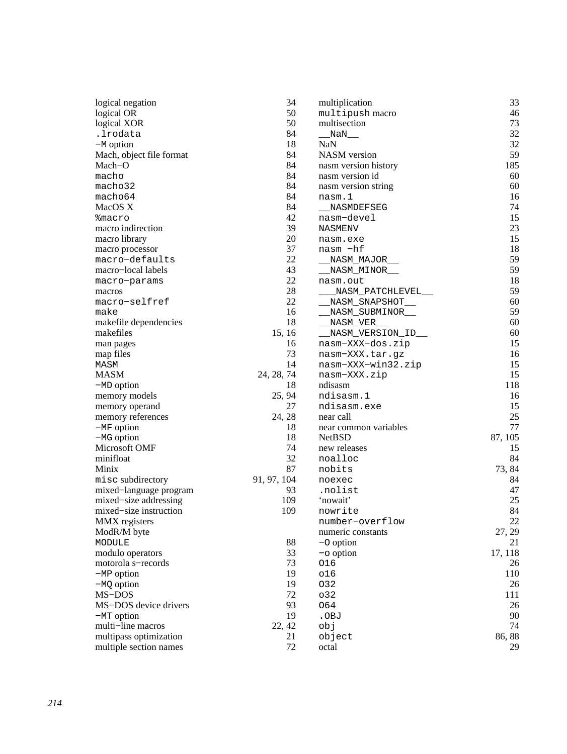logical negation 34
logical OR 50
logical XOR 50
`.lrodata` 84
`-M` option 18
Mach, object file format 84
Mach-O 84
`macho` 84
`macho32` 84
`macho64` 84
MacOS X 84
`%macro` 42
macro indirection 39
macro library 20
macro processor 37
`macro-defaults` 22
macro-local labels 43
`macro-params` 22
macros 28
`macro-selfref` 22
`make` 16
makefile dependencies 18
makefiles 15, 16
man pages 16
map files 73
`MASM` 14
MASM 24, 28, 74
`-MD` option 18
memory models 25, 94
memory operand 27
memory references 24, 28
`-MF` option 18
`-MG` option 18
Microsoft OMF 74
minifloat 32
Minix 87
`misc` subdirectory 91, 97, 104
mixed-language program 93
mixed-size addressing 109
mixed-size instruction 109
MMX registers
ModR/M byte
`MODULE` 88
modulo operators 33
motorola s-records 73
`-MP` option 19
`-MQ` option 19
MS-DOS 72
MS-DOS device drivers 93
`-MT` option 19
multi-line macros 22, 42
multipass optimization 21
multiple section names 72
multiplication 33
`multipush` macro 46
multisection 73
`__NaN__` 32
NaN 32
NASM version 59
nasm version history 185
nasm version id 60
nasm version string 60
`nasm.1` 16
`__NASMDEFSEG` 74
`nasm-devel` 15
`NASMENV` 23
`nasm.exe` 15
`nasm -hf` 18
`__NASM_MAJOR__` 59
`__NASM_MINOR__` 59
`nasm.out` 18
`___NASM_PATCHLEVEL__` 59
`__NASM_SNAPSHOT__` 60
`__NASM_SUBMINOR__` 59
`__NASM_VER__` 60
`__NASM_VERSION_ID__` 60
`nasm-XXX-dos.zip` 15
`nasm-XXX.tar.gz` 16
`nasm-XXX-win32.zip` 15
`nasm-XXX.zip` 15
ndisasm 118
`ndisasm.1` 16
`ndisasm.exe` 15
near call 25
near common variables 77
NetBSD 87, 105
new releases 15
`noalloc` 84
`nobits` 73, 84
`noexec` 84
`.nolist` 47
'nowait' 25
`nowrite` 84
`number-overflow` 22
numeric constants 27, 29
`-O` option 21
`-o` option 17, 118
`O16` 26
`o16` 110
`O32` 26
`o32` 111
`O64` 26
`.OBJ` 90
`obj` 74
`object` 86, 88
octal 29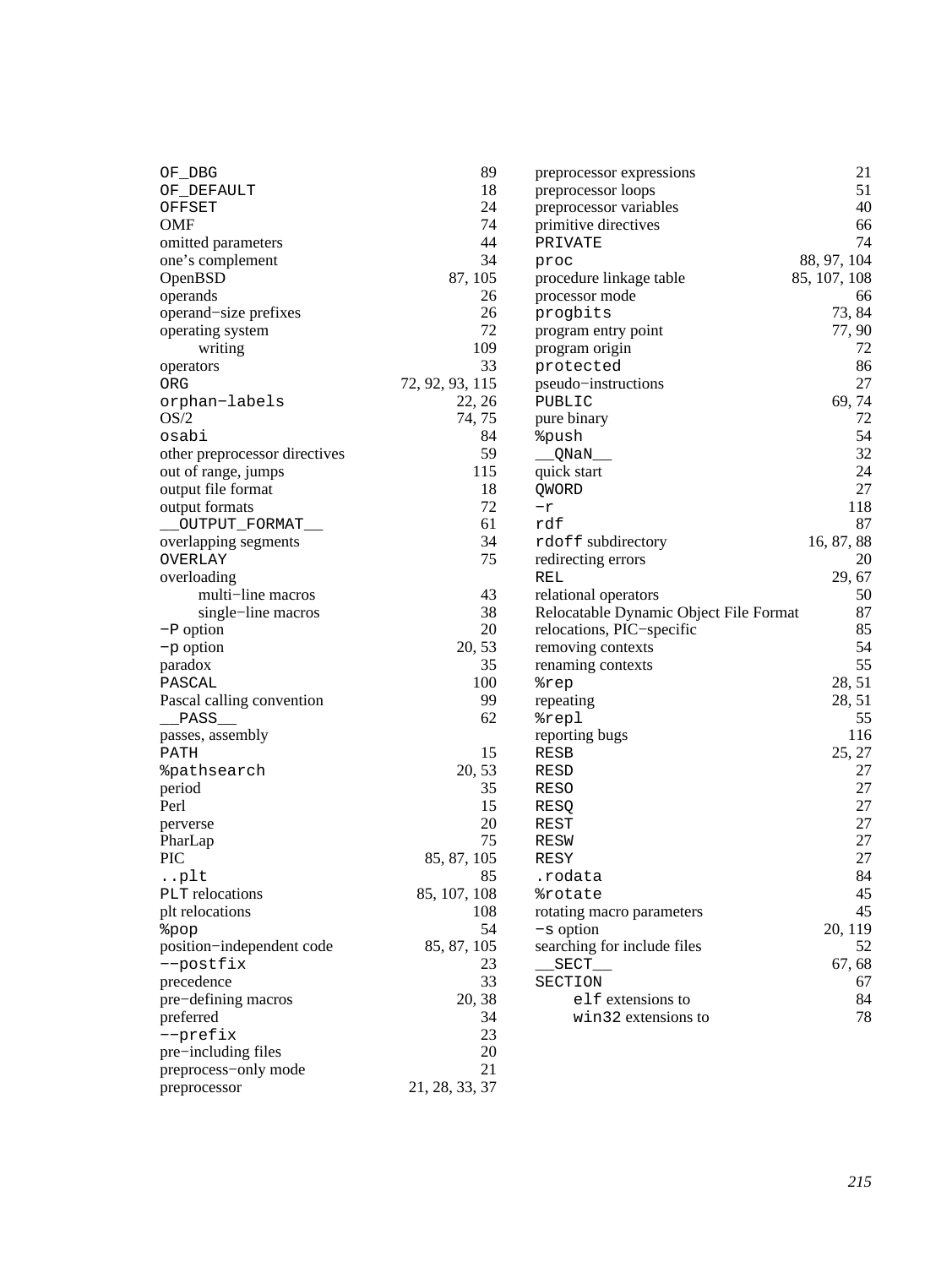OF_DBG 89
OF_DEFAULT 18
OFFSET 24
OMF 74
omitted parameters 44
one's complement 34
OpenBSD 87, 105
operands 26
operand−size prefixes 26
operating system 72
  writing 109
operators 33
ORG 72, 92, 93, 115
orphan−labels 22, 26
OS/2 74, 75
osabi 84
other preprocessor directives 59
out of range, jumps 115
output file format 18
output formats 72
__OUTPUT_FORMAT__ 61
overlapping segments 34
OVERLAY 75
overloading
  multi−line macros 43
  single−line macros 38
−P option 20
−p option 20, 53
paradox 35
PASCAL 100
Pascal calling convention 99
__PASS__ 62
passes, assembly
PATH 15
%pathsearch 20, 53
period 35
Perl 15
perverse 20
PharLap 75
PIC 85, 87, 105
..plt 85
PLT relocations 85, 107, 108
plt relocations 108
%pop 54
position−independent code 85, 87, 105
−−postfix 23
precedence 33
pre−defining macros 20, 38
preferred 34
−−prefix 23
pre−including files 20
preprocess−only mode 21
preprocessor 21, 28, 33, 37
preprocessor expressions 21
preprocessor loops 51
preprocessor variables 40
primitive directives 66
PRIVATE 74
proc 88, 97, 104
procedure linkage table 85, 107, 108
processor mode 66
progbits 73, 84
program entry point 77, 90
program origin 72
protected 86
pseudo−instructions 27
PUBLIC 69, 74
pure binary 72
%push 54
__QNaN__ 32
quick start 24
QWORD 27
−r 118
rdf 87
rdoff subdirectory 16, 87, 88
redirecting errors 20
REL 29, 67
relational operators 50
Relocatable Dynamic Object File Format 87
relocations, PIC−specific 85
removing contexts 54
renaming contexts 55
%rep 28, 51
repeating 28, 51
%repl 55
reporting bugs 116
RESB 25, 27
RESD 27
RESO 27
RESQ 27
REST 27
RESW 27
RESY 27
.rodata 84
%rotate 45
rotating macro parameters 45
−s option 20, 119
searching for include files 52
__SECT__ 67, 68
SECTION 67
  elf extensions to 84
  win32 extensions to 78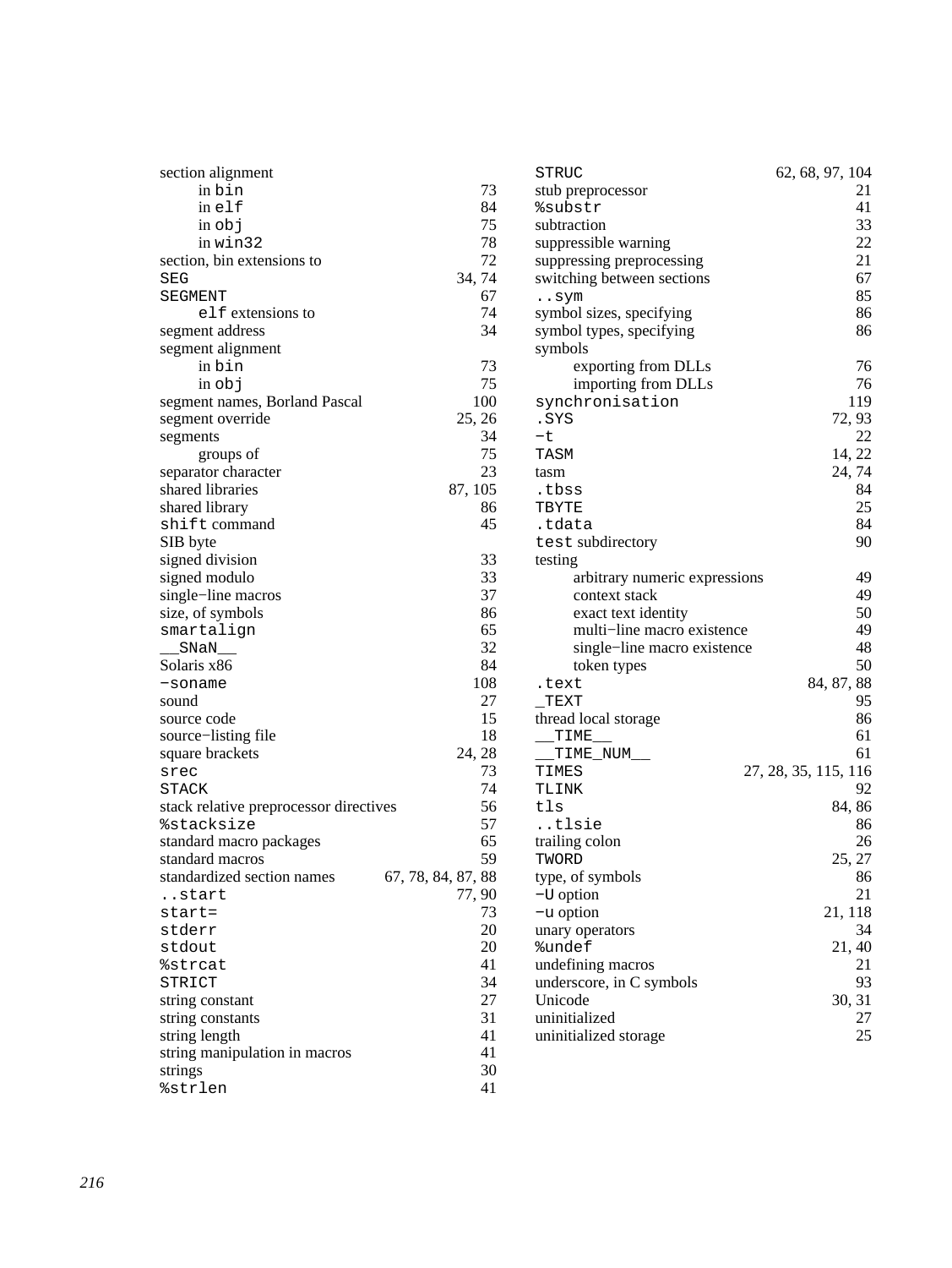section alignment
- in `bin` 73
- in `elf` 84
- in `obj` 75
- in `win32` 78

section, bin extensions to 72
`SEG` 34, 74
`SEGMENT` 67
- `elf` extensions to 74

segment address 34
segment alignment
- in `bin` 73
- in `obj` 75

segment names, Borland Pascal 100
segment override 25, 26
segments 34
- groups of 75

separator character 23
shared libraries 87, 105
shared library 86
`shift` command 45
SIB byte
signed division 33
signed modulo 33
single−line macros 37
size, of symbols 86
`smartalign` 65
`__SNaN__` 32
Solaris x86 84
`−soname` 108
sound 27
source code 15
source−listing file 18
square brackets 24, 28
`srec` 73
`STACK` 74
stack relative preprocessor directives 56
`%stacksize` 57
standard macro packages 65
standard macros 59
standardized section names 67, 78, 84, 87, 88
`..start` 77, 90
`start=` 73
`stderr` 20
`stdout` 20
`%strcat` 41
`STRICT` 34
string constant 27
string constants 31
string length 41
string manipulation in macros 41
strings 30
`%strlen` 41
`STRUC` 62, 68, 97, 104
stub preprocessor 21
`%substr` 41
subtraction 33
suppressible warning 22
suppressing preprocessing 21
switching between sections 67
`..sym` 85
symbol sizes, specifying 86
symbol types, specifying 86
symbols
- exporting from DLLs 76
- importing from DLLs 76

`synchronisation` 119
`.SYS` 72, 93
`−t` 22
`TASM` 14, 22
tasm 24, 74
`.tbss` 84
`TBYTE` 25
`.tdata` 84
`test` subdirectory 90
testing
- arbitrary numeric expressions 49
- context stack 49
- exact text identity 50
- multi−line macro existence 49
- single−line macro existence 48
- token types 50

`.text` 84, 87, 88
`_TEXT` 95
thread local storage 86
`__TIME__` 61
`__TIME_NUM__` 61
`TIMES` 27, 28, 35, 115, 116
`TLINK` 92
`tls` 84, 86
`..tlsie` 86
trailing colon 26
`TWORD` 25, 27
type, of symbols 86
`−U` option 21
`−u` option 21, 118
unary operators 34
`%undef` 21, 40
undefining macros 21
underscore, in C symbols 93
Unicode 30, 31
uninitialized 27
uninitialized storage 25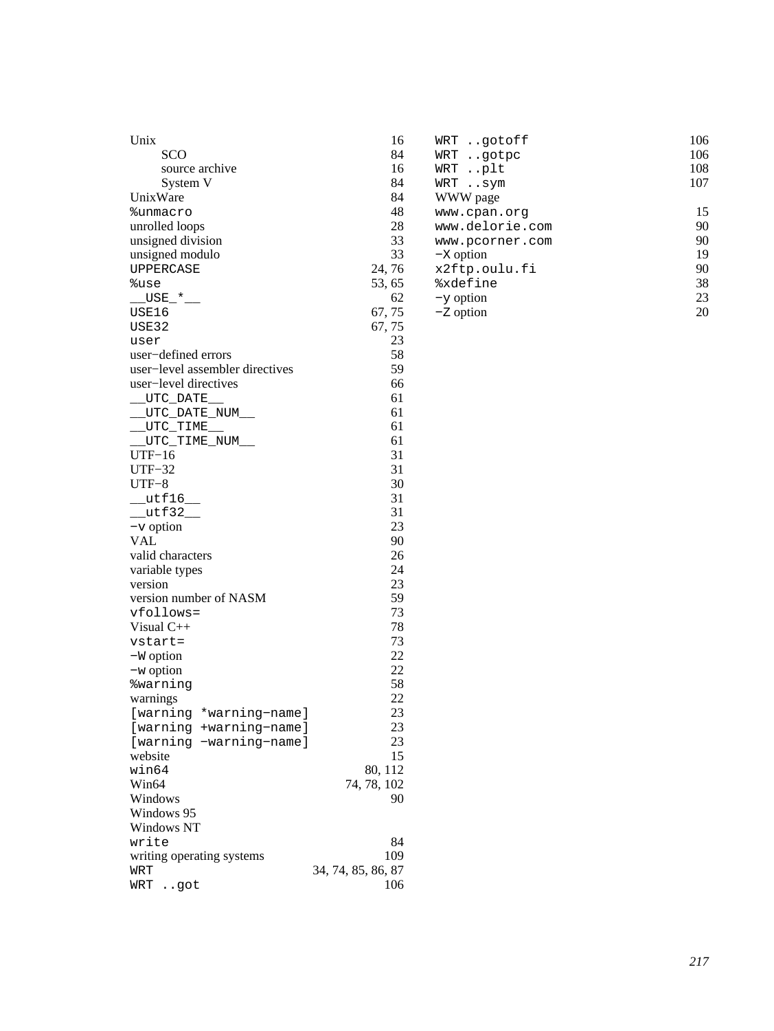Unix 16
 SCO 84
 source archive 16
 System V 84
UnixWare 84
%unmacro 48
unrolled loops 28
unsigned division 33
unsigned modulo 33
UPPERCASE 24, 76
%use 53, 65
__USE_*__ 62
USE16 67, 75
USE32 67, 75
user 23
user−defined errors 58
user−level assembler directives 59
user−level directives 66
__UTC_DATE__ 61
__UTC_DATE_NUM__ 61
__UTC_TIME__ 61
__UTC_TIME_NUM__ 61
UTF−16 31
UTF−32 31
UTF−8 30
__utf16__ 31
__utf32__ 31
−v option 23
VAL 90
valid characters 26
variable types 24
version 23
version number of NASM 59
vfollows= 73
Visual C++ 78
vstart= 73
−W option 22
−w option 22
%warning 58
warnings 22
[warning *warning−name] 23
[warning +warning−name] 23
[warning −warning−name] 23
website 15
win64 80, 112
Win64 74, 78, 102
Windows 90
Windows 95
Windows NT
write 84
writing operating systems 109
WRT 34, 74, 85, 86, 87
WRT ..got 106
WRT ..gotoff 106
WRT ..gotpc 106
WRT ..plt 108
WRT ..sym 107
WWW page
www.cpan.org 15
www.delorie.com 90
www.pcorner.com 90
−X option 19
x2ftp.oulu.fi 90
%xdefine 38
−y option 23
−Z option 20